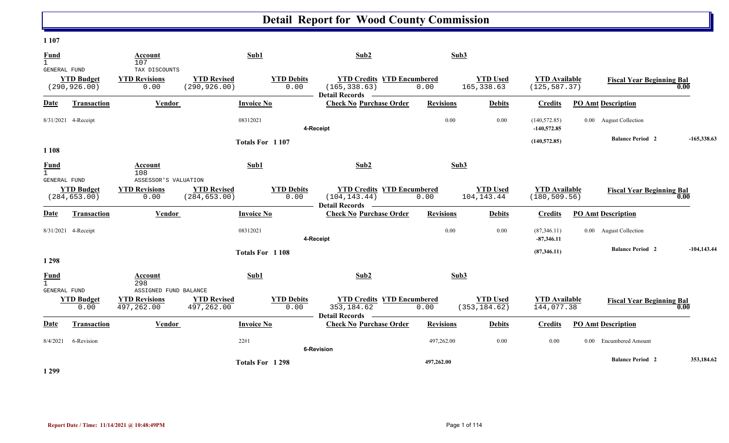# Detail Report for Wood County Commission

## 1 107

| Fund | Account | Sub1 | Sub2 | Sub3 |
|---|---|---|---|---|
| 1 | 107 | | | |
| GENERAL FUND | TAX DISCOUNTS | | | |

| YTD Budget | YTD Revisions | YTD Revised | YTD Debits | YTD Credits | YTD Encumbered | YTD Used | YTD Available | Fiscal Year Beginning Bal |
|---|---|---|---|---|---|---|---|---|
| (290,926.00) | 0.00 | (290,926.00) | 0.00 | (165,338.63) | 0.00 | 165,338.63 | (125,587.37) | 0.00 |

**Detail Records**

| Date | Transaction | Vendor | Invoice No | Check No | Purchase Order | Revisions | Debits | Credits | PO Amt | Description |
|---|---|---|---|---|---|---|---|---|---|---|
| 8/31/2021 | 4-Receipt | | 08312021 | | | 0.00 | 0.00 | (140,572.85) | 0.00 | August Collection |
| | | | | 4-Receipt | | | | -140,572.85 | | |
| | | | Totals For 1 107 | | | | | (140,572.85) | | Balance Period 2 -165,338.63 |

## 1 108

| Fund | Account | Sub1 | Sub2 | Sub3 |
|---|---|---|---|---|
| 1 | 108 | | | |
| GENERAL FUND | ASSESSOR'S VALUATION | | | |

| YTD Budget | YTD Revisions | YTD Revised | YTD Debits | YTD Credits | YTD Encumbered | YTD Used | YTD Available | Fiscal Year Beginning Bal |
|---|---|---|---|---|---|---|---|---|
| (284,653.00) | 0.00 | (284,653.00) | 0.00 | (104,143.44) | 0.00 | 104,143.44 | (180,509.56) | 0.00 |

**Detail Records**

| Date | Transaction | Vendor | Invoice No | Check No | Purchase Order | Revisions | Debits | Credits | PO Amt | Description |
|---|---|---|---|---|---|---|---|---|---|---|
| 8/31/2021 | 4-Receipt | | 08312021 | | | 0.00 | 0.00 | (87,346.11) | 0.00 | August Collection |
| | | | | 4-Receipt | | | | -87,346.11 | | |
| | | | Totals For 1 108 | | | | | (87,346.11) | | Balance Period 2 -104,143.44 |

## 1 298

| Fund | Account | Sub1 | Sub2 | Sub3 |
|---|---|---|---|---|
| 1 | 298 | | | |
| GENERAL FUND | ASSIGNED FUND BALANCE | | | |

| YTD Budget | YTD Revisions | YTD Revised | YTD Debits | YTD Credits | YTD Encumbered | YTD Used | YTD Available | Fiscal Year Beginning Bal |
|---|---|---|---|---|---|---|---|---|
| 0.00 | 497,262.00 | 497,262.00 | 0.00 | 353,184.62 | 0.00 | (353,184.62) | 144,077.38 | 0.00 |

**Detail Records**

| Date | Transaction | Vendor | Invoice No | Check No | Purchase Order | Revisions | Debits | Credits | PO Amt | Description |
|---|---|---|---|---|---|---|---|---|---|---|
| 8/4/2021 | 6-Revision | | 22#1 | | | 497,262.00 | 0.00 | 0.00 | 0.00 | Encumbered Amount |
| | | | | 6-Revision | | | | | | |
| | | | Totals For 1 298 | | | 497,262.00 | | | | Balance Period 2 353,184.62 |

## 1 299

Report Date / Time: 11/14/2021 @ 10:48:49PM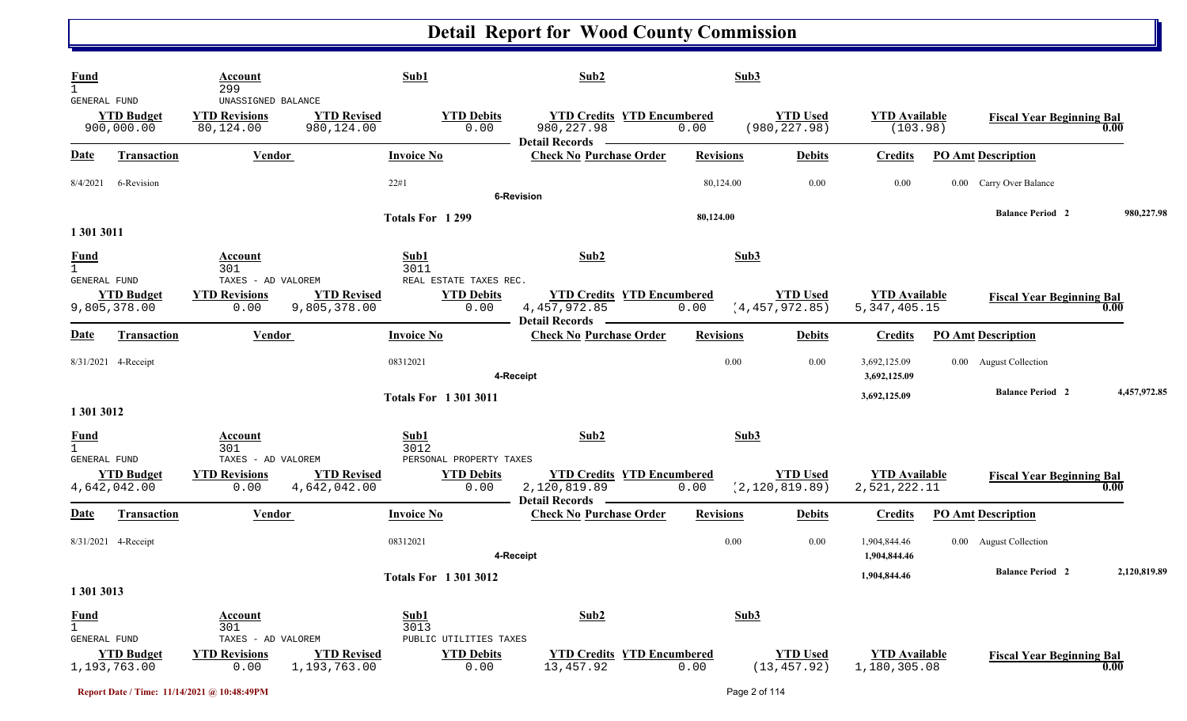# Detail Report for Wood County Commission

| Fund | Account | | Sub1 | Sub2 | | Sub3 | | |
|---|---|---|---|---|---|---|---|---|
| 1 | 299 | | | | | | | |
| GENERAL FUND | UNASSIGNED BALANCE | | | | | | | |
| **YTD Budget** | **YTD Revisions** | **YTD Revised** | **YTD Debits** | **YTD Credits** | **YTD Encumbered** | **YTD Used** | **YTD Available** | **Fiscal Year Beginning Bal** |
| 900,000.00 | 80,124.00 | 980,124.00 | 0.00 | 980,227.98 | 0.00 | (980,227.98) | (103.98) | 0.00 |

**Detail Records**

| Date | Transaction | Vendor | Invoice No | Check No | Purchase Order | Revisions | Debits | Credits | PO Amt | Description |
|---|---|---|---|---|---|---|---|---|---|---|
| 8/4/2021 | 6-Revision | | 22#1 | | | 80,124.00 | 0.00 | 0.00 | 0.00 | Carry Over Balance |
| | | | | 6-Revision | | | | | | |
| | | | Totals For 1 299 | | | 80,124.00 | | | | Balance Period 2 980,227.98 |

## 1 301 3011

| Fund | Account | | Sub1 | Sub2 | | Sub3 | | |
|---|---|---|---|---|---|---|---|---|
| 1 | 301 | | 3011 | | | | | |
| GENERAL FUND | TAXES - AD VALOREM | | REAL ESTATE TAXES REC. | | | | | |
| **YTD Budget** | **YTD Revisions** | **YTD Revised** | **YTD Debits** | **YTD Credits** | **YTD Encumbered** | **YTD Used** | **YTD Available** | **Fiscal Year Beginning Bal** |
| 9,805,378.00 | 0.00 | 9,805,378.00 | 0.00 | 4,457,972.85 | 0.00 | (4,457,972.85) | 5,347,405.15 | 0.00 |

**Detail Records**

| Date | Transaction | Vendor | Invoice No | Check No | Purchase Order | Revisions | Debits | Credits | PO Amt | Description |
|---|---|---|---|---|---|---|---|---|---|---|
| 8/31/2021 | 4-Receipt | | 08312021 | | | 0.00 | 0.00 | 3,692,125.09 | 0.00 | August Collection |
| | | | | 4-Receipt | | | | 3,692,125.09 | | |
| | | | Totals For 1 301 3011 | | | | | 3,692,125.09 | | Balance Period 2 4,457,972.85 |

## 1 301 3012

| Fund | Account | | Sub1 | Sub2 | | Sub3 | | |
|---|---|---|---|---|---|---|---|---|
| 1 | 301 | | 3012 | | | | | |
| GENERAL FUND | TAXES - AD VALOREM | | PERSONAL PROPERTY TAXES | | | | | |
| **YTD Budget** | **YTD Revisions** | **YTD Revised** | **YTD Debits** | **YTD Credits** | **YTD Encumbered** | **YTD Used** | **YTD Available** | **Fiscal Year Beginning Bal** |
| 4,642,042.00 | 0.00 | 4,642,042.00 | 0.00 | 2,120,819.89 | 0.00 | (2,120,819.89) | 2,521,222.11 | 0.00 |

**Detail Records**

| Date | Transaction | Vendor | Invoice No | Check No | Purchase Order | Revisions | Debits | Credits | PO Amt | Description |
|---|---|---|---|---|---|---|---|---|---|---|
| 8/31/2021 | 4-Receipt | | 08312021 | | | 0.00 | 0.00 | 1,904,844.46 | 0.00 | August Collection |
| | | | | 4-Receipt | | | | 1,904,844.46 | | |
| | | | Totals For 1 301 3012 | | | | | 1,904,844.46 | | Balance Period 2 2,120,819.89 |

## 1 301 3013

| Fund | Account | | Sub1 | Sub2 | | Sub3 | | |
|---|---|---|---|---|---|---|---|---|
| 1 | 301 | | 3013 | | | | | |
| GENERAL FUND | TAXES - AD VALOREM | | PUBLIC UTILITIES TAXES | | | | | |
| **YTD Budget** | **YTD Revisions** | **YTD Revised** | **YTD Debits** | **YTD Credits** | **YTD Encumbered** | **YTD Used** | **YTD Available** | **Fiscal Year Beginning Bal** |
| 1,193,763.00 | 0.00 | 1,193,763.00 | 0.00 | 13,457.92 | 0.00 | (13,457.92) | 1,180,305.08 | 0.00 |

Report Date / Time: 11/14/2021 @ 10:48:49PM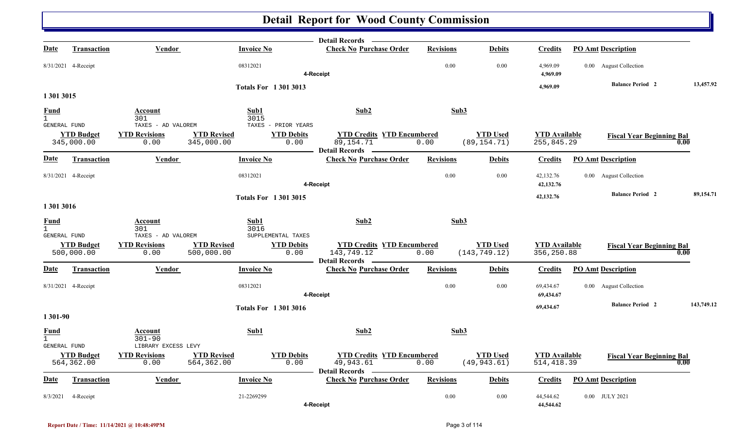# Detail Report for Wood County Commission

| Date | Transaction | Vendor | Invoice No | Check No | Purchase Order | Revisions | Debits | Credits | PO Amt | Description | |
|---|---|---|---|---|---|---|---|---|---|---|---|
| 8/31/2021 | 4-Receipt | | 08312021 | | | 0.00 | 0.00 | 4,969.09 | 0.00 | August Collection | |
| | | | | 4-Receipt | | | | 4,969.09 | | | |
| | | | Totals For 1 301 3013 | | | | | 4,969.09 | | Balance Period 2 | 13,457.92 |

## 1 301 3015

| Fund | Account | Sub1 | Sub2 | Sub3 |
|---|---|---|---|---|
| 1 | 301 | 3015 | | |
| GENERAL FUND | TAXES - AD VALOREM | TAXES - PRIOR YEARS | | |

| YTD Budget | YTD Revisions | YTD Revised | YTD Debits | YTD Credits | YTD Encumbered | YTD Used | YTD Available | Fiscal Year Beginning Bal |
|---|---|---|---|---|---|---|---|---|
| 345,000.00 | 0.00 | 345,000.00 | 0.00 | 89,154.71 | 0.00 | (89,154.71) | 255,845.29 | 0.00 |

| Date | Transaction | Vendor | Invoice No | Check No | Purchase Order | Revisions | Debits | Credits | PO Amt | Description | |
|---|---|---|---|---|---|---|---|---|---|---|---|
| 8/31/2021 | 4-Receipt | | 08312021 | | | 0.00 | 0.00 | 42,132.76 | 0.00 | August Collection | |
| | | | | 4-Receipt | | | | 42,132.76 | | | |
| | | | Totals For 1 301 3015 | | | | | 42,132.76 | | Balance Period 2 | 89,154.71 |

## 1 301 3016

| Fund | Account | Sub1 | Sub2 | Sub3 |
|---|---|---|---|---|
| 1 | 301 | 3016 | | |
| GENERAL FUND | TAXES - AD VALOREM | SUPPLEMENTAL TAXES | | |

| YTD Budget | YTD Revisions | YTD Revised | YTD Debits | YTD Credits | YTD Encumbered | YTD Used | YTD Available | Fiscal Year Beginning Bal |
|---|---|---|---|---|---|---|---|---|
| 500,000.00 | 0.00 | 500,000.00 | 0.00 | 143,749.12 | 0.00 | (143,749.12) | 356,250.88 | 0.00 |

| Date | Transaction | Vendor | Invoice No | Check No | Purchase Order | Revisions | Debits | Credits | PO Amt | Description | |
|---|---|---|---|---|---|---|---|---|---|---|---|
| 8/31/2021 | 4-Receipt | | 08312021 | | | 0.00 | 0.00 | 69,434.67 | 0.00 | August Collection | |
| | | | | 4-Receipt | | | | 69,434.67 | | | |
| | | | Totals For 1 301 3016 | | | | | 69,434.67 | | Balance Period 2 | 143,749.12 |

## 1 301-90

| Fund | Account | Sub1 | Sub2 | Sub3 |
|---|---|---|---|---|
| 1 | 301-90 | | | |
| GENERAL FUND | LIBRARY EXCESS LEVY | | | |

| YTD Budget | YTD Revisions | YTD Revised | YTD Debits | YTD Credits | YTD Encumbered | YTD Used | YTD Available | Fiscal Year Beginning Bal |
|---|---|---|---|---|---|---|---|---|
| 564,362.00 | 0.00 | 564,362.00 | 0.00 | 49,943.61 | 0.00 | (49,943.61) | 514,418.39 | 0.00 |

| Date | Transaction | Vendor | Invoice No | Check No | Purchase Order | Revisions | Debits | Credits | PO Amt | Description |
|---|---|---|---|---|---|---|---|---|---|---|
| 8/3/2021 | 4-Receipt | | 21-2269299 | | | 0.00 | 0.00 | 44,544.62 | 0.00 | JULY 2021 |
| | | | | 4-Receipt | | | | 44,544.62 | | |

Report Date / Time: 11/14/2021 @ 10:48:49PM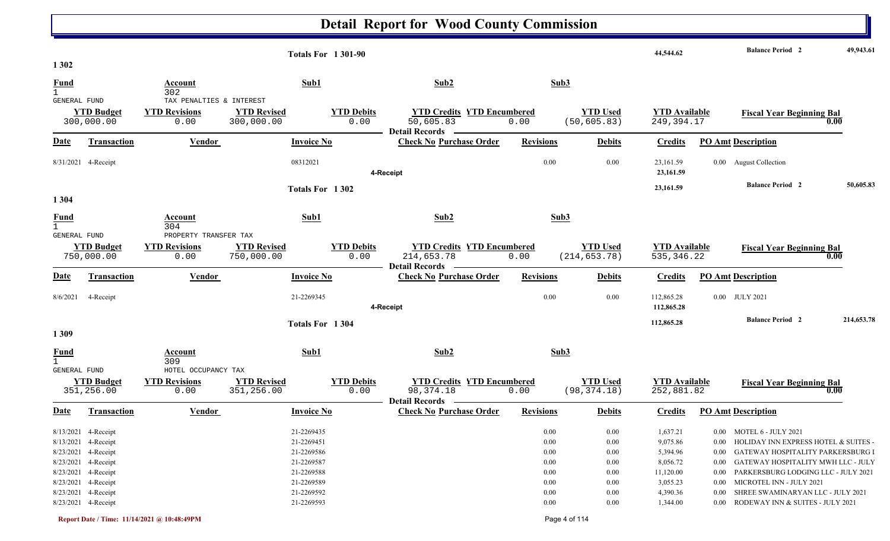# Detail Report for Wood County Commission

| Totals For 1 301-90 | | | | 44,544.62 | Balance Period 2 | 49,943.61 |
|---|---|---|---|---|---|---|

## 1 302

| Fund | Account | Sub1 | Sub2 | Sub3 |
|---|---|---|---|---|
| 1 | 302 | | | |
| GENERAL FUND | TAX PENALTIES & INTEREST | | | |

| YTD Budget | YTD Revisions | YTD Revised | YTD Debits | YTD Credits | YTD Encumbered | YTD Used | YTD Available | Fiscal Year Beginning Bal |
|---|---|---|---|---|---|---|---|---|
| 300,000.00 | 0.00 | 300,000.00 | 0.00 | 50,605.83 | 0.00 | (50,605.83) | 249,394.17 | 0.00 |

**Detail Records**

| Date | Transaction | Vendor | Invoice No | Check No | Purchase Order | Revisions | Debits | Credits | PO Amt | Description |
|---|---|---|---|---|---|---|---|---|---|---|
| 8/31/2021 | 4-Receipt | | 08312021 | | | 0.00 | 0.00 | 23,161.59 | 0.00 | August Collection |
| | | | | 4-Receipt | | | | 23,161.59 | | |

| Totals For 1 302 | 23,161.59 | Balance Period 2 | 50,605.83 |
|---|---|---|---|

## 1 304

| Fund | Account | Sub1 | Sub2 | Sub3 |
|---|---|---|---|---|
| 1 | 304 | | | |
| GENERAL FUND | PROPERTY TRANSFER TAX | | | |

| YTD Budget | YTD Revisions | YTD Revised | YTD Debits | YTD Credits | YTD Encumbered | YTD Used | YTD Available | Fiscal Year Beginning Bal |
|---|---|---|---|---|---|---|---|---|
| 750,000.00 | 0.00 | 750,000.00 | 0.00 | 214,653.78 | 0.00 | (214,653.78) | 535,346.22 | 0.00 |

**Detail Records**

| Date | Transaction | Vendor | Invoice No | Check No | Purchase Order | Revisions | Debits | Credits | PO Amt | Description |
|---|---|---|---|---|---|---|---|---|---|---|
| 8/6/2021 | 4-Receipt | | 21-2269345 | | | 0.00 | 0.00 | 112,865.28 | 0.00 | JULY 2021 |
| | | | | 4-Receipt | | | | 112,865.28 | | |

| Totals For 1 304 | 112,865.28 | Balance Period 2 | 214,653.78 |
|---|---|---|---|

## 1 309

| Fund | Account | Sub1 | Sub2 | Sub3 |
|---|---|---|---|---|
| 1 | 309 | | | |
| GENERAL FUND | HOTEL OCCUPANCY TAX | | | |

| YTD Budget | YTD Revisions | YTD Revised | YTD Debits | YTD Credits | YTD Encumbered | YTD Used | YTD Available | Fiscal Year Beginning Bal |
|---|---|---|---|---|---|---|---|---|
| 351,256.00 | 0.00 | 351,256.00 | 0.00 | 98,374.18 | 0.00 | (98,374.18) | 252,881.82 | 0.00 |

**Detail Records**

| Date | Transaction | Vendor | Invoice No | Check No | Purchase Order | Revisions | Debits | Credits | PO Amt | Description |
|---|---|---|---|---|---|---|---|---|---|---|
| 8/13/2021 | 4-Receipt | | 21-2269435 | | | 0.00 | 0.00 | 1,637.21 | 0.00 | MOTEL 6 - JULY 2021 |
| 8/13/2021 | 4-Receipt | | 21-2269451 | | | 0.00 | 0.00 | 9,075.86 | 0.00 | HOLIDAY INN EXPRESS HOTEL & SUITES - |
| 8/23/2021 | 4-Receipt | | 21-2269586 | | | 0.00 | 0.00 | 5,394.96 | 0.00 | GATEWAY HOSPITALITY PARKERSBURG I |
| 8/23/2021 | 4-Receipt | | 21-2269587 | | | 0.00 | 0.00 | 8,056.72 | 0.00 | GATEWAY HOSPITALITY MWH LLC - JULY |
| 8/23/2021 | 4-Receipt | | 21-2269588 | | | 0.00 | 0.00 | 11,120.00 | 0.00 | PARKERSBURG LODGING LLC - JULY 2021 |
| 8/23/2021 | 4-Receipt | | 21-2269589 | | | 0.00 | 0.00 | 3,055.23 | 0.00 | MICROTEL INN - JULY 2021 |
| 8/23/2021 | 4-Receipt | | 21-2269592 | | | 0.00 | 0.00 | 4,390.36 | 0.00 | SHREE SWAMINARYAN LLC - JULY 2021 |
| 8/23/2021 | 4-Receipt | | 21-2269593 | | | 0.00 | 0.00 | 1,344.00 | 0.00 | RODEWAY INN & SUITES - JULY 2021 |

Report Date / Time: 11/14/2021 @ 10:48:49PM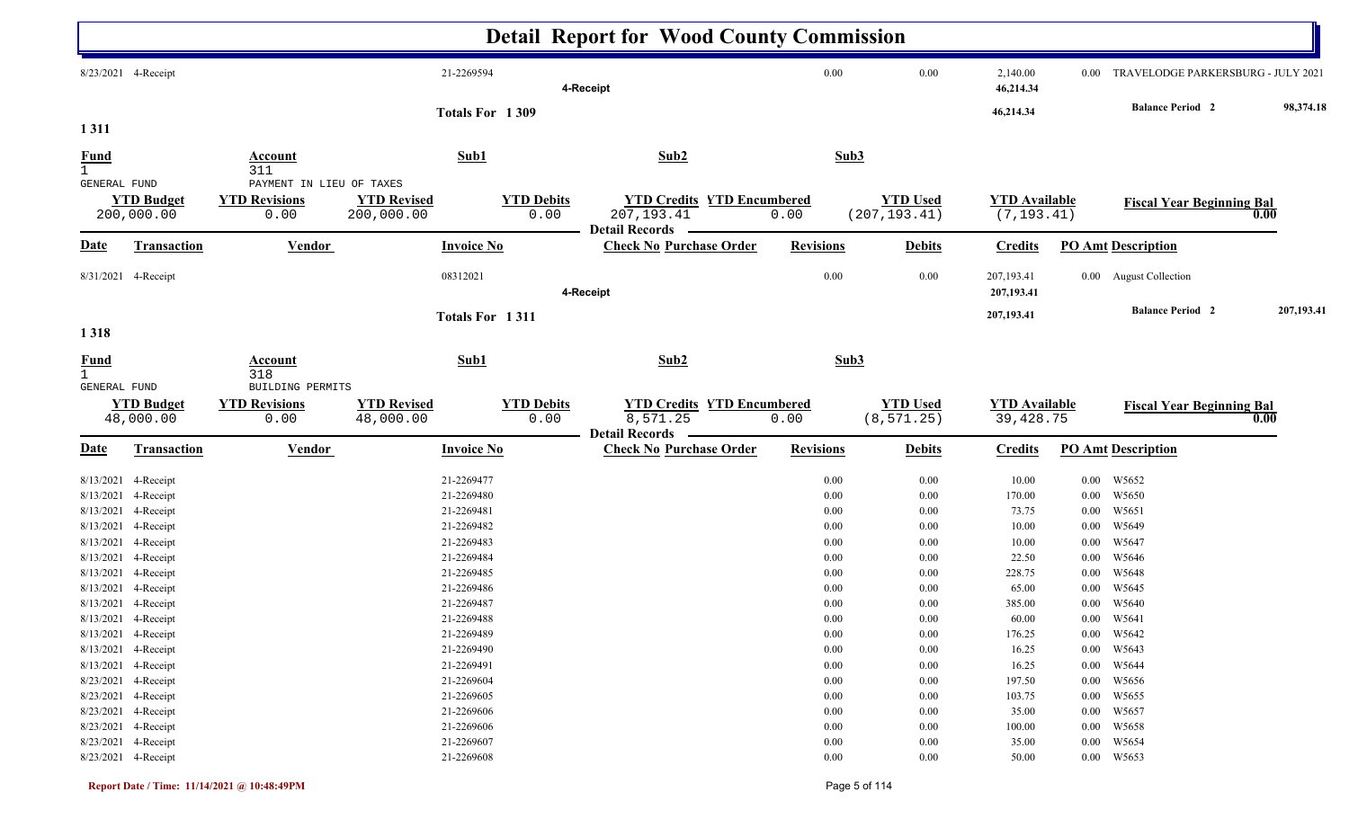# Detail Report for Wood County Commission

| Date | Transaction | Vendor | Invoice No | Check No Purchase Order | Revisions | Debits | Credits | PO Amt | Description |
|---|---|---|---|---|---|---|---|---|---|
| 8/23/2021 | 4-Receipt | | 21-2269594 | | 0.00 | 0.00 | 2,140.00 | 0.00 | TRAVELODGE PARKERSBURG - JULY 2021 |
| | | | | 4-Receipt | | | 46,214.34 | | |

Totals For 1 309 — 46,214.34 — Balance Period 2: 98,374.18

## 1 311

| Fund | Account | Sub1 | Sub2 | Sub3 |
|---|---|---|---|---|
| 1 GENERAL FUND | 311 PAYMENT IN LIEU OF TAXES | | | |

| YTD Budget | YTD Revisions | YTD Revised | YTD Debits | YTD Credits | YTD Encumbered | YTD Used | YTD Available | Fiscal Year Beginning Bal |
|---|---|---|---|---|---|---|---|---|
| 200,000.00 | 0.00 | 200,000.00 | 0.00 | 207,193.41 | 0.00 | (207,193.41) | (7,193.41) | 0.00 |

Detail Records

| Date | Transaction | Vendor | Invoice No | Check No Purchase Order | Revisions | Debits | Credits | PO Amt | Description |
|---|---|---|---|---|---|---|---|---|---|
| 8/31/2021 | 4-Receipt | | 08312021 | | 0.00 | 0.00 | 207,193.41 | 0.00 | August Collection |
| | | | | 4-Receipt | | | 207,193.41 | | |

Totals For 1 311 — 207,193.41 — Balance Period 2: 207,193.41

## 1 318

| Fund | Account | Sub1 | Sub2 | Sub3 |
|---|---|---|---|---|
| 1 GENERAL FUND | 318 BUILDING PERMITS | | | |

| YTD Budget | YTD Revisions | YTD Revised | YTD Debits | YTD Credits | YTD Encumbered | YTD Used | YTD Available | Fiscal Year Beginning Bal |
|---|---|---|---|---|---|---|---|---|
| 48,000.00 | 0.00 | 48,000.00 | 0.00 | 8,571.25 | 0.00 | (8,571.25) | 39,428.75 | 0.00 |

Detail Records

| Date | Transaction | Vendor | Invoice No | Check No Purchase Order | Revisions | Debits | Credits | PO Amt | Description |
|---|---|---|---|---|---|---|---|---|---|
| 8/13/2021 | 4-Receipt | | 21-2269477 | | 0.00 | 0.00 | 10.00 | 0.00 | W5652 |
| 8/13/2021 | 4-Receipt | | 21-2269480 | | 0.00 | 0.00 | 170.00 | 0.00 | W5650 |
| 8/13/2021 | 4-Receipt | | 21-2269481 | | 0.00 | 0.00 | 73.75 | 0.00 | W5651 |
| 8/13/2021 | 4-Receipt | | 21-2269482 | | 0.00 | 0.00 | 10.00 | 0.00 | W5649 |
| 8/13/2021 | 4-Receipt | | 21-2269483 | | 0.00 | 0.00 | 10.00 | 0.00 | W5647 |
| 8/13/2021 | 4-Receipt | | 21-2269484 | | 0.00 | 0.00 | 22.50 | 0.00 | W5646 |
| 8/13/2021 | 4-Receipt | | 21-2269485 | | 0.00 | 0.00 | 228.75 | 0.00 | W5648 |
| 8/13/2021 | 4-Receipt | | 21-2269486 | | 0.00 | 0.00 | 65.00 | 0.00 | W5645 |
| 8/13/2021 | 4-Receipt | | 21-2269487 | | 0.00 | 0.00 | 385.00 | 0.00 | W5640 |
| 8/13/2021 | 4-Receipt | | 21-2269488 | | 0.00 | 0.00 | 60.00 | 0.00 | W5641 |
| 8/13/2021 | 4-Receipt | | 21-2269489 | | 0.00 | 0.00 | 176.25 | 0.00 | W5642 |
| 8/13/2021 | 4-Receipt | | 21-2269490 | | 0.00 | 0.00 | 16.25 | 0.00 | W5643 |
| 8/13/2021 | 4-Receipt | | 21-2269491 | | 0.00 | 0.00 | 16.25 | 0.00 | W5644 |
| 8/23/2021 | 4-Receipt | | 21-2269604 | | 0.00 | 0.00 | 197.50 | 0.00 | W5656 |
| 8/23/2021 | 4-Receipt | | 21-2269605 | | 0.00 | 0.00 | 103.75 | 0.00 | W5655 |
| 8/23/2021 | 4-Receipt | | 21-2269606 | | 0.00 | 0.00 | 35.00 | 0.00 | W5657 |
| 8/23/2021 | 4-Receipt | | 21-2269606 | | 0.00 | 0.00 | 100.00 | 0.00 | W5658 |
| 8/23/2021 | 4-Receipt | | 21-2269607 | | 0.00 | 0.00 | 35.00 | 0.00 | W5654 |
| 8/23/2021 | 4-Receipt | | 21-2269608 | | 0.00 | 0.00 | 50.00 | 0.00 | W5653 |

Report Date / Time: 11/14/2021 @ 10:48:49PM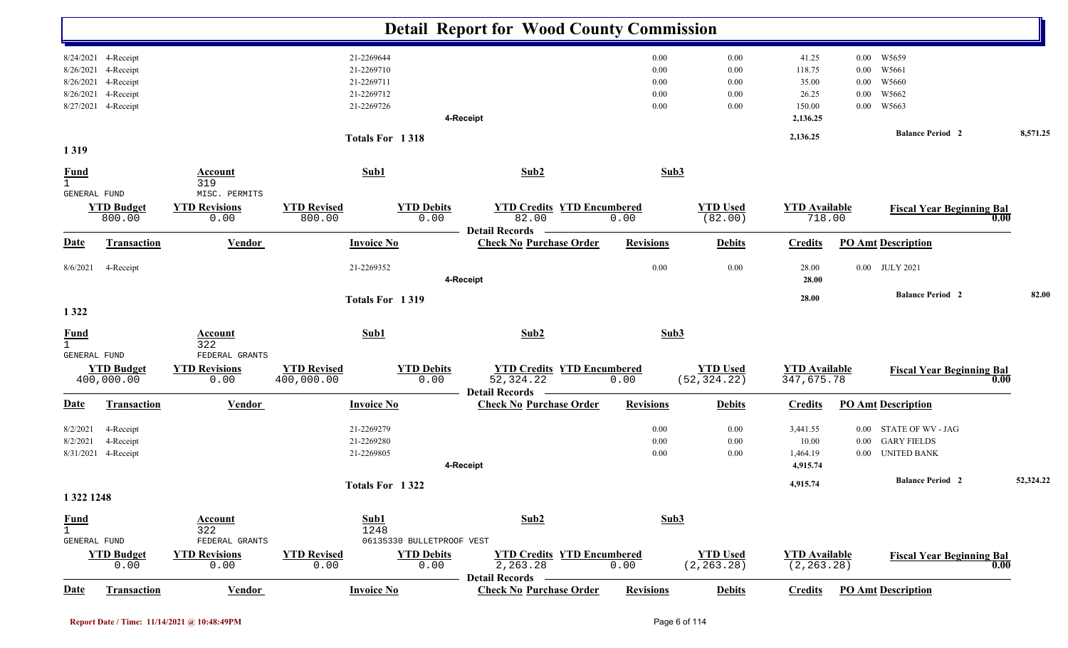# Detail Report for Wood County Commission

| Date | Transaction | Vendor | Invoice No | Check No | Purchase Order | Revisions | Debits | Credits | PO Amt | Description |
|---|---|---|---|---|---|---|---|---|---|---|
| 8/24/2021 | 4-Receipt | | 21-2269644 | | | 0.00 | 0.00 | 41.25 | 0.00 | W5659 |
| 8/26/2021 | 4-Receipt | | 21-2269710 | | | 0.00 | 0.00 | 118.75 | 0.00 | W5661 |
| 8/26/2021 | 4-Receipt | | 21-2269711 | | | 0.00 | 0.00 | 35.00 | 0.00 | W5660 |
| 8/26/2021 | 4-Receipt | | 21-2269712 | | | 0.00 | 0.00 | 26.25 | 0.00 | W5662 |
| 8/27/2021 | 4-Receipt | | 21-2269726 | | | 0.00 | 0.00 | 150.00 | 0.00 | W5663 |
| | | | 4-Receipt | | | | | 2,136.25 | | |

Totals For 1 318 — 2,136.25 — Balance Period 2: 8,571.25

## 1 319

| Fund | Account | Sub1 | Sub2 | Sub3 |
|---|---|---|---|---|
| 1 GENERAL FUND | 319 MISC. PERMITS | | | |

| YTD Budget | YTD Revisions | YTD Revised | YTD Debits | YTD Credits | YTD Encumbered | YTD Used | YTD Available | Fiscal Year Beginning Bal |
|---|---|---|---|---|---|---|---|---|
| 800.00 | 0.00 | 800.00 | 0.00 | 82.00 | 0.00 | (82.00) | 718.00 | 0.00 |

Detail Records

| Date | Transaction | Vendor | Invoice No | Check No | Purchase Order | Revisions | Debits | Credits | PO Amt | Description |
|---|---|---|---|---|---|---|---|---|---|---|
| 8/6/2021 | 4-Receipt | | 21-2269352 | | | 0.00 | 0.00 | 28.00 | 0.00 | JULY 2021 |
| | | | 4-Receipt | | | | | 28.00 | | |

Totals For 1 319 — 28.00 — Balance Period 2: 82.00

## 1 322

| Fund | Account | Sub1 | Sub2 | Sub3 |
|---|---|---|---|---|
| 1 GENERAL FUND | 322 FEDERAL GRANTS | | | |

| YTD Budget | YTD Revisions | YTD Revised | YTD Debits | YTD Credits | YTD Encumbered | YTD Used | YTD Available | Fiscal Year Beginning Bal |
|---|---|---|---|---|---|---|---|---|
| 400,000.00 | 0.00 | 400,000.00 | 0.00 | 52,324.22 | 0.00 | (52,324.22) | 347,675.78 | 0.00 |

Detail Records

| Date | Transaction | Vendor | Invoice No | Check No | Purchase Order | Revisions | Debits | Credits | PO Amt | Description |
|---|---|---|---|---|---|---|---|---|---|---|
| 8/2/2021 | 4-Receipt | | 21-2269279 | | | 0.00 | 0.00 | 3,441.55 | 0.00 | STATE OF WV - JAG |
| 8/2/2021 | 4-Receipt | | 21-2269280 | | | 0.00 | 0.00 | 10.00 | 0.00 | GARY FIELDS |
| 8/31/2021 | 4-Receipt | | 21-2269805 | | | 0.00 | 0.00 | 1,464.19 | 0.00 | UNITED BANK |
| | | | 4-Receipt | | | | | 4,915.74 | | |

Totals For 1 322 — 4,915.74 — Balance Period 2: 52,324.22

## 1 322 1248

| Fund | Account | Sub1 | Sub2 | Sub3 |
|---|---|---|---|---|
| 1 GENERAL FUND | 322 FEDERAL GRANTS | 1248 06135330 BULLETPROOF VEST | | |

| YTD Budget | YTD Revisions | YTD Revised | YTD Debits | YTD Credits | YTD Encumbered | YTD Used | YTD Available | Fiscal Year Beginning Bal |
|---|---|---|---|---|---|---|---|---|
| 0.00 | 0.00 | 0.00 | 0.00 | 2,263.28 | 0.00 | (2,263.28) | (2,263.28) | 0.00 |

Detail Records

| Date | Transaction | Vendor | Invoice No | Check No | Purchase Order | Revisions | Debits | Credits | PO Amt | Description |
|---|---|---|---|---|---|---|---|---|---|---|

Report Date / Time: 11/14/2021 @ 10:48:49PM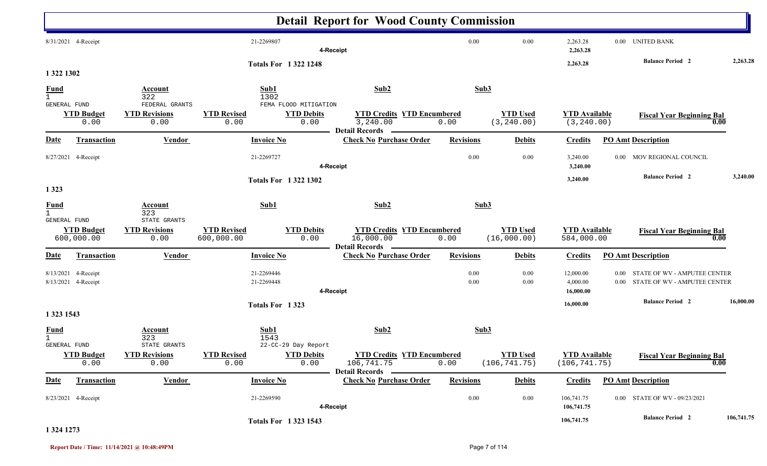# Detail Report for Wood County Commission

| Date | Transaction | Vendor | Invoice No | Check No Purchase Order | Revisions | Debits | Credits | PO Amt | Description |
|---|---|---|---|---|---|---|---|---|---|
| 8/31/2021 | 4-Receipt | | 21-2269807 | | 0.00 | 0.00 | 2,263.28 | 0.00 | UNITED BANK |
| | | | | 4-Receipt | | | 2,263.28 | | |

**Totals For 1 322 1248** — 2,263.28 — Balance Period 2: 2,263.28

## 1 322 1302

| Fund | Account | Sub1 | Sub2 | Sub3 |
|---|---|---|---|---|
| 1 GENERAL FUND | 322 FEDERAL GRANTS | 1302 FEMA FLOOD MITIGATION | | |

| YTD Budget | YTD Revisions | YTD Revised | YTD Debits | YTD Credits | YTD Encumbered | YTD Used | YTD Available | Fiscal Year Beginning Bal |
|---|---|---|---|---|---|---|---|---|
| 0.00 | 0.00 | 0.00 | 0.00 | 3,240.00 | 0.00 | (3,240.00) | (3,240.00) | 0.00 |

**Detail Records**

| Date | Transaction | Vendor | Invoice No | Check No Purchase Order | Revisions | Debits | Credits | PO Amt | Description |
|---|---|---|---|---|---|---|---|---|---|
| 8/27/2021 | 4-Receipt | | 21-2269727 | | 0.00 | 0.00 | 3,240.00 | 0.00 | MOV REGIONAL COUNCIL |
| | | | | 4-Receipt | | | 3,240.00 | | |

**Totals For 1 322 1302** — 3,240.00 — Balance Period 2: 3,240.00

## 1 323

| Fund | Account | Sub1 | Sub2 | Sub3 |
|---|---|---|---|---|
| 1 GENERAL FUND | 323 STATE GRANTS | | | |

| YTD Budget | YTD Revisions | YTD Revised | YTD Debits | YTD Credits | YTD Encumbered | YTD Used | YTD Available | Fiscal Year Beginning Bal |
|---|---|---|---|---|---|---|---|---|
| 600,000.00 | 0.00 | 600,000.00 | 0.00 | 16,000.00 | 0.00 | (16,000.00) | 584,000.00 | 0.00 |

**Detail Records**

| Date | Transaction | Vendor | Invoice No | Check No Purchase Order | Revisions | Debits | Credits | PO Amt | Description |
|---|---|---|---|---|---|---|---|---|---|
| 8/13/2021 | 4-Receipt | | 21-2269446 | | 0.00 | 0.00 | 12,000.00 | 0.00 | STATE OF WV - AMPUTEE CENTER |
| 8/13/2021 | 4-Receipt | | 21-2269448 | | 0.00 | 0.00 | 4,000.00 | 0.00 | STATE OF WV - AMPUTEE CENTER |
| | | | | 4-Receipt | | | 16,000.00 | | |

**Totals For 1 323** — 16,000.00 — Balance Period 2: 16,000.00

## 1 323 1543

| Fund | Account | Sub1 | Sub2 | Sub3 |
|---|---|---|---|---|
| 1 GENERAL FUND | 323 STATE GRANTS | 1543 22-CC-29 Day Report | | |

| YTD Budget | YTD Revisions | YTD Revised | YTD Debits | YTD Credits | YTD Encumbered | YTD Used | YTD Available | Fiscal Year Beginning Bal |
|---|---|---|---|---|---|---|---|---|
| 0.00 | 0.00 | 0.00 | 0.00 | 106,741.75 | 0.00 | (106,741.75) | (106,741.75) | 0.00 |

**Detail Records**

| Date | Transaction | Vendor | Invoice No | Check No Purchase Order | Revisions | Debits | Credits | PO Amt | Description |
|---|---|---|---|---|---|---|---|---|---|
| 8/23/2021 | 4-Receipt | | 21-2269590 | | 0.00 | 0.00 | 106,741.75 | 0.00 | STATE OF WV - 09/23/2021 |
| | | | | 4-Receipt | | | 106,741.75 | | |

**Totals For 1 323 1543** — 106,741.75 — Balance Period 2: 106,741.75

## 1 324 1273

Report Date / Time: 11/14/2021 @ 10:48:49PM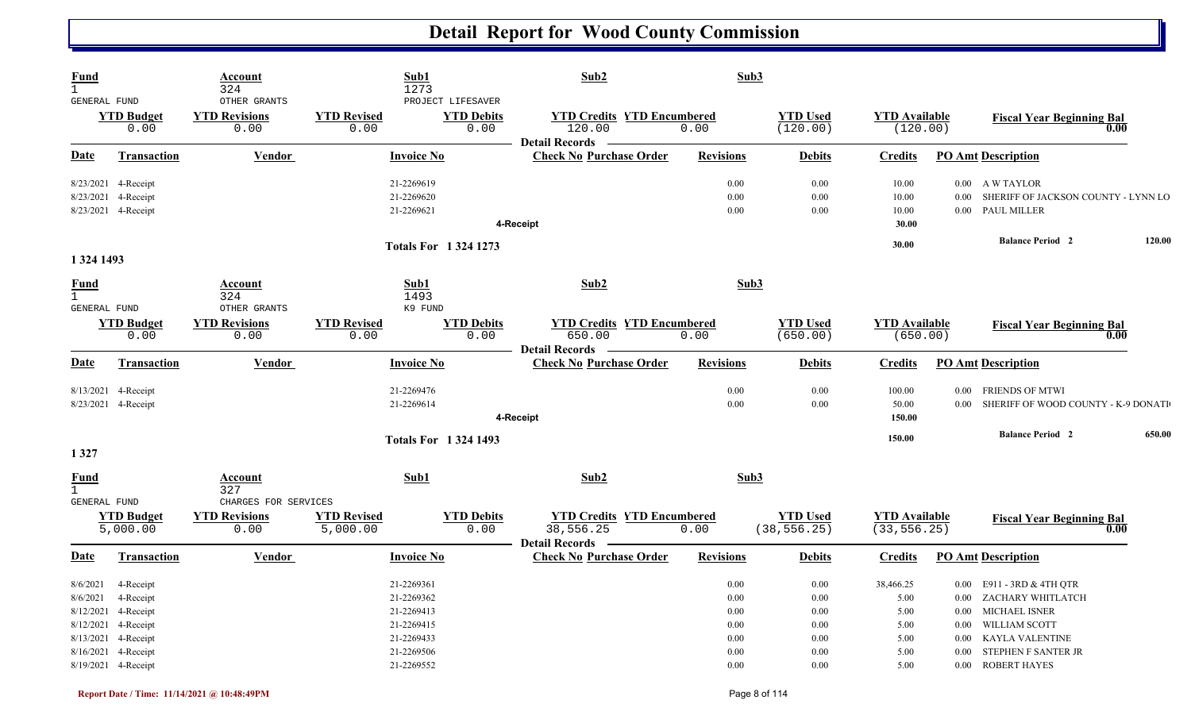# Detail Report for Wood County Commission

| Fund | Account | Sub1 | Sub2 | Sub3 |
|---|---|---|---|---|
| 1 | 324 | 1273 | | |
| GENERAL FUND | OTHER GRANTS | PROJECT LIFESAVER | | |

| YTD Budget | YTD Revisions | YTD Revised | YTD Debits | YTD Credits | YTD Encumbered | YTD Used | YTD Available | Fiscal Year Beginning Bal |
|---|---|---|---|---|---|---|---|---|
| 0.00 | 0.00 | 0.00 | 0.00 | 120.00 | 0.00 | (120.00) | (120.00) | 0.00 |

**Detail Records**

| Date | Transaction | Vendor | Invoice No | Check No | Purchase Order | Revisions | Debits | Credits | PO Amt | Description |
|---|---|---|---|---|---|---|---|---|---|---|
| 8/23/2021 | 4-Receipt | | 21-2269619 | | | 0.00 | 0.00 | 10.00 | 0.00 | A W TAYLOR |
| 8/23/2021 | 4-Receipt | | 21-2269620 | | | 0.00 | 0.00 | 10.00 | 0.00 | SHERIFF OF JACKSON COUNTY - LYNN LO |
| 8/23/2021 | 4-Receipt | | 21-2269621 | | | 0.00 | 0.00 | 10.00 | 0.00 | PAUL MILLER |
| | | | | 4-Receipt | | | | 30.00 | | |
| | | | Totals For 1 324 1273 | | | | | 30.00 | | Balance Period 2 120.00 |

## 1 324 1493

| Fund | Account | Sub1 | Sub2 | Sub3 |
|---|---|---|---|---|
| 1 | 324 | 1493 | | |
| GENERAL FUND | OTHER GRANTS | K9 FUND | | |

| YTD Budget | YTD Revisions | YTD Revised | YTD Debits | YTD Credits | YTD Encumbered | YTD Used | YTD Available | Fiscal Year Beginning Bal |
|---|---|---|---|---|---|---|---|---|
| 0.00 | 0.00 | 0.00 | 0.00 | 650.00 | 0.00 | (650.00) | (650.00) | 0.00 |

**Detail Records**

| Date | Transaction | Vendor | Invoice No | Check No | Purchase Order | Revisions | Debits | Credits | PO Amt | Description |
|---|---|---|---|---|---|---|---|---|---|---|
| 8/13/2021 | 4-Receipt | | 21-2269476 | | | 0.00 | 0.00 | 100.00 | 0.00 | FRIENDS OF MTWI |
| 8/23/2021 | 4-Receipt | | 21-2269614 | | | 0.00 | 0.00 | 50.00 | 0.00 | SHERIFF OF WOOD COUNTY - K-9 DONATI |
| | | | | 4-Receipt | | | | 150.00 | | |
| | | | Totals For 1 324 1493 | | | | | 150.00 | | Balance Period 2 650.00 |

## 1 327

| Fund | Account | Sub1 | Sub2 | Sub3 |
|---|---|---|---|---|
| 1 | 327 | | | |
| GENERAL FUND | CHARGES FOR SERVICES | | | |

| YTD Budget | YTD Revisions | YTD Revised | YTD Debits | YTD Credits | YTD Encumbered | YTD Used | YTD Available | Fiscal Year Beginning Bal |
|---|---|---|---|---|---|---|---|---|
| 5,000.00 | 0.00 | 5,000.00 | 0.00 | 38,556.25 | 0.00 | (38,556.25) | (33,556.25) | 0.00 |

**Detail Records**

| Date | Transaction | Vendor | Invoice No | Check No | Purchase Order | Revisions | Debits | Credits | PO Amt | Description |
|---|---|---|---|---|---|---|---|---|---|---|
| 8/6/2021 | 4-Receipt | | 21-2269361 | | | 0.00 | 0.00 | 38,466.25 | 0.00 | E911 - 3RD & 4TH QTR |
| 8/6/2021 | 4-Receipt | | 21-2269362 | | | 0.00 | 0.00 | 5.00 | 0.00 | ZACHARY WHITLATCH |
| 8/12/2021 | 4-Receipt | | 21-2269413 | | | 0.00 | 0.00 | 5.00 | 0.00 | MICHAEL ISNER |
| 8/12/2021 | 4-Receipt | | 21-2269415 | | | 0.00 | 0.00 | 5.00 | 0.00 | WILLIAM SCOTT |
| 8/13/2021 | 4-Receipt | | 21-2269433 | | | 0.00 | 0.00 | 5.00 | 0.00 | KAYLA VALENTINE |
| 8/16/2021 | 4-Receipt | | 21-2269506 | | | 0.00 | 0.00 | 5.00 | 0.00 | STEPHEN F SANTER JR |
| 8/19/2021 | 4-Receipt | | 21-2269552 | | | 0.00 | 0.00 | 5.00 | 0.00 | ROBERT HAYES |

Report Date / Time: 11/14/2021 @ 10:48:49PM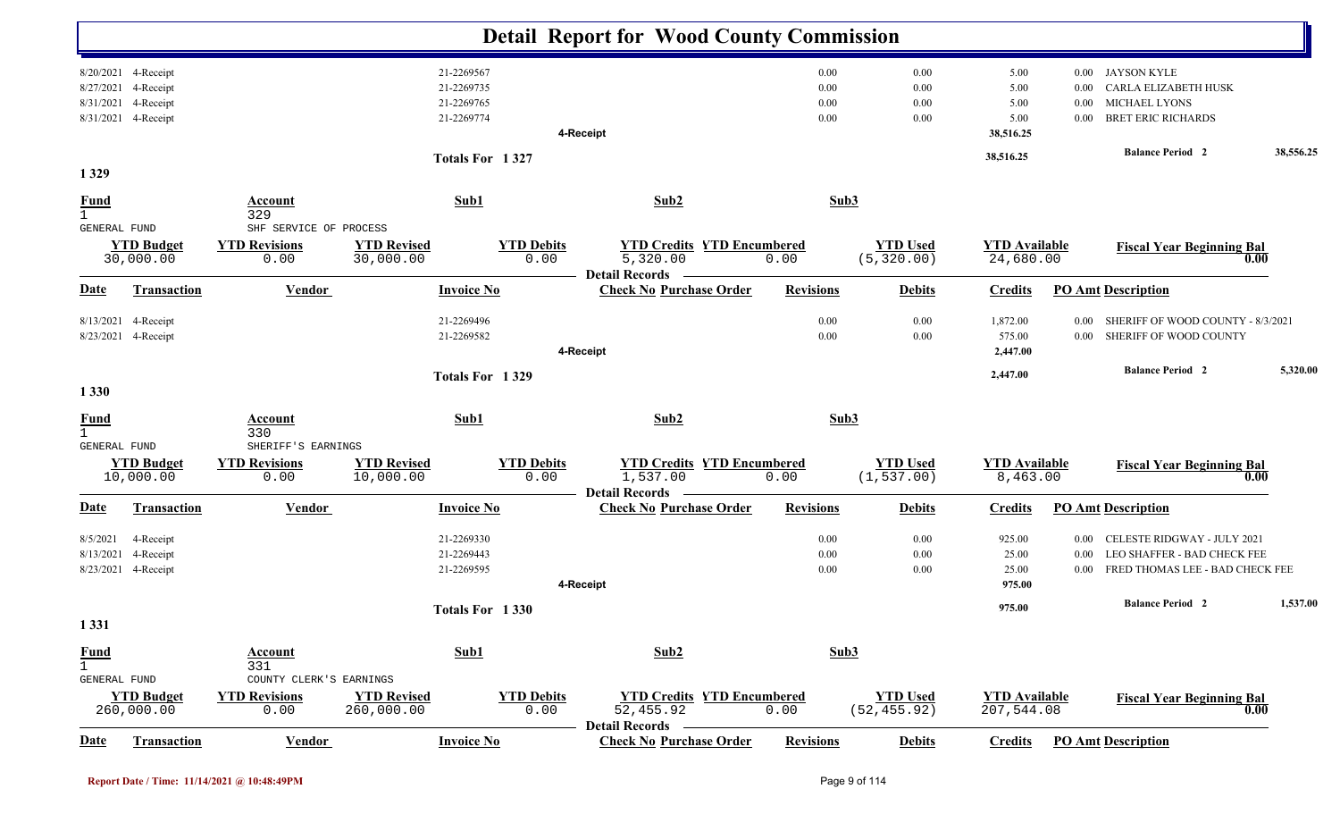# Detail Report for Wood County Commission

| Date | Transaction | Vendor | Invoice No | Check No | Purchase Order | Revisions | Debits | Credits | PO Amt | Description |
|---|---|---|---|---|---|---|---|---|---|---|
| 8/20/2021 | 4-Receipt | | 21-2269567 | | | 0.00 | 0.00 | 5.00 | 0.00 | JAYSON KYLE |
| 8/27/2021 | 4-Receipt | | 21-2269735 | | | 0.00 | 0.00 | 5.00 | 0.00 | CARLA ELIZABETH HUSK |
| 8/31/2021 | 4-Receipt | | 21-2269765 | | | 0.00 | 0.00 | 5.00 | 0.00 | MICHAEL LYONS |
| 8/31/2021 | 4-Receipt | | 21-2269774 | | | 0.00 | 0.00 | 5.00 | 0.00 | BRET ERIC RICHARDS |
| | | | | 4-Receipt | | | | 38,516.25 | | |

Totals For 1 327 — 38,516.25 — Balance Period 2: 38,556.25

## 1 329

| Fund | Account | Sub1 | Sub2 | Sub3 |
|---|---|---|---|---|
| 1 GENERAL FUND | 329 SHF SERVICE OF PROCESS | | | |

| YTD Budget | YTD Revisions | YTD Revised | YTD Debits | YTD Credits | YTD Encumbered | YTD Used | YTD Available | Fiscal Year Beginning Bal |
|---|---|---|---|---|---|---|---|---|
| 30,000.00 | 0.00 | 30,000.00 | 0.00 | 5,320.00 | 0.00 | (5,320.00) | 24,680.00 | 0.00 |

**Detail Records**

| Date | Transaction | Vendor | Invoice No | Check No | Purchase Order | Revisions | Debits | Credits | PO Amt | Description |
|---|---|---|---|---|---|---|---|---|---|---|
| 8/13/2021 | 4-Receipt | | 21-2269496 | | | 0.00 | 0.00 | 1,872.00 | 0.00 | SHERIFF OF WOOD COUNTY - 8/3/2021 |
| 8/23/2021 | 4-Receipt | | 21-2269582 | | | 0.00 | 0.00 | 575.00 | 0.00 | SHERIFF OF WOOD COUNTY |
| | | | | 4-Receipt | | | | 2,447.00 | | |

Totals For 1 329 — 2,447.00 — Balance Period 2: 5,320.00

## 1 330

| Fund | Account | Sub1 | Sub2 | Sub3 |
|---|---|---|---|---|
| 1 GENERAL FUND | 330 SHERIFF'S EARNINGS | | | |

| YTD Budget | YTD Revisions | YTD Revised | YTD Debits | YTD Credits | YTD Encumbered | YTD Used | YTD Available | Fiscal Year Beginning Bal |
|---|---|---|---|---|---|---|---|---|
| 10,000.00 | 0.00 | 10,000.00 | 0.00 | 1,537.00 | 0.00 | (1,537.00) | 8,463.00 | 0.00 |

**Detail Records**

| Date | Transaction | Vendor | Invoice No | Check No | Purchase Order | Revisions | Debits | Credits | PO Amt | Description |
|---|---|---|---|---|---|---|---|---|---|---|
| 8/5/2021 | 4-Receipt | | 21-2269330 | | | 0.00 | 0.00 | 925.00 | 0.00 | CELESTE RIDGWAY - JULY 2021 |
| 8/13/2021 | 4-Receipt | | 21-2269443 | | | 0.00 | 0.00 | 25.00 | 0.00 | LEO SHAFFER - BAD CHECK FEE |
| 8/23/2021 | 4-Receipt | | 21-2269595 | | | 0.00 | 0.00 | 25.00 | 0.00 | FRED THOMAS LEE - BAD CHECK FEE |
| | | | | 4-Receipt | | | | 975.00 | | |

Totals For 1 330 — 975.00 — Balance Period 2: 1,537.00

## 1 331

| Fund | Account | Sub1 | Sub2 | Sub3 |
|---|---|---|---|---|
| 1 GENERAL FUND | 331 COUNTY CLERK'S EARNINGS | | | |

| YTD Budget | YTD Revisions | YTD Revised | YTD Debits | YTD Credits | YTD Encumbered | YTD Used | YTD Available | Fiscal Year Beginning Bal |
|---|---|---|---|---|---|---|---|---|
| 260,000.00 | 0.00 | 260,000.00 | 0.00 | 52,455.92 | 0.00 | (52,455.92) | 207,544.08 | 0.00 |

**Detail Records**

| Date | Transaction | Vendor | Invoice No | Check No | Purchase Order | Revisions | Debits | Credits | PO Amt | Description |
|---|---|---|---|---|---|---|---|---|---|---|

Report Date / Time: 11/14/2021 @ 10:48:49PM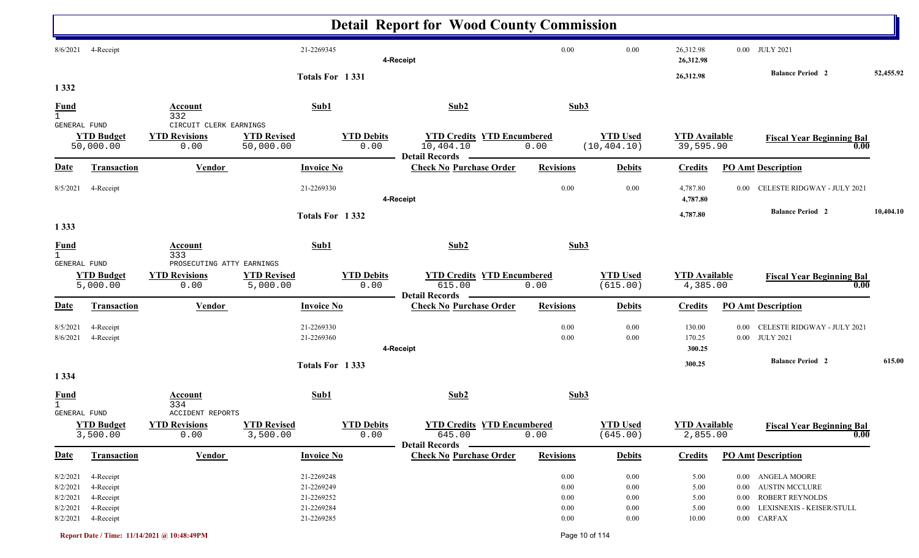# Detail Report for Wood County Commission

| Date | Transaction | Vendor | Invoice No | Check No | Purchase Order | Revisions | Debits | Credits | PO Amt | Description |
|---|---|---|---|---|---|---|---|---|---|---|
| 8/6/2021 | 4-Receipt | | 21-2269345 | | | 0.00 | 0.00 | 26,312.98 | 0.00 | JULY 2021 |
| | 4-Receipt | | | | | | | 26,312.98 | | |

Totals For 1 331 — 26,312.98 — Balance Period 2: 52,455.92

## 1 332

| Fund | Account | Sub1 | Sub2 | Sub3 |
|---|---|---|---|---|
| 1 GENERAL FUND | 332 CIRCUIT CLERK EARNINGS | | | |

| YTD Budget | YTD Revisions | YTD Revised | YTD Debits | YTD Credits | YTD Encumbered | YTD Used | YTD Available | Fiscal Year Beginning Bal |
|---|---|---|---|---|---|---|---|---|
| 50,000.00 | 0.00 | 50,000.00 | 0.00 | 10,404.10 | 0.00 | (10,404.10) | 39,595.90 | 0.00 |

Detail Records

| Date | Transaction | Vendor | Invoice No | Check No | Purchase Order | Revisions | Debits | Credits | PO Amt | Description |
|---|---|---|---|---|---|---|---|---|---|---|
| 8/5/2021 | 4-Receipt | | 21-2269330 | | | 0.00 | 0.00 | 4,787.80 | 0.00 | CELESTE RIDGWAY - JULY 2021 |
| | 4-Receipt | | | | | | | 4,787.80 | | |

Totals For 1 332 — 4,787.80 — Balance Period 2: 10,404.10

## 1 333

| Fund | Account | Sub1 | Sub2 | Sub3 |
|---|---|---|---|---|
| 1 GENERAL FUND | 333 PROSECUTING ATTY EARNINGS | | | |

| YTD Budget | YTD Revisions | YTD Revised | YTD Debits | YTD Credits | YTD Encumbered | YTD Used | YTD Available | Fiscal Year Beginning Bal |
|---|---|---|---|---|---|---|---|---|
| 5,000.00 | 0.00 | 5,000.00 | 0.00 | 615.00 | 0.00 | (615.00) | 4,385.00 | 0.00 |

Detail Records

| Date | Transaction | Vendor | Invoice No | Check No | Purchase Order | Revisions | Debits | Credits | PO Amt | Description |
|---|---|---|---|---|---|---|---|---|---|---|
| 8/5/2021 | 4-Receipt | | 21-2269330 | | | 0.00 | 0.00 | 130.00 | 0.00 | CELESTE RIDGWAY - JULY 2021 |
| 8/6/2021 | 4-Receipt | | 21-2269360 | | | 0.00 | 0.00 | 170.25 | 0.00 | JULY 2021 |
| | 4-Receipt | | | | | | | 300.25 | | |

Totals For 1 333 — 300.25 — Balance Period 2: 615.00

## 1 334

| Fund | Account | Sub1 | Sub2 | Sub3 |
|---|---|---|---|---|
| 1 GENERAL FUND | 334 ACCIDENT REPORTS | | | |

| YTD Budget | YTD Revisions | YTD Revised | YTD Debits | YTD Credits | YTD Encumbered | YTD Used | YTD Available | Fiscal Year Beginning Bal |
|---|---|---|---|---|---|---|---|---|
| 3,500.00 | 0.00 | 3,500.00 | 0.00 | 645.00 | 0.00 | (645.00) | 2,855.00 | 0.00 |

Detail Records

| Date | Transaction | Vendor | Invoice No | Check No | Purchase Order | Revisions | Debits | Credits | PO Amt | Description |
|---|---|---|---|---|---|---|---|---|---|---|
| 8/2/2021 | 4-Receipt | | 21-2269248 | | | 0.00 | 0.00 | 5.00 | 0.00 | ANGELA MOORE |
| 8/2/2021 | 4-Receipt | | 21-2269249 | | | 0.00 | 0.00 | 5.00 | 0.00 | AUSTIN MCCLURE |
| 8/2/2021 | 4-Receipt | | 21-2269252 | | | 0.00 | 0.00 | 5.00 | 0.00 | ROBERT REYNOLDS |
| 8/2/2021 | 4-Receipt | | 21-2269284 | | | 0.00 | 0.00 | 5.00 | 0.00 | LEXISNEXIS - KEISER/STULL |
| 8/2/2021 | 4-Receipt | | 21-2269285 | | | 0.00 | 0.00 | 10.00 | 0.00 | CARFAX |

Report Date / Time: 11/14/2021 @ 10:48:49PM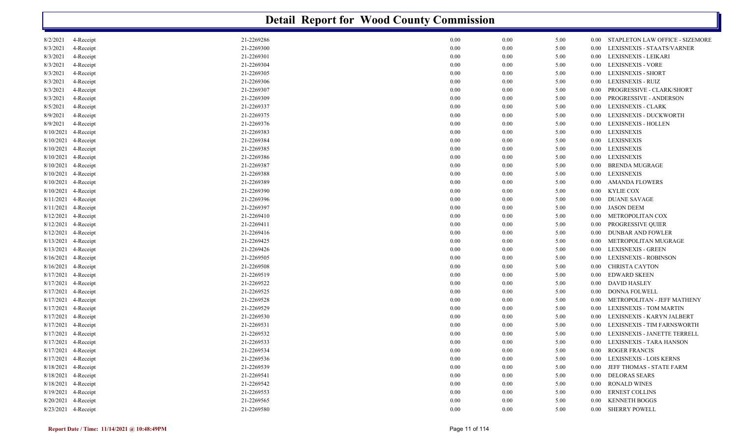# Detail Report for Wood County Commission

| | | | | | | | |
|---|---|---|---|---|---|---|---|
| 8/2/2021 | 4-Receipt | 21-2269286 | 0.00 | 0.00 | 5.00 | 0.00 | STAPLETON LAW OFFICE - SIZEMORE |
| 8/3/2021 | 4-Receipt | 21-2269300 | 0.00 | 0.00 | 5.00 | 0.00 | LEXISNEXIS - STAATS/VARNER |
| 8/3/2021 | 4-Receipt | 21-2269301 | 0.00 | 0.00 | 5.00 | 0.00 | LEXISNEXIS - LEIKARI |
| 8/3/2021 | 4-Receipt | 21-2269304 | 0.00 | 0.00 | 5.00 | 0.00 | LEXISNEXIS - VORE |
| 8/3/2021 | 4-Receipt | 21-2269305 | 0.00 | 0.00 | 5.00 | 0.00 | LEXISNEXIS - SHORT |
| 8/3/2021 | 4-Receipt | 21-2269306 | 0.00 | 0.00 | 5.00 | 0.00 | LEXISNEXIS - RUIZ |
| 8/3/2021 | 4-Receipt | 21-2269307 | 0.00 | 0.00 | 5.00 | 0.00 | PROGRESSIVE - CLARK/SHORT |
| 8/3/2021 | 4-Receipt | 21-2269309 | 0.00 | 0.00 | 5.00 | 0.00 | PROGRESSIVE - ANDERSON |
| 8/5/2021 | 4-Receipt | 21-2269337 | 0.00 | 0.00 | 5.00 | 0.00 | LEXISNEXIS - CLARK |
| 8/9/2021 | 4-Receipt | 21-2269375 | 0.00 | 0.00 | 5.00 | 0.00 | LEXISNEXIS - DUCKWORTH |
| 8/9/2021 | 4-Receipt | 21-2269376 | 0.00 | 0.00 | 5.00 | 0.00 | LEXISNEXIS - HOLLEN |
| 8/10/2021 | 4-Receipt | 21-2269383 | 0.00 | 0.00 | 5.00 | 0.00 | LEXISNEXIS |
| 8/10/2021 | 4-Receipt | 21-2269384 | 0.00 | 0.00 | 5.00 | 0.00 | LEXISNEXIS |
| 8/10/2021 | 4-Receipt | 21-2269385 | 0.00 | 0.00 | 5.00 | 0.00 | LEXISNEXIS |
| 8/10/2021 | 4-Receipt | 21-2269386 | 0.00 | 0.00 | 5.00 | 0.00 | LEXISNEXIS |
| 8/10/2021 | 4-Receipt | 21-2269387 | 0.00 | 0.00 | 5.00 | 0.00 | BRENDA MUGRAGE |
| 8/10/2021 | 4-Receipt | 21-2269388 | 0.00 | 0.00 | 5.00 | 0.00 | LEXISNEXIS |
| 8/10/2021 | 4-Receipt | 21-2269389 | 0.00 | 0.00 | 5.00 | 0.00 | AMANDA FLOWERS |
| 8/10/2021 | 4-Receipt | 21-2269390 | 0.00 | 0.00 | 5.00 | 0.00 | KYLIE COX |
| 8/11/2021 | 4-Receipt | 21-2269396 | 0.00 | 0.00 | 5.00 | 0.00 | DUANE SAVAGE |
| 8/11/2021 | 4-Receipt | 21-2269397 | 0.00 | 0.00 | 5.00 | 0.00 | JASON DEEM |
| 8/12/2021 | 4-Receipt | 21-2269410 | 0.00 | 0.00 | 5.00 | 0.00 | METROPOLITAN COX |
| 8/12/2021 | 4-Receipt | 21-2269411 | 0.00 | 0.00 | 5.00 | 0.00 | PROGRESSIVE QUIER |
| 8/12/2021 | 4-Receipt | 21-2269416 | 0.00 | 0.00 | 5.00 | 0.00 | DUNBAR AND FOWLER |
| 8/13/2021 | 4-Receipt | 21-2269425 | 0.00 | 0.00 | 5.00 | 0.00 | METROPOLITAN MUGRAGE |
| 8/13/2021 | 4-Receipt | 21-2269426 | 0.00 | 0.00 | 5.00 | 0.00 | LEXISNEXIS - GREEN |
| 8/16/2021 | 4-Receipt | 21-2269505 | 0.00 | 0.00 | 5.00 | 0.00 | LEXISNEXIS - ROBINSON |
| 8/16/2021 | 4-Receipt | 21-2269508 | 0.00 | 0.00 | 5.00 | 0.00 | CHRISTA CAYTON |
| 8/17/2021 | 4-Receipt | 21-2269519 | 0.00 | 0.00 | 5.00 | 0.00 | EDWARD SKEEN |
| 8/17/2021 | 4-Receipt | 21-2269522 | 0.00 | 0.00 | 5.00 | 0.00 | DAVID HASLEY |
| 8/17/2021 | 4-Receipt | 21-2269525 | 0.00 | 0.00 | 5.00 | 0.00 | DONNA FOLWELL |
| 8/17/2021 | 4-Receipt | 21-2269528 | 0.00 | 0.00 | 5.00 | 0.00 | METROPOLITAN - JEFF MATHENY |
| 8/17/2021 | 4-Receipt | 21-2269529 | 0.00 | 0.00 | 5.00 | 0.00 | LEXISNEXIS - TOM MARTIN |
| 8/17/2021 | 4-Receipt | 21-2269530 | 0.00 | 0.00 | 5.00 | 0.00 | LEXISNEXIS - KARYN JALBERT |
| 8/17/2021 | 4-Receipt | 21-2269531 | 0.00 | 0.00 | 5.00 | 0.00 | LEXISNEXIS - TIM FARNSWORTH |
| 8/17/2021 | 4-Receipt | 21-2269532 | 0.00 | 0.00 | 5.00 | 0.00 | LEXISNEXIS - JANETTE TERRELL |
| 8/17/2021 | 4-Receipt | 21-2269533 | 0.00 | 0.00 | 5.00 | 0.00 | LEXISNEXIS - TARA HANSON |
| 8/17/2021 | 4-Receipt | 21-2269534 | 0.00 | 0.00 | 5.00 | 0.00 | ROGER FRANCIS |
| 8/17/2021 | 4-Receipt | 21-2269536 | 0.00 | 0.00 | 5.00 | 0.00 | LEXISNEXIS - LOIS KERNS |
| 8/18/2021 | 4-Receipt | 21-2269539 | 0.00 | 0.00 | 5.00 | 0.00 | JEFF THOMAS - STATE FARM |
| 8/18/2021 | 4-Receipt | 21-2269541 | 0.00 | 0.00 | 5.00 | 0.00 | DELORAS SEARS |
| 8/18/2021 | 4-Receipt | 21-2269542 | 0.00 | 0.00 | 5.00 | 0.00 | RONALD WINES |
| 8/19/2021 | 4-Receipt | 21-2269553 | 0.00 | 0.00 | 5.00 | 0.00 | ERNEST COLLINS |
| 8/20/2021 | 4-Receipt | 21-2269565 | 0.00 | 0.00 | 5.00 | 0.00 | KENNETH BOGGS |
| 8/23/2021 | 4-Receipt | 21-2269580 | 0.00 | 0.00 | 5.00 | 0.00 | SHERRY POWELL |

**Report Date / Time: 11/14/2021 @ 10:48:49PM**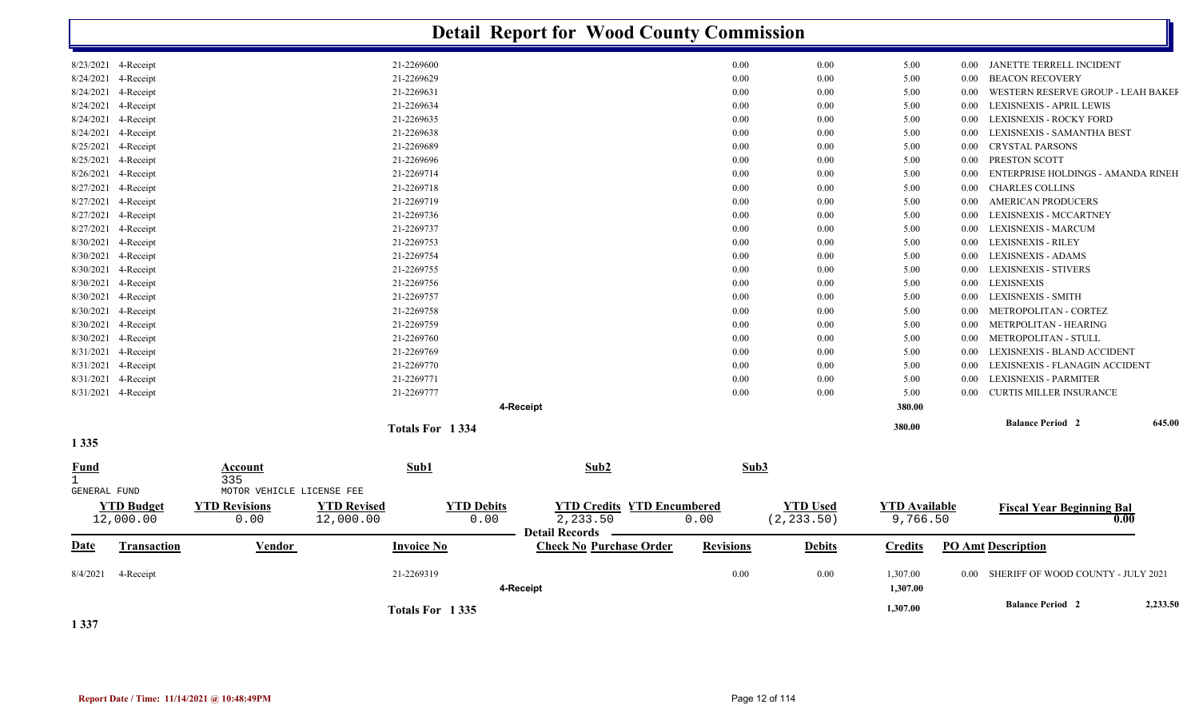# Detail Report for Wood County Commission

| Date | Transaction | Vendor | Invoice No | Check No | Purchase Order | Revisions | Debits | Credits | PO Amt | Description |
|---|---|---|---|---|---|---|---|---|---|---|
| 8/23/2021 | 4-Receipt | | 21-2269600 | | | 0.00 | 0.00 | 5.00 | 0.00 | JANETTE TERRELL INCIDENT |
| 8/24/2021 | 4-Receipt | | 21-2269629 | | | 0.00 | 0.00 | 5.00 | 0.00 | BEACON RECOVERY |
| 8/24/2021 | 4-Receipt | | 21-2269631 | | | 0.00 | 0.00 | 5.00 | 0.00 | WESTERN RESERVE GROUP - LEAH BAKEF |
| 8/24/2021 | 4-Receipt | | 21-2269634 | | | 0.00 | 0.00 | 5.00 | 0.00 | LEXISNEXIS - APRIL LEWIS |
| 8/24/2021 | 4-Receipt | | 21-2269635 | | | 0.00 | 0.00 | 5.00 | 0.00 | LEXISNEXIS - ROCKY FORD |
| 8/24/2021 | 4-Receipt | | 21-2269638 | | | 0.00 | 0.00 | 5.00 | 0.00 | LEXISNEXIS - SAMANTHA BEST |
| 8/25/2021 | 4-Receipt | | 21-2269689 | | | 0.00 | 0.00 | 5.00 | 0.00 | CRYSTAL PARSONS |
| 8/25/2021 | 4-Receipt | | 21-2269696 | | | 0.00 | 0.00 | 5.00 | 0.00 | PRESTON SCOTT |
| 8/26/2021 | 4-Receipt | | 21-2269714 | | | 0.00 | 0.00 | 5.00 | 0.00 | ENTERPRISE HOLDINGS - AMANDA RINEH |
| 8/27/2021 | 4-Receipt | | 21-2269718 | | | 0.00 | 0.00 | 5.00 | 0.00 | CHARLES COLLINS |
| 8/27/2021 | 4-Receipt | | 21-2269719 | | | 0.00 | 0.00 | 5.00 | 0.00 | AMERICAN PRODUCERS |
| 8/27/2021 | 4-Receipt | | 21-2269736 | | | 0.00 | 0.00 | 5.00 | 0.00 | LEXISNEXIS - MCCARTNEY |
| 8/27/2021 | 4-Receipt | | 21-2269737 | | | 0.00 | 0.00 | 5.00 | 0.00 | LEXISNEXIS - MARCUM |
| 8/30/2021 | 4-Receipt | | 21-2269753 | | | 0.00 | 0.00 | 5.00 | 0.00 | LEXISNEXIS - RILEY |
| 8/30/2021 | 4-Receipt | | 21-2269754 | | | 0.00 | 0.00 | 5.00 | 0.00 | LEXISNEXIS - ADAMS |
| 8/30/2021 | 4-Receipt | | 21-2269755 | | | 0.00 | 0.00 | 5.00 | 0.00 | LEXISNEXIS - STIVERS |
| 8/30/2021 | 4-Receipt | | 21-2269756 | | | 0.00 | 0.00 | 5.00 | 0.00 | LEXISNEXIS |
| 8/30/2021 | 4-Receipt | | 21-2269757 | | | 0.00 | 0.00 | 5.00 | 0.00 | LEXISNEXIS - SMITH |
| 8/30/2021 | 4-Receipt | | 21-2269758 | | | 0.00 | 0.00 | 5.00 | 0.00 | METROPOLITAN - CORTEZ |
| 8/30/2021 | 4-Receipt | | 21-2269759 | | | 0.00 | 0.00 | 5.00 | 0.00 | METRPOLITAN - HEARING |
| 8/30/2021 | 4-Receipt | | 21-2269760 | | | 0.00 | 0.00 | 5.00 | 0.00 | METROPOLITAN - STULL |
| 8/31/2021 | 4-Receipt | | 21-2269769 | | | 0.00 | 0.00 | 5.00 | 0.00 | LEXISNEXIS - BLAND ACCIDENT |
| 8/31/2021 | 4-Receipt | | 21-2269770 | | | 0.00 | 0.00 | 5.00 | 0.00 | LEXISNEXIS - FLANAGIN ACCIDENT |
| 8/31/2021 | 4-Receipt | | 21-2269771 | | | 0.00 | 0.00 | 5.00 | 0.00 | LEXISNEXIS - PARMITER |
| 8/31/2021 | 4-Receipt | | 21-2269777 | | | 0.00 | 0.00 | 5.00 | 0.00 | CURTIS MILLER INSURANCE |
| | | | | 4-Receipt | | | | 380.00 | | |
| | | | Totals For 1 334 | | | | | 380.00 | | Balance Period 2 645.00 |

## 1 335

| Fund | Account | Sub1 | Sub2 | Sub3 |
|---|---|---|---|---|
| 1 GENERAL FUND | 335 MOTOR VEHICLE LICENSE FEE | | | |

| YTD Budget | YTD Revisions | YTD Revised | YTD Debits | YTD Credits | YTD Encumbered | YTD Used | YTD Available | Fiscal Year Beginning Bal |
|---|---|---|---|---|---|---|---|---|
| 12,000.00 | 0.00 | 12,000.00 | 0.00 | 2,233.50 | 0.00 | (2,233.50) | 9,766.50 | 0.00 |

Detail Records

| Date | Transaction | Vendor | Invoice No | Check No | Purchase Order | Revisions | Debits | Credits | PO Amt | Description |
|---|---|---|---|---|---|---|---|---|---|---|
| 8/4/2021 | 4-Receipt | | 21-2269319 | | | 0.00 | 0.00 | 1,307.00 | 0.00 | SHERIFF OF WOOD COUNTY - JULY 2021 |
| | | | | 4-Receipt | | | | 1,307.00 | | |
| | | | Totals For 1 335 | | | | | 1,307.00 | | Balance Period 2 2,233.50 |

## 1 337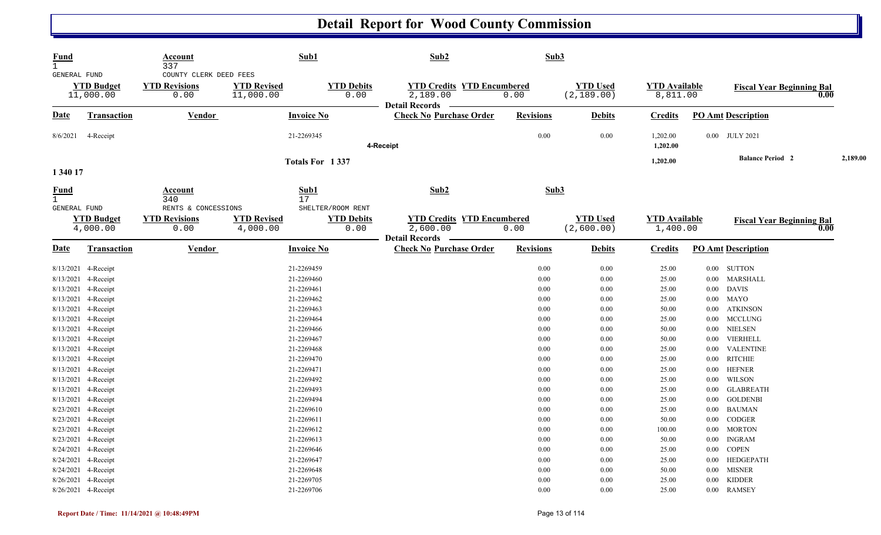# Detail Report for Wood County Commission

| Fund | Account | Sub1 | Sub2 | Sub3 |
|---|---|---|---|---|
| 1 GENERAL FUND | 337 COUNTY CLERK DEED FEES | | | |

| YTD Budget | YTD Revisions | YTD Revised | YTD Debits | YTD Credits | YTD Encumbered | YTD Used | YTD Available | Fiscal Year Beginning Bal |
|---|---|---|---|---|---|---|---|---|
| 11,000.00 | 0.00 | 11,000.00 | 0.00 | 2,189.00 | 0.00 | (2,189.00) | 8,811.00 | 0.00 |

**Detail Records**

| Date | Transaction | Vendor | Invoice No | Check No | Purchase Order | Revisions | Debits | Credits | PO Amt | Description |
|---|---|---|---|---|---|---|---|---|---|---|
| 8/6/2021 | 4-Receipt | | 21-2269345 | | | 0.00 | 0.00 | 1,202.00 | 0.00 | JULY 2021 |
| | 4-Receipt | | | | | | | 1,202.00 | | |
| | | | Totals For 1 337 | | | | | 1,202.00 | | Balance Period 2 2,189.00 |

**1 340 17**

| Fund | Account | Sub1 | Sub2 | Sub3 |
|---|---|---|---|---|
| 1 GENERAL FUND | 340 RENTS & CONCESSIONS | 17 SHELTER/ROOM RENT | | |

| YTD Budget | YTD Revisions | YTD Revised | YTD Debits | YTD Credits | YTD Encumbered | YTD Used | YTD Available | Fiscal Year Beginning Bal |
|---|---|---|---|---|---|---|---|---|
| 4,000.00 | 0.00 | 4,000.00 | 0.00 | 2,600.00 | 0.00 | (2,600.00) | 1,400.00 | 0.00 |

**Detail Records**

| Date | Transaction | Vendor | Invoice No | Check No | Purchase Order | Revisions | Debits | Credits | PO Amt | Description |
|---|---|---|---|---|---|---|---|---|---|---|
| 8/13/2021 | 4-Receipt | | 21-2269459 | | | 0.00 | 0.00 | 25.00 | 0.00 | SUTTON |
| 8/13/2021 | 4-Receipt | | 21-2269460 | | | 0.00 | 0.00 | 25.00 | 0.00 | MARSHALL |
| 8/13/2021 | 4-Receipt | | 21-2269461 | | | 0.00 | 0.00 | 25.00 | 0.00 | DAVIS |
| 8/13/2021 | 4-Receipt | | 21-2269462 | | | 0.00 | 0.00 | 25.00 | 0.00 | MAYO |
| 8/13/2021 | 4-Receipt | | 21-2269463 | | | 0.00 | 0.00 | 50.00 | 0.00 | ATKINSON |
| 8/13/2021 | 4-Receipt | | 21-2269464 | | | 0.00 | 0.00 | 25.00 | 0.00 | MCCLUNG |
| 8/13/2021 | 4-Receipt | | 21-2269466 | | | 0.00 | 0.00 | 50.00 | 0.00 | NIELSEN |
| 8/13/2021 | 4-Receipt | | 21-2269467 | | | 0.00 | 0.00 | 50.00 | 0.00 | VIERHELL |
| 8/13/2021 | 4-Receipt | | 21-2269468 | | | 0.00 | 0.00 | 25.00 | 0.00 | VALENTINE |
| 8/13/2021 | 4-Receipt | | 21-2269470 | | | 0.00 | 0.00 | 25.00 | 0.00 | RITCHIE |
| 8/13/2021 | 4-Receipt | | 21-2269471 | | | 0.00 | 0.00 | 25.00 | 0.00 | HEFNER |
| 8/13/2021 | 4-Receipt | | 21-2269492 | | | 0.00 | 0.00 | 25.00 | 0.00 | WILSON |
| 8/13/2021 | 4-Receipt | | 21-2269493 | | | 0.00 | 0.00 | 25.00 | 0.00 | GLABREATH |
| 8/13/2021 | 4-Receipt | | 21-2269494 | | | 0.00 | 0.00 | 25.00 | 0.00 | GOLDENBI |
| 8/23/2021 | 4-Receipt | | 21-2269610 | | | 0.00 | 0.00 | 25.00 | 0.00 | BAUMAN |
| 8/23/2021 | 4-Receipt | | 21-2269611 | | | 0.00 | 0.00 | 50.00 | 0.00 | CODGER |
| 8/23/2021 | 4-Receipt | | 21-2269612 | | | 0.00 | 0.00 | 100.00 | 0.00 | MORTON |
| 8/23/2021 | 4-Receipt | | 21-2269613 | | | 0.00 | 0.00 | 50.00 | 0.00 | INGRAM |
| 8/24/2021 | 4-Receipt | | 21-2269646 | | | 0.00 | 0.00 | 25.00 | 0.00 | COPEN |
| 8/24/2021 | 4-Receipt | | 21-2269647 | | | 0.00 | 0.00 | 25.00 | 0.00 | HEDGEPATH |
| 8/24/2021 | 4-Receipt | | 21-2269648 | | | 0.00 | 0.00 | 50.00 | 0.00 | MISNER |
| 8/26/2021 | 4-Receipt | | 21-2269705 | | | 0.00 | 0.00 | 25.00 | 0.00 | KIDDER |
| 8/26/2021 | 4-Receipt | | 21-2269706 | | | 0.00 | 0.00 | 25.00 | 0.00 | RAMSEY |

Report Date / Time: 11/14/2021 @ 10:48:49PM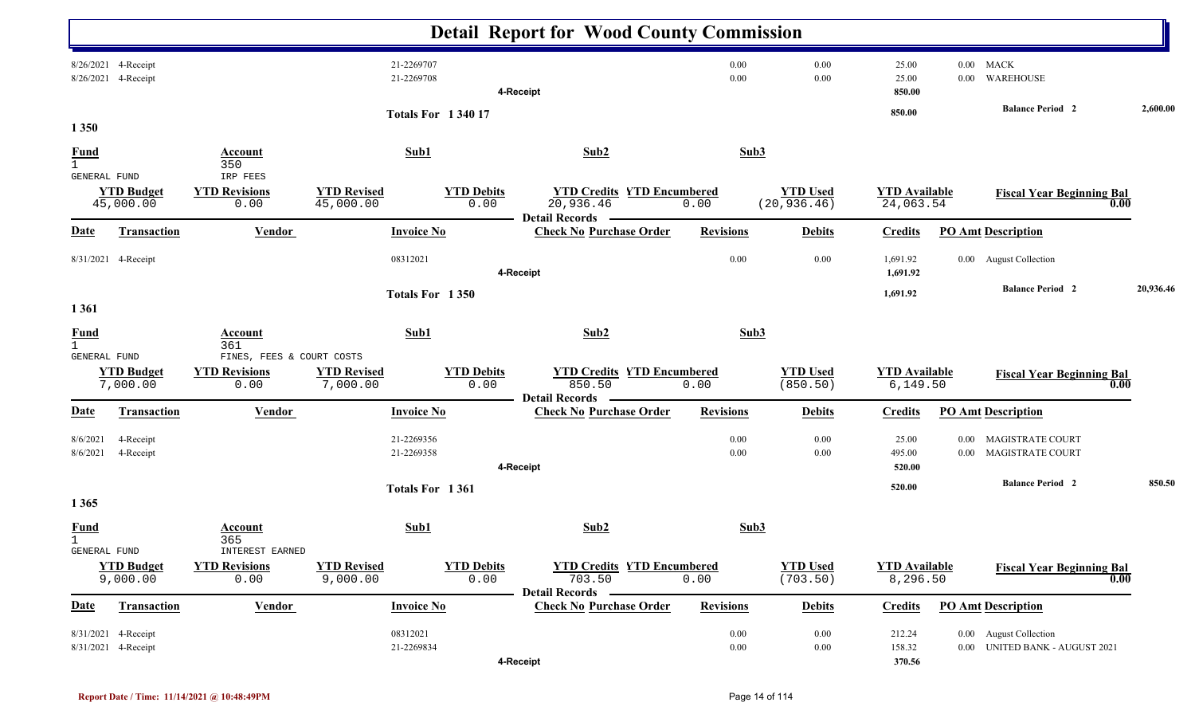# Detail Report for Wood County Commission

| Date | Transaction | Vendor | Invoice No | Check No | Purchase Order | Revisions | Debits | Credits | PO Amt | Description |
|---|---|---|---|---|---|---|---|---|---|---|
| 8/26/2021 | 4-Receipt | | 21-2269707 | | | 0.00 | 0.00 | 25.00 | 0.00 | MACK |
| 8/26/2021 | 4-Receipt | | 21-2269708 | | | 0.00 | 0.00 | 25.00 | 0.00 | WAREHOUSE |
| | | | | 4-Receipt | | | | 850.00 | | |

**Totals For 1 340 17** — 850.00 — **Balance Period 2** 2,600.00

## 1 350

| Fund | Account | Sub1 | Sub2 | Sub3 |
|---|---|---|---|---|
| 1 GENERAL FUND | 350 IRP FEES | | | |

| YTD Budget | YTD Revisions | YTD Revised | YTD Debits | YTD Credits | YTD Encumbered | YTD Used | YTD Available | Fiscal Year Beginning Bal |
|---|---|---|---|---|---|---|---|---|
| 45,000.00 | 0.00 | 45,000.00 | 0.00 | 20,936.46 | 0.00 | (20,936.46) | 24,063.54 | 0.00 |

**Detail Records**

| Date | Transaction | Vendor | Invoice No | Check No | Purchase Order | Revisions | Debits | Credits | PO Amt | Description |
|---|---|---|---|---|---|---|---|---|---|---|
| 8/31/2021 | 4-Receipt | | 08312021 | | | 0.00 | 0.00 | 1,691.92 | 0.00 | August Collection |
| | | | | 4-Receipt | | | | 1,691.92 | | |

**Totals For 1 350** — 1,691.92 — **Balance Period 2** 20,936.46

## 1 361

| Fund | Account | Sub1 | Sub2 | Sub3 |
|---|---|---|---|---|
| 1 GENERAL FUND | 361 FINES, FEES & COURT COSTS | | | |

| YTD Budget | YTD Revisions | YTD Revised | YTD Debits | YTD Credits | YTD Encumbered | YTD Used | YTD Available | Fiscal Year Beginning Bal |
|---|---|---|---|---|---|---|---|---|
| 7,000.00 | 0.00 | 7,000.00 | 0.00 | 850.50 | 0.00 | (850.50) | 6,149.50 | 0.00 |

**Detail Records**

| Date | Transaction | Vendor | Invoice No | Check No | Purchase Order | Revisions | Debits | Credits | PO Amt | Description |
|---|---|---|---|---|---|---|---|---|---|---|
| 8/6/2021 | 4-Receipt | | 21-2269356 | | | 0.00 | 0.00 | 25.00 | 0.00 | MAGISTRATE COURT |
| 8/6/2021 | 4-Receipt | | 21-2269358 | | | 0.00 | 0.00 | 495.00 | 0.00 | MAGISTRATE COURT |
| | | | | 4-Receipt | | | | 520.00 | | |

**Totals For 1 361** — 520.00 — **Balance Period 2** 850.50

## 1 365

| Fund | Account | Sub1 | Sub2 | Sub3 |
|---|---|---|---|---|
| 1 GENERAL FUND | 365 INTEREST EARNED | | | |

| YTD Budget | YTD Revisions | YTD Revised | YTD Debits | YTD Credits | YTD Encumbered | YTD Used | YTD Available | Fiscal Year Beginning Bal |
|---|---|---|---|---|---|---|---|---|
| 9,000.00 | 0.00 | 9,000.00 | 0.00 | 703.50 | 0.00 | (703.50) | 8,296.50 | 0.00 |

**Detail Records**

| Date | Transaction | Vendor | Invoice No | Check No | Purchase Order | Revisions | Debits | Credits | PO Amt | Description |
|---|---|---|---|---|---|---|---|---|---|---|
| 8/31/2021 | 4-Receipt | | 08312021 | | | 0.00 | 0.00 | 212.24 | 0.00 | August Collection |
| 8/31/2021 | 4-Receipt | | 21-2269834 | | | 0.00 | 0.00 | 158.32 | 0.00 | UNITED BANK - AUGUST 2021 |
| | | | | 4-Receipt | | | | 370.56 | | |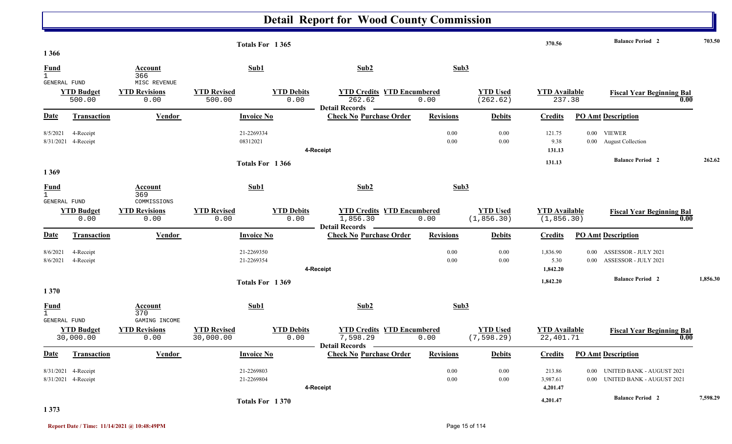# Detail Report for Wood County Commission

| | | | |
|---|---|---|---|
| Totals For 1 365 | 370.56 | Balance Period 2 | 703.50 |

## 1 366

| Fund | Account | Sub1 | Sub2 | Sub3 |
|---|---|---|---|---|
| 1 GENERAL FUND | 366 MISC REVENUE | | | |

| YTD Budget | YTD Revisions | YTD Revised | YTD Debits | YTD Credits | YTD Encumbered | YTD Used | YTD Available | Fiscal Year Beginning Bal |
|---|---|---|---|---|---|---|---|---|
| 500.00 | 0.00 | 500.00 | 0.00 | 262.62 | 0.00 | (262.62) | 237.38 | 0.00 |

Detail Records

| Date | Transaction | Vendor | Invoice No | Check No | Purchase Order | Revisions | Debits | Credits | PO Amt | Description |
|---|---|---|---|---|---|---|---|---|---|---|
| 8/5/2021 | 4-Receipt | | 21-2269334 | | | 0.00 | 0.00 | 121.75 | 0.00 | VIEWER |
| 8/31/2021 | 4-Receipt | | 08312021 | | | 0.00 | 0.00 | 9.38 | 0.00 | August Collection |
| | | | | 4-Receipt | | | | 131.13 | | |
| | | | Totals For 1 366 | | | | | 131.13 | | Balance Period 2 262.62 |

## 1 369

| Fund | Account | Sub1 | Sub2 | Sub3 |
|---|---|---|---|---|
| 1 GENERAL FUND | 369 COMMISSIONS | | | |

| YTD Budget | YTD Revisions | YTD Revised | YTD Debits | YTD Credits | YTD Encumbered | YTD Used | YTD Available | Fiscal Year Beginning Bal |
|---|---|---|---|---|---|---|---|---|
| 0.00 | 0.00 | 0.00 | 0.00 | 1,856.30 | 0.00 | (1,856.30) | (1,856.30) | 0.00 |

Detail Records

| Date | Transaction | Vendor | Invoice No | Check No | Purchase Order | Revisions | Debits | Credits | PO Amt | Description |
|---|---|---|---|---|---|---|---|---|---|---|
| 8/6/2021 | 4-Receipt | | 21-2269350 | | | 0.00 | 0.00 | 1,836.90 | 0.00 | ASSESSOR - JULY 2021 |
| 8/6/2021 | 4-Receipt | | 21-2269354 | | | 0.00 | 0.00 | 5.30 | 0.00 | ASSESSOR - JULY 2021 |
| | | | | 4-Receipt | | | | 1,842.20 | | |
| | | | Totals For 1 369 | | | | | 1,842.20 | | Balance Period 2 1,856.30 |

## 1 370

| Fund | Account | Sub1 | Sub2 | Sub3 |
|---|---|---|---|---|
| 1 GENERAL FUND | 370 GAMING INCOME | | | |

| YTD Budget | YTD Revisions | YTD Revised | YTD Debits | YTD Credits | YTD Encumbered | YTD Used | YTD Available | Fiscal Year Beginning Bal |
|---|---|---|---|---|---|---|---|---|
| 30,000.00 | 0.00 | 30,000.00 | 0.00 | 7,598.29 | 0.00 | (7,598.29) | 22,401.71 | 0.00 |

Detail Records

| Date | Transaction | Vendor | Invoice No | Check No | Purchase Order | Revisions | Debits | Credits | PO Amt | Description |
|---|---|---|---|---|---|---|---|---|---|---|
| 8/31/2021 | 4-Receipt | | 21-2269803 | | | 0.00 | 0.00 | 213.86 | 0.00 | UNITED BANK - AUGUST 2021 |
| 8/31/2021 | 4-Receipt | | 21-2269804 | | | 0.00 | 0.00 | 3,987.61 | 0.00 | UNITED BANK - AUGUST 2021 |
| | | | | 4-Receipt | | | | 4,201.47 | | |
| | | | Totals For 1 370 | | | | | 4,201.47 | | Balance Period 2 7,598.29 |

## 1 373

Report Date / Time: 11/14/2021 @ 10:48:49PM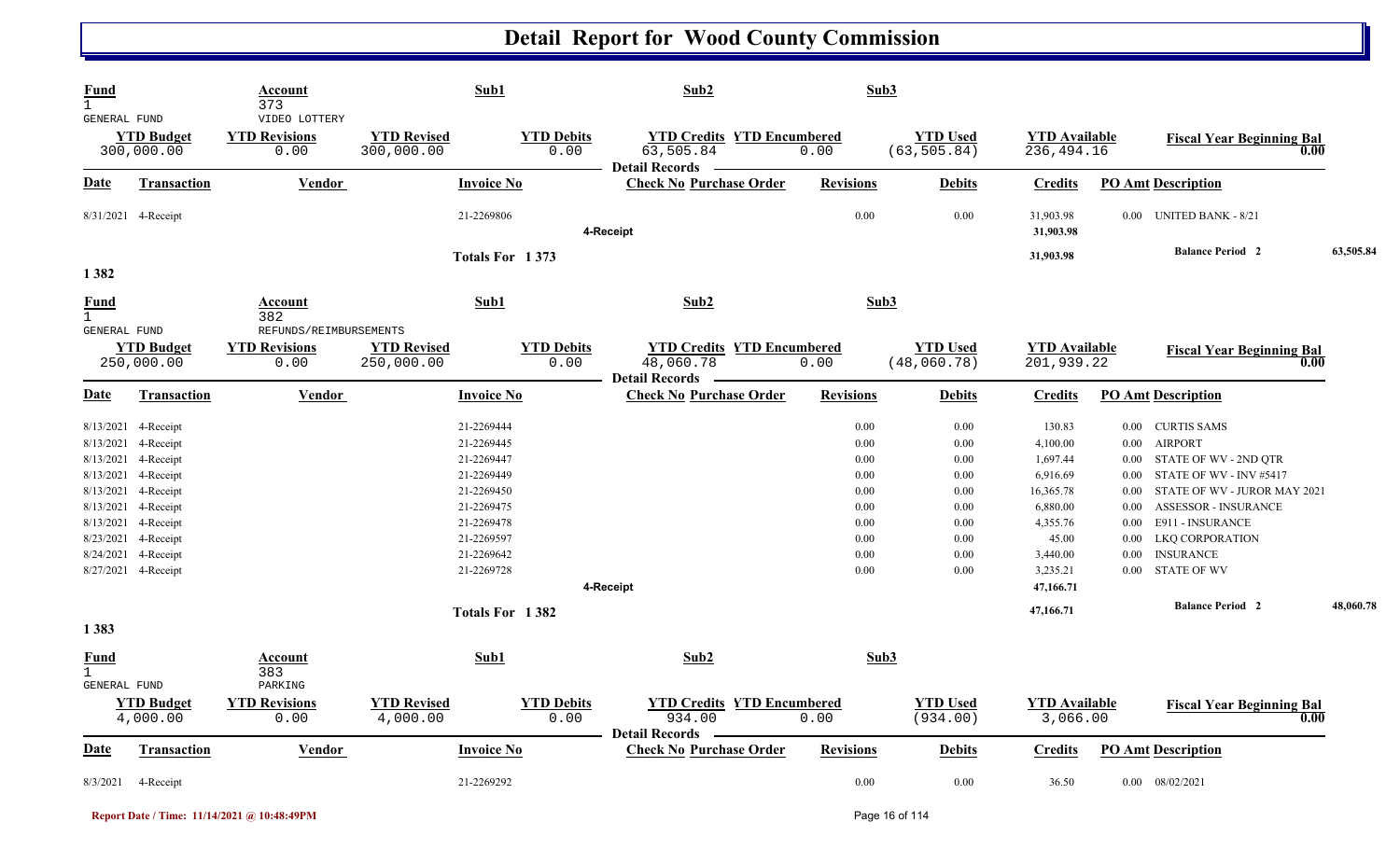# Detail Report for Wood County Commission

| Fund | Account | Sub1 | Sub2 | Sub3 |
|---|---|---|---|---|
| 1 GENERAL FUND | 373 VIDEO LOTTERY | | | |

| YTD Budget | YTD Revisions | YTD Revised | YTD Debits | YTD Credits | YTD Encumbered | YTD Used | YTD Available | Fiscal Year Beginning Bal |
|---|---|---|---|---|---|---|---|---|
| 300,000.00 | 0.00 | 300,000.00 | 0.00 | 63,505.84 | 0.00 | (63,505.84) | 236,494.16 | 0.00 |

**Detail Records**

| Date | Transaction | Vendor | Invoice No | Check No | Purchase Order | Revisions | Debits | Credits | PO Amt | Description |
|---|---|---|---|---|---|---|---|---|---|---|
| 8/31/2021 | 4-Receipt | | 21-2269806 | | | 0.00 | 0.00 | 31,903.98 | 0.00 | UNITED BANK - 8/21 |
| | | | | 4-Receipt | | | | 31,903.98 | | |
| | | | Totals For 1 373 | | | | | 31,903.98 | | Balance Period 2 63,505.84 |

1 382

| Fund | Account | Sub1 | Sub2 | Sub3 |
|---|---|---|---|---|
| 1 GENERAL FUND | 382 REFUNDS/REIMBURSEMENTS | | | |

| YTD Budget | YTD Revisions | YTD Revised | YTD Debits | YTD Credits | YTD Encumbered | YTD Used | YTD Available | Fiscal Year Beginning Bal |
|---|---|---|---|---|---|---|---|---|
| 250,000.00 | 0.00 | 250,000.00 | 0.00 | 48,060.78 | 0.00 | (48,060.78) | 201,939.22 | 0.00 |

**Detail Records**

| Date | Transaction | Vendor | Invoice No | Check No | Purchase Order | Revisions | Debits | Credits | PO Amt | Description |
|---|---|---|---|---|---|---|---|---|---|---|
| 8/13/2021 | 4-Receipt | | 21-2269444 | | | 0.00 | 0.00 | 130.83 | 0.00 | CURTIS SAMS |
| 8/13/2021 | 4-Receipt | | 21-2269445 | | | 0.00 | 0.00 | 4,100.00 | 0.00 | AIRPORT |
| 8/13/2021 | 4-Receipt | | 21-2269447 | | | 0.00 | 0.00 | 1,697.44 | 0.00 | STATE OF WV - 2ND QTR |
| 8/13/2021 | 4-Receipt | | 21-2269449 | | | 0.00 | 0.00 | 6,916.69 | 0.00 | STATE OF WV - INV #5417 |
| 8/13/2021 | 4-Receipt | | 21-2269450 | | | 0.00 | 0.00 | 16,365.78 | 0.00 | STATE OF WV - JUROR MAY 2021 |
| 8/13/2021 | 4-Receipt | | 21-2269475 | | | 0.00 | 0.00 | 6,880.00 | 0.00 | ASSESSOR - INSURANCE |
| 8/13/2021 | 4-Receipt | | 21-2269478 | | | 0.00 | 0.00 | 4,355.76 | 0.00 | E911 - INSURANCE |
| 8/23/2021 | 4-Receipt | | 21-2269597 | | | 0.00 | 0.00 | 45.00 | 0.00 | LKQ CORPORATION |
| 8/24/2021 | 4-Receipt | | 21-2269642 | | | 0.00 | 0.00 | 3,440.00 | 0.00 | INSURANCE |
| 8/27/2021 | 4-Receipt | | 21-2269728 | | | 0.00 | 0.00 | 3,235.21 | 0.00 | STATE OF WV |
| | | | | 4-Receipt | | | | 47,166.71 | | |
| | | | Totals For 1 382 | | | | | 47,166.71 | | Balance Period 2 48,060.78 |

1 383

| Fund | Account | Sub1 | Sub2 | Sub3 |
|---|---|---|---|---|
| 1 GENERAL FUND | 383 PARKING | | | |

| YTD Budget | YTD Revisions | YTD Revised | YTD Debits | YTD Credits | YTD Encumbered | YTD Used | YTD Available | Fiscal Year Beginning Bal |
|---|---|---|---|---|---|---|---|---|
| 4,000.00 | 0.00 | 4,000.00 | 0.00 | 934.00 | 0.00 | (934.00) | 3,066.00 | 0.00 |

**Detail Records**

| Date | Transaction | Vendor | Invoice No | Check No | Purchase Order | Revisions | Debits | Credits | PO Amt | Description |
|---|---|---|---|---|---|---|---|---|---|---|
| 8/3/2021 | 4-Receipt | | 21-2269292 | | | 0.00 | 0.00 | 36.50 | 0.00 | 08/02/2021 |

Report Date / Time: 11/14/2021 @ 10:48:49PM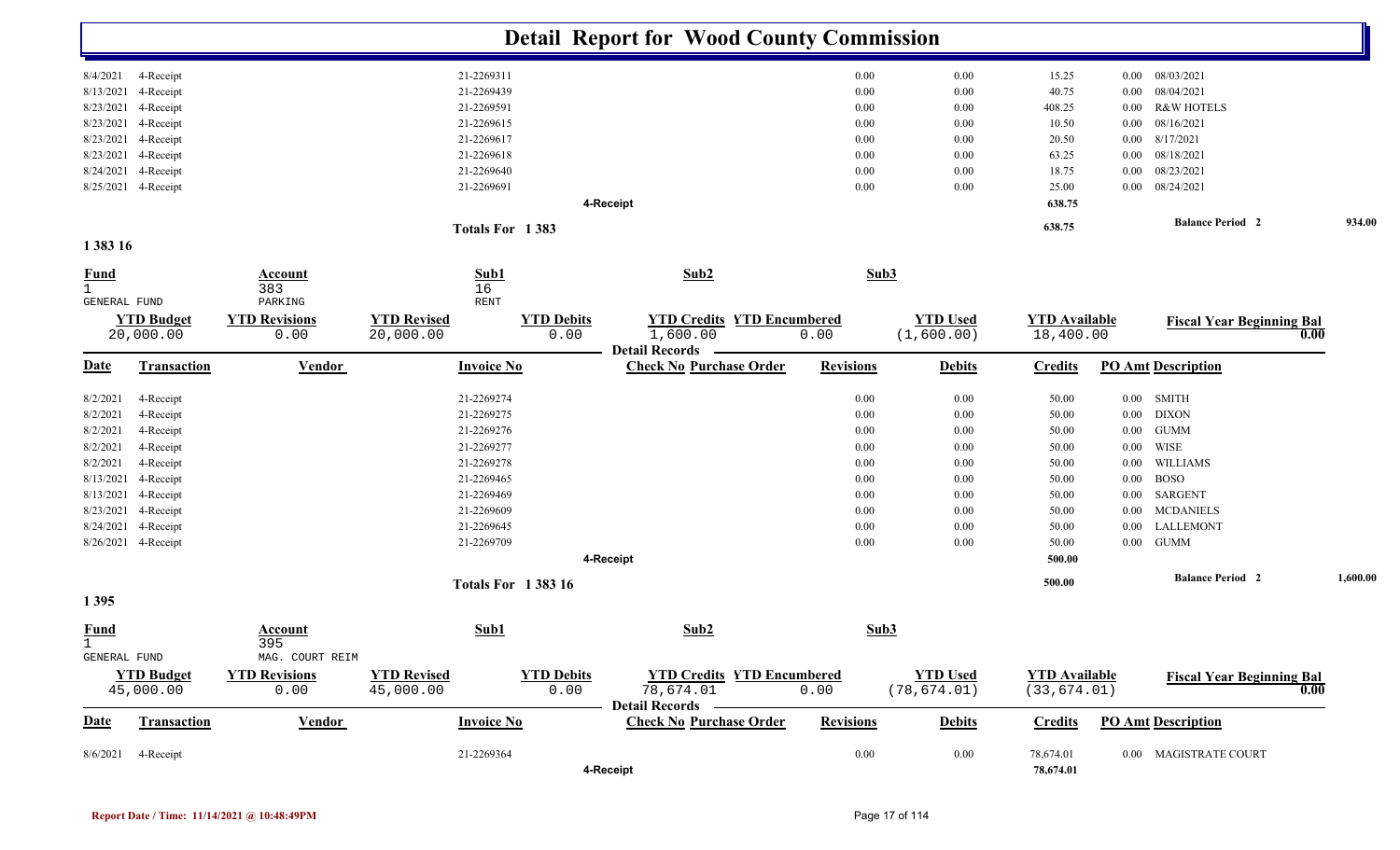# Detail Report for Wood County Commission

| Date | Transaction | Vendor | Invoice No | Check No | Purchase Order | Revisions | Debits | Credits | PO Amt | Description |
|---|---|---|---|---|---|---|---|---|---|---|
| 8/4/2021 | 4-Receipt | | 21-2269311 | | | 0.00 | 0.00 | 15.25 | 0.00 | 08/03/2021 |
| 8/13/2021 | 4-Receipt | | 21-2269439 | | | 0.00 | 0.00 | 40.75 | 0.00 | 08/04/2021 |
| 8/23/2021 | 4-Receipt | | 21-2269591 | | | 0.00 | 0.00 | 408.25 | 0.00 | R&W HOTELS |
| 8/23/2021 | 4-Receipt | | 21-2269615 | | | 0.00 | 0.00 | 10.50 | 0.00 | 08/16/2021 |
| 8/23/2021 | 4-Receipt | | 21-2269617 | | | 0.00 | 0.00 | 20.50 | 0.00 | 8/17/2021 |
| 8/23/2021 | 4-Receipt | | 21-2269618 | | | 0.00 | 0.00 | 63.25 | 0.00 | 08/18/2021 |
| 8/24/2021 | 4-Receipt | | 21-2269640 | | | 0.00 | 0.00 | 18.75 | 0.00 | 08/23/2021 |
| 8/25/2021 | 4-Receipt | | 21-2269691 | | | 0.00 | 0.00 | 25.00 | 0.00 | 08/24/2021 |
| | | | | 4-Receipt | | | | 638.75 | | |

Totals For 1 383 — 638.75 — Balance Period 2: 934.00

## 1 383 16

| Fund | Account | Sub1 | Sub2 | Sub3 |
|---|---|---|---|---|
| 1 GENERAL FUND | 383 PARKING | 16 RENT | | |

| YTD Budget | YTD Revisions | YTD Revised | YTD Debits | YTD Credits | YTD Encumbered | YTD Used | YTD Available | Fiscal Year Beginning Bal |
|---|---|---|---|---|---|---|---|---|
| 20,000.00 | 0.00 | 20,000.00 | 0.00 | 1,600.00 | 0.00 | (1,600.00) | 18,400.00 | 0.00 |

Detail Records

| Date | Transaction | Vendor | Invoice No | Check No | Purchase Order | Revisions | Debits | Credits | PO Amt | Description |
|---|---|---|---|---|---|---|---|---|---|---|
| 8/2/2021 | 4-Receipt | | 21-2269274 | | | 0.00 | 0.00 | 50.00 | 0.00 | SMITH |
| 8/2/2021 | 4-Receipt | | 21-2269275 | | | 0.00 | 0.00 | 50.00 | 0.00 | DIXON |
| 8/2/2021 | 4-Receipt | | 21-2269276 | | | 0.00 | 0.00 | 50.00 | 0.00 | GUMM |
| 8/2/2021 | 4-Receipt | | 21-2269277 | | | 0.00 | 0.00 | 50.00 | 0.00 | WISE |
| 8/2/2021 | 4-Receipt | | 21-2269278 | | | 0.00 | 0.00 | 50.00 | 0.00 | WILLIAMS |
| 8/13/2021 | 4-Receipt | | 21-2269465 | | | 0.00 | 0.00 | 50.00 | 0.00 | BOSO |
| 8/13/2021 | 4-Receipt | | 21-2269469 | | | 0.00 | 0.00 | 50.00 | 0.00 | SARGENT |
| 8/23/2021 | 4-Receipt | | 21-2269609 | | | 0.00 | 0.00 | 50.00 | 0.00 | MCDANIELS |
| 8/24/2021 | 4-Receipt | | 21-2269645 | | | 0.00 | 0.00 | 50.00 | 0.00 | LALLEMONT |
| 8/26/2021 | 4-Receipt | | 21-2269709 | | | 0.00 | 0.00 | 50.00 | 0.00 | GUMM |
| | | | | 4-Receipt | | | | 500.00 | | |

Totals For 1 383 16 — 500.00 — Balance Period 2: 1,600.00

## 1 395

| Fund | Account | Sub1 | Sub2 | Sub3 |
|---|---|---|---|---|
| 1 GENERAL FUND | 395 MAG. COURT REIM | | | |

| YTD Budget | YTD Revisions | YTD Revised | YTD Debits | YTD Credits | YTD Encumbered | YTD Used | YTD Available | Fiscal Year Beginning Bal |
|---|---|---|---|---|---|---|---|---|
| 45,000.00 | 0.00 | 45,000.00 | 0.00 | 78,674.01 | 0.00 | (78,674.01) | (33,674.01) | 0.00 |

Detail Records

| Date | Transaction | Vendor | Invoice No | Check No | Purchase Order | Revisions | Debits | Credits | PO Amt | Description |
|---|---|---|---|---|---|---|---|---|---|---|
| 8/6/2021 | 4-Receipt | | 21-2269364 | | | 0.00 | 0.00 | 78,674.01 | 0.00 | MAGISTRATE COURT |
| | | | | 4-Receipt | | | | 78,674.01 | | |

Report Date / Time: 11/14/2021 @ 10:48:49PM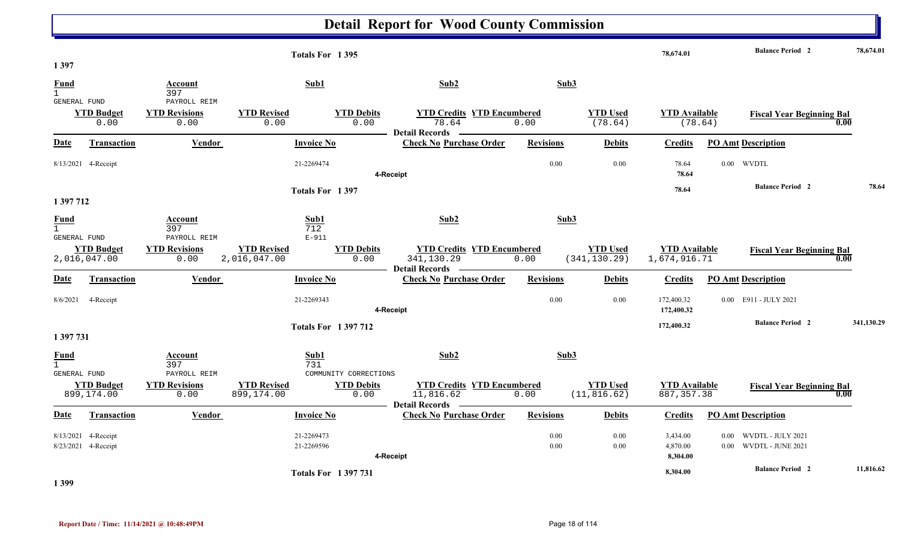# Detail Report for Wood County Commission

| | | | | |
|---|---|---|---|---|
| Totals For 1 395 | | 78,674.01 | Balance Period 2 | 78,674.01 |

## 1 397

| Fund | Account | Sub1 | Sub2 | Sub3 |
|---|---|---|---|---|
| 1 GENERAL FUND | 397 PAYROLL REIM | | | |

| YTD Budget | YTD Revisions | YTD Revised | YTD Debits | YTD Credits | YTD Encumbered | YTD Used | YTD Available | Fiscal Year Beginning Bal |
|---|---|---|---|---|---|---|---|---|
| 0.00 | 0.00 | 0.00 | 0.00 | 78.64 | 0.00 | (78.64) | (78.64) | 0.00 |

**Detail Records**

| Date | Transaction | Vendor | Invoice No | Check No | Purchase Order | Revisions | Debits | Credits | PO Amt | Description |
|---|---|---|---|---|---|---|---|---|---|---|
| 8/13/2021 | 4-Receipt | | 21-2269474 | | | 0.00 | 0.00 | 78.64 | 0.00 | WVDTL |
| | 4-Receipt | | | | | | | 78.64 | | |
| | Totals For 1 397 | | | | | | | 78.64 | | Balance Period 2 78.64 |

## 1 397 712

| Fund | Account | Sub1 | Sub2 | Sub3 |
|---|---|---|---|---|
| 1 GENERAL FUND | 397 PAYROLL REIM | 712 E-911 | | |

| YTD Budget | YTD Revisions | YTD Revised | YTD Debits | YTD Credits | YTD Encumbered | YTD Used | YTD Available | Fiscal Year Beginning Bal |
|---|---|---|---|---|---|---|---|---|
| 2,016,047.00 | 0.00 | 2,016,047.00 | 0.00 | 341,130.29 | 0.00 | (341,130.29) | 1,674,916.71 | 0.00 |

**Detail Records**

| Date | Transaction | Vendor | Invoice No | Check No | Purchase Order | Revisions | Debits | Credits | PO Amt | Description |
|---|---|---|---|---|---|---|---|---|---|---|
| 8/6/2021 | 4-Receipt | | 21-2269343 | | | 0.00 | 0.00 | 172,400.32 | 0.00 | E911 - JULY 2021 |
| | 4-Receipt | | | | | | | 172,400.32 | | |
| | Totals For 1 397 712 | | | | | | | 172,400.32 | | Balance Period 2 341,130.29 |

## 1 397 731

| Fund | Account | Sub1 | Sub2 | Sub3 |
|---|---|---|---|---|
| 1 GENERAL FUND | 397 PAYROLL REIM | 731 COMMUNITY CORRECTIONS | | |

| YTD Budget | YTD Revisions | YTD Revised | YTD Debits | YTD Credits | YTD Encumbered | YTD Used | YTD Available | Fiscal Year Beginning Bal |
|---|---|---|---|---|---|---|---|---|
| 899,174.00 | 0.00 | 899,174.00 | 0.00 | 11,816.62 | 0.00 | (11,816.62) | 887,357.38 | 0.00 |

**Detail Records**

| Date | Transaction | Vendor | Invoice No | Check No | Purchase Order | Revisions | Debits | Credits | PO Amt | Description |
|---|---|---|---|---|---|---|---|---|---|---|
| 8/13/2021 | 4-Receipt | | 21-2269473 | | | 0.00 | 0.00 | 3,434.00 | 0.00 | WVDTL - JULY 2021 |
| 8/23/2021 | 4-Receipt | | 21-2269596 | | | 0.00 | 0.00 | 4,870.00 | 0.00 | WVDTL - JUNE 2021 |
| | 4-Receipt | | | | | | | 8,304.00 | | |
| | Totals For 1 397 731 | | | | | | | 8,304.00 | | Balance Period 2 11,816.62 |

## 1 399

Report Date / Time: 11/14/2021 @ 10:48:49PM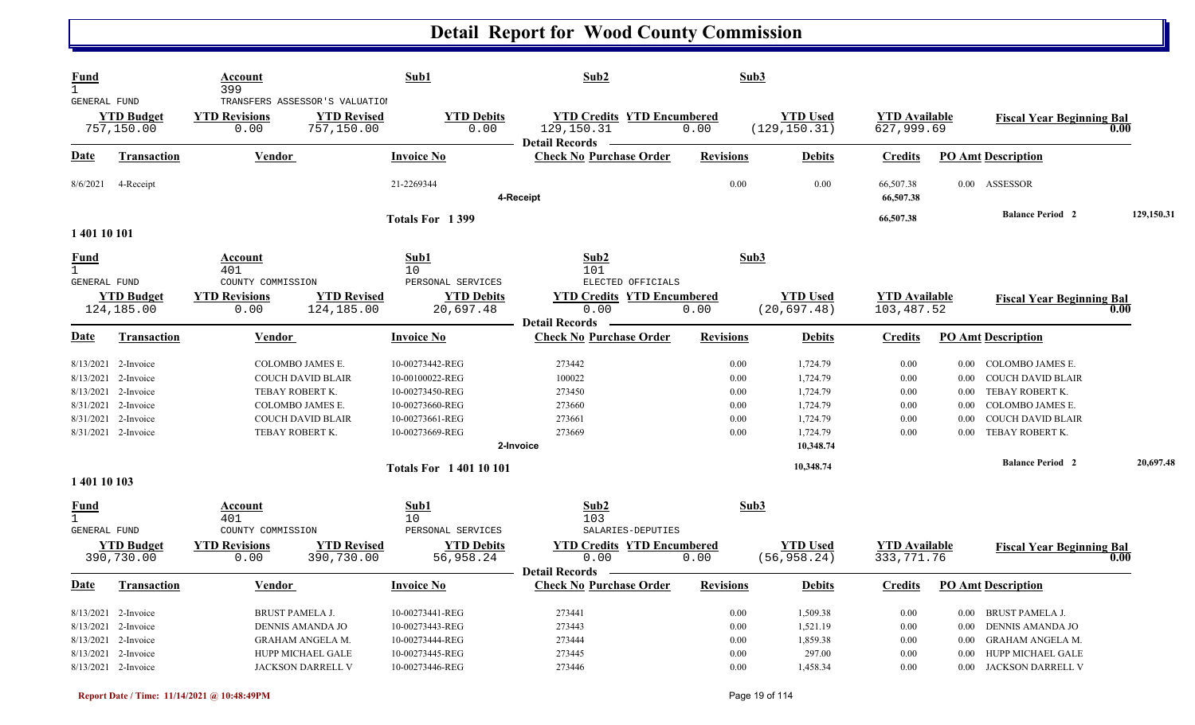# Detail Report for Wood County Commission

| Fund | Account | Sub1 | Sub2 | Sub3 |
|---|---|---|---|---|
| 1 | 399 | | | |
| GENERAL FUND | TRANSFERS ASSESSOR'S VALUATIOI | | | |

| YTD Budget | YTD Revisions | YTD Revised | YTD Debits | YTD Credits | YTD Encumbered | YTD Used | YTD Available | Fiscal Year Beginning Bal |
|---|---|---|---|---|---|---|---|---|
| 757,150.00 | 0.00 | 757,150.00 | 0.00 | 129,150.31 | 0.00 | (129,150.31) | 627,999.69 | 0.00 |

**Detail Records**

| Date | Transaction | Vendor | Invoice No | Check No | Purchase Order | Revisions | Debits | Credits | PO Amt | Description |
|---|---|---|---|---|---|---|---|---|---|---|
| 8/6/2021 | 4-Receipt | | 21-2269344 | | | 0.00 | 0.00 | 66,507.38 | 0.00 | ASSESSOR |
| | | | | 4-Receipt | | | | 66,507.38 | | |
| | | | Totals For 1 399 | | | | | 66,507.38 | | Balance Period 2 129,150.31 |

## 1 401 10 101

| Fund | Account | Sub1 | Sub2 | Sub3 |
|---|---|---|---|---|
| 1 | 401 | 10 | 101 | |
| GENERAL FUND | COUNTY COMMISSION | PERSONAL SERVICES | ELECTED OFFICIALS | |

| YTD Budget | YTD Revisions | YTD Revised | YTD Debits | YTD Credits | YTD Encumbered | YTD Used | YTD Available | Fiscal Year Beginning Bal |
|---|---|---|---|---|---|---|---|---|
| 124,185.00 | 0.00 | 124,185.00 | 20,697.48 | 0.00 | 0.00 | (20,697.48) | 103,487.52 | 0.00 |

**Detail Records**

| Date | Transaction | Vendor | Invoice No | Check No | Purchase Order | Revisions | Debits | Credits | PO Amt | Description |
|---|---|---|---|---|---|---|---|---|---|---|
| 8/13/2021 | 2-Invoice | COLOMBO JAMES E. | 10-00273442-REG | 273442 | | 0.00 | 1,724.79 | 0.00 | 0.00 | COLOMBO JAMES E. |
| 8/13/2021 | 2-Invoice | COUCH DAVID BLAIR | 10-00100022-REG | 100022 | | 0.00 | 1,724.79 | 0.00 | 0.00 | COUCH DAVID BLAIR |
| 8/13/2021 | 2-Invoice | TEBAY ROBERT K. | 10-00273450-REG | 273450 | | 0.00 | 1,724.79 | 0.00 | 0.00 | TEBAY ROBERT K. |
| 8/31/2021 | 2-Invoice | COLOMBO JAMES E. | 10-00273660-REG | 273660 | | 0.00 | 1,724.79 | 0.00 | 0.00 | COLOMBO JAMES E. |
| 8/31/2021 | 2-Invoice | COUCH DAVID BLAIR | 10-00273661-REG | 273661 | | 0.00 | 1,724.79 | 0.00 | 0.00 | COUCH DAVID BLAIR |
| 8/31/2021 | 2-Invoice | TEBAY ROBERT K. | 10-00273669-REG | 273669 | | 0.00 | 1,724.79 | 0.00 | 0.00 | TEBAY ROBERT K. |
| | | | | 2-Invoice | | | 10,348.74 | | | |
| | | | Totals For 1 401 10 101 | | | | 10,348.74 | | | Balance Period 2 20,697.48 |

## 1 401 10 103

| Fund | Account | Sub1 | Sub2 | Sub3 |
|---|---|---|---|---|
| 1 | 401 | 10 | 103 | |
| GENERAL FUND | COUNTY COMMISSION | PERSONAL SERVICES | SALARIES-DEPUTIES | |

| YTD Budget | YTD Revisions | YTD Revised | YTD Debits | YTD Credits | YTD Encumbered | YTD Used | YTD Available | Fiscal Year Beginning Bal |
|---|---|---|---|---|---|---|---|---|
| 390,730.00 | 0.00 | 390,730.00 | 56,958.24 | 0.00 | 0.00 | (56,958.24) | 333,771.76 | 0.00 |

**Detail Records**

| Date | Transaction | Vendor | Invoice No | Check No | Purchase Order | Revisions | Debits | Credits | PO Amt | Description |
|---|---|---|---|---|---|---|---|---|---|---|
| 8/13/2021 | 2-Invoice | BRUST PAMELA J. | 10-00273441-REG | 273441 | | 0.00 | 1,509.38 | 0.00 | 0.00 | BRUST PAMELA J. |
| 8/13/2021 | 2-Invoice | DENNIS AMANDA JO | 10-00273443-REG | 273443 | | 0.00 | 1,521.19 | 0.00 | 0.00 | DENNIS AMANDA JO |
| 8/13/2021 | 2-Invoice | GRAHAM ANGELA M. | 10-00273444-REG | 273444 | | 0.00 | 1,859.38 | 0.00 | 0.00 | GRAHAM ANGELA M. |
| 8/13/2021 | 2-Invoice | HUPP MICHAEL GALE | 10-00273445-REG | 273445 | | 0.00 | 297.00 | 0.00 | 0.00 | HUPP MICHAEL GALE |
| 8/13/2021 | 2-Invoice | JACKSON DARRELL V | 10-00273446-REG | 273446 | | 0.00 | 1,458.34 | 0.00 | 0.00 | JACKSON DARRELL V |

Report Date / Time: 11/14/2021 @ 10:48:49PM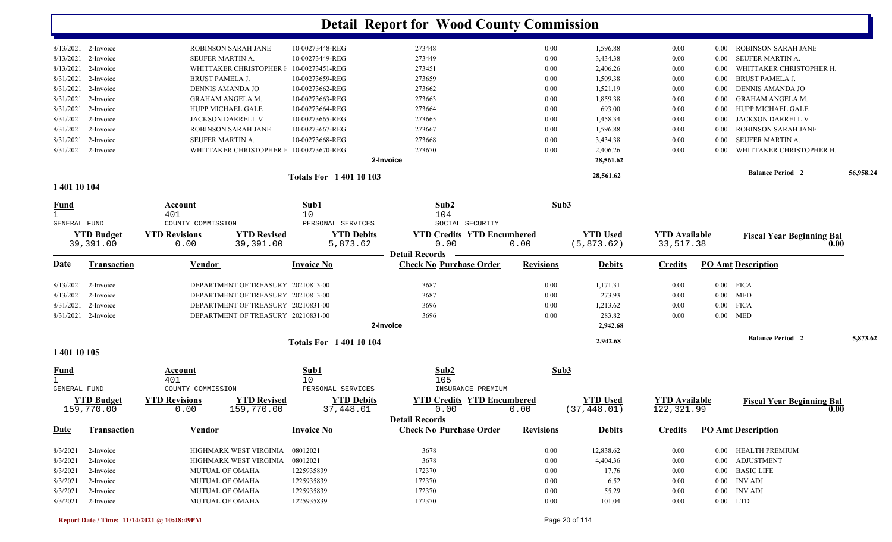# Detail Report for Wood County Commission

| Date | Transaction | Vendor | Invoice No | Check No Purchase Order | Revisions | Debits | Credits | PO Amt Description |
|---|---|---|---|---|---|---|---|---|
| 8/13/2021 | 2-Invoice | ROBINSON SARAH JANE | 10-00273448-REG | 273448 | 0.00 | 1,596.88 | 0.00 | 0.00 ROBINSON SARAH JANE |
| 8/13/2021 | 2-Invoice | SEUFER MARTIN A. | 10-00273449-REG | 273449 | 0.00 | 3,434.38 | 0.00 | 0.00 SEUFER MARTIN A. |
| 8/13/2021 | 2-Invoice | WHITTAKER CHRISTOPHER H | 10-00273451-REG | 273451 | 0.00 | 2,406.26 | 0.00 | 0.00 WHITTAKER CHRISTOPHER H. |
| 8/31/2021 | 2-Invoice | BRUST PAMELA J. | 10-00273659-REG | 273659 | 0.00 | 1,509.38 | 0.00 | 0.00 BRUST PAMELA J. |
| 8/31/2021 | 2-Invoice | DENNIS AMANDA JO | 10-00273662-REG | 273662 | 0.00 | 1,521.19 | 0.00 | 0.00 DENNIS AMANDA JO |
| 8/31/2021 | 2-Invoice | GRAHAM ANGELA M. | 10-00273663-REG | 273663 | 0.00 | 1,859.38 | 0.00 | 0.00 GRAHAM ANGELA M. |
| 8/31/2021 | 2-Invoice | HUPP MICHAEL GALE | 10-00273664-REG | 273664 | 0.00 | 693.00 | 0.00 | 0.00 HUPP MICHAEL GALE |
| 8/31/2021 | 2-Invoice | JACKSON DARRELL V | 10-00273665-REG | 273665 | 0.00 | 1,458.34 | 0.00 | 0.00 JACKSON DARRELL V |
| 8/31/2021 | 2-Invoice | ROBINSON SARAH JANE | 10-00273667-REG | 273667 | 0.00 | 1,596.88 | 0.00 | 0.00 ROBINSON SARAH JANE |
| 8/31/2021 | 2-Invoice | SEUFER MARTIN A. | 10-00273668-REG | 273668 | 0.00 | 3,434.38 | 0.00 | 0.00 SEUFER MARTIN A. |
| 8/31/2021 | 2-Invoice | WHITTAKER CHRISTOPHER H | 10-00273670-REG | 273670 | 0.00 | 2,406.26 | 0.00 | 0.00 WHITTAKER CHRISTOPHER H. |
| | | | | 2-Invoice | | 28,561.62 | | |

**Totals For 1 401 10 103** — 28,561.62 — **Balance Period 2** 56,958.24

## 1 401 10 104

| Fund | Account | Sub1 | Sub2 | Sub3 |
|---|---|---|---|---|
| 1 GENERAL FUND | 401 COUNTY COMMISSION | 10 PERSONAL SERVICES | 104 SOCIAL SECURITY | |

| YTD Budget | YTD Revisions | YTD Revised | YTD Debits | YTD Credits | YTD Encumbered | YTD Used | YTD Available | Fiscal Year Beginning Bal |
|---|---|---|---|---|---|---|---|---|
| 39,391.00 | 0.00 | 39,391.00 | 5,873.62 | 0.00 | 0.00 | (5,873.62) | 33,517.38 | 0.00 |

**Detail Records**

| Date | Transaction | Vendor | Invoice No | Check No Purchase Order | Revisions | Debits | Credits | PO Amt Description |
|---|---|---|---|---|---|---|---|---|
| 8/13/2021 | 2-Invoice | DEPARTMENT OF TREASURY | 20210813-00 | 3687 | 0.00 | 1,171.31 | 0.00 | 0.00 FICA |
| 8/13/2021 | 2-Invoice | DEPARTMENT OF TREASURY | 20210813-00 | 3687 | 0.00 | 273.93 | 0.00 | 0.00 MED |
| 8/31/2021 | 2-Invoice | DEPARTMENT OF TREASURY | 20210831-00 | 3696 | 0.00 | 1,213.62 | 0.00 | 0.00 FICA |
| 8/31/2021 | 2-Invoice | DEPARTMENT OF TREASURY | 20210831-00 | 3696 | 0.00 | 283.82 | 0.00 | 0.00 MED |
| | | | | 2-Invoice | | 2,942.68 | | |

**Totals For 1 401 10 104** — 2,942.68 — **Balance Period 2** 5,873.62

## 1 401 10 105

| Fund | Account | Sub1 | Sub2 | Sub3 |
|---|---|---|---|---|
| 1 GENERAL FUND | 401 COUNTY COMMISSION | 10 PERSONAL SERVICES | 105 INSURANCE PREMIUM | |

| YTD Budget | YTD Revisions | YTD Revised | YTD Debits | YTD Credits | YTD Encumbered | YTD Used | YTD Available | Fiscal Year Beginning Bal |
|---|---|---|---|---|---|---|---|---|
| 159,770.00 | 0.00 | 159,770.00 | 37,448.01 | 0.00 | 0.00 | (37,448.01) | 122,321.99 | 0.00 |

**Detail Records**

| Date | Transaction | Vendor | Invoice No | Check No Purchase Order | Revisions | Debits | Credits | PO Amt Description |
|---|---|---|---|---|---|---|---|---|
| 8/3/2021 | 2-Invoice | HIGHMARK WEST VIRGINIA | 08012021 | 3678 | 0.00 | 12,838.62 | 0.00 | 0.00 HEALTH PREMIUM |
| 8/3/2021 | 2-Invoice | HIGHMARK WEST VIRGINIA | 08012021 | 3678 | 0.00 | 4,404.36 | 0.00 | 0.00 ADJUSTMENT |
| 8/3/2021 | 2-Invoice | MUTUAL OF OMAHA | 1225935839 | 172370 | 0.00 | 17.76 | 0.00 | 0.00 BASIC LIFE |
| 8/3/2021 | 2-Invoice | MUTUAL OF OMAHA | 1225935839 | 172370 | 0.00 | 6.52 | 0.00 | 0.00 INV ADJ |
| 8/3/2021 | 2-Invoice | MUTUAL OF OMAHA | 1225935839 | 172370 | 0.00 | 55.29 | 0.00 | 0.00 INV ADJ |
| 8/3/2021 | 2-Invoice | MUTUAL OF OMAHA | 1225935839 | 172370 | 0.00 | 101.04 | 0.00 | 0.00 LTD |

Report Date / Time: 11/14/2021 @ 10:48:49PM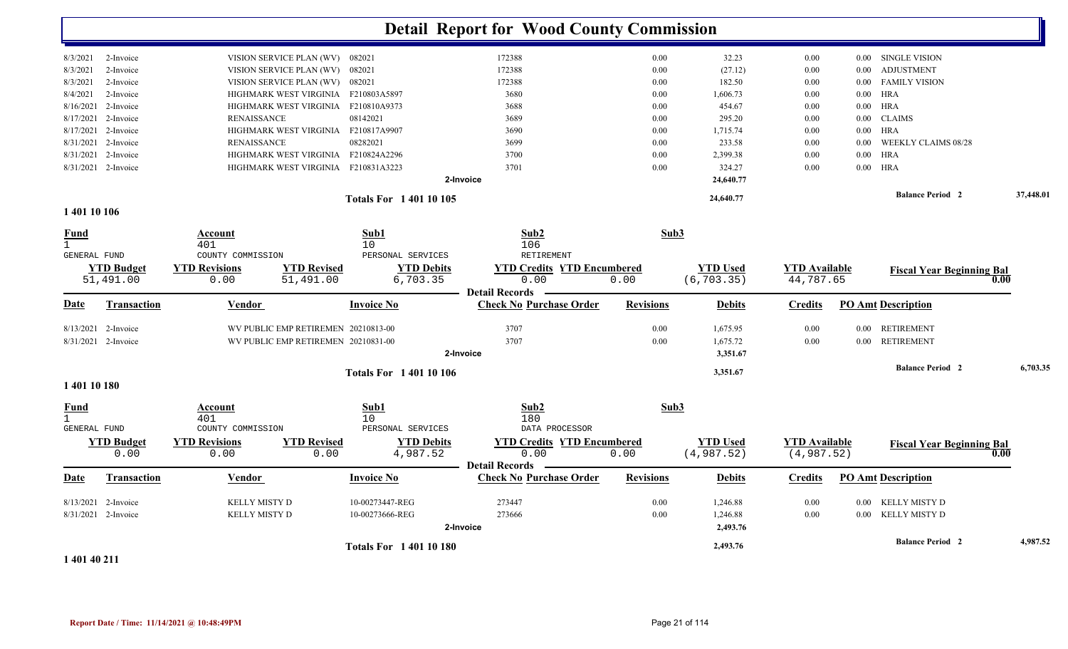# Detail Report for Wood County Commission

| Date | Transaction | Vendor | Invoice No | Check No | Purchase Order | Revisions | Debits | Credits | PO Amt | Description |
|---|---|---|---|---|---|---|---|---|---|---|
| 8/3/2021 | 2-Invoice | VISION SERVICE PLAN (WV) | 082021 | 172388 | | 0.00 | 32.23 | 0.00 | 0.00 | SINGLE VISION |
| 8/3/2021 | 2-Invoice | VISION SERVICE PLAN (WV) | 082021 | 172388 | | 0.00 | (27.12) | 0.00 | 0.00 | ADJUSTMENT |
| 8/3/2021 | 2-Invoice | VISION SERVICE PLAN (WV) | 082021 | 172388 | | 0.00 | 182.50 | 0.00 | 0.00 | FAMILY VISION |
| 8/4/2021 | 2-Invoice | HIGHMARK WEST VIRGINIA | F210803A5897 | 3680 | | 0.00 | 1,606.73 | 0.00 | 0.00 | HRA |
| 8/16/2021 | 2-Invoice | HIGHMARK WEST VIRGINIA | F210810A9373 | 3688 | | 0.00 | 454.67 | 0.00 | 0.00 | HRA |
| 8/17/2021 | 2-Invoice | RENAISSANCE | 08142021 | 3689 | | 0.00 | 295.20 | 0.00 | 0.00 | CLAIMS |
| 8/17/2021 | 2-Invoice | HIGHMARK WEST VIRGINIA | F210817A9907 | 3690 | | 0.00 | 1,715.74 | 0.00 | 0.00 | HRA |
| 8/31/2021 | 2-Invoice | RENAISSANCE | 08282021 | 3699 | | 0.00 | 233.58 | 0.00 | 0.00 | WEEKLY CLAIMS 08/28 |
| 8/31/2021 | 2-Invoice | HIGHMARK WEST VIRGINIA | F210824A2296 | 3700 | | 0.00 | 2,399.38 | 0.00 | 0.00 | HRA |
| 8/31/2021 | 2-Invoice | HIGHMARK WEST VIRGINIA | F210831A3223 | 3701 | | 0.00 | 324.27 | 0.00 | 0.00 | HRA |
| | | | | **2-Invoice** | | | **24,640.77** | | | |

**Totals For 1 401 10 105** — 24,640.77 — **Balance Period 2** 37,448.01

## 1 401 10 106

| Fund | Account | Sub1 | Sub2 | Sub3 |
|---|---|---|---|---|
| 1 | 401 | 10 | 106 | |
| GENERAL FUND | COUNTY COMMISSION | PERSONAL SERVICES | RETIREMENT | |

| YTD Budget | YTD Revisions | YTD Revised | YTD Debits | YTD Credits | YTD Encumbered | YTD Used | YTD Available | Fiscal Year Beginning Bal |
|---|---|---|---|---|---|---|---|---|
| 51,491.00 | 0.00 | 51,491.00 | 6,703.35 | 0.00 | 0.00 | (6,703.35) | 44,787.65 | 0.00 |

**Detail Records**

| Date | Transaction | Vendor | Invoice No | Check No | Purchase Order | Revisions | Debits | Credits | PO Amt | Description |
|---|---|---|---|---|---|---|---|---|---|---|
| 8/13/2021 | 2-Invoice | WV PUBLIC EMP RETIREMEN | 20210813-00 | 3707 | | 0.00 | 1,675.95 | 0.00 | 0.00 | RETIREMENT |
| 8/31/2021 | 2-Invoice | WV PUBLIC EMP RETIREMEN | 20210831-00 | 3707 | | 0.00 | 1,675.72 | 0.00 | 0.00 | RETIREMENT |
| | | | | **2-Invoice** | | | **3,351.67** | | | |

**Totals For 1 401 10 106** — 3,351.67 — **Balance Period 2** 6,703.35

## 1 401 10 180

| Fund | Account | Sub1 | Sub2 | Sub3 |
|---|---|---|---|---|
| 1 | 401 | 10 | 180 | |
| GENERAL FUND | COUNTY COMMISSION | PERSONAL SERVICES | DATA PROCESSOR | |

| YTD Budget | YTD Revisions | YTD Revised | YTD Debits | YTD Credits | YTD Encumbered | YTD Used | YTD Available | Fiscal Year Beginning Bal |
|---|---|---|---|---|---|---|---|---|
| 0.00 | 0.00 | 0.00 | 4,987.52 | 0.00 | 0.00 | (4,987.52) | (4,987.52) | 0.00 |

**Detail Records**

| Date | Transaction | Vendor | Invoice No | Check No | Purchase Order | Revisions | Debits | Credits | PO Amt | Description |
|---|---|---|---|---|---|---|---|---|---|---|
| 8/13/2021 | 2-Invoice | KELLY MISTY D | 10-00273447-REG | 273447 | | 0.00 | 1,246.88 | 0.00 | 0.00 | KELLY MISTY D |
| 8/31/2021 | 2-Invoice | KELLY MISTY D | 10-00273666-REG | 273666 | | 0.00 | 1,246.88 | 0.00 | 0.00 | KELLY MISTY D |
| | | | | **2-Invoice** | | | **2,493.76** | | | |

**Totals For 1 401 10 180** — 2,493.76 — **Balance Period 2** 4,987.52

## 1 401 40 211

Report Date / Time: 11/14/2021 @ 10:48:49PM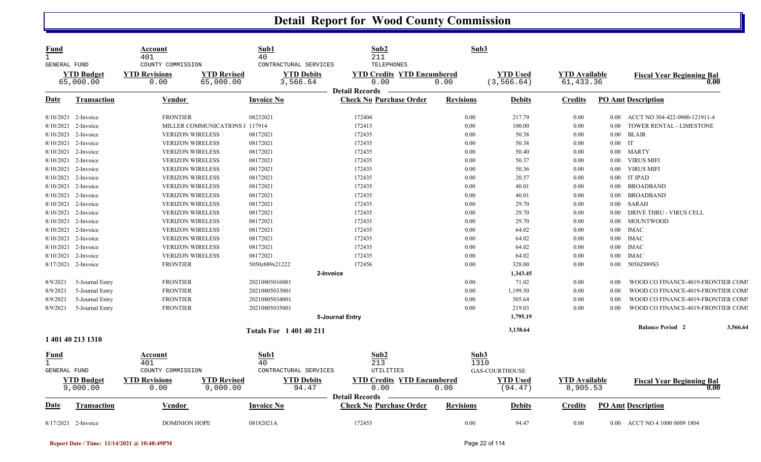# Detail Report for Wood County Commission

| Fund | Account | Sub1 | Sub2 | Sub3 | | |
|---|---|---|---|---|---|---|
| 1 | 401 | 40 | 211 | | | |
| GENERAL FUND | COUNTY COMMISSION | CONTRACTURAL SERVICES | TELEPHONES | | | |

| YTD Budget | YTD Revisions | YTD Revised | YTD Debits | YTD Credits | YTD Encumbered | YTD Used | YTD Available | Fiscal Year Beginning Bal |
|---|---|---|---|---|---|---|---|---|
| 65,000.00 | 0.00 | 65,000.00 | 3,566.64 | 0.00 | 0.00 | (3,566.64) | 61,433.36 | 0.00 |

Detail Records

| Date | Transaction | Vendor | Invoice No | Check No | Purchase Order | Revisions | Debits | Credits | PO Amt | Description |
|---|---|---|---|---|---|---|---|---|---|---|
| 8/10/2021 | 2-Invoice | FRONTIER | 08232021 | 172404 | | 0.00 | 217.79 | 0.00 | 0.00 | ACCT NO 304-422-0900-121911-4 |
| 8/10/2021 | 2-Invoice | MILLER COMMUNICATIONS I | 117914 | 172413 | | 0.00 | 100.00 | 0.00 | 0.00 | TOWER RENTAL - LIMESTONE |
| 8/10/2021 | 2-Invoice | VERIZON WIRELESS | 08172021 | 172435 | | 0.00 | 50.38 | 0.00 | 0.00 | BLAIR |
| 8/10/2021 | 2-Invoice | VERIZON WIRELESS | 08172021 | 172435 | | 0.00 | 50.38 | 0.00 | 0.00 | IT |
| 8/10/2021 | 2-Invoice | VERIZON WIRELESS | 08172021 | 172435 | | 0.00 | 50.40 | 0.00 | 0.00 | MARTY |
| 8/10/2021 | 2-Invoice | VERIZON WIRELESS | 08172021 | 172435 | | 0.00 | 50.37 | 0.00 | 0.00 | VIRUS MIFI |
| 8/10/2021 | 2-Invoice | VERIZON WIRELESS | 08172021 | 172435 | | 0.00 | 50.36 | 0.00 | 0.00 | VIRUS MIFI |
| 8/10/2021 | 2-Invoice | VERIZON WIRELESS | 08172021 | 172435 | | 0.00 | 20.57 | 0.00 | 0.00 | IT IPAD |
| 8/10/2021 | 2-Invoice | VERIZON WIRELESS | 08172021 | 172435 | | 0.00 | 40.01 | 0.00 | 0.00 | BROADBAND |
| 8/10/2021 | 2-Invoice | VERIZON WIRELESS | 08172021 | 172435 | | 0.00 | 40.01 | 0.00 | 0.00 | BROADBAND |
| 8/10/2021 | 2-Invoice | VERIZON WIRELESS | 08172021 | 172435 | | 0.00 | 29.70 | 0.00 | 0.00 | SARAH |
| 8/10/2021 | 2-Invoice | VERIZON WIRELESS | 08172021 | 172435 | | 0.00 | 29.70 | 0.00 | 0.00 | DRIVE THRU - VIRUS CELL |
| 8/10/2021 | 2-Invoice | VERIZON WIRELESS | 08172021 | 172435 | | 0.00 | 29.70 | 0.00 | 0.00 | MOUNTWOOD |
| 8/10/2021 | 2-Invoice | VERIZON WIRELESS | 08172021 | 172435 | | 0.00 | 64.02 | 0.00 | 0.00 | IMAC |
| 8/10/2021 | 2-Invoice | VERIZON WIRELESS | 08172021 | 172435 | | 0.00 | 64.02 | 0.00 | 0.00 | IMAC |
| 8/10/2021 | 2-Invoice | VERIZON WIRELESS | 08172021 | 172435 | | 0.00 | 64.02 | 0.00 | 0.00 | IMAC |
| 8/10/2021 | 2-Invoice | VERIZON WIRELESS | 08172021 | 172435 | | 0.00 | 64.02 | 0.00 | 0.00 | IMAC |
| 8/17/2021 | 2-Invoice | FRONTIER | 5050z889s21222 | 172456 | | 0.00 | 328.00 | 0.00 | 0.00 | 5050Z889S3 |
| | | | | 2-Invoice | | | 1,343.45 | | | |
| 8/9/2021 | 5-Journal Entry | FRONTIER | 20210805016001 | | | 0.00 | 71.02 | 0.00 | 0.00 | WOOD CO FINANCE-4019-FRONTIER COMI |
| 8/9/2021 | 5-Journal Entry | FRONTIER | 20210805033001 | | | 0.00 | 1,199.50 | 0.00 | 0.00 | WOOD CO FINANCE-4019-FRONTIER COMI |
| 8/9/2021 | 5-Journal Entry | FRONTIER | 20210805034001 | | | 0.00 | 305.64 | 0.00 | 0.00 | WOOD CO FINANCE-4019-FRONTIER COMI |
| 8/9/2021 | 5-Journal Entry | FRONTIER | 20210805035001 | | | 0.00 | 219.03 | 0.00 | 0.00 | WOOD CO FINANCE-4019-FRONTIER COMI |
| | | | | 5-Journal Entry | | | 1,795.19 | | | |
| | | | Totals For 1 401 40 211 | | | | 3,138.64 | | | Balance Period 2 — 3,566.64 |

## 1 401 40 213 1310

| Fund | Account | Sub1 | Sub2 | Sub3 | | |
|---|---|---|---|---|---|---|
| 1 | 401 | 40 | 213 | 1310 | | |
| GENERAL FUND | COUNTY COMMISSION | CONTRACTURAL SERVICES | UTILITIES | GAS-COURTHOUSE | | |

| YTD Budget | YTD Revisions | YTD Revised | YTD Debits | YTD Credits | YTD Encumbered | YTD Used | YTD Available | Fiscal Year Beginning Bal |
|---|---|---|---|---|---|---|---|---|
| 9,000.00 | 0.00 | 9,000.00 | 94.47 | 0.00 | 0.00 | (94.47) | 8,905.53 | 0.00 |

Detail Records

| Date | Transaction | Vendor | Invoice No | Check No | Purchase Order | Revisions | Debits | Credits | PO Amt | Description |
|---|---|---|---|---|---|---|---|---|---|---|
| 8/17/2021 | 2-Invoice | DOMINION HOPE | 08182021A | 172453 | | 0.00 | 94.47 | 0.00 | 0.00 | ACCT NO 4 1000 0009 1804 |

Report Date / Time: 11/14/2021 @ 10:48:49PM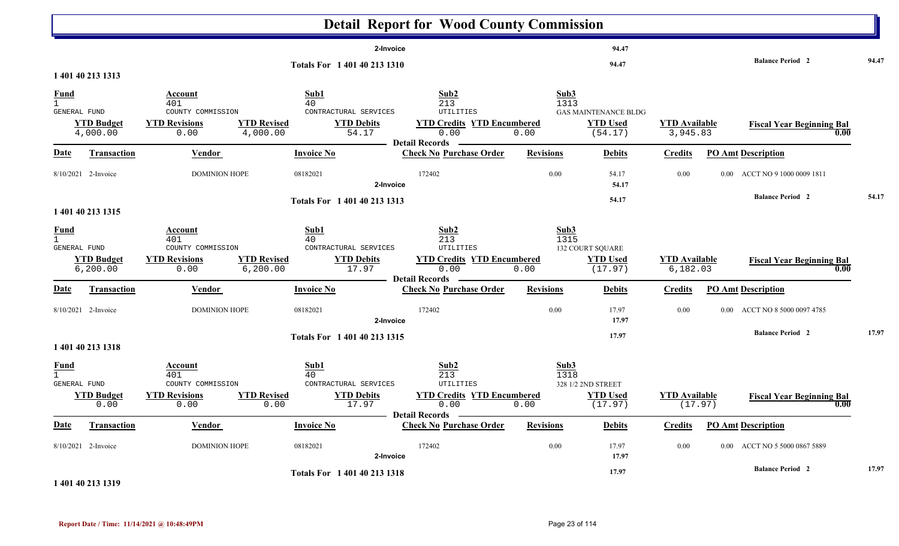# Detail Report for Wood County Commission

| | | | |
|---|---|---|---|
| 2-Invoice | | 94.47 | |
| Totals For 1 401 40 213 1310 | | 94.47 | Balance Period 2 94.47 |

## 1 401 40 213 1313

| Fund | Account | | Sub1 | Sub2 | | Sub3 | | |
|---|---|---|---|---|---|---|---|---|
| 1 | 401 | | 40 | 213 | | 1313 | | |
| GENERAL FUND | COUNTY COMMISSION | | CONTRACTURAL SERVICES | UTILITIES | | GAS MAINTENANCE BLDG | | |
| **YTD Budget** | **YTD Revisions** | **YTD Revised** | **YTD Debits** | **YTD Credits** | **YTD Encumbered** | **YTD Used** | **YTD Available** | **Fiscal Year Beginning Bal** |
| 4,000.00 | 0.00 | 4,000.00 | 54.17 | 0.00 | 0.00 | (54.17) | 3,945.83 | 0.00 |

Detail Records

| Date | Transaction | Vendor | Invoice No | Check No | Purchase Order | Revisions | Debits | Credits | PO Amt | Description |
|---|---|---|---|---|---|---|---|---|---|---|
| 8/10/2021 | 2-Invoice | DOMINION HOPE | 08182021 | 172402 | | 0.00 | 54.17 | 0.00 | 0.00 | ACCT NO 9 1000 0009 1811 |
| | | | 2-Invoice | | | | 54.17 | | | |
| | | | Totals For 1 401 40 213 1313 | | | | 54.17 | | | Balance Period 2 54.17 |

## 1 401 40 213 1315

| Fund | Account | | Sub1 | Sub2 | | Sub3 | | |
|---|---|---|---|---|---|---|---|---|
| 1 | 401 | | 40 | 213 | | 1315 | | |
| GENERAL FUND | COUNTY COMMISSION | | CONTRACTURAL SERVICES | UTILITIES | | 132 COURT SQUARE | | |
| **YTD Budget** | **YTD Revisions** | **YTD Revised** | **YTD Debits** | **YTD Credits** | **YTD Encumbered** | **YTD Used** | **YTD Available** | **Fiscal Year Beginning Bal** |
| 6,200.00 | 0.00 | 6,200.00 | 17.97 | 0.00 | 0.00 | (17.97) | 6,182.03 | 0.00 |

Detail Records

| Date | Transaction | Vendor | Invoice No | Check No | Purchase Order | Revisions | Debits | Credits | PO Amt | Description |
|---|---|---|---|---|---|---|---|---|---|---|
| 8/10/2021 | 2-Invoice | DOMINION HOPE | 08182021 | 172402 | | 0.00 | 17.97 | 0.00 | 0.00 | ACCT NO 8 5000 0097 4785 |
| | | | 2-Invoice | | | | 17.97 | | | |
| | | | Totals For 1 401 40 213 1315 | | | | 17.97 | | | Balance Period 2 17.97 |

## 1 401 40 213 1318

| Fund | Account | | Sub1 | Sub2 | | Sub3 | | |
|---|---|---|---|---|---|---|---|---|
| 1 | 401 | | 40 | 213 | | 1318 | | |
| GENERAL FUND | COUNTY COMMISSION | | CONTRACTURAL SERVICES | UTILITIES | | 328 1/2 2ND STREET | | |
| **YTD Budget** | **YTD Revisions** | **YTD Revised** | **YTD Debits** | **YTD Credits** | **YTD Encumbered** | **YTD Used** | **YTD Available** | **Fiscal Year Beginning Bal** |
| 0.00 | 0.00 | 0.00 | 17.97 | 0.00 | 0.00 | (17.97) | (17.97) | 0.00 |

Detail Records

| Date | Transaction | Vendor | Invoice No | Check No | Purchase Order | Revisions | Debits | Credits | PO Amt | Description |
|---|---|---|---|---|---|---|---|---|---|---|
| 8/10/2021 | 2-Invoice | DOMINION HOPE | 08182021 | 172402 | | 0.00 | 17.97 | 0.00 | 0.00 | ACCT NO 5 5000 0867 5889 |
| | | | 2-Invoice | | | | 17.97 | | | |
| | | | Totals For 1 401 40 213 1318 | | | | 17.97 | | | Balance Period 2 17.97 |

## 1 401 40 213 1319

Report Date / Time: 11/14/2021 @ 10:48:49PM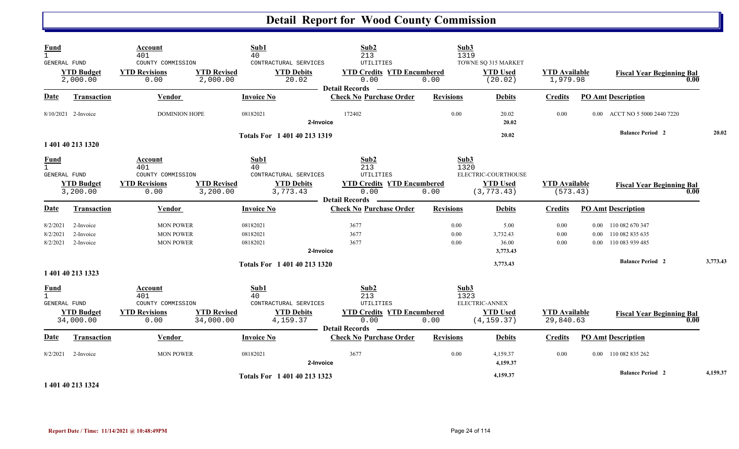# Detail Report for Wood County Commission

| Fund | Account | | Sub1 | Sub2 | | Sub3 | | |
|---|---|---|---|---|---|---|---|---|
| 1 | 401 | | 40 | 213 | | 1319 | | |
| GENERAL FUND | COUNTY COMMISSION | | CONTRACTURAL SERVICES | UTILITIES | | TOWNE SQ 315 MARKET | | |
| **YTD Budget** | **YTD Revisions** | **YTD Revised** | **YTD Debits** | **YTD Credits** | **YTD Encumbered** | **YTD Used** | **YTD Available** | **Fiscal Year Beginning Bal** |
| 2,000.00 | 0.00 | 2,000.00 | 20.02 | 0.00 | 0.00 | (20.02) | 1,979.98 | 0.00 |

**Detail Records**

| Date | Transaction | Vendor | Invoice No | Check No | Purchase Order | Revisions | Debits | Credits | PO Amt | Description |
|---|---|---|---|---|---|---|---|---|---|---|
| 8/10/2021 | 2-Invoice | DOMINION HOPE | 08182021 | 172402 | | 0.00 | 20.02 | 0.00 | 0.00 | ACCT NO 5 5000 2440 7220 |
| | | | 2-Invoice | | | | 20.02 | | | |
| | | | Totals For 1 401 40 213 1319 | | | | 20.02 | | | Balance Period 2 20.02 |

**1 401 40 213 1320**

| Fund | Account | | Sub1 | Sub2 | | Sub3 | | |
|---|---|---|---|---|---|---|---|---|
| 1 | 401 | | 40 | 213 | | 1320 | | |
| GENERAL FUND | COUNTY COMMISSION | | CONTRACTURAL SERVICES | UTILITIES | | ELECTRIC-COURTHOUSE | | |
| **YTD Budget** | **YTD Revisions** | **YTD Revised** | **YTD Debits** | **YTD Credits** | **YTD Encumbered** | **YTD Used** | **YTD Available** | **Fiscal Year Beginning Bal** |
| 3,200.00 | 0.00 | 3,200.00 | 3,773.43 | 0.00 | 0.00 | (3,773.43) | (573.43) | 0.00 |

**Detail Records**

| Date | Transaction | Vendor | Invoice No | Check No | Purchase Order | Revisions | Debits | Credits | PO Amt | Description |
|---|---|---|---|---|---|---|---|---|---|---|
| 8/2/2021 | 2-Invoice | MON POWER | 08182021 | 3677 | | 0.00 | 5.00 | 0.00 | 0.00 | 110 082 670 347 |
| 8/2/2021 | 2-Invoice | MON POWER | 08182021 | 3677 | | 0.00 | 3,732.43 | 0.00 | 0.00 | 110 082 835 635 |
| 8/2/2021 | 2-Invoice | MON POWER | 08182021 | 3677 | | 0.00 | 36.00 | 0.00 | 0.00 | 110 083 939 485 |
| | | | 2-Invoice | | | | 3,773.43 | | | |
| | | | Totals For 1 401 40 213 1320 | | | | 3,773.43 | | | Balance Period 2 3,773.43 |

**1 401 40 213 1323**

| Fund | Account | | Sub1 | Sub2 | | Sub3 | | |
|---|---|---|---|---|---|---|---|---|
| 1 | 401 | | 40 | 213 | | 1323 | | |
| GENERAL FUND | COUNTY COMMISSION | | CONTRACTURAL SERVICES | UTILITIES | | ELECTRIC-ANNEX | | |
| **YTD Budget** | **YTD Revisions** | **YTD Revised** | **YTD Debits** | **YTD Credits** | **YTD Encumbered** | **YTD Used** | **YTD Available** | **Fiscal Year Beginning Bal** |
| 34,000.00 | 0.00 | 34,000.00 | 4,159.37 | 0.00 | 0.00 | (4,159.37) | 29,840.63 | 0.00 |

**Detail Records**

| Date | Transaction | Vendor | Invoice No | Check No | Purchase Order | Revisions | Debits | Credits | PO Amt | Description |
|---|---|---|---|---|---|---|---|---|---|---|
| 8/2/2021 | 2-Invoice | MON POWER | 08182021 | 3677 | | 0.00 | 4,159.37 | 0.00 | 0.00 | 110 082 835 262 |
| | | | 2-Invoice | | | | 4,159.37 | | | |
| | | | Totals For 1 401 40 213 1323 | | | | 4,159.37 | | | Balance Period 2 4,159.37 |

**1 401 40 213 1324**

Report Date / Time: 11/14/2021 @ 10:48:49PM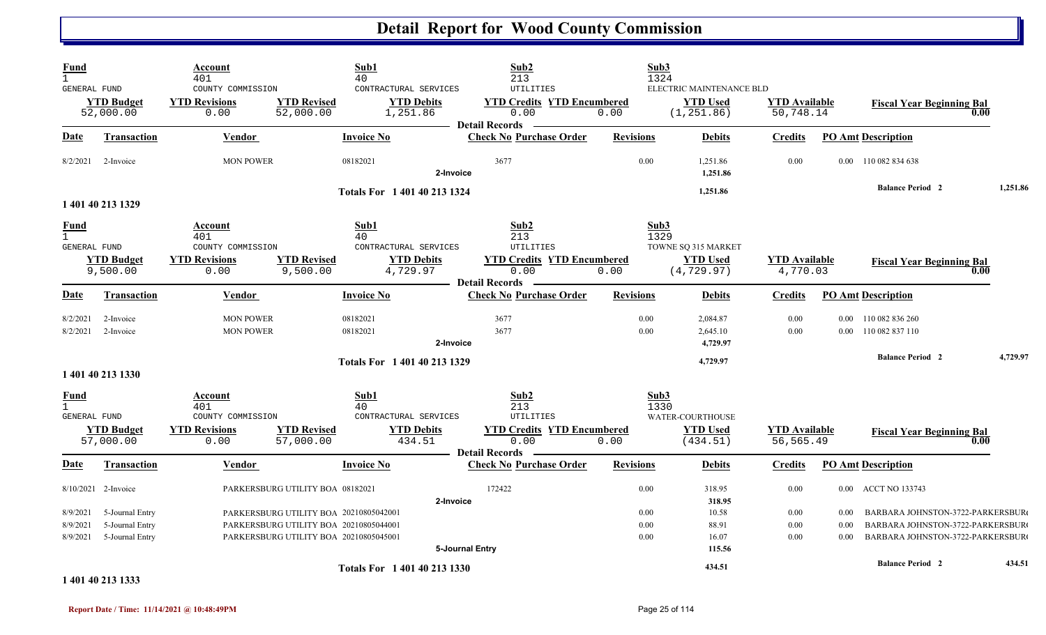# Detail Report for Wood County Commission

| Fund | Account | Sub1 | Sub2 | Sub3 |
|---|---|---|---|---|
| 1 | 401 | 40 | 213 | 1324 |
| GENERAL FUND | COUNTY COMMISSION | CONTRACTURAL SERVICES | UTILITIES | ELECTRIC MAINTENANCE BLD |

| YTD Budget | YTD Revisions | YTD Revised | YTD Debits | YTD Credits | YTD Encumbered | YTD Used | YTD Available | Fiscal Year Beginning Bal |
|---|---|---|---|---|---|---|---|---|
| 52,000.00 | 0.00 | 52,000.00 | 1,251.86 | 0.00 | 0.00 | (1,251.86) | 50,748.14 | 0.00 |

**Detail Records**

| Date | Transaction | Vendor | Invoice No | Check No | Purchase Order | Revisions | Debits | Credits | PO Amt | Description |
|---|---|---|---|---|---|---|---|---|---|---|
| 8/2/2021 | 2-Invoice | MON POWER | 08182021 | 3677 | | 0.00 | 1,251.86 | 0.00 | 0.00 | 110 082 834 638 |
| | | | 2-Invoice | | | | 1,251.86 | | | |
| | | | Totals For 1 401 40 213 1324 | | | | 1,251.86 | | | Balance Period 2 1,251.86 |

**1 401 40 213 1329**

| Fund | Account | Sub1 | Sub2 | Sub3 |
|---|---|---|---|---|
| 1 | 401 | 40 | 213 | 1329 |
| GENERAL FUND | COUNTY COMMISSION | CONTRACTURAL SERVICES | UTILITIES | TOWNE SQ 315 MARKET |

| YTD Budget | YTD Revisions | YTD Revised | YTD Debits | YTD Credits | YTD Encumbered | YTD Used | YTD Available | Fiscal Year Beginning Bal |
|---|---|---|---|---|---|---|---|---|
| 9,500.00 | 0.00 | 9,500.00 | 4,729.97 | 0.00 | 0.00 | (4,729.97) | 4,770.03 | 0.00 |

**Detail Records**

| Date | Transaction | Vendor | Invoice No | Check No | Purchase Order | Revisions | Debits | Credits | PO Amt | Description |
|---|---|---|---|---|---|---|---|---|---|---|
| 8/2/2021 | 2-Invoice | MON POWER | 08182021 | 3677 | | 0.00 | 2,084.87 | 0.00 | 0.00 | 110 082 836 260 |
| 8/2/2021 | 2-Invoice | MON POWER | 08182021 | 3677 | | 0.00 | 2,645.10 | 0.00 | 0.00 | 110 082 837 110 |
| | | | 2-Invoice | | | | 4,729.97 | | | |
| | | | Totals For 1 401 40 213 1329 | | | | 4,729.97 | | | Balance Period 2 4,729.97 |

**1 401 40 213 1330**

| Fund | Account | Sub1 | Sub2 | Sub3 |
|---|---|---|---|---|
| 1 | 401 | 40 | 213 | 1330 |
| GENERAL FUND | COUNTY COMMISSION | CONTRACTURAL SERVICES | UTILITIES | WATER-COURTHOUSE |

| YTD Budget | YTD Revisions | YTD Revised | YTD Debits | YTD Credits | YTD Encumbered | YTD Used | YTD Available | Fiscal Year Beginning Bal |
|---|---|---|---|---|---|---|---|---|
| 57,000.00 | 0.00 | 57,000.00 | 434.51 | 0.00 | 0.00 | (434.51) | 56,565.49 | 0.00 |

**Detail Records**

| Date | Transaction | Vendor | Invoice No | Check No | Purchase Order | Revisions | Debits | Credits | PO Amt | Description |
|---|---|---|---|---|---|---|---|---|---|---|
| 8/10/2021 | 2-Invoice | PARKERSBURG UTILITY BOA | 08182021 | 172422 | | 0.00 | 318.95 | 0.00 | 0.00 | ACCT NO 133743 |
| | | | 2-Invoice | | | | 318.95 | | | |
| 8/9/2021 | 5-Journal Entry | PARKERSBURG UTILITY BOA | 20210805042001 | | | 0.00 | 10.58 | 0.00 | 0.00 | BARBARA JOHNSTON-3722-PARKERSBUR |
| 8/9/2021 | 5-Journal Entry | PARKERSBURG UTILITY BOA | 20210805044001 | | | 0.00 | 88.91 | 0.00 | 0.00 | BARBARA JOHNSTON-3722-PARKERSBUR |
| 8/9/2021 | 5-Journal Entry | PARKERSBURG UTILITY BOA | 20210805045001 | | | 0.00 | 16.07 | 0.00 | 0.00 | BARBARA JOHNSTON-3722-PARKERSBUR |
| | | | 5-Journal Entry | | | | 115.56 | | | |
| | | | Totals For 1 401 40 213 1330 | | | | 434.51 | | | Balance Period 2 434.51 |

**1 401 40 213 1333**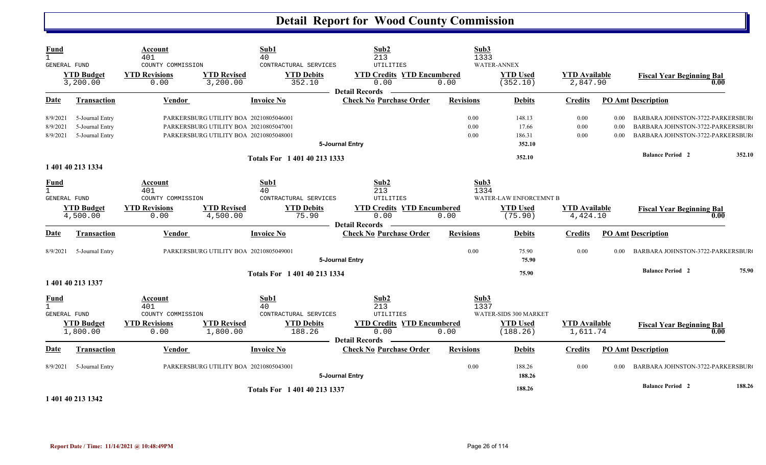# Detail Report for Wood County Commission

| Fund | Account | Sub1 | Sub2 | Sub3 |
|---|---|---|---|---|
| 1 | 401 | 40 | 213 | 1333 |
| GENERAL FUND | COUNTY COMMISSION | CONTRACTURAL SERVICES | UTILITIES | WATER-ANNEX |

| YTD Budget | YTD Revisions | YTD Revised | YTD Debits | YTD Credits | YTD Encumbered | YTD Used | YTD Available | Fiscal Year Beginning Bal |
|---|---|---|---|---|---|---|---|---|
| 3,200.00 | 0.00 | 3,200.00 | 352.10 | 0.00 | 0.00 | (352.10) | 2,847.90 | 0.00 |

**Detail Records**

| Date | Transaction | Vendor | Invoice No | Check No | Purchase Order | Revisions | Debits | Credits | PO Amt | Description |
|---|---|---|---|---|---|---|---|---|---|---|
| 8/9/2021 | 5-Journal Entry | PARKERSBURG UTILITY BOA | 20210805046001 | | | 0.00 | 148.13 | 0.00 | 0.00 | BARBARA JOHNSTON-3722-PARKERSBUR( |
| 8/9/2021 | 5-Journal Entry | PARKERSBURG UTILITY BOA | 20210805047001 | | | 0.00 | 17.66 | 0.00 | 0.00 | BARBARA JOHNSTON-3722-PARKERSBUR( |
| 8/9/2021 | 5-Journal Entry | PARKERSBURG UTILITY BOA | 20210805048001 | | | 0.00 | 186.31 | 0.00 | 0.00 | BARBARA JOHNSTON-3722-PARKERSBUR( |
| | | | | 5-Journal Entry | | | 352.10 | | | |
| | | | Totals For 1 401 40 213 1333 | | | | 352.10 | | | Balance Period 2 352.10 |

**1 401 40 213 1334**

| Fund | Account | Sub1 | Sub2 | Sub3 |
|---|---|---|---|---|
| 1 | 401 | 40 | 213 | 1334 |
| GENERAL FUND | COUNTY COMMISSION | CONTRACTURAL SERVICES | UTILITIES | WATER-LAW ENFORCEMNT B |

| YTD Budget | YTD Revisions | YTD Revised | YTD Debits | YTD Credits | YTD Encumbered | YTD Used | YTD Available | Fiscal Year Beginning Bal |
|---|---|---|---|---|---|---|---|---|
| 4,500.00 | 0.00 | 4,500.00 | 75.90 | 0.00 | 0.00 | (75.90) | 4,424.10 | 0.00 |

**Detail Records**

| Date | Transaction | Vendor | Invoice No | Check No | Purchase Order | Revisions | Debits | Credits | PO Amt | Description |
|---|---|---|---|---|---|---|---|---|---|---|
| 8/9/2021 | 5-Journal Entry | PARKERSBURG UTILITY BOA | 20210805049001 | | | 0.00 | 75.90 | 0.00 | 0.00 | BARBARA JOHNSTON-3722-PARKERSBUR( |
| | | | | 5-Journal Entry | | | 75.90 | | | |
| | | | Totals For 1 401 40 213 1334 | | | | 75.90 | | | Balance Period 2 75.90 |

**1 401 40 213 1337**

| Fund | Account | Sub1 | Sub2 | Sub3 |
|---|---|---|---|---|
| 1 | 401 | 40 | 213 | 1337 |
| GENERAL FUND | COUNTY COMMISSION | CONTRACTURAL SERVICES | UTILITIES | WATER-SIDS 300 MARKET |

| YTD Budget | YTD Revisions | YTD Revised | YTD Debits | YTD Credits | YTD Encumbered | YTD Used | YTD Available | Fiscal Year Beginning Bal |
|---|---|---|---|---|---|---|---|---|
| 1,800.00 | 0.00 | 1,800.00 | 188.26 | 0.00 | 0.00 | (188.26) | 1,611.74 | 0.00 |

**Detail Records**

| Date | Transaction | Vendor | Invoice No | Check No | Purchase Order | Revisions | Debits | Credits | PO Amt | Description |
|---|---|---|---|---|---|---|---|---|---|---|
| 8/9/2021 | 5-Journal Entry | PARKERSBURG UTILITY BOA | 20210805043001 | | | 0.00 | 188.26 | 0.00 | 0.00 | BARBARA JOHNSTON-3722-PARKERSBUR( |
| | | | | 5-Journal Entry | | | 188.26 | | | |
| | | | Totals For 1 401 40 213 1337 | | | | 188.26 | | | Balance Period 2 188.26 |

**1 401 40 213 1342**

Report Date / Time: 11/14/2021 @ 10:48:49PM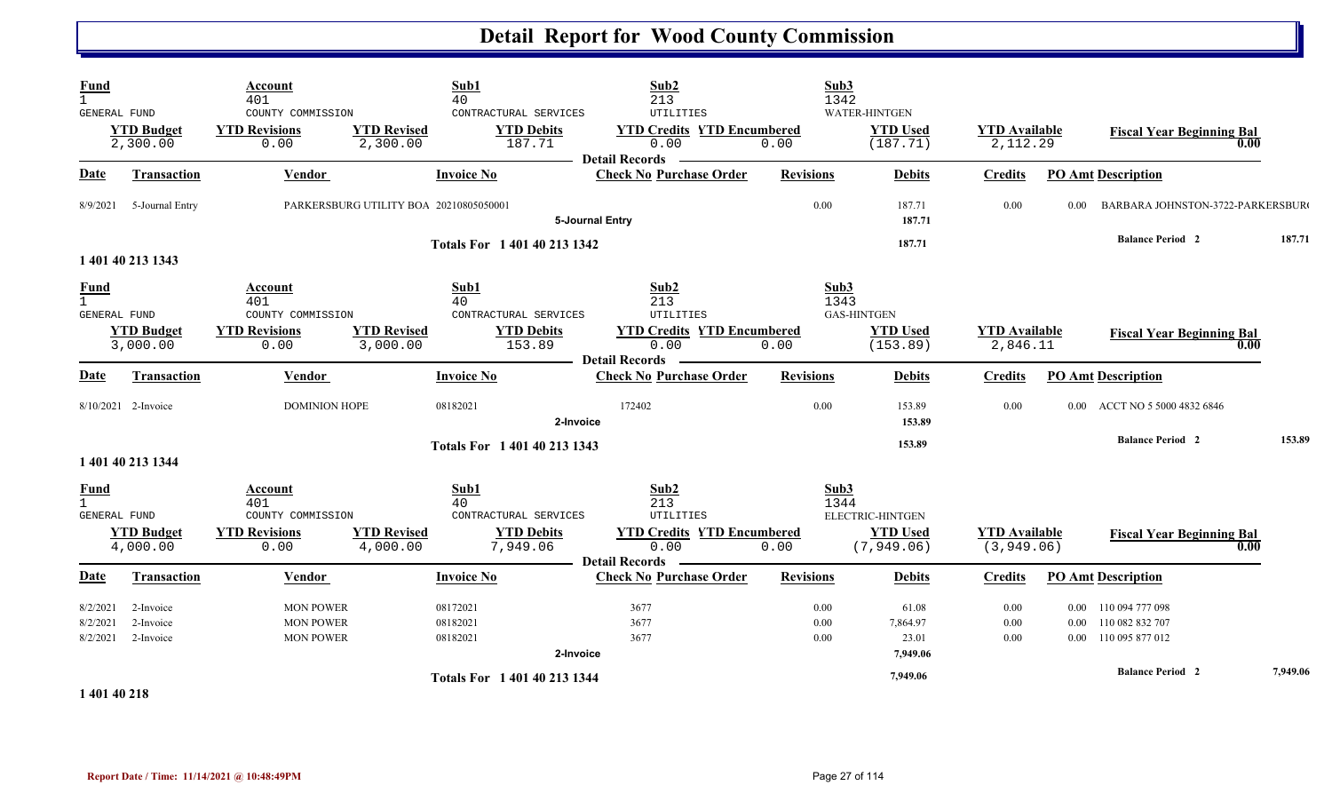# Detail Report for Wood County Commission

| Fund | Account | Sub1 | Sub2 | Sub3 |
|---|---|---|---|---|
| 1 | 401 | 40 | 213 | 1342 |
| GENERAL FUND | COUNTY COMMISSION | CONTRACTURAL SERVICES | UTILITIES | WATER-HINTGEN |

| YTD Budget | YTD Revisions | YTD Revised | YTD Debits | YTD Credits | YTD Encumbered | YTD Used | YTD Available | Fiscal Year Beginning Bal |
|---|---|---|---|---|---|---|---|---|
| 2,300.00 | 0.00 | 2,300.00 | 187.71 | 0.00 | 0.00 | (187.71) | 2,112.29 | 0.00 |

**Detail Records**

| Date | Transaction | Vendor | Invoice No | Check No | Purchase Order | Revisions | Debits | Credits | PO Amt | Description |
|---|---|---|---|---|---|---|---|---|---|---|
| 8/9/2021 | 5-Journal Entry | PARKERSBURG UTILITY BOA | 20210805050001 | | | 0.00 | 187.71 | 0.00 | 0.00 | BARBARA JOHNSTON-3722-PARKERSBUR( |
| | | | 5-Journal Entry | | | | 187.71 | | | |
| | | | Totals For 1 401 40 213 1342 | | | | 187.71 | | | Balance Period 2 187.71 |

## 1 401 40 213 1343

| Fund | Account | Sub1 | Sub2 | Sub3 |
|---|---|---|---|---|
| 1 | 401 | 40 | 213 | 1343 |
| GENERAL FUND | COUNTY COMMISSION | CONTRACTURAL SERVICES | UTILITIES | GAS-HINTGEN |

| YTD Budget | YTD Revisions | YTD Revised | YTD Debits | YTD Credits | YTD Encumbered | YTD Used | YTD Available | Fiscal Year Beginning Bal |
|---|---|---|---|---|---|---|---|---|
| 3,000.00 | 0.00 | 3,000.00 | 153.89 | 0.00 | 0.00 | (153.89) | 2,846.11 | 0.00 |

**Detail Records**

| Date | Transaction | Vendor | Invoice No | Check No | Purchase Order | Revisions | Debits | Credits | PO Amt | Description |
|---|---|---|---|---|---|---|---|---|---|---|
| 8/10/2021 | 2-Invoice | DOMINION HOPE | 08182021 | 172402 | | 0.00 | 153.89 | 0.00 | 0.00 | ACCT NO 5 5000 4832 6846 |
| | | | 2-Invoice | | | | 153.89 | | | |
| | | | Totals For 1 401 40 213 1343 | | | | 153.89 | | | Balance Period 2 153.89 |

## 1 401 40 213 1344

| Fund | Account | Sub1 | Sub2 | Sub3 |
|---|---|---|---|---|
| 1 | 401 | 40 | 213 | 1344 |
| GENERAL FUND | COUNTY COMMISSION | CONTRACTURAL SERVICES | UTILITIES | ELECTRIC-HINTGEN |

| YTD Budget | YTD Revisions | YTD Revised | YTD Debits | YTD Credits | YTD Encumbered | YTD Used | YTD Available | Fiscal Year Beginning Bal |
|---|---|---|---|---|---|---|---|---|
| 4,000.00 | 0.00 | 4,000.00 | 7,949.06 | 0.00 | 0.00 | (7,949.06) | (3,949.06) | 0.00 |

**Detail Records**

| Date | Transaction | Vendor | Invoice No | Check No | Purchase Order | Revisions | Debits | Credits | PO Amt | Description |
|---|---|---|---|---|---|---|---|---|---|---|
| 8/2/2021 | 2-Invoice | MON POWER | 08172021 | 3677 | | 0.00 | 61.08 | 0.00 | 0.00 | 110 094 777 098 |
| 8/2/2021 | 2-Invoice | MON POWER | 08182021 | 3677 | | 0.00 | 7,864.97 | 0.00 | 0.00 | 110 082 832 707 |
| 8/2/2021 | 2-Invoice | MON POWER | 08182021 | 3677 | | 0.00 | 23.01 | 0.00 | 0.00 | 110 095 877 012 |
| | | | 2-Invoice | | | | 7,949.06 | | | |
| | | | Totals For 1 401 40 213 1344 | | | | 7,949.06 | | | Balance Period 2 7,949.06 |

## 1 401 40 218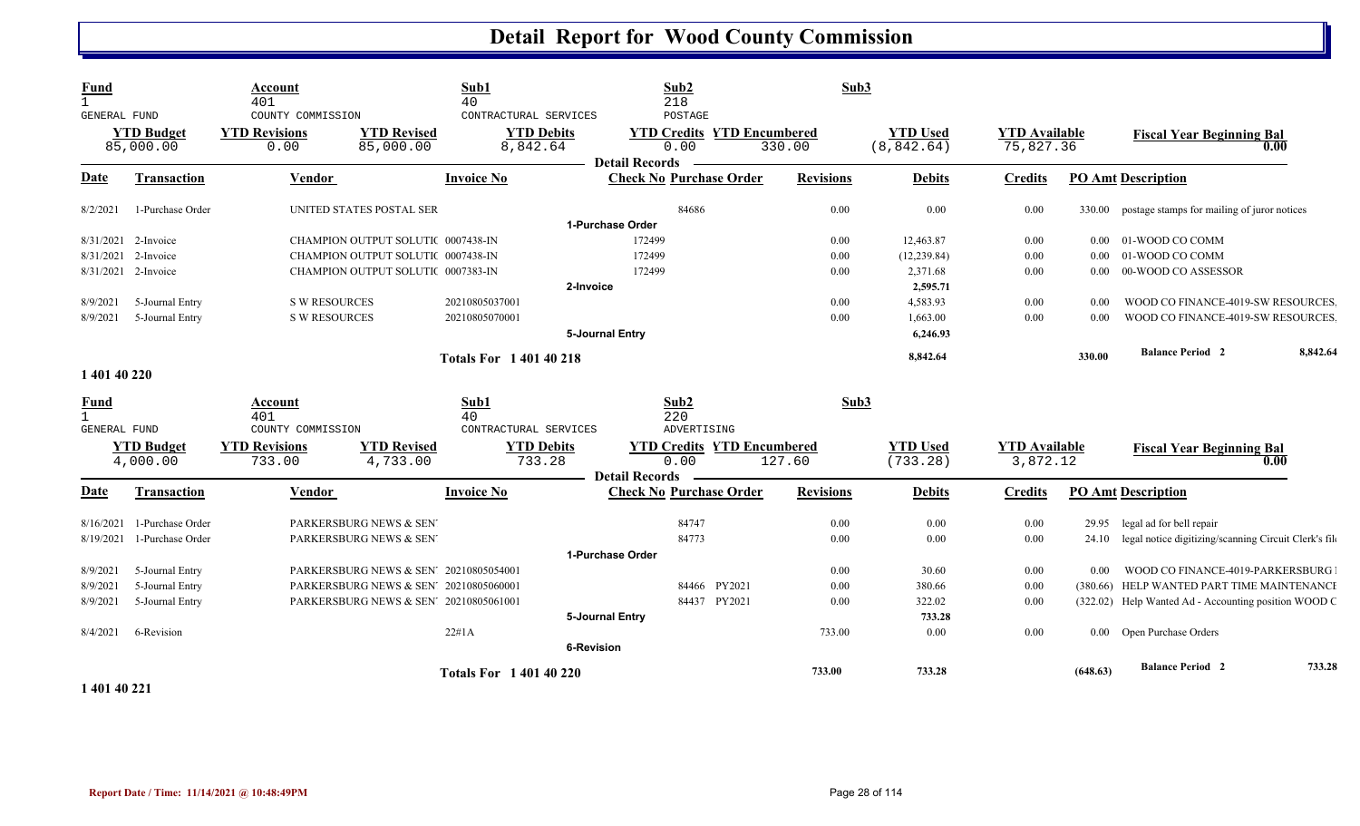# Detail Report for Wood County Commission

| Fund | Account | Sub1 | Sub2 | Sub3 |
|---|---|---|---|---|
| 1 | 401 | 40 | 218 | |
| GENERAL FUND | COUNTY COMMISSION | CONTRACTURAL SERVICES | POSTAGE | |

| YTD Budget | YTD Revisions | YTD Revised | YTD Debits | YTD Credits | YTD Encumbered | YTD Used | YTD Available | Fiscal Year Beginning Bal |
|---|---|---|---|---|---|---|---|---|
| 85,000.00 | 0.00 | 85,000.00 | 8,842.64 | 0.00 | 330.00 | (8,842.64) | 75,827.36 | 0.00 |

**Detail Records**

| Date | Transaction | Vendor | Invoice No | Check No | Purchase Order | Revisions | Debits | Credits | PO Amt | Description |
|---|---|---|---|---|---|---|---|---|---|---|
| 8/2/2021 | 1-Purchase Order | UNITED STATES POSTAL SER | | | 84686 | 0.00 | 0.00 | 0.00 | 330.00 | postage stamps for mailing of juror notices |
| | | | | **1-Purchase Order** | | | | | | |
| 8/31/2021 | 2-Invoice | CHAMPION OUTPUT SOLUTIC | 0007438-IN | 172499 | | 0.00 | 12,463.87 | 0.00 | 0.00 | 01-WOOD CO COMM |
| 8/31/2021 | 2-Invoice | CHAMPION OUTPUT SOLUTIC | 0007438-IN | 172499 | | 0.00 | (12,239.84) | 0.00 | 0.00 | 01-WOOD CO COMM |
| 8/31/2021 | 2-Invoice | CHAMPION OUTPUT SOLUTIC | 0007383-IN | 172499 | | 0.00 | 2,371.68 | 0.00 | 0.00 | 00-WOOD CO ASSESSOR |
| | | | | **2-Invoice** | | | 2,595.71 | | | |
| 8/9/2021 | 5-Journal Entry | S W RESOURCES | 20210805037001 | | | 0.00 | 4,583.93 | 0.00 | 0.00 | WOOD CO FINANCE-4019-SW RESOURCES. |
| 8/9/2021 | 5-Journal Entry | S W RESOURCES | 20210805070001 | | | 0.00 | 1,663.00 | 0.00 | 0.00 | WOOD CO FINANCE-4019-SW RESOURCES. |
| | | | | **5-Journal Entry** | | | 6,246.93 | | | |
| | | | **Totals For 1 401 40 218** | | | | 8,842.64 | | 330.00 | **Balance Period 2** 8,842.64 |

**1 401 40 220**

| Fund | Account | Sub1 | Sub2 | Sub3 |
|---|---|---|---|---|
| 1 | 401 | 40 | 220 | |
| GENERAL FUND | COUNTY COMMISSION | CONTRACTURAL SERVICES | ADVERTISING | |

| YTD Budget | YTD Revisions | YTD Revised | YTD Debits | YTD Credits | YTD Encumbered | YTD Used | YTD Available | Fiscal Year Beginning Bal |
|---|---|---|---|---|---|---|---|---|
| 4,000.00 | 733.00 | 4,733.00 | 733.28 | 0.00 | 127.60 | (733.28) | 3,872.12 | 0.00 |

**Detail Records**

| Date | Transaction | Vendor | Invoice No | Check No | Purchase Order | Revisions | Debits | Credits | PO Amt | Description |
|---|---|---|---|---|---|---|---|---|---|---|
| 8/16/2021 | 1-Purchase Order | PARKERSBURG NEWS & SEN' | | | 84747 | 0.00 | 0.00 | 0.00 | 29.95 | legal ad for bell repair |
| 8/19/2021 | 1-Purchase Order | PARKERSBURG NEWS & SEN' | | | 84773 | 0.00 | 0.00 | 0.00 | 24.10 | legal notice digitizing/scanning Circuit Clerk's fil |
| | | | | **1-Purchase Order** | | | | | | |
| 8/9/2021 | 5-Journal Entry | PARKERSBURG NEWS & SEN' | 20210805054001 | | | 0.00 | 30.60 | 0.00 | 0.00 | WOOD CO FINANCE-4019-PARKERSBURG I |
| 8/9/2021 | 5-Journal Entry | PARKERSBURG NEWS & SEN' | 20210805060001 | | 84466 PY2021 | 0.00 | 380.66 | 0.00 | (380.66) | HELP WANTED PART TIME MAINTENANCE |
| 8/9/2021 | 5-Journal Entry | PARKERSBURG NEWS & SEN' | 20210805061001 | | 84437 PY2021 | 0.00 | 322.02 | 0.00 | (322.02) | Help Wanted Ad - Accounting position WOOD C |
| | | | | **5-Journal Entry** | | | 733.28 | | | |
| 8/4/2021 | 6-Revision | | 22#1A | | | 733.00 | 0.00 | 0.00 | 0.00 | Open Purchase Orders |
| | | | | **6-Revision** | | | | | | |
| | | | **Totals For 1 401 40 220** | | | 733.00 | 733.28 | | (648.63) | **Balance Period 2** 733.28 |

**1 401 40 221**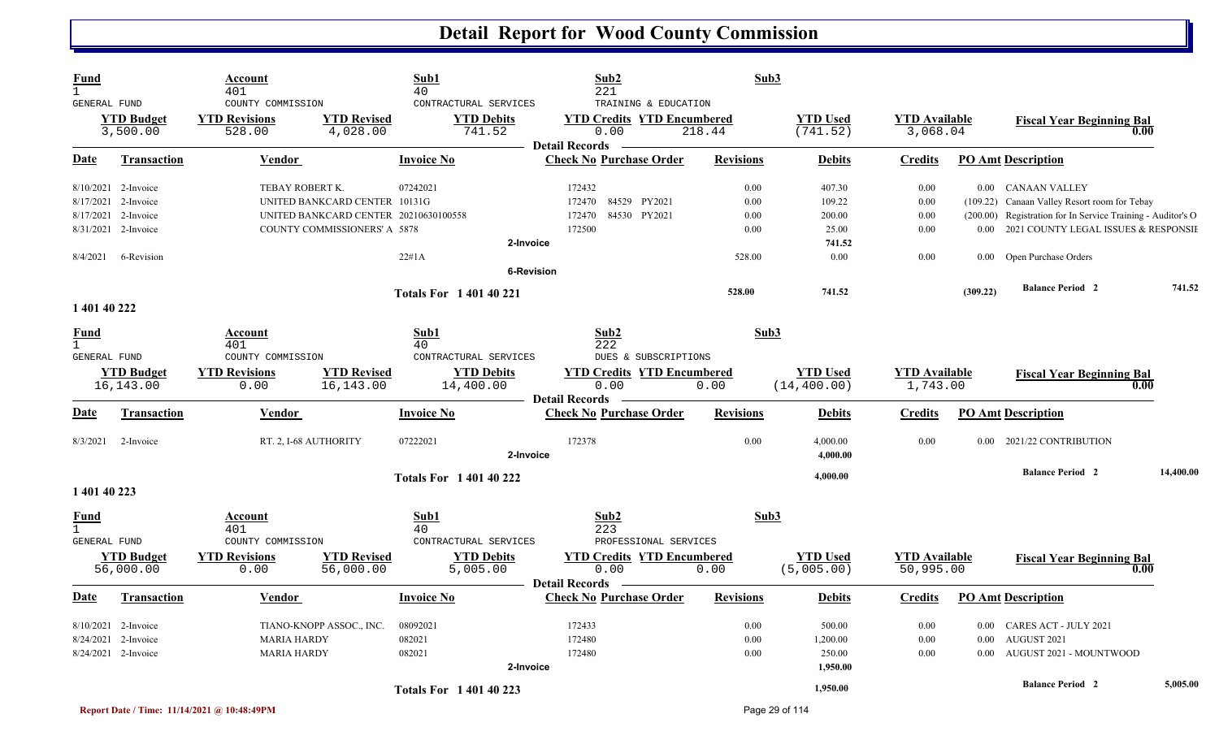# Detail Report for Wood County Commission

| Fund | Account | Sub1 | Sub2 | Sub3 |
|---|---|---|---|---|
| 1 | 401 | 40 | 221 | |
| GENERAL FUND | COUNTY COMMISSION | CONTRACTUAL SERVICES | TRAINING & EDUCATION | |

| YTD Budget | YTD Revisions | YTD Revised | YTD Debits | YTD Credits | YTD Encumbered | YTD Used | YTD Available | Fiscal Year Beginning Bal |
|---|---|---|---|---|---|---|---|---|
| 3,500.00 | 528.00 | 4,028.00 | 741.52 | 0.00 | 218.44 | (741.52) | 3,068.04 | 0.00 |

**Detail Records**

| Date | Transaction | Vendor | Invoice No | Check No | Purchase Order | Revisions | Debits | Credits | PO Amt | Description |
|---|---|---|---|---|---|---|---|---|---|---|
| 8/10/2021 | 2-Invoice | TEBAY ROBERT K. | 07242021 | 172432 | | 0.00 | 407.30 | 0.00 | 0.00 | CANAAN VALLEY |
| 8/17/2021 | 2-Invoice | UNITED BANKCARD CENTER | 10131G | 172470 | 84529 PY2021 | 0.00 | 109.22 | 0.00 | (109.22) | Canaan Valley Resort room for Tebay |
| 8/17/2021 | 2-Invoice | UNITED BANKCARD CENTER | 20210630100558 | 172470 | 84530 PY2021 | 0.00 | 200.00 | 0.00 | (200.00) | Registration for In Service Training - Auditor's O |
| 8/31/2021 | 2-Invoice | COUNTY COMMISSIONERS' A | 5878 | 172500 | | 0.00 | 25.00 | 0.00 | 0.00 | 2021 COUNTY LEGAL ISSUES & RESPONSIE |
| | **2-Invoice** | | | | | | 741.52 | | | |
| 8/4/2021 | 6-Revision | | 22#1A | | | 528.00 | 0.00 | 0.00 | 0.00 | Open Purchase Orders |
| | **6-Revision** | | | | | | | | | |
| | | | **Totals For 1 401 40 221** | | | 528.00 | 741.52 | | (309.22) | Balance Period 2: 741.52 |

## 1 401 40 222

| Fund | Account | Sub1 | Sub2 | Sub3 |
|---|---|---|---|---|
| 1 | 401 | 40 | 222 | |
| GENERAL FUND | COUNTY COMMISSION | CONTRACTUAL SERVICES | DUES & SUBSCRIPTIONS | |

| YTD Budget | YTD Revisions | YTD Revised | YTD Debits | YTD Credits | YTD Encumbered | YTD Used | YTD Available | Fiscal Year Beginning Bal |
|---|---|---|---|---|---|---|---|---|
| 16,143.00 | 0.00 | 16,143.00 | 14,400.00 | 0.00 | 0.00 | (14,400.00) | 1,743.00 | 0.00 |

**Detail Records**

| Date | Transaction | Vendor | Invoice No | Check No | Purchase Order | Revisions | Debits | Credits | PO Amt | Description |
|---|---|---|---|---|---|---|---|---|---|---|
| 8/3/2021 | 2-Invoice | RT. 2, I-68 AUTHORITY | 07222021 | 172378 | | 0.00 | 4,000.00 | 0.00 | 0.00 | 2021/22 CONTRIBUTION |
| | **2-Invoice** | | | | | | 4,000.00 | | | |
| | | | **Totals For 1 401 40 222** | | | | 4,000.00 | | | Balance Period 2: 14,400.00 |

## 1 401 40 223

| Fund | Account | Sub1 | Sub2 | Sub3 |
|---|---|---|---|---|
| 1 | 401 | 40 | 223 | |
| GENERAL FUND | COUNTY COMMISSION | CONTRACTUAL SERVICES | PROFESSIONAL SERVICES | |

| YTD Budget | YTD Revisions | YTD Revised | YTD Debits | YTD Credits | YTD Encumbered | YTD Used | YTD Available | Fiscal Year Beginning Bal |
|---|---|---|---|---|---|---|---|---|
| 56,000.00 | 0.00 | 56,000.00 | 5,005.00 | 0.00 | 0.00 | (5,005.00) | 50,995.00 | 0.00 |

**Detail Records**

| Date | Transaction | Vendor | Invoice No | Check No | Purchase Order | Revisions | Debits | Credits | PO Amt | Description |
|---|---|---|---|---|---|---|---|---|---|---|
| 8/10/2021 | 2-Invoice | TIANO-KNOPP ASSOC., INC. | 08092021 | 172433 | | 0.00 | 500.00 | 0.00 | 0.00 | CARES ACT - JULY 2021 |
| 8/24/2021 | 2-Invoice | MARIA HARDY | 082021 | 172480 | | 0.00 | 1,200.00 | 0.00 | 0.00 | AUGUST 2021 |
| 8/24/2021 | 2-Invoice | MARIA HARDY | 082021 | 172480 | | 0.00 | 250.00 | 0.00 | 0.00 | AUGUST 2021 - MOUNTWOOD |
| | **2-Invoice** | | | | | | 1,950.00 | | | |
| | | | **Totals For 1 401 40 223** | | | | 1,950.00 | | | Balance Period 2: 5,005.00 |

Report Date / Time: 11/14/2021 @ 10:48:49PM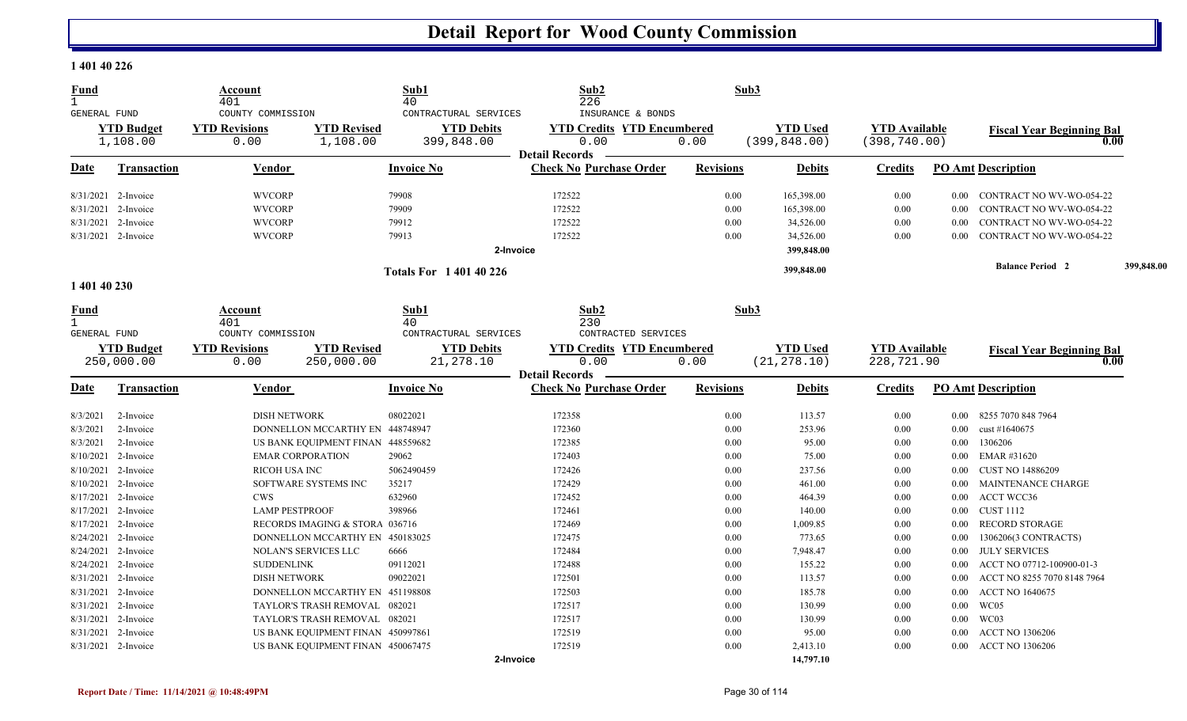# Detail Report for Wood County Commission

## 1 401 40 226

| Fund | Account | Sub1 | Sub2 | Sub3 |
|---|---|---|---|---|
| 1 | 401 | 40 | 226 | |
| GENERAL FUND | COUNTY COMMISSION | CONTRACTUAL SERVICES | INSURANCE & BONDS | |

| YTD Budget | YTD Revisions | YTD Revised | YTD Debits | YTD Credits | YTD Encumbered | YTD Used | YTD Available | Fiscal Year Beginning Bal |
|---|---|---|---|---|---|---|---|---|
| 1,108.00 | 0.00 | 1,108.00 | 399,848.00 | 0.00 | 0.00 | (399,848.00) | (398,740.00) | 0.00 |

**Detail Records**

| Date | Transaction | Vendor | Invoice No | Check No | Purchase Order | Revisions | Debits | Credits | PO Amt | Description |
|---|---|---|---|---|---|---|---|---|---|---|
| 8/31/2021 | 2-Invoice | WVCORP | 79908 | 172522 | | 0.00 | 165,398.00 | 0.00 | 0.00 | CONTRACT NO WV-WO-054-22 |
| 8/31/2021 | 2-Invoice | WVCORP | 79909 | 172522 | | 0.00 | 165,398.00 | 0.00 | 0.00 | CONTRACT NO WV-WO-054-22 |
| 8/31/2021 | 2-Invoice | WVCORP | 79912 | 172522 | | 0.00 | 34,526.00 | 0.00 | 0.00 | CONTRACT NO WV-WO-054-22 |
| 8/31/2021 | 2-Invoice | WVCORP | 79913 | 172522 | | 0.00 | 34,526.00 | 0.00 | 0.00 | CONTRACT NO WV-WO-054-22 |
| | | | **2-Invoice** | | | | **399,848.00** | | | |
| | | | **Totals For 1 401 40 226** | | | | **399,848.00** | | | **Balance Period 2** 399,848.00 |

## 1 401 40 230

| Fund | Account | Sub1 | Sub2 | Sub3 |
|---|---|---|---|---|
| 1 | 401 | 40 | 230 | |
| GENERAL FUND | COUNTY COMMISSION | CONTRACTUAL SERVICES | CONTRACTED SERVICES | |

| YTD Budget | YTD Revisions | YTD Revised | YTD Debits | YTD Credits | YTD Encumbered | YTD Used | YTD Available | Fiscal Year Beginning Bal |
|---|---|---|---|---|---|---|---|---|
| 250,000.00 | 0.00 | 250,000.00 | 21,278.10 | 0.00 | 0.00 | (21,278.10) | 228,721.90 | 0.00 |

**Detail Records**

| Date | Transaction | Vendor | Invoice No | Check No | Purchase Order | Revisions | Debits | Credits | PO Amt | Description |
|---|---|---|---|---|---|---|---|---|---|---|
| 8/3/2021 | 2-Invoice | DISH NETWORK | 08022021 | 172358 | | 0.00 | 113.57 | 0.00 | 0.00 | 8255 7070 848 7964 |
| 8/3/2021 | 2-Invoice | DONNELLON MCCARTHY EN | 448748947 | 172360 | | 0.00 | 253.96 | 0.00 | 0.00 | cust #1640675 |
| 8/3/2021 | 2-Invoice | US BANK EQUIPMENT FINAN | 448559682 | 172385 | | 0.00 | 95.00 | 0.00 | 0.00 | 1306206 |
| 8/10/2021 | 2-Invoice | EMAR CORPORATION | 29062 | 172403 | | 0.00 | 75.00 | 0.00 | 0.00 | EMAR #31620 |
| 8/10/2021 | 2-Invoice | RICOH USA INC | 5062490459 | 172426 | | 0.00 | 237.56 | 0.00 | 0.00 | CUST NO 14886209 |
| 8/10/2021 | 2-Invoice | SOFTWARE SYSTEMS INC | 35217 | 172429 | | 0.00 | 461.00 | 0.00 | 0.00 | MAINTENANCE CHARGE |
| 8/17/2021 | 2-Invoice | CWS | 632960 | 172452 | | 0.00 | 464.39 | 0.00 | 0.00 | ACCT WCC36 |
| 8/17/2021 | 2-Invoice | LAMP PESTPROOF | 398966 | 172461 | | 0.00 | 140.00 | 0.00 | 0.00 | CUST 1112 |
| 8/17/2021 | 2-Invoice | RECORDS IMAGING & STORA | 036716 | 172469 | | 0.00 | 1,009.85 | 0.00 | 0.00 | RECORD STORAGE |
| 8/24/2021 | 2-Invoice | DONNELLON MCCARTHY EN | 450183025 | 172475 | | 0.00 | 773.65 | 0.00 | 0.00 | 1306206(3 CONTRACTS) |
| 8/24/2021 | 2-Invoice | NOLAN'S SERVICES LLC | 6666 | 172484 | | 0.00 | 7,948.47 | 0.00 | 0.00 | JULY SERVICES |
| 8/24/2021 | 2-Invoice | SUDDENLINK | 09112021 | 172488 | | 0.00 | 155.22 | 0.00 | 0.00 | ACCT NO 07712-100900-01-3 |
| 8/31/2021 | 2-Invoice | DISH NETWORK | 09022021 | 172501 | | 0.00 | 113.57 | 0.00 | 0.00 | ACCT NO 8255 7070 8148 7964 |
| 8/31/2021 | 2-Invoice | DONNELLON MCCARTHY EN | 451198808 | 172503 | | 0.00 | 185.78 | 0.00 | 0.00 | ACCT NO 1640675 |
| 8/31/2021 | 2-Invoice | TAYLOR'S TRASH REMOVAL | 082021 | 172517 | | 0.00 | 130.99 | 0.00 | 0.00 | WC05 |
| 8/31/2021 | 2-Invoice | TAYLOR'S TRASH REMOVAL | 082021 | 172517 | | 0.00 | 130.99 | 0.00 | 0.00 | WC03 |
| 8/31/2021 | 2-Invoice | US BANK EQUIPMENT FINAN | 450997861 | 172519 | | 0.00 | 95.00 | 0.00 | 0.00 | ACCT NO 1306206 |
| 8/31/2021 | 2-Invoice | US BANK EQUIPMENT FINAN | 450067475 | 172519 | | 0.00 | 2,413.10 | 0.00 | 0.00 | ACCT NO 1306206 |
| | | | **2-Invoice** | | | | **14,797.10** | | | |

Report Date / Time: 11/14/2021 @ 10:48:49PM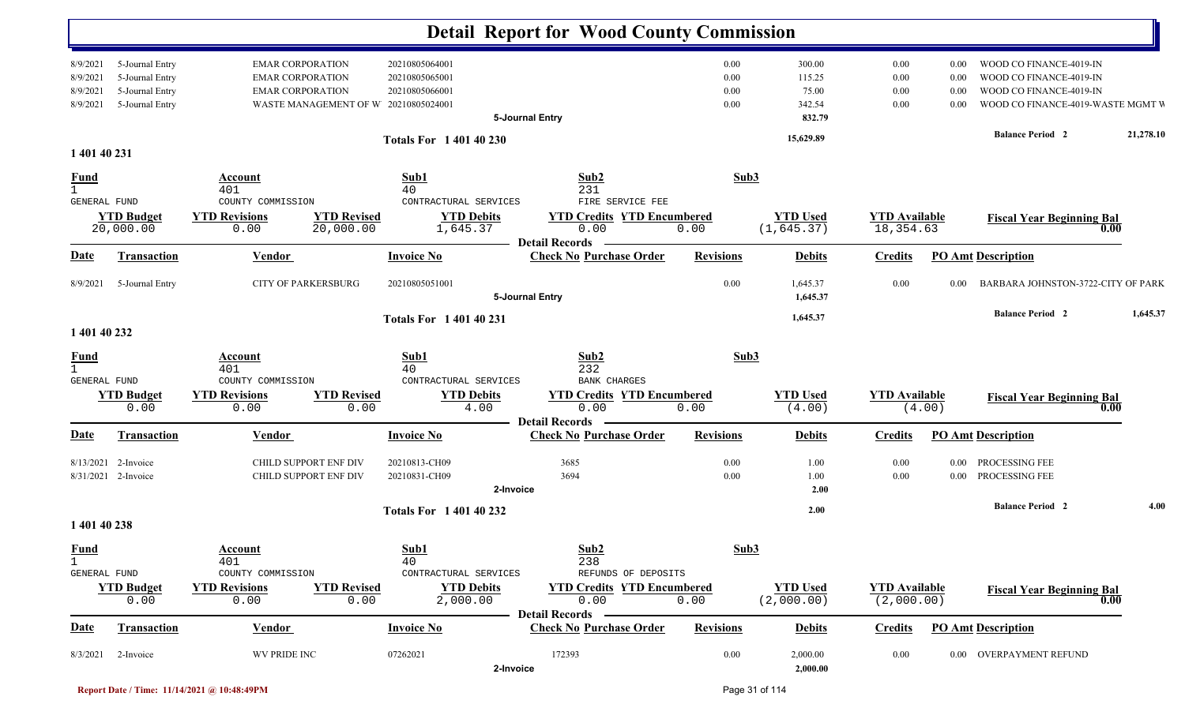# Detail Report for Wood County Commission

| Date | Transaction | Vendor | Invoice No | Check No Purchase Order | Revisions | Debits | Credits | PO Amt | Description |
|---|---|---|---|---|---|---|---|---|---|
| 8/9/2021 | 5-Journal Entry | EMAR CORPORATION | 20210805064001 | | 0.00 | 300.00 | 0.00 | 0.00 | WOOD CO FINANCE-4019-IN |
| 8/9/2021 | 5-Journal Entry | EMAR CORPORATION | 20210805065001 | | 0.00 | 115.25 | 0.00 | 0.00 | WOOD CO FINANCE-4019-IN |
| 8/9/2021 | 5-Journal Entry | EMAR CORPORATION | 20210805066001 | | 0.00 | 75.00 | 0.00 | 0.00 | WOOD CO FINANCE-4019-IN |
| 8/9/2021 | 5-Journal Entry | WASTE MANAGEMENT OF W | 20210805024001 | | 0.00 | 342.54 | 0.00 | 0.00 | WOOD CO FINANCE-4019-WASTE MGMT W |
| | | | | 5-Journal Entry | | 832.79 | | | |

Totals For 1 401 40 230 — 15,629.89 — **Balance Period 2** 21,278.10

## 1 401 40 231

| Fund | Account | Sub1 | Sub2 | Sub3 |
|---|---|---|---|---|
| 1 | 401 | 40 | 231 | |
| GENERAL FUND | COUNTY COMMISSION | CONTRACTURAL SERVICES | FIRE SERVICE FEE | |

| YTD Budget | YTD Revisions | YTD Revised | YTD Debits | YTD Credits | YTD Encumbered | YTD Used | YTD Available | Fiscal Year Beginning Bal |
|---|---|---|---|---|---|---|---|---|
| 20,000.00 | 0.00 | 20,000.00 | 1,645.37 | 0.00 | 0.00 | (1,645.37) | 18,354.63 | 0.00 |

Detail Records

| Date | Transaction | Vendor | Invoice No | Check No Purchase Order | Revisions | Debits | Credits | PO Amt | Description |
|---|---|---|---|---|---|---|---|---|---|
| 8/9/2021 | 5-Journal Entry | CITY OF PARKERSBURG | 20210805051001 | | 0.00 | 1,645.37 | 0.00 | 0.00 | BARBARA JOHNSTON-3722-CITY OF PARK |
| | | | | 5-Journal Entry | | 1,645.37 | | | |

Totals For 1 401 40 231 — 1,645.37 — **Balance Period 2** 1,645.37

## 1 401 40 232

| Fund | Account | Sub1 | Sub2 | Sub3 |
|---|---|---|---|---|
| 1 | 401 | 40 | 232 | |
| GENERAL FUND | COUNTY COMMISSION | CONTRACTURAL SERVICES | BANK CHARGES | |

| YTD Budget | YTD Revisions | YTD Revised | YTD Debits | YTD Credits | YTD Encumbered | YTD Used | YTD Available | Fiscal Year Beginning Bal |
|---|---|---|---|---|---|---|---|---|
| 0.00 | 0.00 | 0.00 | 4.00 | 0.00 | 0.00 | (4.00) | (4.00) | 0.00 |

Detail Records

| Date | Transaction | Vendor | Invoice No | Check No Purchase Order | Revisions | Debits | Credits | PO Amt | Description |
|---|---|---|---|---|---|---|---|---|---|
| 8/13/2021 | 2-Invoice | CHILD SUPPORT ENF DIV | 20210813-CH09 | 3685 | 0.00 | 1.00 | 0.00 | 0.00 | PROCESSING FEE |
| 8/31/2021 | 2-Invoice | CHILD SUPPORT ENF DIV | 20210831-CH09 | 3694 | 0.00 | 1.00 | 0.00 | 0.00 | PROCESSING FEE |
| | | | | 2-Invoice | | 2.00 | | | |

Totals For 1 401 40 232 — 2.00 — **Balance Period 2** 4.00

## 1 401 40 238

| Fund | Account | Sub1 | Sub2 | Sub3 |
|---|---|---|---|---|
| 1 | 401 | 40 | 238 | |
| GENERAL FUND | COUNTY COMMISSION | CONTRACTURAL SERVICES | REFUNDS OF DEPOSITS | |

| YTD Budget | YTD Revisions | YTD Revised | YTD Debits | YTD Credits | YTD Encumbered | YTD Used | YTD Available | Fiscal Year Beginning Bal |
|---|---|---|---|---|---|---|---|---|
| 0.00 | 0.00 | 0.00 | 2,000.00 | 0.00 | 0.00 | (2,000.00) | (2,000.00) | 0.00 |

Detail Records

| Date | Transaction | Vendor | Invoice No | Check No Purchase Order | Revisions | Debits | Credits | PO Amt | Description |
|---|---|---|---|---|---|---|---|---|---|
| 8/3/2021 | 2-Invoice | WV PRIDE INC | 07262021 | 172393 | 0.00 | 2,000.00 | 0.00 | 0.00 | OVERPAYMENT REFUND |
| | | | | 2-Invoice | | 2,000.00 | | | |

Report Date / Time: 11/14/2021 @ 10:48:49PM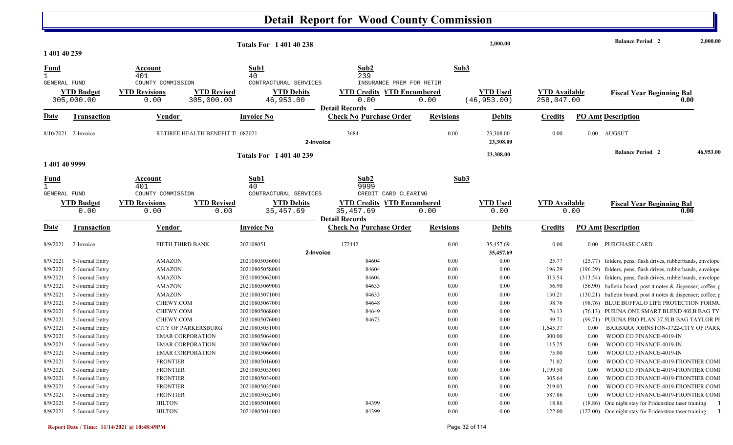# Detail Report for Wood County Commission

**Totals For 1 401 40 238** — 2,000.00 — **Balance Period 2** 2,000.00

## 1 401 40 239

| Fund | Account | Sub1 | Sub2 | Sub3 |
|---|---|---|---|---|
| 1 | 401 | 40 | 239 | |
| GENERAL FUND | COUNTY COMMISSION | CONTRACTUAL SERVICES | INSURANCE PREM FOR RETIR | |

| YTD Budget | YTD Revisions | YTD Revised | YTD Debits | YTD Credits | YTD Encumbered | YTD Used | YTD Available | Fiscal Year Beginning Bal |
|---|---|---|---|---|---|---|---|---|
| 305,000.00 | 0.00 | 305,000.00 | 46,953.00 | 0.00 | 0.00 | (46,953.00) | 258,047.00 | 0.00 |

**Detail Records**

| Date | Transaction | Vendor | Invoice No | Check No | Purchase Order | Revisions | Debits | Credits | PO Amt | Description |
|---|---|---|---|---|---|---|---|---|---|---|
| 8/10/2021 | 2-Invoice | RETIREE HEALTH BENEFIT T | 082021 | 3684 | | 0.00 | 23,308.00 | 0.00 | 0.00 | AUGSUT |
| | 2-Invoice | | | | | | 23,308.00 | | | |

**Totals For 1 401 40 239** — 23,308.00 — **Balance Period 2** 46,953.00

## 1 401 40 9999

| Fund | Account | Sub1 | Sub2 | Sub3 |
|---|---|---|---|---|
| 1 | 401 | 40 | 9999 | |
| GENERAL FUND | COUNTY COMMISSION | CONTRACTUAL SERVICES | CREDIT CARD CLEARING | |

| YTD Budget | YTD Revisions | YTD Revised | YTD Debits | YTD Credits | YTD Encumbered | YTD Used | YTD Available | Fiscal Year Beginning Bal |
|---|---|---|---|---|---|---|---|---|
| 0.00 | 0.00 | 0.00 | 35,457.69 | 35,457.69 | 0.00 | 0.00 | 0.00 | 0.00 |

**Detail Records**

| Date | Transaction | Vendor | Invoice No | Check No | Purchase Order | Revisions | Debits | Credits | PO Amt | Description |
|---|---|---|---|---|---|---|---|---|---|---|
| 8/9/2021 | 2-Invoice | FIFTH THIRD BANK | 202108051 | 172442 | | 0.00 | 35,457.69 | 0.00 | 0.00 | PURCHASE CARD |
| | 2-Invoice | | | | | | 35,457.69 | | | |
| 8/9/2021 | 5-Journal Entry | AMAZON | 20210805056001 | | 84604 | 0.00 | 0.00 | 25.77 | (25.77) | folders, pens, flash drives, rubberbands, envelope |
| 8/9/2021 | 5-Journal Entry | AMAZON | 20210805058001 | | 84604 | 0.00 | 0.00 | 196.29 | (196.29) | folders, pens, flash drives, rubberbands, envelope |
| 8/9/2021 | 5-Journal Entry | AMAZON | 20210805062001 | | 84604 | 0.00 | 0.00 | 313.54 | (313.54) | folders, pens, flash drives, rubberbands, envelope |
| 8/9/2021 | 5-Journal Entry | AMAZON | 20210805069001 | | 84633 | 0.00 | 0.00 | 56.90 | (56.90) | bulletin board; post it notes & dispenser; coffee; p |
| 8/9/2021 | 5-Journal Entry | AMAZON | 20210805071001 | | 84633 | 0.00 | 0.00 | 130.21 | (130.21) | bulletin board; post it notes & dispenser; coffee; p |
| 8/9/2021 | 5-Journal Entry | CHEWY.COM | 20210805067001 | | 84648 | 0.00 | 0.00 | 98.76 | (98.76) | BLUE BUFFALO LIFE PROTECTION FORMU |
| 8/9/2021 | 5-Journal Entry | CHEWY.COM | 20210805068001 | | 84649 | 0.00 | 0.00 | 76.13 | (76.13) | PURINA ONE SMART BLEND 40LB BAG TY |
| 8/9/2021 | 5-Journal Entry | CHEWY.COM | 20210805076001 | | 84673 | 0.00 | 0.00 | 99.71 | (99.71) | PURINA PRO PLAN 37.5LB BAG TAYLOR P |
| 8/9/2021 | 5-Journal Entry | CITY OF PARKERSBURG | 20210805051001 | | | 0.00 | 0.00 | 1,645.37 | 0.00 | BARBARA JOHNSTON-3722-CITY OF PARK |
| 8/9/2021 | 5-Journal Entry | EMAR CORPORATION | 20210805064001 | | | 0.00 | 0.00 | 300.00 | 0.00 | WOOD CO FINANCE-4019-IN |
| 8/9/2021 | 5-Journal Entry | EMAR CORPORATION | 20210805065001 | | | 0.00 | 0.00 | 115.25 | 0.00 | WOOD CO FINANCE-4019-IN |
| 8/9/2021 | 5-Journal Entry | EMAR CORPORATION | 20210805066001 | | | 0.00 | 0.00 | 75.00 | 0.00 | WOOD CO FINANCE-4019-IN |
| 8/9/2021 | 5-Journal Entry | FRONTIER | 20210805016001 | | | 0.00 | 0.00 | 71.02 | 0.00 | WOOD CO FINANCE-4019-FRONTIER COM |
| 8/9/2021 | 5-Journal Entry | FRONTIER | 20210805033001 | | | 0.00 | 0.00 | 1,199.50 | 0.00 | WOOD CO FINANCE-4019-FRONTIER COM |
| 8/9/2021 | 5-Journal Entry | FRONTIER | 20210805034001 | | | 0.00 | 0.00 | 305.64 | 0.00 | WOOD CO FINANCE-4019-FRONTIER COM |
| 8/9/2021 | 5-Journal Entry | FRONTIER | 20210805035001 | | | 0.00 | 0.00 | 219.03 | 0.00 | WOOD CO FINANCE-4019-FRONTIER COM |
| 8/9/2021 | 5-Journal Entry | FRONTIER | 20210805052001 | | | 0.00 | 0.00 | 587.86 | 0.00 | WOOD CO FINANCE-4019-FRONTIER COM |
| 8/9/2021 | 5-Journal Entry | HILTON | 20210805010001 | | 84399 | 0.00 | 0.00 | 18.86 | (18.86) | One night stay for Fridenstine taser training |
| 8/9/2021 | 5-Journal Entry | HILTON | 20210805014001 | | 84399 | 0.00 | 0.00 | 122.00 | (122.00) | One night stay for Fridenstine taser training |

Report Date / Time: 11/14/2021 @ 10:48:49PM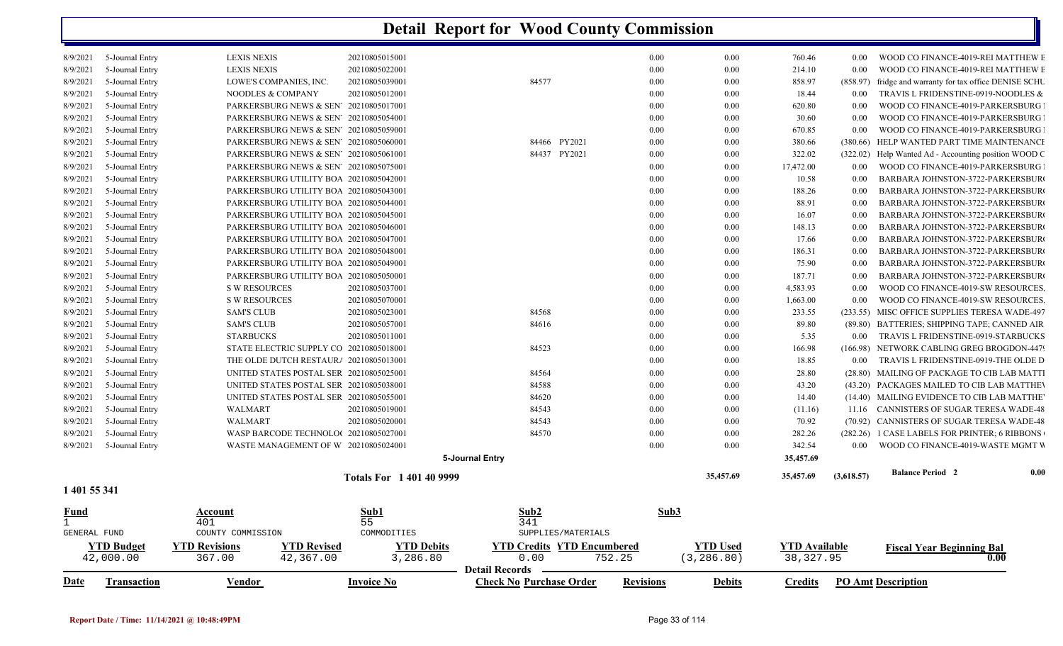# Detail Report for Wood County Commission

| Date | Transaction | Vendor | Invoice No | Check No | Purchase Order | Revisions | Debits | Credits | PO Amt | Description |
|---|---|---|---|---|---|---|---|---|---|---|
| 8/9/2021 | 5-Journal Entry | LEXIS NEXIS | 20210805015001 | | | 0.00 | 0.00 | 760.46 | 0.00 | WOOD CO FINANCE-4019-REI MATTHEW E |
| 8/9/2021 | 5-Journal Entry | LEXIS NEXIS | 20210805022001 | | | 0.00 | 0.00 | 214.10 | 0.00 | WOOD CO FINANCE-4019-REI MATTHEW E |
| 8/9/2021 | 5-Journal Entry | LOWE'S COMPANIES, INC. | 20210805039001 | | 84577 | 0.00 | 0.00 | 858.97 | (858.97) | fridge and warranty for tax office DENISE SCHU |
| 8/9/2021 | 5-Journal Entry | NOODLES & COMPANY | 20210805012001 | | | 0.00 | 0.00 | 18.44 | 0.00 | TRAVIS L FRIDENSTINE-0919-NOODLES & |
| 8/9/2021 | 5-Journal Entry | PARKERSBURG NEWS & SEN | 20210805017001 | | | 0.00 | 0.00 | 620.80 | 0.00 | WOOD CO FINANCE-4019-PARKERSBURG |
| 8/9/2021 | 5-Journal Entry | PARKERSBURG NEWS & SEN | 20210805054001 | | | 0.00 | 0.00 | 30.60 | 0.00 | WOOD CO FINANCE-4019-PARKERSBURG |
| 8/9/2021 | 5-Journal Entry | PARKERSBURG NEWS & SEN | 20210805059001 | | | 0.00 | 0.00 | 670.85 | 0.00 | WOOD CO FINANCE-4019-PARKERSBURG |
| 8/9/2021 | 5-Journal Entry | PARKERSBURG NEWS & SEN | 20210805060001 | | 84466 PY2021 | 0.00 | 0.00 | 380.66 | (380.66) | HELP WANTED PART TIME MAINTENANCE |
| 8/9/2021 | 5-Journal Entry | PARKERSBURG NEWS & SEN | 20210805061001 | | 84437 PY2021 | 0.00 | 0.00 | 322.02 | (322.02) | Help Wanted Ad - Accounting position WOOD C |
| 8/9/2021 | 5-Journal Entry | PARKERSBURG NEWS & SEN | 20210805075001 | | | 0.00 | 0.00 | 17,472.00 | 0.00 | WOOD CO FINANCE-4019-PARKERSBURG |
| 8/9/2021 | 5-Journal Entry | PARKERSBURG UTILITY BOA | 20210805042001 | | | 0.00 | 0.00 | 10.58 | 0.00 | BARBARA JOHNSTON-3722-PARKERSBUR |
| 8/9/2021 | 5-Journal Entry | PARKERSBURG UTILITY BOA | 20210805043001 | | | 0.00 | 0.00 | 188.26 | 0.00 | BARBARA JOHNSTON-3722-PARKERSBUR |
| 8/9/2021 | 5-Journal Entry | PARKERSBURG UTILITY BOA | 20210805044001 | | | 0.00 | 0.00 | 88.91 | 0.00 | BARBARA JOHNSTON-3722-PARKERSBUR |
| 8/9/2021 | 5-Journal Entry | PARKERSBURG UTILITY BOA | 20210805045001 | | | 0.00 | 0.00 | 16.07 | 0.00 | BARBARA JOHNSTON-3722-PARKERSBUR |
| 8/9/2021 | 5-Journal Entry | PARKERSBURG UTILITY BOA | 20210805046001 | | | 0.00 | 0.00 | 148.13 | 0.00 | BARBARA JOHNSTON-3722-PARKERSBUR |
| 8/9/2021 | 5-Journal Entry | PARKERSBURG UTILITY BOA | 20210805047001 | | | 0.00 | 0.00 | 17.66 | 0.00 | BARBARA JOHNSTON-3722-PARKERSBUR |
| 8/9/2021 | 5-Journal Entry | PARKERSBURG UTILITY BOA | 20210805048001 | | | 0.00 | 0.00 | 186.31 | 0.00 | BARBARA JOHNSTON-3722-PARKERSBUR |
| 8/9/2021 | 5-Journal Entry | PARKERSBURG UTILITY BOA | 20210805049001 | | | 0.00 | 0.00 | 75.90 | 0.00 | BARBARA JOHNSTON-3722-PARKERSBUR |
| 8/9/2021 | 5-Journal Entry | PARKERSBURG UTILITY BOA | 20210805050001 | | | 0.00 | 0.00 | 187.71 | 0.00 | BARBARA JOHNSTON-3722-PARKERSBUR |
| 8/9/2021 | 5-Journal Entry | S W RESOURCES | 20210805037001 | | | 0.00 | 0.00 | 4,583.93 | 0.00 | WOOD CO FINANCE-4019-SW RESOURCES, |
| 8/9/2021 | 5-Journal Entry | S W RESOURCES | 20210805070001 | | | 0.00 | 0.00 | 1,663.00 | 0.00 | WOOD CO FINANCE-4019-SW RESOURCES, |
| 8/9/2021 | 5-Journal Entry | SAM'S CLUB | 20210805023001 | | 84568 | 0.00 | 0.00 | 233.55 | (233.55) | MISC OFFICE SUPPLIES TERESA WADE-497 |
| 8/9/2021 | 5-Journal Entry | SAM'S CLUB | 20210805057001 | | 84616 | 0.00 | 0.00 | 89.80 | (89.80) | BATTERIES; SHIPPING TAPE; CANNED AIR |
| 8/9/2021 | 5-Journal Entry | STARBUCKS | 20210805011001 | | | 0.00 | 0.00 | 5.35 | 0.00 | TRAVIS L FRIDENSTINE-0919-STARBUCKS |
| 8/9/2021 | 5-Journal Entry | STATE ELECTRIC SUPPLY CO | 20210805018001 | | 84523 | 0.00 | 0.00 | 166.98 | (166.98) | NETWORK CABLING GREG BROGDON-447 |
| 8/9/2021 | 5-Journal Entry | THE OLDE DUTCH RESTAUR | 20210805013001 | | | 0.00 | 0.00 | 18.85 | 0.00 | TRAVIS L FRIDENSTINE-0919-THE OLDE D |
| 8/9/2021 | 5-Journal Entry | UNITED STATES POSTAL SER | 20210805025001 | | 84564 | 0.00 | 0.00 | 28.80 | (28.80) | MAILING OF PACKAGE TO CIB LAB MATTI |
| 8/9/2021 | 5-Journal Entry | UNITED STATES POSTAL SER | 20210805038001 | | 84588 | 0.00 | 0.00 | 43.20 | (43.20) | PACKAGES MAILED TO CIB LAB MATTHEV |
| 8/9/2021 | 5-Journal Entry | UNITED STATES POSTAL SER | 20210805055001 | | 84620 | 0.00 | 0.00 | 14.40 | (14.40) | MAILING EVIDENCE TO CIB LAB MATTHE |
| 8/9/2021 | 5-Journal Entry | WALMART | 20210805019001 | | 84543 | 0.00 | 0.00 | (11.16) | 11.16 | CANNISTERS OF SUGAR TERESA WADE-48 |
| 8/9/2021 | 5-Journal Entry | WALMART | 20210805020001 | | 84543 | 0.00 | 0.00 | 70.92 | (70.92) | CANNISTERS OF SUGAR TERESA WADE-48 |
| 8/9/2021 | 5-Journal Entry | WASP BARCODE TECHNOLO | 20210805027001 | | 84570 | 0.00 | 0.00 | 282.26 | (282.26) | 1 CASE LABELS FOR PRINTER; 6 RIBBONS |
| 8/9/2021 | 5-Journal Entry | WASTE MANAGEMENT OF W | 20210805024001 | | | 0.00 | 0.00 | 342.54 | 0.00 | WOOD CO FINANCE-4019-WASTE MGMT W |
| | | | 5-Journal Entry | | | | | 35,457.69 | | |
| | | | Totals For 1 401 40 9999 | | | | 35,457.69 | 35,457.69 | (3,618.57) | Balance Period 2 0.00 |

## 1 401 55 341

| Fund | Account | Sub1 | Sub2 | Sub3 |
|---|---|---|---|---|
| 1 GENERAL FUND | 401 COUNTY COMMISSION | 55 COMMODITIES | 341 SUPPLIES/MATERIALS | |

| YTD Budget | YTD Revisions | YTD Revised | YTD Debits | YTD Credits | YTD Encumbered | YTD Used | YTD Available | Fiscal Year Beginning Bal |
|---|---|---|---|---|---|---|---|---|
| 42,000.00 | 367.00 | 42,367.00 | 3,286.80 | 0.00 | 752.25 | (3,286.80) | 38,327.95 | 0.00 |

Detail Records

| Date | Transaction | Vendor | Invoice No | Check No | Purchase Order | Revisions | Debits | Credits | PO Amt | Description |
|---|---|---|---|---|---|---|---|---|---|---|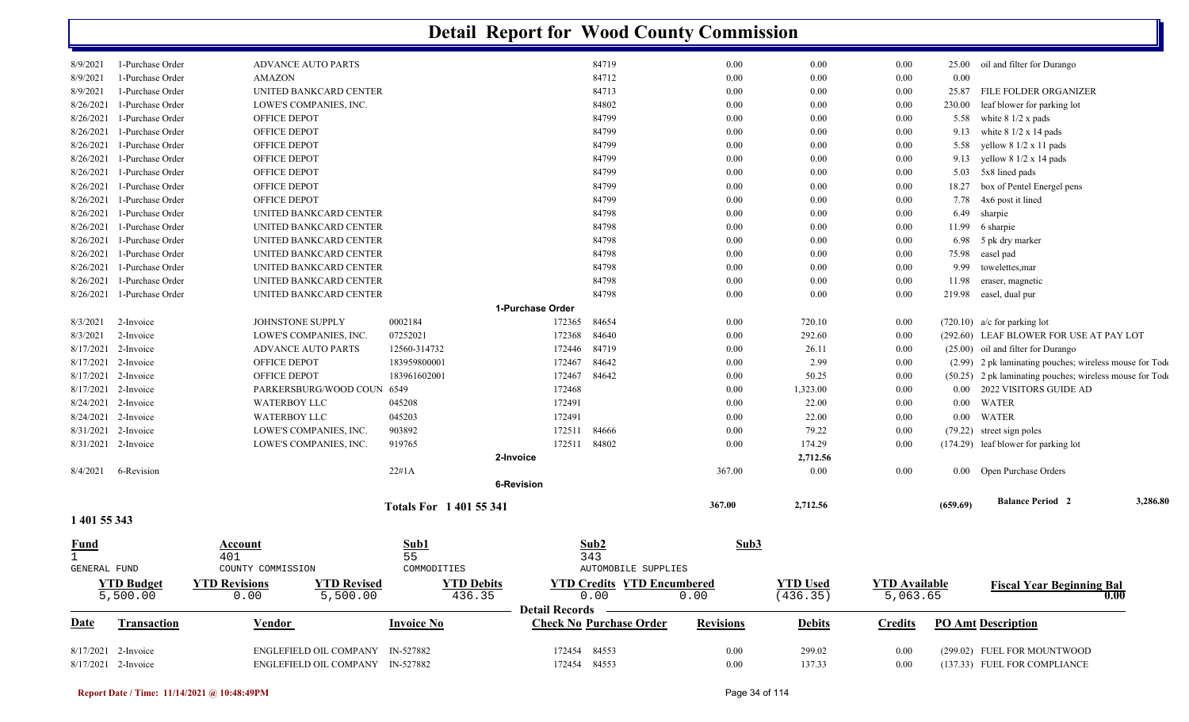# Detail Report for Wood County Commission

| Date | Transaction | Vendor | Invoice No | Check No | Purchase Order | Revisions | Debits | Credits | PO Amt | Description |
|---|---|---|---|---|---|---|---|---|---|---|
| 8/9/2021 | 1-Purchase Order | ADVANCE AUTO PARTS | | | 84719 | 0.00 | 0.00 | 0.00 | 25.00 | oil and filter for Durango |
| 8/9/2021 | 1-Purchase Order | AMAZON | | | 84712 | 0.00 | 0.00 | 0.00 | 0.00 | |
| 8/9/2021 | 1-Purchase Order | UNITED BANKCARD CENTER | | | 84713 | 0.00 | 0.00 | 0.00 | 25.87 | FILE FOLDER ORGANIZER |
| 8/26/2021 | 1-Purchase Order | LOWE'S COMPANIES, INC. | | | 84802 | 0.00 | 0.00 | 0.00 | 230.00 | leaf blower for parking lot |
| 8/26/2021 | 1-Purchase Order | OFFICE DEPOT | | | 84799 | 0.00 | 0.00 | 0.00 | 5.58 | white 8 1/2 x pads |
| 8/26/2021 | 1-Purchase Order | OFFICE DEPOT | | | 84799 | 0.00 | 0.00 | 0.00 | 9.13 | white 8 1/2 x 14 pads |
| 8/26/2021 | 1-Purchase Order | OFFICE DEPOT | | | 84799 | 0.00 | 0.00 | 0.00 | 5.58 | yellow 8 1/2 x 11 pads |
| 8/26/2021 | 1-Purchase Order | OFFICE DEPOT | | | 84799 | 0.00 | 0.00 | 0.00 | 9.13 | yellow 8 1/2 x 14 pads |
| 8/26/2021 | 1-Purchase Order | OFFICE DEPOT | | | 84799 | 0.00 | 0.00 | 0.00 | 5.03 | 5x8 lined pads |
| 8/26/2021 | 1-Purchase Order | OFFICE DEPOT | | | 84799 | 0.00 | 0.00 | 0.00 | 18.27 | box of Pentel Energel pens |
| 8/26/2021 | 1-Purchase Order | OFFICE DEPOT | | | 84799 | 0.00 | 0.00 | 0.00 | 7.78 | 4x6 post it lined |
| 8/26/2021 | 1-Purchase Order | UNITED BANKCARD CENTER | | | 84798 | 0.00 | 0.00 | 0.00 | 6.49 | sharpie |
| 8/26/2021 | 1-Purchase Order | UNITED BANKCARD CENTER | | | 84798 | 0.00 | 0.00 | 0.00 | 11.99 | 6 sharpie |
| 8/26/2021 | 1-Purchase Order | UNITED BANKCARD CENTER | | | 84798 | 0.00 | 0.00 | 0.00 | 6.98 | 5 pk dry marker |
| 8/26/2021 | 1-Purchase Order | UNITED BANKCARD CENTER | | | 84798 | 0.00 | 0.00 | 0.00 | 75.98 | easel pad |
| 8/26/2021 | 1-Purchase Order | UNITED BANKCARD CENTER | | | 84798 | 0.00 | 0.00 | 0.00 | 9.99 | towelettes,mar |
| 8/26/2021 | 1-Purchase Order | UNITED BANKCARD CENTER | | | 84798 | 0.00 | 0.00 | 0.00 | 11.98 | eraser, magnetic |
| 8/26/2021 | 1-Purchase Order | UNITED BANKCARD CENTER | | | 84798 | 0.00 | 0.00 | 0.00 | 219.98 | easel, dual pur |
| | | | | **1-Purchase Order** | | | | | | |
| 8/3/2021 | 2-Invoice | JOHNSTONE SUPPLY | 0002184 | 172365 | 84654 | 0.00 | 720.10 | 0.00 | (720.10) | a/c for parking lot |
| 8/3/2021 | 2-Invoice | LOWE'S COMPANIES, INC. | 07252021 | 172368 | 84640 | 0.00 | 292.60 | 0.00 | (292.60) | LEAF BLOWER FOR USE AT PAY LOT |
| 8/17/2021 | 2-Invoice | ADVANCE AUTO PARTS | 12560-314732 | 172446 | 84719 | 0.00 | 26.11 | 0.00 | (25.00) | oil and filter for Durango |
| 8/17/2021 | 2-Invoice | OFFICE DEPOT | 183959800001 | 172467 | 84642 | 0.00 | 2.99 | 0.00 | (2.99) | 2 pk laminating pouches; wireless mouse for Tod |
| 8/17/2021 | 2-Invoice | OFFICE DEPOT | 183961602001 | 172467 | 84642 | 0.00 | 50.25 | 0.00 | (50.25) | 2 pk laminating pouches; wireless mouse for Tod |
| 8/17/2021 | 2-Invoice | PARKERSBURG/WOOD COUN | 6549 | 172468 | | 0.00 | 1,323.00 | 0.00 | 0.00 | 2022 VISITORS GUIDE AD |
| 8/24/2021 | 2-Invoice | WATERBOY LLC | 045208 | 172491 | | 0.00 | 22.00 | 0.00 | 0.00 | WATER |
| 8/24/2021 | 2-Invoice | WATERBOY LLC | 045203 | 172491 | | 0.00 | 22.00 | 0.00 | 0.00 | WATER |
| 8/31/2021 | 2-Invoice | LOWE'S COMPANIES, INC. | 903892 | 172511 | 84666 | 0.00 | 79.22 | 0.00 | (79.22) | street sign poles |
| 8/31/2021 | 2-Invoice | LOWE'S COMPANIES, INC. | 919765 | 172511 | 84802 | 0.00 | 174.29 | 0.00 | (174.29) | leaf blower for parking lot |
| | | | | **2-Invoice** | | | 2,712.56 | | | |
| 8/4/2021 | 6-Revision | | 22#1A | | | 367.00 | 0.00 | 0.00 | 0.00 | Open Purchase Orders |
| | | | | **6-Revision** | | | | | | |
| | | | **Totals For 1 401 55 341** | | | 367.00 | 2,712.56 | | (659.69) | **Balance Period 2** 3,286.80 |

## 1 401 55 343

| Fund | Account | Sub1 | Sub2 | Sub3 |
|---|---|---|---|---|
| 1 | 401 | 55 | 343 | |
| GENERAL FUND | COUNTY COMMISSION | COMMODITIES | AUTOMOBILE SUPPLIES | |

| YTD Budget | YTD Revisions | YTD Revised | YTD Debits | YTD Credits | YTD Encumbered | YTD Used | YTD Available | Fiscal Year Beginning Bal |
|---|---|---|---|---|---|---|---|---|
| 5,500.00 | 0.00 | 5,500.00 | 436.35 | 0.00 | 0.00 | (436.35) | 5,063.65 | 0.00 |

**Detail Records**

| Date | Transaction | Vendor | Invoice No | Check No | Purchase Order | Revisions | Debits | Credits | PO Amt | Description |
|---|---|---|---|---|---|---|---|---|---|---|
| 8/17/2021 | 2-Invoice | ENGLEFIELD OIL COMPANY | IN-527882 | 172454 | 84553 | 0.00 | 299.02 | 0.00 | (299.02) | FUEL FOR MOUNTWOOD |
| 8/17/2021 | 2-Invoice | ENGLEFIELD OIL COMPANY | IN-527882 | 172454 | 84553 | 0.00 | 137.33 | 0.00 | (137.33) | FUEL FOR COMPLIANCE |

Report Date / Time: 11/14/2021 @ 10:48:49PM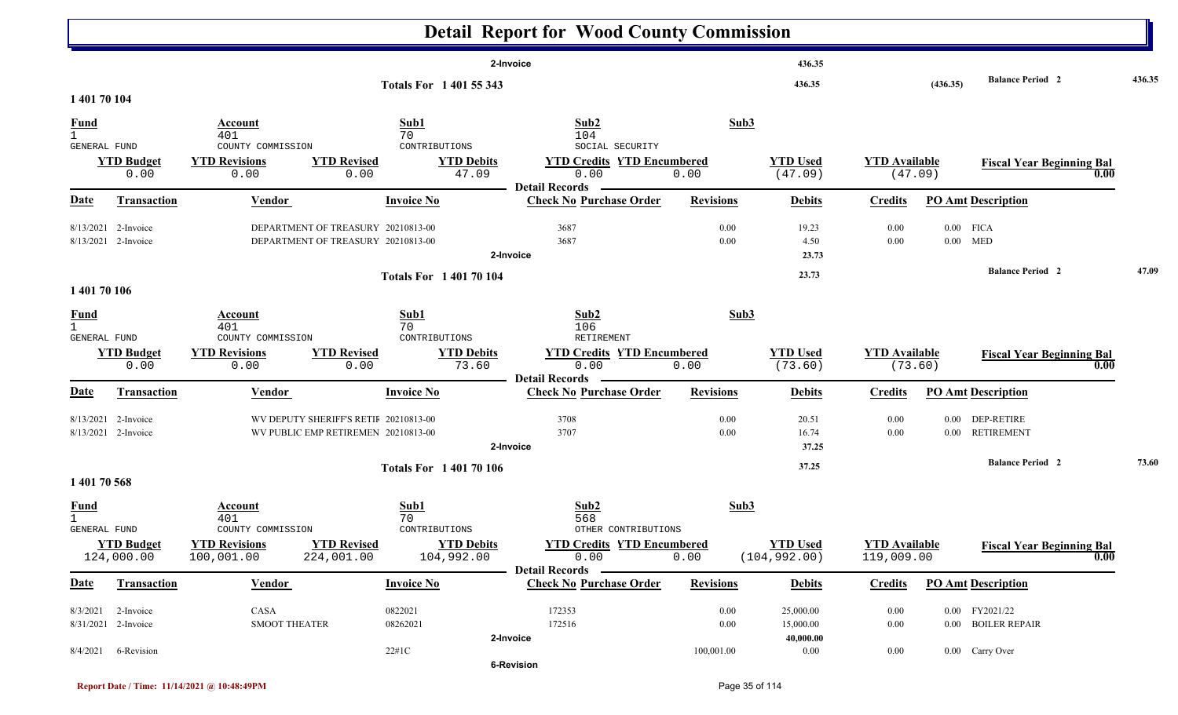# Detail Report for Wood County Commission

| | | | | | | | |
|---|---|---|---|---|---|---|---|
| 2-Invoice | | | | | 436.35 | | |
| **Totals For 1 401 55 343** | | | | | 436.35 | (436.35) | Balance Period 2 — 436.35 |

## 1 401 70 104

| Fund | Account | Sub1 | Sub2 | Sub3 |
|---|---|---|---|---|
| 1 GENERAL FUND | 401 COUNTY COMMISSION | 70 CONTRIBUTIONS | 104 SOCIAL SECURITY | |

| YTD Budget | YTD Revisions | YTD Revised | YTD Debits | YTD Credits | YTD Encumbered | YTD Used | YTD Available | Fiscal Year Beginning Bal |
|---|---|---|---|---|---|---|---|---|
| 0.00 | 0.00 | 0.00 | 47.09 | 0.00 | 0.00 | (47.09) | (47.09) | 0.00 |

**Detail Records**

| Date | Transaction | Vendor | Invoice No | Check No | Purchase Order | Revisions | Debits | Credits | PO Amt | Description |
|---|---|---|---|---|---|---|---|---|---|---|
| 8/13/2021 | 2-Invoice | DEPARTMENT OF TREASURY | 20210813-00 | 3687 | | 0.00 | 19.23 | 0.00 | 0.00 | FICA |
| 8/13/2021 | 2-Invoice | DEPARTMENT OF TREASURY | 20210813-00 | 3687 | | 0.00 | 4.50 | 0.00 | 0.00 | MED |
| | 2-Invoice | | | | | | 23.73 | | | |
| | **Totals For 1 401 70 104** | | | | | | 23.73 | | | Balance Period 2 — 47.09 |

## 1 401 70 106

| Fund | Account | Sub1 | Sub2 | Sub3 |
|---|---|---|---|---|
| 1 GENERAL FUND | 401 COUNTY COMMISSION | 70 CONTRIBUTIONS | 106 RETIREMENT | |

| YTD Budget | YTD Revisions | YTD Revised | YTD Debits | YTD Credits | YTD Encumbered | YTD Used | YTD Available | Fiscal Year Beginning Bal |
|---|---|---|---|---|---|---|---|---|
| 0.00 | 0.00 | 0.00 | 73.60 | 0.00 | 0.00 | (73.60) | (73.60) | 0.00 |

**Detail Records**

| Date | Transaction | Vendor | Invoice No | Check No | Purchase Order | Revisions | Debits | Credits | PO Amt | Description |
|---|---|---|---|---|---|---|---|---|---|---|
| 8/13/2021 | 2-Invoice | WV DEPUTY SHERIFF'S RETIF | 20210813-00 | 3708 | | 0.00 | 20.51 | 0.00 | 0.00 | DEP-RETIRE |
| 8/13/2021 | 2-Invoice | WV PUBLIC EMP RETIREMEN | 20210813-00 | 3707 | | 0.00 | 16.74 | 0.00 | 0.00 | RETIREMENT |
| | 2-Invoice | | | | | | 37.25 | | | |
| | **Totals For 1 401 70 106** | | | | | | 37.25 | | | Balance Period 2 — 73.60 |

## 1 401 70 568

| Fund | Account | Sub1 | Sub2 | Sub3 |
|---|---|---|---|---|
| 1 GENERAL FUND | 401 COUNTY COMMISSION | 70 CONTRIBUTIONS | 568 OTHER CONTRIBUTIONS | |

| YTD Budget | YTD Revisions | YTD Revised | YTD Debits | YTD Credits | YTD Encumbered | YTD Used | YTD Available | Fiscal Year Beginning Bal |
|---|---|---|---|---|---|---|---|---|
| 124,000.00 | 100,001.00 | 224,001.00 | 104,992.00 | 0.00 | 0.00 | (104,992.00) | 119,009.00 | 0.00 |

**Detail Records**

| Date | Transaction | Vendor | Invoice No | Check No | Purchase Order | Revisions | Debits | Credits | PO Amt | Description |
|---|---|---|---|---|---|---|---|---|---|---|
| 8/3/2021 | 2-Invoice | CASA | 0822021 | 172353 | | 0.00 | 25,000.00 | 0.00 | 0.00 | FY2021/22 |
| 8/31/2021 | 2-Invoice | SMOOT THEATER | 08262021 | 172516 | | 0.00 | 15,000.00 | 0.00 | 0.00 | BOILER REPAIR |
| | 2-Invoice | | | | | | 40,000.00 | | | |
| 8/4/2021 | 6-Revision | | 22#1C | | | 100,001.00 | 0.00 | 0.00 | 0.00 | Carry Over |
| | 6-Revision | | | | | | | | | |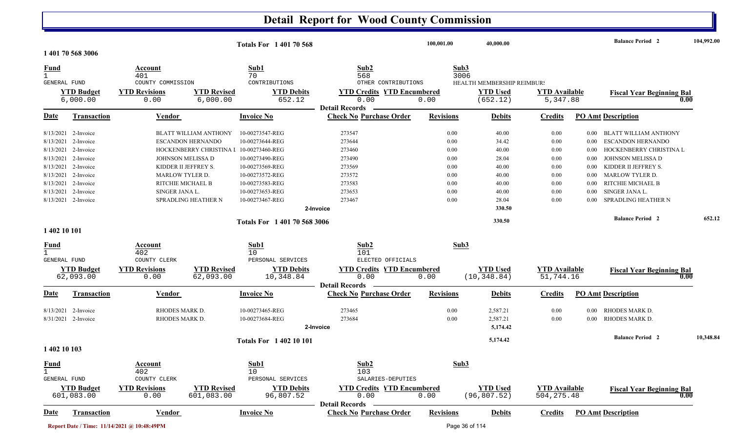# Detail Report for Wood County Commission

**Totals For 1 401 70 568** — 100,001.00 — 40,000.00 — **Balance Period 2** 104,992.00

## 1 401 70 568 3006

| Fund | Account | Sub1 | Sub2 | Sub3 |
|---|---|---|---|---|
| 1 | 401 | 70 | 568 | 3006 |
| GENERAL FUND | COUNTY COMMISSION | CONTRIBUTIONS | OTHER CONTRIBUTIONS | HEALTH MEMBERSHIP REIMBURS |

| YTD Budget | YTD Revisions | YTD Revised | YTD Debits | YTD Credits | YTD Encumbered | YTD Used | YTD Available | Fiscal Year Beginning Bal |
|---|---|---|---|---|---|---|---|---|
| 6,000.00 | 0.00 | 6,000.00 | 652.12 | 0.00 | 0.00 | (652.12) | 5,347.88 | 0.00 |

**Detail Records**

| Date | Transaction | Vendor | Invoice No | Check No | Purchase Order | Revisions | Debits | Credits | PO Amt | Description |
|---|---|---|---|---|---|---|---|---|---|---|
| 8/13/2021 | 2-Invoice | BLATT WILLIAM ANTHONY | 10-00273547-REG | 273547 | | 0.00 | 40.00 | 0.00 | 0.00 | BLATT WILLIAM ANTHONY |
| 8/13/2021 | 2-Invoice | ESCANDON HERNANDO | 10-00273644-REG | 273644 | | 0.00 | 34.42 | 0.00 | 0.00 | ESCANDON HERNANDO |
| 8/13/2021 | 2-Invoice | HOCKENBERRY CHRISTINA L | 10-00273460-REG | 273460 | | 0.00 | 40.00 | 0.00 | 0.00 | HOCKENBERRY CHRISTINA L |
| 8/13/2021 | 2-Invoice | JOHNSON MELISSA D | 10-00273490-REG | 273490 | | 0.00 | 28.04 | 0.00 | 0.00 | JOHNSON MELISSA D |
| 8/13/2021 | 2-Invoice | KIDDER II JEFFREY S. | 10-00273569-REG | 273569 | | 0.00 | 40.00 | 0.00 | 0.00 | KIDDER II JEFFREY S. |
| 8/13/2021 | 2-Invoice | MARLOW TYLER D. | 10-00273572-REG | 273572 | | 0.00 | 40.00 | 0.00 | 0.00 | MARLOW TYLER D. |
| 8/13/2021 | 2-Invoice | RITCHIE MICHAEL B | 10-00273583-REG | 273583 | | 0.00 | 40.00 | 0.00 | 0.00 | RITCHIE MICHAEL B |
| 8/13/2021 | 2-Invoice | SINGER JANA L. | 10-00273653-REG | 273653 | | 0.00 | 40.00 | 0.00 | 0.00 | SINGER JANA L. |
| 8/13/2021 | 2-Invoice | SPRADLING HEATHER N | 10-00273467-REG | 273467 | | 0.00 | 28.04 | 0.00 | 0.00 | SPRADLING HEATHER N |
| | | | **2-Invoice** | | | | **330.50** | | | |

**Totals For 1 401 70 568 3006** — 330.50 — **Balance Period 2** 652.12

## 1 402 10 101

| Fund | Account | Sub1 | Sub2 | Sub3 |
|---|---|---|---|---|
| 1 | 402 | 10 | 101 | |
| GENERAL FUND | COUNTY CLERK | PERSONAL SERVICES | ELECTED OFFICIALS | |

| YTD Budget | YTD Revisions | YTD Revised | YTD Debits | YTD Credits | YTD Encumbered | YTD Used | YTD Available | Fiscal Year Beginning Bal |
|---|---|---|---|---|---|---|---|---|
| 62,093.00 | 0.00 | 62,093.00 | 10,348.84 | 0.00 | 0.00 | (10,348.84) | 51,744.16 | 0.00 |

**Detail Records**

| Date | Transaction | Vendor | Invoice No | Check No | Purchase Order | Revisions | Debits | Credits | PO Amt | Description |
|---|---|---|---|---|---|---|---|---|---|---|
| 8/13/2021 | 2-Invoice | RHODES MARK D. | 10-00273465-REG | 273465 | | 0.00 | 2,587.21 | 0.00 | 0.00 | RHODES MARK D. |
| 8/31/2021 | 2-Invoice | RHODES MARK D. | 10-00273684-REG | 273684 | | 0.00 | 2,587.21 | 0.00 | 0.00 | RHODES MARK D. |
| | | | **2-Invoice** | | | | **5,174.42** | | | |

**Totals For 1 402 10 101** — 5,174.42 — **Balance Period 2** 10,348.84

## 1 402 10 103

| Fund | Account | Sub1 | Sub2 | Sub3 |
|---|---|---|---|---|
| 1 | 402 | 10 | 103 | |
| GENERAL FUND | COUNTY CLERK | PERSONAL SERVICES | SALARIES-DEPUTIES | |

| YTD Budget | YTD Revisions | YTD Revised | YTD Debits | YTD Credits | YTD Encumbered | YTD Used | YTD Available | Fiscal Year Beginning Bal |
|---|---|---|---|---|---|---|---|---|
| 601,083.00 | 0.00 | 601,083.00 | 96,807.52 | 0.00 | 0.00 | (96,807.52) | 504,275.48 | 0.00 |

**Detail Records**

| Date | Transaction | Vendor | Invoice No | Check No | Purchase Order | Revisions | Debits | Credits | PO Amt | Description |
|---|---|---|---|---|---|---|---|---|---|---|

Report Date / Time: 11/14/2021 @ 10:48:49PM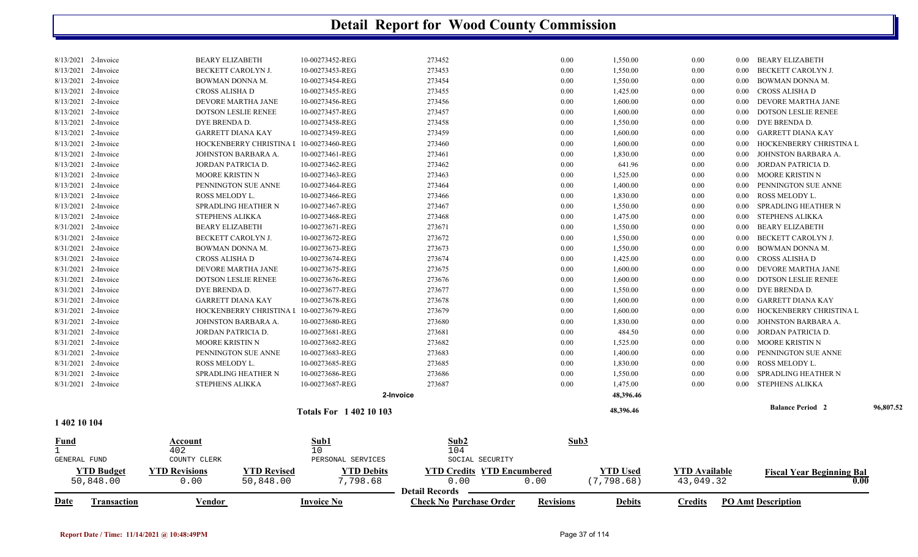# Detail Report for Wood County Commission

| Date | Transaction | Vendor | Invoice No | Check No | Purchase Order | Revisions | Debits | Credits | PO Amt | Description |
|---|---|---|---|---|---|---|---|---|---|---|
| 8/13/2021 | 2-Invoice | BEARY ELIZABETH | 10-00273452-REG | 273452 | | 0.00 | 1,550.00 | 0.00 | 0.00 | BEARY ELIZABETH |
| 8/13/2021 | 2-Invoice | BECKETT CAROLYN J. | 10-00273453-REG | 273453 | | 0.00 | 1,550.00 | 0.00 | 0.00 | BECKETT CAROLYN J. |
| 8/13/2021 | 2-Invoice | BOWMAN DONNA M. | 10-00273454-REG | 273454 | | 0.00 | 1,550.00 | 0.00 | 0.00 | BOWMAN DONNA M. |
| 8/13/2021 | 2-Invoice | CROSS ALISHA D | 10-00273455-REG | 273455 | | 0.00 | 1,425.00 | 0.00 | 0.00 | CROSS ALISHA D |
| 8/13/2021 | 2-Invoice | DEVORE MARTHA JANE | 10-00273456-REG | 273456 | | 0.00 | 1,600.00 | 0.00 | 0.00 | DEVORE MARTHA JANE |
| 8/13/2021 | 2-Invoice | DOTSON LESLIE RENEE | 10-00273457-REG | 273457 | | 0.00 | 1,600.00 | 0.00 | 0.00 | DOTSON LESLIE RENEE |
| 8/13/2021 | 2-Invoice | DYE BRENDA D. | 10-00273458-REG | 273458 | | 0.00 | 1,550.00 | 0.00 | 0.00 | DYE BRENDA D. |
| 8/13/2021 | 2-Invoice | GARRETT DIANA KAY | 10-00273459-REG | 273459 | | 0.00 | 1,600.00 | 0.00 | 0.00 | GARRETT DIANA KAY |
| 8/13/2021 | 2-Invoice | HOCKENBERRY CHRISTINA L | 10-00273460-REG | 273460 | | 0.00 | 1,600.00 | 0.00 | 0.00 | HOCKENBERRY CHRISTINA L |
| 8/13/2021 | 2-Invoice | JOHNSTON BARBARA A. | 10-00273461-REG | 273461 | | 0.00 | 1,830.00 | 0.00 | 0.00 | JOHNSTON BARBARA A. |
| 8/13/2021 | 2-Invoice | JORDAN PATRICIA D. | 10-00273462-REG | 273462 | | 0.00 | 641.96 | 0.00 | 0.00 | JORDAN PATRICIA D. |
| 8/13/2021 | 2-Invoice | MOORE KRISTIN N | 10-00273463-REG | 273463 | | 0.00 | 1,525.00 | 0.00 | 0.00 | MOORE KRISTIN N |
| 8/13/2021 | 2-Invoice | PENNINGTON SUE ANNE | 10-00273464-REG | 273464 | | 0.00 | 1,400.00 | 0.00 | 0.00 | PENNINGTON SUE ANNE |
| 8/13/2021 | 2-Invoice | ROSS MELODY L. | 10-00273466-REG | 273466 | | 0.00 | 1,830.00 | 0.00 | 0.00 | ROSS MELODY L. |
| 8/13/2021 | 2-Invoice | SPRADLING HEATHER N | 10-00273467-REG | 273467 | | 0.00 | 1,550.00 | 0.00 | 0.00 | SPRADLING HEATHER N |
| 8/13/2021 | 2-Invoice | STEPHENS ALIKKA | 10-00273468-REG | 273468 | | 0.00 | 1,475.00 | 0.00 | 0.00 | STEPHENS ALIKKA |
| 8/31/2021 | 2-Invoice | BEARY ELIZABETH | 10-00273671-REG | 273671 | | 0.00 | 1,550.00 | 0.00 | 0.00 | BEARY ELIZABETH |
| 8/31/2021 | 2-Invoice | BECKETT CAROLYN J. | 10-00273672-REG | 273672 | | 0.00 | 1,550.00 | 0.00 | 0.00 | BECKETT CAROLYN J. |
| 8/31/2021 | 2-Invoice | BOWMAN DONNA M. | 10-00273673-REG | 273673 | | 0.00 | 1,550.00 | 0.00 | 0.00 | BOWMAN DONNA M. |
| 8/31/2021 | 2-Invoice | CROSS ALISHA D | 10-00273674-REG | 273674 | | 0.00 | 1,425.00 | 0.00 | 0.00 | CROSS ALISHA D |
| 8/31/2021 | 2-Invoice | DEVORE MARTHA JANE | 10-00273675-REG | 273675 | | 0.00 | 1,600.00 | 0.00 | 0.00 | DEVORE MARTHA JANE |
| 8/31/2021 | 2-Invoice | DOTSON LESLIE RENEE | 10-00273676-REG | 273676 | | 0.00 | 1,600.00 | 0.00 | 0.00 | DOTSON LESLIE RENEE |
| 8/31/2021 | 2-Invoice | DYE BRENDA D. | 10-00273677-REG | 273677 | | 0.00 | 1,550.00 | 0.00 | 0.00 | DYE BRENDA D. |
| 8/31/2021 | 2-Invoice | GARRETT DIANA KAY | 10-00273678-REG | 273678 | | 0.00 | 1,600.00 | 0.00 | 0.00 | GARRETT DIANA KAY |
| 8/31/2021 | 2-Invoice | HOCKENBERRY CHRISTINA L | 10-00273679-REG | 273679 | | 0.00 | 1,600.00 | 0.00 | 0.00 | HOCKENBERRY CHRISTINA L |
| 8/31/2021 | 2-Invoice | JOHNSTON BARBARA A. | 10-00273680-REG | 273680 | | 0.00 | 1,830.00 | 0.00 | 0.00 | JOHNSTON BARBARA A. |
| 8/31/2021 | 2-Invoice | JORDAN PATRICIA D. | 10-00273681-REG | 273681 | | 0.00 | 484.50 | 0.00 | 0.00 | JORDAN PATRICIA D. |
| 8/31/2021 | 2-Invoice | MOORE KRISTIN N | 10-00273682-REG | 273682 | | 0.00 | 1,525.00 | 0.00 | 0.00 | MOORE KRISTIN N |
| 8/31/2021 | 2-Invoice | PENNINGTON SUE ANNE | 10-00273683-REG | 273683 | | 0.00 | 1,400.00 | 0.00 | 0.00 | PENNINGTON SUE ANNE |
| 8/31/2021 | 2-Invoice | ROSS MELODY L. | 10-00273685-REG | 273685 | | 0.00 | 1,830.00 | 0.00 | 0.00 | ROSS MELODY L. |
| 8/31/2021 | 2-Invoice | SPRADLING HEATHER N | 10-00273686-REG | 273686 | | 0.00 | 1,550.00 | 0.00 | 0.00 | SPRADLING HEATHER N |
| 8/31/2021 | 2-Invoice | STEPHENS ALIKKA | 10-00273687-REG | 273687 | | 0.00 | 1,475.00 | 0.00 | 0.00 | STEPHENS ALIKKA |
| | | | | 2-Invoice | | | 48,396.46 | | | |
| | | | **Totals For 1 402 10 103** | | | | 48,396.46 | | | **Balance Period 2** 96,807.52 |

**1 402 10 104**

| Fund | Account | Sub1 | Sub2 | Sub3 |
|---|---|---|---|---|
| 1 | 402 | 10 | 104 | |
| GENERAL FUND | COUNTY CLERK | PERSONAL SERVICES | SOCIAL SECURITY | |

| YTD Budget | YTD Revisions | YTD Revised | YTD Debits | YTD Credits | YTD Encumbered | YTD Used | YTD Available | Fiscal Year Beginning Bal |
|---|---|---|---|---|---|---|---|---|
| 50,848.00 | 0.00 | 50,848.00 | 7,798.68 | 0.00 | 0.00 | (7,798.68) | 43,049.32 | 0.00 |

**Detail Records**

| Date | Transaction | Vendor | Invoice No | Check No | Purchase Order | Revisions | Debits | Credits | PO Amt | Description |
|---|---|---|---|---|---|---|---|---|---|---|

Report Date / Time: 11/14/2021 @ 10:48:49PM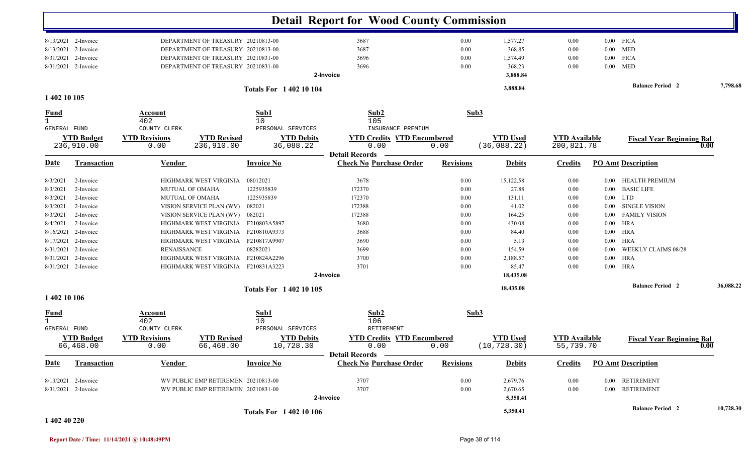# Detail Report for Wood County Commission

| Date | Transaction | Vendor | Invoice No | Check No | Purchase Order | Revisions | Debits | Credits | PO Amt | Description |
|---|---|---|---|---|---|---|---|---|---|---|
| 8/13/2021 | 2-Invoice | DEPARTMENT OF TREASURY | 20210813-00 | 3687 | | 0.00 | 1,577.27 | 0.00 | 0.00 | FICA |
| 8/13/2021 | 2-Invoice | DEPARTMENT OF TREASURY | 20210813-00 | 3687 | | 0.00 | 368.85 | 0.00 | 0.00 | MED |
| 8/31/2021 | 2-Invoice | DEPARTMENT OF TREASURY | 20210831-00 | 3696 | | 0.00 | 1,574.49 | 0.00 | 0.00 | FICA |
| 8/31/2021 | 2-Invoice | DEPARTMENT OF TREASURY | 20210831-00 | 3696 | | 0.00 | 368.23 | 0.00 | 0.00 | MED |
| | | | 2-Invoice | | | | 3,888.84 | | | |

**Totals For 1 402 10 104** — 3,888.84 — Balance Period 2: 7,798.68

## 1 402 10 105

| Fund | Account | Sub1 | Sub2 | Sub3 |
|---|---|---|---|---|
| 1 | 402 | 10 | 105 | |
| GENERAL FUND | COUNTY CLERK | PERSONAL SERVICES | INSURANCE PREMIUM | |

| YTD Budget | YTD Revisions | YTD Revised | YTD Debits | YTD Credits | YTD Encumbered | YTD Used | YTD Available | Fiscal Year Beginning Bal |
|---|---|---|---|---|---|---|---|---|
| 236,910.00 | 0.00 | 236,910.00 | 36,088.22 | 0.00 | 0.00 | (36,088.22) | 200,821.78 | 0.00 |

**Detail Records**

| Date | Transaction | Vendor | Invoice No | Check No | Purchase Order | Revisions | Debits | Credits | PO Amt | Description |
|---|---|---|---|---|---|---|---|---|---|---|
| 8/3/2021 | 2-Invoice | HIGHMARK WEST VIRGINIA | 08012021 | 3678 | | 0.00 | 15,122.58 | 0.00 | 0.00 | HEALTH PREMIUM |
| 8/3/2021 | 2-Invoice | MUTUAL OF OMAHA | 1225935839 | 172370 | | 0.00 | 27.88 | 0.00 | 0.00 | BASIC LIFE |
| 8/3/2021 | 2-Invoice | MUTUAL OF OMAHA | 1225935839 | 172370 | | 0.00 | 131.11 | 0.00 | 0.00 | LTD |
| 8/3/2021 | 2-Invoice | VISION SERVICE PLAN (WV) | 082021 | 172388 | | 0.00 | 41.02 | 0.00 | 0.00 | SINGLE VISION |
| 8/3/2021 | 2-Invoice | VISION SERVICE PLAN (WV) | 082021 | 172388 | | 0.00 | 164.25 | 0.00 | 0.00 | FAMILY VISION |
| 8/4/2021 | 2-Invoice | HIGHMARK WEST VIRGINIA | F210803A5897 | 3680 | | 0.00 | 430.08 | 0.00 | 0.00 | HRA |
| 8/16/2021 | 2-Invoice | HIGHMARK WEST VIRGINIA | F210810A9373 | 3688 | | 0.00 | 84.40 | 0.00 | 0.00 | HRA |
| 8/17/2021 | 2-Invoice | HIGHMARK WEST VIRGINIA | F210817A9907 | 3690 | | 0.00 | 5.13 | 0.00 | 0.00 | HRA |
| 8/31/2021 | 2-Invoice | RENAISSANCE | 08282021 | 3699 | | 0.00 | 154.59 | 0.00 | 0.00 | WEEKLY CLAIMS 08/28 |
| 8/31/2021 | 2-Invoice | HIGHMARK WEST VIRGINIA | F210824A2296 | 3700 | | 0.00 | 2,188.57 | 0.00 | 0.00 | HRA |
| 8/31/2021 | 2-Invoice | HIGHMARK WEST VIRGINIA | F210831A3223 | 3701 | | 0.00 | 85.47 | 0.00 | 0.00 | HRA |
| | | | 2-Invoice | | | | 18,435.08 | | | |

**Totals For 1 402 10 105** — 18,435.08 — Balance Period 2: 36,088.22

## 1 402 10 106

| Fund | Account | Sub1 | Sub2 | Sub3 |
|---|---|---|---|---|
| 1 | 402 | 10 | 106 | |
| GENERAL FUND | COUNTY CLERK | PERSONAL SERVICES | RETIREMENT | |

| YTD Budget | YTD Revisions | YTD Revised | YTD Debits | YTD Credits | YTD Encumbered | YTD Used | YTD Available | Fiscal Year Beginning Bal |
|---|---|---|---|---|---|---|---|---|
| 66,468.00 | 0.00 | 66,468.00 | 10,728.30 | 0.00 | 0.00 | (10,728.30) | 55,739.70 | 0.00 |

**Detail Records**

| Date | Transaction | Vendor | Invoice No | Check No | Purchase Order | Revisions | Debits | Credits | PO Amt | Description |
|---|---|---|---|---|---|---|---|---|---|---|
| 8/13/2021 | 2-Invoice | WV PUBLIC EMP RETIREMEN | 20210813-00 | 3707 | | 0.00 | 2,679.76 | 0.00 | 0.00 | RETIREMENT |
| 8/31/2021 | 2-Invoice | WV PUBLIC EMP RETIREMEN | 20210831-00 | 3707 | | 0.00 | 2,670.65 | 0.00 | 0.00 | RETIREMENT |
| | | | 2-Invoice | | | | 5,350.41 | | | |

**Totals For 1 402 10 106** — 5,350.41 — Balance Period 2: 10,728.30

## 1 402 40 220

Report Date / Time: 11/14/2021 @ 10:48:49PM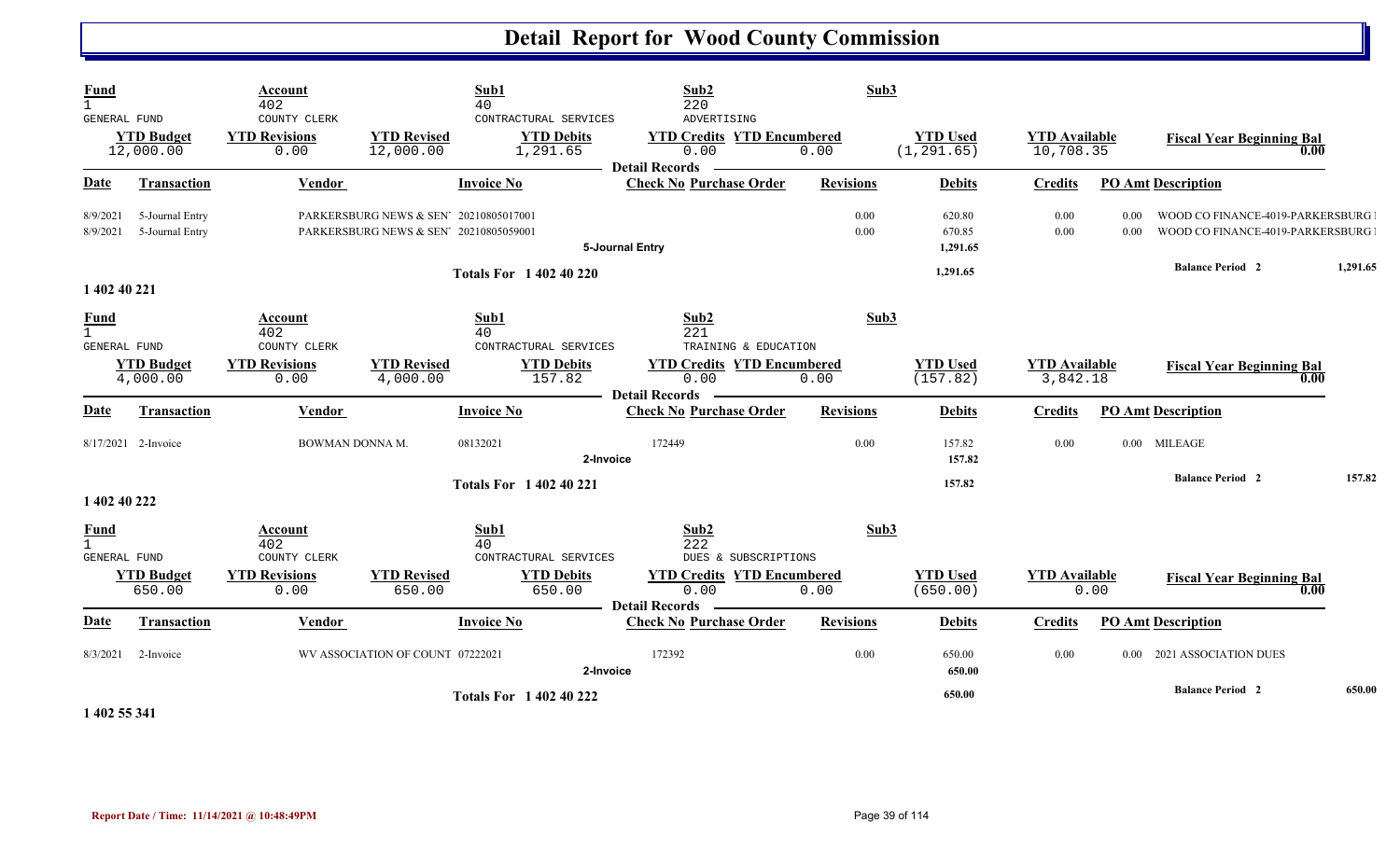# Detail Report for Wood County Commission

| Fund | Account | Sub1 | Sub2 | Sub3 |
|---|---|---|---|---|
| 1 GENERAL FUND | 402 COUNTY CLERK | 40 CONTRACTUAL SERVICES | 220 ADVERTISING | |

| YTD Budget | YTD Revisions | YTD Revised | YTD Debits | YTD Credits | YTD Encumbered | YTD Used | YTD Available | Fiscal Year Beginning Bal |
|---|---|---|---|---|---|---|---|---|
| 12,000.00 | 0.00 | 12,000.00 | 1,291.65 | 0.00 | 0.00 | (1,291.65) | 10,708.35 | 0.00 |

**Detail Records**

| Date | Transaction | Vendor | Invoice No | Check No | Purchase Order | Revisions | Debits | Credits | PO Amt | Description |
|---|---|---|---|---|---|---|---|---|---|---|
| 8/9/2021 | 5-Journal Entry | PARKERSBURG NEWS & SEN' | 20210805017001 | | | 0.00 | 620.80 | 0.00 | 0.00 | WOOD CO FINANCE-4019-PARKERSBURG I |
| 8/9/2021 | 5-Journal Entry | PARKERSBURG NEWS & SEN' | 20210805059001 | | | 0.00 | 670.85 | 0.00 | 0.00 | WOOD CO FINANCE-4019-PARKERSBURG I |
| | | | | 5-Journal Entry | | | 1,291.65 | | | |
| | | | Totals For 1 402 40 220 | | | | 1,291.65 | | | Balance Period 2: 1,291.65 |

**1 402 40 221**

| Fund | Account | Sub1 | Sub2 | Sub3 |
|---|---|---|---|---|
| 1 GENERAL FUND | 402 COUNTY CLERK | 40 CONTRACTUAL SERVICES | 221 TRAINING & EDUCATION | |

| YTD Budget | YTD Revisions | YTD Revised | YTD Debits | YTD Credits | YTD Encumbered | YTD Used | YTD Available | Fiscal Year Beginning Bal |
|---|---|---|---|---|---|---|---|---|
| 4,000.00 | 0.00 | 4,000.00 | 157.82 | 0.00 | 0.00 | (157.82) | 3,842.18 | 0.00 |

**Detail Records**

| Date | Transaction | Vendor | Invoice No | Check No | Purchase Order | Revisions | Debits | Credits | PO Amt | Description |
|---|---|---|---|---|---|---|---|---|---|---|
| 8/17/2021 | 2-Invoice | BOWMAN DONNA M. | 08132021 | 172449 | | 0.00 | 157.82 | 0.00 | 0.00 | MILEAGE |
| | | | | 2-Invoice | | | 157.82 | | | |
| | | | Totals For 1 402 40 221 | | | | 157.82 | | | Balance Period 2: 157.82 |

**1 402 40 222**

| Fund | Account | Sub1 | Sub2 | Sub3 |
|---|---|---|---|---|
| 1 GENERAL FUND | 402 COUNTY CLERK | 40 CONTRACTUAL SERVICES | 222 DUES & SUBSCRIPTIONS | |

| YTD Budget | YTD Revisions | YTD Revised | YTD Debits | YTD Credits | YTD Encumbered | YTD Used | YTD Available | Fiscal Year Beginning Bal |
|---|---|---|---|---|---|---|---|---|
| 650.00 | 0.00 | 650.00 | 650.00 | 0.00 | 0.00 | (650.00) | 0.00 | 0.00 |

**Detail Records**

| Date | Transaction | Vendor | Invoice No | Check No | Purchase Order | Revisions | Debits | Credits | PO Amt | Description |
|---|---|---|---|---|---|---|---|---|---|---|
| 8/3/2021 | 2-Invoice | WV ASSOCIATION OF COUNT | 07222021 | 172392 | | 0.00 | 650.00 | 0.00 | 0.00 | 2021 ASSOCIATION DUES |
| | | | | 2-Invoice | | | 650.00 | | | |
| | | | Totals For 1 402 40 222 | | | | 650.00 | | | Balance Period 2: 650.00 |

**1 402 55 341**

Report Date / Time: 11/14/2021 @ 10:48:49PM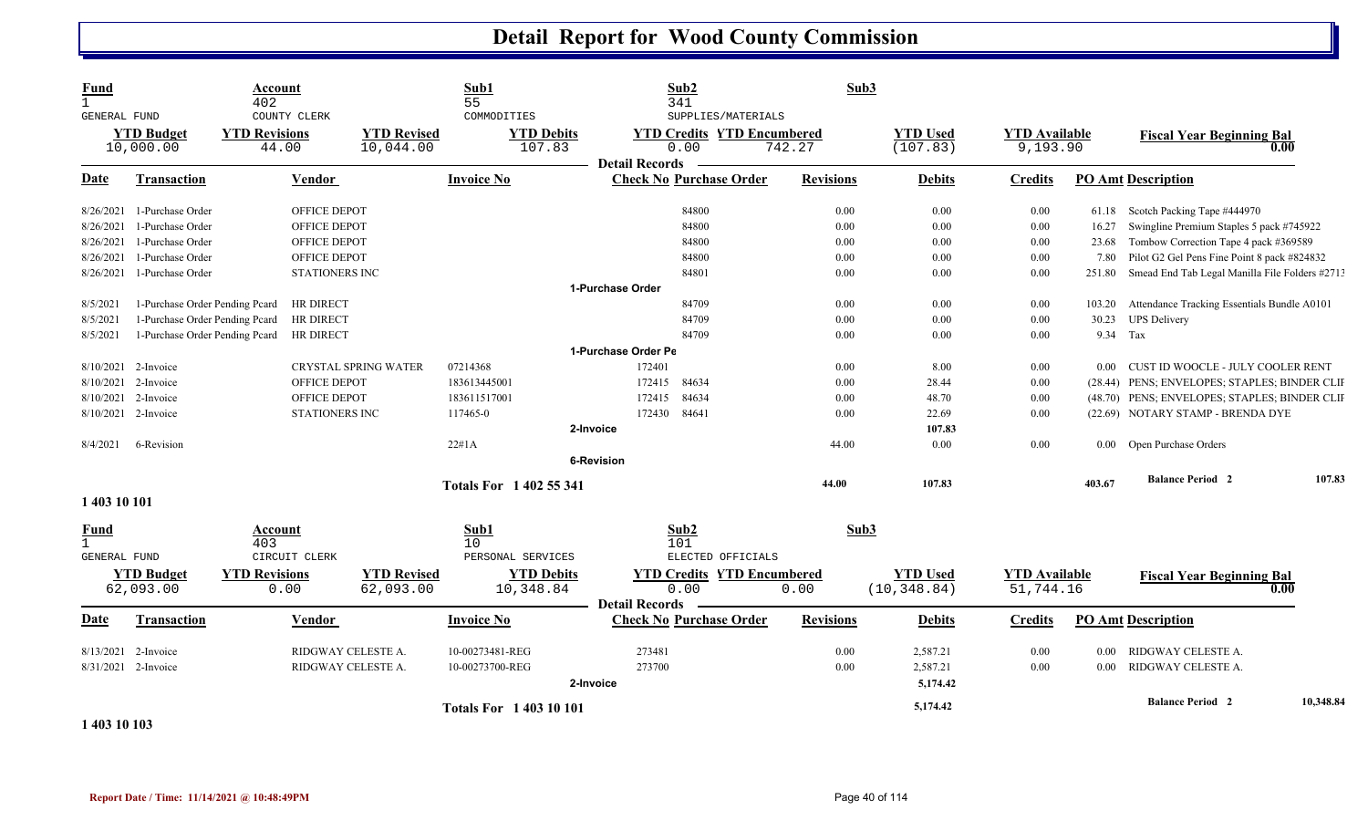# Detail Report for Wood County Commission

| Fund | Account | Sub1 | Sub2 | Sub3 |
|---|---|---|---|---|
| 1 | 402 | 55 | 341 | |
| GENERAL FUND | COUNTY CLERK | COMMODITIES | SUPPLIES/MATERIALS | |

| YTD Budget | YTD Revisions | YTD Revised | YTD Debits | YTD Credits | YTD Encumbered | YTD Used | YTD Available | Fiscal Year Beginning Bal |
|---|---|---|---|---|---|---|---|---|
| 10,000.00 | 44.00 | 10,044.00 | 107.83 | 0.00 | 742.27 | (107.83) | 9,193.90 | 0.00 |

**Detail Records**

| Date | Transaction | Vendor | Invoice No | Check No | Purchase Order | Revisions | Debits | Credits | PO Amt | Description |
|---|---|---|---|---|---|---|---|---|---|---|
| 8/26/2021 | 1-Purchase Order | OFFICE DEPOT | | | 84800 | 0.00 | 0.00 | 0.00 | 61.18 | Scotch Packing Tape #444970 |
| 8/26/2021 | 1-Purchase Order | OFFICE DEPOT | | | 84800 | 0.00 | 0.00 | 0.00 | 16.27 | Swingline Premium Staples 5 pack #745922 |
| 8/26/2021 | 1-Purchase Order | OFFICE DEPOT | | | 84800 | 0.00 | 0.00 | 0.00 | 23.68 | Tombow Correction Tape 4 pack #369589 |
| 8/26/2021 | 1-Purchase Order | OFFICE DEPOT | | | 84800 | 0.00 | 0.00 | 0.00 | 7.80 | Pilot G2 Gel Pens Fine Point 8 pack #824832 |
| 8/26/2021 | 1-Purchase Order | STATIONERS INC | | | 84801 | 0.00 | 0.00 | 0.00 | 251.80 | Smead End Tab Legal Manilla File Folders #2713 |
| | | | | 1-Purchase Order | | | | | | |
| 8/5/2021 | 1-Purchase Order Pending Pcard | HR DIRECT | | | 84709 | 0.00 | 0.00 | 0.00 | 103.20 | Attendance Tracking Essentials Bundle A0101 |
| 8/5/2021 | 1-Purchase Order Pending Pcard | HR DIRECT | | | 84709 | 0.00 | 0.00 | 0.00 | 30.23 | UPS Delivery |
| 8/5/2021 | 1-Purchase Order Pending Pcard | HR DIRECT | | | 84709 | 0.00 | 0.00 | 0.00 | 9.34 | Tax |
| | | | | 1-Purchase Order Pe | | | | | | |
| 8/10/2021 | 2-Invoice | CRYSTAL SPRING WATER | 07214368 | 172401 | | 0.00 | 8.00 | 0.00 | 0.00 | CUST ID WOOCLE - JULY COOLER RENT |
| 8/10/2021 | 2-Invoice | OFFICE DEPOT | 183613445001 | 172415 | 84634 | 0.00 | 28.44 | 0.00 | (28.44) | PENS; ENVELOPES; STAPLES; BINDER CLIF |
| 8/10/2021 | 2-Invoice | OFFICE DEPOT | 183611517001 | 172415 | 84634 | 0.00 | 48.70 | 0.00 | (48.70) | PENS; ENVELOPES; STAPLES; BINDER CLIF |
| 8/10/2021 | 2-Invoice | STATIONERS INC | 117465-0 | 172430 | 84641 | 0.00 | 22.69 | 0.00 | (22.69) | NOTARY STAMP - BRENDA DYE |
| | | | | 2-Invoice | | | 107.83 | | | |
| 8/4/2021 | 6-Revision | | 22#1A | | | 44.00 | 0.00 | 0.00 | 0.00 | Open Purchase Orders |
| | | | | 6-Revision | | | | | | |
| | | | Totals For 1 402 55 341 | | | 44.00 | 107.83 | | 403.67 | Balance Period 2 107.83 |

**1 403 10 101**

| Fund | Account | Sub1 | Sub2 | Sub3 |
|---|---|---|---|---|
| 1 | 403 | 10 | 101 | |
| GENERAL FUND | CIRCUIT CLERK | PERSONAL SERVICES | ELECTED OFFICIALS | |

| YTD Budget | YTD Revisions | YTD Revised | YTD Debits | YTD Credits | YTD Encumbered | YTD Used | YTD Available | Fiscal Year Beginning Bal |
|---|---|---|---|---|---|---|---|---|
| 62,093.00 | 0.00 | 62,093.00 | 10,348.84 | 0.00 | 0.00 | (10,348.84) | 51,744.16 | 0.00 |

**Detail Records**

| Date | Transaction | Vendor | Invoice No | Check No | Purchase Order | Revisions | Debits | Credits | PO Amt | Description |
|---|---|---|---|---|---|---|---|---|---|---|
| 8/13/2021 | 2-Invoice | RIDGWAY CELESTE A. | 10-00273481-REG | 273481 | | 0.00 | 2,587.21 | 0.00 | 0.00 | RIDGWAY CELESTE A. |
| 8/31/2021 | 2-Invoice | RIDGWAY CELESTE A. | 10-00273700-REG | 273700 | | 0.00 | 2,587.21 | 0.00 | 0.00 | RIDGWAY CELESTE A. |
| | | | | 2-Invoice | | | 5,174.42 | | | |
| | | | Totals For 1 403 10 101 | | | | 5,174.42 | | | Balance Period 2 10,348.84 |

**1 403 10 103**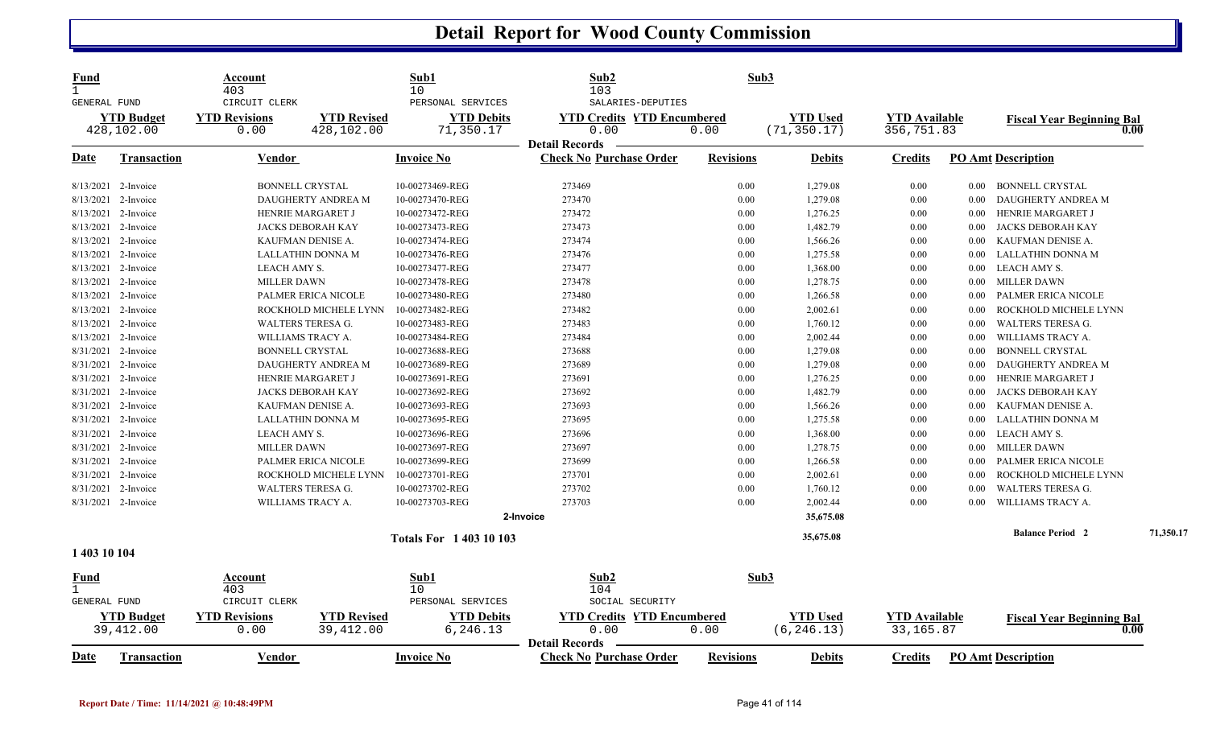# Detail Report for Wood County Commission

| Fund | Account | Sub1 | Sub2 | Sub3 | | |
|---|---|---|---|---|---|---|
| 1 | 403 | 10 | 103 | | | |
| GENERAL FUND | CIRCUIT CLERK | PERSONAL SERVICES | SALARIES-DEPUTIES | | | |

| YTD Budget | YTD Revisions | YTD Revised | YTD Debits | YTD Credits | YTD Encumbered | YTD Used | YTD Available | Fiscal Year Beginning Bal |
|---|---|---|---|---|---|---|---|---|
| 428,102.00 | 0.00 | 428,102.00 | 71,350.17 | 0.00 | 0.00 | (71,350.17) | 356,751.83 | 0.00 |

**Detail Records**

| Date | Transaction | Vendor | Invoice No | Check No | Purchase Order | Revisions | Debits | Credits | PO Amt | Description |
|---|---|---|---|---|---|---|---|---|---|---|
| 8/13/2021 | 2-Invoice | BONNELL CRYSTAL | 10-00273469-REG | 273469 | | 0.00 | 1,279.08 | 0.00 | 0.00 | BONNELL CRYSTAL |
| 8/13/2021 | 2-Invoice | DAUGHERTY ANDREA M | 10-00273470-REG | 273470 | | 0.00 | 1,279.08 | 0.00 | 0.00 | DAUGHERTY ANDREA M |
| 8/13/2021 | 2-Invoice | HENRIE MARGARET J | 10-00273472-REG | 273472 | | 0.00 | 1,276.25 | 0.00 | 0.00 | HENRIE MARGARET J |
| 8/13/2021 | 2-Invoice | JACKS DEBORAH KAY | 10-00273473-REG | 273473 | | 0.00 | 1,482.79 | 0.00 | 0.00 | JACKS DEBORAH KAY |
| 8/13/2021 | 2-Invoice | KAUFMAN DENISE A. | 10-00273474-REG | 273474 | | 0.00 | 1,566.26 | 0.00 | 0.00 | KAUFMAN DENISE A. |
| 8/13/2021 | 2-Invoice | LALLATHIN DONNA M | 10-00273476-REG | 273476 | | 0.00 | 1,275.58 | 0.00 | 0.00 | LALLATHIN DONNA M |
| 8/13/2021 | 2-Invoice | LEACH AMY S. | 10-00273477-REG | 273477 | | 0.00 | 1,368.00 | 0.00 | 0.00 | LEACH AMY S. |
| 8/13/2021 | 2-Invoice | MILLER DAWN | 10-00273478-REG | 273478 | | 0.00 | 1,278.75 | 0.00 | 0.00 | MILLER DAWN |
| 8/13/2021 | 2-Invoice | PALMER ERICA NICOLE | 10-00273480-REG | 273480 | | 0.00 | 1,266.58 | 0.00 | 0.00 | PALMER ERICA NICOLE |
| 8/13/2021 | 2-Invoice | ROCKHOLD MICHELE LYNN | 10-00273482-REG | 273482 | | 0.00 | 2,002.61 | 0.00 | 0.00 | ROCKHOLD MICHELE LYNN |
| 8/13/2021 | 2-Invoice | WALTERS TERESA G. | 10-00273483-REG | 273483 | | 0.00 | 1,760.12 | 0.00 | 0.00 | WALTERS TERESA G. |
| 8/13/2021 | 2-Invoice | WILLIAMS TRACY A. | 10-00273484-REG | 273484 | | 0.00 | 2,002.44 | 0.00 | 0.00 | WILLIAMS TRACY A. |
| 8/31/2021 | 2-Invoice | BONNELL CRYSTAL | 10-00273688-REG | 273688 | | 0.00 | 1,279.08 | 0.00 | 0.00 | BONNELL CRYSTAL |
| 8/31/2021 | 2-Invoice | DAUGHERTY ANDREA M | 10-00273689-REG | 273689 | | 0.00 | 1,279.08 | 0.00 | 0.00 | DAUGHERTY ANDREA M |
| 8/31/2021 | 2-Invoice | HENRIE MARGARET J | 10-00273691-REG | 273691 | | 0.00 | 1,276.25 | 0.00 | 0.00 | HENRIE MARGARET J |
| 8/31/2021 | 2-Invoice | JACKS DEBORAH KAY | 10-00273692-REG | 273692 | | 0.00 | 1,482.79 | 0.00 | 0.00 | JACKS DEBORAH KAY |
| 8/31/2021 | 2-Invoice | KAUFMAN DENISE A. | 10-00273693-REG | 273693 | | 0.00 | 1,566.26 | 0.00 | 0.00 | KAUFMAN DENISE A. |
| 8/31/2021 | 2-Invoice | LALLATHIN DONNA M | 10-00273695-REG | 273695 | | 0.00 | 1,275.58 | 0.00 | 0.00 | LALLATHIN DONNA M |
| 8/31/2021 | 2-Invoice | LEACH AMY S. | 10-00273696-REG | 273696 | | 0.00 | 1,368.00 | 0.00 | 0.00 | LEACH AMY S. |
| 8/31/2021 | 2-Invoice | MILLER DAWN | 10-00273697-REG | 273697 | | 0.00 | 1,278.75 | 0.00 | 0.00 | MILLER DAWN |
| 8/31/2021 | 2-Invoice | PALMER ERICA NICOLE | 10-00273699-REG | 273699 | | 0.00 | 1,266.58 | 0.00 | 0.00 | PALMER ERICA NICOLE |
| 8/31/2021 | 2-Invoice | ROCKHOLD MICHELE LYNN | 10-00273701-REG | 273701 | | 0.00 | 2,002.61 | 0.00 | 0.00 | ROCKHOLD MICHELE LYNN |
| 8/31/2021 | 2-Invoice | WALTERS TERESA G. | 10-00273702-REG | 273702 | | 0.00 | 1,760.12 | 0.00 | 0.00 | WALTERS TERESA G. |
| 8/31/2021 | 2-Invoice | WILLIAMS TRACY A. | 10-00273703-REG | 273703 | | 0.00 | 2,002.44 | 0.00 | 0.00 | WILLIAMS TRACY A. |
| | | | 2-Invoice | | | | 35,675.08 | | | |
| | | | Totals For 1 403 10 103 | | | | 35,675.08 | | | Balance Period 2 — 71,350.17 |

**1 403 10 104**

| Fund | Account | Sub1 | Sub2 | Sub3 |
|---|---|---|---|---|
| 1 | 403 | 10 | 104 | |
| GENERAL FUND | CIRCUIT CLERK | PERSONAL SERVICES | SOCIAL SECURITY | |

| YTD Budget | YTD Revisions | YTD Revised | YTD Debits | YTD Credits | YTD Encumbered | YTD Used | YTD Available | Fiscal Year Beginning Bal |
|---|---|---|---|---|---|---|---|---|
| 39,412.00 | 0.00 | 39,412.00 | 6,246.13 | 0.00 | 0.00 | (6,246.13) | 33,165.87 | 0.00 |

**Detail Records**

| Date | Transaction | Vendor | Invoice No | Check No | Purchase Order | Revisions | Debits | Credits | PO Amt | Description |
|---|---|---|---|---|---|---|---|---|---|---|

Report Date / Time: 11/14/2021 @ 10:48:49PM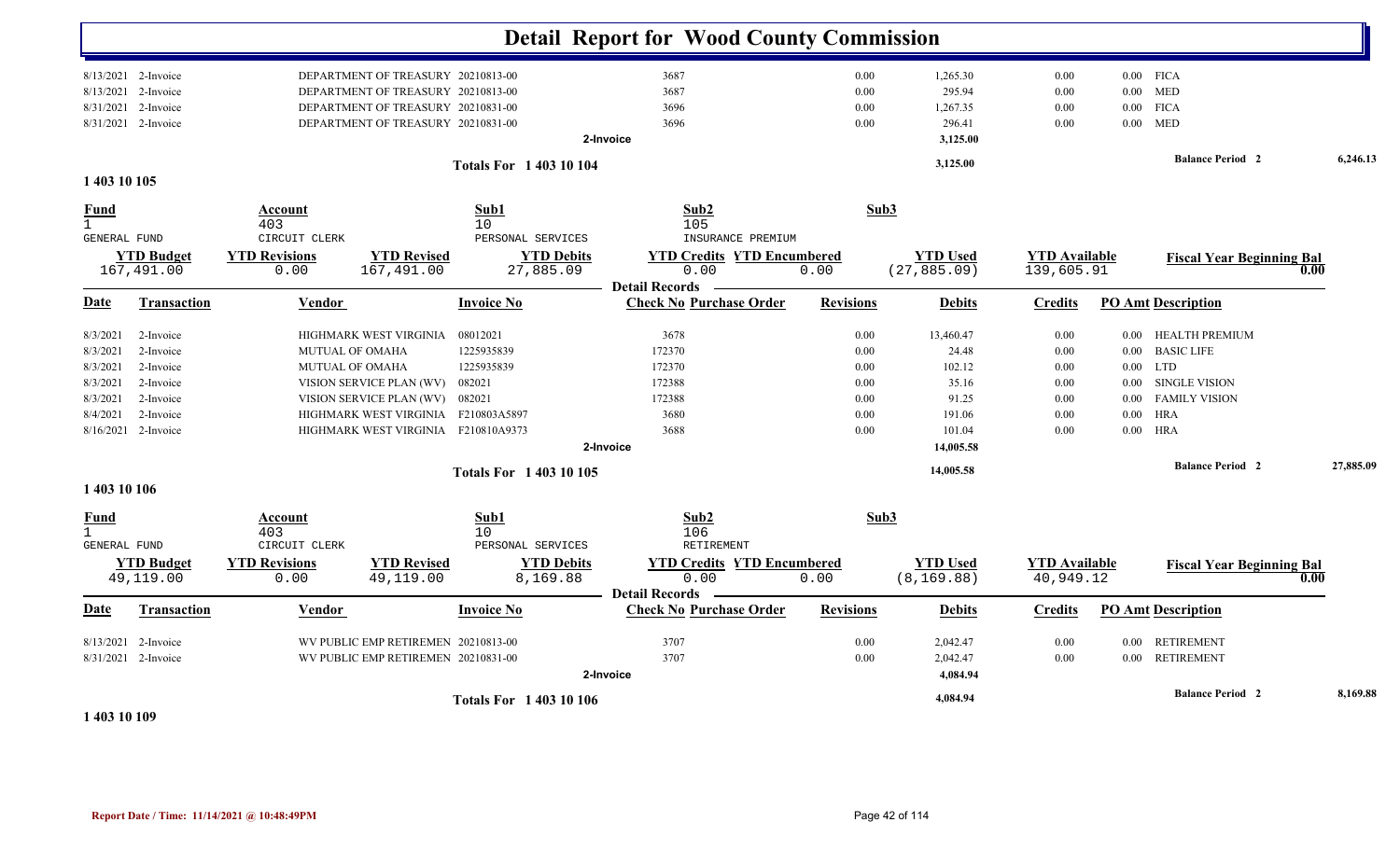# Detail Report for Wood County Commission

| Date | Transaction | Vendor | Invoice No | Check No | Revisions | Debits | Credits | PO Amt | Description |
|---|---|---|---|---|---|---|---|---|---|
| 8/13/2021 | 2-Invoice | DEPARTMENT OF TREASURY | 20210813-00 | 3687 | 0.00 | 1,265.30 | 0.00 | 0.00 | FICA |
| 8/13/2021 | 2-Invoice | DEPARTMENT OF TREASURY | 20210813-00 | 3687 | 0.00 | 295.94 | 0.00 | 0.00 | MED |
| 8/31/2021 | 2-Invoice | DEPARTMENT OF TREASURY | 20210831-00 | 3696 | 0.00 | 1,267.35 | 0.00 | 0.00 | FICA |
| 8/31/2021 | 2-Invoice | DEPARTMENT OF TREASURY | 20210831-00 | 3696 | 0.00 | 296.41 | 0.00 | 0.00 | MED |
| | | | 2-Invoice | | | 3,125.00 | | | |

**Totals For 1 403 10 104** — 3,125.00 — Balance Period 2: 6,246.13

## 1 403 10 105

| Fund | Account | Sub1 | Sub2 | Sub3 |
|---|---|---|---|---|
| 1 GENERAL FUND | 403 CIRCUIT CLERK | 10 PERSONAL SERVICES | 105 INSURANCE PREMIUM | |

| YTD Budget | YTD Revisions | YTD Revised | YTD Debits | YTD Credits | YTD Encumbered | YTD Used | YTD Available | Fiscal Year Beginning Bal |
|---|---|---|---|---|---|---|---|---|
| 167,491.00 | 0.00 | 167,491.00 | 27,885.09 | 0.00 | 0.00 | (27,885.09) | 139,605.91 | 0.00 |

**Detail Records**

| Date | Transaction | Vendor | Invoice No | Check No Purchase Order | Revisions | Debits | Credits | PO Amt | Description |
|---|---|---|---|---|---|---|---|---|---|
| 8/3/2021 | 2-Invoice | HIGHMARK WEST VIRGINIA | 08012021 | 3678 | 0.00 | 13,460.47 | 0.00 | 0.00 | HEALTH PREMIUM |
| 8/3/2021 | 2-Invoice | MUTUAL OF OMAHA | 1225935839 | 172370 | 0.00 | 24.48 | 0.00 | 0.00 | BASIC LIFE |
| 8/3/2021 | 2-Invoice | MUTUAL OF OMAHA | 1225935839 | 172370 | 0.00 | 102.12 | 0.00 | 0.00 | LTD |
| 8/3/2021 | 2-Invoice | VISION SERVICE PLAN (WV) | 082021 | 172388 | 0.00 | 35.16 | 0.00 | 0.00 | SINGLE VISION |
| 8/3/2021 | 2-Invoice | VISION SERVICE PLAN (WV) | 082021 | 172388 | 0.00 | 91.25 | 0.00 | 0.00 | FAMILY VISION |
| 8/4/2021 | 2-Invoice | HIGHMARK WEST VIRGINIA | F210803A5897 | 3680 | 0.00 | 191.06 | 0.00 | 0.00 | HRA |
| 8/16/2021 | 2-Invoice | HIGHMARK WEST VIRGINIA | F210810A9373 | 3688 | 0.00 | 101.04 | 0.00 | 0.00 | HRA |
| | | | 2-Invoice | | | 14,005.58 | | | |

**Totals For 1 403 10 105** — 14,005.58 — Balance Period 2: 27,885.09

## 1 403 10 106

| Fund | Account | Sub1 | Sub2 | Sub3 |
|---|---|---|---|---|
| 1 GENERAL FUND | 403 CIRCUIT CLERK | 10 PERSONAL SERVICES | 106 RETIREMENT | |

| YTD Budget | YTD Revisions | YTD Revised | YTD Debits | YTD Credits | YTD Encumbered | YTD Used | YTD Available | Fiscal Year Beginning Bal |
|---|---|---|---|---|---|---|---|---|
| 49,119.00 | 0.00 | 49,119.00 | 8,169.88 | 0.00 | 0.00 | (8,169.88) | 40,949.12 | 0.00 |

**Detail Records**

| Date | Transaction | Vendor | Invoice No | Check No Purchase Order | Revisions | Debits | Credits | PO Amt | Description |
|---|---|---|---|---|---|---|---|---|---|
| 8/13/2021 | 2-Invoice | WV PUBLIC EMP RETIREMEN | 20210813-00 | 3707 | 0.00 | 2,042.47 | 0.00 | 0.00 | RETIREMENT |
| 8/31/2021 | 2-Invoice | WV PUBLIC EMP RETIREMEN | 20210831-00 | 3707 | 0.00 | 2,042.47 | 0.00 | 0.00 | RETIREMENT |
| | | | 2-Invoice | | | 4,084.94 | | | |

**Totals For 1 403 10 106** — 4,084.94 — Balance Period 2: 8,169.88

## 1 403 10 109

Report Date / Time: 11/14/2021 @ 10:48:49PM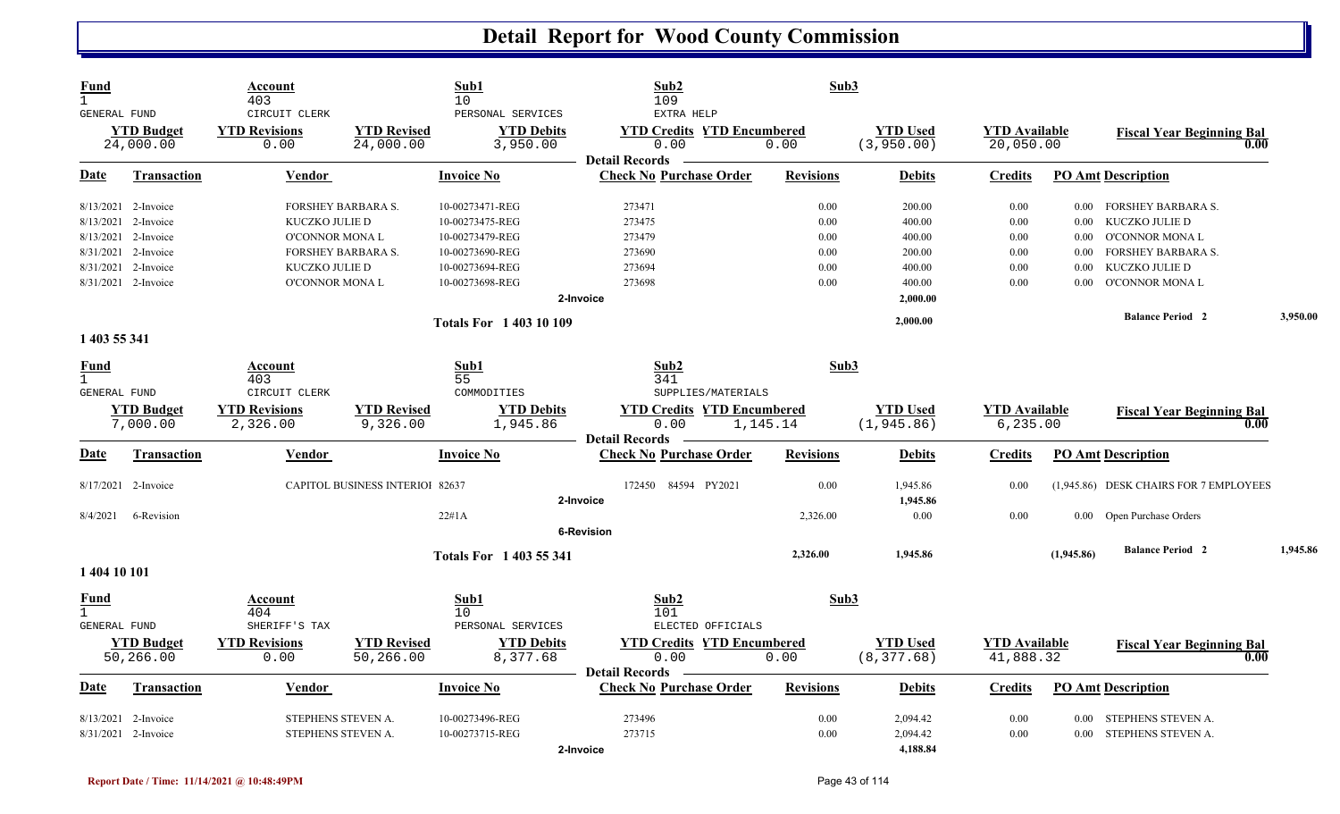# Detail Report for Wood County Commission

| Fund | Account | | Sub1 | Sub2 | | Sub3 | | |
|---|---|---|---|---|---|---|---|---|
| 1 | 403 | | 10 | 109 | | | | |
| GENERAL FUND | CIRCUIT CLERK | | PERSONAL SERVICES | EXTRA HELP | | | | |
| **YTD Budget** | **YTD Revisions** | **YTD Revised** | **YTD Debits** | **YTD Credits** | **YTD Encumbered** | **YTD Used** | **YTD Available** | **Fiscal Year Beginning Bal** |
| 24,000.00 | 0.00 | 24,000.00 | 3,950.00 | 0.00 | 0.00 | (3,950.00) | 20,050.00 | 0.00 |

**Detail Records**

| Date | Transaction | Vendor | Invoice No | Check No | Purchase Order | Revisions | Debits | Credits | PO Amt | Description |
|---|---|---|---|---|---|---|---|---|---|---|
| 8/13/2021 | 2-Invoice | FORSHEY BARBARA S. | 10-00273471-REG | 273471 | | 0.00 | 200.00 | 0.00 | 0.00 | FORSHEY BARBARA S. |
| 8/13/2021 | 2-Invoice | KUCZKO JULIE D | 10-00273475-REG | 273475 | | 0.00 | 400.00 | 0.00 | 0.00 | KUCZKO JULIE D |
| 8/13/2021 | 2-Invoice | O'CONNOR MONA L | 10-00273479-REG | 273479 | | 0.00 | 400.00 | 0.00 | 0.00 | O'CONNOR MONA L |
| 8/31/2021 | 2-Invoice | FORSHEY BARBARA S. | 10-00273690-REG | 273690 | | 0.00 | 200.00 | 0.00 | 0.00 | FORSHEY BARBARA S. |
| 8/31/2021 | 2-Invoice | KUCZKO JULIE D | 10-00273694-REG | 273694 | | 0.00 | 400.00 | 0.00 | 0.00 | KUCZKO JULIE D |
| 8/31/2021 | 2-Invoice | O'CONNOR MONA L | 10-00273698-REG | 273698 | | 0.00 | 400.00 | 0.00 | 0.00 | O'CONNOR MONA L |
| | | | | 2-Invoice | | | 2,000.00 | | | |
| | | | **Totals For 1 403 10 109** | | | | 2,000.00 | | | **Balance Period 2** 3,950.00 |

**1 403 55 341**

| Fund | Account | | Sub1 | Sub2 | | Sub3 | | |
|---|---|---|---|---|---|---|---|---|
| 1 | 403 | | 55 | 341 | | | | |
| GENERAL FUND | CIRCUIT CLERK | | COMMODITIES | SUPPLIES/MATERIALS | | | | |
| **YTD Budget** | **YTD Revisions** | **YTD Revised** | **YTD Debits** | **YTD Credits** | **YTD Encumbered** | **YTD Used** | **YTD Available** | **Fiscal Year Beginning Bal** |
| 7,000.00 | 2,326.00 | 9,326.00 | 1,945.86 | 0.00 | 1,145.14 | (1,945.86) | 6,235.00 | 0.00 |

**Detail Records**

| Date | Transaction | Vendor | Invoice No | Check No | Purchase Order | Revisions | Debits | Credits | PO Amt | Description |
|---|---|---|---|---|---|---|---|---|---|---|
| 8/17/2021 | 2-Invoice | CAPITOL BUSINESS INTERIOI | 82637 | 172450 | 84594 PY2021 | 0.00 | 1,945.86 | 0.00 | (1,945.86) | DESK CHAIRS FOR 7 EMPLOYEES |
| | | | | 2-Invoice | | | 1,945.86 | | | |
| 8/4/2021 | 6-Revision | | 22#1A | | | 2,326.00 | 0.00 | 0.00 | 0.00 | Open Purchase Orders |
| | | | | 6-Revision | | | | | | |
| | | | **Totals For 1 403 55 341** | | | 2,326.00 | 1,945.86 | | (1,945.86) | **Balance Period 2** 1,945.86 |

**1 404 10 101**

| Fund | Account | | Sub1 | Sub2 | | Sub3 | | |
|---|---|---|---|---|---|---|---|---|
| 1 | 404 | | 10 | 101 | | | | |
| GENERAL FUND | SHERIFF'S TAX | | PERSONAL SERVICES | ELECTED OFFICIALS | | | | |
| **YTD Budget** | **YTD Revisions** | **YTD Revised** | **YTD Debits** | **YTD Credits** | **YTD Encumbered** | **YTD Used** | **YTD Available** | **Fiscal Year Beginning Bal** |
| 50,266.00 | 0.00 | 50,266.00 | 8,377.68 | 0.00 | 0.00 | (8,377.68) | 41,888.32 | 0.00 |

**Detail Records**

| Date | Transaction | Vendor | Invoice No | Check No | Purchase Order | Revisions | Debits | Credits | PO Amt | Description |
|---|---|---|---|---|---|---|---|---|---|---|
| 8/13/2021 | 2-Invoice | STEPHENS STEVEN A. | 10-00273496-REG | 273496 | | 0.00 | 2,094.42 | 0.00 | 0.00 | STEPHENS STEVEN A. |
| 8/31/2021 | 2-Invoice | STEPHENS STEVEN A. | 10-00273715-REG | 273715 | | 0.00 | 2,094.42 | 0.00 | 0.00 | STEPHENS STEVEN A. |
| | | | | 2-Invoice | | | 4,188.84 | | | |

Report Date / Time: 11/14/2021 @ 10:48:49PM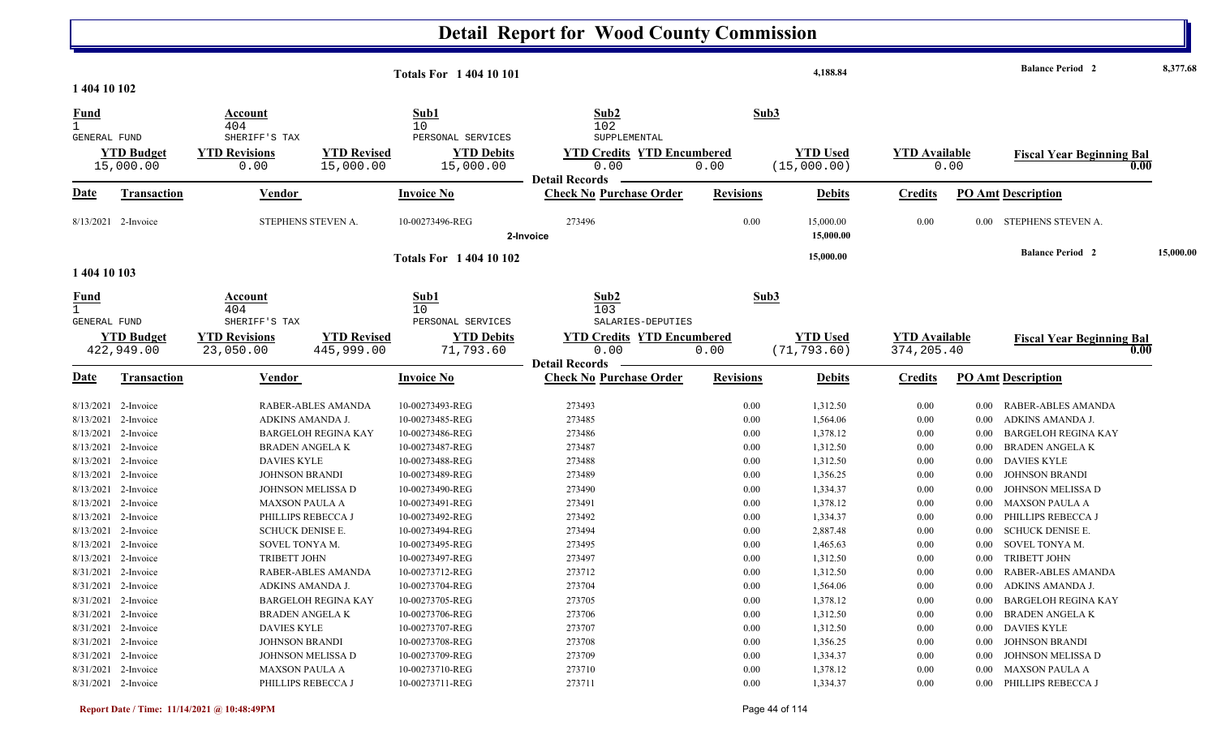# Detail Report for Wood County Commission

| | | | Totals For 1 404 10 101 | | | 4,188.84 | | Balance Period 2 | 8,377.68 |
|---|---|---|---|---|---|---|---|---|---|

## 1 404 10 102

| Fund | Account | Sub1 | Sub2 | Sub3 |
|---|---|---|---|---|
| 1 | 404 | 10 | 102 | |
| GENERAL FUND | SHERIFF'S TAX | PERSONAL SERVICES | SUPPLEMENTAL | |

| YTD Budget | YTD Revisions | YTD Revised | YTD Debits | YTD Credits | YTD Encumbered | YTD Used | YTD Available | Fiscal Year Beginning Bal |
|---|---|---|---|---|---|---|---|---|
| 15,000.00 | 0.00 | 15,000.00 | 15,000.00 | 0.00 | 0.00 | (15,000.00) | 0.00 | 0.00 |

Detail Records

| Date | Transaction | Vendor | Invoice No | Check No | Purchase Order | Revisions | Debits | Credits | PO Amt | Description |
|---|---|---|---|---|---|---|---|---|---|---|
| 8/13/2021 | 2-Invoice | STEPHENS STEVEN A. | 10-00273496-REG | 273496 | | 0.00 | 15,000.00 | 0.00 | 0.00 | STEPHENS STEVEN A. |
| | 2-Invoice | | | | | | 15,000.00 | | | |

| | | | Totals For 1 404 10 102 | | | 15,000.00 | | Balance Period 2 | 15,000.00 |
|---|---|---|---|---|---|---|---|---|---|

## 1 404 10 103

| Fund | Account | Sub1 | Sub2 | Sub3 |
|---|---|---|---|---|
| 1 | 404 | 10 | 103 | |
| GENERAL FUND | SHERIFF'S TAX | PERSONAL SERVICES | SALARIES-DEPUTIES | |

| YTD Budget | YTD Revisions | YTD Revised | YTD Debits | YTD Credits | YTD Encumbered | YTD Used | YTD Available | Fiscal Year Beginning Bal |
|---|---|---|---|---|---|---|---|---|
| 422,949.00 | 23,050.00 | 445,999.00 | 71,793.60 | 0.00 | 0.00 | (71,793.60) | 374,205.40 | 0.00 |

Detail Records

| Date | Transaction | Vendor | Invoice No | Check No | Purchase Order | Revisions | Debits | Credits | PO Amt | Description |
|---|---|---|---|---|---|---|---|---|---|---|
| 8/13/2021 | 2-Invoice | RABER-ABLES AMANDA | 10-00273493-REG | 273493 | | 0.00 | 1,312.50 | 0.00 | 0.00 | RABER-ABLES AMANDA |
| 8/13/2021 | 2-Invoice | ADKINS AMANDA J. | 10-00273485-REG | 273485 | | 0.00 | 1,564.06 | 0.00 | 0.00 | ADKINS AMANDA J. |
| 8/13/2021 | 2-Invoice | BARGELOH REGINA KAY | 10-00273486-REG | 273486 | | 0.00 | 1,378.12 | 0.00 | 0.00 | BARGELOH REGINA KAY |
| 8/13/2021 | 2-Invoice | BRADEN ANGELA K | 10-00273487-REG | 273487 | | 0.00 | 1,312.50 | 0.00 | 0.00 | BRADEN ANGELA K |
| 8/13/2021 | 2-Invoice | DAVIES KYLE | 10-00273488-REG | 273488 | | 0.00 | 1,312.50 | 0.00 | 0.00 | DAVIES KYLE |
| 8/13/2021 | 2-Invoice | JOHNSON BRANDI | 10-00273489-REG | 273489 | | 0.00 | 1,356.25 | 0.00 | 0.00 | JOHNSON BRANDI |
| 8/13/2021 | 2-Invoice | JOHNSON MELISSA D | 10-00273490-REG | 273490 | | 0.00 | 1,334.37 | 0.00 | 0.00 | JOHNSON MELISSA D |
| 8/13/2021 | 2-Invoice | MAXSON PAULA A | 10-00273491-REG | 273491 | | 0.00 | 1,378.12 | 0.00 | 0.00 | MAXSON PAULA A |
| 8/13/2021 | 2-Invoice | PHILLIPS REBECCA J | 10-00273492-REG | 273492 | | 0.00 | 1,334.37 | 0.00 | 0.00 | PHILLIPS REBECCA J |
| 8/13/2021 | 2-Invoice | SCHUCK DENISE E. | 10-00273494-REG | 273494 | | 0.00 | 2,887.48 | 0.00 | 0.00 | SCHUCK DENISE E. |
| 8/13/2021 | 2-Invoice | SOVEL TONYA M. | 10-00273495-REG | 273495 | | 0.00 | 1,465.63 | 0.00 | 0.00 | SOVEL TONYA M. |
| 8/13/2021 | 2-Invoice | TRIBETT JOHN | 10-00273497-REG | 273497 | | 0.00 | 1,312.50 | 0.00 | 0.00 | TRIBETT JOHN |
| 8/31/2021 | 2-Invoice | RABER-ABLES AMANDA | 10-00273712-REG | 273712 | | 0.00 | 1,312.50 | 0.00 | 0.00 | RABER-ABLES AMANDA |
| 8/31/2021 | 2-Invoice | ADKINS AMANDA J. | 10-00273704-REG | 273704 | | 0.00 | 1,564.06 | 0.00 | 0.00 | ADKINS AMANDA J. |
| 8/31/2021 | 2-Invoice | BARGELOH REGINA KAY | 10-00273705-REG | 273705 | | 0.00 | 1,378.12 | 0.00 | 0.00 | BARGELOH REGINA KAY |
| 8/31/2021 | 2-Invoice | BRADEN ANGELA K | 10-00273706-REG | 273706 | | 0.00 | 1,312.50 | 0.00 | 0.00 | BRADEN ANGELA K |
| 8/31/2021 | 2-Invoice | DAVIES KYLE | 10-00273707-REG | 273707 | | 0.00 | 1,312.50 | 0.00 | 0.00 | DAVIES KYLE |
| 8/31/2021 | 2-Invoice | JOHNSON BRANDI | 10-00273708-REG | 273708 | | 0.00 | 1,356.25 | 0.00 | 0.00 | JOHNSON BRANDI |
| 8/31/2021 | 2-Invoice | JOHNSON MELISSA D | 10-00273709-REG | 273709 | | 0.00 | 1,334.37 | 0.00 | 0.00 | JOHNSON MELISSA D |
| 8/31/2021 | 2-Invoice | MAXSON PAULA A | 10-00273710-REG | 273710 | | 0.00 | 1,378.12 | 0.00 | 0.00 | MAXSON PAULA A |
| 8/31/2021 | 2-Invoice | PHILLIPS REBECCA J | 10-00273711-REG | 273711 | | 0.00 | 1,334.37 | 0.00 | 0.00 | PHILLIPS REBECCA J |

Report Date / Time: 11/14/2021 @ 10:48:49PM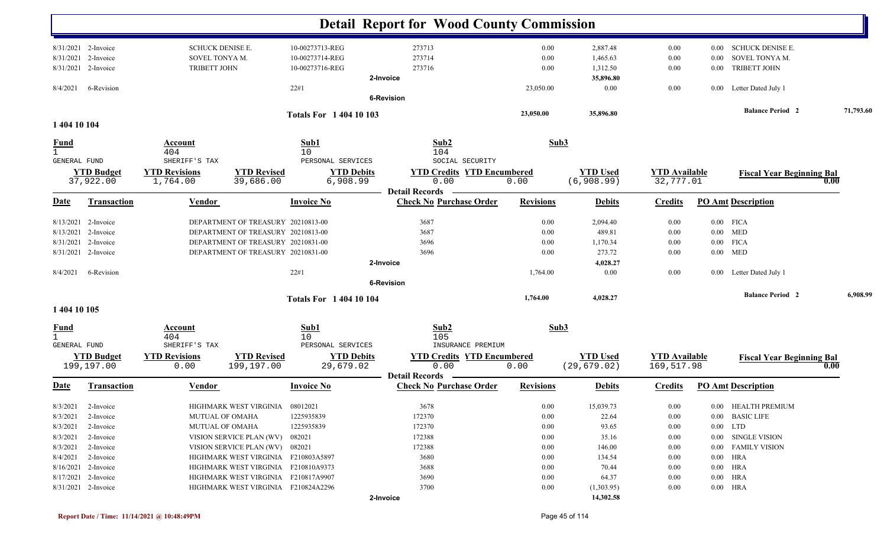# Detail Report for Wood County Commission

| Date | Transaction | Vendor | Invoice No | Check No Purchase Order | Revisions | Debits | Credits | PO Amt Description |
|---|---|---|---|---|---|---|---|---|
| 8/31/2021 | 2-Invoice | SCHUCK DENISE E. | 10-00273713-REG | 273713 | 0.00 | 2,887.48 | 0.00 | 0.00 SCHUCK DENISE E. |
| 8/31/2021 | 2-Invoice | SOVEL TONYA M. | 10-00273714-REG | 273714 | 0.00 | 1,465.63 | 0.00 | 0.00 SOVEL TONYA M. |
| 8/31/2021 | 2-Invoice | TRIBETT JOHN | 10-00273716-REG | 273716 | 0.00 | 1,312.50 | 0.00 | 0.00 TRIBETT JOHN |
| | | | 2-Invoice | | | 35,896.80 | | |
| 8/4/2021 | 6-Revision | | 22#1 | | 23,050.00 | 0.00 | 0.00 | 0.00 Letter Dated July 1 |
| | | | 6-Revision | | | | | |
| | | | Totals For 1 404 10 103 | | 23,050.00 | 35,896.80 | | Balance Period 2 71,793.60 |

## 1 404 10 104

| Fund | Account | Sub1 | Sub2 | Sub3 |
|---|---|---|---|---|
| 1 | 404 | 10 | 104 | |
| GENERAL FUND | SHERIFF'S TAX | PERSONAL SERVICES | SOCIAL SECURITY | |

| YTD Budget | YTD Revisions | YTD Revised | YTD Debits | YTD Credits | YTD Encumbered | YTD Used | YTD Available | Fiscal Year Beginning Bal |
|---|---|---|---|---|---|---|---|---|
| 37,922.00 | 1,764.00 | 39,686.00 | 6,908.99 | 0.00 | 0.00 | (6,908.99) | 32,777.01 | 0.00 |

| Date | Transaction | Vendor | Invoice No | Check No Purchase Order | Revisions | Debits | Credits | PO Amt Description |
|---|---|---|---|---|---|---|---|---|
| 8/13/2021 | 2-Invoice | DEPARTMENT OF TREASURY | 20210813-00 | 3687 | 0.00 | 2,094.40 | 0.00 | 0.00 FICA |
| 8/13/2021 | 2-Invoice | DEPARTMENT OF TREASURY | 20210813-00 | 3687 | 0.00 | 489.81 | 0.00 | 0.00 MED |
| 8/31/2021 | 2-Invoice | DEPARTMENT OF TREASURY | 20210831-00 | 3696 | 0.00 | 1,170.34 | 0.00 | 0.00 FICA |
| 8/31/2021 | 2-Invoice | DEPARTMENT OF TREASURY | 20210831-00 | 3696 | 0.00 | 273.72 | 0.00 | 0.00 MED |
| | | | 2-Invoice | | | 4,028.27 | | |
| 8/4/2021 | 6-Revision | | 22#1 | | 1,764.00 | 0.00 | 0.00 | 0.00 Letter Dated July 1 |
| | | | 6-Revision | | | | | |
| | | | Totals For 1 404 10 104 | | 1,764.00 | 4,028.27 | | Balance Period 2 6,908.99 |

## 1 404 10 105

| Fund | Account | Sub1 | Sub2 | Sub3 |
|---|---|---|---|---|
| 1 | 404 | 10 | 105 | |
| GENERAL FUND | SHERIFF'S TAX | PERSONAL SERVICES | INSURANCE PREMIUM | |

| YTD Budget | YTD Revisions | YTD Revised | YTD Debits | YTD Credits | YTD Encumbered | YTD Used | YTD Available | Fiscal Year Beginning Bal |
|---|---|---|---|---|---|---|---|---|
| 199,197.00 | 0.00 | 199,197.00 | 29,679.02 | 0.00 | 0.00 | (29,679.02) | 169,517.98 | 0.00 |

| Date | Transaction | Vendor | Invoice No | Check No Purchase Order | Revisions | Debits | Credits | PO Amt Description |
|---|---|---|---|---|---|---|---|---|
| 8/3/2021 | 2-Invoice | HIGHMARK WEST VIRGINIA | 08012021 | 3678 | 0.00 | 15,039.73 | 0.00 | 0.00 HEALTH PREMIUM |
| 8/3/2021 | 2-Invoice | MUTUAL OF OMAHA | 1225935839 | 172370 | 0.00 | 22.64 | 0.00 | 0.00 BASIC LIFE |
| 8/3/2021 | 2-Invoice | MUTUAL OF OMAHA | 1225935839 | 172370 | 0.00 | 93.65 | 0.00 | 0.00 LTD |
| 8/3/2021 | 2-Invoice | VISION SERVICE PLAN (WV) | 082021 | 172388 | 0.00 | 35.16 | 0.00 | 0.00 SINGLE VISION |
| 8/3/2021 | 2-Invoice | VISION SERVICE PLAN (WV) | 082021 | 172388 | 0.00 | 146.00 | 0.00 | 0.00 FAMILY VISION |
| 8/4/2021 | 2-Invoice | HIGHMARK WEST VIRGINIA | F210803A5897 | 3680 | 0.00 | 134.54 | 0.00 | 0.00 HRA |
| 8/16/2021 | 2-Invoice | HIGHMARK WEST VIRGINIA | F210810A9373 | 3688 | 0.00 | 70.44 | 0.00 | 0.00 HRA |
| 8/17/2021 | 2-Invoice | HIGHMARK WEST VIRGINIA | F210817A9907 | 3690 | 0.00 | 64.37 | 0.00 | 0.00 HRA |
| 8/31/2021 | 2-Invoice | HIGHMARK WEST VIRGINIA | F210824A2296 | 3700 | 0.00 | (1,303.95) | 0.00 | 0.00 HRA |
| | | | 2-Invoice | | | 14,302.58 | | |

Report Date / Time: 11/14/2021 @ 10:48:49PM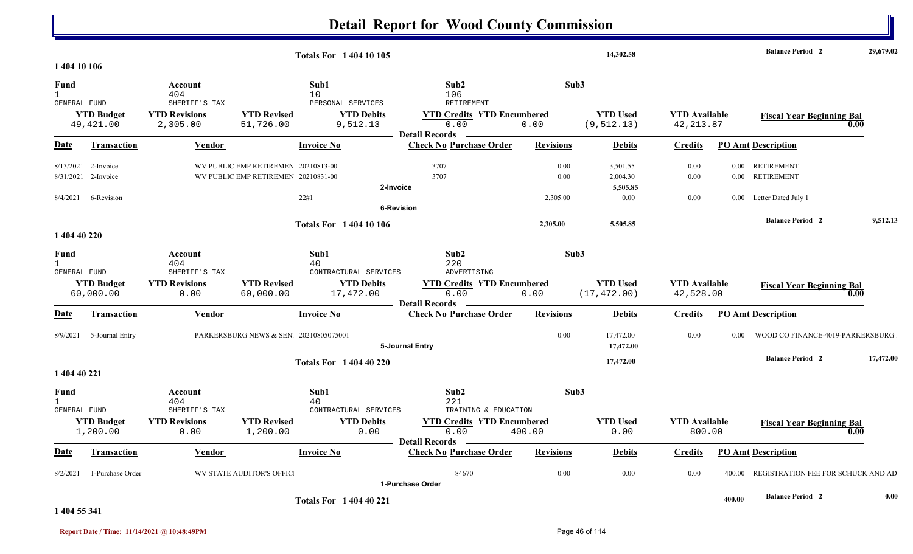# Detail Report for Wood County Commission

| | | | | |
|---|---|---|---|---|
| **Totals For 1 404 10 105** | | 14,302.58 | **Balance Period 2** | 29,679.02 |

## 1 404 10 106

| Fund | Account | Sub1 | Sub2 | Sub3 |
|---|---|---|---|---|
| 1 GENERAL FUND | 404 SHERIFF'S TAX | 10 PERSONAL SERVICES | 106 RETIREMENT | |

| YTD Budget | YTD Revisions | YTD Revised | YTD Debits | YTD Credits | YTD Encumbered | YTD Used | YTD Available | Fiscal Year Beginning Bal |
|---|---|---|---|---|---|---|---|---|
| 49,421.00 | 2,305.00 | 51,726.00 | 9,512.13 | 0.00 | 0.00 | (9,512.13) | 42,213.87 | 0.00 |

**Detail Records**

| Date | Transaction | Vendor | Invoice No | Check No | Purchase Order | Revisions | Debits | Credits | PO Amt | Description |
|---|---|---|---|---|---|---|---|---|---|---|
| 8/13/2021 | 2-Invoice | WV PUBLIC EMP RETIREMEN | 20210813-00 | 3707 | | 0.00 | 3,501.55 | 0.00 | 0.00 | RETIREMENT |
| 8/31/2021 | 2-Invoice | WV PUBLIC EMP RETIREMEN | 20210831-00 | 3707 | | 0.00 | 2,004.30 | 0.00 | 0.00 | RETIREMENT |
| | | | 2-Invoice | | | | 5,505.85 | | | |
| 8/4/2021 | 6-Revision | | 22#1 | | | 2,305.00 | 0.00 | 0.00 | 0.00 | Letter Dated July 1 |
| | | | 6-Revision | | | | | | | |

| | | | | |
|---|---|---|---|---|
| **Totals For 1 404 10 106** | 2,305.00 | 5,505.85 | **Balance Period 2** | 9,512.13 |

## 1 404 40 220

| Fund | Account | Sub1 | Sub2 | Sub3 |
|---|---|---|---|---|
| 1 GENERAL FUND | 404 SHERIFF'S TAX | 40 CONTRACTURAL SERVICES | 220 ADVERTISING | |

| YTD Budget | YTD Revisions | YTD Revised | YTD Debits | YTD Credits | YTD Encumbered | YTD Used | YTD Available | Fiscal Year Beginning Bal |
|---|---|---|---|---|---|---|---|---|
| 60,000.00 | 0.00 | 60,000.00 | 17,472.00 | 0.00 | 0.00 | (17,472.00) | 42,528.00 | 0.00 |

**Detail Records**

| Date | Transaction | Vendor | Invoice No | Check No | Purchase Order | Revisions | Debits | Credits | PO Amt | Description |
|---|---|---|---|---|---|---|---|---|---|---|
| 8/9/2021 | 5-Journal Entry | PARKERSBURG NEWS & SEN | 20210805075001 | | | 0.00 | 17,472.00 | 0.00 | 0.00 | WOOD CO FINANCE-4019-PARKERSBURG |
| | | | 5-Journal Entry | | | | 17,472.00 | | | |

| | | | |
|---|---|---|---|
| **Totals For 1 404 40 220** | 17,472.00 | **Balance Period 2** | 17,472.00 |

## 1 404 40 221

| Fund | Account | Sub1 | Sub2 | Sub3 |
|---|---|---|---|---|
| 1 GENERAL FUND | 404 SHERIFF'S TAX | 40 CONTRACTURAL SERVICES | 221 TRAINING & EDUCATION | |

| YTD Budget | YTD Revisions | YTD Revised | YTD Debits | YTD Credits | YTD Encumbered | YTD Used | YTD Available | Fiscal Year Beginning Bal |
|---|---|---|---|---|---|---|---|---|
| 1,200.00 | 0.00 | 1,200.00 | 0.00 | 0.00 | 400.00 | 0.00 | 800.00 | 0.00 |

**Detail Records**

| Date | Transaction | Vendor | Invoice No | Check No | Purchase Order | Revisions | Debits | Credits | PO Amt | Description |
|---|---|---|---|---|---|---|---|---|---|---|
| 8/2/2021 | 1-Purchase Order | WV STATE AUDITOR'S OFFIC | | | 84670 | 0.00 | 0.00 | 0.00 | 400.00 | REGISTRATION FEE FOR SCHUCK AND AD |
| | | | 1-Purchase Order | | | | | | | |

| | | | |
|---|---|---|---|
| **Totals For 1 404 40 221** | 400.00 | **Balance Period 2** | 0.00 |

## 1 404 55 341

Report Date / Time: 11/14/2021 @ 10:48:49PM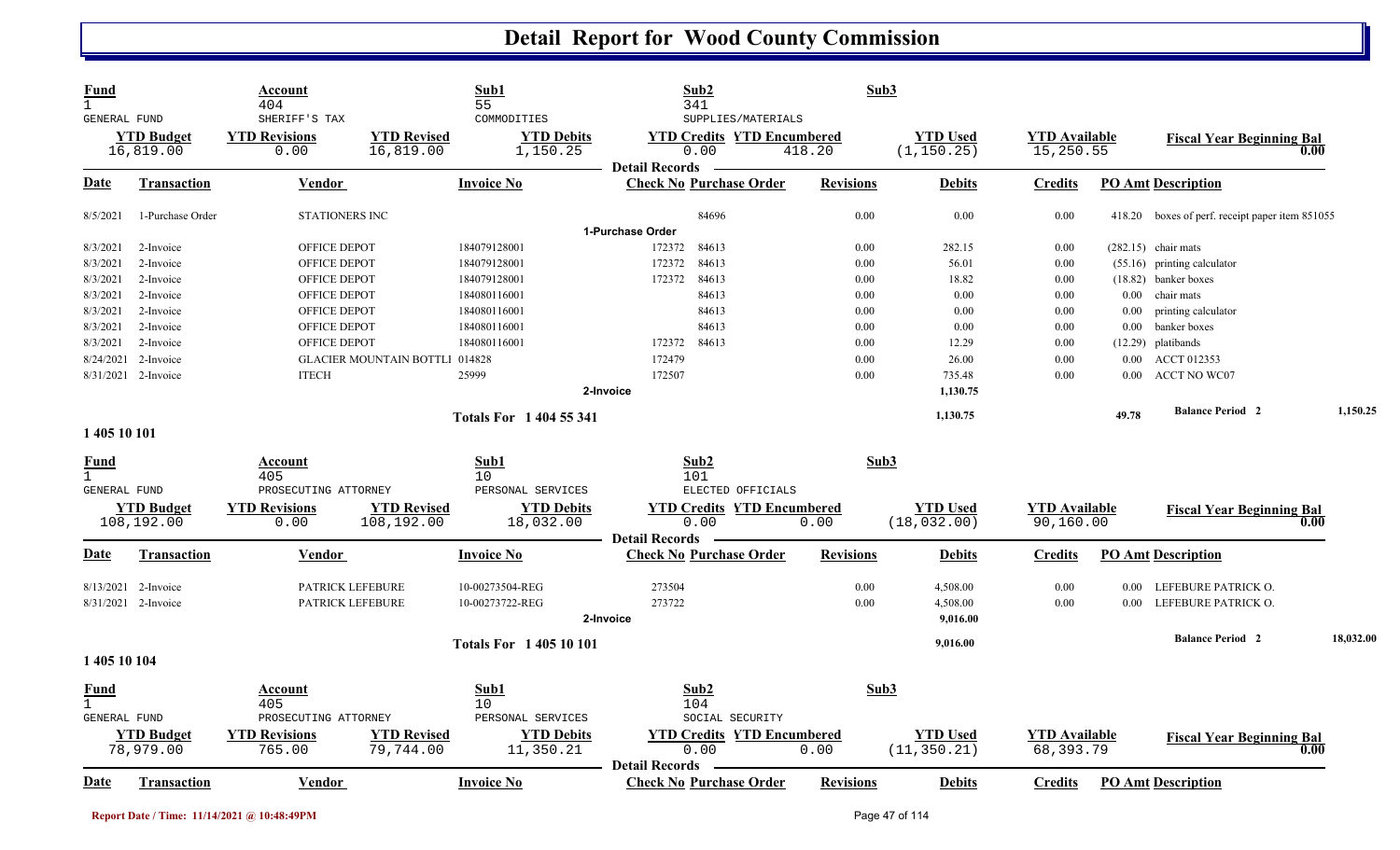# Detail Report for Wood County Commission

| Fund | Account | Sub1 | Sub2 | Sub3 |
|---|---|---|---|---|
| 1 | 404 | 55 | 341 | |
| GENERAL FUND | SHERIFF'S TAX | COMMODITIES | SUPPLIES/MATERIALS | |

| YTD Budget | YTD Revisions | YTD Revised | YTD Debits | YTD Credits | YTD Encumbered | YTD Used | YTD Available | Fiscal Year Beginning Bal |
|---|---|---|---|---|---|---|---|---|
| 16,819.00 | 0.00 | 16,819.00 | 1,150.25 | 0.00 | 418.20 | (1,150.25) | 15,250.55 | 0.00 |

**Detail Records**

| Date | Transaction | Vendor | Invoice No | Check No | Purchase Order | Revisions | Debits | Credits | PO Amt | Description |
|---|---|---|---|---|---|---|---|---|---|---|
| 8/5/2021 | 1-Purchase Order | STATIONERS INC | | | 84696 | 0.00 | 0.00 | 0.00 | 418.20 | boxes of perf. receipt paper item 851055 |
| | | | | **1-Purchase Order** | | | | | | |
| 8/3/2021 | 2-Invoice | OFFICE DEPOT | 184079128001 | 172372 | 84613 | 0.00 | 282.15 | 0.00 | (282.15) | chair mats |
| 8/3/2021 | 2-Invoice | OFFICE DEPOT | 184079128001 | 172372 | 84613 | 0.00 | 56.01 | 0.00 | (55.16) | printing calculator |
| 8/3/2021 | 2-Invoice | OFFICE DEPOT | 184079128001 | 172372 | 84613 | 0.00 | 18.82 | 0.00 | (18.82) | banker boxes |
| 8/3/2021 | 2-Invoice | OFFICE DEPOT | 184080116001 | | 84613 | 0.00 | 0.00 | 0.00 | 0.00 | chair mats |
| 8/3/2021 | 2-Invoice | OFFICE DEPOT | 184080116001 | | 84613 | 0.00 | 0.00 | 0.00 | 0.00 | printing calculator |
| 8/3/2021 | 2-Invoice | OFFICE DEPOT | 184080116001 | | 84613 | 0.00 | 0.00 | 0.00 | 0.00 | banker boxes |
| 8/3/2021 | 2-Invoice | OFFICE DEPOT | 184080116001 | 172372 | 84613 | 0.00 | 12.29 | 0.00 | (12.29) | platibands |
| 8/24/2021 | 2-Invoice | GLACIER MOUNTAIN BOTTLI | 014828 | 172479 | | 0.00 | 26.00 | 0.00 | 0.00 | ACCT 012353 |
| 8/31/2021 | 2-Invoice | ITECH | 25999 | 172507 | | 0.00 | 735.48 | 0.00 | 0.00 | ACCT NO WC07 |
| | | | | **2-Invoice** | | | 1,130.75 | | | |
| | | | **Totals For 1 404 55 341** | | | | 1,130.75 | | 49.78 | **Balance Period 2** 1,150.25 |

## 1 405 10 101

| Fund | Account | Sub1 | Sub2 | Sub3 |
|---|---|---|---|---|
| 1 | 405 | 10 | 101 | |
| GENERAL FUND | PROSECUTING ATTORNEY | PERSONAL SERVICES | ELECTED OFFICIALS | |

| YTD Budget | YTD Revisions | YTD Revised | YTD Debits | YTD Credits | YTD Encumbered | YTD Used | YTD Available | Fiscal Year Beginning Bal |
|---|---|---|---|---|---|---|---|---|
| 108,192.00 | 0.00 | 108,192.00 | 18,032.00 | 0.00 | 0.00 | (18,032.00) | 90,160.00 | 0.00 |

**Detail Records**

| Date | Transaction | Vendor | Invoice No | Check No | Purchase Order | Revisions | Debits | Credits | PO Amt | Description |
|---|---|---|---|---|---|---|---|---|---|---|
| 8/13/2021 | 2-Invoice | PATRICK LEFEBURE | 10-00273504-REG | 273504 | | 0.00 | 4,508.00 | 0.00 | 0.00 | LEFEBURE PATRICK O. |
| 8/31/2021 | 2-Invoice | PATRICK LEFEBURE | 10-00273722-REG | 273722 | | 0.00 | 4,508.00 | 0.00 | 0.00 | LEFEBURE PATRICK O. |
| | | | | **2-Invoice** | | | 9,016.00 | | | |
| | | | **Totals For 1 405 10 101** | | | | 9,016.00 | | | **Balance Period 2** 18,032.00 |

## 1 405 10 104

| Fund | Account | Sub1 | Sub2 | Sub3 |
|---|---|---|---|---|
| 1 | 405 | 10 | 104 | |
| GENERAL FUND | PROSECUTING ATTORNEY | PERSONAL SERVICES | SOCIAL SECURITY | |

| YTD Budget | YTD Revisions | YTD Revised | YTD Debits | YTD Credits | YTD Encumbered | YTD Used | YTD Available | Fiscal Year Beginning Bal |
|---|---|---|---|---|---|---|---|---|
| 78,979.00 | 765.00 | 79,744.00 | 11,350.21 | 0.00 | 0.00 | (11,350.21) | 68,393.79 | 0.00 |

**Detail Records**

| Date | Transaction | Vendor | Invoice No | Check No | Purchase Order | Revisions | Debits | Credits | PO Amt | Description |
|---|---|---|---|---|---|---|---|---|---|---|

Report Date / Time: 11/14/2021 @ 10:48:49PM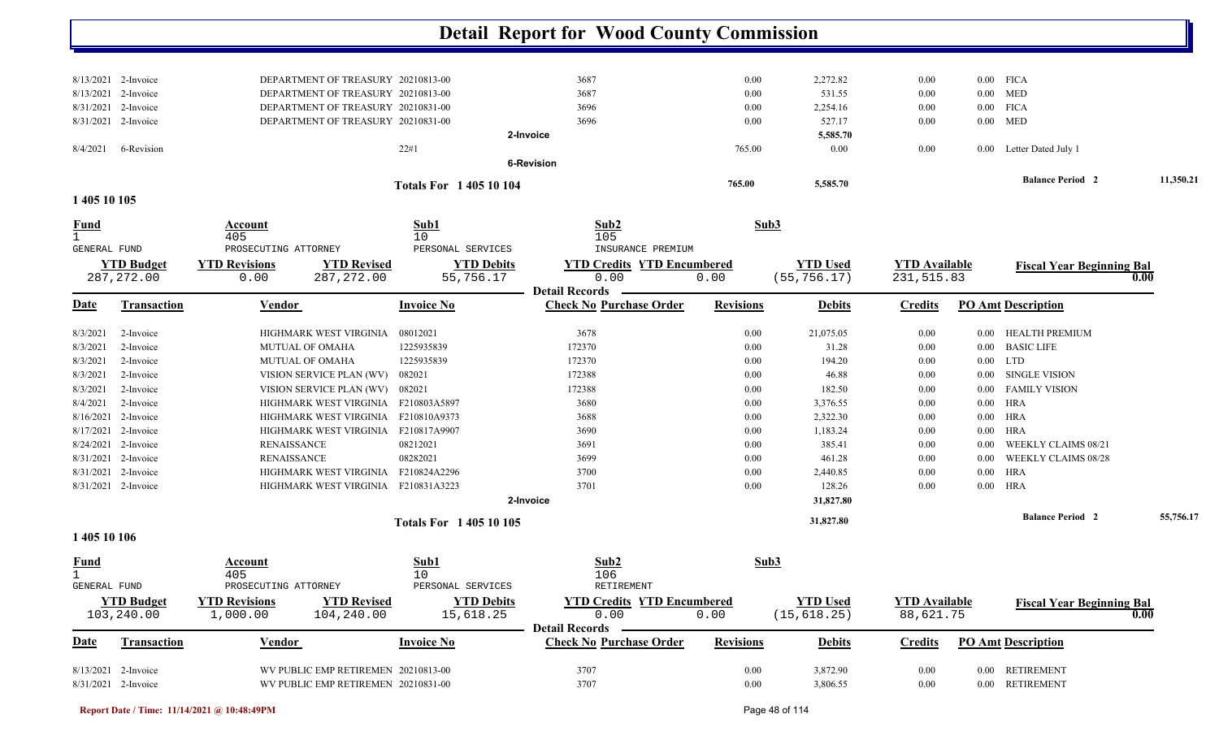# Detail Report for Wood County Commission

| Date | Transaction | Vendor | Invoice No | Check No | Purchase Order | Revisions | Debits | Credits | PO Amt | Description |
|---|---|---|---|---|---|---|---|---|---|---|
| 8/13/2021 | 2-Invoice | DEPARTMENT OF TREASURY | 20210813-00 | 3687 | | 0.00 | 2,272.82 | 0.00 | 0.00 | FICA |
| 8/13/2021 | 2-Invoice | DEPARTMENT OF TREASURY | 20210813-00 | 3687 | | 0.00 | 531.55 | 0.00 | 0.00 | MED |
| 8/31/2021 | 2-Invoice | DEPARTMENT OF TREASURY | 20210831-00 | 3696 | | 0.00 | 2,254.16 | 0.00 | 0.00 | FICA |
| 8/31/2021 | 2-Invoice | DEPARTMENT OF TREASURY | 20210831-00 | 3696 | | 0.00 | 527.17 | 0.00 | 0.00 | MED |
| | | | | 2-Invoice | | | 5,585.70 | | | |
| 8/4/2021 | 6-Revision | | 22#1 | | | 765.00 | 0.00 | 0.00 | 0.00 | Letter Dated July 1 |
| | | | | 6-Revision | | | | | | |
| | | | Totals For 1 405 10 104 | | | 765.00 | 5,585.70 | | | Balance Period 2 — 11,350.21 |

## 1 405 10 105

| Fund | Account | Sub1 | Sub2 | Sub3 |
|---|---|---|---|---|
| 1 | 405 | 10 | 105 | |
| GENERAL FUND | PROSECUTING ATTORNEY | PERSONAL SERVICES | INSURANCE PREMIUM | |

| YTD Budget | YTD Revisions | YTD Revised | YTD Debits | YTD Credits | YTD Encumbered | YTD Used | YTD Available | Fiscal Year Beginning Bal |
|---|---|---|---|---|---|---|---|---|
| 287,272.00 | 0.00 | 287,272.00 | 55,756.17 | 0.00 | 0.00 | (55,756.17) | 231,515.83 | 0.00 |

**Detail Records**

| Date | Transaction | Vendor | Invoice No | Check No | Purchase Order | Revisions | Debits | Credits | PO Amt | Description |
|---|---|---|---|---|---|---|---|---|---|---|
| 8/3/2021 | 2-Invoice | HIGHMARK WEST VIRGINIA | 08012021 | 3678 | | 0.00 | 21,075.05 | 0.00 | 0.00 | HEALTH PREMIUM |
| 8/3/2021 | 2-Invoice | MUTUAL OF OMAHA | 1225935839 | 172370 | | 0.00 | 31.28 | 0.00 | 0.00 | BASIC LIFE |
| 8/3/2021 | 2-Invoice | MUTUAL OF OMAHA | 1225935839 | 172370 | | 0.00 | 194.20 | 0.00 | 0.00 | LTD |
| 8/3/2021 | 2-Invoice | VISION SERVICE PLAN (WV) | 082021 | 172388 | | 0.00 | 46.88 | 0.00 | 0.00 | SINGLE VISION |
| 8/3/2021 | 2-Invoice | VISION SERVICE PLAN (WV) | 082021 | 172388 | | 0.00 | 182.50 | 0.00 | 0.00 | FAMILY VISION |
| 8/4/2021 | 2-Invoice | HIGHMARK WEST VIRGINIA | F210803A5897 | 3680 | | 0.00 | 3,376.55 | 0.00 | 0.00 | HRA |
| 8/16/2021 | 2-Invoice | HIGHMARK WEST VIRGINIA | F210810A9373 | 3688 | | 0.00 | 2,322.30 | 0.00 | 0.00 | HRA |
| 8/17/2021 | 2-Invoice | HIGHMARK WEST VIRGINIA | F210817A9907 | 3690 | | 0.00 | 1,183.24 | 0.00 | 0.00 | HRA |
| 8/24/2021 | 2-Invoice | RENAISSANCE | 08212021 | 3691 | | 0.00 | 385.41 | 0.00 | 0.00 | WEEKLY CLAIMS 08/21 |
| 8/31/2021 | 2-Invoice | RENAISSANCE | 08282021 | 3699 | | 0.00 | 461.28 | 0.00 | 0.00 | WEEKLY CLAIMS 08/28 |
| 8/31/2021 | 2-Invoice | HIGHMARK WEST VIRGINIA | F210824A2296 | 3700 | | 0.00 | 2,440.85 | 0.00 | 0.00 | HRA |
| 8/31/2021 | 2-Invoice | HIGHMARK WEST VIRGINIA | F210831A3223 | 3701 | | 0.00 | 128.26 | 0.00 | 0.00 | HRA |
| | | | | 2-Invoice | | | 31,827.80 | | | |
| | | | Totals For 1 405 10 105 | | | | 31,827.80 | | | Balance Period 2 — 55,756.17 |

## 1 405 10 106

| Fund | Account | Sub1 | Sub2 | Sub3 |
|---|---|---|---|---|
| 1 | 405 | 10 | 106 | |
| GENERAL FUND | PROSECUTING ATTORNEY | PERSONAL SERVICES | RETIREMENT | |

| YTD Budget | YTD Revisions | YTD Revised | YTD Debits | YTD Credits | YTD Encumbered | YTD Used | YTD Available | Fiscal Year Beginning Bal |
|---|---|---|---|---|---|---|---|---|
| 103,240.00 | 1,000.00 | 104,240.00 | 15,618.25 | 0.00 | 0.00 | (15,618.25) | 88,621.75 | 0.00 |

**Detail Records**

| Date | Transaction | Vendor | Invoice No | Check No | Purchase Order | Revisions | Debits | Credits | PO Amt | Description |
|---|---|---|---|---|---|---|---|---|---|---|
| 8/13/2021 | 2-Invoice | WV PUBLIC EMP RETIREMEN | 20210813-00 | 3707 | | 0.00 | 3,872.90 | 0.00 | 0.00 | RETIREMENT |
| 8/31/2021 | 2-Invoice | WV PUBLIC EMP RETIREMEN | 20210831-00 | 3707 | | 0.00 | 3,806.55 | 0.00 | 0.00 | RETIREMENT |

Report Date / Time: 11/14/2021 @ 10:48:49PM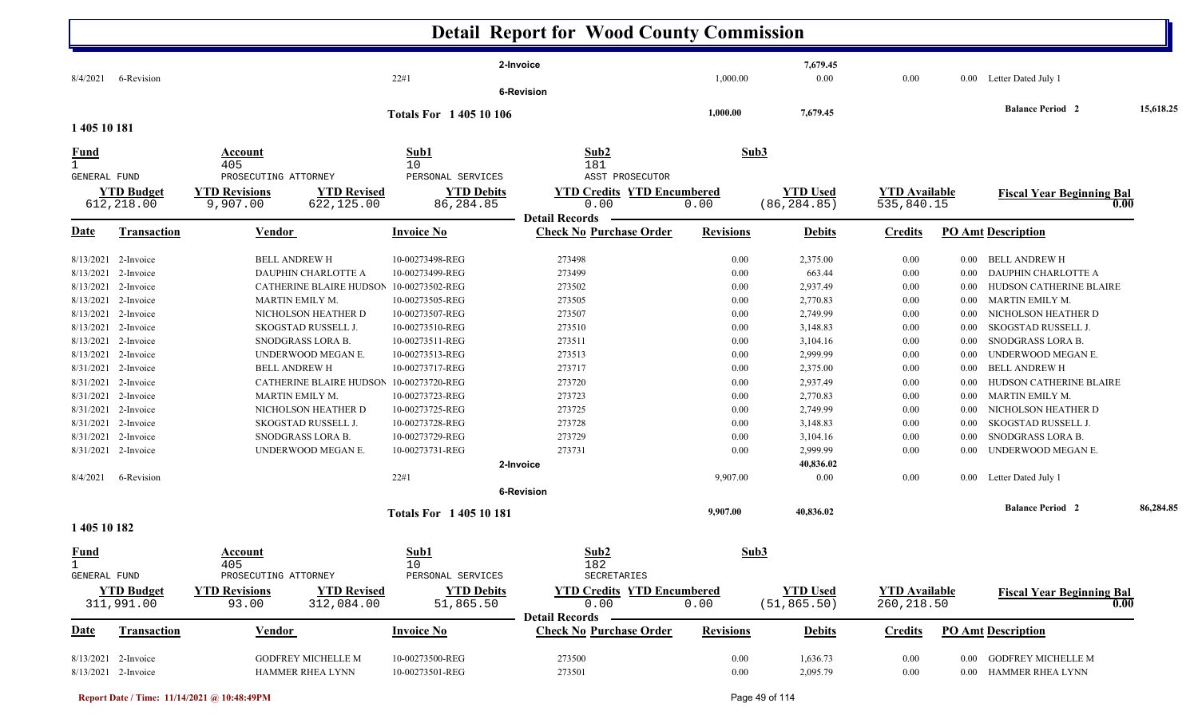# Detail Report for Wood County Commission

| | | | | | | | | | |
|---|---|---|---|---|---|---|---|---|---|
| | | | 2-Invoice | | | 7,679.45 | | | |
| 8/4/2021 | 6-Revision | | 22#1 | | 1,000.00 | 0.00 | 0.00 | 0.00 | Letter Dated July 1 |
| | | | 6-Revision | | | | | | |
| | | | **Totals For 1 405 10 106** | | **1,000.00** | **7,679.45** | | | **Balance Period 2** **15,618.25** |

## 1 405 10 181

| Fund | Account | Sub1 | Sub2 | Sub3 |
|---|---|---|---|---|
| 1 | 405 | 10 | 181 | |
| GENERAL FUND | PROSECUTING ATTORNEY | PERSONAL SERVICES | ASST PROSECUTOR | |

| YTD Budget | YTD Revisions | YTD Revised | YTD Debits | YTD Credits | YTD Encumbered | YTD Used | YTD Available | Fiscal Year Beginning Bal |
|---|---|---|---|---|---|---|---|---|
| 612,218.00 | 9,907.00 | 622,125.00 | 86,284.85 | 0.00 | 0.00 | (86,284.85) | 535,840.15 | 0.00 |

**Detail Records**

| Date | Transaction | Vendor | Invoice No | Check No Purchase Order | Revisions | Debits | Credits | PO Amt | Description |
|---|---|---|---|---|---|---|---|---|---|
| 8/13/2021 | 2-Invoice | BELL ANDREW H | 10-00273498-REG | 273498 | 0.00 | 2,375.00 | 0.00 | 0.00 | BELL ANDREW H |
| 8/13/2021 | 2-Invoice | DAUPHIN CHARLOTTE A | 10-00273499-REG | 273499 | 0.00 | 663.44 | 0.00 | 0.00 | DAUPHIN CHARLOTTE A |
| 8/13/2021 | 2-Invoice | CATHERINE BLAIRE HUDSON | 10-00273502-REG | 273502 | 0.00 | 2,937.49 | 0.00 | 0.00 | HUDSON CATHERINE BLAIRE |
| 8/13/2021 | 2-Invoice | MARTIN EMILY M. | 10-00273505-REG | 273505 | 0.00 | 2,770.83 | 0.00 | 0.00 | MARTIN EMILY M. |
| 8/13/2021 | 2-Invoice | NICHOLSON HEATHER D | 10-00273507-REG | 273507 | 0.00 | 2,749.99 | 0.00 | 0.00 | NICHOLSON HEATHER D |
| 8/13/2021 | 2-Invoice | SKOGSTAD RUSSELL J. | 10-00273510-REG | 273510 | 0.00 | 3,148.83 | 0.00 | 0.00 | SKOGSTAD RUSSELL J. |
| 8/13/2021 | 2-Invoice | SNODGRASS LORA B. | 10-00273511-REG | 273511 | 0.00 | 3,104.16 | 0.00 | 0.00 | SNODGRASS LORA B. |
| 8/13/2021 | 2-Invoice | UNDERWOOD MEGAN E. | 10-00273513-REG | 273513 | 0.00 | 2,999.99 | 0.00 | 0.00 | UNDERWOOD MEGAN E. |
| 8/31/2021 | 2-Invoice | BELL ANDREW H | 10-00273717-REG | 273717 | 0.00 | 2,375.00 | 0.00 | 0.00 | BELL ANDREW H |
| 8/31/2021 | 2-Invoice | CATHERINE BLAIRE HUDSON | 10-00273720-REG | 273720 | 0.00 | 2,937.49 | 0.00 | 0.00 | HUDSON CATHERINE BLAIRE |
| 8/31/2021 | 2-Invoice | MARTIN EMILY M. | 10-00273723-REG | 273723 | 0.00 | 2,770.83 | 0.00 | 0.00 | MARTIN EMILY M. |
| 8/31/2021 | 2-Invoice | NICHOLSON HEATHER D | 10-00273725-REG | 273725 | 0.00 | 2,749.99 | 0.00 | 0.00 | NICHOLSON HEATHER D |
| 8/31/2021 | 2-Invoice | SKOGSTAD RUSSELL J. | 10-00273728-REG | 273728 | 0.00 | 3,148.83 | 0.00 | 0.00 | SKOGSTAD RUSSELL J. |
| 8/31/2021 | 2-Invoice | SNODGRASS LORA B. | 10-00273729-REG | 273729 | 0.00 | 3,104.16 | 0.00 | 0.00 | SNODGRASS LORA B. |
| 8/31/2021 | 2-Invoice | UNDERWOOD MEGAN E. | 10-00273731-REG | 273731 | 0.00 | 2,999.99 | 0.00 | 0.00 | UNDERWOOD MEGAN E. |
| | | | 2-Invoice | | | 40,836.02 | | | |
| 8/4/2021 | 6-Revision | | 22#1 | | 9,907.00 | 0.00 | 0.00 | 0.00 | Letter Dated July 1 |
| | | | 6-Revision | | | | | | |
| | | | **Totals For 1 405 10 181** | | **9,907.00** | **40,836.02** | | | **Balance Period 2** **86,284.85** |

## 1 405 10 182

| Fund | Account | Sub1 | Sub2 | Sub3 |
|---|---|---|---|---|
| 1 | 405 | 10 | 182 | |
| GENERAL FUND | PROSECUTING ATTORNEY | PERSONAL SERVICES | SECRETARIES | |

| YTD Budget | YTD Revisions | YTD Revised | YTD Debits | YTD Credits | YTD Encumbered | YTD Used | YTD Available | Fiscal Year Beginning Bal |
|---|---|---|---|---|---|---|---|---|
| 311,991.00 | 93.00 | 312,084.00 | 51,865.50 | 0.00 | 0.00 | (51,865.50) | 260,218.50 | 0.00 |

**Detail Records**

| Date | Transaction | Vendor | Invoice No | Check No Purchase Order | Revisions | Debits | Credits | PO Amt | Description |
|---|---|---|---|---|---|---|---|---|---|
| 8/13/2021 | 2-Invoice | GODFREY MICHELLE M | 10-00273500-REG | 273500 | 0.00 | 1,636.73 | 0.00 | 0.00 | GODFREY MICHELLE M |
| 8/13/2021 | 2-Invoice | HAMMER RHEA LYNN | 10-00273501-REG | 273501 | 0.00 | 2,095.79 | 0.00 | 0.00 | HAMMER RHEA LYNN |

Report Date / Time: 11/14/2021 @ 10:48:49PM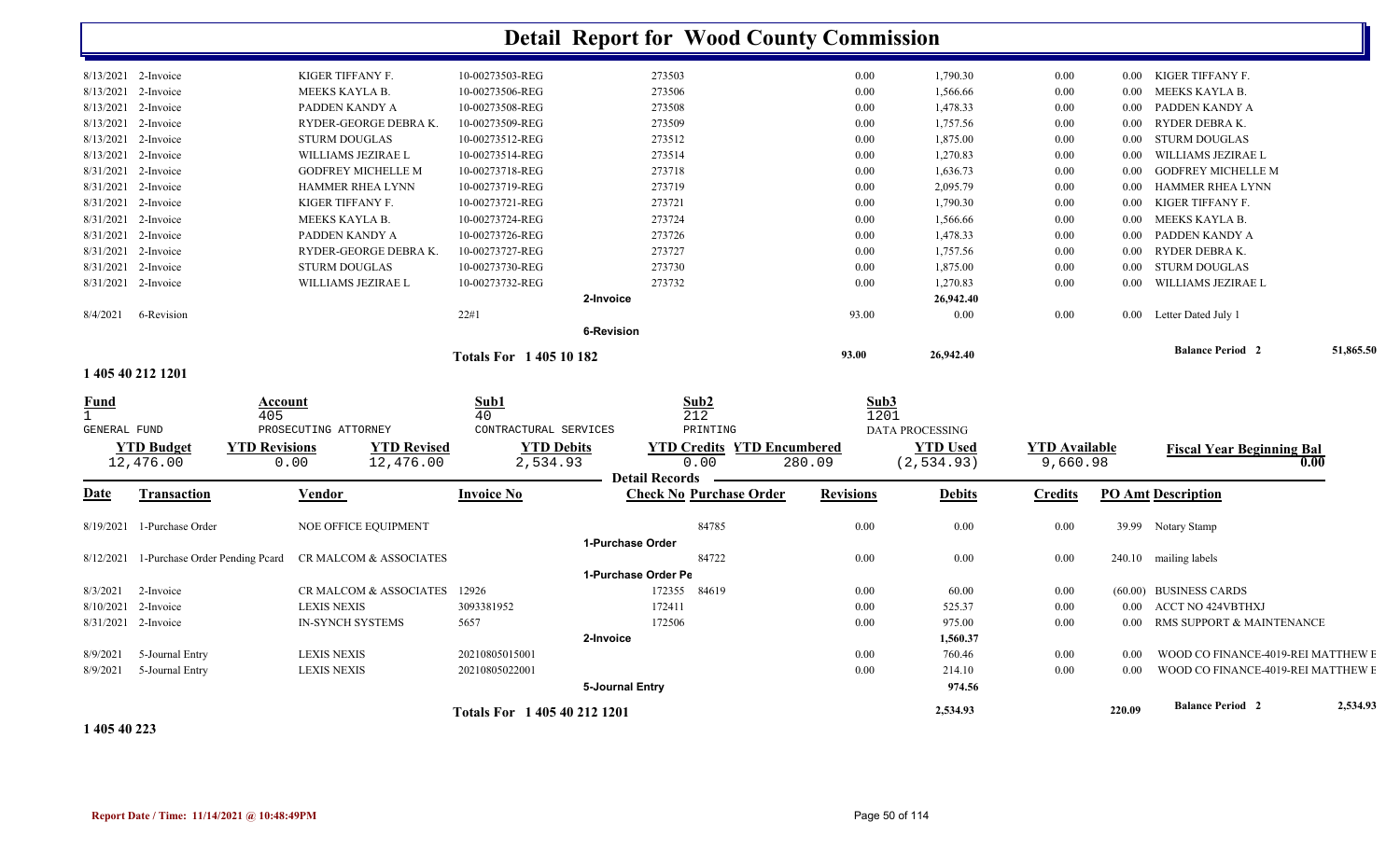# Detail Report for Wood County Commission

| Date | Transaction | Vendor | Invoice No | Check No | Purchase Order | Revisions | Debits | Credits | PO Amt | Description |
|---|---|---|---|---|---|---|---|---|---|---|
| 8/13/2021 | 2-Invoice | KIGER TIFFANY F. | 10-00273503-REG | 273503 | | 0.00 | 1,790.30 | 0.00 | 0.00 | KIGER TIFFANY F. |
| 8/13/2021 | 2-Invoice | MEEKS KAYLA B. | 10-00273506-REG | 273506 | | 0.00 | 1,566.66 | 0.00 | 0.00 | MEEKS KAYLA B. |
| 8/13/2021 | 2-Invoice | PADDEN KANDY A | 10-00273508-REG | 273508 | | 0.00 | 1,478.33 | 0.00 | 0.00 | PADDEN KANDY A |
| 8/13/2021 | 2-Invoice | RYDER-GEORGE DEBRA K. | 10-00273509-REG | 273509 | | 0.00 | 1,757.56 | 0.00 | 0.00 | RYDER DEBRA K. |
| 8/13/2021 | 2-Invoice | STURM DOUGLAS | 10-00273512-REG | 273512 | | 0.00 | 1,875.00 | 0.00 | 0.00 | STURM DOUGLAS |
| 8/13/2021 | 2-Invoice | WILLIAMS JEZIRAE L | 10-00273514-REG | 273514 | | 0.00 | 1,270.83 | 0.00 | 0.00 | WILLIAMS JEZIRAE L |
| 8/31/2021 | 2-Invoice | GODFREY MICHELLE M | 10-00273718-REG | 273718 | | 0.00 | 1,636.73 | 0.00 | 0.00 | GODFREY MICHELLE M |
| 8/31/2021 | 2-Invoice | HAMMER RHEA LYNN | 10-00273719-REG | 273719 | | 0.00 | 2,095.79 | 0.00 | 0.00 | HAMMER RHEA LYNN |
| 8/31/2021 | 2-Invoice | KIGER TIFFANY F. | 10-00273721-REG | 273721 | | 0.00 | 1,790.30 | 0.00 | 0.00 | KIGER TIFFANY F. |
| 8/31/2021 | 2-Invoice | MEEKS KAYLA B. | 10-00273724-REG | 273724 | | 0.00 | 1,566.66 | 0.00 | 0.00 | MEEKS KAYLA B. |
| 8/31/2021 | 2-Invoice | PADDEN KANDY A | 10-00273726-REG | 273726 | | 0.00 | 1,478.33 | 0.00 | 0.00 | PADDEN KANDY A |
| 8/31/2021 | 2-Invoice | RYDER-GEORGE DEBRA K. | 10-00273727-REG | 273727 | | 0.00 | 1,757.56 | 0.00 | 0.00 | RYDER DEBRA K. |
| 8/31/2021 | 2-Invoice | STURM DOUGLAS | 10-00273730-REG | 273730 | | 0.00 | 1,875.00 | 0.00 | 0.00 | STURM DOUGLAS |
| 8/31/2021 | 2-Invoice | WILLIAMS JEZIRAE L | 10-00273732-REG | 273732 | | 0.00 | 1,270.83 | 0.00 | 0.00 | WILLIAMS JEZIRAE L |
| | | | | 2-Invoice | | | 26,942.40 | | | |
| 8/4/2021 | 6-Revision | | 22#1 | | | 93.00 | 0.00 | 0.00 | 0.00 | Letter Dated July 1 |
| | | | | 6-Revision | | | | | | |
| | | | Totals For 1 405 10 182 | | | 93.00 | 26,942.40 | | | Balance Period 2 51,865.50 |

## 1 405 40 212 1201

| Fund | Account | Sub1 | Sub2 | Sub3 |
|---|---|---|---|---|
| 1 | 405 | 40 | 212 | 1201 |
| GENERAL FUND | PROSECUTING ATTORNEY | CONTRACTUAL SERVICES | PRINTING | DATA PROCESSING |

| YTD Budget | YTD Revisions | YTD Revised | YTD Debits | YTD Credits | YTD Encumbered | YTD Used | YTD Available | Fiscal Year Beginning Bal |
|---|---|---|---|---|---|---|---|---|
| 12,476.00 | 0.00 | 12,476.00 | 2,534.93 | 0.00 | 280.09 | (2,534.93) | 9,660.98 | 0.00 |

**Detail Records**

| Date | Transaction | Vendor | Invoice No | Check No | Purchase Order | Revisions | Debits | Credits | PO Amt | Description |
|---|---|---|---|---|---|---|---|---|---|---|
| 8/19/2021 | 1-Purchase Order | NOE OFFICE EQUIPMENT | | | 84785 | 0.00 | 0.00 | 0.00 | 39.99 | Notary Stamp |
| | | | | 1-Purchase Order | | | | | | |
| 8/12/2021 | 1-Purchase Order Pending Pcard | CR MALCOM & ASSOCIATES | | | 84722 | 0.00 | 0.00 | 0.00 | 240.10 | mailing labels |
| | | | | 1-Purchase Order Pe | | | | | | |
| 8/3/2021 | 2-Invoice | CR MALCOM & ASSOCIATES | 12926 | 172355 | 84619 | 0.00 | 60.00 | 0.00 | (60.00) | BUSINESS CARDS |
| 8/10/2021 | 2-Invoice | LEXIS NEXIS | 3093381952 | 172411 | | 0.00 | 525.37 | 0.00 | 0.00 | ACCT NO 424VBTHXJ |
| 8/31/2021 | 2-Invoice | IN-SYNCH SYSTEMS | 5657 | 172506 | | 0.00 | 975.00 | 0.00 | 0.00 | RMS SUPPORT & MAINTENANCE |
| | | | | 2-Invoice | | | 1,560.37 | | | |
| 8/9/2021 | 5-Journal Entry | LEXIS NEXIS | 20210805015001 | | | 0.00 | 760.46 | 0.00 | 0.00 | WOOD CO FINANCE-4019-REI MATTHEW E |
| 8/9/2021 | 5-Journal Entry | LEXIS NEXIS | 20210805022001 | | | 0.00 | 214.10 | 0.00 | 0.00 | WOOD CO FINANCE-4019-REI MATTHEW E |
| | | | | 5-Journal Entry | | | 974.56 | | | |
| | | | Totals For 1 405 40 212 1201 | | | | 2,534.93 | | 220.09 | Balance Period 2 2,534.93 |

## 1 405 40 223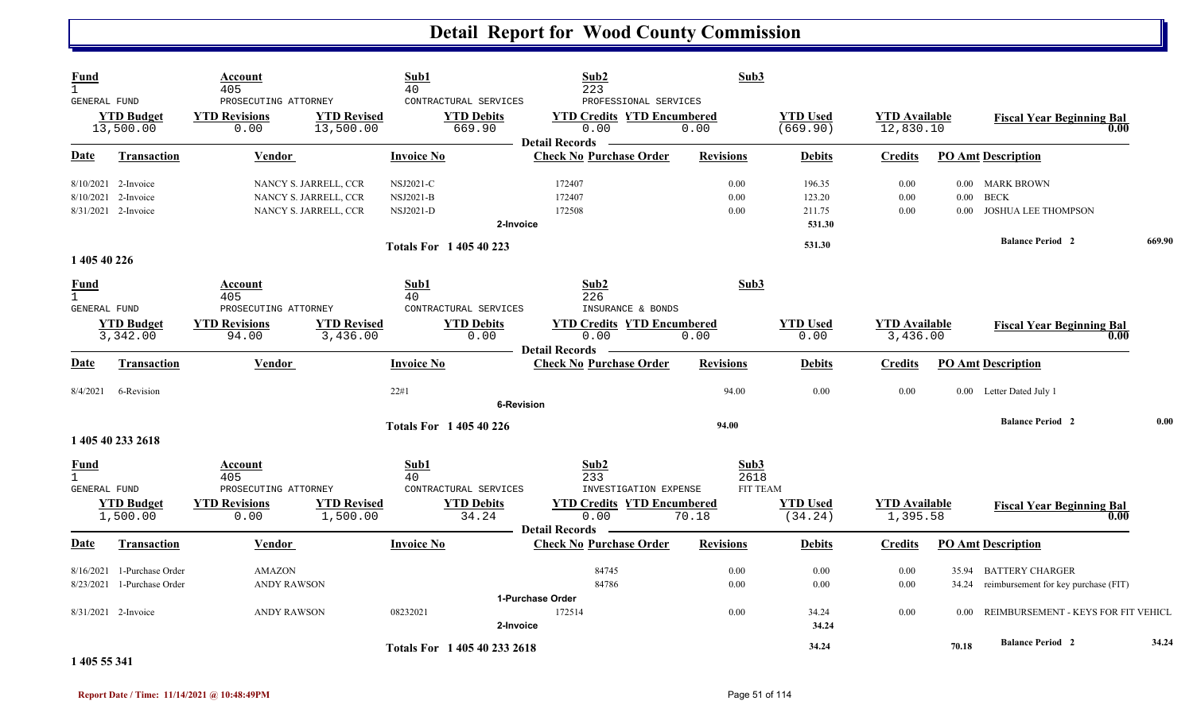# Detail Report for Wood County Commission

| Fund | Account | Sub1 | Sub2 | Sub3 |
|---|---|---|---|---|
| 1 | 405 | 40 | 223 | |
| GENERAL FUND | PROSECUTING ATTORNEY | CONTRACTURAL SERVICES | PROFESSIONAL SERVICES | |

| YTD Budget | YTD Revisions | YTD Revised | YTD Debits | YTD Credits | YTD Encumbered | YTD Used | YTD Available | Fiscal Year Beginning Bal |
|---|---|---|---|---|---|---|---|---|
| 13,500.00 | 0.00 | 13,500.00 | 669.90 | 0.00 | 0.00 | (669.90) | 12,830.10 | 0.00 |

**Detail Records**

| Date | Transaction | Vendor | Invoice No | Check No | Purchase Order | Revisions | Debits | Credits | PO Amt | Description |
|---|---|---|---|---|---|---|---|---|---|---|
| 8/10/2021 | 2-Invoice | NANCY S. JARRELL, CCR | NSJ2021-C | 172407 | | 0.00 | 196.35 | 0.00 | 0.00 | MARK BROWN |
| 8/10/2021 | 2-Invoice | NANCY S. JARRELL, CCR | NSJ2021-B | 172407 | | 0.00 | 123.20 | 0.00 | 0.00 | BECK |
| 8/31/2021 | 2-Invoice | NANCY S. JARRELL, CCR | NSJ2021-D | 172508 | | 0.00 | 211.75 | 0.00 | 0.00 | JOSHUA LEE THOMPSON |
| | | | 2-Invoice | | | | 531.30 | | | |
| | | | **Totals For 1 405 40 223** | | | | 531.30 | | | **Balance Period 2** 669.90 |

## 1 405 40 226

| Fund | Account | Sub1 | Sub2 | Sub3 |
|---|---|---|---|---|
| 1 | 405 | 40 | 226 | |
| GENERAL FUND | PROSECUTING ATTORNEY | CONTRACTURAL SERVICES | INSURANCE & BONDS | |

| YTD Budget | YTD Revisions | YTD Revised | YTD Debits | YTD Credits | YTD Encumbered | YTD Used | YTD Available | Fiscal Year Beginning Bal |
|---|---|---|---|---|---|---|---|---|
| 3,342.00 | 94.00 | 3,436.00 | 0.00 | 0.00 | 0.00 | 0.00 | 3,436.00 | 0.00 |

**Detail Records**

| Date | Transaction | Vendor | Invoice No | Check No | Purchase Order | Revisions | Debits | Credits | PO Amt | Description |
|---|---|---|---|---|---|---|---|---|---|---|
| 8/4/2021 | 6-Revision | | 22#1 | | | 94.00 | 0.00 | 0.00 | 0.00 | Letter Dated July 1 |
| | | | 6-Revision | | | | | | | |
| | | | **Totals For 1 405 40 226** | | | 94.00 | | | | **Balance Period 2** 0.00 |

## 1 405 40 233 2618

| Fund | Account | Sub1 | Sub2 | Sub3 |
|---|---|---|---|---|
| 1 | 405 | 40 | 233 | 2618 |
| GENERAL FUND | PROSECUTING ATTORNEY | CONTRACTURAL SERVICES | INVESTIGATION EXPENSE | FIT TEAM |

| YTD Budget | YTD Revisions | YTD Revised | YTD Debits | YTD Credits | YTD Encumbered | YTD Used | YTD Available | Fiscal Year Beginning Bal |
|---|---|---|---|---|---|---|---|---|
| 1,500.00 | 0.00 | 1,500.00 | 34.24 | 0.00 | 70.18 | (34.24) | 1,395.58 | 0.00 |

**Detail Records**

| Date | Transaction | Vendor | Invoice No | Check No | Purchase Order | Revisions | Debits | Credits | PO Amt | Description |
|---|---|---|---|---|---|---|---|---|---|---|
| 8/16/2021 | 1-Purchase Order | AMAZON | | | 84745 | 0.00 | 0.00 | 0.00 | 35.94 | BATTERY CHARGER |
| 8/23/2021 | 1-Purchase Order | ANDY RAWSON | | | 84786 | 0.00 | 0.00 | 0.00 | 34.24 | reimbursement for key purchase (FIT) |
| | | | 1-Purchase Order | | | | | | | |
| 8/31/2021 | 2-Invoice | ANDY RAWSON | 08232021 | 172514 | | 0.00 | 34.24 | 0.00 | 0.00 | REIMBURSEMENT - KEYS FOR FIT VEHICL |
| | | | 2-Invoice | | | | 34.24 | | | |
| | | | **Totals For 1 405 40 233 2618** | | | | 34.24 | | 70.18 | **Balance Period 2** 34.24 |

## 1 405 55 341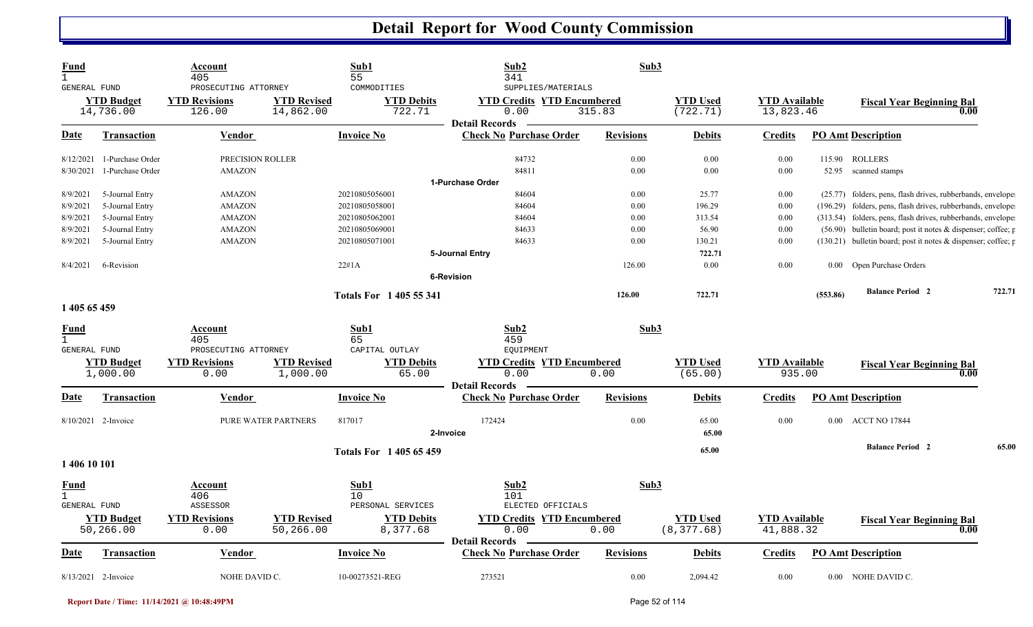# Detail Report for Wood County Commission

| Fund | Account | Sub1 | Sub2 | Sub3 |
|---|---|---|---|---|
| 1 | 405 | 55 | 341 | |
| GENERAL FUND | PROSECUTING ATTORNEY | COMMODITIES | SUPPLIES/MATERIALS | |

| YTD Budget | YTD Revisions | YTD Revised | YTD Debits | YTD Credits | YTD Encumbered | YTD Used | YTD Available | Fiscal Year Beginning Bal |
|---|---|---|---|---|---|---|---|---|
| 14,736.00 | 126.00 | 14,862.00 | 722.71 | 0.00 | 315.83 | (722.71) | 13,823.46 | 0.00 |

**Detail Records**

| Date | Transaction | Vendor | Invoice No | Check No | Purchase Order | Revisions | Debits | Credits | PO Amt | Description |
|---|---|---|---|---|---|---|---|---|---|---|
| 8/12/2021 | 1-Purchase Order | PRECISION ROLLER | | | 84732 | 0.00 | 0.00 | 0.00 | 115.90 | ROLLERS |
| 8/30/2021 | 1-Purchase Order | AMAZON | | | 84811 | 0.00 | 0.00 | 0.00 | 52.95 | scanned stamps |
| | | | | **1-Purchase Order** | | | | | | |
| 8/9/2021 | 5-Journal Entry | AMAZON | 20210805056001 | | 84604 | 0.00 | 25.77 | 0.00 | (25.77) | folders, pens, flash drives, rubberbands, envelope |
| 8/9/2021 | 5-Journal Entry | AMAZON | 20210805058001 | | 84604 | 0.00 | 196.29 | 0.00 | (196.29) | folders, pens, flash drives, rubberbands, envelope |
| 8/9/2021 | 5-Journal Entry | AMAZON | 20210805062001 | | 84604 | 0.00 | 313.54 | 0.00 | (313.54) | folders, pens, flash drives, rubberbands, envelope |
| 8/9/2021 | 5-Journal Entry | AMAZON | 20210805069001 | | 84633 | 0.00 | 56.90 | 0.00 | (56.90) | bulletin board; post it notes & dispenser; coffee; p |
| 8/9/2021 | 5-Journal Entry | AMAZON | 20210805071001 | | 84633 | 0.00 | 130.21 | 0.00 | (130.21) | bulletin board; post it notes & dispenser; coffee; p |
| | | | | **5-Journal Entry** | | | 722.71 | | | |
| 8/4/2021 | 6-Revision | | 22#1A | | | 126.00 | 0.00 | 0.00 | 0.00 | Open Purchase Orders |
| | | | | **6-Revision** | | | | | | |
| | | | **Totals For 1 405 55 341** | | | 126.00 | 722.71 | | (553.86) | **Balance Period 2** 722.71 |

**1 405 65 459**

| Fund | Account | Sub1 | Sub2 | Sub3 |
|---|---|---|---|---|
| 1 | 405 | 65 | 459 | |
| GENERAL FUND | PROSECUTING ATTORNEY | CAPITAL OUTLAY | EQUIPMENT | |

| YTD Budget | YTD Revisions | YTD Revised | YTD Debits | YTD Credits | YTD Encumbered | YTD Used | YTD Available | Fiscal Year Beginning Bal |
|---|---|---|---|---|---|---|---|---|
| 1,000.00 | 0.00 | 1,000.00 | 65.00 | 0.00 | 0.00 | (65.00) | 935.00 | 0.00 |

**Detail Records**

| Date | Transaction | Vendor | Invoice No | Check No | Purchase Order | Revisions | Debits | Credits | PO Amt | Description |
|---|---|---|---|---|---|---|---|---|---|---|
| 8/10/2021 | 2-Invoice | PURE WATER PARTNERS | 817017 | 172424 | | 0.00 | 65.00 | 0.00 | 0.00 | ACCT NO 17844 |
| | | | | **2-Invoice** | | | 65.00 | | | |
| | | | **Totals For 1 405 65 459** | | | | 65.00 | | | **Balance Period 2** 65.00 |

**1 406 10 101**

| Fund | Account | Sub1 | Sub2 | Sub3 |
|---|---|---|---|---|
| 1 | 406 | 10 | 101 | |
| GENERAL FUND | ASSESSOR | PERSONAL SERVICES | ELECTED OFFICIALS | |

| YTD Budget | YTD Revisions | YTD Revised | YTD Debits | YTD Credits | YTD Encumbered | YTD Used | YTD Available | Fiscal Year Beginning Bal |
|---|---|---|---|---|---|---|---|---|
| 50,266.00 | 0.00 | 50,266.00 | 8,377.68 | 0.00 | 0.00 | (8,377.68) | 41,888.32 | 0.00 |

**Detail Records**

| Date | Transaction | Vendor | Invoice No | Check No | Purchase Order | Revisions | Debits | Credits | PO Amt | Description |
|---|---|---|---|---|---|---|---|---|---|---|
| 8/13/2021 | 2-Invoice | NOHE DAVID C. | 10-00273521-REG | 273521 | | 0.00 | 2,094.42 | 0.00 | 0.00 | NOHE DAVID C. |

Report Date / Time: 11/14/2021 @ 10:48:49PM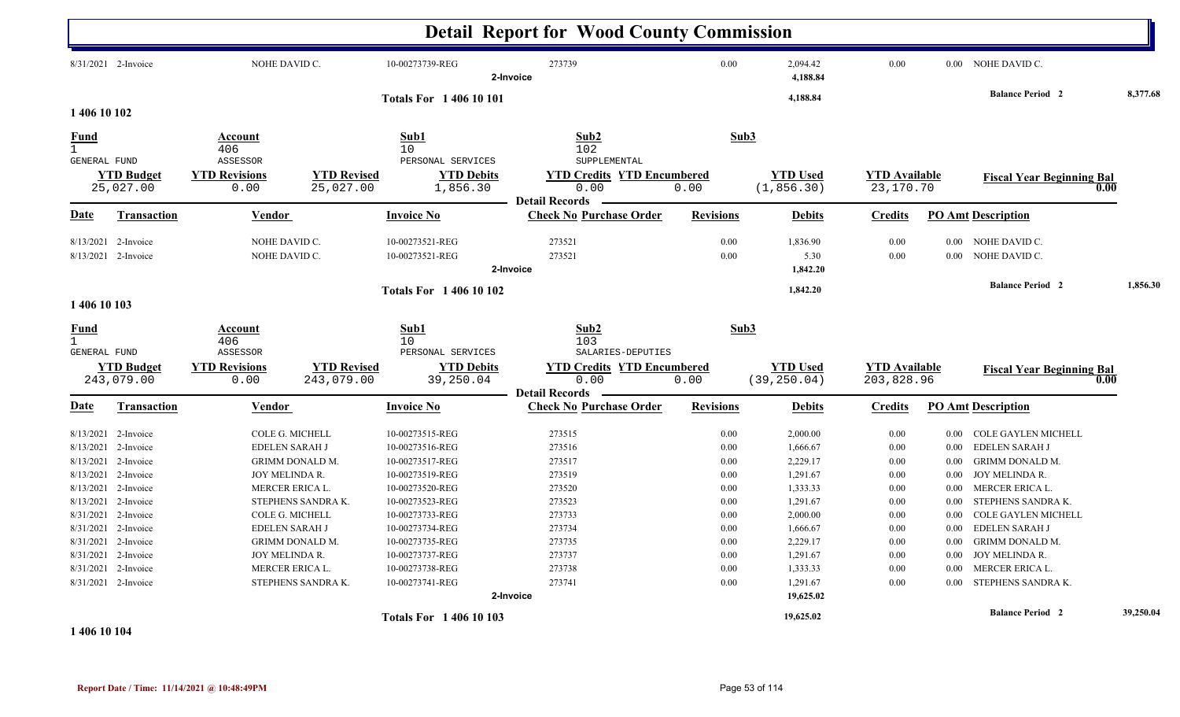# Detail Report for Wood County Commission

| Date | Transaction | Vendor | Invoice No | Check No | Purchase Order | Revisions | Debits | Credits | PO Amt | Description |
|---|---|---|---|---|---|---|---|---|---|---|
| 8/31/2021 | 2-Invoice | NOHE DAVID C. | 10-00273739-REG | 273739 | | 0.00 | 2,094.42 | 0.00 | 0.00 | NOHE DAVID C. |
| | | | | 2-Invoice | | | 4,188.84 | | | |

**Totals For 1 406 10 101** — 4,188.84 — **Balance Period 2** 8,377.68

## 1 406 10 102

| Fund | Account | Sub1 | Sub2 | Sub3 |
|---|---|---|---|---|
| 1 GENERAL FUND | 406 ASSESSOR | 10 PERSONAL SERVICES | 102 SUPPLEMENTAL | |

| YTD Budget | YTD Revisions | YTD Revised | YTD Debits | YTD Credits | YTD Encumbered | YTD Used | YTD Available | Fiscal Year Beginning Bal |
|---|---|---|---|---|---|---|---|---|
| 25,027.00 | 0.00 | 25,027.00 | 1,856.30 | 0.00 | 0.00 | (1,856.30) | 23,170.70 | 0.00 |

**Detail Records**

| Date | Transaction | Vendor | Invoice No | Check No | Purchase Order | Revisions | Debits | Credits | PO Amt | Description |
|---|---|---|---|---|---|---|---|---|---|---|
| 8/13/2021 | 2-Invoice | NOHE DAVID C. | 10-00273521-REG | 273521 | | 0.00 | 1,836.90 | 0.00 | 0.00 | NOHE DAVID C. |
| 8/13/2021 | 2-Invoice | NOHE DAVID C. | 10-00273521-REG | 273521 | | 0.00 | 5.30 | 0.00 | 0.00 | NOHE DAVID C. |
| | | | | 2-Invoice | | | 1,842.20 | | | |

**Totals For 1 406 10 102** — 1,842.20 — **Balance Period 2** 1,856.30

## 1 406 10 103

| Fund | Account | Sub1 | Sub2 | Sub3 |
|---|---|---|---|---|
| 1 GENERAL FUND | 406 ASSESSOR | 10 PERSONAL SERVICES | 103 SALARIES-DEPUTIES | |

| YTD Budget | YTD Revisions | YTD Revised | YTD Debits | YTD Credits | YTD Encumbered | YTD Used | YTD Available | Fiscal Year Beginning Bal |
|---|---|---|---|---|---|---|---|---|
| 243,079.00 | 0.00 | 243,079.00 | 39,250.04 | 0.00 | 0.00 | (39,250.04) | 203,828.96 | 0.00 |

**Detail Records**

| Date | Transaction | Vendor | Invoice No | Check No | Purchase Order | Revisions | Debits | Credits | PO Amt | Description |
|---|---|---|---|---|---|---|---|---|---|---|
| 8/13/2021 | 2-Invoice | COLE G. MICHELL | 10-00273515-REG | 273515 | | 0.00 | 2,000.00 | 0.00 | 0.00 | COLE GAYLEN MICHELL |
| 8/13/2021 | 2-Invoice | EDELEN SARAH J | 10-00273516-REG | 273516 | | 0.00 | 1,666.67 | 0.00 | 0.00 | EDELEN SARAH J |
| 8/13/2021 | 2-Invoice | GRIMM DONALD M. | 10-00273517-REG | 273517 | | 0.00 | 2,229.17 | 0.00 | 0.00 | GRIMM DONALD M. |
| 8/13/2021 | 2-Invoice | JOY MELINDA R. | 10-00273519-REG | 273519 | | 0.00 | 1,291.67 | 0.00 | 0.00 | JOY MELINDA R. |
| 8/13/2021 | 2-Invoice | MERCER ERICA L. | 10-00273520-REG | 273520 | | 0.00 | 1,333.33 | 0.00 | 0.00 | MERCER ERICA L. |
| 8/13/2021 | 2-Invoice | STEPHENS SANDRA K. | 10-00273523-REG | 273523 | | 0.00 | 1,291.67 | 0.00 | 0.00 | STEPHENS SANDRA K. |
| 8/31/2021 | 2-Invoice | COLE G. MICHELL | 10-00273733-REG | 273733 | | 0.00 | 2,000.00 | 0.00 | 0.00 | COLE GAYLEN MICHELL |
| 8/31/2021 | 2-Invoice | EDELEN SARAH J | 10-00273734-REG | 273734 | | 0.00 | 1,666.67 | 0.00 | 0.00 | EDELEN SARAH J |
| 8/31/2021 | 2-Invoice | GRIMM DONALD M. | 10-00273735-REG | 273735 | | 0.00 | 2,229.17 | 0.00 | 0.00 | GRIMM DONALD M. |
| 8/31/2021 | 2-Invoice | JOY MELINDA R. | 10-00273737-REG | 273737 | | 0.00 | 1,291.67 | 0.00 | 0.00 | JOY MELINDA R. |
| 8/31/2021 | 2-Invoice | MERCER ERICA L. | 10-00273738-REG | 273738 | | 0.00 | 1,333.33 | 0.00 | 0.00 | MERCER ERICA L. |
| 8/31/2021 | 2-Invoice | STEPHENS SANDRA K. | 10-00273741-REG | 273741 | | 0.00 | 1,291.67 | 0.00 | 0.00 | STEPHENS SANDRA K. |
| | | | | 2-Invoice | | | 19,625.02 | | | |

**Totals For 1 406 10 103** — 19,625.02 — **Balance Period 2** 39,250.04

## 1 406 10 104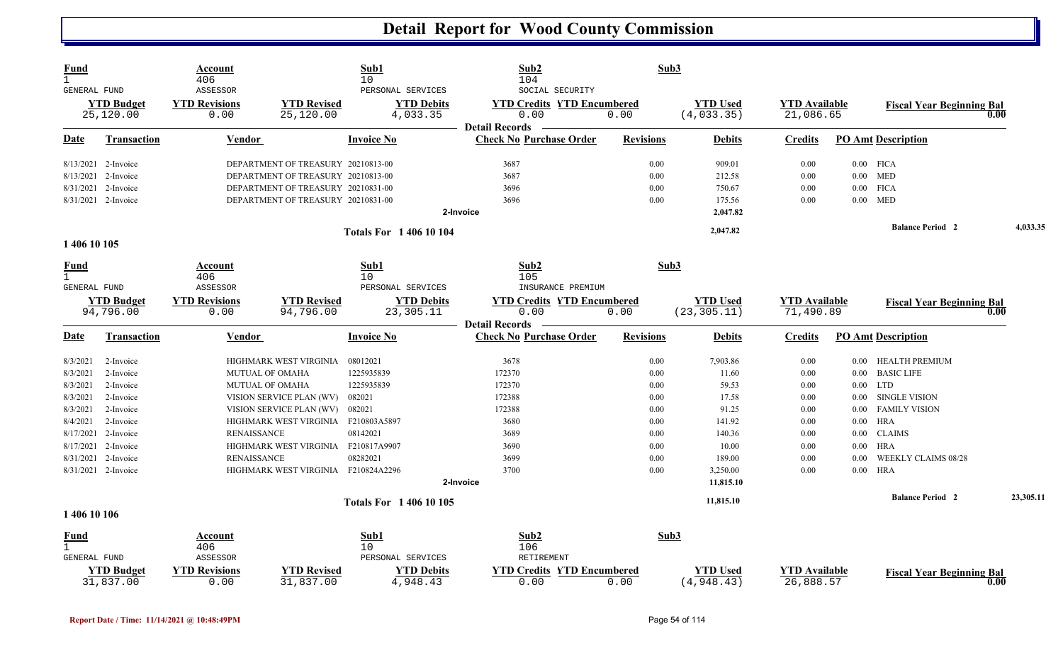# Detail Report for Wood County Commission

| Fund | Account | | Sub1 | Sub2 | | Sub3 | | |
|---|---|---|---|---|---|---|---|---|
| 1 | 406 | | 10 | 104 | | | | |
| GENERAL FUND | ASSESSOR | | PERSONAL SERVICES | SOCIAL SECURITY | | | | |
| **YTD Budget** | **YTD Revisions** | **YTD Revised** | **YTD Debits** | **YTD Credits** | **YTD Encumbered** | **YTD Used** | **YTD Available** | **Fiscal Year Beginning Bal** |
| 25,120.00 | 0.00 | 25,120.00 | 4,033.35 | 0.00 | 0.00 | (4,033.35) | 21,086.65 | 0.00 |

**Detail Records**

| Date | Transaction | Vendor | Invoice No | Check No | Purchase Order | Revisions | Debits | Credits | PO Amt | Description |
|---|---|---|---|---|---|---|---|---|---|---|
| 8/13/2021 | 2-Invoice | DEPARTMENT OF TREASURY | 20210813-00 | 3687 | | 0.00 | 909.01 | 0.00 | 0.00 | FICA |
| 8/13/2021 | 2-Invoice | DEPARTMENT OF TREASURY | 20210813-00 | 3687 | | 0.00 | 212.58 | 0.00 | 0.00 | MED |
| 8/31/2021 | 2-Invoice | DEPARTMENT OF TREASURY | 20210831-00 | 3696 | | 0.00 | 750.67 | 0.00 | 0.00 | FICA |
| 8/31/2021 | 2-Invoice | DEPARTMENT OF TREASURY | 20210831-00 | 3696 | | 0.00 | 175.56 | 0.00 | 0.00 | MED |
| | | | | 2-Invoice | | | 2,047.82 | | | |
| | | | **Totals For 1 406 10 104** | | | | 2,047.82 | | | **Balance Period 2** 4,033.35 |

**1 406 10 105**

| Fund | Account | | Sub1 | Sub2 | | Sub3 | | |
|---|---|---|---|---|---|---|---|---|
| 1 | 406 | | 10 | 105 | | | | |
| GENERAL FUND | ASSESSOR | | PERSONAL SERVICES | INSURANCE PREMIUM | | | | |
| **YTD Budget** | **YTD Revisions** | **YTD Revised** | **YTD Debits** | **YTD Credits** | **YTD Encumbered** | **YTD Used** | **YTD Available** | **Fiscal Year Beginning Bal** |
| 94,796.00 | 0.00 | 94,796.00 | 23,305.11 | 0.00 | 0.00 | (23,305.11) | 71,490.89 | 0.00 |

**Detail Records**

| Date | Transaction | Vendor | Invoice No | Check No | Purchase Order | Revisions | Debits | Credits | PO Amt | Description |
|---|---|---|---|---|---|---|---|---|---|---|
| 8/3/2021 | 2-Invoice | HIGHMARK WEST VIRGINIA | 08012021 | 3678 | | 0.00 | 7,903.86 | 0.00 | 0.00 | HEALTH PREMIUM |
| 8/3/2021 | 2-Invoice | MUTUAL OF OMAHA | 1225935839 | 172370 | | 0.00 | 11.60 | 0.00 | 0.00 | BASIC LIFE |
| 8/3/2021 | 2-Invoice | MUTUAL OF OMAHA | 1225935839 | 172370 | | 0.00 | 59.53 | 0.00 | 0.00 | LTD |
| 8/3/2021 | 2-Invoice | VISION SERVICE PLAN (WV) | 082021 | 172388 | | 0.00 | 17.58 | 0.00 | 0.00 | SINGLE VISION |
| 8/3/2021 | 2-Invoice | VISION SERVICE PLAN (WV) | 082021 | 172388 | | 0.00 | 91.25 | 0.00 | 0.00 | FAMILY VISION |
| 8/4/2021 | 2-Invoice | HIGHMARK WEST VIRGINIA | F210803A5897 | 3680 | | 0.00 | 141.92 | 0.00 | 0.00 | HRA |
| 8/17/2021 | 2-Invoice | RENAISSANCE | 08142021 | 3689 | | 0.00 | 140.36 | 0.00 | 0.00 | CLAIMS |
| 8/17/2021 | 2-Invoice | HIGHMARK WEST VIRGINIA | F210817A9907 | 3690 | | 0.00 | 10.00 | 0.00 | 0.00 | HRA |
| 8/31/2021 | 2-Invoice | RENAISSANCE | 08282021 | 3699 | | 0.00 | 189.00 | 0.00 | 0.00 | WEEKLY CLAIMS 08/28 |
| 8/31/2021 | 2-Invoice | HIGHMARK WEST VIRGINIA | F210824A2296 | 3700 | | 0.00 | 3,250.00 | 0.00 | 0.00 | HRA |
| | | | | 2-Invoice | | | 11,815.10 | | | |
| | | | **Totals For 1 406 10 105** | | | | 11,815.10 | | | **Balance Period 2** 23,305.11 |

**1 406 10 106**

| Fund | Account | | Sub1 | Sub2 | | Sub3 | | |
|---|---|---|---|---|---|---|---|---|
| 1 | 406 | | 10 | 106 | | | | |
| GENERAL FUND | ASSESSOR | | PERSONAL SERVICES | RETIREMENT | | | | |
| **YTD Budget** | **YTD Revisions** | **YTD Revised** | **YTD Debits** | **YTD Credits** | **YTD Encumbered** | **YTD Used** | **YTD Available** | **Fiscal Year Beginning Bal** |
| 31,837.00 | 0.00 | 31,837.00 | 4,948.43 | 0.00 | 0.00 | (4,948.43) | 26,888.57 | 0.00 |

Report Date / Time: 11/14/2021 @ 10:48:49PM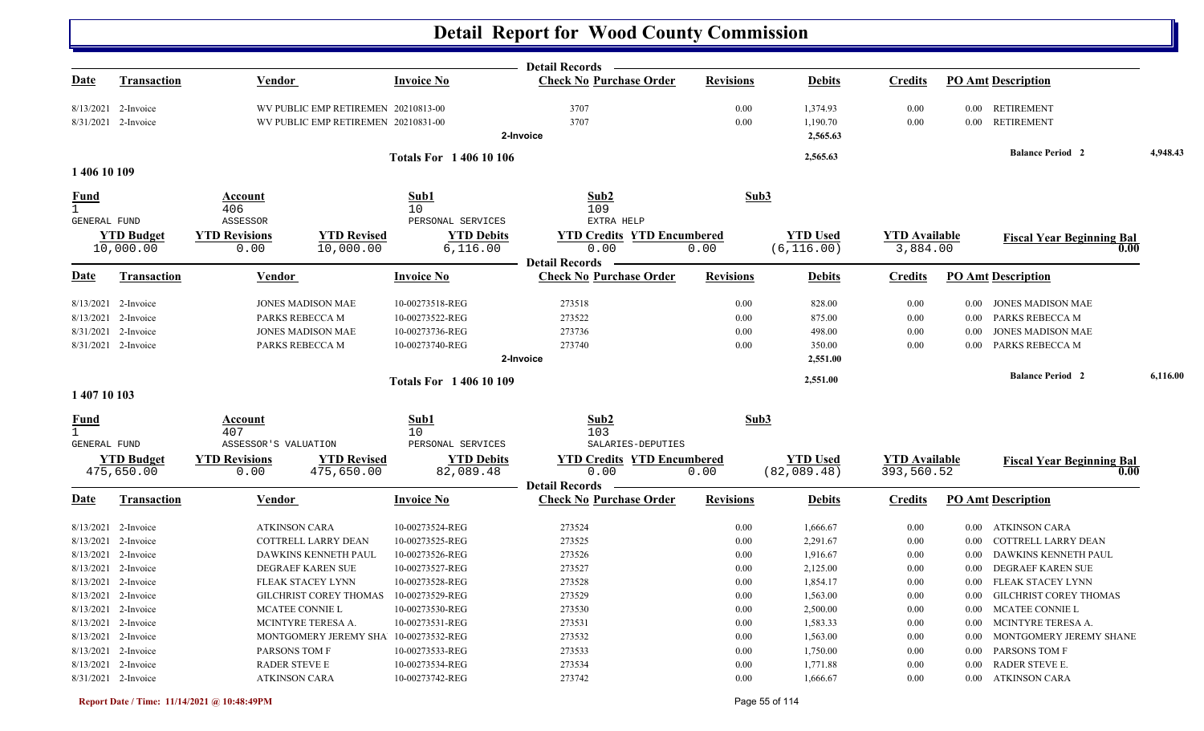# Detail Report for Wood County Commission

**Detail Records**

| Date | Transaction | Vendor | Invoice No | Check No | Purchase Order | Revisions | Debits | Credits | PO Amt | Description |
|---|---|---|---|---|---|---|---|---|---|---|
| 8/13/2021 | 2-Invoice | WV PUBLIC EMP RETIREMEN | 20210813-00 | 3707 | | 0.00 | 1,374.93 | 0.00 | 0.00 | RETIREMENT |
| 8/31/2021 | 2-Invoice | WV PUBLIC EMP RETIREMEN | 20210831-00 | 3707 | | 0.00 | 1,190.70 | 0.00 | 0.00 | RETIREMENT |
| | | | | 2-Invoice | | | 2,565.63 | | | |

**Totals For 1 406 10 106** 2,565.63 — **Balance Period 2** 4,948.43

## 1 406 10 109

| Fund | Account | Sub1 | Sub2 | Sub3 |
|---|---|---|---|---|
| 1 | 406 | 10 | 109 | |
| GENERAL FUND | ASSESSOR | PERSONAL SERVICES | EXTRA HELP | |

| YTD Budget | YTD Revisions | YTD Revised | YTD Debits | YTD Credits | YTD Encumbered | YTD Used | YTD Available | Fiscal Year Beginning Bal |
|---|---|---|---|---|---|---|---|---|
| 10,000.00 | 0.00 | 10,000.00 | 6,116.00 | 0.00 | 0.00 | (6,116.00) | 3,884.00 | 0.00 |

**Detail Records**

| Date | Transaction | Vendor | Invoice No | Check No | Purchase Order | Revisions | Debits | Credits | PO Amt | Description |
|---|---|---|---|---|---|---|---|---|---|---|
| 8/13/2021 | 2-Invoice | JONES MADISON MAE | 10-00273518-REG | 273518 | | 0.00 | 828.00 | 0.00 | 0.00 | JONES MADISON MAE |
| 8/13/2021 | 2-Invoice | PARKS REBECCA M | 10-00273522-REG | 273522 | | 0.00 | 875.00 | 0.00 | 0.00 | PARKS REBECCA M |
| 8/31/2021 | 2-Invoice | JONES MADISON MAE | 10-00273736-REG | 273736 | | 0.00 | 498.00 | 0.00 | 0.00 | JONES MADISON MAE |
| 8/31/2021 | 2-Invoice | PARKS REBECCA M | 10-00273740-REG | 273740 | | 0.00 | 350.00 | 0.00 | 0.00 | PARKS REBECCA M |
| | | | | 2-Invoice | | | 2,551.00 | | | |

**Totals For 1 406 10 109** 2,551.00 — **Balance Period 2** 6,116.00

## 1 407 10 103

| Fund | Account | Sub1 | Sub2 | Sub3 |
|---|---|---|---|---|
| 1 | 407 | 10 | 103 | |
| GENERAL FUND | ASSESSOR'S VALUATION | PERSONAL SERVICES | SALARIES-DEPUTIES | |

| YTD Budget | YTD Revisions | YTD Revised | YTD Debits | YTD Credits | YTD Encumbered | YTD Used | YTD Available | Fiscal Year Beginning Bal |
|---|---|---|---|---|---|---|---|---|
| 475,650.00 | 0.00 | 475,650.00 | 82,089.48 | 0.00 | 0.00 | (82,089.48) | 393,560.52 | 0.00 |

**Detail Records**

| Date | Transaction | Vendor | Invoice No | Check No | Purchase Order | Revisions | Debits | Credits | PO Amt | Description |
|---|---|---|---|---|---|---|---|---|---|---|
| 8/13/2021 | 2-Invoice | ATKINSON CARA | 10-00273524-REG | 273524 | | 0.00 | 1,666.67 | 0.00 | 0.00 | ATKINSON CARA |
| 8/13/2021 | 2-Invoice | COTTRELL LARRY DEAN | 10-00273525-REG | 273525 | | 0.00 | 2,291.67 | 0.00 | 0.00 | COTTRELL LARRY DEAN |
| 8/13/2021 | 2-Invoice | DAWKINS KENNETH PAUL | 10-00273526-REG | 273526 | | 0.00 | 1,916.67 | 0.00 | 0.00 | DAWKINS KENNETH PAUL |
| 8/13/2021 | 2-Invoice | DEGRAEF KAREN SUE | 10-00273527-REG | 273527 | | 0.00 | 2,125.00 | 0.00 | 0.00 | DEGRAEF KAREN SUE |
| 8/13/2021 | 2-Invoice | FLEAK STACEY LYNN | 10-00273528-REG | 273528 | | 0.00 | 1,854.17 | 0.00 | 0.00 | FLEAK STACEY LYNN |
| 8/13/2021 | 2-Invoice | GILCHRIST COREY THOMAS | 10-00273529-REG | 273529 | | 0.00 | 1,563.00 | 0.00 | 0.00 | GILCHRIST COREY THOMAS |
| 8/13/2021 | 2-Invoice | MCATEE CONNIE L | 10-00273530-REG | 273530 | | 0.00 | 2,500.00 | 0.00 | 0.00 | MCATEE CONNIE L |
| 8/13/2021 | 2-Invoice | MCINTYRE TERESA A. | 10-00273531-REG | 273531 | | 0.00 | 1,583.33 | 0.00 | 0.00 | MCINTYRE TERESA A. |
| 8/13/2021 | 2-Invoice | MONTGOMERY JEREMY SHA | 10-00273532-REG | 273532 | | 0.00 | 1,563.00 | 0.00 | 0.00 | MONTGOMERY JEREMY SHANE |
| 8/13/2021 | 2-Invoice | PARSONS TOM F | 10-00273533-REG | 273533 | | 0.00 | 1,750.00 | 0.00 | 0.00 | PARSONS TOM F |
| 8/13/2021 | 2-Invoice | RADER STEVE E | 10-00273534-REG | 273534 | | 0.00 | 1,771.88 | 0.00 | 0.00 | RADER STEVE E. |
| 8/31/2021 | 2-Invoice | ATKINSON CARA | 10-00273742-REG | 273742 | | 0.00 | 1,666.67 | 0.00 | 0.00 | ATKINSON CARA |

Report Date / Time: 11/14/2021 @ 10:48:49PM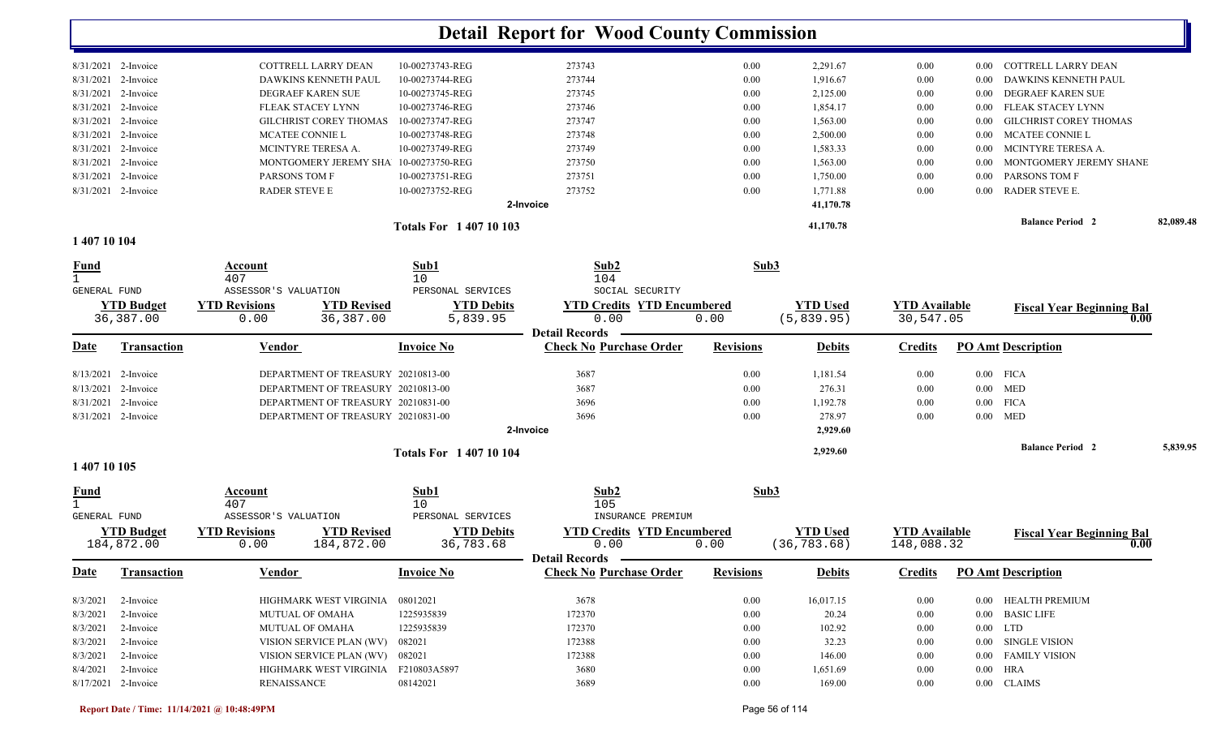# Detail Report for Wood County Commission

| Date | Transaction | Vendor | Invoice No | Check No Purchase Order | Revisions | Debits | Credits | PO Amt Description |
|---|---|---|---|---|---|---|---|---|
| 8/31/2021 | 2-Invoice | COTTRELL LARRY DEAN | 10-00273743-REG | 273743 | 0.00 | 2,291.67 | 0.00 | 0.00 COTTRELL LARRY DEAN |
| 8/31/2021 | 2-Invoice | DAWKINS KENNETH PAUL | 10-00273744-REG | 273744 | 0.00 | 1,916.67 | 0.00 | 0.00 DAWKINS KENNETH PAUL |
| 8/31/2021 | 2-Invoice | DEGRAEF KAREN SUE | 10-00273745-REG | 273745 | 0.00 | 2,125.00 | 0.00 | 0.00 DEGRAEF KAREN SUE |
| 8/31/2021 | 2-Invoice | FLEAK STACEY LYNN | 10-00273746-REG | 273746 | 0.00 | 1,854.17 | 0.00 | 0.00 FLEAK STACEY LYNN |
| 8/31/2021 | 2-Invoice | GILCHRIST COREY THOMAS | 10-00273747-REG | 273747 | 0.00 | 1,563.00 | 0.00 | 0.00 GILCHRIST COREY THOMAS |
| 8/31/2021 | 2-Invoice | MCATEE CONNIE L | 10-00273748-REG | 273748 | 0.00 | 2,500.00 | 0.00 | 0.00 MCATEE CONNIE L |
| 8/31/2021 | 2-Invoice | MCINTYRE TERESA A. | 10-00273749-REG | 273749 | 0.00 | 1,583.33 | 0.00 | 0.00 MCINTYRE TERESA A. |
| 8/31/2021 | 2-Invoice | MONTGOMERY JEREMY SHA | 10-00273750-REG | 273750 | 0.00 | 1,563.00 | 0.00 | 0.00 MONTGOMERY JEREMY SHANE |
| 8/31/2021 | 2-Invoice | PARSONS TOM F | 10-00273751-REG | 273751 | 0.00 | 1,750.00 | 0.00 | 0.00 PARSONS TOM F |
| 8/31/2021 | 2-Invoice | RADER STEVE E | 10-00273752-REG | 273752 | 0.00 | 1,771.88 | 0.00 | 0.00 RADER STEVE E. |
| | | | | 2-Invoice | | 41,170.78 | | |
| | | | Totals For 1 407 10 103 | | | 41,170.78 | | Balance Period 2 82,089.48 |

## 1 407 10 104

| Fund | Account | Sub1 | Sub2 | Sub3 |
|---|---|---|---|---|
| 1 | 407 | 10 | 104 | |
| GENERAL FUND | ASSESSOR'S VALUATION | PERSONAL SERVICES | SOCIAL SECURITY | |

| YTD Budget | YTD Revisions | YTD Revised | YTD Debits | YTD Credits | YTD Encumbered | YTD Used | YTD Available | Fiscal Year Beginning Bal |
|---|---|---|---|---|---|---|---|---|
| 36,387.00 | 0.00 | 36,387.00 | 5,839.95 | 0.00 | 0.00 | (5,839.95) | 30,547.05 | 0.00 |

Detail Records

| Date | Transaction | Vendor | Invoice No | Check No Purchase Order | Revisions | Debits | Credits | PO Amt Description |
|---|---|---|---|---|---|---|---|---|
| 8/13/2021 | 2-Invoice | DEPARTMENT OF TREASURY | 20210813-00 | 3687 | 0.00 | 1,181.54 | 0.00 | 0.00 FICA |
| 8/13/2021 | 2-Invoice | DEPARTMENT OF TREASURY | 20210813-00 | 3687 | 0.00 | 276.31 | 0.00 | 0.00 MED |
| 8/31/2021 | 2-Invoice | DEPARTMENT OF TREASURY | 20210831-00 | 3696 | 0.00 | 1,192.78 | 0.00 | 0.00 FICA |
| 8/31/2021 | 2-Invoice | DEPARTMENT OF TREASURY | 20210831-00 | 3696 | 0.00 | 278.97 | 0.00 | 0.00 MED |
| | | | | 2-Invoice | | 2,929.60 | | |
| | | | Totals For 1 407 10 104 | | | 2,929.60 | | Balance Period 2 5,839.95 |

## 1 407 10 105

| Fund | Account | Sub1 | Sub2 | Sub3 |
|---|---|---|---|---|
| 1 | 407 | 10 | 105 | |
| GENERAL FUND | ASSESSOR'S VALUATION | PERSONAL SERVICES | INSURANCE PREMIUM | |

| YTD Budget | YTD Revisions | YTD Revised | YTD Debits | YTD Credits | YTD Encumbered | YTD Used | YTD Available | Fiscal Year Beginning Bal |
|---|---|---|---|---|---|---|---|---|
| 184,872.00 | 0.00 | 184,872.00 | 36,783.68 | 0.00 | 0.00 | (36,783.68) | 148,088.32 | 0.00 |

Detail Records

| Date | Transaction | Vendor | Invoice No | Check No Purchase Order | Revisions | Debits | Credits | PO Amt Description |
|---|---|---|---|---|---|---|---|---|
| 8/3/2021 | 2-Invoice | HIGHMARK WEST VIRGINIA | 08012021 | 3678 | 0.00 | 16,017.15 | 0.00 | 0.00 HEALTH PREMIUM |
| 8/3/2021 | 2-Invoice | MUTUAL OF OMAHA | 1225935839 | 172370 | 0.00 | 20.24 | 0.00 | 0.00 BASIC LIFE |
| 8/3/2021 | 2-Invoice | MUTUAL OF OMAHA | 1225935839 | 172370 | 0.00 | 102.92 | 0.00 | 0.00 LTD |
| 8/3/2021 | 2-Invoice | VISION SERVICE PLAN (WV) | 082021 | 172388 | 0.00 | 32.23 | 0.00 | 0.00 SINGLE VISION |
| 8/3/2021 | 2-Invoice | VISION SERVICE PLAN (WV) | 082021 | 172388 | 0.00 | 146.00 | 0.00 | 0.00 FAMILY VISION |
| 8/4/2021 | 2-Invoice | HIGHMARK WEST VIRGINIA | F210803A5897 | 3680 | 0.00 | 1,651.69 | 0.00 | 0.00 HRA |
| 8/17/2021 | 2-Invoice | RENAISSANCE | 08142021 | 3689 | 0.00 | 169.00 | 0.00 | 0.00 CLAIMS |

Report Date / Time: 11/14/2021 @ 10:48:49PM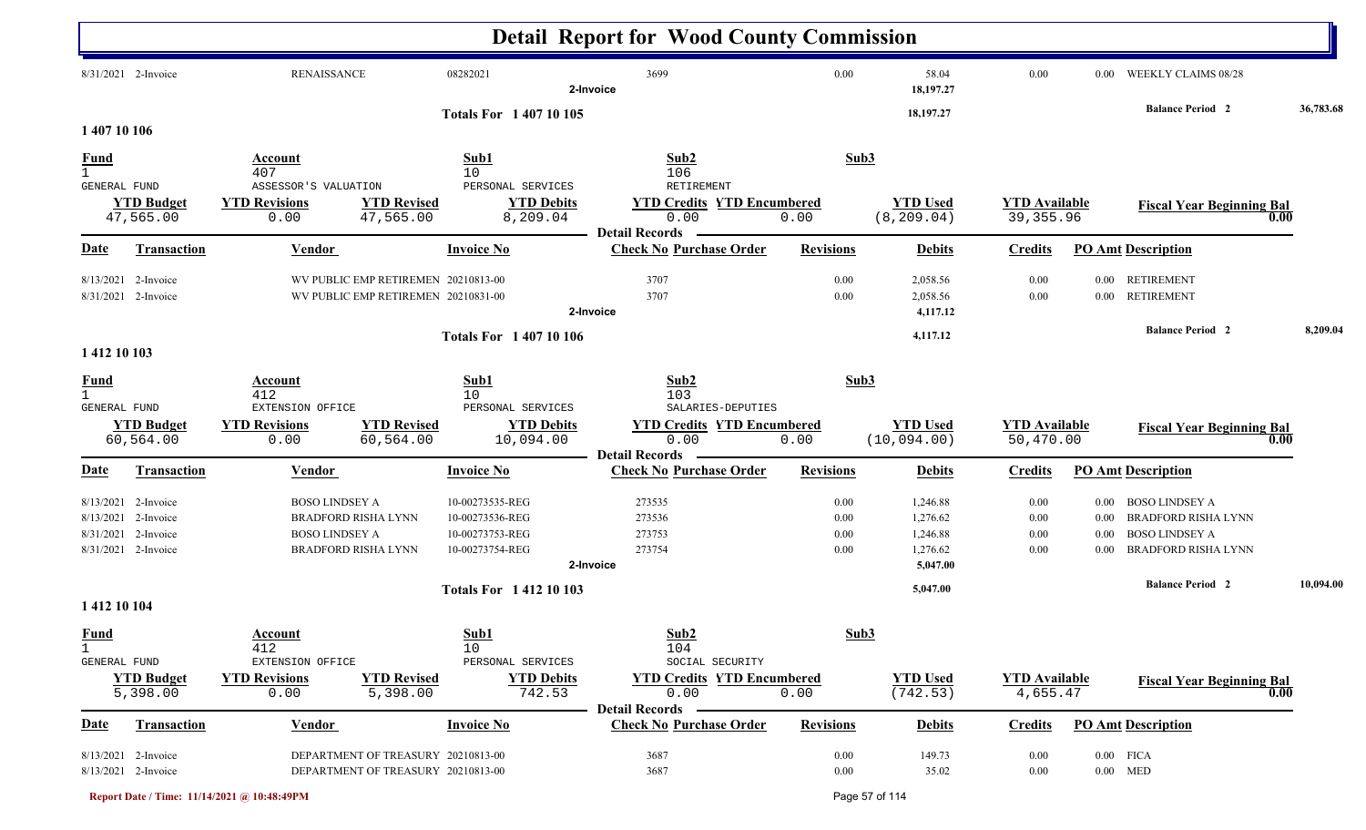# Detail Report for Wood County Commission

| Date | Transaction | Vendor | Invoice No | Check No Purchase Order | Revisions | Debits | Credits | PO Amt | Description |
|---|---|---|---|---|---|---|---|---|---|
| 8/31/2021 | 2-Invoice | RENAISSANCE | 08282021 | 3699 | 0.00 | 58.04 | 0.00 | 0.00 | WEEKLY CLAIMS 08/28 |
| | | | 2-Invoice | | | 18,197.27 | | | |

**Totals For 1 407 10 105** — 18,197.27 — **Balance Period 2** 36,783.68

## 1 407 10 106

| Fund | Account | Sub1 | Sub2 | Sub3 |
|---|---|---|---|---|
| 1 GENERAL FUND | 407 ASSESSOR'S VALUATION | 10 PERSONAL SERVICES | 106 RETIREMENT | |

| YTD Budget | YTD Revisions | YTD Revised | YTD Debits | YTD Credits | YTD Encumbered | YTD Used | YTD Available | Fiscal Year Beginning Bal |
|---|---|---|---|---|---|---|---|---|
| 47,565.00 | 0.00 | 47,565.00 | 8,209.04 | 0.00 | 0.00 | (8,209.04) | 39,355.96 | 0.00 |

**Detail Records**

| Date | Transaction | Vendor | Invoice No | Check No Purchase Order | Revisions | Debits | Credits | PO Amt | Description |
|---|---|---|---|---|---|---|---|---|---|
| 8/13/2021 | 2-Invoice | WV PUBLIC EMP RETIREMEN | 20210813-00 | 3707 | 0.00 | 2,058.56 | 0.00 | 0.00 | RETIREMENT |
| 8/31/2021 | 2-Invoice | WV PUBLIC EMP RETIREMEN | 20210831-00 | 3707 | 0.00 | 2,058.56 | 0.00 | 0.00 | RETIREMENT |
| | | | 2-Invoice | | | 4,117.12 | | | |

**Totals For 1 407 10 106** — 4,117.12 — **Balance Period 2** 8,209.04

## 1 412 10 103

| Fund | Account | Sub1 | Sub2 | Sub3 |
|---|---|---|---|---|
| 1 GENERAL FUND | 412 EXTENSION OFFICE | 10 PERSONAL SERVICES | 103 SALARIES-DEPUTIES | |

| YTD Budget | YTD Revisions | YTD Revised | YTD Debits | YTD Credits | YTD Encumbered | YTD Used | YTD Available | Fiscal Year Beginning Bal |
|---|---|---|---|---|---|---|---|---|
| 60,564.00 | 0.00 | 60,564.00 | 10,094.00 | 0.00 | 0.00 | (10,094.00) | 50,470.00 | 0.00 |

**Detail Records**

| Date | Transaction | Vendor | Invoice No | Check No Purchase Order | Revisions | Debits | Credits | PO Amt | Description |
|---|---|---|---|---|---|---|---|---|---|
| 8/13/2021 | 2-Invoice | BOSO LINDSEY A | 10-00273535-REG | 273535 | 0.00 | 1,246.88 | 0.00 | 0.00 | BOSO LINDSEY A |
| 8/13/2021 | 2-Invoice | BRADFORD RISHA LYNN | 10-00273536-REG | 273536 | 0.00 | 1,276.62 | 0.00 | 0.00 | BRADFORD RISHA LYNN |
| 8/31/2021 | 2-Invoice | BOSO LINDSEY A | 10-00273753-REG | 273753 | 0.00 | 1,246.88 | 0.00 | 0.00 | BOSO LINDSEY A |
| 8/31/2021 | 2-Invoice | BRADFORD RISHA LYNN | 10-00273754-REG | 273754 | 0.00 | 1,276.62 | 0.00 | 0.00 | BRADFORD RISHA LYNN |
| | | | 2-Invoice | | | 5,047.00 | | | |

**Totals For 1 412 10 103** — 5,047.00 — **Balance Period 2** 10,094.00

## 1 412 10 104

| Fund | Account | Sub1 | Sub2 | Sub3 |
|---|---|---|---|---|
| 1 GENERAL FUND | 412 EXTENSION OFFICE | 10 PERSONAL SERVICES | 104 SOCIAL SECURITY | |

| YTD Budget | YTD Revisions | YTD Revised | YTD Debits | YTD Credits | YTD Encumbered | YTD Used | YTD Available | Fiscal Year Beginning Bal |
|---|---|---|---|---|---|---|---|---|
| 5,398.00 | 0.00 | 5,398.00 | 742.53 | 0.00 | 0.00 | (742.53) | 4,655.47 | 0.00 |

**Detail Records**

| Date | Transaction | Vendor | Invoice No | Check No Purchase Order | Revisions | Debits | Credits | PO Amt | Description |
|---|---|---|---|---|---|---|---|---|---|
| 8/13/2021 | 2-Invoice | DEPARTMENT OF TREASURY | 20210813-00 | 3687 | 0.00 | 149.73 | 0.00 | 0.00 | FICA |
| 8/13/2021 | 2-Invoice | DEPARTMENT OF TREASURY | 20210813-00 | 3687 | 0.00 | 35.02 | 0.00 | 0.00 | MED |

Report Date / Time: 11/14/2021 @ 10:48:49PM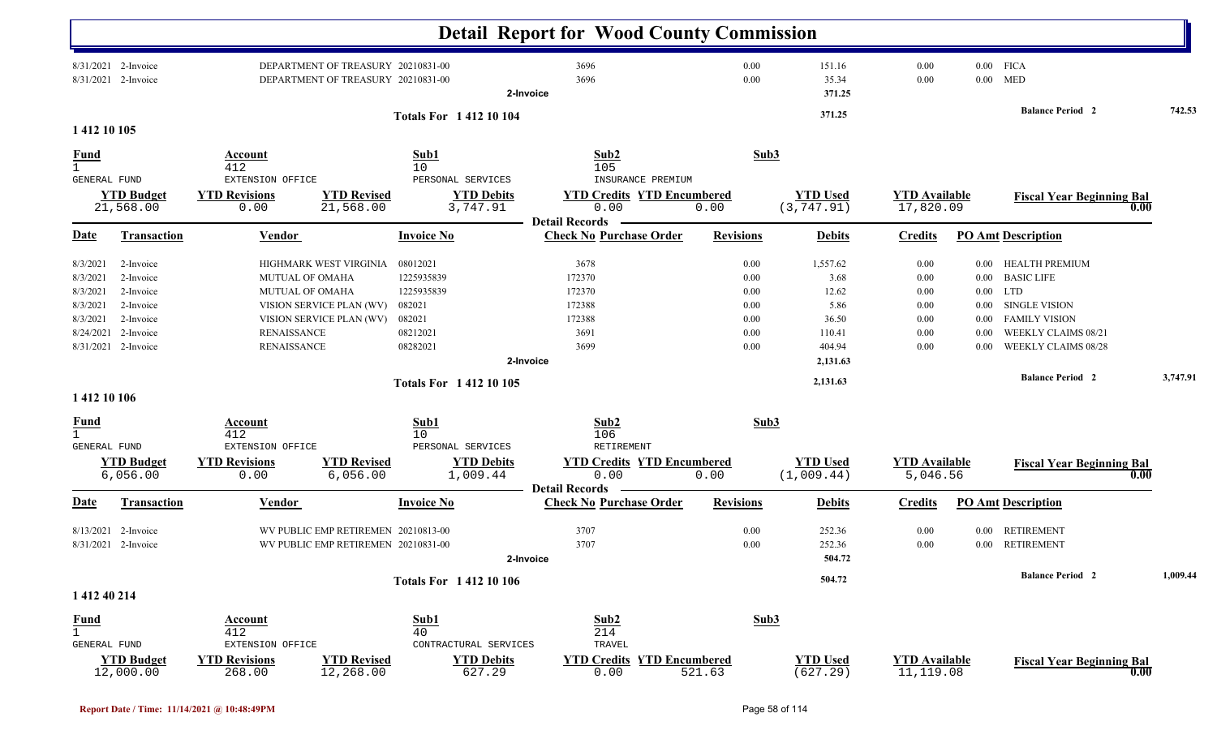# Detail Report for Wood County Commission

| Date | Transaction | Vendor | Invoice No | Check No | Purchase Order | Revisions | Debits | Credits | PO Amt | Description |
|---|---|---|---|---|---|---|---|---|---|---|
| 8/31/2021 | 2-Invoice | DEPARTMENT OF TREASURY | 20210831-00 | 3696 | | 0.00 | 151.16 | 0.00 | 0.00 | FICA |
| 8/31/2021 | 2-Invoice | DEPARTMENT OF TREASURY | 20210831-00 | 3696 | | 0.00 | 35.34 | 0.00 | 0.00 | MED |
| | | | 2-Invoice | | | | 371.25 | | | |

**Totals For 1 412 10 104** — 371.25 — **Balance Period 2** 742.53

## 1 412 10 105

| Fund | Account | Sub1 | Sub2 | Sub3 |
|---|---|---|---|---|
| 1 GENERAL FUND | 412 EXTENSION OFFICE | 10 PERSONAL SERVICES | 105 INSURANCE PREMIUM | |

| YTD Budget | YTD Revisions | YTD Revised | YTD Debits | YTD Credits | YTD Encumbered | YTD Used | YTD Available | Fiscal Year Beginning Bal |
|---|---|---|---|---|---|---|---|---|
| 21,568.00 | 0.00 | 21,568.00 | 3,747.91 | 0.00 | 0.00 | (3,747.91) | 17,820.09 | 0.00 |

**Detail Records**

| Date | Transaction | Vendor | Invoice No | Check No | Purchase Order | Revisions | Debits | Credits | PO Amt | Description |
|---|---|---|---|---|---|---|---|---|---|---|
| 8/3/2021 | 2-Invoice | HIGHMARK WEST VIRGINIA | 08012021 | 3678 | | 0.00 | 1,557.62 | 0.00 | 0.00 | HEALTH PREMIUM |
| 8/3/2021 | 2-Invoice | MUTUAL OF OMAHA | 1225935839 | 172370 | | 0.00 | 3.68 | 0.00 | 0.00 | BASIC LIFE |
| 8/3/2021 | 2-Invoice | MUTUAL OF OMAHA | 1225935839 | 172370 | | 0.00 | 12.62 | 0.00 | 0.00 | LTD |
| 8/3/2021 | 2-Invoice | VISION SERVICE PLAN (WV) | 082021 | 172388 | | 0.00 | 5.86 | 0.00 | 0.00 | SINGLE VISION |
| 8/3/2021 | 2-Invoice | VISION SERVICE PLAN (WV) | 082021 | 172388 | | 0.00 | 36.50 | 0.00 | 0.00 | FAMILY VISION |
| 8/24/2021 | 2-Invoice | RENAISSANCE | 08212021 | 3691 | | 0.00 | 110.41 | 0.00 | 0.00 | WEEKLY CLAIMS 08/21 |
| 8/31/2021 | 2-Invoice | RENAISSANCE | 08282021 | 3699 | | 0.00 | 404.94 | 0.00 | 0.00 | WEEKLY CLAIMS 08/28 |
| | | | 2-Invoice | | | | 2,131.63 | | | |

**Totals For 1 412 10 105** — 2,131.63 — **Balance Period 2** 3,747.91

## 1 412 10 106

| Fund | Account | Sub1 | Sub2 | Sub3 |
|---|---|---|---|---|
| 1 GENERAL FUND | 412 EXTENSION OFFICE | 10 PERSONAL SERVICES | 106 RETIREMENT | |

| YTD Budget | YTD Revisions | YTD Revised | YTD Debits | YTD Credits | YTD Encumbered | YTD Used | YTD Available | Fiscal Year Beginning Bal |
|---|---|---|---|---|---|---|---|---|
| 6,056.00 | 0.00 | 6,056.00 | 1,009.44 | 0.00 | 0.00 | (1,009.44) | 5,046.56 | 0.00 |

**Detail Records**

| Date | Transaction | Vendor | Invoice No | Check No | Purchase Order | Revisions | Debits | Credits | PO Amt | Description |
|---|---|---|---|---|---|---|---|---|---|---|
| 8/13/2021 | 2-Invoice | WV PUBLIC EMP RETIREMEN | 20210813-00 | 3707 | | 0.00 | 252.36 | 0.00 | 0.00 | RETIREMENT |
| 8/31/2021 | 2-Invoice | WV PUBLIC EMP RETIREMEN | 20210831-00 | 3707 | | 0.00 | 252.36 | 0.00 | 0.00 | RETIREMENT |
| | | | 2-Invoice | | | | 504.72 | | | |

**Totals For 1 412 10 106** — 504.72 — **Balance Period 2** 1,009.44

## 1 412 40 214

| Fund | Account | Sub1 | Sub2 | Sub3 |
|---|---|---|---|---|
| 1 GENERAL FUND | 412 EXTENSION OFFICE | 40 CONTRACTURAL SERVICES | 214 TRAVEL | |

| YTD Budget | YTD Revisions | YTD Revised | YTD Debits | YTD Credits | YTD Encumbered | YTD Used | YTD Available | Fiscal Year Beginning Bal |
|---|---|---|---|---|---|---|---|---|
| 12,000.00 | 268.00 | 12,268.00 | 627.29 | 0.00 | 521.63 | (627.29) | 11,119.08 | 0.00 |

Report Date / Time: 11/14/2021 @ 10:48:49PM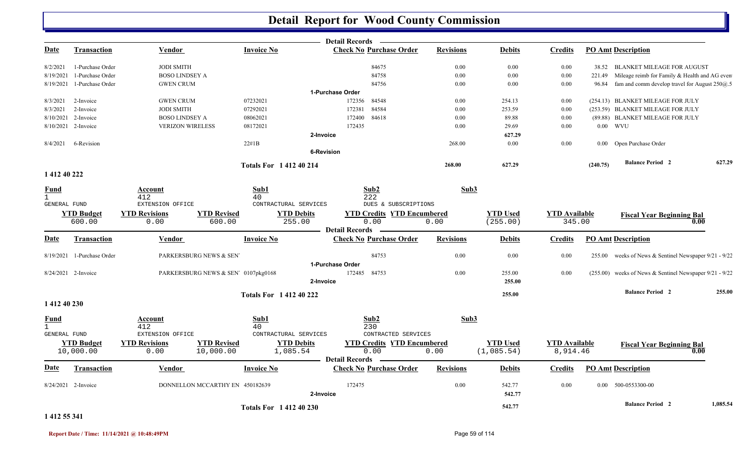# Detail Report for Wood County Commission

Detail Records

| Date | Transaction | Vendor | Invoice No | Check No | Purchase Order | Revisions | Debits | Credits | PO Amt | Description |
|---|---|---|---|---|---|---|---|---|---|---|
| 8/2/2021 | 1-Purchase Order | JODI SMITH | | | 84675 | 0.00 | 0.00 | 0.00 | 38.52 | BLANKET MILEAGE FOR AUGUST |
| 8/19/2021 | 1-Purchase Order | BOSO LINDSEY A | | | 84758 | 0.00 | 0.00 | 0.00 | 221.49 | Mileage reimb for Family & Health and AG event |
| 8/19/2021 | 1-Purchase Order | GWEN CRUM | | | 84756 | 0.00 | 0.00 | 0.00 | 96.84 | fam and comm develop travel for August 250@.5 |
| | | | 1-Purchase Order | | | | | | | |
| 8/3/2021 | 2-Invoice | GWEN CRUM | 07232021 | 172356 | 84548 | 0.00 | 254.13 | 0.00 | (254.13) | BLANKET MILEAGE FOR JULY |
| 8/3/2021 | 2-Invoice | JODI SMITH | 07292021 | 172381 | 84584 | 0.00 | 253.59 | 0.00 | (253.59) | BLANKET MILEAGE FOR JULY |
| 8/10/2021 | 2-Invoice | BOSO LINDSEY A | 08062021 | 172400 | 84618 | 0.00 | 89.88 | 0.00 | (89.88) | BLANKET MILEAGE FOR JULY |
| 8/10/2021 | 2-Invoice | VERIZON WIRELESS | 08172021 | 172435 | | 0.00 | 29.69 | 0.00 | 0.00 | WVU |
| | | | 2-Invoice | | | | 627.29 | | | |
| 8/4/2021 | 6-Revision | | 22#1B | | | 268.00 | 0.00 | 0.00 | 0.00 | Open Purchase Order |
| | | | 6-Revision | | | | | | | |
| | | | Totals For 1 412 40 214 | | | 268.00 | 627.29 | | (240.75) | Balance Period 2 — 627.29 |

## 1 412 40 222

| Fund | Account | Sub1 | Sub2 | Sub3 |
|---|---|---|---|---|
| 1 | 412 | 40 | 222 | |
| GENERAL FUND | EXTENSION OFFICE | CONTRACTUAL SERVICES | DUES & SUBSCRIPTIONS | |

| YTD Budget | YTD Revisions | YTD Revised | YTD Debits | YTD Credits | YTD Encumbered | YTD Used | YTD Available | Fiscal Year Beginning Bal |
|---|---|---|---|---|---|---|---|---|
| 600.00 | 0.00 | 600.00 | 255.00 | 0.00 | 0.00 | (255.00) | 345.00 | 0.00 |

Detail Records

| Date | Transaction | Vendor | Invoice No | Check No | Purchase Order | Revisions | Debits | Credits | PO Amt | Description |
|---|---|---|---|---|---|---|---|---|---|---|
| 8/19/2021 | 1-Purchase Order | PARKERSBURG NEWS & SEN | | | 84753 | 0.00 | 0.00 | 0.00 | 255.00 | weeks of News & Sentinel Newspaper 9/21 - 9/22 |
| | | | 1-Purchase Order | | | | | | | |
| 8/24/2021 | 2-Invoice | PARKERSBURG NEWS & SEN | 0107pkg0168 | 172485 | 84753 | 0.00 | 255.00 | 0.00 | (255.00) | weeks of News & Sentinel Newspaper 9/21 - 9/22 |
| | | | 2-Invoice | | | | 255.00 | | | |
| | | | Totals For 1 412 40 222 | | | | 255.00 | | | Balance Period 2 — 255.00 |

## 1 412 40 230

| Fund | Account | Sub1 | Sub2 | Sub3 |
|---|---|---|---|---|
| 1 | 412 | 40 | 230 | |
| GENERAL FUND | EXTENSION OFFICE | CONTRACTUAL SERVICES | CONTRACTED SERVICES | |

| YTD Budget | YTD Revisions | YTD Revised | YTD Debits | YTD Credits | YTD Encumbered | YTD Used | YTD Available | Fiscal Year Beginning Bal |
|---|---|---|---|---|---|---|---|---|
| 10,000.00 | 0.00 | 10,000.00 | 1,085.54 | 0.00 | 0.00 | (1,085.54) | 8,914.46 | 0.00 |

Detail Records

| Date | Transaction | Vendor | Invoice No | Check No | Purchase Order | Revisions | Debits | Credits | PO Amt | Description |
|---|---|---|---|---|---|---|---|---|---|---|
| 8/24/2021 | 2-Invoice | DONNELLON MCCARTHY EN | 450182639 | 172475 | | 0.00 | 542.77 | 0.00 | 0.00 | 500-0553300-00 |
| | | | 2-Invoice | | | | 542.77 | | | |
| | | | Totals For 1 412 40 230 | | | | 542.77 | | | Balance Period 2 — 1,085.54 |

## 1 412 55 341

Report Date / Time: 11/14/2021 @ 10:48:49PM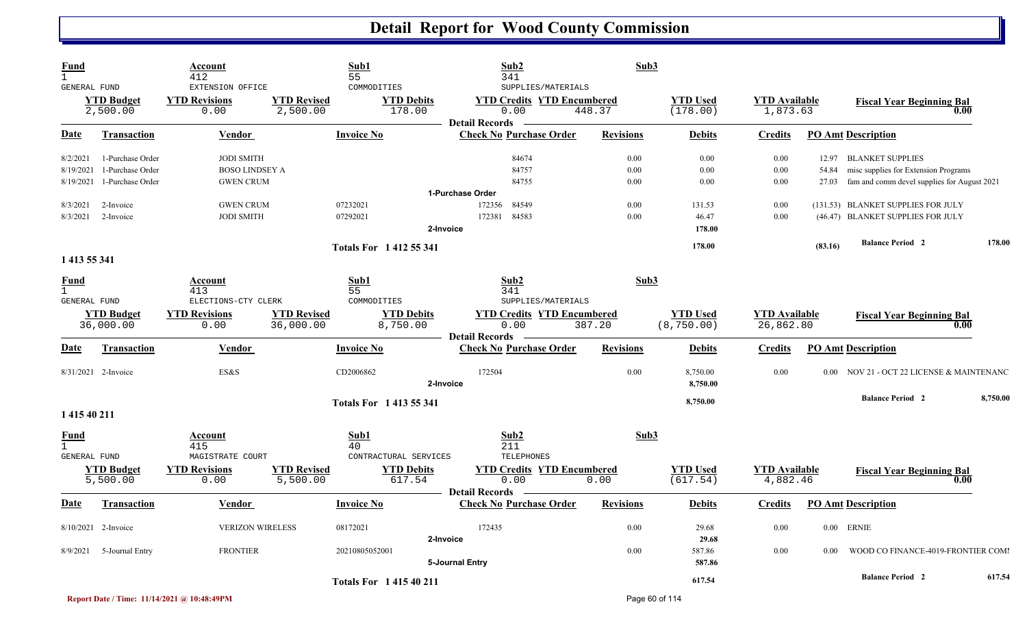# Detail Report for Wood County Commission

| Fund | Account | Sub1 | Sub2 | Sub3 |
|---|---|---|---|---|
| 1 | 412 | 55 | 341 | |
| GENERAL FUND | EXTENSION OFFICE | COMMODITIES | SUPPLIES/MATERIALS | |

| YTD Budget | YTD Revisions | YTD Revised | YTD Debits | YTD Credits | YTD Encumbered | YTD Used | YTD Available | Fiscal Year Beginning Bal |
|---|---|---|---|---|---|---|---|---|
| 2,500.00 | 0.00 | 2,500.00 | 178.00 | 0.00 | 448.37 | (178.00) | 1,873.63 | 0.00 |

**Detail Records**

| Date | Transaction | Vendor | Invoice No | Check No | Purchase Order | Revisions | Debits | Credits | PO Amt | Description |
|---|---|---|---|---|---|---|---|---|---|---|
| 8/2/2021 | 1-Purchase Order | JODI SMITH | | | 84674 | 0.00 | 0.00 | 0.00 | 12.97 | BLANKET SUPPLIES |
| 8/19/2021 | 1-Purchase Order | BOSO LINDSEY A | | | 84757 | 0.00 | 0.00 | 0.00 | 54.84 | misc supplies for Extension Programs |
| 8/19/2021 | 1-Purchase Order | GWEN CRUM | | | 84755 | 0.00 | 0.00 | 0.00 | 27.03 | fam and comm devel supplies for August 2021 |
| | | | 1-Purchase Order | | | | | | | |
| 8/3/2021 | 2-Invoice | GWEN CRUM | 07232021 | 172356 | 84549 | 0.00 | 131.53 | 0.00 | (131.53) | BLANKET SUPPLIES FOR JULY |
| 8/3/2021 | 2-Invoice | JODI SMITH | 07292021 | 172381 | 84583 | 0.00 | 46.47 | 0.00 | (46.47) | BLANKET SUPPLIES FOR JULY |
| | | | 2-Invoice | | | | 178.00 | | | |
| | | | **Totals For 1 412 55 341** | | | | **178.00** | | **(83.16)** | **Balance Period 2** 178.00 |

**1 413 55 341**

| Fund | Account | Sub1 | Sub2 | Sub3 |
|---|---|---|---|---|
| 1 | 413 | 55 | 341 | |
| GENERAL FUND | ELECTIONS-CTY CLERK | COMMODITIES | SUPPLIES/MATERIALS | |

| YTD Budget | YTD Revisions | YTD Revised | YTD Debits | YTD Credits | YTD Encumbered | YTD Used | YTD Available | Fiscal Year Beginning Bal |
|---|---|---|---|---|---|---|---|---|
| 36,000.00 | 0.00 | 36,000.00 | 8,750.00 | 0.00 | 387.20 | (8,750.00) | 26,862.80 | 0.00 |

**Detail Records**

| Date | Transaction | Vendor | Invoice No | Check No | Purchase Order | Revisions | Debits | Credits | PO Amt | Description |
|---|---|---|---|---|---|---|---|---|---|---|
| 8/31/2021 | 2-Invoice | ES&S | CD2006862 | 172504 | | 0.00 | 8,750.00 | 0.00 | 0.00 | NOV 21 - OCT 22 LICENSE & MAINTENANC |
| | | | 2-Invoice | | | | 8,750.00 | | | |
| | | | **Totals For 1 413 55 341** | | | | **8,750.00** | | | **Balance Period 2** 8,750.00 |

**1 415 40 211**

| Fund | Account | Sub1 | Sub2 | Sub3 |
|---|---|---|---|---|
| 1 | 415 | 40 | 211 | |
| GENERAL FUND | MAGISTRATE COURT | CONTRACTURAL SERVICES | TELEPHONES | |

| YTD Budget | YTD Revisions | YTD Revised | YTD Debits | YTD Credits | YTD Encumbered | YTD Used | YTD Available | Fiscal Year Beginning Bal |
|---|---|---|---|---|---|---|---|---|
| 5,500.00 | 0.00 | 5,500.00 | 617.54 | 0.00 | 0.00 | (617.54) | 4,882.46 | 0.00 |

**Detail Records**

| Date | Transaction | Vendor | Invoice No | Check No | Purchase Order | Revisions | Debits | Credits | PO Amt | Description |
|---|---|---|---|---|---|---|---|---|---|---|
| 8/10/2021 | 2-Invoice | VERIZON WIRELESS | 08172021 | 172435 | | 0.00 | 29.68 | 0.00 | 0.00 | ERNIE |
| | | | 2-Invoice | | | | 29.68 | | | |
| 8/9/2021 | 5-Journal Entry | FRONTIER | 20210805052001 | | | 0.00 | 587.86 | 0.00 | 0.00 | WOOD CO FINANCE-4019-FRONTIER COMI |
| | | | 5-Journal Entry | | | | 587.86 | | | |
| | | | **Totals For 1 415 40 211** | | | | **617.54** | | | **Balance Period 2** 617.54 |

Report Date / Time: 11/14/2021 @ 10:48:49PM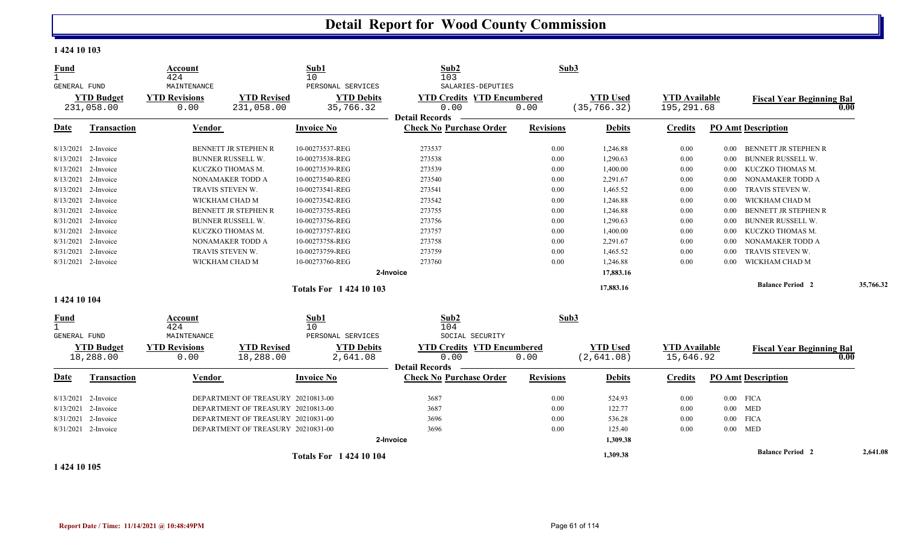# Detail Report for Wood County Commission

**1 424 10 103**

| Fund | Account | Sub1 | Sub2 | Sub3 |
|---|---|---|---|---|
| 1 | 424 | 10 | 103 | |
| GENERAL FUND | MAINTENANCE | PERSONAL SERVICES | SALARIES-DEPUTIES | |

| YTD Budget | YTD Revisions | YTD Revised | YTD Debits | YTD Credits | YTD Encumbered | YTD Used | YTD Available | Fiscal Year Beginning Bal |
|---|---|---|---|---|---|---|---|---|
| 231,058.00 | 0.00 | 231,058.00 | 35,766.32 | 0.00 | 0.00 | (35,766.32) | 195,291.68 | 0.00 |

Detail Records

| Date | Transaction | Vendor | Invoice No | Check No | Purchase Order | Revisions | Debits | Credits | PO Amt | Description |
|---|---|---|---|---|---|---|---|---|---|---|
| 8/13/2021 | 2-Invoice | BENNETT JR STEPHEN R | 10-00273537-REG | 273537 | | 0.00 | 1,246.88 | 0.00 | 0.00 | BENNETT JR STEPHEN R |
| 8/13/2021 | 2-Invoice | BUNNER RUSSELL W. | 10-00273538-REG | 273538 | | 0.00 | 1,290.63 | 0.00 | 0.00 | BUNNER RUSSELL W. |
| 8/13/2021 | 2-Invoice | KUCZKO THOMAS M. | 10-00273539-REG | 273539 | | 0.00 | 1,400.00 | 0.00 | 0.00 | KUCZKO THOMAS M. |
| 8/13/2021 | 2-Invoice | NONAMAKER TODD A | 10-00273540-REG | 273540 | | 0.00 | 2,291.67 | 0.00 | 0.00 | NONAMAKER TODD A |
| 8/13/2021 | 2-Invoice | TRAVIS STEVEN W. | 10-00273541-REG | 273541 | | 0.00 | 1,465.52 | 0.00 | 0.00 | TRAVIS STEVEN W. |
| 8/13/2021 | 2-Invoice | WICKHAM CHAD M | 10-00273542-REG | 273542 | | 0.00 | 1,246.88 | 0.00 | 0.00 | WICKHAM CHAD M |
| 8/31/2021 | 2-Invoice | BENNETT JR STEPHEN R | 10-00273755-REG | 273755 | | 0.00 | 1,246.88 | 0.00 | 0.00 | BENNETT JR STEPHEN R |
| 8/31/2021 | 2-Invoice | BUNNER RUSSELL W. | 10-00273756-REG | 273756 | | 0.00 | 1,290.63 | 0.00 | 0.00 | BUNNER RUSSELL W. |
| 8/31/2021 | 2-Invoice | KUCZKO THOMAS M. | 10-00273757-REG | 273757 | | 0.00 | 1,400.00 | 0.00 | 0.00 | KUCZKO THOMAS M. |
| 8/31/2021 | 2-Invoice | NONAMAKER TODD A | 10-00273758-REG | 273758 | | 0.00 | 2,291.67 | 0.00 | 0.00 | NONAMAKER TODD A |
| 8/31/2021 | 2-Invoice | TRAVIS STEVEN W. | 10-00273759-REG | 273759 | | 0.00 | 1,465.52 | 0.00 | 0.00 | TRAVIS STEVEN W. |
| 8/31/2021 | 2-Invoice | WICKHAM CHAD M | 10-00273760-REG | 273760 | | 0.00 | 1,246.88 | 0.00 | 0.00 | WICKHAM CHAD M |
| | | | 2-Invoice | | | | 17,883.16 | | | |
| | | | Totals For 1 424 10 103 | | | | 17,883.16 | | | Balance Period 2 35,766.32 |

**1 424 10 104**

| Fund | Account | Sub1 | Sub2 | Sub3 |
|---|---|---|---|---|
| 1 | 424 | 10 | 104 | |
| GENERAL FUND | MAINTENANCE | PERSONAL SERVICES | SOCIAL SECURITY | |

| YTD Budget | YTD Revisions | YTD Revised | YTD Debits | YTD Credits | YTD Encumbered | YTD Used | YTD Available | Fiscal Year Beginning Bal |
|---|---|---|---|---|---|---|---|---|
| 18,288.00 | 0.00 | 18,288.00 | 2,641.08 | 0.00 | 0.00 | (2,641.08) | 15,646.92 | 0.00 |

Detail Records

| Date | Transaction | Vendor | Invoice No | Check No | Purchase Order | Revisions | Debits | Credits | PO Amt | Description |
|---|---|---|---|---|---|---|---|---|---|---|
| 8/13/2021 | 2-Invoice | DEPARTMENT OF TREASURY | 20210813-00 | 3687 | | 0.00 | 524.93 | 0.00 | 0.00 | FICA |
| 8/13/2021 | 2-Invoice | DEPARTMENT OF TREASURY | 20210813-00 | 3687 | | 0.00 | 122.77 | 0.00 | 0.00 | MED |
| 8/31/2021 | 2-Invoice | DEPARTMENT OF TREASURY | 20210831-00 | 3696 | | 0.00 | 536.28 | 0.00 | 0.00 | FICA |
| 8/31/2021 | 2-Invoice | DEPARTMENT OF TREASURY | 20210831-00 | 3696 | | 0.00 | 125.40 | 0.00 | 0.00 | MED |
| | | | 2-Invoice | | | | 1,309.38 | | | |
| | | | Totals For 1 424 10 104 | | | | 1,309.38 | | | Balance Period 2 2,641.08 |

**1 424 10 105**

Report Date / Time: 11/14/2021 @ 10:48:49PM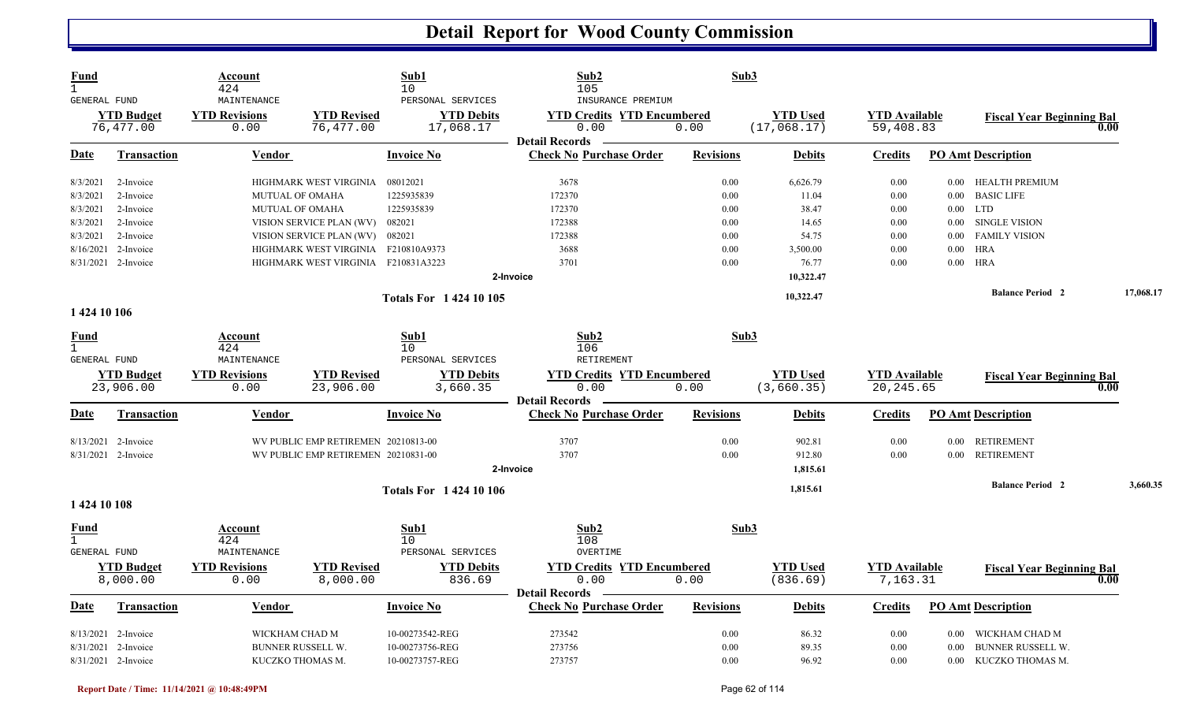# Detail Report for Wood County Commission

| Fund | Account | Sub1 | Sub2 | Sub3 |
|---|---|---|---|---|
| 1 | 424 | 10 | 105 | |
| GENERAL FUND | MAINTENANCE | PERSONAL SERVICES | INSURANCE PREMIUM | |

| YTD Budget | YTD Revisions | YTD Revised | YTD Debits | YTD Credits | YTD Encumbered | YTD Used | YTD Available | Fiscal Year Beginning Bal |
|---|---|---|---|---|---|---|---|---|
| 76,477.00 | 0.00 | 76,477.00 | 17,068.17 | 0.00 | 0.00 | (17,068.17) | 59,408.83 | 0.00 |

**Detail Records**

| Date | Transaction | Vendor | Invoice No | Check No | Purchase Order | Revisions | Debits | Credits | PO Amt | Description |
|---|---|---|---|---|---|---|---|---|---|---|
| 8/3/2021 | 2-Invoice | HIGHMARK WEST VIRGINIA | 08012021 | 3678 | | 0.00 | 6,626.79 | 0.00 | 0.00 | HEALTH PREMIUM |
| 8/3/2021 | 2-Invoice | MUTUAL OF OMAHA | 1225935839 | 172370 | | 0.00 | 11.04 | 0.00 | 0.00 | BASIC LIFE |
| 8/3/2021 | 2-Invoice | MUTUAL OF OMAHA | 1225935839 | 172370 | | 0.00 | 38.47 | 0.00 | 0.00 | LTD |
| 8/3/2021 | 2-Invoice | VISION SERVICE PLAN (WV) | 082021 | 172388 | | 0.00 | 14.65 | 0.00 | 0.00 | SINGLE VISION |
| 8/3/2021 | 2-Invoice | VISION SERVICE PLAN (WV) | 082021 | 172388 | | 0.00 | 54.75 | 0.00 | 0.00 | FAMILY VISION |
| 8/16/2021 | 2-Invoice | HIGHMARK WEST VIRGINIA | F210810A9373 | 3688 | | 0.00 | 3,500.00 | 0.00 | 0.00 | HRA |
| 8/31/2021 | 2-Invoice | HIGHMARK WEST VIRGINIA | F210831A3223 | 3701 | | 0.00 | 76.77 | 0.00 | 0.00 | HRA |
| | | | 2-Invoice | | | | 10,322.47 | | | |
| | | | Totals For 1 424 10 105 | | | | 10,322.47 | | | Balance Period 2: 17,068.17 |

**1 424 10 106**

| Fund | Account | Sub1 | Sub2 | Sub3 |
|---|---|---|---|---|
| 1 | 424 | 10 | 106 | |
| GENERAL FUND | MAINTENANCE | PERSONAL SERVICES | RETIREMENT | |

| YTD Budget | YTD Revisions | YTD Revised | YTD Debits | YTD Credits | YTD Encumbered | YTD Used | YTD Available | Fiscal Year Beginning Bal |
|---|---|---|---|---|---|---|---|---|
| 23,906.00 | 0.00 | 23,906.00 | 3,660.35 | 0.00 | 0.00 | (3,660.35) | 20,245.65 | 0.00 |

**Detail Records**

| Date | Transaction | Vendor | Invoice No | Check No | Purchase Order | Revisions | Debits | Credits | PO Amt | Description |
|---|---|---|---|---|---|---|---|---|---|---|
| 8/13/2021 | 2-Invoice | WV PUBLIC EMP RETIREMEN | 20210813-00 | 3707 | | 0.00 | 902.81 | 0.00 | 0.00 | RETIREMENT |
| 8/31/2021 | 2-Invoice | WV PUBLIC EMP RETIREMEN | 20210831-00 | 3707 | | 0.00 | 912.80 | 0.00 | 0.00 | RETIREMENT |
| | | | 2-Invoice | | | | 1,815.61 | | | |
| | | | Totals For 1 424 10 106 | | | | 1,815.61 | | | Balance Period 2: 3,660.35 |

**1 424 10 108**

| Fund | Account | Sub1 | Sub2 | Sub3 |
|---|---|---|---|---|
| 1 | 424 | 10 | 108 | |
| GENERAL FUND | MAINTENANCE | PERSONAL SERVICES | OVERTIME | |

| YTD Budget | YTD Revisions | YTD Revised | YTD Debits | YTD Credits | YTD Encumbered | YTD Used | YTD Available | Fiscal Year Beginning Bal |
|---|---|---|---|---|---|---|---|---|
| 8,000.00 | 0.00 | 8,000.00 | 836.69 | 0.00 | 0.00 | (836.69) | 7,163.31 | 0.00 |

**Detail Records**

| Date | Transaction | Vendor | Invoice No | Check No | Purchase Order | Revisions | Debits | Credits | PO Amt | Description |
|---|---|---|---|---|---|---|---|---|---|---|
| 8/13/2021 | 2-Invoice | WICKHAM CHAD M | 10-00273542-REG | 273542 | | 0.00 | 86.32 | 0.00 | 0.00 | WICKHAM CHAD M |
| 8/31/2021 | 2-Invoice | BUNNER RUSSELL W. | 10-00273756-REG | 273756 | | 0.00 | 89.35 | 0.00 | 0.00 | BUNNER RUSSELL W. |
| 8/31/2021 | 2-Invoice | KUCZKO THOMAS M. | 10-00273757-REG | 273757 | | 0.00 | 96.92 | 0.00 | 0.00 | KUCZKO THOMAS M. |

Report Date / Time: 11/14/2021 @ 10:48:49PM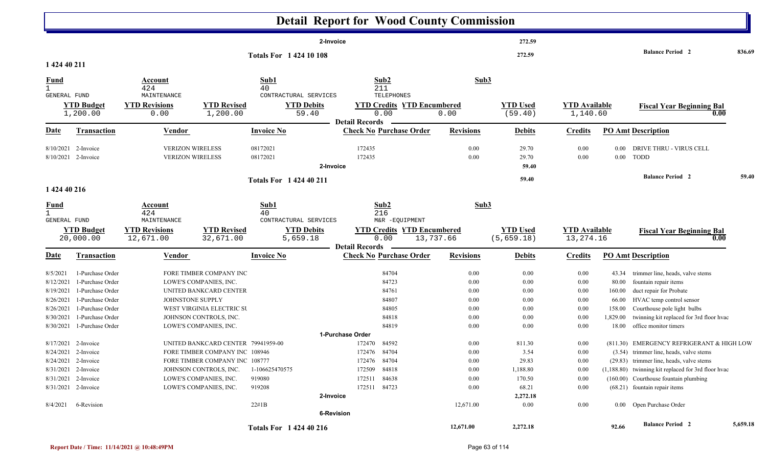# Detail Report for Wood County Commission

| | | | | | |
|---|---|---|---|---|---|
| 2-Invoice | | | 272.59 | | |
| Totals For 1 424 10 108 | | | 272.59 | Balance Period 2 | 836.69 |

## 1 424 40 211

| Fund | Account | Sub1 | Sub2 | Sub3 |
|---|---|---|---|---|
| 1 GENERAL FUND | 424 MAINTENANCE | 40 CONTRACTUAL SERVICES | 211 TELEPHONES | |

| YTD Budget | YTD Revisions | YTD Revised | YTD Debits | YTD Credits | YTD Encumbered | YTD Used | YTD Available | Fiscal Year Beginning Bal |
|---|---|---|---|---|---|---|---|---|
| 1,200.00 | 0.00 | 1,200.00 | 59.40 | 0.00 | 0.00 | (59.40) | 1,140.60 | 0.00 |

**Detail Records**

| Date | Transaction | Vendor | Invoice No | Check No | Purchase Order | Revisions | Debits | Credits | PO Amt | Description |
|---|---|---|---|---|---|---|---|---|---|---|
| 8/10/2021 | 2-Invoice | VERIZON WIRELESS | 08172021 | 172435 | | 0.00 | 29.70 | 0.00 | 0.00 | DRIVE THRU - VIRUS CELL |
| 8/10/2021 | 2-Invoice | VERIZON WIRELESS | 08172021 | 172435 | | 0.00 | 29.70 | 0.00 | 0.00 | TODD |
| | 2-Invoice | | | | | | 59.40 | | | |
| | Totals For 1 424 40 211 | | | | | | 59.40 | | | Balance Period 2 59.40 |

## 1 424 40 216

| Fund | Account | Sub1 | Sub2 | Sub3 |
|---|---|---|---|---|
| 1 GENERAL FUND | 424 MAINTENANCE | 40 CONTRACTUAL SERVICES | 216 M&R -EQUIPMENT | |

| YTD Budget | YTD Revisions | YTD Revised | YTD Debits | YTD Credits | YTD Encumbered | YTD Used | YTD Available | Fiscal Year Beginning Bal |
|---|---|---|---|---|---|---|---|---|
| 20,000.00 | 12,671.00 | 32,671.00 | 5,659.18 | 0.00 | 13,737.66 | (5,659.18) | 13,274.16 | 0.00 |

**Detail Records**

| Date | Transaction | Vendor | Invoice No | Check No | Purchase Order | Revisions | Debits | Credits | PO Amt | Description |
|---|---|---|---|---|---|---|---|---|---|---|
| 8/5/2021 | 1-Purchase Order | FORE TIMBER COMPANY INC | | | 84704 | 0.00 | 0.00 | 0.00 | 43.34 | trimmer line, heads, valve stems |
| 8/12/2021 | 1-Purchase Order | LOWE'S COMPANIES, INC. | | | 84723 | 0.00 | 0.00 | 0.00 | 80.00 | fountain repair items |
| 8/19/2021 | 1-Purchase Order | UNITED BANKCARD CENTER | | | 84761 | 0.00 | 0.00 | 0.00 | 160.00 | duct repair for Probate |
| 8/26/2021 | 1-Purchase Order | JOHNSTONE SUPPLY | | | 84807 | 0.00 | 0.00 | 0.00 | 66.00 | HVAC temp control sensor |
| 8/26/2021 | 1-Purchase Order | WEST VIRGINIA ELECTRIC SU | | | 84805 | 0.00 | 0.00 | 0.00 | 158.00 | Courthouse pole light bulbs |
| 8/30/2021 | 1-Purchase Order | JOHNSON CONTROLS, INC. | | | 84818 | 0.00 | 0.00 | 0.00 | 1,829.00 | twinning kit replaced for 3rd floor hvac |
| 8/30/2021 | 1-Purchase Order | LOWE'S COMPANIES, INC. | | | 84819 | 0.00 | 0.00 | 0.00 | 18.00 | office monitor timers |
| | 1-Purchase Order | | | | | | | | | |
| 8/17/2021 | 2-Invoice | UNITED BANKCARD CENTER | 79941959-00 | 172470 | 84592 | 0.00 | 811.30 | 0.00 | (811.30) | EMERGENCY REFRIGERANT & HIGH LOW |
| 8/24/2021 | 2-Invoice | FORE TIMBER COMPANY INC | 108946 | 172476 | 84704 | 0.00 | 3.54 | 0.00 | (3.54) | trimmer line, heads, valve stems |
| 8/24/2021 | 2-Invoice | FORE TIMBER COMPANY INC | 108777 | 172476 | 84704 | 0.00 | 29.83 | 0.00 | (29.83) | trimmer line, heads, valve stems |
| 8/31/2021 | 2-Invoice | JOHNSON CONTROLS, INC. | 1-106625470575 | 172509 | 84818 | 0.00 | 1,188.80 | 0.00 | (1,188.80) | twinning kit replaced for 3rd floor hvac |
| 8/31/2021 | 2-Invoice | LOWE'S COMPANIES, INC. | 919080 | 172511 | 84638 | 0.00 | 170.50 | 0.00 | (160.00) | Courthouse fountain plumbing |
| 8/31/2021 | 2-Invoice | LOWE'S COMPANIES, INC. | 919208 | 172511 | 84723 | 0.00 | 68.21 | 0.00 | (68.21) | fountain repair items |
| | 2-Invoice | | | | | | 2,272.18 | | | |
| 8/4/2021 | 6-Revision | | 22#1B | | | 12,671.00 | 0.00 | 0.00 | 0.00 | Open Purchase Order |
| | 6-Revision | | | | | | | | | |
| | Totals For 1 424 40 216 | | | | | 12,671.00 | 2,272.18 | | 92.66 | Balance Period 2 5,659.18 |

Report Date / Time: 11/14/2021 @ 10:48:49PM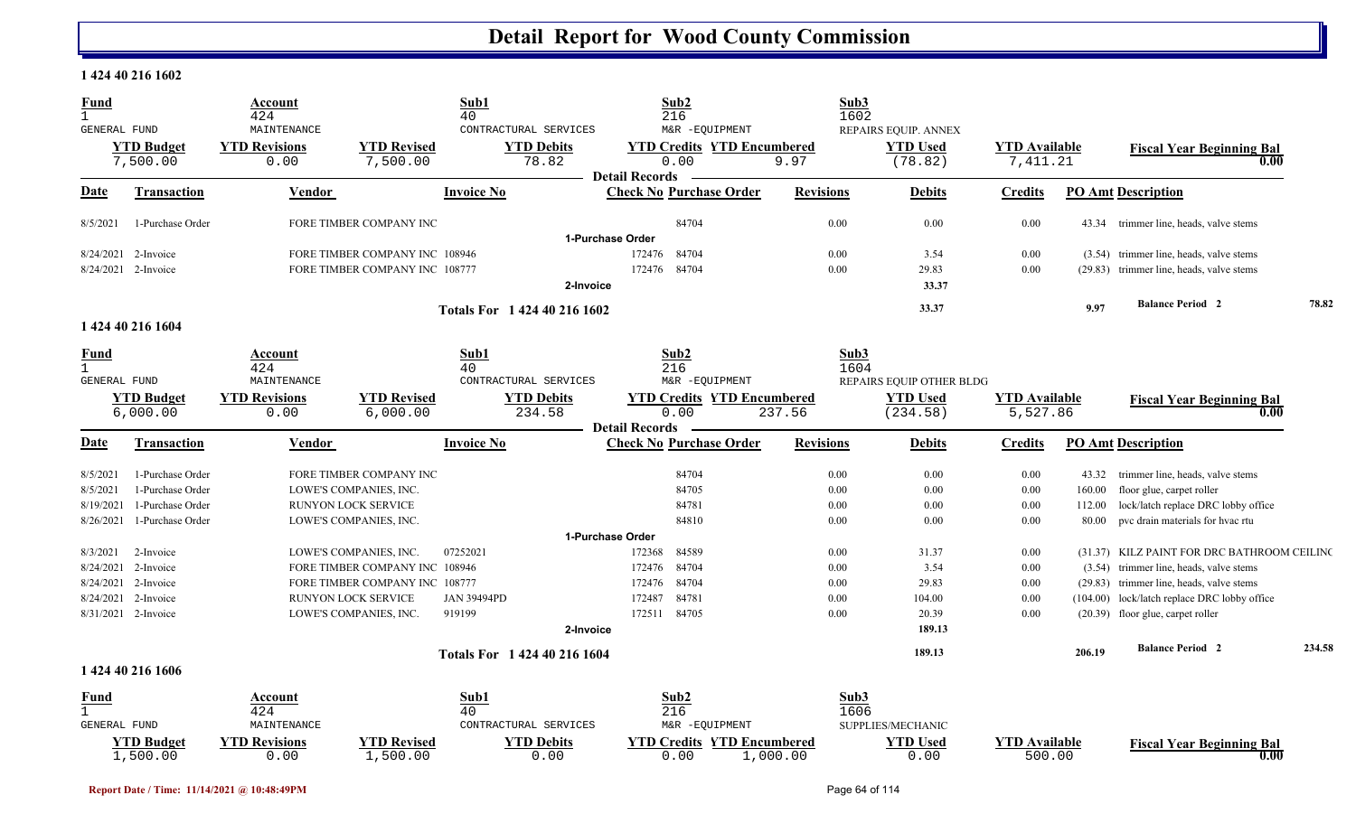# Detail Report for Wood County Commission

## 1 424 40 216 1602

| Fund | Account | Sub1 | Sub2 | Sub3 |
|---|---|---|---|---|
| 1 | 424 | 40 | 216 | 1602 |
| GENERAL FUND | MAINTENANCE | CONTRACTURAL SERVICES | M&R -EQUIPMENT | REPAIRS EQUIP. ANNEX |

| YTD Budget | YTD Revisions | YTD Revised | YTD Debits | YTD Credits | YTD Encumbered | YTD Used | YTD Available | Fiscal Year Beginning Bal |
|---|---|---|---|---|---|---|---|---|
| 7,500.00 | 0.00 | 7,500.00 | 78.82 | 0.00 | 9.97 | (78.82) | 7,411.21 | 0.00 |

**Detail Records**

| Date | Transaction | Vendor | Invoice No | Check No | Purchase Order | Revisions | Debits | Credits | PO Amt | Description |
|---|---|---|---|---|---|---|---|---|---|---|
| 8/5/2021 | 1-Purchase Order | FORE TIMBER COMPANY INC | | | 84704 | 0.00 | 0.00 | 0.00 | 43.34 | trimmer line, heads, valve stems |
| | **1-Purchase Order** | | | | | | | | | |
| 8/24/2021 | 2-Invoice | FORE TIMBER COMPANY INC | 108946 | 172476 | 84704 | 0.00 | 3.54 | 0.00 | (3.54) | trimmer line, heads, valve stems |
| 8/24/2021 | 2-Invoice | FORE TIMBER COMPANY INC | 108777 | 172476 | 84704 | 0.00 | 29.83 | 0.00 | (29.83) | trimmer line, heads, valve stems |
| | **2-Invoice** | | | | | | 33.37 | | | |
| | **Totals For 1 424 40 216 1602** | | | | | | 33.37 | | 9.97 | Balance Period 2 — 78.82 |

## 1 424 40 216 1604

| Fund | Account | Sub1 | Sub2 | Sub3 |
|---|---|---|---|---|
| 1 | 424 | 40 | 216 | 1604 |
| GENERAL FUND | MAINTENANCE | CONTRACTURAL SERVICES | M&R -EQUIPMENT | REPAIRS EQUIP OTHER BLDG |

| YTD Budget | YTD Revisions | YTD Revised | YTD Debits | YTD Credits | YTD Encumbered | YTD Used | YTD Available | Fiscal Year Beginning Bal |
|---|---|---|---|---|---|---|---|---|
| 6,000.00 | 0.00 | 6,000.00 | 234.58 | 0.00 | 237.56 | (234.58) | 5,527.86 | 0.00 |

**Detail Records**

| Date | Transaction | Vendor | Invoice No | Check No | Purchase Order | Revisions | Debits | Credits | PO Amt | Description |
|---|---|---|---|---|---|---|---|---|---|---|
| 8/5/2021 | 1-Purchase Order | FORE TIMBER COMPANY INC | | | 84704 | 0.00 | 0.00 | 0.00 | 43.32 | trimmer line, heads, valve stems |
| 8/5/2021 | 1-Purchase Order | LOWE'S COMPANIES, INC. | | | 84705 | 0.00 | 0.00 | 0.00 | 160.00 | floor glue, carpet roller |
| 8/19/2021 | 1-Purchase Order | RUNYON LOCK SERVICE | | | 84781 | 0.00 | 0.00 | 0.00 | 112.00 | lock/latch replace DRC lobby office |
| 8/26/2021 | 1-Purchase Order | LOWE'S COMPANIES, INC. | | | 84810 | 0.00 | 0.00 | 0.00 | 80.00 | pvc drain materials for hvac rtu |
| | **1-Purchase Order** | | | | | | | | | |
| 8/3/2021 | 2-Invoice | LOWE'S COMPANIES, INC. | 07252021 | 172368 | 84589 | 0.00 | 31.37 | 0.00 | (31.37) | KILZ PAINT FOR DRC BATHROOM CEILINC |
| 8/24/2021 | 2-Invoice | FORE TIMBER COMPANY INC | 108946 | 172476 | 84704 | 0.00 | 3.54 | 0.00 | (3.54) | trimmer line, heads, valve stems |
| 8/24/2021 | 2-Invoice | FORE TIMBER COMPANY INC | 108777 | 172476 | 84704 | 0.00 | 29.83 | 0.00 | (29.83) | trimmer line, heads, valve stems |
| 8/24/2021 | 2-Invoice | RUNYON LOCK SERVICE | JAN 39494PD | 172487 | 84781 | 0.00 | 104.00 | 0.00 | (104.00) | lock/latch replace DRC lobby office |
| 8/31/2021 | 2-Invoice | LOWE'S COMPANIES, INC. | 919199 | 172511 | 84705 | 0.00 | 20.39 | 0.00 | (20.39) | floor glue, carpet roller |
| | **2-Invoice** | | | | | | 189.13 | | | |
| | **Totals For 1 424 40 216 1604** | | | | | | 189.13 | | 206.19 | Balance Period 2 — 234.58 |

## 1 424 40 216 1606

| Fund | Account | Sub1 | Sub2 | Sub3 |
|---|---|---|---|---|
| 1 | 424 | 40 | 216 | 1606 |
| GENERAL FUND | MAINTENANCE | CONTRACTURAL SERVICES | M&R -EQUIPMENT | SUPPLIES/MECHANIC |

| YTD Budget | YTD Revisions | YTD Revised | YTD Debits | YTD Credits | YTD Encumbered | YTD Used | YTD Available | Fiscal Year Beginning Bal |
|---|---|---|---|---|---|---|---|---|
| 1,500.00 | 0.00 | 1,500.00 | 0.00 | 0.00 | 1,000.00 | 0.00 | 500.00 | 0.00 |

Report Date / Time: 11/14/2021 @ 10:48:49PM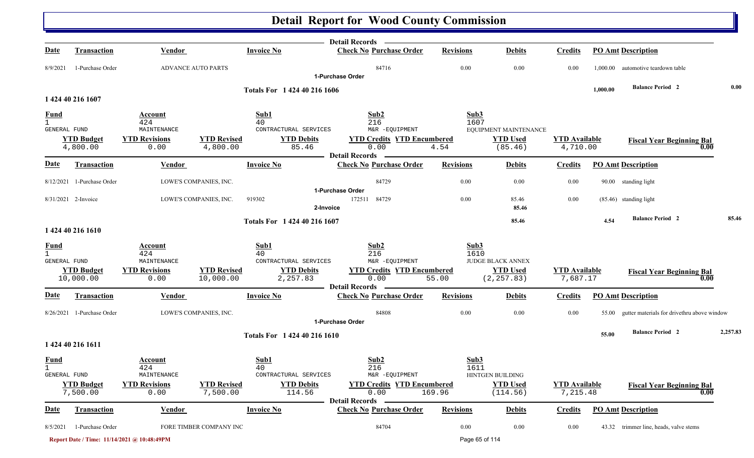# Detail Report for Wood County Commission

| Date | Transaction | Vendor | Invoice No | Check No | Purchase Order | Revisions | Debits | Credits | PO Amt | Description |
|---|---|---|---|---|---|---|---|---|---|---|
| 8/9/2021 | 1-Purchase Order | ADVANCE AUTO PARTS | | | 84716 | 0.00 | 0.00 | 0.00 | 1,000.00 | automotive teardown table |
| | | | | 1-Purchase Order | | | | | | |

**Totals For 1 424 40 216 1606** — PO Amt: 1,000.00 — Balance Period 2: 0.00

## 1 424 40 216 1607

| Fund | Account | Sub1 | Sub2 | Sub3 |
|---|---|---|---|---|
| 1 GENERAL FUND | 424 MAINTENANCE | 40 CONTRACTURAL SERVICES | 216 M&R -EQUIPMENT | 1607 EQUIPMENT MAINTENANCE |

| YTD Budget | YTD Revisions | YTD Revised | YTD Debits | YTD Credits | YTD Encumbered | YTD Used | YTD Available | Fiscal Year Beginning Bal |
|---|---|---|---|---|---|---|---|---|
| 4,800.00 | 0.00 | 4,800.00 | 85.46 | 0.00 | 4.54 | (85.46) | 4,710.00 | 0.00 |

| Date | Transaction | Vendor | Invoice No | Check No | Purchase Order | Revisions | Debits | Credits | PO Amt | Description |
|---|---|---|---|---|---|---|---|---|---|---|
| 8/12/2021 | 1-Purchase Order | LOWE'S COMPANIES, INC. | | | 84729 | 0.00 | 0.00 | 0.00 | 90.00 | standing light |
| | | | | 1-Purchase Order | | | | | | |
| 8/31/2021 | 2-Invoice | LOWE'S COMPANIES, INC. | 919302 | 172511 | 84729 | 0.00 | 85.46 | 0.00 | (85.46) | standing light |
| | | | | 2-Invoice | | | 85.46 | | | |

**Totals For 1 424 40 216 1607** — Debits: 85.46 — PO Amt: 4.54 — Balance Period 2: 85.46

## 1 424 40 216 1610

| Fund | Account | Sub1 | Sub2 | Sub3 |
|---|---|---|---|---|
| 1 GENERAL FUND | 424 MAINTENANCE | 40 CONTRACTURAL SERVICES | 216 M&R -EQUIPMENT | 1610 JUDGE BLACK ANNEX |

| YTD Budget | YTD Revisions | YTD Revised | YTD Debits | YTD Credits | YTD Encumbered | YTD Used | YTD Available | Fiscal Year Beginning Bal |
|---|---|---|---|---|---|---|---|---|
| 10,000.00 | 0.00 | 10,000.00 | 2,257.83 | 0.00 | 55.00 | (2,257.83) | 7,687.17 | 0.00 |

| Date | Transaction | Vendor | Invoice No | Check No | Purchase Order | Revisions | Debits | Credits | PO Amt | Description |
|---|---|---|---|---|---|---|---|---|---|---|
| 8/26/2021 | 1-Purchase Order | LOWE'S COMPANIES, INC. | | | 84808 | 0.00 | 0.00 | 0.00 | 55.00 | gutter materials for drivethru above window |
| | | | | 1-Purchase Order | | | | | | |

**Totals For 1 424 40 216 1610** — PO Amt: 55.00 — Balance Period 2: 2,257.83

## 1 424 40 216 1611

| Fund | Account | Sub1 | Sub2 | Sub3 |
|---|---|---|---|---|
| 1 GENERAL FUND | 424 MAINTENANCE | 40 CONTRACTURAL SERVICES | 216 M&R -EQUIPMENT | 1611 HINTGEN BUILDING |

| YTD Budget | YTD Revisions | YTD Revised | YTD Debits | YTD Credits | YTD Encumbered | YTD Used | YTD Available | Fiscal Year Beginning Bal |
|---|---|---|---|---|---|---|---|---|
| 7,500.00 | 0.00 | 7,500.00 | 114.56 | 0.00 | 169.96 | (114.56) | 7,215.48 | 0.00 |

| Date | Transaction | Vendor | Invoice No | Check No | Purchase Order | Revisions | Debits | Credits | PO Amt | Description |
|---|---|---|---|---|---|---|---|---|---|---|
| 8/5/2021 | 1-Purchase Order | FORE TIMBER COMPANY INC | | | 84704 | 0.00 | 0.00 | 0.00 | 43.32 | trimmer line, heads, valve stems |

Report Date / Time: 11/14/2021 @ 10:48:49PM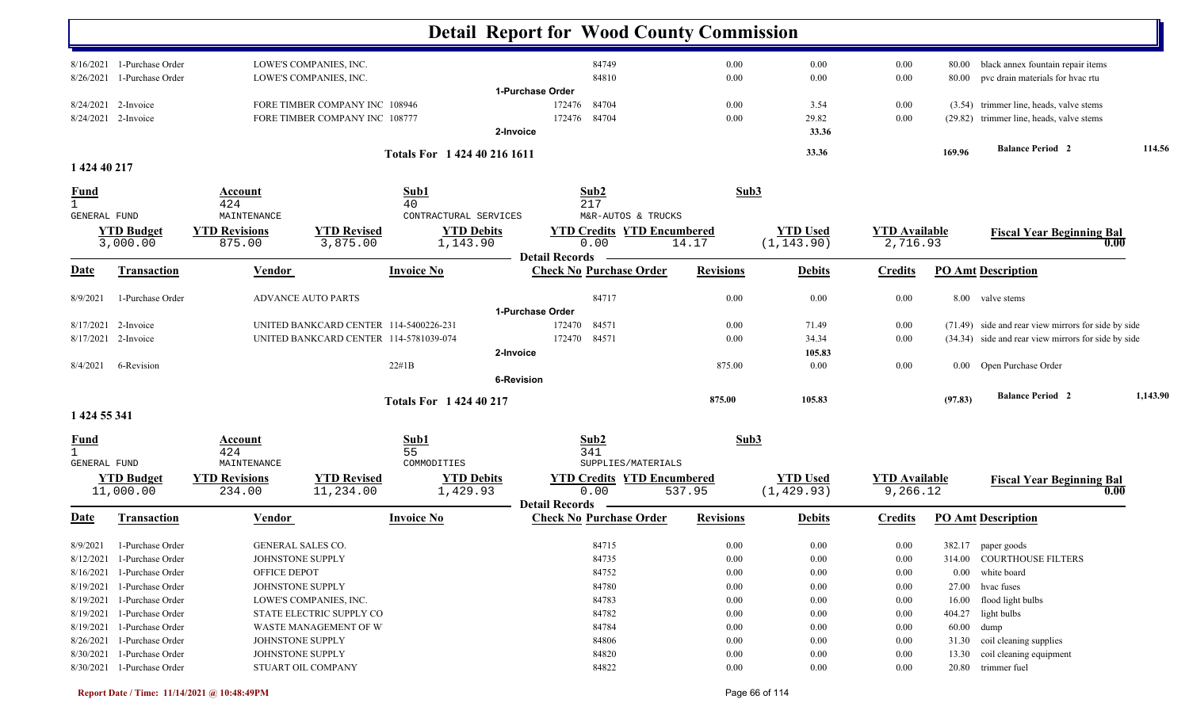# Detail Report for Wood County Commission

| Date | Transaction | Vendor | Invoice No | Check No | Purchase Order | Revisions | Debits | Credits | PO Amt | Description |
|---|---|---|---|---|---|---|---|---|---|---|
| 8/16/2021 | 1-Purchase Order | LOWE'S COMPANIES, INC. | | | 84749 | 0.00 | 0.00 | 0.00 | 80.00 | black annex fountain repair items |
| 8/26/2021 | 1-Purchase Order | LOWE'S COMPANIES, INC. | | | 84810 | 0.00 | 0.00 | 0.00 | 80.00 | pvc drain materials for hvac rtu |
| | 1-Purchase Order | | | | | | | | | |
| 8/24/2021 | 2-Invoice | FORE TIMBER COMPANY INC | 108946 | 172476 | 84704 | 0.00 | 3.54 | 0.00 | (3.54) | trimmer line, heads, valve stems |
| 8/24/2021 | 2-Invoice | FORE TIMBER COMPANY INC | 108777 | 172476 | 84704 | 0.00 | 29.82 | 0.00 | (29.82) | trimmer line, heads, valve stems |
| | 2-Invoice | | | | | | 33.36 | | | |
| | Totals For 1 424 40 216 1611 | | | | | | 33.36 | | 169.96 | Balance Period 2 114.56 |

## 1 424 40 217

| Fund | Account | Sub1 | Sub2 | Sub3 |
|---|---|---|---|---|
| 1 | 424 | 40 | 217 | |
| GENERAL FUND | MAINTENANCE | CONTRACTUAL SERVICES | M&R-AUTOS & TRUCKS | |

| YTD Budget | YTD Revisions | YTD Revised | YTD Debits | YTD Credits | YTD Encumbered | YTD Used | YTD Available | Fiscal Year Beginning Bal |
|---|---|---|---|---|---|---|---|---|
| 3,000.00 | 875.00 | 3,875.00 | 1,143.90 | 0.00 | 14.17 | (1,143.90) | 2,716.93 | 0.00 |

**Detail Records**

| Date | Transaction | Vendor | Invoice No | Check No | Purchase Order | Revisions | Debits | Credits | PO Amt | Description |
|---|---|---|---|---|---|---|---|---|---|---|
| 8/9/2021 | 1-Purchase Order | ADVANCE AUTO PARTS | | | 84717 | 0.00 | 0.00 | 0.00 | 8.00 | valve stems |
| | 1-Purchase Order | | | | | | | | | |
| 8/17/2021 | 2-Invoice | UNITED BANKCARD CENTER | 114-5400226-231 | 172470 | 84571 | 0.00 | 71.49 | 0.00 | (71.49) | side and rear view mirrors for side by side |
| 8/17/2021 | 2-Invoice | UNITED BANKCARD CENTER | 114-5781039-074 | 172470 | 84571 | 0.00 | 34.34 | 0.00 | (34.34) | side and rear view mirrors for side by side |
| | 2-Invoice | | | | | | 105.83 | | | |
| 8/4/2021 | 6-Revision | | 22#1B | | | 875.00 | 0.00 | 0.00 | 0.00 | Open Purchase Order |
| | 6-Revision | | | | | | | | | |
| | Totals For 1 424 40 217 | | | | | 875.00 | 105.83 | | (97.83) | Balance Period 2 1,143.90 |

## 1 424 55 341

| Fund | Account | Sub1 | Sub2 | Sub3 |
|---|---|---|---|---|
| 1 | 424 | 55 | 341 | |
| GENERAL FUND | MAINTENANCE | COMMODITIES | SUPPLIES/MATERIALS | |

| YTD Budget | YTD Revisions | YTD Revised | YTD Debits | YTD Credits | YTD Encumbered | YTD Used | YTD Available | Fiscal Year Beginning Bal |
|---|---|---|---|---|---|---|---|---|
| 11,000.00 | 234.00 | 11,234.00 | 1,429.93 | 0.00 | 537.95 | (1,429.93) | 9,266.12 | 0.00 |

**Detail Records**

| Date | Transaction | Vendor | Invoice No | Check No | Purchase Order | Revisions | Debits | Credits | PO Amt | Description |
|---|---|---|---|---|---|---|---|---|---|---|
| 8/9/2021 | 1-Purchase Order | GENERAL SALES CO. | | | 84715 | 0.00 | 0.00 | 0.00 | 382.17 | paper goods |
| 8/12/2021 | 1-Purchase Order | JOHNSTONE SUPPLY | | | 84735 | 0.00 | 0.00 | 0.00 | 314.00 | COURTHOUSE FILTERS |
| 8/16/2021 | 1-Purchase Order | OFFICE DEPOT | | | 84752 | 0.00 | 0.00 | 0.00 | 0.00 | white board |
| 8/19/2021 | 1-Purchase Order | JOHNSTONE SUPPLY | | | 84780 | 0.00 | 0.00 | 0.00 | 27.00 | hvac fuses |
| 8/19/2021 | 1-Purchase Order | LOWE'S COMPANIES, INC. | | | 84783 | 0.00 | 0.00 | 0.00 | 16.00 | flood light bulbs |
| 8/19/2021 | 1-Purchase Order | STATE ELECTRIC SUPPLY CO | | | 84782 | 0.00 | 0.00 | 0.00 | 404.27 | light bulbs |
| 8/19/2021 | 1-Purchase Order | WASTE MANAGEMENT OF W | | | 84784 | 0.00 | 0.00 | 0.00 | 60.00 | dump |
| 8/26/2021 | 1-Purchase Order | JOHNSTONE SUPPLY | | | 84806 | 0.00 | 0.00 | 0.00 | 31.30 | coil cleaning supplies |
| 8/30/2021 | 1-Purchase Order | JOHNSTONE SUPPLY | | | 84820 | 0.00 | 0.00 | 0.00 | 13.30 | coil cleaning equipment |
| 8/30/2021 | 1-Purchase Order | STUART OIL COMPANY | | | 84822 | 0.00 | 0.00 | 0.00 | 20.80 | trimmer fuel |

Report Date / Time: 11/14/2021 @ 10:48:49PM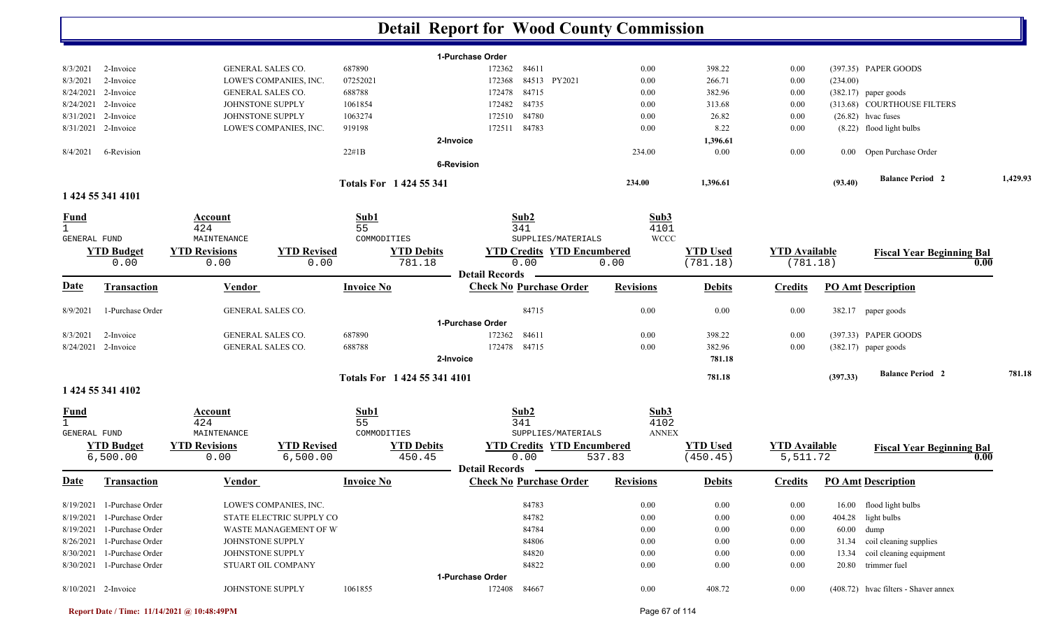# Detail Report for Wood County Commission

| Date | Transaction | Vendor | Invoice No | Check No | Purchase Order | | Revisions | Debits | Credits | PO Amt | Description |
|---|---|---|---|---|---|---|---|---|---|---|---|
| | | | | **1-Purchase Order** | | | | | | | |
| 8/3/2021 | 2-Invoice | GENERAL SALES CO. | 687890 | 172362 | 84611 | | 0.00 | 398.22 | 0.00 | (397.35) | PAPER GOODS |
| 8/3/2021 | 2-Invoice | LOWE'S COMPANIES, INC. | 07252021 | 172368 | 84513 | PY2021 | 0.00 | 266.71 | 0.00 | (234.00) | |
| 8/24/2021 | 2-Invoice | GENERAL SALES CO. | 688788 | 172478 | 84715 | | 0.00 | 382.96 | 0.00 | (382.17) | paper goods |
| 8/24/2021 | 2-Invoice | JOHNSTONE SUPPLY | 1061854 | 172482 | 84735 | | 0.00 | 313.68 | 0.00 | (313.68) | COURTHOUSE FILTERS |
| 8/31/2021 | 2-Invoice | JOHNSTONE SUPPLY | 1063274 | 172510 | 84780 | | 0.00 | 26.82 | 0.00 | (26.82) | hvac fuses |
| 8/31/2021 | 2-Invoice | LOWE'S COMPANIES, INC. | 919198 | 172511 | 84783 | | 0.00 | 8.22 | 0.00 | (8.22) | flood light bulbs |
| | | | | **2-Invoice** | | | | 1,396.61 | | | |
| 8/4/2021 | 6-Revision | | 22#1B | | | | 234.00 | 0.00 | 0.00 | 0.00 | Open Purchase Order |
| | | | | **6-Revision** | | | | | | | |
| | | | **Totals For 1 424 55 341** | | | | 234.00 | 1,396.61 | | (93.40) | **Balance Period 2** 1,429.93 |

## 1 424 55 341 4101

| Fund | Account | Sub1 | Sub2 | Sub3 |
|---|---|---|---|---|
| 1 | 424 | 55 | 341 | 4101 |
| GENERAL FUND | MAINTENANCE | COMMODITIES | SUPPLIES/MATERIALS | WCCC |

| YTD Budget | YTD Revisions | YTD Revised | YTD Debits | YTD Credits | YTD Encumbered | YTD Used | YTD Available | Fiscal Year Beginning Bal |
|---|---|---|---|---|---|---|---|---|
| 0.00 | 0.00 | 0.00 | 781.18 | 0.00 | 0.00 | (781.18) | (781.18) | 0.00 |

**Detail Records**

| Date | Transaction | Vendor | Invoice No | Check No | Purchase Order | Revisions | Debits | Credits | PO Amt | Description |
|---|---|---|---|---|---|---|---|---|---|---|
| 8/9/2021 | 1-Purchase Order | GENERAL SALES CO. | | | 84715 | 0.00 | 0.00 | 0.00 | 382.17 | paper goods |
| | | | | **1-Purchase Order** | | | | | | |
| 8/3/2021 | 2-Invoice | GENERAL SALES CO. | 687890 | 172362 | 84611 | 0.00 | 398.22 | 0.00 | (397.33) | PAPER GOODS |
| 8/24/2021 | 2-Invoice | GENERAL SALES CO. | 688788 | 172478 | 84715 | 0.00 | 382.96 | 0.00 | (382.17) | paper goods |
| | | | | **2-Invoice** | | | 781.18 | | | |
| | | | **Totals For 1 424 55 341 4101** | | | | 781.18 | | (397.33) | **Balance Period 2** 781.18 |

## 1 424 55 341 4102

| Fund | Account | Sub1 | Sub2 | Sub3 |
|---|---|---|---|---|
| 1 | 424 | 55 | 341 | 4102 |
| GENERAL FUND | MAINTENANCE | COMMODITIES | SUPPLIES/MATERIALS | ANNEX |

| YTD Budget | YTD Revisions | YTD Revised | YTD Debits | YTD Credits | YTD Encumbered | YTD Used | YTD Available | Fiscal Year Beginning Bal |
|---|---|---|---|---|---|---|---|---|
| 6,500.00 | 0.00 | 6,500.00 | 450.45 | 0.00 | 537.83 | (450.45) | 5,511.72 | 0.00 |

**Detail Records**

| Date | Transaction | Vendor | Invoice No | Check No | Purchase Order | Revisions | Debits | Credits | PO Amt | Description |
|---|---|---|---|---|---|---|---|---|---|---|
| 8/19/2021 | 1-Purchase Order | LOWE'S COMPANIES, INC. | | | 84783 | 0.00 | 0.00 | 0.00 | 16.00 | flood light bulbs |
| 8/19/2021 | 1-Purchase Order | STATE ELECTRIC SUPPLY CO | | | 84782 | 0.00 | 0.00 | 0.00 | 404.28 | light bulbs |
| 8/19/2021 | 1-Purchase Order | WASTE MANAGEMENT OF W | | | 84784 | 0.00 | 0.00 | 0.00 | 60.00 | dump |
| 8/26/2021 | 1-Purchase Order | JOHNSTONE SUPPLY | | | 84806 | 0.00 | 0.00 | 0.00 | 31.34 | coil cleaning supplies |
| 8/30/2021 | 1-Purchase Order | JOHNSTONE SUPPLY | | | 84820 | 0.00 | 0.00 | 0.00 | 13.34 | coil cleaning equipment |
| 8/30/2021 | 1-Purchase Order | STUART OIL COMPANY | | | 84822 | 0.00 | 0.00 | 0.00 | 20.80 | trimmer fuel |
| | | | | **1-Purchase Order** | | | | | | |
| 8/10/2021 | 2-Invoice | JOHNSTONE SUPPLY | 1061855 | 172408 | 84667 | 0.00 | 408.72 | 0.00 | (408.72) | hvac filters - Shaver annex |

Report Date / Time: 11/14/2021 @ 10:48:49PM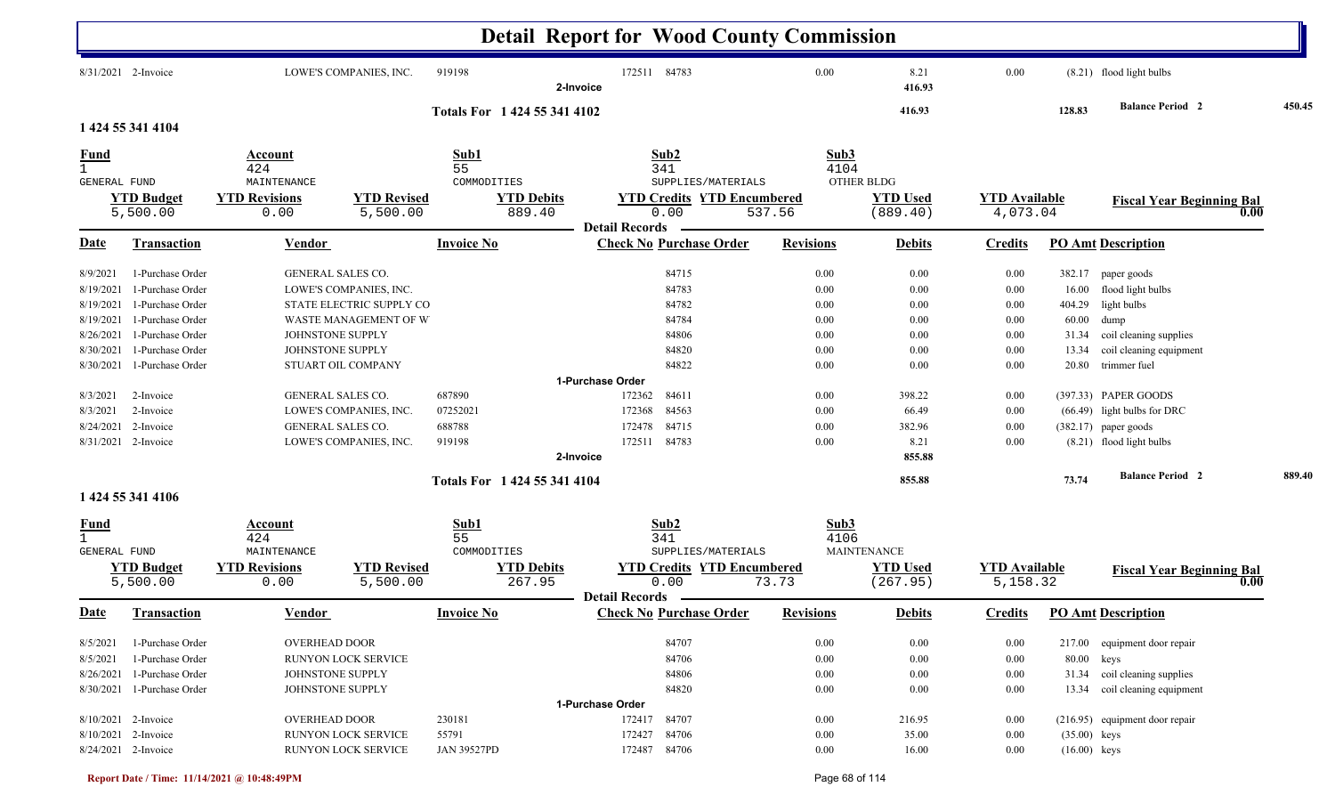# Detail Report for Wood County Commission

| Date | Transaction | Vendor | Invoice No | Check No | Purchase Order | Revisions | Debits | Credits | PO Amt | Description |
|---|---|---|---|---|---|---|---|---|---|---|
| 8/31/2021 | 2-Invoice | LOWE'S COMPANIES, INC. | 919198 | 172511 | 84783 | 0.00 | 8.21 | 0.00 | (8.21) | flood light bulbs |
| | | | | 2-Invoice | | | 416.93 | | | |
| | | | Totals For 1 424 55 341 4102 | | | | 416.93 | | 128.83 | Balance Period 2 450.45 |

## 1 424 55 341 4104

| Fund | Account | Sub1 | Sub2 | Sub3 |
|---|---|---|---|---|
| 1 | 424 | 55 | 341 | 4104 |
| GENERAL FUND | MAINTENANCE | COMMODITIES | SUPPLIES/MATERIALS | OTHER BLDG |

| YTD Budget | YTD Revisions | YTD Revised | YTD Debits | YTD Credits | YTD Encumbered | YTD Used | YTD Available | Fiscal Year Beginning Bal |
|---|---|---|---|---|---|---|---|---|
| 5,500.00 | 0.00 | 5,500.00 | 889.40 | 0.00 | 537.56 | (889.40) | 4,073.04 | 0.00 |

**Detail Records**

| Date | Transaction | Vendor | Invoice No | Check No | Purchase Order | Revisions | Debits | Credits | PO Amt | Description |
|---|---|---|---|---|---|---|---|---|---|---|
| 8/9/2021 | 1-Purchase Order | GENERAL SALES CO. | | | 84715 | 0.00 | 0.00 | 0.00 | 382.17 | paper goods |
| 8/19/2021 | 1-Purchase Order | LOWE'S COMPANIES, INC. | | | 84783 | 0.00 | 0.00 | 0.00 | 16.00 | flood light bulbs |
| 8/19/2021 | 1-Purchase Order | STATE ELECTRIC SUPPLY CO | | | 84782 | 0.00 | 0.00 | 0.00 | 404.29 | light bulbs |
| 8/19/2021 | 1-Purchase Order | WASTE MANAGEMENT OF W | | | 84784 | 0.00 | 0.00 | 0.00 | 60.00 | dump |
| 8/26/2021 | 1-Purchase Order | JOHNSTONE SUPPLY | | | 84806 | 0.00 | 0.00 | 0.00 | 31.34 | coil cleaning supplies |
| 8/30/2021 | 1-Purchase Order | JOHNSTONE SUPPLY | | | 84820 | 0.00 | 0.00 | 0.00 | 13.34 | coil cleaning equipment |
| 8/30/2021 | 1-Purchase Order | STUART OIL COMPANY | | | 84822 | 0.00 | 0.00 | 0.00 | 20.80 | trimmer fuel |
| | | | | 1-Purchase Order | | | | | | |
| 8/3/2021 | 2-Invoice | GENERAL SALES CO. | 687890 | 172362 | 84611 | 0.00 | 398.22 | 0.00 | (397.33) | PAPER GOODS |
| 8/3/2021 | 2-Invoice | LOWE'S COMPANIES, INC. | 07252021 | 172368 | 84563 | 0.00 | 66.49 | 0.00 | (66.49) | light bulbs for DRC |
| 8/24/2021 | 2-Invoice | GENERAL SALES CO. | 688788 | 172478 | 84715 | 0.00 | 382.96 | 0.00 | (382.17) | paper goods |
| 8/31/2021 | 2-Invoice | LOWE'S COMPANIES, INC. | 919198 | 172511 | 84783 | 0.00 | 8.21 | 0.00 | (8.21) | flood light bulbs |
| | | | | 2-Invoice | | | 855.88 | | | |
| | | | Totals For 1 424 55 341 4104 | | | | 855.88 | | 73.74 | Balance Period 2 889.40 |

## 1 424 55 341 4106

| Fund | Account | Sub1 | Sub2 | Sub3 |
|---|---|---|---|---|
| 1 | 424 | 55 | 341 | 4106 |
| GENERAL FUND | MAINTENANCE | COMMODITIES | SUPPLIES/MATERIALS | MAINTENANCE |

| YTD Budget | YTD Revisions | YTD Revised | YTD Debits | YTD Credits | YTD Encumbered | YTD Used | YTD Available | Fiscal Year Beginning Bal |
|---|---|---|---|---|---|---|---|---|
| 5,500.00 | 0.00 | 5,500.00 | 267.95 | 0.00 | 73.73 | (267.95) | 5,158.32 | 0.00 |

**Detail Records**

| Date | Transaction | Vendor | Invoice No | Check No | Purchase Order | Revisions | Debits | Credits | PO Amt | Description |
|---|---|---|---|---|---|---|---|---|---|---|
| 8/5/2021 | 1-Purchase Order | OVERHEAD DOOR | | | 84707 | 0.00 | 0.00 | 0.00 | 217.00 | equipment door repair |
| 8/5/2021 | 1-Purchase Order | RUNYON LOCK SERVICE | | | 84706 | 0.00 | 0.00 | 0.00 | 80.00 | keys |
| 8/26/2021 | 1-Purchase Order | JOHNSTONE SUPPLY | | | 84806 | 0.00 | 0.00 | 0.00 | 31.34 | coil cleaning supplies |
| 8/30/2021 | 1-Purchase Order | JOHNSTONE SUPPLY | | | 84820 | 0.00 | 0.00 | 0.00 | 13.34 | coil cleaning equipment |
| | | | | 1-Purchase Order | | | | | | |
| 8/10/2021 | 2-Invoice | OVERHEAD DOOR | 230181 | 172417 | 84707 | 0.00 | 216.95 | 0.00 | (216.95) | equipment door repair |
| 8/10/2021 | 2-Invoice | RUNYON LOCK SERVICE | 55791 | 172427 | 84706 | 0.00 | 35.00 | 0.00 | (35.00) | keys |
| 8/24/2021 | 2-Invoice | RUNYON LOCK SERVICE | JAN 39527PD | 172487 | 84706 | 0.00 | 16.00 | 0.00 | (16.00) | keys |

Report Date / Time: 11/14/2021 @ 10:48:49PM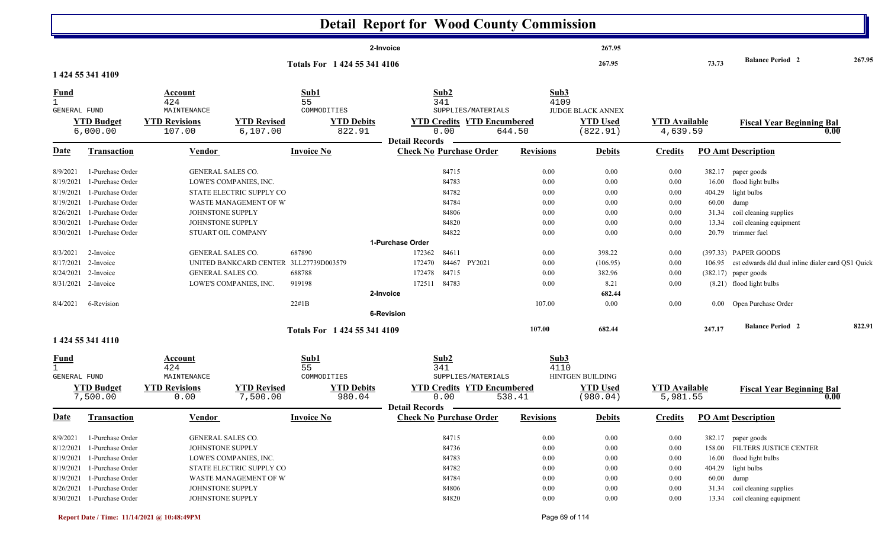# Detail Report for Wood County Commission

| | | | | | | | | |
|---|---|---|---|---|---|---|---|---|
| | | 2-Invoice | | 267.95 | | | | |
| | | Totals For 1 424 55 341 4106 | | 267.95 | | 73.73 | Balance Period 2 | 267.95 |

## 1 424 55 341 4109

| Fund | Account | Sub1 | Sub2 | Sub3 |
|---|---|---|---|---|
| 1 | 424 | 55 | 341 | 4109 |
| GENERAL FUND | MAINTENANCE | COMMODITIES | SUPPLIES/MATERIALS | JUDGE BLACK ANNEX |

| YTD Budget | YTD Revisions | YTD Revised | YTD Debits | YTD Credits | YTD Encumbered | YTD Used | YTD Available | Fiscal Year Beginning Bal |
|---|---|---|---|---|---|---|---|---|
| 6,000.00 | 107.00 | 6,107.00 | 822.91 | 0.00 | 644.50 | (822.91) | 4,639.59 | 0.00 |

**Detail Records**

| Date | Transaction | Vendor | Invoice No | Check No | Purchase Order | Revisions | Debits | Credits | PO Amt | Description |
|---|---|---|---|---|---|---|---|---|---|---|
| 8/9/2021 | 1-Purchase Order | GENERAL SALES CO. | | | 84715 | 0.00 | 0.00 | 0.00 | 382.17 | paper goods |
| 8/19/2021 | 1-Purchase Order | LOWE'S COMPANIES, INC. | | | 84783 | 0.00 | 0.00 | 0.00 | 16.00 | flood light bulbs |
| 8/19/2021 | 1-Purchase Order | STATE ELECTRIC SUPPLY CO | | | 84782 | 0.00 | 0.00 | 0.00 | 404.29 | light bulbs |
| 8/19/2021 | 1-Purchase Order | WASTE MANAGEMENT OF W | | | 84784 | 0.00 | 0.00 | 0.00 | 60.00 | dump |
| 8/26/2021 | 1-Purchase Order | JOHNSTONE SUPPLY | | | 84806 | 0.00 | 0.00 | 0.00 | 31.34 | coil cleaning supplies |
| 8/30/2021 | 1-Purchase Order | JOHNSTONE SUPPLY | | | 84820 | 0.00 | 0.00 | 0.00 | 13.34 | coil cleaning equipment |
| 8/30/2021 | 1-Purchase Order | STUART OIL COMPANY | | | 84822 | 0.00 | 0.00 | 0.00 | 20.79 | trimmer fuel |
| | | | | 1-Purchase Order | | | | | | |
| 8/3/2021 | 2-Invoice | GENERAL SALES CO. | 687890 | 172362 | 84611 | 0.00 | 398.22 | 0.00 | (397.33) | PAPER GOODS |
| 8/17/2021 | 2-Invoice | UNITED BANKCARD CENTER | 3LL27739D003579 | 172470 | 84467 PY2021 | 0.00 | (106.95) | 0.00 | 106.95 | est edwards dld dual inline dialer card QS1 Quick |
| 8/24/2021 | 2-Invoice | GENERAL SALES CO. | 688788 | 172478 | 84715 | 0.00 | 382.96 | 0.00 | (382.17) | paper goods |
| 8/31/2021 | 2-Invoice | LOWE'S COMPANIES, INC. | 919198 | 172511 | 84783 | 0.00 | 8.21 | 0.00 | (8.21) | flood light bulbs |
| | | | | 2-Invoice | | | 682.44 | | | |
| 8/4/2021 | 6-Revision | | 22#1B | | | 107.00 | 0.00 | 0.00 | 0.00 | Open Purchase Order |
| | | | | 6-Revision | | | | | | |
| | | | Totals For 1 424 55 341 4109 | | | 107.00 | 682.44 | | 247.17 | Balance Period 2 — 822.91 |

## 1 424 55 341 4110

| Fund | Account | Sub1 | Sub2 | Sub3 |
|---|---|---|---|---|
| 1 | 424 | 55 | 341 | 4110 |
| GENERAL FUND | MAINTENANCE | COMMODITIES | SUPPLIES/MATERIALS | HINTGEN BUILDING |

| YTD Budget | YTD Revisions | YTD Revised | YTD Debits | YTD Credits | YTD Encumbered | YTD Used | YTD Available | Fiscal Year Beginning Bal |
|---|---|---|---|---|---|---|---|---|
| 7,500.00 | 0.00 | 7,500.00 | 980.04 | 0.00 | 538.41 | (980.04) | 5,981.55 | 0.00 |

**Detail Records**

| Date | Transaction | Vendor | Invoice No | Check No | Purchase Order | Revisions | Debits | Credits | PO Amt | Description |
|---|---|---|---|---|---|---|---|---|---|---|
| 8/9/2021 | 1-Purchase Order | GENERAL SALES CO. | | | 84715 | 0.00 | 0.00 | 0.00 | 382.17 | paper goods |
| 8/12/2021 | 1-Purchase Order | JOHNSTONE SUPPLY | | | 84736 | 0.00 | 0.00 | 0.00 | 158.00 | FILTERS JUSTICE CENTER |
| 8/19/2021 | 1-Purchase Order | LOWE'S COMPANIES, INC. | | | 84783 | 0.00 | 0.00 | 0.00 | 16.00 | flood light bulbs |
| 8/19/2021 | 1-Purchase Order | STATE ELECTRIC SUPPLY CO | | | 84782 | 0.00 | 0.00 | 0.00 | 404.29 | light bulbs |
| 8/19/2021 | 1-Purchase Order | WASTE MANAGEMENT OF W | | | 84784 | 0.00 | 0.00 | 0.00 | 60.00 | dump |
| 8/26/2021 | 1-Purchase Order | JOHNSTONE SUPPLY | | | 84806 | 0.00 | 0.00 | 0.00 | 31.34 | coil cleaning supplies |
| 8/30/2021 | 1-Purchase Order | JOHNSTONE SUPPLY | | | 84820 | 0.00 | 0.00 | 0.00 | 13.34 | coil cleaning equipment |

Report Date / Time: 11/14/2021 @ 10:48:49PM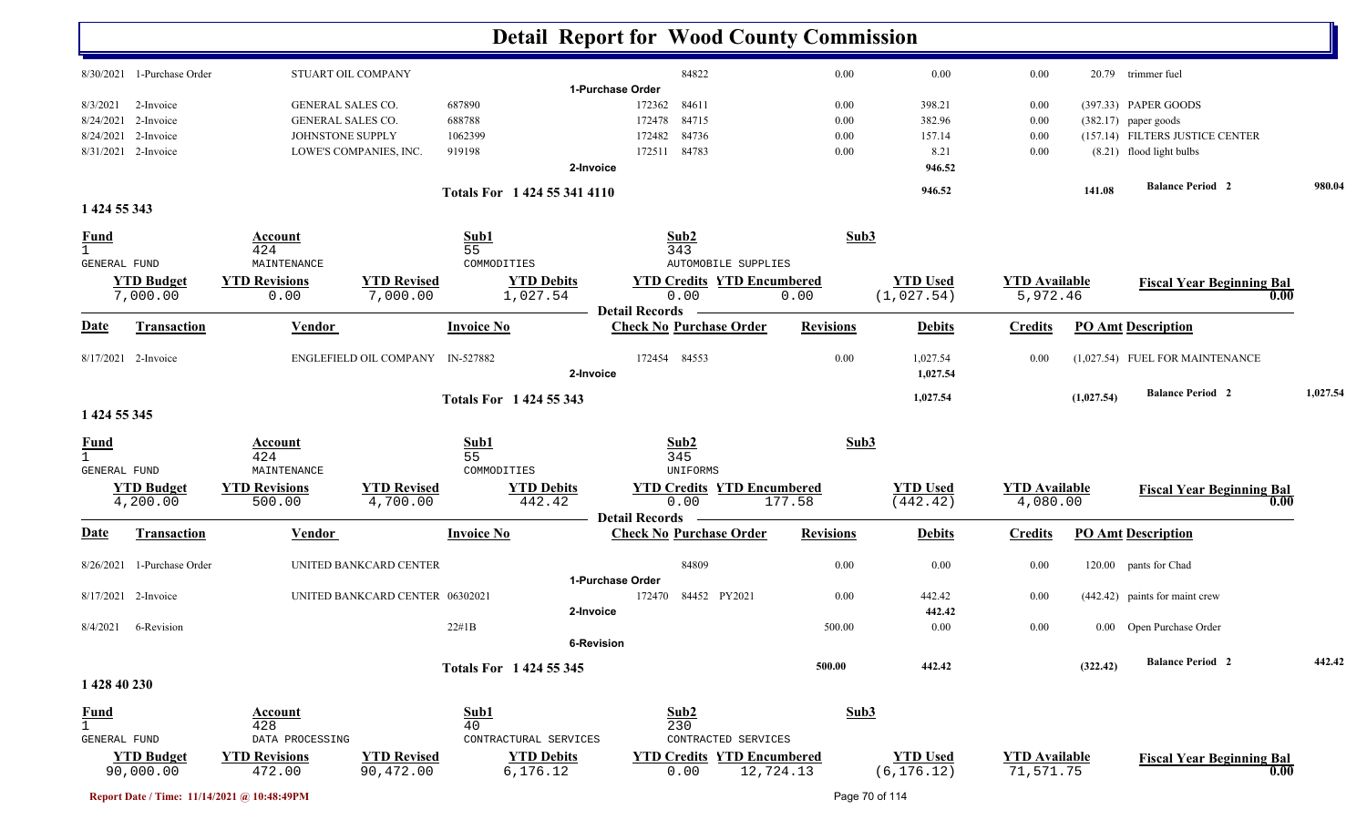# Detail Report for Wood County Commission

| Date | Transaction | Vendor | Invoice No | Check No | Purchase Order | | Revisions | Debits | Credits | PO Amt | Description |
|---|---|---|---|---|---|---|---|---|---|---|---|
| 8/30/2021 | 1-Purchase Order | STUART OIL COMPANY | | | 84822 | | 0.00 | 0.00 | 0.00 | 20.79 | trimmer fuel |
| | | | | 1-Purchase Order | | | | | | | |
| 8/3/2021 | 2-Invoice | GENERAL SALES CO. | 687890 | 172362 | 84611 | | 0.00 | 398.21 | 0.00 | (397.33) | PAPER GOODS |
| 8/24/2021 | 2-Invoice | GENERAL SALES CO. | 688788 | 172478 | 84715 | | 0.00 | 382.96 | 0.00 | (382.17) | paper goods |
| 8/24/2021 | 2-Invoice | JOHNSTONE SUPPLY | 1062399 | 172482 | 84736 | | 0.00 | 157.14 | 0.00 | (157.14) | FILTERS JUSTICE CENTER |
| 8/31/2021 | 2-Invoice | LOWE'S COMPANIES, INC. | 919198 | 172511 | 84783 | | 0.00 | 8.21 | 0.00 | (8.21) | flood light bulbs |
| | | | | 2-Invoice | | | | 946.52 | | | |
| | | | Totals For 1 424 55 341 4110 | | | | | 946.52 | | 141.08 | Balance Period 2 — 980.04 |

## 1 424 55 343

| Fund | Account | Sub1 | Sub2 | Sub3 |
|---|---|---|---|---|
| 1 | 424 | 55 | 343 | |
| GENERAL FUND | MAINTENANCE | COMMODITIES | AUTOMOBILE SUPPLIES | |

| YTD Budget | YTD Revisions | YTD Revised | YTD Debits | YTD Credits | YTD Encumbered | YTD Used | YTD Available | Fiscal Year Beginning Bal |
|---|---|---|---|---|---|---|---|---|
| 7,000.00 | 0.00 | 7,000.00 | 1,027.54 | 0.00 | 0.00 | (1,027.54) | 5,972.46 | 0.00 |

**Detail Records**

| Date | Transaction | Vendor | Invoice No | Check No | Purchase Order | Revisions | Debits | Credits | PO Amt | Description |
|---|---|---|---|---|---|---|---|---|---|---|
| 8/17/2021 | 2-Invoice | ENGLEFIELD OIL COMPANY | IN-527882 | 172454 | 84553 | 0.00 | 1,027.54 | 0.00 | (1,027.54) | FUEL FOR MAINTENANCE |
| | | | | 2-Invoice | | | 1,027.54 | | | |
| | | | Totals For 1 424 55 343 | | | | 1,027.54 | | (1,027.54) | Balance Period 2 — 1,027.54 |

## 1 424 55 345

| Fund | Account | Sub1 | Sub2 | Sub3 |
|---|---|---|---|---|
| 1 | 424 | 55 | 345 | |
| GENERAL FUND | MAINTENANCE | COMMODITIES | UNIFORMS | |

| YTD Budget | YTD Revisions | YTD Revised | YTD Debits | YTD Credits | YTD Encumbered | YTD Used | YTD Available | Fiscal Year Beginning Bal |
|---|---|---|---|---|---|---|---|---|
| 4,200.00 | 500.00 | 4,700.00 | 442.42 | 0.00 | 177.58 | (442.42) | 4,080.00 | 0.00 |

**Detail Records**

| Date | Transaction | Vendor | Invoice No | Check No | Purchase Order | Revisions | Debits | Credits | PO Amt | Description |
|---|---|---|---|---|---|---|---|---|---|---|
| 8/26/2021 | 1-Purchase Order | UNITED BANKCARD CENTER | | | 84809 | 0.00 | 0.00 | 0.00 | 120.00 | pants for Chad |
| | | | | 1-Purchase Order | | | | | | |
| 8/17/2021 | 2-Invoice | UNITED BANKCARD CENTER | 06302021 | 172470 | 84452 PY2021 | 0.00 | 442.42 | 0.00 | (442.42) | paints for maint crew |
| | | | | 2-Invoice | | | 442.42 | | | |
| 8/4/2021 | 6-Revision | | 22#1B | | | 500.00 | 0.00 | 0.00 | 0.00 | Open Purchase Order |
| | | | | 6-Revision | | | | | | |
| | | | Totals For 1 424 55 345 | | | 500.00 | 442.42 | | (322.42) | Balance Period 2 — 442.42 |

## 1 428 40 230

| Fund | Account | Sub1 | Sub2 | Sub3 |
|---|---|---|---|---|
| 1 | 428 | 40 | 230 | |
| GENERAL FUND | DATA PROCESSING | CONTRACTURAL SERVICES | CONTRACTED SERVICES | |

| YTD Budget | YTD Revisions | YTD Revised | YTD Debits | YTD Credits | YTD Encumbered | YTD Used | YTD Available | Fiscal Year Beginning Bal |
|---|---|---|---|---|---|---|---|---|
| 90,000.00 | 472.00 | 90,472.00 | 6,176.12 | 0.00 | 12,724.13 | (6,176.12) | 71,571.75 | 0.00 |

Report Date / Time: 11/14/2021 @ 10:48:49PM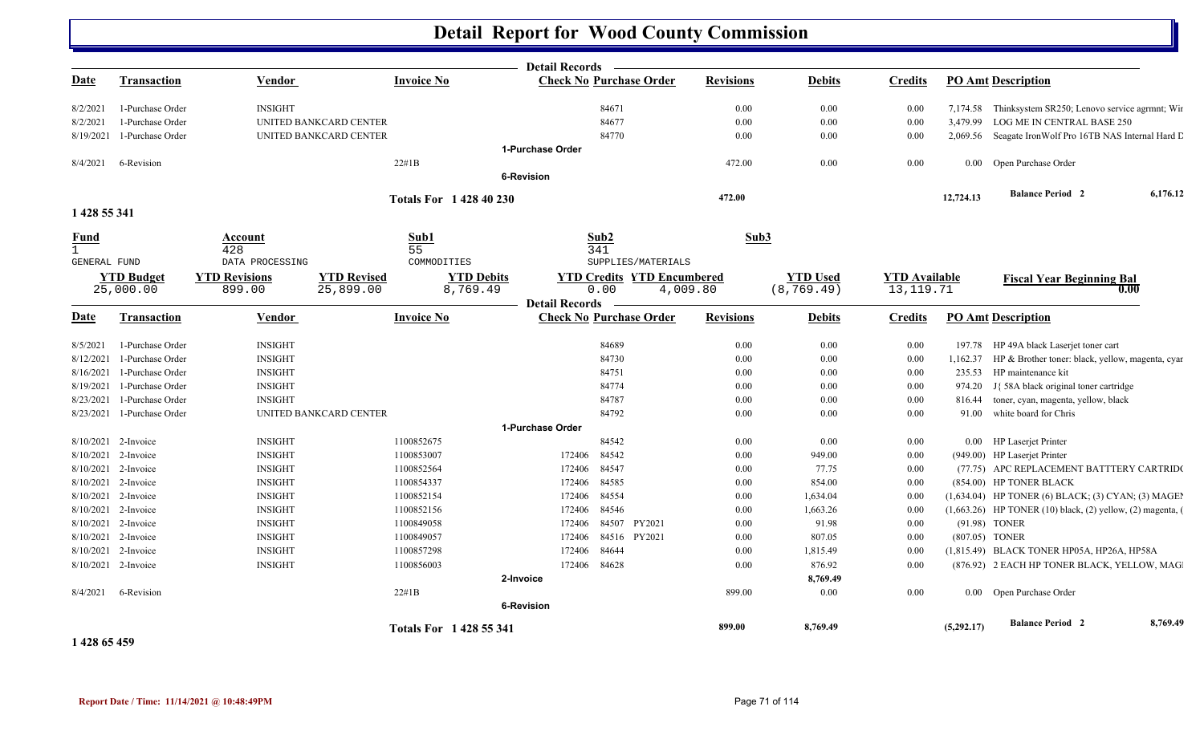# Detail Report for Wood County Commission

**Detail Records**

| Date | Transaction | Vendor | Invoice No | Check No | Purchase Order | Revisions | Debits | Credits | PO Amt | Description |
|---|---|---|---|---|---|---|---|---|---|---|
| 8/2/2021 | 1-Purchase Order | INSIGHT | | | 84671 | 0.00 | 0.00 | 0.00 | 7,174.58 | Thinksystem SR250; Lenovo service agrmnt; Wir |
| 8/2/2021 | 1-Purchase Order | UNITED BANKCARD CENTER | | | 84677 | 0.00 | 0.00 | 0.00 | 3,479.99 | LOG ME IN CENTRAL BASE 250 |
| 8/19/2021 | 1-Purchase Order | UNITED BANKCARD CENTER | | | 84770 | 0.00 | 0.00 | 0.00 | 2,069.56 | Seagate IronWolf Pro 16TB NAS Internal Hard D |
| | | | | 1-Purchase Order | | | | | | |
| 8/4/2021 | 6-Revision | | 22#1B | | | 472.00 | 0.00 | 0.00 | 0.00 | Open Purchase Order |
| | | | | 6-Revision | | | | | | |
| | | | Totals For 1 428 40 230 | | | 472.00 | | | 12,724.13 | Balance Period 2 6,176.12 |

**1 428 55 341**

| Fund | Account | Sub1 | Sub2 | Sub3 |
|---|---|---|---|---|
| 1 | 428 | 55 | 341 | |
| GENERAL FUND | DATA PROCESSING | COMMODITIES | SUPPLIES/MATERIALS | |

| YTD Budget | YTD Revisions | YTD Revised | YTD Debits | YTD Credits | YTD Encumbered | YTD Used | YTD Available | Fiscal Year Beginning Bal |
|---|---|---|---|---|---|---|---|---|
| 25,000.00 | 899.00 | 25,899.00 | 8,769.49 | 0.00 | 4,009.80 | (8,769.49) | 13,119.71 | 0.00 |

**Detail Records**

| Date | Transaction | Vendor | Invoice No | Check No | Purchase Order | Revisions | Debits | Credits | PO Amt | Description |
|---|---|---|---|---|---|---|---|---|---|---|
| 8/5/2021 | 1-Purchase Order | INSIGHT | | | 84689 | 0.00 | 0.00 | 0.00 | 197.78 | HP 49A black Laserjet toner cart |
| 8/12/2021 | 1-Purchase Order | INSIGHT | | | 84730 | 0.00 | 0.00 | 0.00 | 1,162.37 | HP & Brother toner: black, yellow, magenta, cyar |
| 8/16/2021 | 1-Purchase Order | INSIGHT | | | 84751 | 0.00 | 0.00 | 0.00 | 235.53 | HP maintenance kit |
| 8/19/2021 | 1-Purchase Order | INSIGHT | | | 84774 | 0.00 | 0.00 | 0.00 | 974.20 | J{ 58A black original toner cartridge |
| 8/23/2021 | 1-Purchase Order | INSIGHT | | | 84787 | 0.00 | 0.00 | 0.00 | 816.44 | toner, cyan, magenta, yellow, black |
| 8/23/2021 | 1-Purchase Order | UNITED BANKCARD CENTER | | | 84792 | 0.00 | 0.00 | 0.00 | 91.00 | white board for Chris |
| | | | | 1-Purchase Order | | | | | | |
| 8/10/2021 | 2-Invoice | INSIGHT | 1100852675 | | 84542 | 0.00 | 0.00 | 0.00 | 0.00 | HP Laserjet Printer |
| 8/10/2021 | 2-Invoice | INSIGHT | 1100853007 | 172406 | 84542 | 0.00 | 949.00 | 0.00 | (949.00) | HP Laserjet Printer |
| 8/10/2021 | 2-Invoice | INSIGHT | 1100852564 | 172406 | 84547 | 0.00 | 77.75 | 0.00 | (77.75) | APC REPLACEMENT BATTTERY CARTRID( |
| 8/10/2021 | 2-Invoice | INSIGHT | 1100854337 | 172406 | 84585 | 0.00 | 854.00 | 0.00 | (854.00) | HP TONER BLACK |
| 8/10/2021 | 2-Invoice | INSIGHT | 1100852154 | 172406 | 84554 | 0.00 | 1,634.04 | 0.00 | (1,634.04) | HP TONER (6) BLACK; (3) CYAN; (3) MAGEN |
| 8/10/2021 | 2-Invoice | INSIGHT | 1100852156 | 172406 | 84546 | 0.00 | 1,663.26 | 0.00 | (1,663.26) | HP TONER (10) black, (2) yellow, (2) magenta, ( |
| 8/10/2021 | 2-Invoice | INSIGHT | 1100849058 | 172406 | 84507 PY2021 | 0.00 | 91.98 | 0.00 | (91.98) | TONER |
| 8/10/2021 | 2-Invoice | INSIGHT | 1100849057 | 172406 | 84516 PY2021 | 0.00 | 807.05 | 0.00 | (807.05) | TONER |
| 8/10/2021 | 2-Invoice | INSIGHT | 1100857298 | 172406 | 84644 | 0.00 | 1,815.49 | 0.00 | (1,815.49) | BLACK TONER HP05A, HP26A, HP58A |
| 8/10/2021 | 2-Invoice | INSIGHT | 1100856003 | 172406 | 84628 | 0.00 | 876.92 | 0.00 | (876.92) | 2 EACH HP TONER BLACK, YELLOW, MAGI |
| | | | | 2-Invoice | | | 8,769.49 | | | |
| 8/4/2021 | 6-Revision | | 22#1B | | | 899.00 | 0.00 | 0.00 | 0.00 | Open Purchase Order |
| | | | | 6-Revision | | | | | | |
| | | | Totals For 1 428 55 341 | | | 899.00 | 8,769.49 | | (5,292.17) | Balance Period 2 8,769.49 |

**1 428 65 459**

Report Date / Time: 11/14/2021 @ 10:48:49PM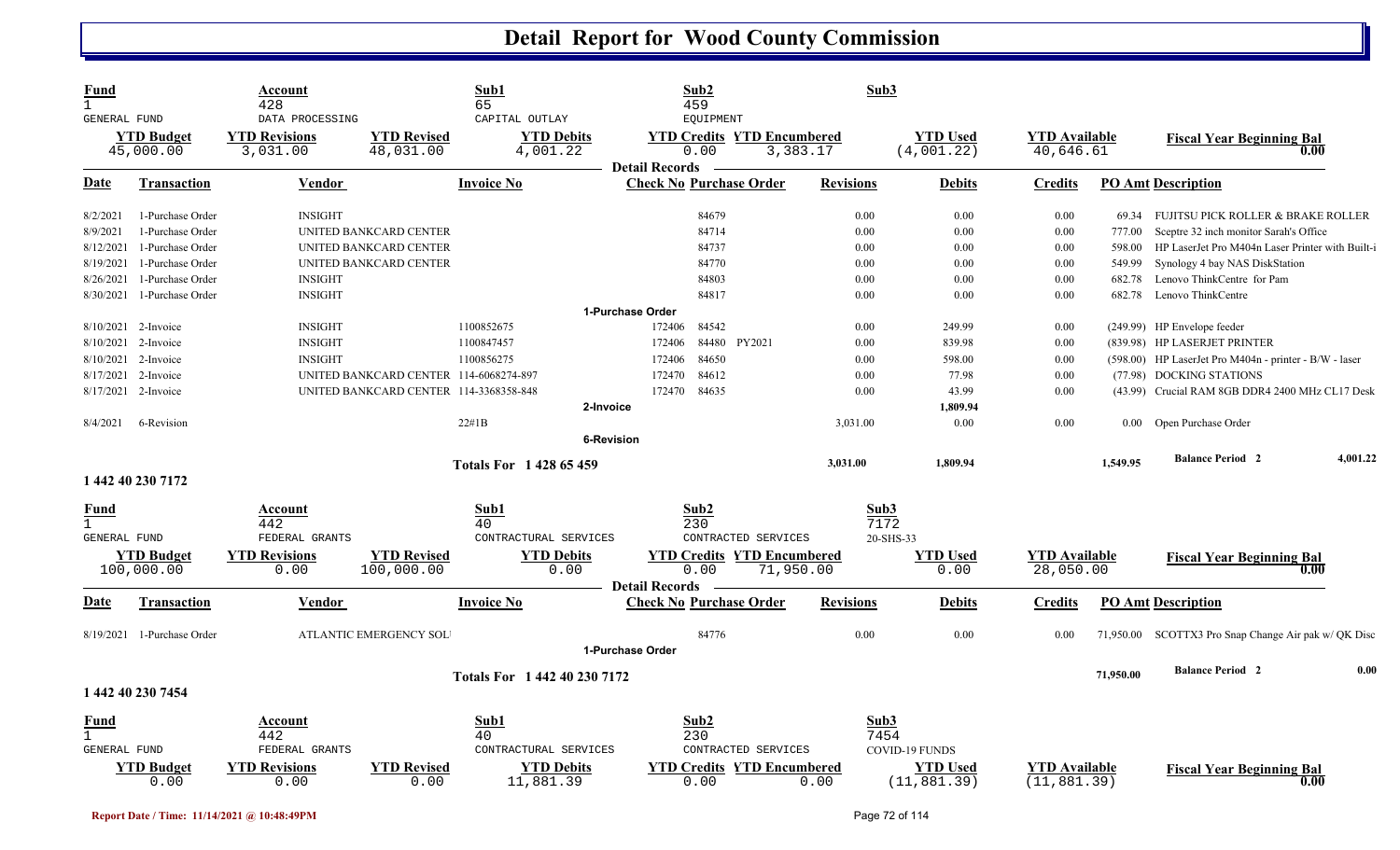# Detail Report for Wood County Commission

| Fund | Account | | Sub1 | Sub2 | | Sub3 | | |
|---|---|---|---|---|---|---|---|---|
| 1 | 428 | | 65 | 459 | | | | |
| GENERAL FUND | DATA PROCESSING | | CAPITAL OUTLAY | EQUIPMENT | | | | |
| **YTD Budget** | **YTD Revisions** | **YTD Revised** | **YTD Debits** | **YTD Credits** | **YTD Encumbered** | **YTD Used** | **YTD Available** | **Fiscal Year Beginning Bal** |
| 45,000.00 | 3,031.00 | 48,031.00 | 4,001.22 | 0.00 | 3,383.17 | (4,001.22) | 40,646.61 | 0.00 |

**Detail Records**

| Date | Transaction | Vendor | Invoice No | Check No | Purchase Order | | Revisions | Debits | Credits | PO Amt | Description |
|---|---|---|---|---|---|---|---|---|---|---|---|
| 8/2/2021 | 1-Purchase Order | INSIGHT | | | 84679 | | 0.00 | 0.00 | 0.00 | 69.34 | FUJITSU PICK ROLLER & BRAKE ROLLER |
| 8/9/2021 | 1-Purchase Order | UNITED BANKCARD CENTER | | | 84714 | | 0.00 | 0.00 | 0.00 | 777.00 | Sceptre 32 inch monitor Sarah's Office |
| 8/12/2021 | 1-Purchase Order | UNITED BANKCARD CENTER | | | 84737 | | 0.00 | 0.00 | 0.00 | 598.00 | HP LaserJet Pro M404n Laser Printer with Built-i |
| 8/19/2021 | 1-Purchase Order | UNITED BANKCARD CENTER | | | 84770 | | 0.00 | 0.00 | 0.00 | 549.99 | Synology 4 bay NAS DiskStation |
| 8/26/2021 | 1-Purchase Order | INSIGHT | | | 84803 | | 0.00 | 0.00 | 0.00 | 682.78 | Lenovo ThinkCentre for Pam |
| 8/30/2021 | 1-Purchase Order | INSIGHT | | | 84817 | | 0.00 | 0.00 | 0.00 | 682.78 | Lenovo ThinkCentre |
| | **1-Purchase Order** | | | | | | | | | | |
| 8/10/2021 | 2-Invoice | INSIGHT | 1100852675 | 172406 | 84542 | | 0.00 | 249.99 | 0.00 | (249.99) | HP Envelope feeder |
| 8/10/2021 | 2-Invoice | INSIGHT | 1100847457 | 172406 | 84480 | PY2021 | 0.00 | 839.98 | 0.00 | (839.98) | HP LASERJET PRINTER |
| 8/10/2021 | 2-Invoice | INSIGHT | 1100856275 | 172406 | 84650 | | 0.00 | 598.00 | 0.00 | (598.00) | HP LaserJet Pro M404n - printer - B/W - laser |
| 8/17/2021 | 2-Invoice | UNITED BANKCARD CENTER | 114-6068274-897 | 172470 | 84612 | | 0.00 | 77.98 | 0.00 | (77.98) | DOCKING STATIONS |
| 8/17/2021 | 2-Invoice | UNITED BANKCARD CENTER | 114-3368358-848 | 172470 | 84635 | | 0.00 | 43.99 | 0.00 | (43.99) | Crucial RAM 8GB DDR4 2400 MHz CL17 Desk |
| | **2-Invoice** | | | | | | | 1,809.94 | | | |
| 8/4/2021 | 6-Revision | | 22#1B | | | | 3,031.00 | 0.00 | 0.00 | 0.00 | Open Purchase Order |
| | **6-Revision** | | | | | | | | | | |
| | | | **Totals For 1 428 65 459** | | | | 3,031.00 | 1,809.94 | | 1,549.95 | **Balance Period 2** 4,001.22 |

## 1 442 40 230 7172

| Fund | Account | | Sub1 | Sub2 | | Sub3 | | |
|---|---|---|---|---|---|---|---|---|
| 1 | 442 | | 40 | 230 | | 7172 | | |
| GENERAL FUND | FEDERAL GRANTS | | CONTRACTURAL SERVICES | CONTRACTED SERVICES | | 20-SHS-33 | | |
| **YTD Budget** | **YTD Revisions** | **YTD Revised** | **YTD Debits** | **YTD Credits** | **YTD Encumbered** | **YTD Used** | **YTD Available** | **Fiscal Year Beginning Bal** |
| 100,000.00 | 0.00 | 100,000.00 | 0.00 | 0.00 | 71,950.00 | 0.00 | 28,050.00 | 0.00 |

**Detail Records**

| Date | Transaction | Vendor | Invoice No | Check No | Purchase Order | Revisions | Debits | Credits | PO Amt | Description |
|---|---|---|---|---|---|---|---|---|---|---|
| 8/19/2021 | 1-Purchase Order | ATLANTIC EMERGENCY SOL | | | 84776 | 0.00 | 0.00 | 0.00 | 71,950.00 | SCOTTX3 Pro Snap Change Air pak w/ QK Disc |
| | **1-Purchase Order** | | | | | | | | | |
| | | | **Totals For 1 442 40 230 7172** | | | | | | 71,950.00 | **Balance Period 2** 0.00 |

## 1 442 40 230 7454

| Fund | Account | | Sub1 | Sub2 | | Sub3 | | |
|---|---|---|---|---|---|---|---|---|
| 1 | 442 | | 40 | 230 | | 7454 | | |
| GENERAL FUND | FEDERAL GRANTS | | CONTRACTURAL SERVICES | CONTRACTED SERVICES | | COVID-19 FUNDS | | |
| **YTD Budget** | **YTD Revisions** | **YTD Revised** | **YTD Debits** | **YTD Credits** | **YTD Encumbered** | **YTD Used** | **YTD Available** | **Fiscal Year Beginning Bal** |
| 0.00 | 0.00 | 0.00 | 11,881.39 | 0.00 | 0.00 | (11,881.39) | (11,881.39) | 0.00 |

Report Date / Time: 11/14/2021 @ 10:48:49PM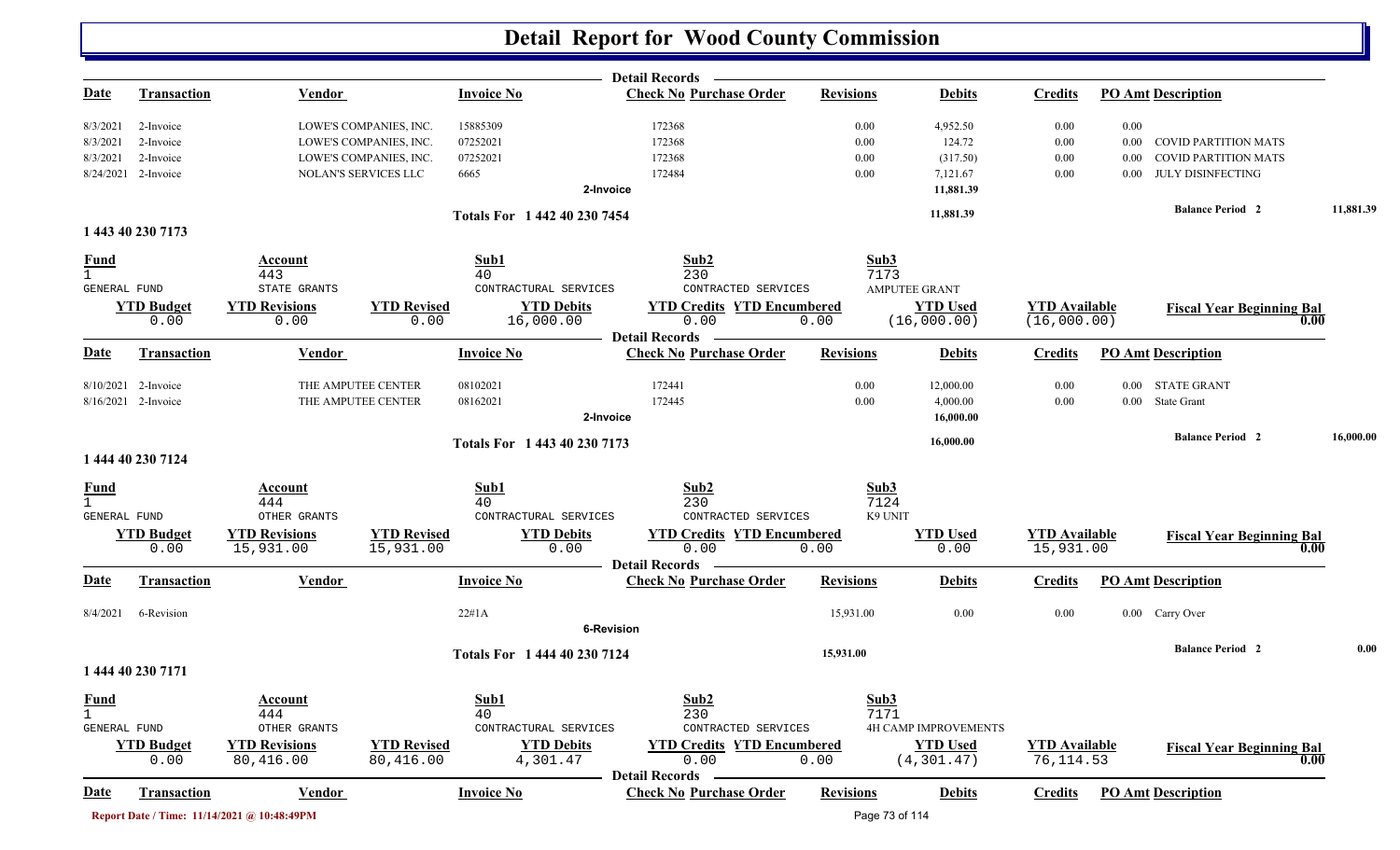# Detail Report for Wood County Commission

| Date | Transaction | Vendor | Invoice No | Check No | Purchase Order | Revisions | Debits | Credits | PO Amt | Description |
|---|---|---|---|---|---|---|---|---|---|---|
| 8/3/2021 | 2-Invoice | LOWE'S COMPANIES, INC. | 15885309 | 172368 | | 0.00 | 4,952.50 | 0.00 | 0.00 | |
| 8/3/2021 | 2-Invoice | LOWE'S COMPANIES, INC. | 07252021 | 172368 | | 0.00 | 124.72 | 0.00 | 0.00 | COVID PARTITION MATS |
| 8/3/2021 | 2-Invoice | LOWE'S COMPANIES, INC. | 07252021 | 172368 | | 0.00 | (317.50) | 0.00 | 0.00 | COVID PARTITION MATS |
| 8/24/2021 | 2-Invoice | NOLAN'S SERVICES LLC | 6665 | 172484 | | 0.00 | 7,121.67 | 0.00 | 0.00 | JULY DISINFECTING |
| | | | 2-Invoice | | | | 11,881.39 | | | |

Totals For 1 442 40 230 7454 — 11,881.39 — Balance Period 2: 11,881.39

## 1 443 40 230 7173

| Fund | Account | Sub1 | Sub2 | Sub3 |
|---|---|---|---|---|
| 1 | 443 | 40 | 230 | 7173 |
| GENERAL FUND | STATE GRANTS | CONTRACTURAL SERVICES | CONTRACTED SERVICES | AMPUTEE GRANT |

| YTD Budget | YTD Revisions | YTD Revised | YTD Debits | YTD Credits | YTD Encumbered | YTD Used | YTD Available | Fiscal Year Beginning Bal |
|---|---|---|---|---|---|---|---|---|
| 0.00 | 0.00 | 0.00 | 16,000.00 | 0.00 | 0.00 | (16,000.00) | (16,000.00) | 0.00 |

| Date | Transaction | Vendor | Invoice No | Check No | Purchase Order | Revisions | Debits | Credits | PO Amt | Description |
|---|---|---|---|---|---|---|---|---|---|---|
| 8/10/2021 | 2-Invoice | THE AMPUTEE CENTER | 08102021 | 172441 | | 0.00 | 12,000.00 | 0.00 | 0.00 | STATE GRANT |
| 8/16/2021 | 2-Invoice | THE AMPUTEE CENTER | 08162021 | 172445 | | 0.00 | 4,000.00 | 0.00 | 0.00 | State Grant |
| | | | 2-Invoice | | | | 16,000.00 | | | |

Totals For 1 443 40 230 7173 — 16,000.00 — Balance Period 2: 16,000.00

## 1 444 40 230 7124

| Fund | Account | Sub1 | Sub2 | Sub3 |
|---|---|---|---|---|
| 1 | 444 | 40 | 230 | 7124 |
| GENERAL FUND | OTHER GRANTS | CONTRACTURAL SERVICES | CONTRACTED SERVICES | K9 UNIT |

| YTD Budget | YTD Revisions | YTD Revised | YTD Debits | YTD Credits | YTD Encumbered | YTD Used | YTD Available | Fiscal Year Beginning Bal |
|---|---|---|---|---|---|---|---|---|
| 0.00 | 15,931.00 | 15,931.00 | 0.00 | 0.00 | 0.00 | 0.00 | 15,931.00 | 0.00 |

| Date | Transaction | Vendor | Invoice No | Check No | Purchase Order | Revisions | Debits | Credits | PO Amt | Description |
|---|---|---|---|---|---|---|---|---|---|---|
| 8/4/2021 | 6-Revision | | 22#1A | | | 15,931.00 | 0.00 | 0.00 | 0.00 | Carry Over |
| | | | 6-Revision | | | | | | | |

Totals For 1 444 40 230 7124 — 15,931.00 — Balance Period 2: 0.00

## 1 444 40 230 7171

| Fund | Account | Sub1 | Sub2 | Sub3 |
|---|---|---|---|---|
| 1 | 444 | 40 | 230 | 7171 |
| GENERAL FUND | OTHER GRANTS | CONTRACTURAL SERVICES | CONTRACTED SERVICES | 4H CAMP IMPROVEMENTS |

| YTD Budget | YTD Revisions | YTD Revised | YTD Debits | YTD Credits | YTD Encumbered | YTD Used | YTD Available | Fiscal Year Beginning Bal |
|---|---|---|---|---|---|---|---|---|
| 0.00 | 80,416.00 | 80,416.00 | 4,301.47 | 0.00 | 0.00 | (4,301.47) | 76,114.53 | 0.00 |

| Date | Transaction | Vendor | Invoice No | Check No | Purchase Order | Revisions | Debits | Credits | PO Amt | Description |
|---|---|---|---|---|---|---|---|---|---|---|

Report Date / Time: 11/14/2021 @ 10:48:49PM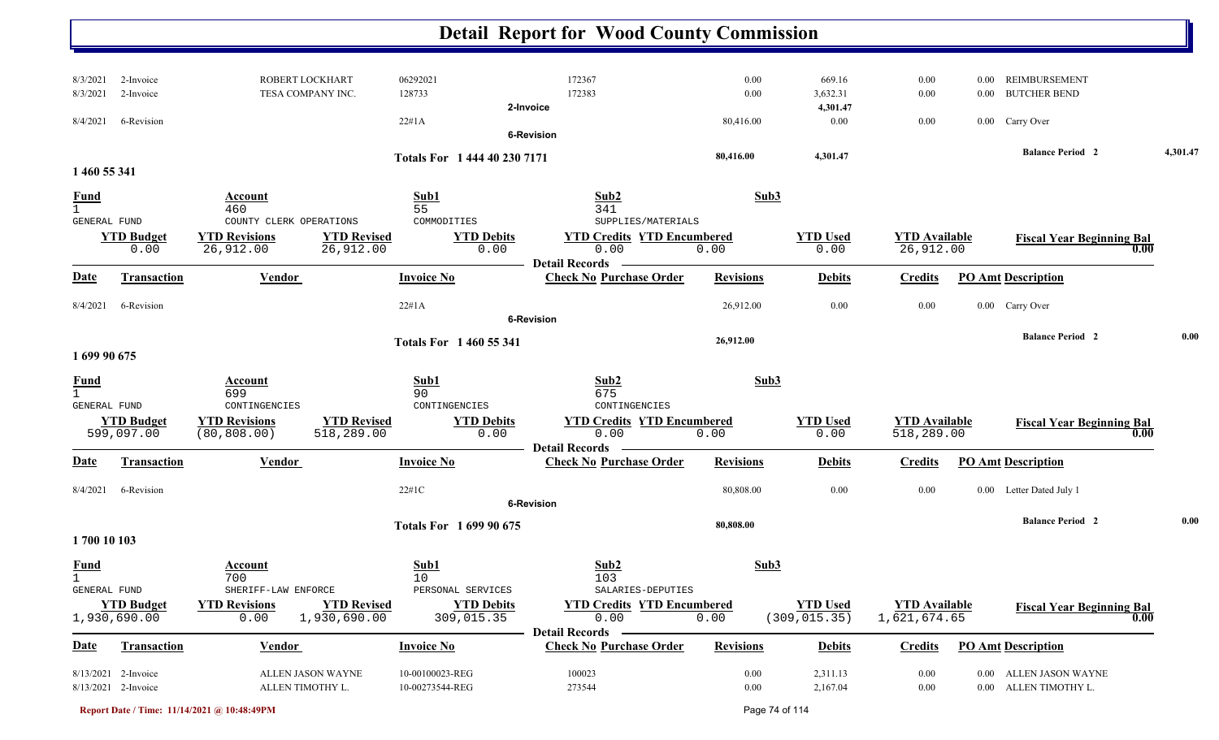# Detail Report for Wood County Commission

| Date | Transaction | Vendor | Invoice No | Check No | Revisions | Debits | Credits | PO Amt | Description |
|---|---|---|---|---|---|---|---|---|---|
| 8/3/2021 | 2-Invoice | ROBERT LOCKHART | 06292021 | 172367 | 0.00 | 669.16 | 0.00 | 0.00 | REIMBURSEMENT |
| 8/3/2021 | 2-Invoice | TESA COMPANY INC. | 128733 | 172383 | 0.00 | 3,632.31 | 0.00 | 0.00 | BUTCHER BEND |
| | | | 2-Invoice | | | 4,301.47 | | | |
| 8/4/2021 | 6-Revision | | 22#1A | | 80,416.00 | 0.00 | 0.00 | 0.00 | Carry Over |
| | | | 6-Revision | | | | | | |

**Totals For 1 444 40 230 7171** — 80,416.00 — 4,301.47 — **Balance Period 2** — 4,301.47

## 1 460 55 341

| Fund | Account | Sub1 | Sub2 | Sub3 |
|---|---|---|---|---|
| 1 | 460 | 55 | 341 | |
| GENERAL FUND | COUNTY CLERK OPERATIONS | COMMODITIES | SUPPLIES/MATERIALS | |

| YTD Budget | YTD Revisions | YTD Revised | YTD Debits | YTD Credits | YTD Encumbered | YTD Used | YTD Available | Fiscal Year Beginning Bal |
|---|---|---|---|---|---|---|---|---|
| 0.00 | 26,912.00 | 26,912.00 | 0.00 | 0.00 | 0.00 | 0.00 | 26,912.00 | 0.00 |

**Detail Records**

| Date | Transaction | Vendor | Invoice No | Check No Purchase Order | Revisions | Debits | Credits | PO Amt | Description |
|---|---|---|---|---|---|---|---|---|---|
| 8/4/2021 | 6-Revision | | 22#1A | | 26,912.00 | 0.00 | 0.00 | 0.00 | Carry Over |
| | | | 6-Revision | | | | | | |

**Totals For 1 460 55 341** — 26,912.00 — **Balance Period 2** — 0.00

## 1 699 90 675

| Fund | Account | Sub1 | Sub2 | Sub3 |
|---|---|---|---|---|
| 1 | 699 | 90 | 675 | |
| GENERAL FUND | CONTINGENCIES | CONTINGENCIES | CONTINGENCIES | |

| YTD Budget | YTD Revisions | YTD Revised | YTD Debits | YTD Credits | YTD Encumbered | YTD Used | YTD Available | Fiscal Year Beginning Bal |
|---|---|---|---|---|---|---|---|---|
| 599,097.00 | (80,808.00) | 518,289.00 | 0.00 | 0.00 | 0.00 | 0.00 | 518,289.00 | 0.00 |

**Detail Records**

| Date | Transaction | Vendor | Invoice No | Check No Purchase Order | Revisions | Debits | Credits | PO Amt | Description |
|---|---|---|---|---|---|---|---|---|---|
| 8/4/2021 | 6-Revision | | 22#1C | | 80,808.00 | 0.00 | 0.00 | 0.00 | Letter Dated July 1 |
| | | | 6-Revision | | | | | | |

**Totals For 1 699 90 675** — 80,808.00 — **Balance Period 2** — 0.00

## 1 700 10 103

| Fund | Account | Sub1 | Sub2 | Sub3 |
|---|---|---|---|---|
| 1 | 700 | 10 | 103 | |
| GENERAL FUND | SHERIFF-LAW ENFORCE | PERSONAL SERVICES | SALARIES-DEPUTIES | |

| YTD Budget | YTD Revisions | YTD Revised | YTD Debits | YTD Credits | YTD Encumbered | YTD Used | YTD Available | Fiscal Year Beginning Bal |
|---|---|---|---|---|---|---|---|---|
| 1,930,690.00 | 0.00 | 1,930,690.00 | 309,015.35 | 0.00 | 0.00 | (309,015.35) | 1,621,674.65 | 0.00 |

**Detail Records**

| Date | Transaction | Vendor | Invoice No | Check No Purchase Order | Revisions | Debits | Credits | PO Amt | Description |
|---|---|---|---|---|---|---|---|---|---|
| 8/13/2021 | 2-Invoice | ALLEN JASON WAYNE | 10-00100023-REG | 100023 | 0.00 | 2,311.13 | 0.00 | 0.00 | ALLEN JASON WAYNE |
| 8/13/2021 | 2-Invoice | ALLEN TIMOTHY L. | 10-00273544-REG | 273544 | 0.00 | 2,167.04 | 0.00 | 0.00 | ALLEN TIMOTHY L. |

Report Date / Time: 11/14/2021 @ 10:48:49PM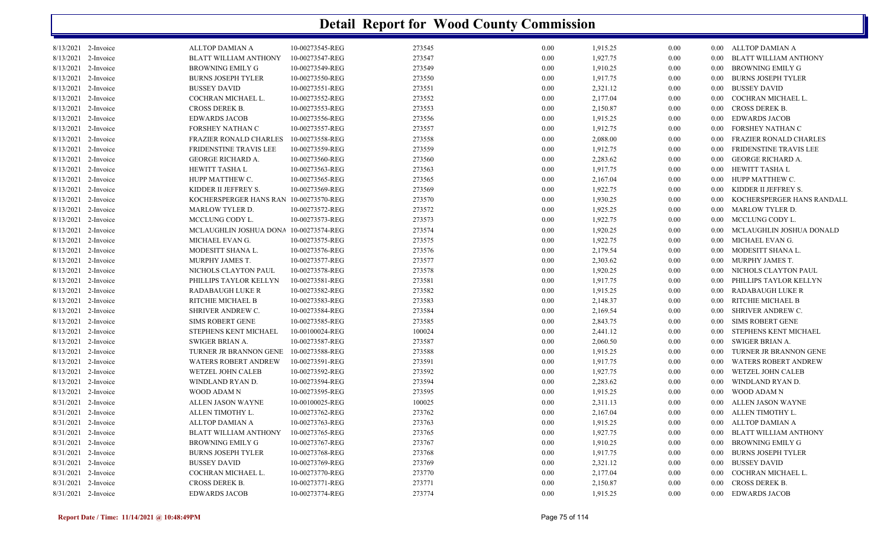# Detail Report for Wood County Commission

| | | | | | | | | | |
|---|---|---|---|---|---|---|---|---|---|
| 8/13/2021 | 2-Invoice | ALLTOP DAMIAN A | 10-00273545-REG | 273545 | 0.00 | 1,915.25 | 0.00 | 0.00 | ALLTOP DAMIAN A |
| 8/13/2021 | 2-Invoice | BLATT WILLIAM ANTHONY | 10-00273547-REG | 273547 | 0.00 | 1,927.75 | 0.00 | 0.00 | BLATT WILLIAM ANTHONY |
| 8/13/2021 | 2-Invoice | BROWNING EMILY G | 10-00273549-REG | 273549 | 0.00 | 1,910.25 | 0.00 | 0.00 | BROWNING EMILY G |
| 8/13/2021 | 2-Invoice | BURNS JOSEPH TYLER | 10-00273550-REG | 273550 | 0.00 | 1,917.75 | 0.00 | 0.00 | BURNS JOSEPH TYLER |
| 8/13/2021 | 2-Invoice | BUSSEY DAVID | 10-00273551-REG | 273551 | 0.00 | 2,321.12 | 0.00 | 0.00 | BUSSEY DAVID |
| 8/13/2021 | 2-Invoice | COCHRAN MICHAEL L. | 10-00273552-REG | 273552 | 0.00 | 2,177.04 | 0.00 | 0.00 | COCHRAN MICHAEL L. |
| 8/13/2021 | 2-Invoice | CROSS DEREK B. | 10-00273553-REG | 273553 | 0.00 | 2,150.87 | 0.00 | 0.00 | CROSS DEREK B. |
| 8/13/2021 | 2-Invoice | EDWARDS JACOB | 10-00273556-REG | 273556 | 0.00 | 1,915.25 | 0.00 | 0.00 | EDWARDS JACOB |
| 8/13/2021 | 2-Invoice | FORSHEY NATHAN C | 10-00273557-REG | 273557 | 0.00 | 1,912.75 | 0.00 | 0.00 | FORSHEY NATHAN C |
| 8/13/2021 | 2-Invoice | FRAZIER RONALD CHARLES | 10-00273558-REG | 273558 | 0.00 | 2,088.00 | 0.00 | 0.00 | FRAZIER RONALD CHARLES |
| 8/13/2021 | 2-Invoice | FRIDENSTINE TRAVIS LEE | 10-00273559-REG | 273559 | 0.00 | 1,912.75 | 0.00 | 0.00 | FRIDENSTINE TRAVIS LEE |
| 8/13/2021 | 2-Invoice | GEORGE RICHARD A. | 10-00273560-REG | 273560 | 0.00 | 2,283.62 | 0.00 | 0.00 | GEORGE RICHARD A. |
| 8/13/2021 | 2-Invoice | HEWITT TASHA L | 10-00273563-REG | 273563 | 0.00 | 1,917.75 | 0.00 | 0.00 | HEWITT TASHA L |
| 8/13/2021 | 2-Invoice | HUPP MATTHEW C. | 10-00273565-REG | 273565 | 0.00 | 2,167.04 | 0.00 | 0.00 | HUPP MATTHEW C. |
| 8/13/2021 | 2-Invoice | KIDDER II JEFFREY S. | 10-00273569-REG | 273569 | 0.00 | 1,922.75 | 0.00 | 0.00 | KIDDER II JEFFREY S. |
| 8/13/2021 | 2-Invoice | KOCHERSPERGER HANS RAN | 10-00273570-REG | 273570 | 0.00 | 1,930.25 | 0.00 | 0.00 | KOCHERSPERGER HANS RANDALL |
| 8/13/2021 | 2-Invoice | MARLOW TYLER D. | 10-00273572-REG | 273572 | 0.00 | 1,925.25 | 0.00 | 0.00 | MARLOW TYLER D. |
| 8/13/2021 | 2-Invoice | MCCLUNG CODY L. | 10-00273573-REG | 273573 | 0.00 | 1,922.75 | 0.00 | 0.00 | MCCLUNG CODY L. |
| 8/13/2021 | 2-Invoice | MCLAUGHLIN JOSHUA DONA | 10-00273574-REG | 273574 | 0.00 | 1,920.25 | 0.00 | 0.00 | MCLAUGHLIN JOSHUA DONALD |
| 8/13/2021 | 2-Invoice | MICHAEL EVAN G. | 10-00273575-REG | 273575 | 0.00 | 1,922.75 | 0.00 | 0.00 | MICHAEL EVAN G. |
| 8/13/2021 | 2-Invoice | MODESITT SHANA L. | 10-00273576-REG | 273576 | 0.00 | 2,179.54 | 0.00 | 0.00 | MODESITT SHANA L. |
| 8/13/2021 | 2-Invoice | MURPHY JAMES T. | 10-00273577-REG | 273577 | 0.00 | 2,303.62 | 0.00 | 0.00 | MURPHY JAMES T. |
| 8/13/2021 | 2-Invoice | NICHOLS CLAYTON PAUL | 10-00273578-REG | 273578 | 0.00 | 1,920.25 | 0.00 | 0.00 | NICHOLS CLAYTON PAUL |
| 8/13/2021 | 2-Invoice | PHILLIPS TAYLOR KELLYN | 10-00273581-REG | 273581 | 0.00 | 1,917.75 | 0.00 | 0.00 | PHILLIPS TAYLOR KELLYN |
| 8/13/2021 | 2-Invoice | RADABAUGH LUKE R | 10-00273582-REG | 273582 | 0.00 | 1,915.25 | 0.00 | 0.00 | RADABAUGH LUKE R |
| 8/13/2021 | 2-Invoice | RITCHIE MICHAEL B | 10-00273583-REG | 273583 | 0.00 | 2,148.37 | 0.00 | 0.00 | RITCHIE MICHAEL B |
| 8/13/2021 | 2-Invoice | SHRIVER ANDREW C. | 10-00273584-REG | 273584 | 0.00 | 2,169.54 | 0.00 | 0.00 | SHRIVER ANDREW C. |
| 8/13/2021 | 2-Invoice | SIMS ROBERT GENE | 10-00273585-REG | 273585 | 0.00 | 2,843.75 | 0.00 | 0.00 | SIMS ROBERT GENE |
| 8/13/2021 | 2-Invoice | STEPHENS KENT MICHAEL | 10-00100024-REG | 100024 | 0.00 | 2,441.12 | 0.00 | 0.00 | STEPHENS KENT MICHAEL |
| 8/13/2021 | 2-Invoice | SWIGER BRIAN A. | 10-00273587-REG | 273587 | 0.00 | 2,060.50 | 0.00 | 0.00 | SWIGER BRIAN A. |
| 8/13/2021 | 2-Invoice | TURNER JR BRANNON GENE | 10-00273588-REG | 273588 | 0.00 | 1,915.25 | 0.00 | 0.00 | TURNER JR BRANNON GENE |
| 8/13/2021 | 2-Invoice | WATERS ROBERT ANDREW | 10-00273591-REG | 273591 | 0.00 | 1,917.75 | 0.00 | 0.00 | WATERS ROBERT ANDREW |
| 8/13/2021 | 2-Invoice | WETZEL JOHN CALEB | 10-00273592-REG | 273592 | 0.00 | 1,927.75 | 0.00 | 0.00 | WETZEL JOHN CALEB |
| 8/13/2021 | 2-Invoice | WINDLAND RYAN D. | 10-00273594-REG | 273594 | 0.00 | 2,283.62 | 0.00 | 0.00 | WINDLAND RYAN D. |
| 8/13/2021 | 2-Invoice | WOOD ADAM N | 10-00273595-REG | 273595 | 0.00 | 1,915.25 | 0.00 | 0.00 | WOOD ADAM N |
| 8/31/2021 | 2-Invoice | ALLEN JASON WAYNE | 10-00100025-REG | 100025 | 0.00 | 2,311.13 | 0.00 | 0.00 | ALLEN JASON WAYNE |
| 8/31/2021 | 2-Invoice | ALLEN TIMOTHY L. | 10-00273762-REG | 273762 | 0.00 | 2,167.04 | 0.00 | 0.00 | ALLEN TIMOTHY L. |
| 8/31/2021 | 2-Invoice | ALLTOP DAMIAN A | 10-00273763-REG | 273763 | 0.00 | 1,915.25 | 0.00 | 0.00 | ALLTOP DAMIAN A |
| 8/31/2021 | 2-Invoice | BLATT WILLIAM ANTHONY | 10-00273765-REG | 273765 | 0.00 | 1,927.75 | 0.00 | 0.00 | BLATT WILLIAM ANTHONY |
| 8/31/2021 | 2-Invoice | BROWNING EMILY G | 10-00273767-REG | 273767 | 0.00 | 1,910.25 | 0.00 | 0.00 | BROWNING EMILY G |
| 8/31/2021 | 2-Invoice | BURNS JOSEPH TYLER | 10-00273768-REG | 273768 | 0.00 | 1,917.75 | 0.00 | 0.00 | BURNS JOSEPH TYLER |
| 8/31/2021 | 2-Invoice | BUSSEY DAVID | 10-00273769-REG | 273769 | 0.00 | 2,321.12 | 0.00 | 0.00 | BUSSEY DAVID |
| 8/31/2021 | 2-Invoice | COCHRAN MICHAEL L. | 10-00273770-REG | 273770 | 0.00 | 2,177.04 | 0.00 | 0.00 | COCHRAN MICHAEL L. |
| 8/31/2021 | 2-Invoice | CROSS DEREK B. | 10-00273771-REG | 273771 | 0.00 | 2,150.87 | 0.00 | 0.00 | CROSS DEREK B. |
| 8/31/2021 | 2-Invoice | EDWARDS JACOB | 10-00273774-REG | 273774 | 0.00 | 1,915.25 | 0.00 | 0.00 | EDWARDS JACOB |

**Report Date / Time: 11/14/2021 @ 10:48:49PM**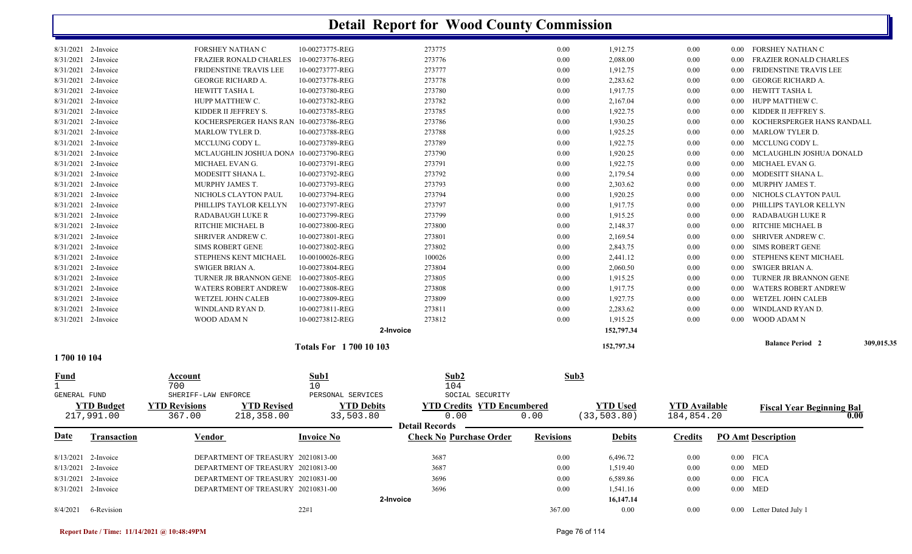# Detail Report for Wood County Commission

| Date | Transaction | Vendor | Invoice No | Check No Purchase Order | Revisions | Debits | Credits | PO Amt Description |
|---|---|---|---|---|---|---|---|---|
| 8/31/2021 | 2-Invoice | FORSHEY NATHAN C | 10-00273775-REG | 273775 | 0.00 | 1,912.75 | 0.00 | 0.00 FORSHEY NATHAN C |
| 8/31/2021 | 2-Invoice | FRAZIER RONALD CHARLES | 10-00273776-REG | 273776 | 0.00 | 2,088.00 | 0.00 | 0.00 FRAZIER RONALD CHARLES |
| 8/31/2021 | 2-Invoice | FRIDENSTINE TRAVIS LEE | 10-00273777-REG | 273777 | 0.00 | 1,912.75 | 0.00 | 0.00 FRIDENSTINE TRAVIS LEE |
| 8/31/2021 | 2-Invoice | GEORGE RICHARD A. | 10-00273778-REG | 273778 | 0.00 | 2,283.62 | 0.00 | 0.00 GEORGE RICHARD A. |
| 8/31/2021 | 2-Invoice | HEWITT TASHA L | 10-00273780-REG | 273780 | 0.00 | 1,917.75 | 0.00 | 0.00 HEWITT TASHA L |
| 8/31/2021 | 2-Invoice | HUPP MATTHEW C. | 10-00273782-REG | 273782 | 0.00 | 2,167.04 | 0.00 | 0.00 HUPP MATTHEW C. |
| 8/31/2021 | 2-Invoice | KIDDER II JEFFREY S. | 10-00273785-REG | 273785 | 0.00 | 1,922.75 | 0.00 | 0.00 KIDDER II JEFFREY S. |
| 8/31/2021 | 2-Invoice | KOCHERSPERGER HANS RAN | 10-00273786-REG | 273786 | 0.00 | 1,930.25 | 0.00 | 0.00 KOCHERSPERGER HANS RANDALL |
| 8/31/2021 | 2-Invoice | MARLOW TYLER D. | 10-00273788-REG | 273788 | 0.00 | 1,925.25 | 0.00 | 0.00 MARLOW TYLER D. |
| 8/31/2021 | 2-Invoice | MCCLUNG CODY L. | 10-00273789-REG | 273789 | 0.00 | 1,922.75 | 0.00 | 0.00 MCCLUNG CODY L. |
| 8/31/2021 | 2-Invoice | MCLAUGHLIN JOSHUA DONA | 10-00273790-REG | 273790 | 0.00 | 1,920.25 | 0.00 | 0.00 MCLAUGHLIN JOSHUA DONALD |
| 8/31/2021 | 2-Invoice | MICHAEL EVAN G. | 10-00273791-REG | 273791 | 0.00 | 1,922.75 | 0.00 | 0.00 MICHAEL EVAN G. |
| 8/31/2021 | 2-Invoice | MODESITT SHANA L. | 10-00273792-REG | 273792 | 0.00 | 2,179.54 | 0.00 | 0.00 MODESITT SHANA L. |
| 8/31/2021 | 2-Invoice | MURPHY JAMES T. | 10-00273793-REG | 273793 | 0.00 | 2,303.62 | 0.00 | 0.00 MURPHY JAMES T. |
| 8/31/2021 | 2-Invoice | NICHOLS CLAYTON PAUL | 10-00273794-REG | 273794 | 0.00 | 1,920.25 | 0.00 | 0.00 NICHOLS CLAYTON PAUL |
| 8/31/2021 | 2-Invoice | PHILLIPS TAYLOR KELLYN | 10-00273797-REG | 273797 | 0.00 | 1,917.75 | 0.00 | 0.00 PHILLIPS TAYLOR KELLYN |
| 8/31/2021 | 2-Invoice | RADABAUGH LUKE R | 10-00273799-REG | 273799 | 0.00 | 1,915.25 | 0.00 | 0.00 RADABAUGH LUKE R |
| 8/31/2021 | 2-Invoice | RITCHIE MICHAEL B | 10-00273800-REG | 273800 | 0.00 | 2,148.37 | 0.00 | 0.00 RITCHIE MICHAEL B |
| 8/31/2021 | 2-Invoice | SHRIVER ANDREW C. | 10-00273801-REG | 273801 | 0.00 | 2,169.54 | 0.00 | 0.00 SHRIVER ANDREW C. |
| 8/31/2021 | 2-Invoice | SIMS ROBERT GENE | 10-00273802-REG | 273802 | 0.00 | 2,843.75 | 0.00 | 0.00 SIMS ROBERT GENE |
| 8/31/2021 | 2-Invoice | STEPHENS KENT MICHAEL | 10-00100026-REG | 100026 | 0.00 | 2,441.12 | 0.00 | 0.00 STEPHENS KENT MICHAEL |
| 8/31/2021 | 2-Invoice | SWIGER BRIAN A. | 10-00273804-REG | 273804 | 0.00 | 2,060.50 | 0.00 | 0.00 SWIGER BRIAN A. |
| 8/31/2021 | 2-Invoice | TURNER JR BRANNON GENE | 10-00273805-REG | 273805 | 0.00 | 1,915.25 | 0.00 | 0.00 TURNER JR BRANNON GENE |
| 8/31/2021 | 2-Invoice | WATERS ROBERT ANDREW | 10-00273808-REG | 273808 | 0.00 | 1,917.75 | 0.00 | 0.00 WATERS ROBERT ANDREW |
| 8/31/2021 | 2-Invoice | WETZEL JOHN CALEB | 10-00273809-REG | 273809 | 0.00 | 1,927.75 | 0.00 | 0.00 WETZEL JOHN CALEB |
| 8/31/2021 | 2-Invoice | WINDLAND RYAN D. | 10-00273811-REG | 273811 | 0.00 | 2,283.62 | 0.00 | 0.00 WINDLAND RYAN D. |
| 8/31/2021 | 2-Invoice | WOOD ADAM N | 10-00273812-REG | 273812 | 0.00 | 1,915.25 | 0.00 | 0.00 WOOD ADAM N |
| | | | | 2-Invoice | | 152,797.34 | | |
| | | | Totals For 1 700 10 103 | | | 152,797.34 | | Balance Period 2 309,015.35 |

## 1 700 10 104

| Fund | Account | Sub1 | Sub2 | Sub3 |
|---|---|---|---|---|
| 1 | 700 | 10 | 104 | |
| GENERAL FUND | SHERIFF-LAW ENFORCE | PERSONAL SERVICES | SOCIAL SECURITY | |

| YTD Budget | YTD Revisions | YTD Revised | YTD Debits | YTD Credits | YTD Encumbered | YTD Used | YTD Available | Fiscal Year Beginning Bal |
|---|---|---|---|---|---|---|---|---|
| 217,991.00 | 367.00 | 218,358.00 | 33,503.80 | 0.00 | 0.00 | (33,503.80) | 184,854.20 | 0.00 |

**Detail Records**

| Date | Transaction | Vendor | Invoice No | Check No Purchase Order | Revisions | Debits | Credits | PO Amt Description |
|---|---|---|---|---|---|---|---|---|
| 8/13/2021 | 2-Invoice | DEPARTMENT OF TREASURY | 20210813-00 | 3687 | 0.00 | 6,496.72 | 0.00 | 0.00 FICA |
| 8/13/2021 | 2-Invoice | DEPARTMENT OF TREASURY | 20210813-00 | 3687 | 0.00 | 1,519.40 | 0.00 | 0.00 MED |
| 8/31/2021 | 2-Invoice | DEPARTMENT OF TREASURY | 20210831-00 | 3696 | 0.00 | 6,589.86 | 0.00 | 0.00 FICA |
| 8/31/2021 | 2-Invoice | DEPARTMENT OF TREASURY | 20210831-00 | 3696 | 0.00 | 1,541.16 | 0.00 | 0.00 MED |
| | | | | 2-Invoice | | 16,147.14 | | |
| 8/4/2021 | 6-Revision | | 22#1 | | 367.00 | 0.00 | 0.00 | 0.00 Letter Dated July 1 |

Report Date / Time: 11/14/2021 @ 10:48:49PM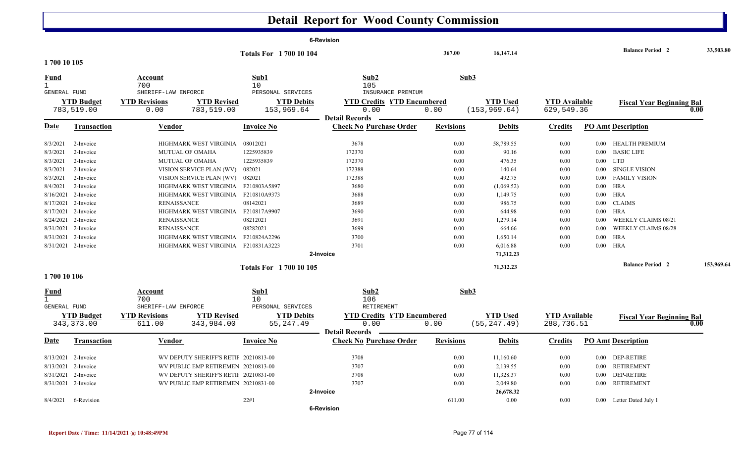# Detail Report for Wood County Commission

6-Revision

| | | | |
|---|---|---|---|
| Totals For 1 700 10 104 | 367.00 | 16,147.14 | Balance Period 2 33,503.80 |

## 1 700 10 105

| Fund | Account | Sub1 | Sub2 | Sub3 |
|---|---|---|---|---|
| 1 | 700 | 10 | 105 | |
| GENERAL FUND | SHERIFF-LAW ENFORCE | PERSONAL SERVICES | INSURANCE PREMIUM | |

| YTD Budget | YTD Revisions | YTD Revised | YTD Debits | YTD Credits | YTD Encumbered | YTD Used | YTD Available | Fiscal Year Beginning Bal |
|---|---|---|---|---|---|---|---|---|
| 783,519.00 | 0.00 | 783,519.00 | 153,969.64 | 0.00 | 0.00 | (153,969.64) | 629,549.36 | 0.00 |

Detail Records

| Date | Transaction | Vendor | Invoice No | Check No Purchase Order | Revisions | Debits | Credits | PO Amt | Description |
|---|---|---|---|---|---|---|---|---|---|
| 8/3/2021 | 2-Invoice | HIGHMARK WEST VIRGINIA | 08012021 | 3678 | 0.00 | 58,789.55 | 0.00 | 0.00 | HEALTH PREMIUM |
| 8/3/2021 | 2-Invoice | MUTUAL OF OMAHA | 1225935839 | 172370 | 0.00 | 90.16 | 0.00 | 0.00 | BASIC LIFE |
| 8/3/2021 | 2-Invoice | MUTUAL OF OMAHA | 1225935839 | 172370 | 0.00 | 476.35 | 0.00 | 0.00 | LTD |
| 8/3/2021 | 2-Invoice | VISION SERVICE PLAN (WV) | 082021 | 172388 | 0.00 | 140.64 | 0.00 | 0.00 | SINGLE VISION |
| 8/3/2021 | 2-Invoice | VISION SERVICE PLAN (WV) | 082021 | 172388 | 0.00 | 492.75 | 0.00 | 0.00 | FAMILY VISION |
| 8/4/2021 | 2-Invoice | HIGHMARK WEST VIRGINIA | F210803A5897 | 3680 | 0.00 | (1,069.52) | 0.00 | 0.00 | HRA |
| 8/16/2021 | 2-Invoice | HIGHMARK WEST VIRGINIA | F210810A9373 | 3688 | 0.00 | 1,149.75 | 0.00 | 0.00 | HRA |
| 8/17/2021 | 2-Invoice | RENAISSANCE | 08142021 | 3689 | 0.00 | 986.75 | 0.00 | 0.00 | CLAIMS |
| 8/17/2021 | 2-Invoice | HIGHMARK WEST VIRGINIA | F210817A9907 | 3690 | 0.00 | 644.98 | 0.00 | 0.00 | HRA |
| 8/24/2021 | 2-Invoice | RENAISSANCE | 08212021 | 3691 | 0.00 | 1,279.14 | 0.00 | 0.00 | WEEKLY CLAIMS 08/21 |
| 8/31/2021 | 2-Invoice | RENAISSANCE | 08282021 | 3699 | 0.00 | 664.66 | 0.00 | 0.00 | WEEKLY CLAIMS 08/28 |
| 8/31/2021 | 2-Invoice | HIGHMARK WEST VIRGINIA | F210824A2296 | 3700 | 0.00 | 1,650.14 | 0.00 | 0.00 | HRA |
| 8/31/2021 | 2-Invoice | HIGHMARK WEST VIRGINIA | F210831A3223 | 3701 | 0.00 | 6,016.88 | 0.00 | 0.00 | HRA |
| | | | | 2-Invoice | | 71,312.23 | | | |

| | | | |
|---|---|---|---|
| Totals For 1 700 10 105 | | 71,312.23 | Balance Period 2 153,969.64 |

## 1 700 10 106

| Fund | Account | Sub1 | Sub2 | Sub3 |
|---|---|---|---|---|
| 1 | 700 | 10 | 106 | |
| GENERAL FUND | SHERIFF-LAW ENFORCE | PERSONAL SERVICES | RETIREMENT | |

| YTD Budget | YTD Revisions | YTD Revised | YTD Debits | YTD Credits | YTD Encumbered | YTD Used | YTD Available | Fiscal Year Beginning Bal |
|---|---|---|---|---|---|---|---|---|
| 343,373.00 | 611.00 | 343,984.00 | 55,247.49 | 0.00 | 0.00 | (55,247.49) | 288,736.51 | 0.00 |

Detail Records

| Date | Transaction | Vendor | Invoice No | Check No Purchase Order | Revisions | Debits | Credits | PO Amt | Description |
|---|---|---|---|---|---|---|---|---|---|
| 8/13/2021 | 2-Invoice | WV DEPUTY SHERIFF'S RETIF | 20210813-00 | 3708 | 0.00 | 11,160.60 | 0.00 | 0.00 | DEP-RETIRE |
| 8/13/2021 | 2-Invoice | WV PUBLIC EMP RETIREMEN | 20210813-00 | 3707 | 0.00 | 2,139.55 | 0.00 | 0.00 | RETIREMENT |
| 8/31/2021 | 2-Invoice | WV DEPUTY SHERIFF'S RETIF | 20210831-00 | 3708 | 0.00 | 11,328.37 | 0.00 | 0.00 | DEP-RETIRE |
| 8/31/2021 | 2-Invoice | WV PUBLIC EMP RETIREMEN | 20210831-00 | 3707 | 0.00 | 2,049.80 | 0.00 | 0.00 | RETIREMENT |
| | | | | 2-Invoice | | 26,678.32 | | | |
| 8/4/2021 | 6-Revision | | 22#1 | | 611.00 | 0.00 | 0.00 | 0.00 | Letter Dated July 1 |
| | | | | 6-Revision | | | | | |

Report Date / Time: 11/14/2021 @ 10:48:49PM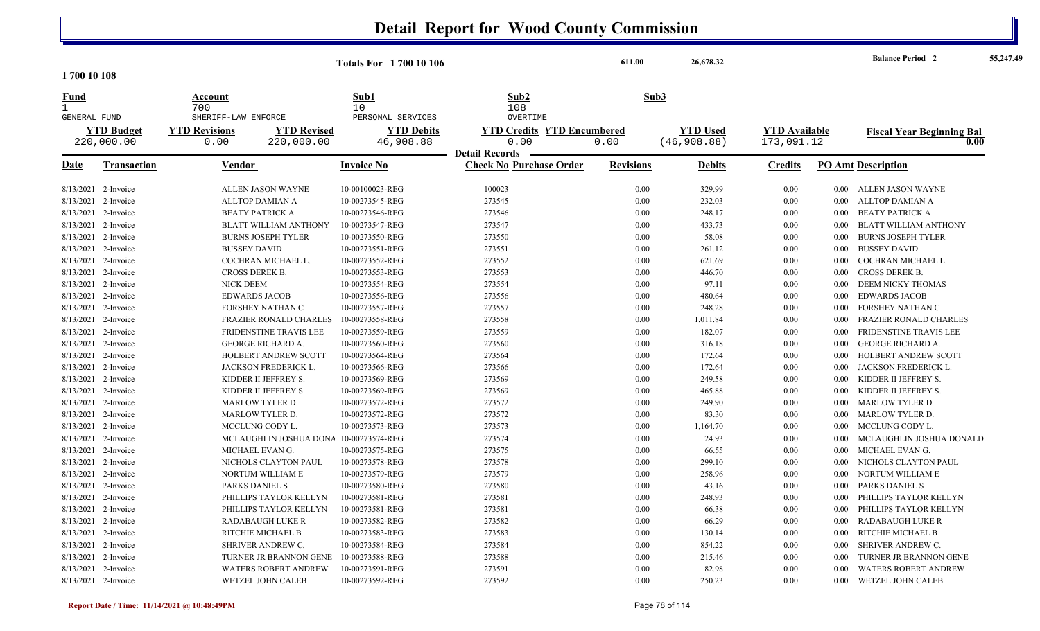# Detail Report for Wood County Commission

| | | | |
|---|---|---|---|
| Totals For 1 700 10 106 | 611.00 | 26,678.32 | Balance Period 2 55,247.49 |

**1 700 10 108**

| Fund | Account | Sub1 | Sub2 | Sub3 |
|---|---|---|---|---|
| 1 | 700 | 10 | 108 | |
| GENERAL FUND | SHERIFF-LAW ENFORCE | PERSONAL SERVICES | OVERTIME | |

| YTD Budget | YTD Revisions | YTD Revised | YTD Debits | YTD Credits | YTD Encumbered | YTD Used | YTD Available | Fiscal Year Beginning Bal |
|---|---|---|---|---|---|---|---|---|
| 220,000.00 | 0.00 | 220,000.00 | 46,908.88 | 0.00 | 0.00 | (46,908.88) | 173,091.12 | 0.00 |

**Detail Records**

| Date | Transaction | Vendor | Invoice No | Check No | Purchase Order | Revisions | Debits | Credits | PO Amt | Description |
|---|---|---|---|---|---|---|---|---|---|---|
| 8/13/2021 | 2-Invoice | ALLEN JASON WAYNE | 10-00100023-REG | 100023 | | 0.00 | 329.99 | 0.00 | 0.00 | ALLEN JASON WAYNE |
| 8/13/2021 | 2-Invoice | ALLTOP DAMIAN A | 10-00273545-REG | 273545 | | 0.00 | 232.03 | 0.00 | 0.00 | ALLTOP DAMIAN A |
| 8/13/2021 | 2-Invoice | BEATY PATRICK A | 10-00273546-REG | 273546 | | 0.00 | 248.17 | 0.00 | 0.00 | BEATY PATRICK A |
| 8/13/2021 | 2-Invoice | BLATT WILLIAM ANTHONY | 10-00273547-REG | 273547 | | 0.00 | 433.73 | 0.00 | 0.00 | BLATT WILLIAM ANTHONY |
| 8/13/2021 | 2-Invoice | BURNS JOSEPH TYLER | 10-00273550-REG | 273550 | | 0.00 | 58.08 | 0.00 | 0.00 | BURNS JOSEPH TYLER |
| 8/13/2021 | 2-Invoice | BUSSEY DAVID | 10-00273551-REG | 273551 | | 0.00 | 261.12 | 0.00 | 0.00 | BUSSEY DAVID |
| 8/13/2021 | 2-Invoice | COCHRAN MICHAEL L. | 10-00273552-REG | 273552 | | 0.00 | 621.69 | 0.00 | 0.00 | COCHRAN MICHAEL L. |
| 8/13/2021 | 2-Invoice | CROSS DEREK B. | 10-00273553-REG | 273553 | | 0.00 | 446.70 | 0.00 | 0.00 | CROSS DEREK B. |
| 8/13/2021 | 2-Invoice | NICK DEEM | 10-00273554-REG | 273554 | | 0.00 | 97.11 | 0.00 | 0.00 | DEEM NICKY THOMAS |
| 8/13/2021 | 2-Invoice | EDWARDS JACOB | 10-00273556-REG | 273556 | | 0.00 | 480.64 | 0.00 | 0.00 | EDWARDS JACOB |
| 8/13/2021 | 2-Invoice | FORSHEY NATHAN C | 10-00273557-REG | 273557 | | 0.00 | 248.28 | 0.00 | 0.00 | FORSHEY NATHAN C |
| 8/13/2021 | 2-Invoice | FRAZIER RONALD CHARLES | 10-00273558-REG | 273558 | | 0.00 | 1,011.84 | 0.00 | 0.00 | FRAZIER RONALD CHARLES |
| 8/13/2021 | 2-Invoice | FRIDENSTINE TRAVIS LEE | 10-00273559-REG | 273559 | | 0.00 | 182.07 | 0.00 | 0.00 | FRIDENSTINE TRAVIS LEE |
| 8/13/2021 | 2-Invoice | GEORGE RICHARD A. | 10-00273560-REG | 273560 | | 0.00 | 316.18 | 0.00 | 0.00 | GEORGE RICHARD A. |
| 8/13/2021 | 2-Invoice | HOLBERT ANDREW SCOTT | 10-00273564-REG | 273564 | | 0.00 | 172.64 | 0.00 | 0.00 | HOLBERT ANDREW SCOTT |
| 8/13/2021 | 2-Invoice | JACKSON FREDERICK L. | 10-00273566-REG | 273566 | | 0.00 | 172.64 | 0.00 | 0.00 | JACKSON FREDERICK L. |
| 8/13/2021 | 2-Invoice | KIDDER II JEFFREY S. | 10-00273569-REG | 273569 | | 0.00 | 249.58 | 0.00 | 0.00 | KIDDER II JEFFREY S. |
| 8/13/2021 | 2-Invoice | KIDDER II JEFFREY S. | 10-00273569-REG | 273569 | | 0.00 | 465.88 | 0.00 | 0.00 | KIDDER II JEFFREY S. |
| 8/13/2021 | 2-Invoice | MARLOW TYLER D. | 10-00273572-REG | 273572 | | 0.00 | 249.90 | 0.00 | 0.00 | MARLOW TYLER D. |
| 8/13/2021 | 2-Invoice | MARLOW TYLER D. | 10-00273572-REG | 273572 | | 0.00 | 83.30 | 0.00 | 0.00 | MARLOW TYLER D. |
| 8/13/2021 | 2-Invoice | MCCLUNG CODY L. | 10-00273573-REG | 273573 | | 0.00 | 1,164.70 | 0.00 | 0.00 | MCCLUNG CODY L. |
| 8/13/2021 | 2-Invoice | MCLAUGHLIN JOSHUA DONA | 10-00273574-REG | 273574 | | 0.00 | 24.93 | 0.00 | 0.00 | MCLAUGHLIN JOSHUA DONALD |
| 8/13/2021 | 2-Invoice | MICHAEL EVAN G. | 10-00273575-REG | 273575 | | 0.00 | 66.55 | 0.00 | 0.00 | MICHAEL EVAN G. |
| 8/13/2021 | 2-Invoice | NICHOLS CLAYTON PAUL | 10-00273578-REG | 273578 | | 0.00 | 299.10 | 0.00 | 0.00 | NICHOLS CLAYTON PAUL |
| 8/13/2021 | 2-Invoice | NORTUM WILLIAM E | 10-00273579-REG | 273579 | | 0.00 | 258.96 | 0.00 | 0.00 | NORTUM WILLIAM E |
| 8/13/2021 | 2-Invoice | PARKS DANIEL S | 10-00273580-REG | 273580 | | 0.00 | 43.16 | 0.00 | 0.00 | PARKS DANIEL S |
| 8/13/2021 | 2-Invoice | PHILLIPS TAYLOR KELLYN | 10-00273581-REG | 273581 | | 0.00 | 248.93 | 0.00 | 0.00 | PHILLIPS TAYLOR KELLYN |
| 8/13/2021 | 2-Invoice | PHILLIPS TAYLOR KELLYN | 10-00273581-REG | 273581 | | 0.00 | 66.38 | 0.00 | 0.00 | PHILLIPS TAYLOR KELLYN |
| 8/13/2021 | 2-Invoice | RADABAUGH LUKE R | 10-00273582-REG | 273582 | | 0.00 | 66.29 | 0.00 | 0.00 | RADABAUGH LUKE R |
| 8/13/2021 | 2-Invoice | RITCHIE MICHAEL B | 10-00273583-REG | 273583 | | 0.00 | 130.14 | 0.00 | 0.00 | RITCHIE MICHAEL B |
| 8/13/2021 | 2-Invoice | SHRIVER ANDREW C. | 10-00273584-REG | 273584 | | 0.00 | 854.22 | 0.00 | 0.00 | SHRIVER ANDREW C. |
| 8/13/2021 | 2-Invoice | TURNER JR BRANNON GENE | 10-00273588-REG | 273588 | | 0.00 | 215.46 | 0.00 | 0.00 | TURNER JR BRANNON GENE |
| 8/13/2021 | 2-Invoice | WATERS ROBERT ANDREW | 10-00273591-REG | 273591 | | 0.00 | 82.98 | 0.00 | 0.00 | WATERS ROBERT ANDREW |
| 8/13/2021 | 2-Invoice | WETZEL JOHN CALEB | 10-00273592-REG | 273592 | | 0.00 | 250.23 | 0.00 | 0.00 | WETZEL JOHN CALEB |

Report Date / Time: 11/14/2021 @ 10:48:49PM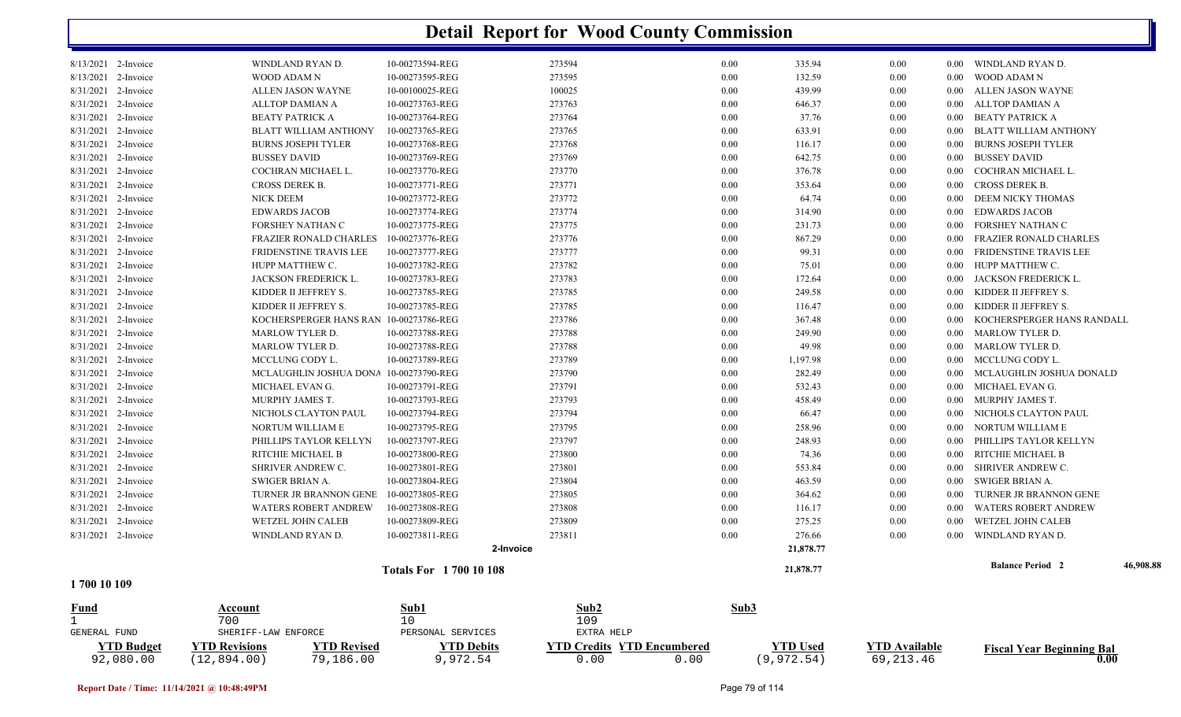# Detail Report for Wood County Commission

| Date | Type | Name | Reference | Number | | Amount | | | Description |
|---|---|---|---|---|---|---|---|---|---|
| 8/13/2021 | 2-Invoice | WINDLAND RYAN D. | 10-00273594-REG | 273594 | 0.00 | 335.94 | 0.00 | 0.00 | WINDLAND RYAN D. |
| 8/13/2021 | 2-Invoice | WOOD ADAM N | 10-00273595-REG | 273595 | 0.00 | 132.59 | 0.00 | 0.00 | WOOD ADAM N |
| 8/31/2021 | 2-Invoice | ALLEN JASON WAYNE | 10-00100025-REG | 100025 | 0.00 | 439.99 | 0.00 | 0.00 | ALLEN JASON WAYNE |
| 8/31/2021 | 2-Invoice | ALLTOP DAMIAN A | 10-00273763-REG | 273763 | 0.00 | 646.37 | 0.00 | 0.00 | ALLTOP DAMIAN A |
| 8/31/2021 | 2-Invoice | BEATY PATRICK A | 10-00273764-REG | 273764 | 0.00 | 37.76 | 0.00 | 0.00 | BEATY PATRICK A |
| 8/31/2021 | 2-Invoice | BLATT WILLIAM ANTHONY | 10-00273765-REG | 273765 | 0.00 | 633.91 | 0.00 | 0.00 | BLATT WILLIAM ANTHONY |
| 8/31/2021 | 2-Invoice | BURNS JOSEPH TYLER | 10-00273768-REG | 273768 | 0.00 | 116.17 | 0.00 | 0.00 | BURNS JOSEPH TYLER |
| 8/31/2021 | 2-Invoice | BUSSEY DAVID | 10-00273769-REG | 273769 | 0.00 | 642.75 | 0.00 | 0.00 | BUSSEY DAVID |
| 8/31/2021 | 2-Invoice | COCHRAN MICHAEL L. | 10-00273770-REG | 273770 | 0.00 | 376.78 | 0.00 | 0.00 | COCHRAN MICHAEL L. |
| 8/31/2021 | 2-Invoice | CROSS DEREK B. | 10-00273771-REG | 273771 | 0.00 | 353.64 | 0.00 | 0.00 | CROSS DEREK B. |
| 8/31/2021 | 2-Invoice | NICK DEEM | 10-00273772-REG | 273772 | 0.00 | 64.74 | 0.00 | 0.00 | DEEM NICKY THOMAS |
| 8/31/2021 | 2-Invoice | EDWARDS JACOB | 10-00273774-REG | 273774 | 0.00 | 314.90 | 0.00 | 0.00 | EDWARDS JACOB |
| 8/31/2021 | 2-Invoice | FORSHEY NATHAN C | 10-00273775-REG | 273775 | 0.00 | 231.73 | 0.00 | 0.00 | FORSHEY NATHAN C |
| 8/31/2021 | 2-Invoice | FRAZIER RONALD CHARLES | 10-00273776-REG | 273776 | 0.00 | 867.29 | 0.00 | 0.00 | FRAZIER RONALD CHARLES |
| 8/31/2021 | 2-Invoice | FRIDENSTINE TRAVIS LEE | 10-00273777-REG | 273777 | 0.00 | 99.31 | 0.00 | 0.00 | FRIDENSTINE TRAVIS LEE |
| 8/31/2021 | 2-Invoice | HUPP MATTHEW C. | 10-00273782-REG | 273782 | 0.00 | 75.01 | 0.00 | 0.00 | HUPP MATTHEW C. |
| 8/31/2021 | 2-Invoice | JACKSON FREDERICK L. | 10-00273783-REG | 273783 | 0.00 | 172.64 | 0.00 | 0.00 | JACKSON FREDERICK L. |
| 8/31/2021 | 2-Invoice | KIDDER II JEFFREY S. | 10-00273785-REG | 273785 | 0.00 | 249.58 | 0.00 | 0.00 | KIDDER II JEFFREY S. |
| 8/31/2021 | 2-Invoice | KIDDER II JEFFREY S. | 10-00273785-REG | 273785 | 0.00 | 116.47 | 0.00 | 0.00 | KIDDER II JEFFREY S. |
| 8/31/2021 | 2-Invoice | KOCHERSPERGER HANS RAN | 10-00273786-REG | 273786 | 0.00 | 367.48 | 0.00 | 0.00 | KOCHERSPERGER HANS RANDALL |
| 8/31/2021 | 2-Invoice | MARLOW TYLER D. | 10-00273788-REG | 273788 | 0.00 | 249.90 | 0.00 | 0.00 | MARLOW TYLER D. |
| 8/31/2021 | 2-Invoice | MARLOW TYLER D. | 10-00273788-REG | 273788 | 0.00 | 49.98 | 0.00 | 0.00 | MARLOW TYLER D. |
| 8/31/2021 | 2-Invoice | MCCLUNG CODY L. | 10-00273789-REG | 273789 | 0.00 | 1,197.98 | 0.00 | 0.00 | MCCLUNG CODY L. |
| 8/31/2021 | 2-Invoice | MCLAUGHLIN JOSHUA DONA | 10-00273790-REG | 273790 | 0.00 | 282.49 | 0.00 | 0.00 | MCLAUGHLIN JOSHUA DONALD |
| 8/31/2021 | 2-Invoice | MICHAEL EVAN G. | 10-00273791-REG | 273791 | 0.00 | 532.43 | 0.00 | 0.00 | MICHAEL EVAN G. |
| 8/31/2021 | 2-Invoice | MURPHY JAMES T. | 10-00273793-REG | 273793 | 0.00 | 458.49 | 0.00 | 0.00 | MURPHY JAMES T. |
| 8/31/2021 | 2-Invoice | NICHOLS CLAYTON PAUL | 10-00273794-REG | 273794 | 0.00 | 66.47 | 0.00 | 0.00 | NICHOLS CLAYTON PAUL |
| 8/31/2021 | 2-Invoice | NORTUM WILLIAM E | 10-00273795-REG | 273795 | 0.00 | 258.96 | 0.00 | 0.00 | NORTUM WILLIAM E |
| 8/31/2021 | 2-Invoice | PHILLIPS TAYLOR KELLYN | 10-00273797-REG | 273797 | 0.00 | 248.93 | 0.00 | 0.00 | PHILLIPS TAYLOR KELLYN |
| 8/31/2021 | 2-Invoice | RITCHIE MICHAEL B | 10-00273800-REG | 273800 | 0.00 | 74.36 | 0.00 | 0.00 | RITCHIE MICHAEL B |
| 8/31/2021 | 2-Invoice | SHRIVER ANDREW C. | 10-00273801-REG | 273801 | 0.00 | 553.84 | 0.00 | 0.00 | SHRIVER ANDREW C. |
| 8/31/2021 | 2-Invoice | SWIGER BRIAN A. | 10-00273804-REG | 273804 | 0.00 | 463.59 | 0.00 | 0.00 | SWIGER BRIAN A. |
| 8/31/2021 | 2-Invoice | TURNER JR BRANNON GENE | 10-00273805-REG | 273805 | 0.00 | 364.62 | 0.00 | 0.00 | TURNER JR BRANNON GENE |
| 8/31/2021 | 2-Invoice | WATERS ROBERT ANDREW | 10-00273808-REG | 273808 | 0.00 | 116.17 | 0.00 | 0.00 | WATERS ROBERT ANDREW |
| 8/31/2021 | 2-Invoice | WETZEL JOHN CALEB | 10-00273809-REG | 273809 | 0.00 | 275.25 | 0.00 | 0.00 | WETZEL JOHN CALEB |
| 8/31/2021 | 2-Invoice | WINDLAND RYAN D. | 10-00273811-REG | 273811 | 0.00 | 276.66 | 0.00 | 0.00 | WINDLAND RYAN D. |
| | | | | 2-Invoice | | 21,878.77 | | | |
| | | | **Totals For 1 700 10 108** | | | 21,878.77 | | | **Balance Period 2** 46,908.88 |

**1 700 10 109**

| Fund | Account | | Sub1 | Sub2 | | Sub3 | | |
|---|---|---|---|---|---|---|---|---|
| 1 | 700 | | 10 | 109 | | | | |
| GENERAL FUND | SHERIFF-LAW ENFORCE | | PERSONAL SERVICES | EXTRA HELP | | | | |
| **YTD Budget** | **YTD Revisions** | **YTD Revised** | **YTD Debits** | **YTD Credits** | **YTD Encumbered** | **YTD Used** | **YTD Available** | **Fiscal Year Beginning Bal** |
| 92,080.00 | (12,894.00) | 79,186.00 | 9,972.54 | 0.00 | 0.00 | (9,972.54) | 69,213.46 | 0.00 |

Report Date / Time: 11/14/2021 @ 10:48:49PM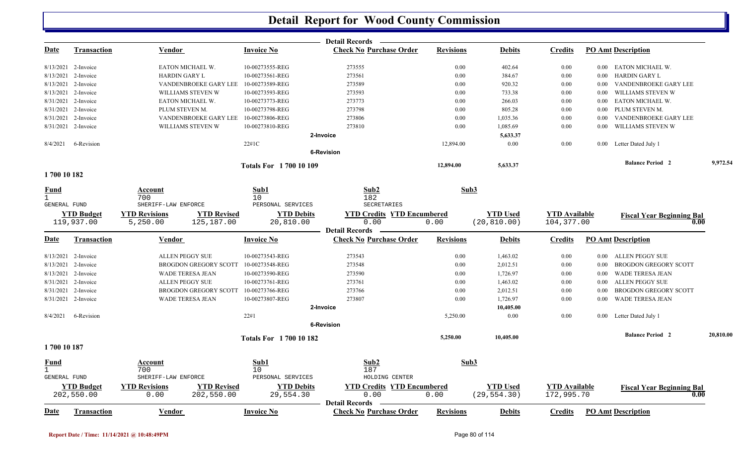# Detail Report for Wood County Commission

**Detail Records**

| Date | Transaction | Vendor | Invoice No | Check No | Purchase Order | Revisions | Debits | Credits | PO Amt | Description |
|---|---|---|---|---|---|---|---|---|---|---|
| 8/13/2021 | 2-Invoice | EATON MICHAEL W. | 10-00273555-REG | 273555 | | 0.00 | 402.64 | 0.00 | 0.00 | EATON MICHAEL W. |
| 8/13/2021 | 2-Invoice | HARDIN GARY L | 10-00273561-REG | 273561 | | 0.00 | 384.67 | 0.00 | 0.00 | HARDIN GARY L |
| 8/13/2021 | 2-Invoice | VANDENBROEKE GARY LEE | 10-00273589-REG | 273589 | | 0.00 | 920.32 | 0.00 | 0.00 | VANDENBROEKE GARY LEE |
| 8/13/2021 | 2-Invoice | WILLIAMS STEVEN W | 10-00273593-REG | 273593 | | 0.00 | 733.38 | 0.00 | 0.00 | WILLIAMS STEVEN W |
| 8/31/2021 | 2-Invoice | EATON MICHAEL W. | 10-00273773-REG | 273773 | | 0.00 | 266.03 | 0.00 | 0.00 | EATON MICHAEL W. |
| 8/31/2021 | 2-Invoice | PLUM STEVEN M. | 10-00273798-REG | 273798 | | 0.00 | 805.28 | 0.00 | 0.00 | PLUM STEVEN M. |
| 8/31/2021 | 2-Invoice | VANDENBROEKE GARY LEE | 10-00273806-REG | 273806 | | 0.00 | 1,035.36 | 0.00 | 0.00 | VANDENBROEKE GARY LEE |
| 8/31/2021 | 2-Invoice | WILLIAMS STEVEN W | 10-00273810-REG | 273810 | | 0.00 | 1,085.69 | 0.00 | 0.00 | WILLIAMS STEVEN W |
| | | | | 2-Invoice | | | 5,633.37 | | | |
| 8/4/2021 | 6-Revision | | 22#1C | | | 12,894.00 | 0.00 | 0.00 | 0.00 | Letter Dated July 1 |
| | | | | 6-Revision | | | | | | |
| | | | Totals For 1 700 10 109 | | | 12,894.00 | 5,633.37 | | | Balance Period 2 — 9,972.54 |

## 1 700 10 182

| Fund | Account | Sub1 | Sub2 | Sub3 |
|---|---|---|---|---|
| 1 | 700 | 10 | 182 | |
| GENERAL FUND | SHERIFF-LAW ENFORCE | PERSONAL SERVICES | SECRETARIES | |

| YTD Budget | YTD Revisions | YTD Revised | YTD Debits | YTD Credits | YTD Encumbered | YTD Used | YTD Available | Fiscal Year Beginning Bal |
|---|---|---|---|---|---|---|---|---|
| 119,937.00 | 5,250.00 | 125,187.00 | 20,810.00 | 0.00 | 0.00 | (20,810.00) | 104,377.00 | 0.00 |

**Detail Records**

| Date | Transaction | Vendor | Invoice No | Check No | Purchase Order | Revisions | Debits | Credits | PO Amt | Description |
|---|---|---|---|---|---|---|---|---|---|---|
| 8/13/2021 | 2-Invoice | ALLEN PEGGY SUE | 10-00273543-REG | 273543 | | 0.00 | 1,463.02 | 0.00 | 0.00 | ALLEN PEGGY SUE |
| 8/13/2021 | 2-Invoice | BROGDON GREGORY SCOTT | 10-00273548-REG | 273548 | | 0.00 | 2,012.51 | 0.00 | 0.00 | BROGDON GREGORY SCOTT |
| 8/13/2021 | 2-Invoice | WADE TERESA JEAN | 10-00273590-REG | 273590 | | 0.00 | 1,726.97 | 0.00 | 0.00 | WADE TERESA JEAN |
| 8/31/2021 | 2-Invoice | ALLEN PEGGY SUE | 10-00273761-REG | 273761 | | 0.00 | 1,463.02 | 0.00 | 0.00 | ALLEN PEGGY SUE |
| 8/31/2021 | 2-Invoice | BROGDON GREGORY SCOTT | 10-00273766-REG | 273766 | | 0.00 | 2,012.51 | 0.00 | 0.00 | BROGDON GREGORY SCOTT |
| 8/31/2021 | 2-Invoice | WADE TERESA JEAN | 10-00273807-REG | 273807 | | 0.00 | 1,726.97 | 0.00 | 0.00 | WADE TERESA JEAN |
| | | | | 2-Invoice | | | 10,405.00 | | | |
| 8/4/2021 | 6-Revision | | 22#1 | | | 5,250.00 | 0.00 | 0.00 | 0.00 | Letter Dated July 1 |
| | | | | 6-Revision | | | | | | |
| | | | Totals For 1 700 10 182 | | | 5,250.00 | 10,405.00 | | | Balance Period 2 — 20,810.00 |

## 1 700 10 187

| Fund | Account | Sub1 | Sub2 | Sub3 |
|---|---|---|---|---|
| 1 | 700 | 10 | 187 | |
| GENERAL FUND | SHERIFF-LAW ENFORCE | PERSONAL SERVICES | HOLDING CENTER | |

| YTD Budget | YTD Revisions | YTD Revised | YTD Debits | YTD Credits | YTD Encumbered | YTD Used | YTD Available | Fiscal Year Beginning Bal |
|---|---|---|---|---|---|---|---|---|
| 202,550.00 | 0.00 | 202,550.00 | 29,554.30 | 0.00 | 0.00 | (29,554.30) | 172,995.70 | 0.00 |

**Detail Records**

| Date | Transaction | Vendor | Invoice No | Check No | Purchase Order | Revisions | Debits | Credits | PO Amt | Description |
|---|---|---|---|---|---|---|---|---|---|---|

Report Date / Time: 11/14/2021 @ 10:48:49PM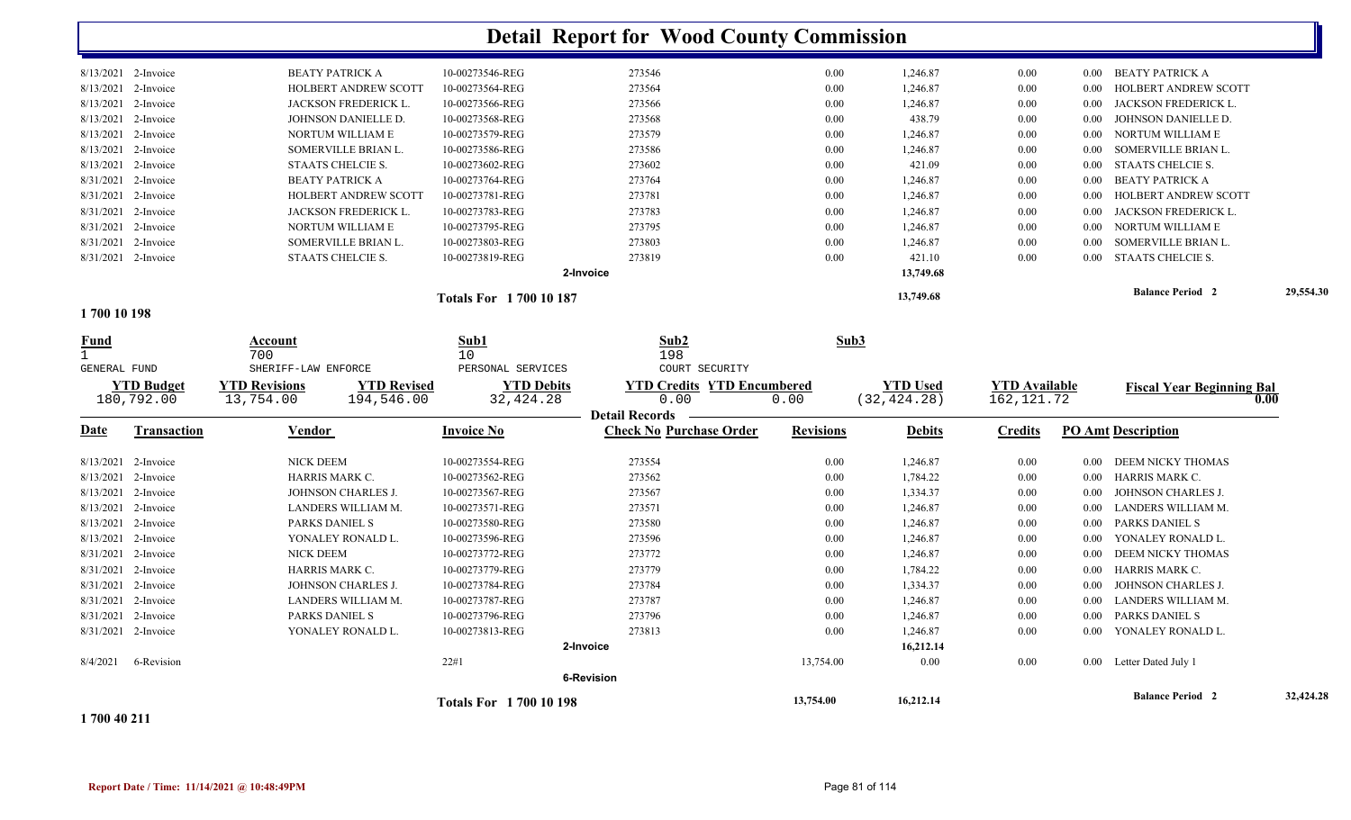# Detail Report for Wood County Commission

| Date | Transaction | Vendor | Invoice No | Check No | Revisions | Debits | Credits | PO Amt | Description |
|---|---|---|---|---|---|---|---|---|---|
| 8/13/2021 | 2-Invoice | BEATY PATRICK A | 10-00273546-REG | 273546 | 0.00 | 1,246.87 | 0.00 | 0.00 | BEATY PATRICK A |
| 8/13/2021 | 2-Invoice | HOLBERT ANDREW SCOTT | 10-00273564-REG | 273564 | 0.00 | 1,246.87 | 0.00 | 0.00 | HOLBERT ANDREW SCOTT |
| 8/13/2021 | 2-Invoice | JACKSON FREDERICK L. | 10-00273566-REG | 273566 | 0.00 | 1,246.87 | 0.00 | 0.00 | JACKSON FREDERICK L. |
| 8/13/2021 | 2-Invoice | JOHNSON DANIELLE D. | 10-00273568-REG | 273568 | 0.00 | 438.79 | 0.00 | 0.00 | JOHNSON DANIELLE D. |
| 8/13/2021 | 2-Invoice | NORTUM WILLIAM E | 10-00273579-REG | 273579 | 0.00 | 1,246.87 | 0.00 | 0.00 | NORTUM WILLIAM E |
| 8/13/2021 | 2-Invoice | SOMERVILLE BRIAN L. | 10-00273586-REG | 273586 | 0.00 | 1,246.87 | 0.00 | 0.00 | SOMERVILLE BRIAN L. |
| 8/13/2021 | 2-Invoice | STAATS CHELCIE S. | 10-00273602-REG | 273602 | 0.00 | 421.09 | 0.00 | 0.00 | STAATS CHELCIE S. |
| 8/31/2021 | 2-Invoice | BEATY PATRICK A | 10-00273764-REG | 273764 | 0.00 | 1,246.87 | 0.00 | 0.00 | BEATY PATRICK A |
| 8/31/2021 | 2-Invoice | HOLBERT ANDREW SCOTT | 10-00273781-REG | 273781 | 0.00 | 1,246.87 | 0.00 | 0.00 | HOLBERT ANDREW SCOTT |
| 8/31/2021 | 2-Invoice | JACKSON FREDERICK L. | 10-00273783-REG | 273783 | 0.00 | 1,246.87 | 0.00 | 0.00 | JACKSON FREDERICK L. |
| 8/31/2021 | 2-Invoice | NORTUM WILLIAM E | 10-00273795-REG | 273795 | 0.00 | 1,246.87 | 0.00 | 0.00 | NORTUM WILLIAM E |
| 8/31/2021 | 2-Invoice | SOMERVILLE BRIAN L. | 10-00273803-REG | 273803 | 0.00 | 1,246.87 | 0.00 | 0.00 | SOMERVILLE BRIAN L. |
| 8/31/2021 | 2-Invoice | STAATS CHELCIE S. | 10-00273819-REG | 273819 | 0.00 | 421.10 | 0.00 | 0.00 | STAATS CHELCIE S. |
| | | | | 2-Invoice | | 13,749.68 | | | |
| | | | Totals For 1 700 10 187 | | | 13,749.68 | | | Balance Period 2 29,554.30 |

## 1 700 10 198

| Fund | Account | Sub1 | Sub2 | Sub3 |
|---|---|---|---|---|
| 1 | 700 | 10 | 198 | |
| GENERAL FUND | SHERIFF-LAW ENFORCE | PERSONAL SERVICES | COURT SECURITY | |

| YTD Budget | YTD Revisions | YTD Revised | YTD Debits | YTD Credits | YTD Encumbered | YTD Used | YTD Available | Fiscal Year Beginning Bal |
|---|---|---|---|---|---|---|---|---|
| 180,792.00 | 13,754.00 | 194,546.00 | 32,424.28 | 0.00 | 0.00 | (32,424.28) | 162,121.72 | 0.00 |

**Detail Records**

| Date | Transaction | Vendor | Invoice No | Check No Purchase Order | Revisions | Debits | Credits | PO Amt | Description |
|---|---|---|---|---|---|---|---|---|---|
| 8/13/2021 | 2-Invoice | NICK DEEM | 10-00273554-REG | 273554 | 0.00 | 1,246.87 | 0.00 | 0.00 | DEEM NICKY THOMAS |
| 8/13/2021 | 2-Invoice | HARRIS MARK C. | 10-00273562-REG | 273562 | 0.00 | 1,784.22 | 0.00 | 0.00 | HARRIS MARK C. |
| 8/13/2021 | 2-Invoice | JOHNSON CHARLES J. | 10-00273567-REG | 273567 | 0.00 | 1,334.37 | 0.00 | 0.00 | JOHNSON CHARLES J. |
| 8/13/2021 | 2-Invoice | LANDERS WILLIAM M. | 10-00273571-REG | 273571 | 0.00 | 1,246.87 | 0.00 | 0.00 | LANDERS WILLIAM M. |
| 8/13/2021 | 2-Invoice | PARKS DANIEL S | 10-00273580-REG | 273580 | 0.00 | 1,246.87 | 0.00 | 0.00 | PARKS DANIEL S |
| 8/13/2021 | 2-Invoice | YONALEY RONALD L. | 10-00273596-REG | 273596 | 0.00 | 1,246.87 | 0.00 | 0.00 | YONALEY RONALD L. |
| 8/31/2021 | 2-Invoice | NICK DEEM | 10-00273772-REG | 273772 | 0.00 | 1,246.87 | 0.00 | 0.00 | DEEM NICKY THOMAS |
| 8/31/2021 | 2-Invoice | HARRIS MARK C. | 10-00273779-REG | 273779 | 0.00 | 1,784.22 | 0.00 | 0.00 | HARRIS MARK C. |
| 8/31/2021 | 2-Invoice | JOHNSON CHARLES J. | 10-00273784-REG | 273784 | 0.00 | 1,334.37 | 0.00 | 0.00 | JOHNSON CHARLES J. |
| 8/31/2021 | 2-Invoice | LANDERS WILLIAM M. | 10-00273787-REG | 273787 | 0.00 | 1,246.87 | 0.00 | 0.00 | LANDERS WILLIAM M. |
| 8/31/2021 | 2-Invoice | PARKS DANIEL S | 10-00273796-REG | 273796 | 0.00 | 1,246.87 | 0.00 | 0.00 | PARKS DANIEL S |
| 8/31/2021 | 2-Invoice | YONALEY RONALD L. | 10-00273813-REG | 273813 | 0.00 | 1,246.87 | 0.00 | 0.00 | YONALEY RONALD L. |
| | | | | 2-Invoice | | 16,212.14 | | | |
| 8/4/2021 | 6-Revision | | 22#1 | | 13,754.00 | 0.00 | 0.00 | 0.00 | Letter Dated July 1 |
| | | | | 6-Revision | | | | | |
| | | | Totals For 1 700 10 198 | | 13,754.00 | 16,212.14 | | | Balance Period 2 32,424.28 |

## 1 700 40 211

Report Date / Time: 11/14/2021 @ 10:48:49PM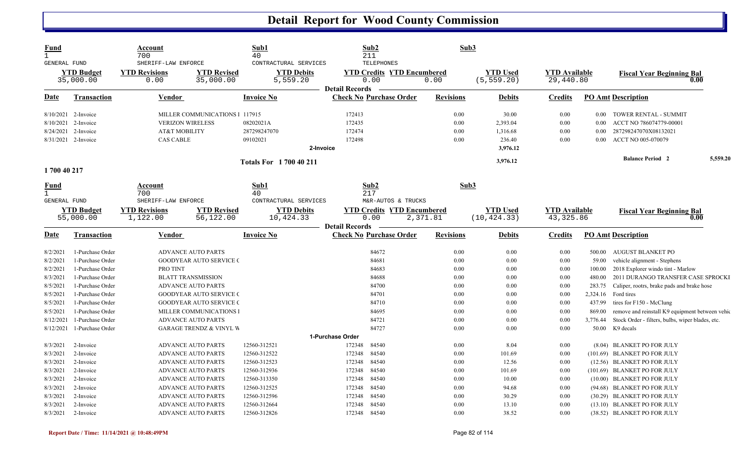# Detail Report for Wood County Commission

| Fund | Account | Sub1 | Sub2 | Sub3 |
|---|---|---|---|---|
| 1 | 700 | 40 | 211 | |
| GENERAL FUND | SHERIFF-LAW ENFORCE | CONTRACTUAL SERVICES | TELEPHONES | |

| YTD Budget | YTD Revisions | YTD Revised | YTD Debits | YTD Credits | YTD Encumbered | YTD Used | YTD Available | Fiscal Year Beginning Bal |
|---|---|---|---|---|---|---|---|---|
| 35,000.00 | 0.00 | 35,000.00 | 5,559.20 | 0.00 | 0.00 | (5,559.20) | 29,440.80 | 0.00 |

**Detail Records**

| Date | Transaction | Vendor | Invoice No | Check No | Purchase Order | Revisions | Debits | Credits | PO Amt | Description |
|---|---|---|---|---|---|---|---|---|---|---|
| 8/10/2021 | 2-Invoice | MILLER COMMUNICATIONS I | 117915 | 172413 | | 0.00 | 30.00 | 0.00 | 0.00 | TOWER RENTAL - SUMMIT |
| 8/10/2021 | 2-Invoice | VERIZON WIRELESS | 08202021A | 172435 | | 0.00 | 2,393.04 | 0.00 | 0.00 | ACCT NO 786074779-00001 |
| 8/24/2021 | 2-Invoice | AT&T MOBILITY | 287298247070 | 172474 | | 0.00 | 1,316.68 | 0.00 | 0.00 | 287298247070X08132021 |
| 8/31/2021 | 2-Invoice | CAS CABLE | 09102021 | 172498 | | 0.00 | 236.40 | 0.00 | 0.00 | ACCT NO 005-070079 |
| | | | | 2-Invoice | | | 3,976.12 | | | |
| | | | Totals For 1 700 40 211 | | | | 3,976.12 | | | Balance Period 2 5,559.20 |

**1 700 40 217**

| Fund | Account | Sub1 | Sub2 | Sub3 |
|---|---|---|---|---|
| 1 | 700 | 40 | 217 | |
| GENERAL FUND | SHERIFF-LAW ENFORCE | CONTRACTUAL SERVICES | M&R-AUTOS & TRUCKS | |

| YTD Budget | YTD Revisions | YTD Revised | YTD Debits | YTD Credits | YTD Encumbered | YTD Used | YTD Available | Fiscal Year Beginning Bal |
|---|---|---|---|---|---|---|---|---|
| 55,000.00 | 1,122.00 | 56,122.00 | 10,424.33 | 0.00 | 2,371.81 | (10,424.33) | 43,325.86 | 0.00 |

**Detail Records**

| Date | Transaction | Vendor | Invoice No | Check No | Purchase Order | Revisions | Debits | Credits | PO Amt | Description |
|---|---|---|---|---|---|---|---|---|---|---|
| 8/2/2021 | 1-Purchase Order | ADVANCE AUTO PARTS | | | 84672 | 0.00 | 0.00 | 0.00 | 500.00 | AUGUST BLANKET PO |
| 8/2/2021 | 1-Purchase Order | GOODYEAR AUTO SERVICE C | | | 84681 | 0.00 | 0.00 | 0.00 | 59.00 | vehicle alignment - Stephens |
| 8/2/2021 | 1-Purchase Order | PRO TINT | | | 84683 | 0.00 | 0.00 | 0.00 | 100.00 | 2018 Explorer windo tint - Marlow |
| 8/3/2021 | 1-Purchase Order | BLATT TRANSMISSION | | | 84688 | 0.00 | 0.00 | 0.00 | 480.00 | 2011 DURANGO TRANSFER CASE SPROCKI |
| 8/5/2021 | 1-Purchase Order | ADVANCE AUTO PARTS | | | 84700 | 0.00 | 0.00 | 0.00 | 283.75 | Caliper, rootrs, brake pads and brake hose |
| 8/5/2021 | 1-Purchase Order | GOODYEAR AUTO SERVICE C | | | 84701 | 0.00 | 0.00 | 0.00 | 2,324.16 | Ford tires |
| 8/5/2021 | 1-Purchase Order | GOODYEAR AUTO SERVICE C | | | 84710 | 0.00 | 0.00 | 0.00 | 437.99 | tires for F150 - McClung |
| 8/5/2021 | 1-Purchase Order | MILLER COMMUNICATIONS I | | | 84695 | 0.00 | 0.00 | 0.00 | 869.00 | remove and reinstall K9 equipment between vehic |
| 8/12/2021 | 1-Purchase Order | ADVANCE AUTO PARTS | | | 84721 | 0.00 | 0.00 | 0.00 | 3,776.44 | Stock Order - filters, bulbs, wiper blades, etc. |
| 8/12/2021 | 1-Purchase Order | GARAGE TRENDZ & VINYL W | | | 84727 | 0.00 | 0.00 | 0.00 | 50.00 | K9 decals |
| | | | | 1-Purchase Order | | | | | | |
| 8/3/2021 | 2-Invoice | ADVANCE AUTO PARTS | 12560-312521 | 172348 | 84540 | 0.00 | 8.04 | 0.00 | (8.04) | BLANKET PO FOR JULY |
| 8/3/2021 | 2-Invoice | ADVANCE AUTO PARTS | 12560-312522 | 172348 | 84540 | 0.00 | 101.69 | 0.00 | (101.69) | BLANKET PO FOR JULY |
| 8/3/2021 | 2-Invoice | ADVANCE AUTO PARTS | 12560-312523 | 172348 | 84540 | 0.00 | 12.56 | 0.00 | (12.56) | BLANKET PO FOR JULY |
| 8/3/2021 | 2-Invoice | ADVANCE AUTO PARTS | 12560-312936 | 172348 | 84540 | 0.00 | 101.69 | 0.00 | (101.69) | BLANKET PO FOR JULY |
| 8/3/2021 | 2-Invoice | ADVANCE AUTO PARTS | 12560-313350 | 172348 | 84540 | 0.00 | 10.00 | 0.00 | (10.00) | BLANKET PO FOR JULY |
| 8/3/2021 | 2-Invoice | ADVANCE AUTO PARTS | 12560-312525 | 172348 | 84540 | 0.00 | 94.68 | 0.00 | (94.68) | BLANKET PO FOR JULY |
| 8/3/2021 | 2-Invoice | ADVANCE AUTO PARTS | 12560-312596 | 172348 | 84540 | 0.00 | 30.29 | 0.00 | (30.29) | BLANKET PO FOR JULY |
| 8/3/2021 | 2-Invoice | ADVANCE AUTO PARTS | 12560-312664 | 172348 | 84540 | 0.00 | 13.10 | 0.00 | (13.10) | BLANKET PO FOR JULY |
| 8/3/2021 | 2-Invoice | ADVANCE AUTO PARTS | 12560-312826 | 172348 | 84540 | 0.00 | 38.52 | 0.00 | (38.52) | BLANKET PO FOR JULY |

Report Date / Time: 11/14/2021 @ 10:48:49PM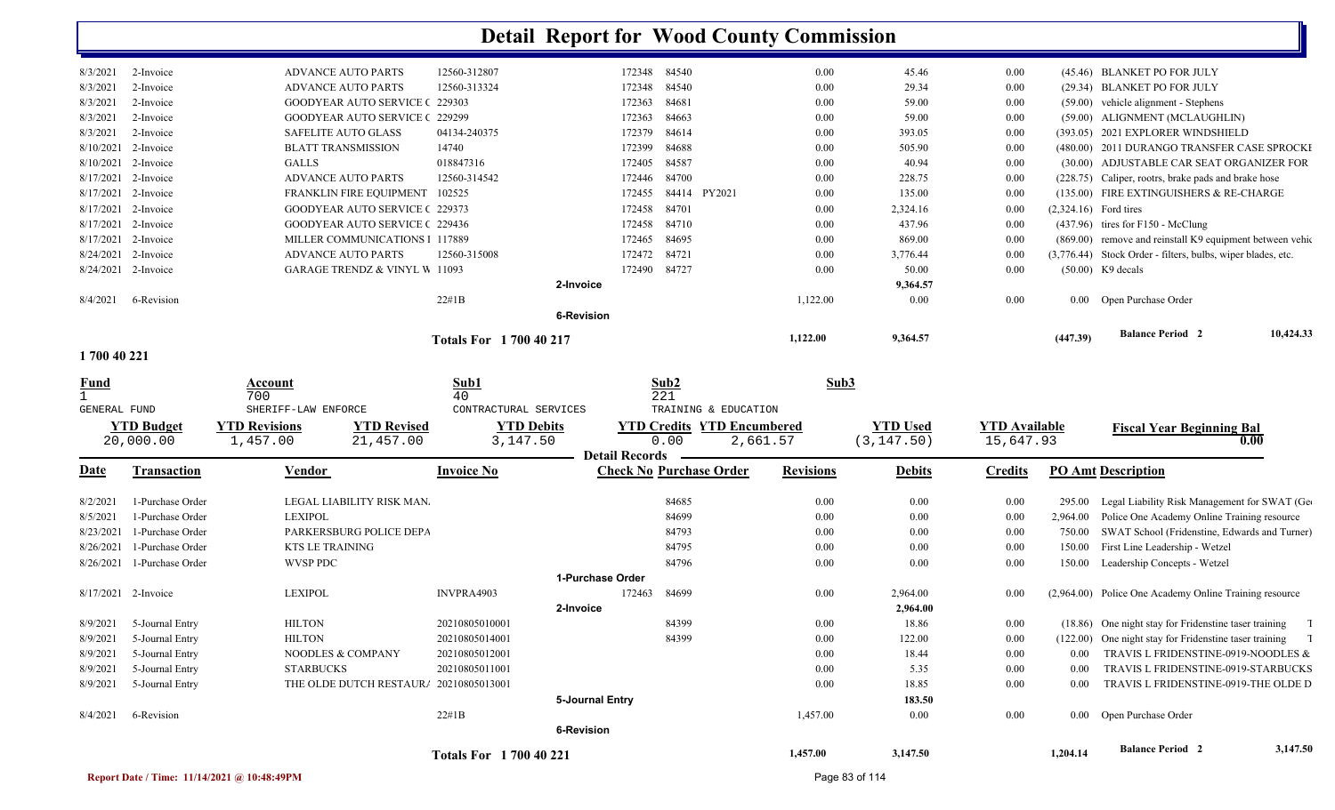# Detail Report for Wood County Commission

| Date | Transaction | Vendor | Invoice No | Check No | Purchase Order | Revisions | Debits | Credits | PO Amt | Description |
|---|---|---|---|---|---|---|---|---|---|---|
| 8/3/2021 | 2-Invoice | ADVANCE AUTO PARTS | 12560-312807 | 172348 | 84540 | 0.00 | 45.46 | 0.00 | (45.46) | BLANKET PO FOR JULY |
| 8/3/2021 | 2-Invoice | ADVANCE AUTO PARTS | 12560-313324 | 172348 | 84540 | 0.00 | 29.34 | 0.00 | (29.34) | BLANKET PO FOR JULY |
| 8/3/2021 | 2-Invoice | GOODYEAR AUTO SERVICE C | 229303 | 172363 | 84681 | 0.00 | 59.00 | 0.00 | (59.00) | vehicle alignment - Stephens |
| 8/3/2021 | 2-Invoice | GOODYEAR AUTO SERVICE C | 229299 | 172363 | 84663 | 0.00 | 59.00 | 0.00 | (59.00) | ALIGNMENT (MCLAUGHLIN) |
| 8/3/2021 | 2-Invoice | SAFELITE AUTO GLASS | 04134-240375 | 172379 | 84614 | 0.00 | 393.05 | 0.00 | (393.05) | 2021 EXPLORER WINDSHIELD |
| 8/10/2021 | 2-Invoice | BLATT TRANSMISSION | 14740 | 172399 | 84688 | 0.00 | 505.90 | 0.00 | (480.00) | 2011 DURANGO TRANSFER CASE SPROCKE |
| 8/10/2021 | 2-Invoice | GALLS | 018847316 | 172405 | 84587 | 0.00 | 40.94 | 0.00 | (30.00) | ADJUSTABLE CAR SEAT ORGANIZER FOR |
| 8/17/2021 | 2-Invoice | ADVANCE AUTO PARTS | 12560-314542 | 172446 | 84700 | 0.00 | 228.75 | 0.00 | (228.75) | Caliper, rootrs, brake pads and brake hose |
| 8/17/2021 | 2-Invoice | FRANKLIN FIRE EQUIPMENT | 102525 | 172455 | 84414 PY2021 | 0.00 | 135.00 | 0.00 | (135.00) | FIRE EXTINGUISHERS & RE-CHARGE |
| 8/17/2021 | 2-Invoice | GOODYEAR AUTO SERVICE C | 229373 | 172458 | 84701 | 0.00 | 2,324.16 | 0.00 | (2,324.16) | Ford tires |
| 8/17/2021 | 2-Invoice | GOODYEAR AUTO SERVICE C | 229436 | 172458 | 84710 | 0.00 | 437.96 | 0.00 | (437.96) | tires for F150 - McClung |
| 8/17/2021 | 2-Invoice | MILLER COMMUNICATIONS I | 117889 | 172465 | 84695 | 0.00 | 869.00 | 0.00 | (869.00) | remove and reinstall K9 equipment between vehic |
| 8/24/2021 | 2-Invoice | ADVANCE AUTO PARTS | 12560-315008 | 172472 | 84721 | 0.00 | 3,776.44 | 0.00 | (3,776.44) | Stock Order - filters, bulbs, wiper blades, etc. |
| 8/24/2021 | 2-Invoice | GARAGE TRENDZ & VINYL W | 11093 | 172490 | 84727 | 0.00 | 50.00 | 0.00 | (50.00) | K9 decals |
| | | | | 2-Invoice | | | 9,364.57 | | | |
| 8/4/2021 | 6-Revision | | 22#1B | | | 1,122.00 | 0.00 | 0.00 | 0.00 | Open Purchase Order |
| | | | | 6-Revision | | | | | | |
| | | | Totals For 1 700 40 217 | | | 1,122.00 | 9,364.57 | | (447.39) | Balance Period 2 10,424.33 |

## 1 700 40 221

| Fund | Account | Sub1 | Sub2 | Sub3 |
|---|---|---|---|---|
| 1 GENERAL FUND | 700 SHERIFF-LAW ENFORCE | 40 CONTRACTUAL SERVICES | 221 TRAINING & EDUCATION | |

| YTD Budget | YTD Revisions | YTD Revised | YTD Debits | YTD Credits | YTD Encumbered | YTD Used | YTD Available | Fiscal Year Beginning Bal |
|---|---|---|---|---|---|---|---|---|
| 20,000.00 | 1,457.00 | 21,457.00 | 3,147.50 | 0.00 | 2,661.57 | (3,147.50) | 15,647.93 | 0.00 |

| Date | Transaction | Vendor | Invoice No | Check No | Purchase Order | Revisions | Debits | Credits | PO Amt | Description |
|---|---|---|---|---|---|---|---|---|---|---|
| 8/2/2021 | 1-Purchase Order | LEGAL LIABILITY RISK MAN. | | | 84685 | 0.00 | 0.00 | 0.00 | 295.00 | Legal Liability Risk Management for SWAT (Ge |
| 8/5/2021 | 1-Purchase Order | LEXIPOL | | | 84699 | 0.00 | 0.00 | 0.00 | 2,964.00 | Police One Academy Online Training resource |
| 8/23/2021 | 1-Purchase Order | PARKERSBURG POLICE DEPA | | | 84793 | 0.00 | 0.00 | 0.00 | 750.00 | SWAT School (Fridenstine, Edwards and Turner) |
| 8/26/2021 | 1-Purchase Order | KTS LE TRAINING | | | 84795 | 0.00 | 0.00 | 0.00 | 150.00 | First Line Leadership - Wetzel |
| 8/26/2021 | 1-Purchase Order | WVSP PDC | | | 84796 | 0.00 | 0.00 | 0.00 | 150.00 | Leadership Concepts - Wetzel |
| | | | | 1-Purchase Order | | | | | | |
| 8/17/2021 | 2-Invoice | LEXIPOL | INVPRA4903 | 172463 | 84699 | 0.00 | 2,964.00 | 0.00 | (2,964.00) | Police One Academy Online Training resource |
| | | | | 2-Invoice | | | 2,964.00 | | | |
| 8/9/2021 | 5-Journal Entry | HILTON | 20210805010001 | | 84399 | 0.00 | 18.86 | 0.00 | (18.86) | One night stay for Fridenstine taser training |
| 8/9/2021 | 5-Journal Entry | HILTON | 20210805014001 | | 84399 | 0.00 | 122.00 | 0.00 | (122.00) | One night stay for Fridenstine taser training |
| 8/9/2021 | 5-Journal Entry | NOODLES & COMPANY | 20210805012001 | | | 0.00 | 18.44 | 0.00 | 0.00 | TRAVIS L FRIDENSTINE-0919-NOODLES & |
| 8/9/2021 | 5-Journal Entry | STARBUCKS | 20210805011001 | | | 0.00 | 5.35 | 0.00 | 0.00 | TRAVIS L FRIDENSTINE-0919-STARBUCKS |
| 8/9/2021 | 5-Journal Entry | THE OLDE DUTCH RESTAUR/ | 20210805013001 | | | 0.00 | 18.85 | 0.00 | 0.00 | TRAVIS L FRIDENSTINE-0919-THE OLDE D |
| | | | | 5-Journal Entry | | | 183.50 | | | |
| 8/4/2021 | 6-Revision | | 22#1B | | | 1,457.00 | 0.00 | 0.00 | 0.00 | Open Purchase Order |
| | | | | 6-Revision | | | | | | |
| | | | Totals For 1 700 40 221 | | | 1,457.00 | 3,147.50 | | 1,204.14 | Balance Period 2 3,147.50 |

Report Date / Time: 11/14/2021 @ 10:48:49PM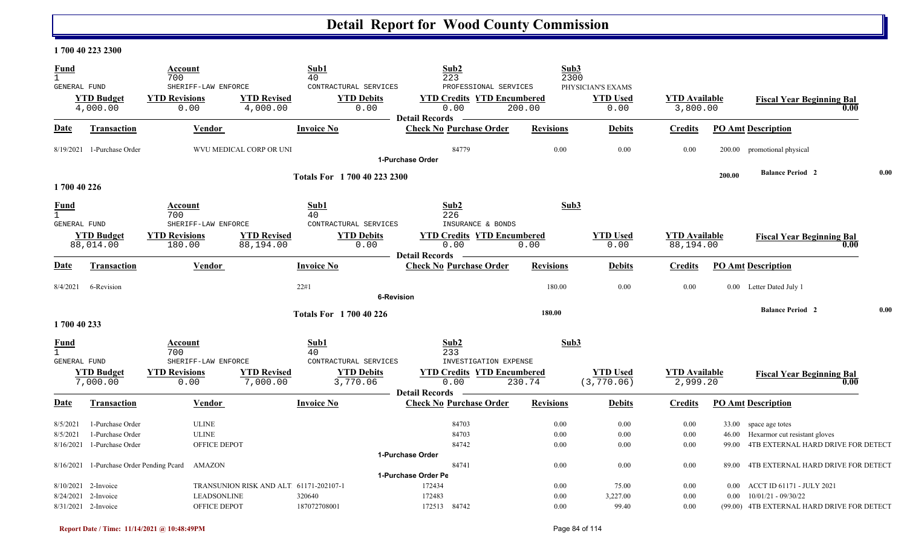# Detail Report for Wood County Commission

**1 700 40 223 2300**

| Fund | Account | Sub1 | Sub2 | Sub3 |
|---|---|---|---|---|
| 1 | 700 | 40 | 223 | 2300 |
| GENERAL FUND | SHERIFF-LAW ENFORCE | CONTRACTURAL SERVICES | PROFESSIONAL SERVICES | PHYSICIAN'S EXAMS |

| YTD Budget | YTD Revisions | YTD Revised | YTD Debits | YTD Credits | YTD Encumbered | YTD Used | YTD Available | Fiscal Year Beginning Bal |
|---|---|---|---|---|---|---|---|---|
| 4,000.00 | 0.00 | 4,000.00 | 0.00 | 0.00 | 200.00 | 0.00 | 3,800.00 | 0.00 |

**Detail Records**

| Date | Transaction | Vendor | Invoice No | Check No | Purchase Order | Revisions | Debits | Credits | PO Amt | Description |
|---|---|---|---|---|---|---|---|---|---|---|
| 8/19/2021 | 1-Purchase Order | WVU MEDICAL CORP OR UNI | | | 84779 | 0.00 | 0.00 | 0.00 | 200.00 | promotional physical |
| | | | | 1-Purchase Order | | | | | | |
| | | | Totals For 1 700 40 223 2300 | | | | | | 200.00 | Balance Period 2 0.00 |

**1 700 40 226**

| Fund | Account | Sub1 | Sub2 | Sub3 |
|---|---|---|---|---|
| 1 | 700 | 40 | 226 | |
| GENERAL FUND | SHERIFF-LAW ENFORCE | CONTRACTURAL SERVICES | INSURANCE & BONDS | |

| YTD Budget | YTD Revisions | YTD Revised | YTD Debits | YTD Credits | YTD Encumbered | YTD Used | YTD Available | Fiscal Year Beginning Bal |
|---|---|---|---|---|---|---|---|---|
| 88,014.00 | 180.00 | 88,194.00 | 0.00 | 0.00 | 0.00 | 0.00 | 88,194.00 | 0.00 |

**Detail Records**

| Date | Transaction | Vendor | Invoice No | Check No | Purchase Order | Revisions | Debits | Credits | PO Amt | Description |
|---|---|---|---|---|---|---|---|---|---|---|
| 8/4/2021 | 6-Revision | | 22#1 | | | 180.00 | 0.00 | 0.00 | 0.00 | Letter Dated July 1 |
| | | | | 6-Revision | | | | | | |
| | | | Totals For 1 700 40 226 | | | 180.00 | | | | Balance Period 2 0.00 |

**1 700 40 233**

| Fund | Account | Sub1 | Sub2 | Sub3 |
|---|---|---|---|---|
| 1 | 700 | 40 | 233 | |
| GENERAL FUND | SHERIFF-LAW ENFORCE | CONTRACTURAL SERVICES | INVESTIGATION EXPENSE | |

| YTD Budget | YTD Revisions | YTD Revised | YTD Debits | YTD Credits | YTD Encumbered | YTD Used | YTD Available | Fiscal Year Beginning Bal |
|---|---|---|---|---|---|---|---|---|
| 7,000.00 | 0.00 | 7,000.00 | 3,770.06 | 0.00 | 230.74 | (3,770.06) | 2,999.20 | 0.00 |

**Detail Records**

| Date | Transaction | Vendor | Invoice No | Check No | Purchase Order | Revisions | Debits | Credits | PO Amt | Description |
|---|---|---|---|---|---|---|---|---|---|---|
| 8/5/2021 | 1-Purchase Order | ULINE | | | 84703 | 0.00 | 0.00 | 0.00 | 33.00 | space age totes |
| 8/5/2021 | 1-Purchase Order | ULINE | | | 84703 | 0.00 | 0.00 | 0.00 | 46.00 | Hexarmor cut resistant gloves |
| 8/16/2021 | 1-Purchase Order | OFFICE DEPOT | | | 84742 | 0.00 | 0.00 | 0.00 | 99.00 | 4TB EXTERNAL HARD DRIVE FOR DETECT |
| | | | | 1-Purchase Order | | | | | | |
| 8/16/2021 | 1-Purchase Order Pending Pcard | AMAZON | | | 84741 | 0.00 | 0.00 | 0.00 | 89.00 | 4TB EXTERNAL HARD DRIVE FOR DETECT |
| | | | | 1-Purchase Order Pe | | | | | | |
| 8/10/2021 | 2-Invoice | TRANSUNION RISK AND ALT | 61171-202107-1 | 172434 | | 0.00 | 75.00 | 0.00 | 0.00 | ACCT ID 61171 - JULY 2021 |
| 8/24/2021 | 2-Invoice | LEADSONLINE | 320640 | 172483 | | 0.00 | 3,227.00 | 0.00 | 0.00 | 10/01/21 - 09/30/22 |
| 8/31/2021 | 2-Invoice | OFFICE DEPOT | 187072708001 | 172513 | 84742 | 0.00 | 99.40 | 0.00 | (99.00) | 4TB EXTERNAL HARD DRIVE FOR DETECT |

Report Date / Time: 11/14/2021 @ 10:48:49PM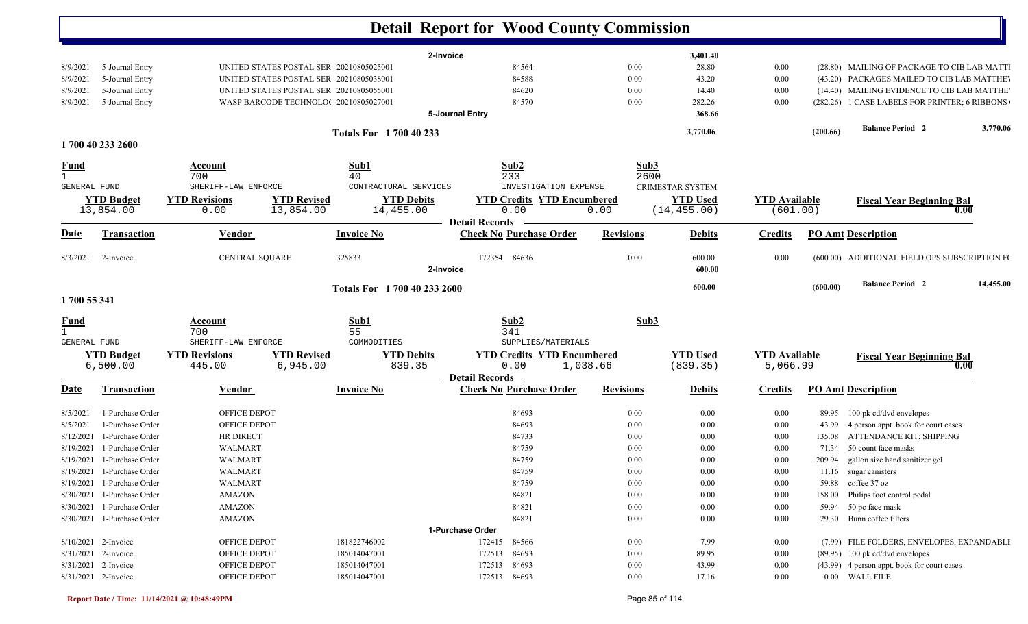# Detail Report for Wood County Commission

| Date | Transaction | Vendor | Invoice No | Check No | Purchase Order | Revisions | Debits | Credits | PO Amt | Description |
|---|---|---|---|---|---|---|---|---|---|---|
| | | | 2-Invoice | | | | 3,401.40 | | | |
| 8/9/2021 | 5-Journal Entry | UNITED STATES POSTAL SER | 20210805025001 | | 84564 | 0.00 | 28.80 | 0.00 | (28.80) | MAILING OF PACKAGE TO CIB LAB MATTI |
| 8/9/2021 | 5-Journal Entry | UNITED STATES POSTAL SER | 20210805038001 | | 84588 | 0.00 | 43.20 | 0.00 | (43.20) | PACKAGES MAILED TO CIB LAB MATTHEV |
| 8/9/2021 | 5-Journal Entry | UNITED STATES POSTAL SER | 20210805055001 | | 84620 | 0.00 | 14.40 | 0.00 | (14.40) | MAILING EVIDENCE TO CIB LAB MATTHE' |
| 8/9/2021 | 5-Journal Entry | WASP BARCODE TECHNOLO( | 20210805027001 | | 84570 | 0.00 | 282.26 | 0.00 | (282.26) | 1 CASE LABELS FOR PRINTER; 6 RIBBONS |
| | | | 5-Journal Entry | | | | 368.66 | | | |
| | | | Totals For 1 700 40 233 | | | | 3,770.06 | | (200.66) | Balance Period 2 3,770.06 |

## 1 700 40 233 2600

| Fund | Account | Sub1 | Sub2 | Sub3 |
|---|---|---|---|---|
| 1 GENERAL FUND | 700 SHERIFF-LAW ENFORCE | 40 CONTRACTUAL SERVICES | 233 INVESTIGATION EXPENSE | 2600 CRIMESTAR SYSTEM |

| YTD Budget | YTD Revisions | YTD Revised | YTD Debits | YTD Credits | YTD Encumbered | YTD Used | YTD Available | Fiscal Year Beginning Bal |
|---|---|---|---|---|---|---|---|---|
| 13,854.00 | 0.00 | 13,854.00 | 14,455.00 | 0.00 | 0.00 | (14,455.00) | (601.00) | 0.00 |

**Detail Records**

| Date | Transaction | Vendor | Invoice No | Check No | Purchase Order | Revisions | Debits | Credits | PO Amt | Description |
|---|---|---|---|---|---|---|---|---|---|---|
| 8/3/2021 | 2-Invoice | CENTRAL SQUARE | 325833 | 172354 | 84636 | 0.00 | 600.00 | 0.00 | (600.00) | ADDITIONAL FIELD OPS SUBSCRIPTION FC |
| | | | 2-Invoice | | | | 600.00 | | | |
| | | | Totals For 1 700 40 233 2600 | | | | 600.00 | | (600.00) | Balance Period 2 14,455.00 |

## 1 700 55 341

| Fund | Account | Sub1 | Sub2 | Sub3 |
|---|---|---|---|---|
| 1 GENERAL FUND | 700 SHERIFF-LAW ENFORCE | 55 COMMODITIES | 341 SUPPLIES/MATERIALS | |

| YTD Budget | YTD Revisions | YTD Revised | YTD Debits | YTD Credits | YTD Encumbered | YTD Used | YTD Available | Fiscal Year Beginning Bal |
|---|---|---|---|---|---|---|---|---|
| 6,500.00 | 445.00 | 6,945.00 | 839.35 | 0.00 | 1,038.66 | (839.35) | 5,066.99 | 0.00 |

**Detail Records**

| Date | Transaction | Vendor | Invoice No | Check No | Purchase Order | Revisions | Debits | Credits | PO Amt | Description |
|---|---|---|---|---|---|---|---|---|---|---|
| 8/5/2021 | 1-Purchase Order | OFFICE DEPOT | | | 84693 | 0.00 | 0.00 | 0.00 | 89.95 | 100 pk cd/dvd envelopes |
| 8/5/2021 | 1-Purchase Order | OFFICE DEPOT | | | 84693 | 0.00 | 0.00 | 0.00 | 43.99 | 4 person appt. book for court cases |
| 8/12/2021 | 1-Purchase Order | HR DIRECT | | | 84733 | 0.00 | 0.00 | 0.00 | 135.08 | ATTENDANCE KIT; SHIPPING |
| 8/19/2021 | 1-Purchase Order | WALMART | | | 84759 | 0.00 | 0.00 | 0.00 | 71.34 | 50 count face masks |
| 8/19/2021 | 1-Purchase Order | WALMART | | | 84759 | 0.00 | 0.00 | 0.00 | 209.94 | gallon size hand sanitizer gel |
| 8/19/2021 | 1-Purchase Order | WALMART | | | 84759 | 0.00 | 0.00 | 0.00 | 11.16 | sugar canisters |
| 8/19/2021 | 1-Purchase Order | WALMART | | | 84759 | 0.00 | 0.00 | 0.00 | 59.88 | coffee 37 oz |
| 8/30/2021 | 1-Purchase Order | AMAZON | | | 84821 | 0.00 | 0.00 | 0.00 | 158.00 | Philips foot control pedal |
| 8/30/2021 | 1-Purchase Order | AMAZON | | | 84821 | 0.00 | 0.00 | 0.00 | 59.94 | 50 pc face mask |
| 8/30/2021 | 1-Purchase Order | AMAZON | | | 84821 | 0.00 | 0.00 | 0.00 | 29.30 | Bunn coffee filters |
| | | | 1-Purchase Order | | | | | | | |
| 8/10/2021 | 2-Invoice | OFFICE DEPOT | 181822746002 | 172415 | 84566 | 0.00 | 7.99 | 0.00 | (7.99) | FILE FOLDERS, ENVELOPES, EXPANDABLI |
| 8/31/2021 | 2-Invoice | OFFICE DEPOT | 185014047001 | 172513 | 84693 | 0.00 | 89.95 | 0.00 | (89.95) | 100 pk cd/dvd envelopes |
| 8/31/2021 | 2-Invoice | OFFICE DEPOT | 185014047001 | 172513 | 84693 | 0.00 | 43.99 | 0.00 | (43.99) | 4 person appt. book for court cases |
| 8/31/2021 | 2-Invoice | OFFICE DEPOT | 185014047001 | 172513 | 84693 | 0.00 | 17.16 | 0.00 | 0.00 | WALL FILE |

Report Date / Time: 11/14/2021 @ 10:48:49PM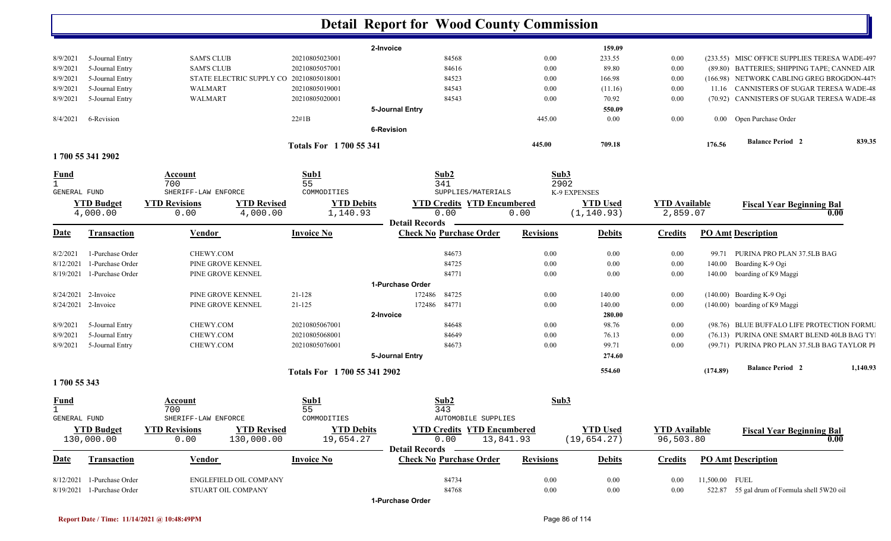# Detail Report for Wood County Commission

| Date | Transaction | Vendor | Invoice No | Check No | Purchase Order | Revisions | Debits | Credits | PO Amt | Description |
|---|---|---|---|---|---|---|---|---|---|---|
| | | | | **2-Invoice** | | | **159.09** | | | |
| 8/9/2021 | 5-Journal Entry | SAM'S CLUB | 20210805023001 | | 84568 | 0.00 | 233.55 | 0.00 | (233.55) | MISC OFFICE SUPPLIES TERESA WADE-497 |
| 8/9/2021 | 5-Journal Entry | SAM'S CLUB | 20210805057001 | | 84616 | 0.00 | 89.80 | 0.00 | (89.80) | BATTERIES; SHIPPING TAPE; CANNED AIR |
| 8/9/2021 | 5-Journal Entry | STATE ELECTRIC SUPPLY CO | 20210805018001 | | 84523 | 0.00 | 166.98 | 0.00 | (166.98) | NETWORK CABLING GREG BROGDON-4479 |
| 8/9/2021 | 5-Journal Entry | WALMART | 20210805019001 | | 84543 | 0.00 | (11.16) | 0.00 | 11.16 | CANNISTERS OF SUGAR TERESA WADE-48 |
| 8/9/2021 | 5-Journal Entry | WALMART | 20210805020001 | | 84543 | 0.00 | 70.92 | 0.00 | (70.92) | CANNISTERS OF SUGAR TERESA WADE-48 |
| | | | | **5-Journal Entry** | | | **550.09** | | | |
| 8/4/2021 | 6-Revision | | 22#1B | | | 445.00 | 0.00 | 0.00 | 0.00 | Open Purchase Order |
| | | | | **6-Revision** | | | | | | |
| | | | **Totals For 1 700 55 341** | | | **445.00** | **709.18** | | **176.56** | **Balance Period 2** 839.35 |

## 1 700 55 341 2902

| Fund | Account | Sub1 | Sub2 | Sub3 |
|---|---|---|---|---|
| 1 GENERAL FUND | 700 SHERIFF-LAW ENFORCE | 55 COMMODITIES | 341 SUPPLIES/MATERIALS | 2902 K-9 EXPENSES |

| YTD Budget | YTD Revisions | YTD Revised | YTD Debits | YTD Credits | YTD Encumbered | YTD Used | YTD Available | Fiscal Year Beginning Bal |
|---|---|---|---|---|---|---|---|---|
| 4,000.00 | 0.00 | 4,000.00 | 1,140.93 | 0.00 | 0.00 | (1,140.93) | 2,859.07 | 0.00 |

**Detail Records**

| Date | Transaction | Vendor | Invoice No | Check No | Purchase Order | Revisions | Debits | Credits | PO Amt | Description |
|---|---|---|---|---|---|---|---|---|---|---|
| 8/2/2021 | 1-Purchase Order | CHEWY.COM | | | 84673 | 0.00 | 0.00 | 0.00 | 99.71 | PURINA PRO PLAN 37.5LB BAG |
| 8/12/2021 | 1-Purchase Order | PINE GROVE KENNEL | | | 84725 | 0.00 | 0.00 | 0.00 | 140.00 | Boarding K-9 Ogi |
| 8/19/2021 | 1-Purchase Order | PINE GROVE KENNEL | | | 84771 | 0.00 | 0.00 | 0.00 | 140.00 | boarding of K9 Maggi |
| | | | | **1-Purchase Order** | | | | | | |
| 8/24/2021 | 2-Invoice | PINE GROVE KENNEL | 21-128 | 172486 | 84725 | 0.00 | 140.00 | 0.00 | (140.00) | Boarding K-9 Ogi |
| 8/24/2021 | 2-Invoice | PINE GROVE KENNEL | 21-125 | 172486 | 84771 | 0.00 | 140.00 | 0.00 | (140.00) | boarding of K9 Maggi |
| | | | | **2-Invoice** | | | **280.00** | | | |
| 8/9/2021 | 5-Journal Entry | CHEWY.COM | 20210805067001 | | 84648 | 0.00 | 98.76 | 0.00 | (98.76) | BLUE BUFFALO LIFE PROTECTION FORMU |
| 8/9/2021 | 5-Journal Entry | CHEWY.COM | 20210805068001 | | 84649 | 0.00 | 76.13 | 0.00 | (76.13) | PURINA ONE SMART BLEND 40LB BAG TYI |
| 8/9/2021 | 5-Journal Entry | CHEWY.COM | 20210805076001 | | 84673 | 0.00 | 99.71 | 0.00 | (99.71) | PURINA PRO PLAN 37.5LB BAG TAYLOR PI |
| | | | | **5-Journal Entry** | | | **274.60** | | | |
| | | | **Totals For 1 700 55 341 2902** | | | | **554.60** | | **(174.89)** | **Balance Period 2** 1,140.93 |

## 1 700 55 343

| Fund | Account | Sub1 | Sub2 | Sub3 |
|---|---|---|---|---|
| 1 GENERAL FUND | 700 SHERIFF-LAW ENFORCE | 55 COMMODITIES | 343 AUTOMOBILE SUPPLIES | |

| YTD Budget | YTD Revisions | YTD Revised | YTD Debits | YTD Credits | YTD Encumbered | YTD Used | YTD Available | Fiscal Year Beginning Bal |
|---|---|---|---|---|---|---|---|---|
| 130,000.00 | 0.00 | 130,000.00 | 19,654.27 | 0.00 | 13,841.93 | (19,654.27) | 96,503.80 | 0.00 |

**Detail Records**

| Date | Transaction | Vendor | Invoice No | Check No | Purchase Order | Revisions | Debits | Credits | PO Amt | Description |
|---|---|---|---|---|---|---|---|---|---|---|
| 8/12/2021 | 1-Purchase Order | ENGLEFIELD OIL COMPANY | | | 84734 | 0.00 | 0.00 | 0.00 | 11,500.00 | FUEL |
| 8/19/2021 | 1-Purchase Order | STUART OIL COMPANY | | | 84768 | 0.00 | 0.00 | 0.00 | 522.87 | 55 gal drum of Formula shell 5W20 oil |
| | | | | **1-Purchase Order** | | | | | | |

Report Date / Time: 11/14/2021 @ 10:48:49PM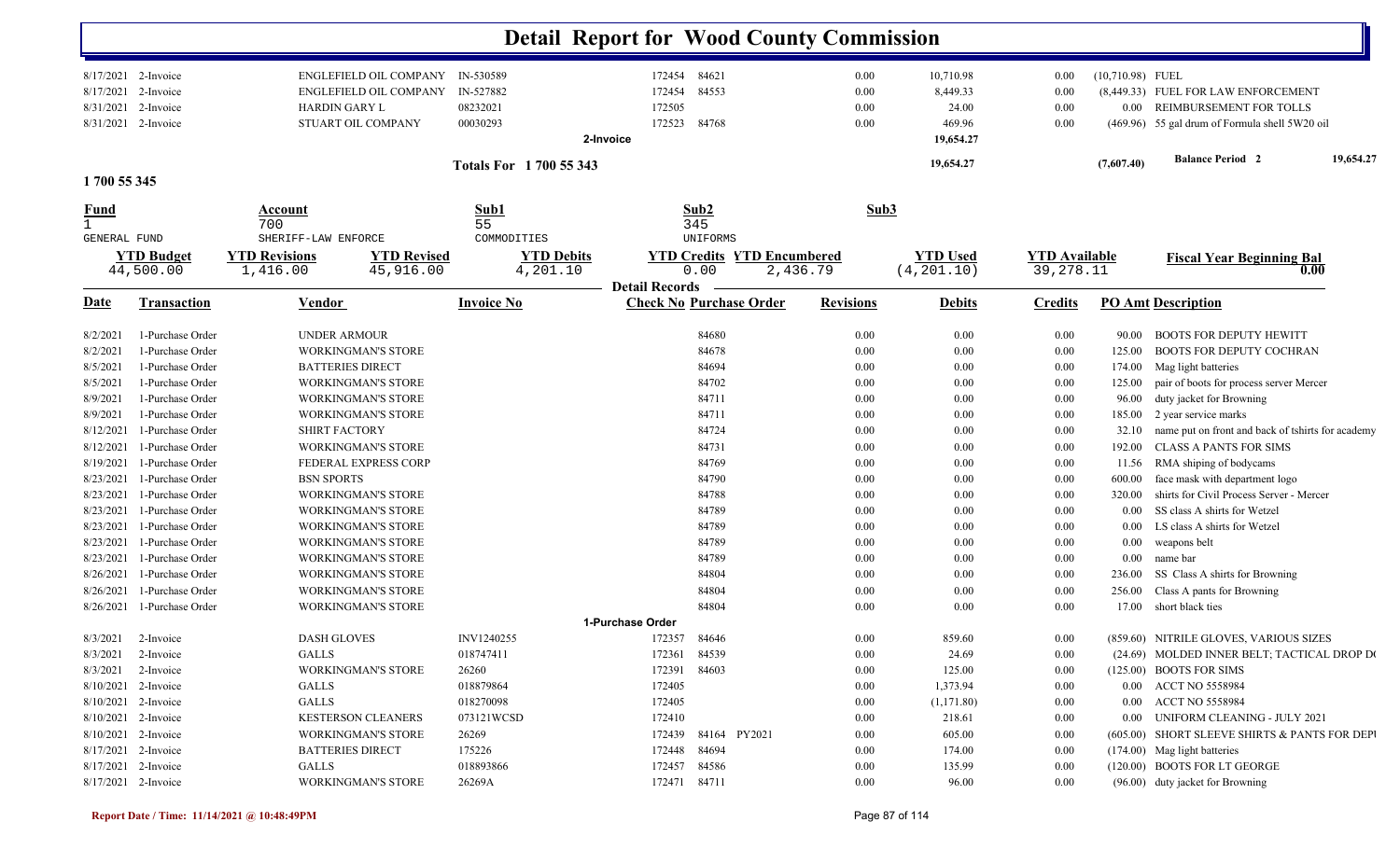# Detail Report for Wood County Commission

| Date | Transaction | Vendor | Invoice No | Check No | Purchase Order | Revisions | Debits | Credits | PO Amt | Description |
|---|---|---|---|---|---|---|---|---|---|---|
| 8/17/2021 | 2-Invoice | ENGLEFIELD OIL COMPANY | IN-530589 | 172454 | 84621 | 0.00 | 10,710.98 | 0.00 | (10,710.98) | FUEL |
| 8/17/2021 | 2-Invoice | ENGLEFIELD OIL COMPANY | IN-527882 | 172454 | 84553 | 0.00 | 8,449.33 | 0.00 | (8,449.33) | FUEL FOR LAW ENFORCEMENT |
| 8/31/2021 | 2-Invoice | HARDIN GARY L | 08232021 | 172505 | | 0.00 | 24.00 | 0.00 | 0.00 | REIMBURSEMENT FOR TOLLS |
| 8/31/2021 | 2-Invoice | STUART OIL COMPANY | 00030293 | 172523 | 84768 | 0.00 | 469.96 | 0.00 | (469.96) | 55 gal drum of Formula shell 5W20 oil |
| | | | **2-Invoice** | | | | 19,654.27 | | | |
| | | | **Totals For 1 700 55 343** | | | | 19,654.27 | | (7,607.40) | Balance Period 2 — 19,654.27 |

## 1 700 55 345

| Fund | Account | Sub1 | Sub2 | Sub3 |
|---|---|---|---|---|
| 1 | 700 | 55 | 345 | |
| GENERAL FUND | SHERIFF-LAW ENFORCE | COMMODITIES | UNIFORMS | |

| YTD Budget | YTD Revisions | YTD Revised | YTD Debits | YTD Credits | YTD Encumbered | YTD Used | YTD Available | Fiscal Year Beginning Bal |
|---|---|---|---|---|---|---|---|---|
| 44,500.00 | 1,416.00 | 45,916.00 | 4,201.10 | 0.00 | 2,436.79 | (4,201.10) | 39,278.11 | 0.00 |

**Detail Records**

| Date | Transaction | Vendor | Invoice No | Check No | Purchase Order | Revisions | Debits | Credits | PO Amt | Description |
|---|---|---|---|---|---|---|---|---|---|---|
| 8/2/2021 | 1-Purchase Order | UNDER ARMOUR | | | 84680 | 0.00 | 0.00 | 0.00 | 90.00 | BOOTS FOR DEPUTY HEWITT |
| 8/2/2021 | 1-Purchase Order | WORKINGMAN'S STORE | | | 84678 | 0.00 | 0.00 | 0.00 | 125.00 | BOOTS FOR DEPUTY COCHRAN |
| 8/5/2021 | 1-Purchase Order | BATTERIES DIRECT | | | 84694 | 0.00 | 0.00 | 0.00 | 174.00 | Mag light batteries |
| 8/5/2021 | 1-Purchase Order | WORKINGMAN'S STORE | | | 84702 | 0.00 | 0.00 | 0.00 | 125.00 | pair of boots for process server Mercer |
| 8/9/2021 | 1-Purchase Order | WORKINGMAN'S STORE | | | 84711 | 0.00 | 0.00 | 0.00 | 96.00 | duty jacket for Browning |
| 8/9/2021 | 1-Purchase Order | WORKINGMAN'S STORE | | | 84711 | 0.00 | 0.00 | 0.00 | 185.00 | 2 year service marks |
| 8/12/2021 | 1-Purchase Order | SHIRT FACTORY | | | 84724 | 0.00 | 0.00 | 0.00 | 32.10 | name put on front and back of tshirts for academy |
| 8/12/2021 | 1-Purchase Order | WORKINGMAN'S STORE | | | 84731 | 0.00 | 0.00 | 0.00 | 192.00 | CLASS A PANTS FOR SIMS |
| 8/19/2021 | 1-Purchase Order | FEDERAL EXPRESS CORP | | | 84769 | 0.00 | 0.00 | 0.00 | 11.56 | RMA shiping of bodycams |
| 8/23/2021 | 1-Purchase Order | BSN SPORTS | | | 84790 | 0.00 | 0.00 | 0.00 | 600.00 | face mask with department logo |
| 8/23/2021 | 1-Purchase Order | WORKINGMAN'S STORE | | | 84788 | 0.00 | 0.00 | 0.00 | 320.00 | shirts for Civil Process Server - Mercer |
| 8/23/2021 | 1-Purchase Order | WORKINGMAN'S STORE | | | 84789 | 0.00 | 0.00 | 0.00 | 0.00 | SS class A shirts for Wetzel |
| 8/23/2021 | 1-Purchase Order | WORKINGMAN'S STORE | | | 84789 | 0.00 | 0.00 | 0.00 | 0.00 | LS class A shirts for Wetzel |
| 8/23/2021 | 1-Purchase Order | WORKINGMAN'S STORE | | | 84789 | 0.00 | 0.00 | 0.00 | 0.00 | weapons belt |
| 8/23/2021 | 1-Purchase Order | WORKINGMAN'S STORE | | | 84789 | 0.00 | 0.00 | 0.00 | 0.00 | name bar |
| 8/26/2021 | 1-Purchase Order | WORKINGMAN'S STORE | | | 84804 | 0.00 | 0.00 | 0.00 | 236.00 | SS Class A shirts for Browning |
| 8/26/2021 | 1-Purchase Order | WORKINGMAN'S STORE | | | 84804 | 0.00 | 0.00 | 0.00 | 256.00 | Class A pants for Browning |
| 8/26/2021 | 1-Purchase Order | WORKINGMAN'S STORE | | | 84804 | 0.00 | 0.00 | 0.00 | 17.00 | short black ties |
| | | | **1-Purchase Order** | | | | | | | |
| 8/3/2021 | 2-Invoice | DASH GLOVES | INV1240255 | 172357 | 84646 | 0.00 | 859.60 | 0.00 | (859.60) | NITRILE GLOVES, VARIOUS SIZES |
| 8/3/2021 | 2-Invoice | GALLS | 018747411 | 172361 | 84539 | 0.00 | 24.69 | 0.00 | (24.69) | MOLDED INNER BELT; TACTICAL DROP D( |
| 8/3/2021 | 2-Invoice | WORKINGMAN'S STORE | 26260 | 172391 | 84603 | 0.00 | 125.00 | 0.00 | (125.00) | BOOTS FOR SIMS |
| 8/10/2021 | 2-Invoice | GALLS | 018879864 | 172405 | | 0.00 | 1,373.94 | 0.00 | 0.00 | ACCT NO 5558984 |
| 8/10/2021 | 2-Invoice | GALLS | 018270098 | 172405 | | 0.00 | (1,171.80) | 0.00 | 0.00 | ACCT NO 5558984 |
| 8/10/2021 | 2-Invoice | KESTERSON CLEANERS | 073121WCSD | 172410 | | 0.00 | 218.61 | 0.00 | 0.00 | UNIFORM CLEANING - JULY 2021 |
| 8/10/2021 | 2-Invoice | WORKINGMAN'S STORE | 26269 | 172439 | 84164 PY2021 | 0.00 | 605.00 | 0.00 | (605.00) | SHORT SLEEVE SHIRTS & PANTS FOR DEPU |
| 8/17/2021 | 2-Invoice | BATTERIES DIRECT | 175226 | 172448 | 84694 | 0.00 | 174.00 | 0.00 | (174.00) | Mag light batteries |
| 8/17/2021 | 2-Invoice | GALLS | 018893866 | 172457 | 84586 | 0.00 | 135.99 | 0.00 | (120.00) | BOOTS FOR LT GEORGE |
| 8/17/2021 | 2-Invoice | WORKINGMAN'S STORE | 26269A | 172471 | 84711 | 0.00 | 96.00 | 0.00 | (96.00) | duty jacket for Browning |

Report Date / Time: 11/14/2021 @ 10:48:49PM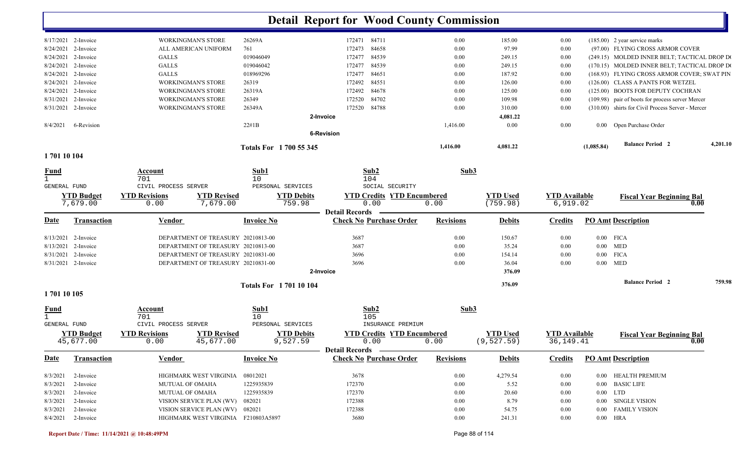# Detail Report for Wood County Commission

| Date | Transaction | Vendor | Invoice No | Check No | Purchase Order | Revisions | Debits | Credits | PO Amt | Description |
|---|---|---|---|---|---|---|---|---|---|---|
| 8/17/2021 | 2-Invoice | WORKINGMAN'S STORE | 26269A | 172471 | 84711 | 0.00 | 185.00 | 0.00 | (185.00) | 2 year service marks |
| 8/24/2021 | 2-Invoice | ALL AMERICAN UNIFORM | 761 | 172473 | 84658 | 0.00 | 97.99 | 0.00 | (97.00) | FLYING CROSS ARMOR COVER |
| 8/24/2021 | 2-Invoice | GALLS | 019046049 | 172477 | 84539 | 0.00 | 249.15 | 0.00 | (249.15) | MOLDED INNER BELT; TACTICAL DROP D( |
| 8/24/2021 | 2-Invoice | GALLS | 019046042 | 172477 | 84539 | 0.00 | 249.15 | 0.00 | (170.15) | MOLDED INNER BELT; TACTICAL DROP D( |
| 8/24/2021 | 2-Invoice | GALLS | 018969296 | 172477 | 84651 | 0.00 | 187.92 | 0.00 | (168.93) | FLYING CROSS ARMOR COVER; SWAT PIN |
| 8/24/2021 | 2-Invoice | WORKINGMAN'S STORE | 26319 | 172492 | 84551 | 0.00 | 126.00 | 0.00 | (126.00) | CLASS A PANTS FOR WETZEL |
| 8/24/2021 | 2-Invoice | WORKINGMAN'S STORE | 26319A | 172492 | 84678 | 0.00 | 125.00 | 0.00 | (125.00) | BOOTS FOR DEPUTY COCHRAN |
| 8/31/2021 | 2-Invoice | WORKINGMAN'S STORE | 26349 | 172520 | 84702 | 0.00 | 109.98 | 0.00 | (109.98) | pair of boots for process server Mercer |
| 8/31/2021 | 2-Invoice | WORKINGMAN'S STORE | 26349A | 172520 | 84788 | 0.00 | 310.00 | 0.00 | (310.00) | shirts for Civil Process Server - Mercer |
| | | | 2-Invoice | | | | 4,081.22 | | | |
| 8/4/2021 | 6-Revision | | 22#1B | | | 1,416.00 | 0.00 | 0.00 | 0.00 | Open Purchase Order |
| | | | 6-Revision | | | | | | | |
| | | | Totals For 1 700 55 345 | | | 1,416.00 | 4,081.22 | | (1,085.84) | Balance Period 2 4,201.10 |

## 1 701 10 104

| Fund | Account | Sub1 | Sub2 | Sub3 |
|---|---|---|---|---|
| 1 | 701 | 10 | 104 | |
| GENERAL FUND | CIVIL PROCESS SERVER | PERSONAL SERVICES | SOCIAL SECURITY | |

| YTD Budget | YTD Revisions | YTD Revised | YTD Debits | YTD Credits | YTD Encumbered | YTD Used | YTD Available | Fiscal Year Beginning Bal |
|---|---|---|---|---|---|---|---|---|
| 7,679.00 | 0.00 | 7,679.00 | 759.98 | 0.00 | 0.00 | (759.98) | 6,919.02 | 0.00 |

Detail Records

| Date | Transaction | Vendor | Invoice No | Check No | Purchase Order | Revisions | Debits | Credits | PO Amt | Description |
|---|---|---|---|---|---|---|---|---|---|---|
| 8/13/2021 | 2-Invoice | DEPARTMENT OF TREASURY | 20210813-00 | 3687 | | 0.00 | 150.67 | 0.00 | 0.00 | FICA |
| 8/13/2021 | 2-Invoice | DEPARTMENT OF TREASURY | 20210813-00 | 3687 | | 0.00 | 35.24 | 0.00 | 0.00 | MED |
| 8/31/2021 | 2-Invoice | DEPARTMENT OF TREASURY | 20210831-00 | 3696 | | 0.00 | 154.14 | 0.00 | 0.00 | FICA |
| 8/31/2021 | 2-Invoice | DEPARTMENT OF TREASURY | 20210831-00 | 3696 | | 0.00 | 36.04 | 0.00 | 0.00 | MED |
| | | | 2-Invoice | | | | 376.09 | | | |
| | | | Totals For 1 701 10 104 | | | | 376.09 | | | Balance Period 2 759.98 |

## 1 701 10 105

| Fund | Account | Sub1 | Sub2 | Sub3 |
|---|---|---|---|---|
| 1 | 701 | 10 | 105 | |
| GENERAL FUND | CIVIL PROCESS SERVER | PERSONAL SERVICES | INSURANCE PREMIUM | |

| YTD Budget | YTD Revisions | YTD Revised | YTD Debits | YTD Credits | YTD Encumbered | YTD Used | YTD Available | Fiscal Year Beginning Bal |
|---|---|---|---|---|---|---|---|---|
| 45,677.00 | 0.00 | 45,677.00 | 9,527.59 | 0.00 | 0.00 | (9,527.59) | 36,149.41 | 0.00 |

Detail Records

| Date | Transaction | Vendor | Invoice No | Check No | Purchase Order | Revisions | Debits | Credits | PO Amt | Description |
|---|---|---|---|---|---|---|---|---|---|---|
| 8/3/2021 | 2-Invoice | HIGHMARK WEST VIRGINIA | 08012021 | 3678 | | 0.00 | 4,279.54 | 0.00 | 0.00 | HEALTH PREMIUM |
| 8/3/2021 | 2-Invoice | MUTUAL OF OMAHA | 1225935839 | 172370 | | 0.00 | 5.52 | 0.00 | 0.00 | BASIC LIFE |
| 8/3/2021 | 2-Invoice | MUTUAL OF OMAHA | 1225935839 | 172370 | | 0.00 | 20.60 | 0.00 | 0.00 | LTD |
| 8/3/2021 | 2-Invoice | VISION SERVICE PLAN (WV) | 082021 | 172388 | | 0.00 | 8.79 | 0.00 | 0.00 | SINGLE VISION |
| 8/3/2021 | 2-Invoice | VISION SERVICE PLAN (WV) | 082021 | 172388 | | 0.00 | 54.75 | 0.00 | 0.00 | FAMILY VISION |
| 8/4/2021 | 2-Invoice | HIGHMARK WEST VIRGINIA | F210803A5897 | 3680 | | 0.00 | 241.31 | 0.00 | 0.00 | HRA |

Report Date / Time: 11/14/2021 @ 10:48:49PM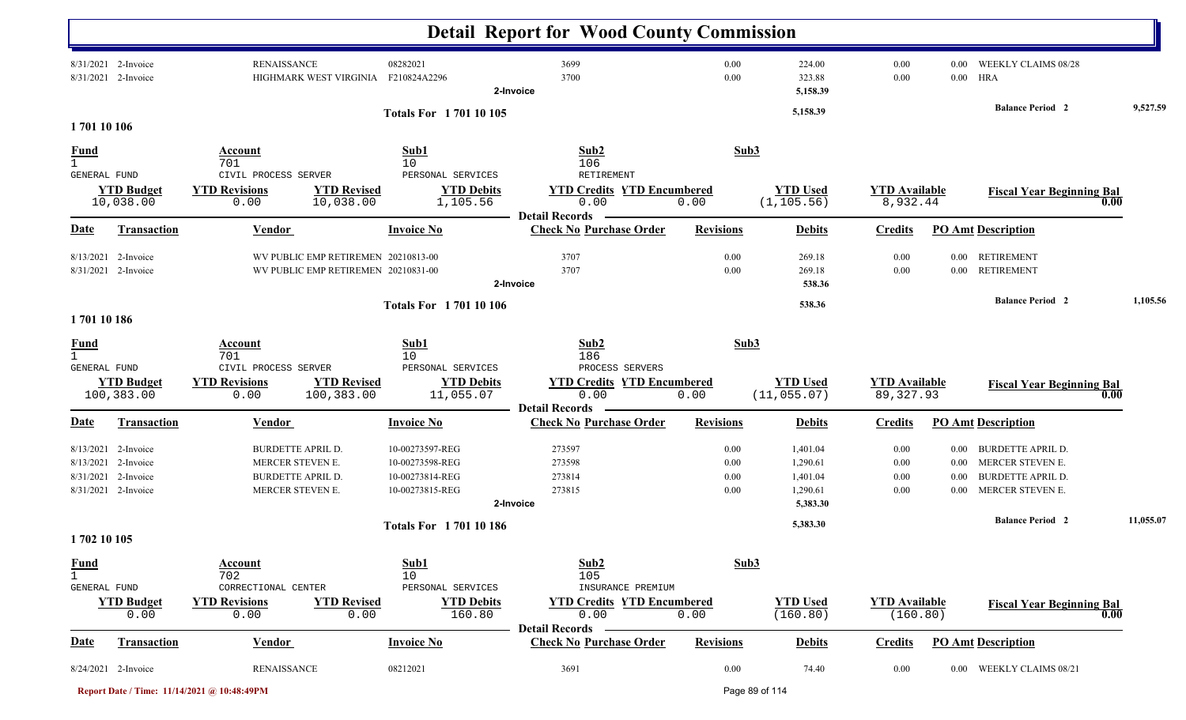# Detail Report for Wood County Commission

| Date | Transaction | Vendor | Invoice No | Check No | Purchase Order | Revisions | Debits | Credits | PO Amt | Description |
|---|---|---|---|---|---|---|---|---|---|---|
| 8/31/2021 | 2-Invoice | RENAISSANCE | 08282021 | 3699 | | 0.00 | 224.00 | 0.00 | 0.00 | WEEKLY CLAIMS 08/28 |
| 8/31/2021 | 2-Invoice | HIGHMARK WEST VIRGINIA | F210824A2296 | 3700 | | 0.00 | 323.88 | 0.00 | 0.00 | HRA |
| | | | 2-Invoice | | | | 5,158.39 | | | |

**Totals For 1 701 10 105** 5,158.39 — **Balance Period 2** 9,527.59

## 1 701 10 106

| Fund | Account | Sub1 | Sub2 | Sub3 |
|---|---|---|---|---|
| 1 | 701 | 10 | 106 | |
| GENERAL FUND | CIVIL PROCESS SERVER | PERSONAL SERVICES | RETIREMENT | |

| YTD Budget | YTD Revisions | YTD Revised | YTD Debits | YTD Credits | YTD Encumbered | YTD Used | YTD Available | Fiscal Year Beginning Bal |
|---|---|---|---|---|---|---|---|---|
| 10,038.00 | 0.00 | 10,038.00 | 1,105.56 | 0.00 | 0.00 | (1,105.56) | 8,932.44 | 0.00 |

**Detail Records**

| Date | Transaction | Vendor | Invoice No | Check No | Purchase Order | Revisions | Debits | Credits | PO Amt | Description |
|---|---|---|---|---|---|---|---|---|---|---|
| 8/13/2021 | 2-Invoice | WV PUBLIC EMP RETIREMEN | 20210813-00 | 3707 | | 0.00 | 269.18 | 0.00 | 0.00 | RETIREMENT |
| 8/31/2021 | 2-Invoice | WV PUBLIC EMP RETIREMEN | 20210831-00 | 3707 | | 0.00 | 269.18 | 0.00 | 0.00 | RETIREMENT |
| | | | 2-Invoice | | | | 538.36 | | | |

**Totals For 1 701 10 106** 538.36 — **Balance Period 2** 1,105.56

## 1 701 10 186

| Fund | Account | Sub1 | Sub2 | Sub3 |
|---|---|---|---|---|
| 1 | 701 | 10 | 186 | |
| GENERAL FUND | CIVIL PROCESS SERVER | PERSONAL SERVICES | PROCESS SERVERS | |

| YTD Budget | YTD Revisions | YTD Revised | YTD Debits | YTD Credits | YTD Encumbered | YTD Used | YTD Available | Fiscal Year Beginning Bal |
|---|---|---|---|---|---|---|---|---|
| 100,383.00 | 0.00 | 100,383.00 | 11,055.07 | 0.00 | 0.00 | (11,055.07) | 89,327.93 | 0.00 |

**Detail Records**

| Date | Transaction | Vendor | Invoice No | Check No | Purchase Order | Revisions | Debits | Credits | PO Amt | Description |
|---|---|---|---|---|---|---|---|---|---|---|
| 8/13/2021 | 2-Invoice | BURDETTE APRIL D. | 10-00273597-REG | 273597 | | 0.00 | 1,401.04 | 0.00 | 0.00 | BURDETTE APRIL D. |
| 8/13/2021 | 2-Invoice | MERCER STEVEN E. | 10-00273598-REG | 273598 | | 0.00 | 1,290.61 | 0.00 | 0.00 | MERCER STEVEN E. |
| 8/31/2021 | 2-Invoice | BURDETTE APRIL D. | 10-00273814-REG | 273814 | | 0.00 | 1,401.04 | 0.00 | 0.00 | BURDETTE APRIL D. |
| 8/31/2021 | 2-Invoice | MERCER STEVEN E. | 10-00273815-REG | 273815 | | 0.00 | 1,290.61 | 0.00 | 0.00 | MERCER STEVEN E. |
| | | | 2-Invoice | | | | 5,383.30 | | | |

**Totals For 1 701 10 186** 5,383.30 — **Balance Period 2** 11,055.07

## 1 702 10 105

| Fund | Account | Sub1 | Sub2 | Sub3 |
|---|---|---|---|---|
| 1 | 702 | 10 | 105 | |
| GENERAL FUND | CORRECTIONAL CENTER | PERSONAL SERVICES | INSURANCE PREMIUM | |

| YTD Budget | YTD Revisions | YTD Revised | YTD Debits | YTD Credits | YTD Encumbered | YTD Used | YTD Available | Fiscal Year Beginning Bal |
|---|---|---|---|---|---|---|---|---|
| 0.00 | 0.00 | 0.00 | 160.80 | 0.00 | 0.00 | (160.80) | (160.80) | 0.00 |

**Detail Records**

| Date | Transaction | Vendor | Invoice No | Check No | Purchase Order | Revisions | Debits | Credits | PO Amt | Description |
|---|---|---|---|---|---|---|---|---|---|---|
| 8/24/2021 | 2-Invoice | RENAISSANCE | 08212021 | 3691 | | 0.00 | 74.40 | 0.00 | 0.00 | WEEKLY CLAIMS 08/21 |

Report Date / Time: 11/14/2021 @ 10:48:49PM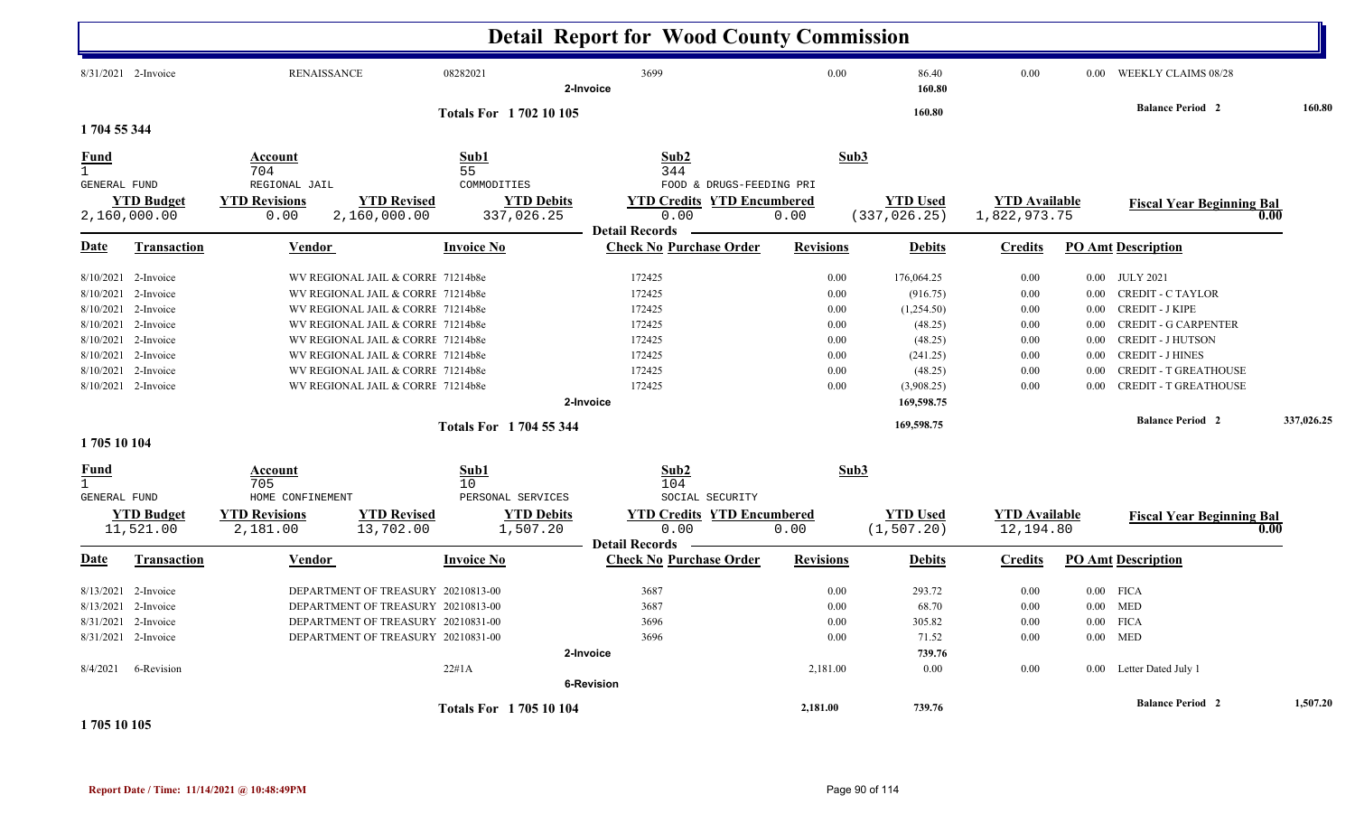# Detail Report for Wood County Commission

| Date | Transaction | Vendor | Invoice No | Check No | Purchase Order | Revisions | Debits | Credits | PO Amt | Description |
|---|---|---|---|---|---|---|---|---|---|---|
| 8/31/2021 | 2-Invoice | RENAISSANCE | 08282021 | 3699 | | 0.00 | 86.40 | 0.00 | 0.00 | WEEKLY CLAIMS 08/28 |
| | | | | 2-Invoice | | | 160.80 | | | |

**Totals For 1 702 10 105** — 160.80 — **Balance Period 2** 160.80

## 1 704 55 344

| Fund | Account | Sub1 | Sub2 | Sub3 |
|---|---|---|---|---|
| 1 | 704 | 55 | 344 | |
| GENERAL FUND | REGIONAL JAIL | COMMODITIES | FOOD & DRUGS-FEEDING PRI | |

| YTD Budget | YTD Revisions | YTD Revised | YTD Debits | YTD Credits | YTD Encumbered | YTD Used | YTD Available | Fiscal Year Beginning Bal |
|---|---|---|---|---|---|---|---|---|
| 2,160,000.00 | 0.00 | 2,160,000.00 | 337,026.25 | 0.00 | 0.00 | (337,026.25) | 1,822,973.75 | 0.00 |

**Detail Records**

| Date | Transaction | Vendor | Invoice No | Check No | Purchase Order | Revisions | Debits | Credits | PO Amt | Description |
|---|---|---|---|---|---|---|---|---|---|---|
| 8/10/2021 | 2-Invoice | WV REGIONAL JAIL & CORRE | 71214b8e | 172425 | | 0.00 | 176,064.25 | 0.00 | 0.00 | JULY 2021 |
| 8/10/2021 | 2-Invoice | WV REGIONAL JAIL & CORRE | 71214b8e | 172425 | | 0.00 | (916.75) | 0.00 | 0.00 | CREDIT - C TAYLOR |
| 8/10/2021 | 2-Invoice | WV REGIONAL JAIL & CORRE | 71214b8e | 172425 | | 0.00 | (1,254.50) | 0.00 | 0.00 | CREDIT - J KIPE |
| 8/10/2021 | 2-Invoice | WV REGIONAL JAIL & CORRE | 71214b8e | 172425 | | 0.00 | (48.25) | 0.00 | 0.00 | CREDIT - G CARPENTER |
| 8/10/2021 | 2-Invoice | WV REGIONAL JAIL & CORRE | 71214b8e | 172425 | | 0.00 | (48.25) | 0.00 | 0.00 | CREDIT - J HUTSON |
| 8/10/2021 | 2-Invoice | WV REGIONAL JAIL & CORRE | 71214b8e | 172425 | | 0.00 | (241.25) | 0.00 | 0.00 | CREDIT - J HINES |
| 8/10/2021 | 2-Invoice | WV REGIONAL JAIL & CORRE | 71214b8e | 172425 | | 0.00 | (48.25) | 0.00 | 0.00 | CREDIT - T GREATHOUSE |
| 8/10/2021 | 2-Invoice | WV REGIONAL JAIL & CORRE | 71214b8e | 172425 | | 0.00 | (3,908.25) | 0.00 | 0.00 | CREDIT - T GREATHOUSE |
| | | | | 2-Invoice | | | 169,598.75 | | | |

**Totals For 1 704 55 344** — 169,598.75 — **Balance Period 2** 337,026.25

## 1 705 10 104

| Fund | Account | Sub1 | Sub2 | Sub3 |
|---|---|---|---|---|
| 1 | 705 | 10 | 104 | |
| GENERAL FUND | HOME CONFINEMENT | PERSONAL SERVICES | SOCIAL SECURITY | |

| YTD Budget | YTD Revisions | YTD Revised | YTD Debits | YTD Credits | YTD Encumbered | YTD Used | YTD Available | Fiscal Year Beginning Bal |
|---|---|---|---|---|---|---|---|---|
| 11,521.00 | 2,181.00 | 13,702.00 | 1,507.20 | 0.00 | 0.00 | (1,507.20) | 12,194.80 | 0.00 |

**Detail Records**

| Date | Transaction | Vendor | Invoice No | Check No | Purchase Order | Revisions | Debits | Credits | PO Amt | Description |
|---|---|---|---|---|---|---|---|---|---|---|
| 8/13/2021 | 2-Invoice | DEPARTMENT OF TREASURY | 20210813-00 | 3687 | | 0.00 | 293.72 | 0.00 | 0.00 | FICA |
| 8/13/2021 | 2-Invoice | DEPARTMENT OF TREASURY | 20210813-00 | 3687 | | 0.00 | 68.70 | 0.00 | 0.00 | MED |
| 8/31/2021 | 2-Invoice | DEPARTMENT OF TREASURY | 20210831-00 | 3696 | | 0.00 | 305.82 | 0.00 | 0.00 | FICA |
| 8/31/2021 | 2-Invoice | DEPARTMENT OF TREASURY | 20210831-00 | 3696 | | 0.00 | 71.52 | 0.00 | 0.00 | MED |
| | | | | 2-Invoice | | | 739.76 | | | |
| 8/4/2021 | 6-Revision | | 22#1A | | | 2,181.00 | 0.00 | 0.00 | 0.00 | Letter Dated July 1 |
| | | | | 6-Revision | | | | | | |

**Totals For 1 705 10 104** — 2,181.00 — 739.76 — **Balance Period 2** 1,507.20

## 1 705 10 105

Report Date / Time: 11/14/2021 @ 10:48:49PM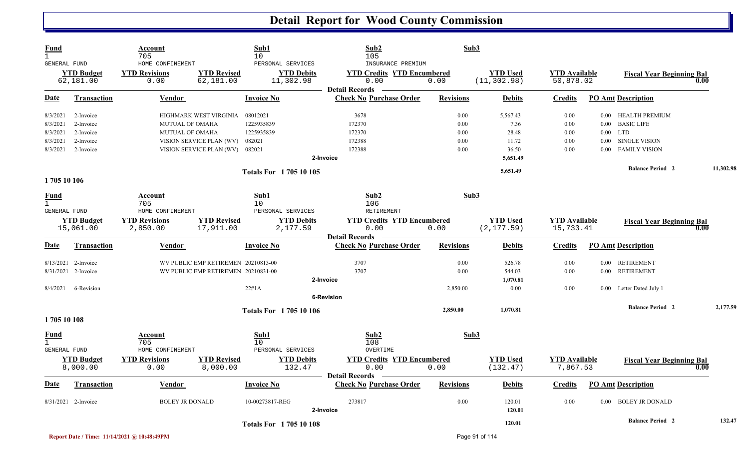# Detail Report for Wood County Commission

| Fund | Account | Sub1 | Sub2 | Sub3 |
|---|---|---|---|---|
| 1 | 705 | 10 | 105 | |
| GENERAL FUND | HOME CONFINEMENT | PERSONAL SERVICES | INSURANCE PREMIUM | |

| YTD Budget | YTD Revisions | YTD Revised | YTD Debits | YTD Credits | YTD Encumbered | YTD Used | YTD Available | Fiscal Year Beginning Bal |
|---|---|---|---|---|---|---|---|---|
| 62,181.00 | 0.00 | 62,181.00 | 11,302.98 | 0.00 | 0.00 | (11,302.98) | 50,878.02 | 0.00 |

**Detail Records**

| Date | Transaction | Vendor | Invoice No | Check No | Purchase Order | Revisions | Debits | Credits | PO Amt | Description |
|---|---|---|---|---|---|---|---|---|---|---|
| 8/3/2021 | 2-Invoice | HIGHMARK WEST VIRGINIA | 08012021 | 3678 | | 0.00 | 5,567.43 | 0.00 | 0.00 | HEALTH PREMIUM |
| 8/3/2021 | 2-Invoice | MUTUAL OF OMAHA | 1225935839 | 172370 | | 0.00 | 7.36 | 0.00 | 0.00 | BASIC LIFE |
| 8/3/2021 | 2-Invoice | MUTUAL OF OMAHA | 1225935839 | 172370 | | 0.00 | 28.48 | 0.00 | 0.00 | LTD |
| 8/3/2021 | 2-Invoice | VISION SERVICE PLAN (WV) | 082021 | 172388 | | 0.00 | 11.72 | 0.00 | 0.00 | SINGLE VISION |
| 8/3/2021 | 2-Invoice | VISION SERVICE PLAN (WV) | 082021 | 172388 | | 0.00 | 36.50 | 0.00 | 0.00 | FAMILY VISION |
| | **2-Invoice** | | | | | | 5,651.49 | | | |
| | **Totals For 1 705 10 105** | | | | | | 5,651.49 | | | **Balance Period 2** 11,302.98 |

## 1 705 10 106

| Fund | Account | Sub1 | Sub2 | Sub3 |
|---|---|---|---|---|
| 1 | 705 | 10 | 106 | |
| GENERAL FUND | HOME CONFINEMENT | PERSONAL SERVICES | RETIREMENT | |

| YTD Budget | YTD Revisions | YTD Revised | YTD Debits | YTD Credits | YTD Encumbered | YTD Used | YTD Available | Fiscal Year Beginning Bal |
|---|---|---|---|---|---|---|---|---|
| 15,061.00 | 2,850.00 | 17,911.00 | 2,177.59 | 0.00 | 0.00 | (2,177.59) | 15,733.41 | 0.00 |

**Detail Records**

| Date | Transaction | Vendor | Invoice No | Check No | Purchase Order | Revisions | Debits | Credits | PO Amt | Description |
|---|---|---|---|---|---|---|---|---|---|---|
| 8/13/2021 | 2-Invoice | WV PUBLIC EMP RETIREMEN | 20210813-00 | 3707 | | 0.00 | 526.78 | 0.00 | 0.00 | RETIREMENT |
| 8/31/2021 | 2-Invoice | WV PUBLIC EMP RETIREMEN | 20210831-00 | 3707 | | 0.00 | 544.03 | 0.00 | 0.00 | RETIREMENT |
| | **2-Invoice** | | | | | | 1,070.81 | | | |
| 8/4/2021 | 6-Revision | | 22#1A | | | 2,850.00 | 0.00 | 0.00 | 0.00 | Letter Dated July 1 |
| | **6-Revision** | | | | | | | | | |
| | **Totals For 1 705 10 106** | | | | | 2,850.00 | 1,070.81 | | | **Balance Period 2** 2,177.59 |

## 1 705 10 108

| Fund | Account | Sub1 | Sub2 | Sub3 |
|---|---|---|---|---|
| 1 | 705 | 10 | 108 | |
| GENERAL FUND | HOME CONFINEMENT | PERSONAL SERVICES | OVERTIME | |

| YTD Budget | YTD Revisions | YTD Revised | YTD Debits | YTD Credits | YTD Encumbered | YTD Used | YTD Available | Fiscal Year Beginning Bal |
|---|---|---|---|---|---|---|---|---|
| 8,000.00 | 0.00 | 8,000.00 | 132.47 | 0.00 | 0.00 | (132.47) | 7,867.53 | 0.00 |

**Detail Records**

| Date | Transaction | Vendor | Invoice No | Check No | Purchase Order | Revisions | Debits | Credits | PO Amt | Description |
|---|---|---|---|---|---|---|---|---|---|---|
| 8/31/2021 | 2-Invoice | BOLEY JR DONALD | 10-00273817-REG | 273817 | | 0.00 | 120.01 | 0.00 | 0.00 | BOLEY JR DONALD |
| | **2-Invoice** | | | | | | 120.01 | | | |
| | **Totals For 1 705 10 108** | | | | | | 120.01 | | | **Balance Period 2** 132.47 |

Report Date / Time: 11/14/2021 @ 10:48:49PM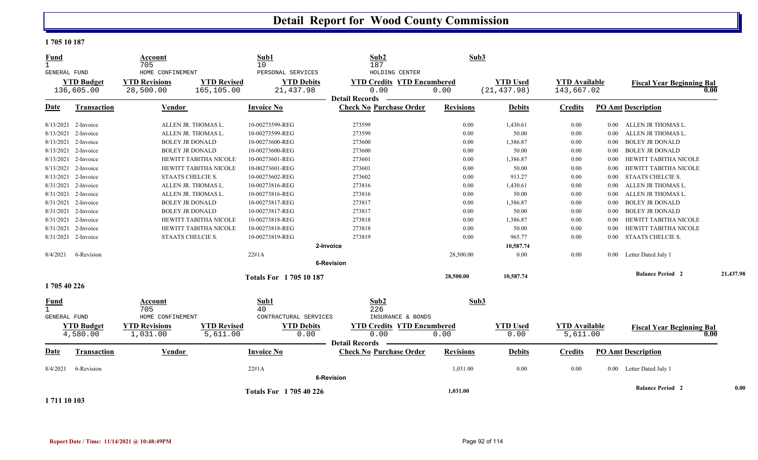# Detail Report for Wood County Commission

**1 705 10 187**

| Fund | Account | | Sub1 | Sub2 | Sub3 | | |
|---|---|---|---|---|---|---|---|
| 1 | 705 | | 10 | 187 | | | |
| GENERAL FUND | HOME CONFINEMENT | | PERSONAL SERVICES | HOLDING CENTER | | | |
| **YTD Budget** | **YTD Revisions** | **YTD Revised** | **YTD Debits** | **YTD Credits** | **YTD Encumbered** | **YTD Used** | **YTD Available** | **Fiscal Year Beginning Bal** |
| 136,605.00 | 28,500.00 | 165,105.00 | 21,437.98 | 0.00 | 0.00 | (21,437.98) | 143,667.02 | 0.00 |

**Detail Records**

| Date | Transaction | Vendor | Invoice No | Check No | Purchase Order | Revisions | Debits | Credits | PO Amt | Description |
|---|---|---|---|---|---|---|---|---|---|---|
| 8/13/2021 | 2-Invoice | ALLEN JR. THOMAS L. | 10-00273599-REG | 273599 | | 0.00 | 1,430.61 | 0.00 | 0.00 | ALLEN JR THOMAS L. |
| 8/13/2021 | 2-Invoice | ALLEN JR. THOMAS L. | 10-00273599-REG | 273599 | | 0.00 | 50.00 | 0.00 | 0.00 | ALLEN JR THOMAS L. |
| 8/13/2021 | 2-Invoice | BOLEY JR DONALD | 10-00273600-REG | 273600 | | 0.00 | 1,386.87 | 0.00 | 0.00 | BOLEY JR DONALD |
| 8/13/2021 | 2-Invoice | BOLEY JR DONALD | 10-00273600-REG | 273600 | | 0.00 | 50.00 | 0.00 | 0.00 | BOLEY JR DONALD |
| 8/13/2021 | 2-Invoice | HEWITT TABITHA NICOLE | 10-00273601-REG | 273601 | | 0.00 | 1,386.87 | 0.00 | 0.00 | HEWITT TABITHA NICOLE |
| 8/13/2021 | 2-Invoice | HEWITT TABITHA NICOLE | 10-00273601-REG | 273601 | | 0.00 | 50.00 | 0.00 | 0.00 | HEWITT TABITHA NICOLE |
| 8/13/2021 | 2-Invoice | STAATS CHELCIE S. | 10-00273602-REG | 273602 | | 0.00 | 913.27 | 0.00 | 0.00 | STAATS CHELCIE S. |
| 8/31/2021 | 2-Invoice | ALLEN JR. THOMAS L. | 10-00273816-REG | 273816 | | 0.00 | 1,430.61 | 0.00 | 0.00 | ALLEN JR THOMAS L. |
| 8/31/2021 | 2-Invoice | ALLEN JR. THOMAS L. | 10-00273816-REG | 273816 | | 0.00 | 50.00 | 0.00 | 0.00 | ALLEN JR THOMAS L. |
| 8/31/2021 | 2-Invoice | BOLEY JR DONALD | 10-00273817-REG | 273817 | | 0.00 | 1,386.87 | 0.00 | 0.00 | BOLEY JR DONALD |
| 8/31/2021 | 2-Invoice | BOLEY JR DONALD | 10-00273817-REG | 273817 | | 0.00 | 50.00 | 0.00 | 0.00 | BOLEY JR DONALD |
| 8/31/2021 | 2-Invoice | HEWITT TABITHA NICOLE | 10-00273818-REG | 273818 | | 0.00 | 1,386.87 | 0.00 | 0.00 | HEWITT TABITHA NICOLE |
| 8/31/2021 | 2-Invoice | HEWITT TABITHA NICOLE | 10-00273818-REG | 273818 | | 0.00 | 50.00 | 0.00 | 0.00 | HEWITT TABITHA NICOLE |
| 8/31/2021 | 2-Invoice | STAATS CHELCIE S. | 10-00273819-REG | 273819 | | 0.00 | 965.77 | 0.00 | 0.00 | STAATS CHELCIE S. |
| | | | **2-Invoice** | | | | 10,587.74 | | | |
| 8/4/2021 | 6-Revision | | 22#1A | | | 28,500.00 | 0.00 | 0.00 | 0.00 | Letter Dated July 1 |
| | | | **6-Revision** | | | | | | | |
| | | | **Totals For 1 705 10 187** | | | 28,500.00 | 10,587.74 | | | **Balance Period 2** 21,437.98 |

**1 705 40 226**

| Fund | Account | | Sub1 | Sub2 | Sub3 | | |
|---|---|---|---|---|---|---|---|
| 1 | 705 | | 40 | 226 | | | |
| GENERAL FUND | HOME CONFINEMENT | | CONTRACTURAL SERVICES | INSURANCE & BONDS | | | |
| **YTD Budget** | **YTD Revisions** | **YTD Revised** | **YTD Debits** | **YTD Credits** | **YTD Encumbered** | **YTD Used** | **YTD Available** | **Fiscal Year Beginning Bal** |
| 4,580.00 | 1,031.00 | 5,611.00 | 0.00 | 0.00 | 0.00 | 0.00 | 5,611.00 | 0.00 |

**Detail Records**

| Date | Transaction | Vendor | Invoice No | Check No | Purchase Order | Revisions | Debits | Credits | PO Amt | Description |
|---|---|---|---|---|---|---|---|---|---|---|
| 8/4/2021 | 6-Revision | | 22#1A | | | 1,031.00 | 0.00 | 0.00 | 0.00 | Letter Dated July 1 |
| | | | **6-Revision** | | | | | | | |
| | | | **Totals For 1 705 40 226** | | | 1,031.00 | | | | **Balance Period 2** 0.00 |

**1 711 10 103**

Report Date / Time: 11/14/2021 @ 10:48:49PM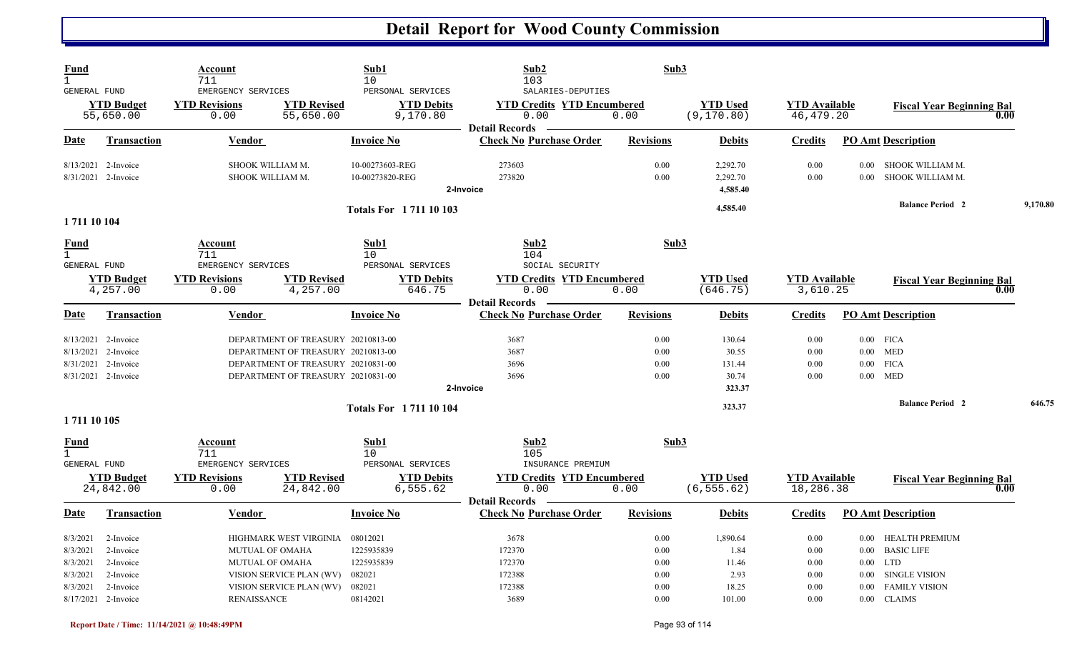# Detail Report for Wood County Commission

| Fund | Account | | Sub1 | Sub2 | | Sub3 | | | |
|---|---|---|---|---|---|---|---|---|---|
| 1 | 711 | | 10 | 103 | | | | | |
| GENERAL FUND | EMERGENCY SERVICES | | PERSONAL SERVICES | SALARIES-DEPUTIES | | | | | |
| **YTD Budget** | **YTD Revisions** | **YTD Revised** | **YTD Debits** | **YTD Credits** | **YTD Encumbered** | **YTD Used** | **YTD Available** | **Fiscal Year Beginning Bal** | |
| 55,650.00 | 0.00 | 55,650.00 | 9,170.80 | 0.00 | 0.00 | (9,170.80) | 46,479.20 | 0.00 | |

**Detail Records**

| Date | Transaction | Vendor | Invoice No | Check No | Purchase Order | Revisions | Debits | Credits | PO Amt | Description |
|---|---|---|---|---|---|---|---|---|---|---|
| 8/13/2021 | 2-Invoice | SHOOK WILLIAM M. | 10-00273603-REG | 273603 | | 0.00 | 2,292.70 | 0.00 | 0.00 | SHOOK WILLIAM M. |
| 8/31/2021 | 2-Invoice | SHOOK WILLIAM M. | 10-00273820-REG | 273820 | | 0.00 | 2,292.70 | 0.00 | 0.00 | SHOOK WILLIAM M. |
| | | | 2-Invoice | | | | 4,585.40 | | | |
| | | | Totals For 1 711 10 103 | | | | 4,585.40 | | | Balance Period 2 — 9,170.80 |

**1 711 10 104**

| Fund | Account | | Sub1 | Sub2 | | Sub3 | | | |
|---|---|---|---|---|---|---|---|---|---|
| 1 | 711 | | 10 | 104 | | | | | |
| GENERAL FUND | EMERGENCY SERVICES | | PERSONAL SERVICES | SOCIAL SECURITY | | | | | |
| **YTD Budget** | **YTD Revisions** | **YTD Revised** | **YTD Debits** | **YTD Credits** | **YTD Encumbered** | **YTD Used** | **YTD Available** | **Fiscal Year Beginning Bal** | |
| 4,257.00 | 0.00 | 4,257.00 | 646.75 | 0.00 | 0.00 | (646.75) | 3,610.25 | 0.00 | |

**Detail Records**

| Date | Transaction | Vendor | Invoice No | Check No | Purchase Order | Revisions | Debits | Credits | PO Amt | Description |
|---|---|---|---|---|---|---|---|---|---|---|
| 8/13/2021 | 2-Invoice | DEPARTMENT OF TREASURY | 20210813-00 | 3687 | | 0.00 | 130.64 | 0.00 | 0.00 | FICA |
| 8/13/2021 | 2-Invoice | DEPARTMENT OF TREASURY | 20210813-00 | 3687 | | 0.00 | 30.55 | 0.00 | 0.00 | MED |
| 8/31/2021 | 2-Invoice | DEPARTMENT OF TREASURY | 20210831-00 | 3696 | | 0.00 | 131.44 | 0.00 | 0.00 | FICA |
| 8/31/2021 | 2-Invoice | DEPARTMENT OF TREASURY | 20210831-00 | 3696 | | 0.00 | 30.74 | 0.00 | 0.00 | MED |
| | | | 2-Invoice | | | | 323.37 | | | |
| | | | Totals For 1 711 10 104 | | | | 323.37 | | | Balance Period 2 — 646.75 |

**1 711 10 105**

| Fund | Account | | Sub1 | Sub2 | | Sub3 | | | |
|---|---|---|---|---|---|---|---|---|---|
| 1 | 711 | | 10 | 105 | | | | | |
| GENERAL FUND | EMERGENCY SERVICES | | PERSONAL SERVICES | INSURANCE PREMIUM | | | | | |
| **YTD Budget** | **YTD Revisions** | **YTD Revised** | **YTD Debits** | **YTD Credits** | **YTD Encumbered** | **YTD Used** | **YTD Available** | **Fiscal Year Beginning Bal** | |
| 24,842.00 | 0.00 | 24,842.00 | 6,555.62 | 0.00 | 0.00 | (6,555.62) | 18,286.38 | 0.00 | |

**Detail Records**

| Date | Transaction | Vendor | Invoice No | Check No | Purchase Order | Revisions | Debits | Credits | PO Amt | Description |
|---|---|---|---|---|---|---|---|---|---|---|
| 8/3/2021 | 2-Invoice | HIGHMARK WEST VIRGINIA | 08012021 | 3678 | | 0.00 | 1,890.64 | 0.00 | 0.00 | HEALTH PREMIUM |
| 8/3/2021 | 2-Invoice | MUTUAL OF OMAHA | 1225935839 | 172370 | | 0.00 | 1.84 | 0.00 | 0.00 | BASIC LIFE |
| 8/3/2021 | 2-Invoice | MUTUAL OF OMAHA | 1225935839 | 172370 | | 0.00 | 11.46 | 0.00 | 0.00 | LTD |
| 8/3/2021 | 2-Invoice | VISION SERVICE PLAN (WV) | 082021 | 172388 | | 0.00 | 2.93 | 0.00 | 0.00 | SINGLE VISION |
| 8/3/2021 | 2-Invoice | VISION SERVICE PLAN (WV) | 082021 | 172388 | | 0.00 | 18.25 | 0.00 | 0.00 | FAMILY VISION |
| 8/17/2021 | 2-Invoice | RENAISSANCE | 08142021 | 3689 | | 0.00 | 101.00 | 0.00 | 0.00 | CLAIMS |

Report Date / Time: 11/14/2021 @ 10:48:49PM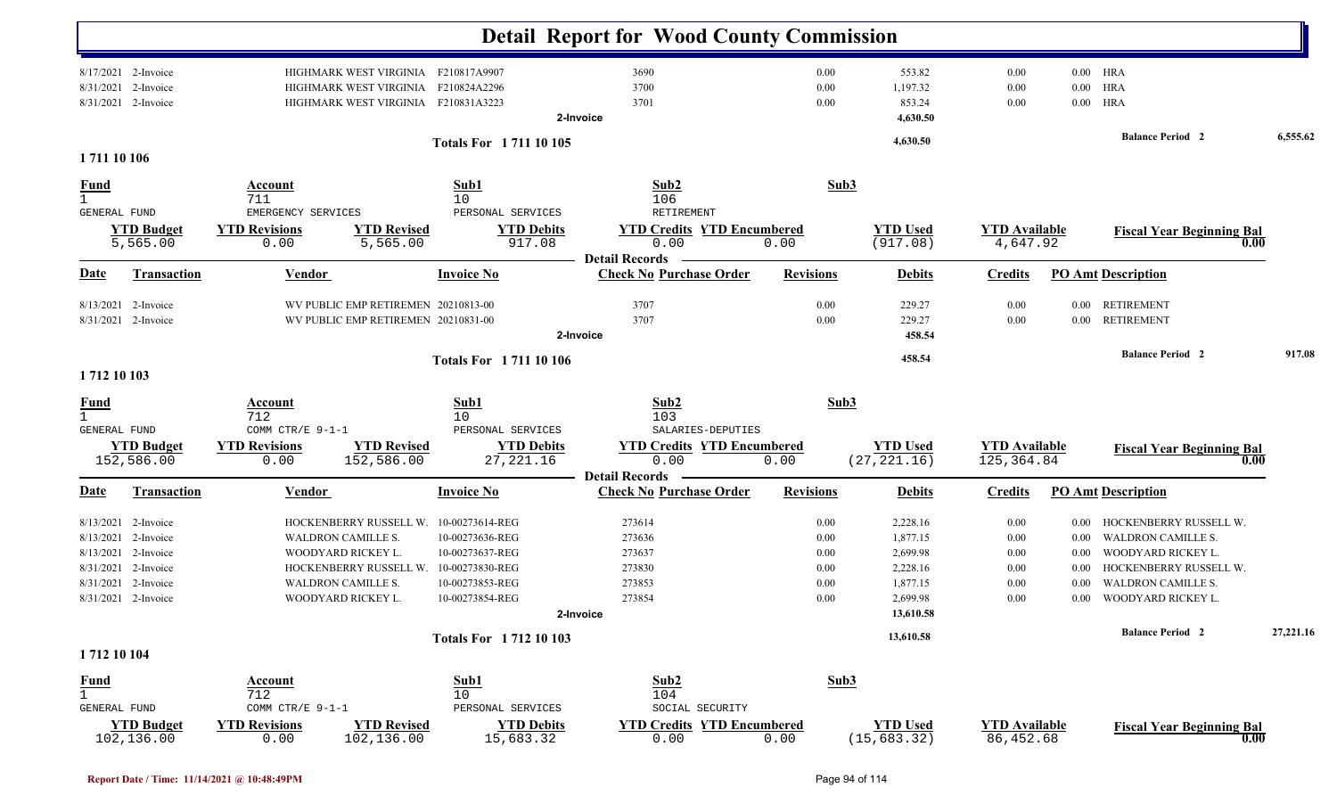# Detail Report for Wood County Commission

| Date | Transaction | Vendor | Invoice No | Check No | Purchase Order | Revisions | Debits | Credits | PO Amt | Description |
|---|---|---|---|---|---|---|---|---|---|---|
| 8/17/2021 | 2-Invoice | HIGHMARK WEST VIRGINIA | F210817A9907 | 3690 | | 0.00 | 553.82 | 0.00 | 0.00 | HRA |
| 8/31/2021 | 2-Invoice | HIGHMARK WEST VIRGINIA | F210824A2296 | 3700 | | 0.00 | 1,197.32 | 0.00 | 0.00 | HRA |
| 8/31/2021 | 2-Invoice | HIGHMARK WEST VIRGINIA | F210831A3223 | 3701 | | 0.00 | 853.24 | 0.00 | 0.00 | HRA |
| | | | 2-Invoice | | | | 4,630.50 | | | |

**Totals For 1 711 10 105** — 4,630.50 — Balance Period 2: 6,555.62

## 1 711 10 106

| Fund | Account | Sub1 | Sub2 | Sub3 |
|---|---|---|---|---|
| 1 | 711 | 10 | 106 | |
| GENERAL FUND | EMERGENCY SERVICES | PERSONAL SERVICES | RETIREMENT | |

| YTD Budget | YTD Revisions | YTD Revised | YTD Debits | YTD Credits | YTD Encumbered | YTD Used | YTD Available | Fiscal Year Beginning Bal |
|---|---|---|---|---|---|---|---|---|
| 5,565.00 | 0.00 | 5,565.00 | 917.08 | 0.00 | 0.00 | (917.08) | 4,647.92 | 0.00 |

**Detail Records**

| Date | Transaction | Vendor | Invoice No | Check No | Purchase Order | Revisions | Debits | Credits | PO Amt | Description |
|---|---|---|---|---|---|---|---|---|---|---|
| 8/13/2021 | 2-Invoice | WV PUBLIC EMP RETIREMEN | 20210813-00 | 3707 | | 0.00 | 229.27 | 0.00 | 0.00 | RETIREMENT |
| 8/31/2021 | 2-Invoice | WV PUBLIC EMP RETIREMEN | 20210831-00 | 3707 | | 0.00 | 229.27 | 0.00 | 0.00 | RETIREMENT |
| | | | 2-Invoice | | | | 458.54 | | | |

**Totals For 1 711 10 106** — 458.54 — Balance Period 2: 917.08

## 1 712 10 103

| Fund | Account | Sub1 | Sub2 | Sub3 |
|---|---|---|---|---|
| 1 | 712 | 10 | 103 | |
| GENERAL FUND | COMM CTR/E 9-1-1 | PERSONAL SERVICES | SALARIES-DEPUTIES | |

| YTD Budget | YTD Revisions | YTD Revised | YTD Debits | YTD Credits | YTD Encumbered | YTD Used | YTD Available | Fiscal Year Beginning Bal |
|---|---|---|---|---|---|---|---|---|
| 152,586.00 | 0.00 | 152,586.00 | 27,221.16 | 0.00 | 0.00 | (27,221.16) | 125,364.84 | 0.00 |

**Detail Records**

| Date | Transaction | Vendor | Invoice No | Check No | Purchase Order | Revisions | Debits | Credits | PO Amt | Description |
|---|---|---|---|---|---|---|---|---|---|---|
| 8/13/2021 | 2-Invoice | HOCKENBERRY RUSSELL W. | 10-00273614-REG | 273614 | | 0.00 | 2,228.16 | 0.00 | 0.00 | HOCKENBERRY RUSSELL W. |
| 8/13/2021 | 2-Invoice | WALDRON CAMILLE S. | 10-00273636-REG | 273636 | | 0.00 | 1,877.15 | 0.00 | 0.00 | WALDRON CAMILLE S. |
| 8/13/2021 | 2-Invoice | WOODYARD RICKEY L. | 10-00273637-REG | 273637 | | 0.00 | 2,699.98 | 0.00 | 0.00 | WOODYARD RICKEY L. |
| 8/31/2021 | 2-Invoice | HOCKENBERRY RUSSELL W. | 10-00273830-REG | 273830 | | 0.00 | 2,228.16 | 0.00 | 0.00 | HOCKENBERRY RUSSELL W. |
| 8/31/2021 | 2-Invoice | WALDRON CAMILLE S. | 10-00273853-REG | 273853 | | 0.00 | 1,877.15 | 0.00 | 0.00 | WALDRON CAMILLE S. |
| 8/31/2021 | 2-Invoice | WOODYARD RICKEY L. | 10-00273854-REG | 273854 | | 0.00 | 2,699.98 | 0.00 | 0.00 | WOODYARD RICKEY L. |
| | | | 2-Invoice | | | | 13,610.58 | | | |

**Totals For 1 712 10 103** — 13,610.58 — Balance Period 2: 27,221.16

## 1 712 10 104

| Fund | Account | Sub1 | Sub2 | Sub3 |
|---|---|---|---|---|
| 1 | 712 | 10 | 104 | |
| GENERAL FUND | COMM CTR/E 9-1-1 | PERSONAL SERVICES | SOCIAL SECURITY | |

| YTD Budget | YTD Revisions | YTD Revised | YTD Debits | YTD Credits | YTD Encumbered | YTD Used | YTD Available | Fiscal Year Beginning Bal |
|---|---|---|---|---|---|---|---|---|
| 102,136.00 | 0.00 | 102,136.00 | 15,683.32 | 0.00 | 0.00 | (15,683.32) | 86,452.68 | 0.00 |

Report Date / Time: 11/14/2021 @ 10:48:49PM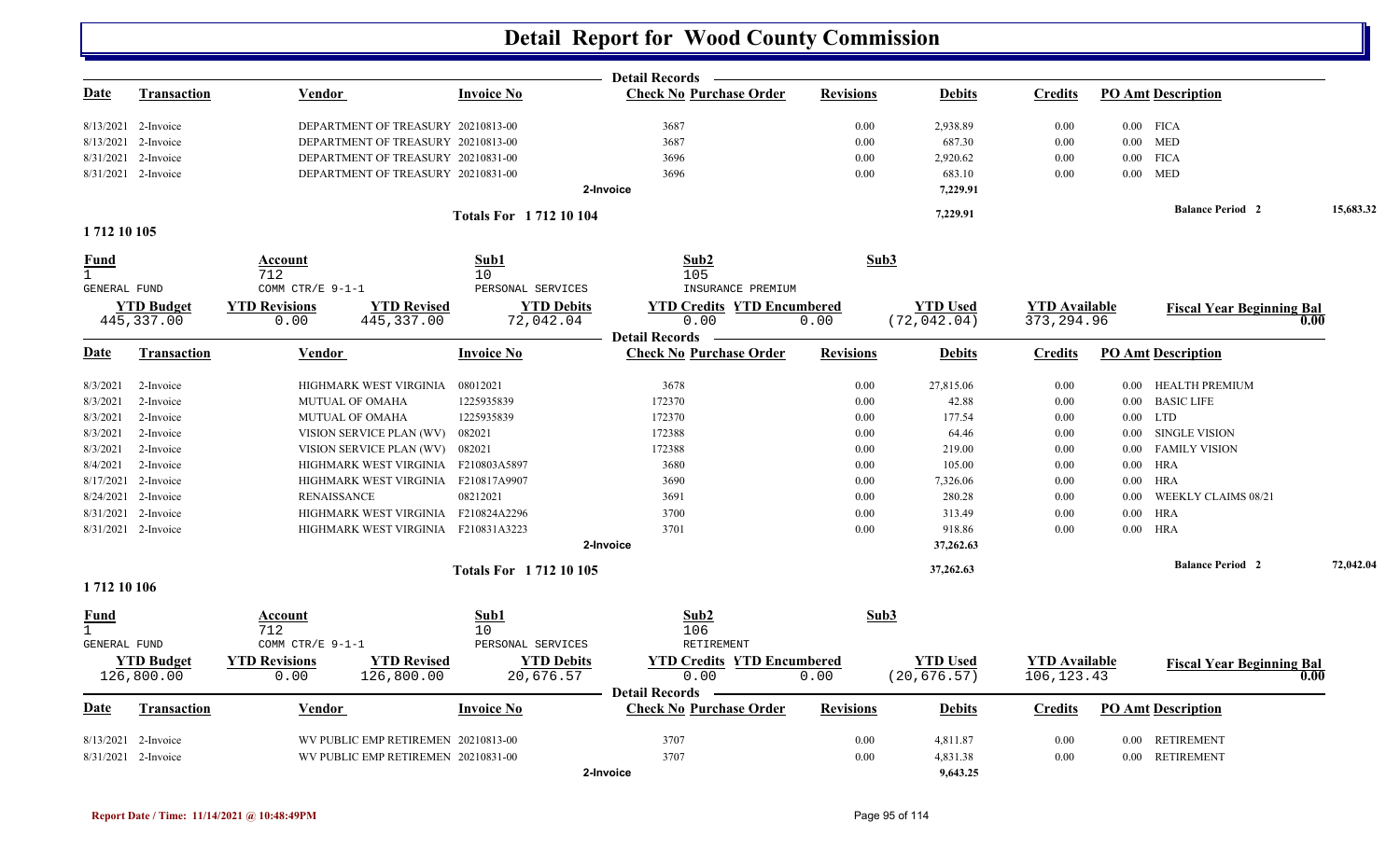# Detail Report for Wood County Commission

| Date | Transaction | Vendor | Invoice No | Check No | Purchase Order | Revisions | Debits | Credits | PO Amt | Description |
|---|---|---|---|---|---|---|---|---|---|---|
| 8/13/2021 | 2-Invoice | DEPARTMENT OF TREASURY | 20210813-00 | 3687 | | 0.00 | 2,938.89 | 0.00 | 0.00 | FICA |
| 8/13/2021 | 2-Invoice | DEPARTMENT OF TREASURY | 20210813-00 | 3687 | | 0.00 | 687.30 | 0.00 | 0.00 | MED |
| 8/31/2021 | 2-Invoice | DEPARTMENT OF TREASURY | 20210831-00 | 3696 | | 0.00 | 2,920.62 | 0.00 | 0.00 | FICA |
| 8/31/2021 | 2-Invoice | DEPARTMENT OF TREASURY | 20210831-00 | 3696 | | 0.00 | 683.10 | 0.00 | 0.00 | MED |
| | | | 2-Invoice | | | | 7,229.91 | | | |

**Totals For 1 712 10 104** — 7,229.91 — Balance Period 2: 15,683.32

## 1 712 10 105

| Fund | Account | Sub1 | Sub2 | Sub3 |
|---|---|---|---|---|
| 1 | 712 | 10 | 105 | |
| GENERAL FUND | COMM CTR/E 9-1-1 | PERSONAL SERVICES | INSURANCE PREMIUM | |

| YTD Budget | YTD Revisions | YTD Revised | YTD Debits | YTD Credits | YTD Encumbered | YTD Used | YTD Available | Fiscal Year Beginning Bal |
|---|---|---|---|---|---|---|---|---|
| 445,337.00 | 0.00 | 445,337.00 | 72,042.04 | 0.00 | 0.00 | (72,042.04) | 373,294.96 | 0.00 |

| Date | Transaction | Vendor | Invoice No | Check No | Purchase Order | Revisions | Debits | Credits | PO Amt | Description |
|---|---|---|---|---|---|---|---|---|---|---|
| 8/3/2021 | 2-Invoice | HIGHMARK WEST VIRGINIA | 08012021 | 3678 | | 0.00 | 27,815.06 | 0.00 | 0.00 | HEALTH PREMIUM |
| 8/3/2021 | 2-Invoice | MUTUAL OF OMAHA | 1225935839 | 172370 | | 0.00 | 42.88 | 0.00 | 0.00 | BASIC LIFE |
| 8/3/2021 | 2-Invoice | MUTUAL OF OMAHA | 1225935839 | 172370 | | 0.00 | 177.54 | 0.00 | 0.00 | LTD |
| 8/3/2021 | 2-Invoice | VISION SERVICE PLAN (WV) | 082021 | 172388 | | 0.00 | 64.46 | 0.00 | 0.00 | SINGLE VISION |
| 8/3/2021 | 2-Invoice | VISION SERVICE PLAN (WV) | 082021 | 172388 | | 0.00 | 219.00 | 0.00 | 0.00 | FAMILY VISION |
| 8/4/2021 | 2-Invoice | HIGHMARK WEST VIRGINIA | F210803A5897 | 3680 | | 0.00 | 105.00 | 0.00 | 0.00 | HRA |
| 8/17/2021 | 2-Invoice | HIGHMARK WEST VIRGINIA | F210817A9907 | 3690 | | 0.00 | 7,326.06 | 0.00 | 0.00 | HRA |
| 8/24/2021 | 2-Invoice | RENAISSANCE | 08212021 | 3691 | | 0.00 | 280.28 | 0.00 | 0.00 | WEEKLY CLAIMS 08/21 |
| 8/31/2021 | 2-Invoice | HIGHMARK WEST VIRGINIA | F210824A2296 | 3700 | | 0.00 | 313.49 | 0.00 | 0.00 | HRA |
| 8/31/2021 | 2-Invoice | HIGHMARK WEST VIRGINIA | F210831A3223 | 3701 | | 0.00 | 918.86 | 0.00 | 0.00 | HRA |
| | | | 2-Invoice | | | | 37,262.63 | | | |

**Totals For 1 712 10 105** — 37,262.63 — Balance Period 2: 72,042.04

## 1 712 10 106

| Fund | Account | Sub1 | Sub2 | Sub3 |
|---|---|---|---|---|
| 1 | 712 | 10 | 106 | |
| GENERAL FUND | COMM CTR/E 9-1-1 | PERSONAL SERVICES | RETIREMENT | |

| YTD Budget | YTD Revisions | YTD Revised | YTD Debits | YTD Credits | YTD Encumbered | YTD Used | YTD Available | Fiscal Year Beginning Bal |
|---|---|---|---|---|---|---|---|---|
| 126,800.00 | 0.00 | 126,800.00 | 20,676.57 | 0.00 | 0.00 | (20,676.57) | 106,123.43 | 0.00 |

| Date | Transaction | Vendor | Invoice No | Check No | Purchase Order | Revisions | Debits | Credits | PO Amt | Description |
|---|---|---|---|---|---|---|---|---|---|---|
| 8/13/2021 | 2-Invoice | WV PUBLIC EMP RETIREMEN | 20210813-00 | 3707 | | 0.00 | 4,811.87 | 0.00 | 0.00 | RETIREMENT |
| 8/31/2021 | 2-Invoice | WV PUBLIC EMP RETIREMEN | 20210831-00 | 3707 | | 0.00 | 4,831.38 | 0.00 | 0.00 | RETIREMENT |
| | | | 2-Invoice | | | | 9,643.25 | | | |

**Report Date / Time: 11/14/2021 @ 10:48:49PM**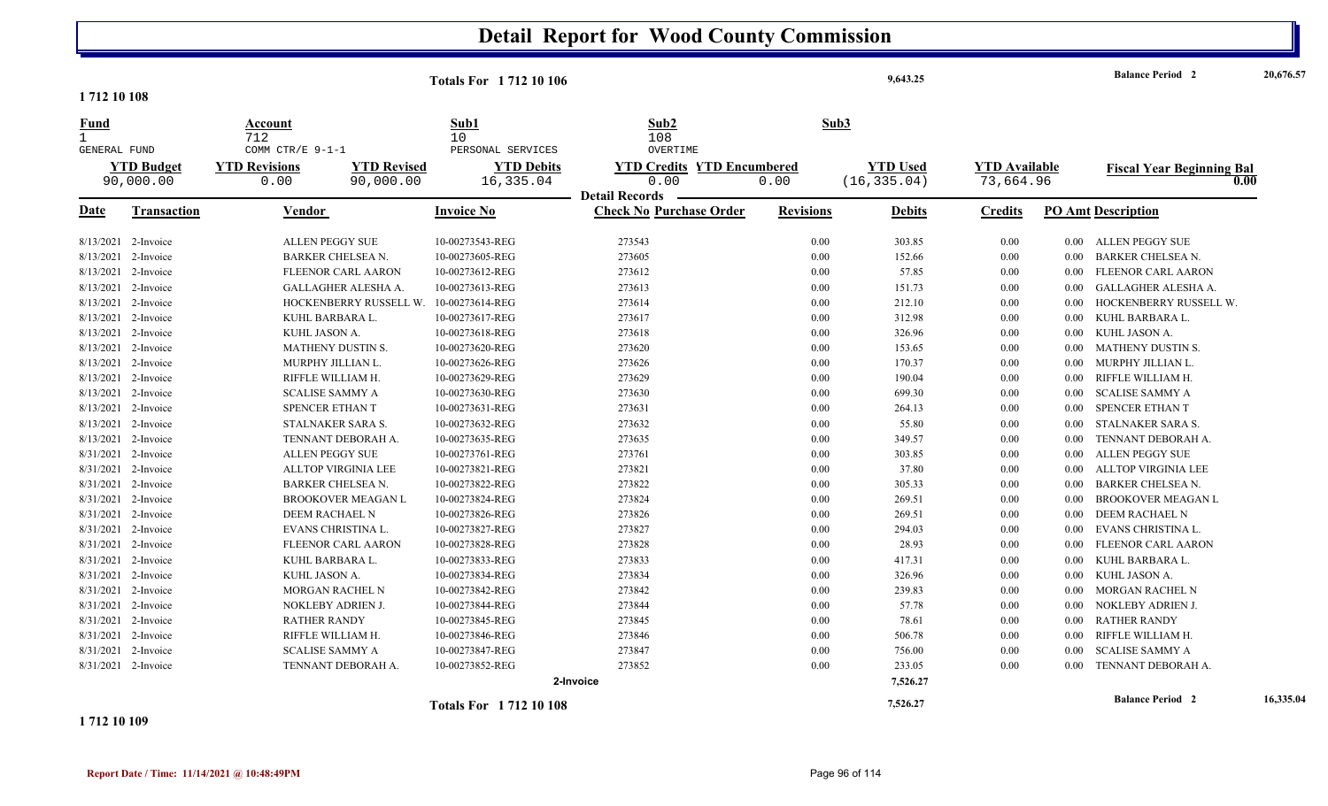# Detail Report for Wood County Commission

**Totals For 1 712 10 106** — 9,643.25 — Balance Period 2 — 20,676.57

**1 712 10 108**

| Fund | Account | Sub1 | Sub2 | Sub3 |
|---|---|---|---|---|
| 1 | 712 | 10 | 108 | |
| GENERAL FUND | COMM CTR/E 9-1-1 | PERSONAL SERVICES | OVERTIME | |

| YTD Budget | YTD Revisions | YTD Revised | YTD Debits | YTD Credits | YTD Encumbered | YTD Used | YTD Available | Fiscal Year Beginning Bal |
|---|---|---|---|---|---|---|---|---|
| 90,000.00 | 0.00 | 90,000.00 | 16,335.04 | 0.00 | 0.00 | (16,335.04) | 73,664.96 | 0.00 |

**Detail Records**

| Date | Transaction | Vendor | Invoice No | Check No | Purchase Order | Revisions | Debits | Credits | PO Amt | Description |
|---|---|---|---|---|---|---|---|---|---|---|
| 8/13/2021 | 2-Invoice | ALLEN PEGGY SUE | 10-00273543-REG | 273543 | | 0.00 | 303.85 | 0.00 | 0.00 | ALLEN PEGGY SUE |
| 8/13/2021 | 2-Invoice | BARKER CHELSEA N. | 10-00273605-REG | 273605 | | 0.00 | 152.66 | 0.00 | 0.00 | BARKER CHELSEA N. |
| 8/13/2021 | 2-Invoice | FLEENOR CARL AARON | 10-00273612-REG | 273612 | | 0.00 | 57.85 | 0.00 | 0.00 | FLEENOR CARL AARON |
| 8/13/2021 | 2-Invoice | GALLAGHER ALESHA A. | 10-00273613-REG | 273613 | | 0.00 | 151.73 | 0.00 | 0.00 | GALLAGHER ALESHA A. |
| 8/13/2021 | 2-Invoice | HOCKENBERRY RUSSELL W. | 10-00273614-REG | 273614 | | 0.00 | 212.10 | 0.00 | 0.00 | HOCKENBERRY RUSSELL W. |
| 8/13/2021 | 2-Invoice | KUHL BARBARA L. | 10-00273617-REG | 273617 | | 0.00 | 312.98 | 0.00 | 0.00 | KUHL BARBARA L. |
| 8/13/2021 | 2-Invoice | KUHL JASON A. | 10-00273618-REG | 273618 | | 0.00 | 326.96 | 0.00 | 0.00 | KUHL JASON A. |
| 8/13/2021 | 2-Invoice | MATHENY DUSTIN S. | 10-00273620-REG | 273620 | | 0.00 | 153.65 | 0.00 | 0.00 | MATHENY DUSTIN S. |
| 8/13/2021 | 2-Invoice | MURPHY JILLIAN L. | 10-00273626-REG | 273626 | | 0.00 | 170.37 | 0.00 | 0.00 | MURPHY JILLIAN L. |
| 8/13/2021 | 2-Invoice | RIFFLE WILLIAM H. | 10-00273629-REG | 273629 | | 0.00 | 190.04 | 0.00 | 0.00 | RIFFLE WILLIAM H. |
| 8/13/2021 | 2-Invoice | SCALISE SAMMY A | 10-00273630-REG | 273630 | | 0.00 | 699.30 | 0.00 | 0.00 | SCALISE SAMMY A |
| 8/13/2021 | 2-Invoice | SPENCER ETHAN T | 10-00273631-REG | 273631 | | 0.00 | 264.13 | 0.00 | 0.00 | SPENCER ETHAN T |
| 8/13/2021 | 2-Invoice | STALNAKER SARA S. | 10-00273632-REG | 273632 | | 0.00 | 55.80 | 0.00 | 0.00 | STALNAKER SARA S. |
| 8/13/2021 | 2-Invoice | TENNANT DEBORAH A. | 10-00273635-REG | 273635 | | 0.00 | 349.57 | 0.00 | 0.00 | TENNANT DEBORAH A. |
| 8/31/2021 | 2-Invoice | ALLEN PEGGY SUE | 10-00273761-REG | 273761 | | 0.00 | 303.85 | 0.00 | 0.00 | ALLEN PEGGY SUE |
| 8/31/2021 | 2-Invoice | ALLTOP VIRGINIA LEE | 10-00273821-REG | 273821 | | 0.00 | 37.80 | 0.00 | 0.00 | ALLTOP VIRGINIA LEE |
| 8/31/2021 | 2-Invoice | BARKER CHELSEA N. | 10-00273822-REG | 273822 | | 0.00 | 305.33 | 0.00 | 0.00 | BARKER CHELSEA N. |
| 8/31/2021 | 2-Invoice | BROOKOVER MEAGAN L | 10-00273824-REG | 273824 | | 0.00 | 269.51 | 0.00 | 0.00 | BROOKOVER MEAGAN L |
| 8/31/2021 | 2-Invoice | DEEM RACHAEL N | 10-00273826-REG | 273826 | | 0.00 | 269.51 | 0.00 | 0.00 | DEEM RACHAEL N |
| 8/31/2021 | 2-Invoice | EVANS CHRISTINA L. | 10-00273827-REG | 273827 | | 0.00 | 294.03 | 0.00 | 0.00 | EVANS CHRISTINA L. |
| 8/31/2021 | 2-Invoice | FLEENOR CARL AARON | 10-00273828-REG | 273828 | | 0.00 | 28.93 | 0.00 | 0.00 | FLEENOR CARL AARON |
| 8/31/2021 | 2-Invoice | KUHL BARBARA L. | 10-00273833-REG | 273833 | | 0.00 | 417.31 | 0.00 | 0.00 | KUHL BARBARA L. |
| 8/31/2021 | 2-Invoice | KUHL JASON A. | 10-00273834-REG | 273834 | | 0.00 | 326.96 | 0.00 | 0.00 | KUHL JASON A. |
| 8/31/2021 | 2-Invoice | MORGAN RACHEL N | 10-00273842-REG | 273842 | | 0.00 | 239.83 | 0.00 | 0.00 | MORGAN RACHEL N |
| 8/31/2021 | 2-Invoice | NOKLEBY ADRIEN J. | 10-00273844-REG | 273844 | | 0.00 | 57.78 | 0.00 | 0.00 | NOKLEBY ADRIEN J. |
| 8/31/2021 | 2-Invoice | RATHER RANDY | 10-00273845-REG | 273845 | | 0.00 | 78.61 | 0.00 | 0.00 | RATHER RANDY |
| 8/31/2021 | 2-Invoice | RIFFLE WILLIAM H. | 10-00273846-REG | 273846 | | 0.00 | 506.78 | 0.00 | 0.00 | RIFFLE WILLIAM H. |
| 8/31/2021 | 2-Invoice | SCALISE SAMMY A | 10-00273847-REG | 273847 | | 0.00 | 756.00 | 0.00 | 0.00 | SCALISE SAMMY A |
| 8/31/2021 | 2-Invoice | TENNANT DEBORAH A. | 10-00273852-REG | 273852 | | 0.00 | 233.05 | 0.00 | 0.00 | TENNANT DEBORAH A. |
| | 2-Invoice | | | | | | 7,526.27 | | | |

**Totals For 1 712 10 108** — 7,526.27 — Balance Period 2 — 16,335.04

**1 712 10 109**

Report Date / Time: 11/14/2021 @ 10:48:49PM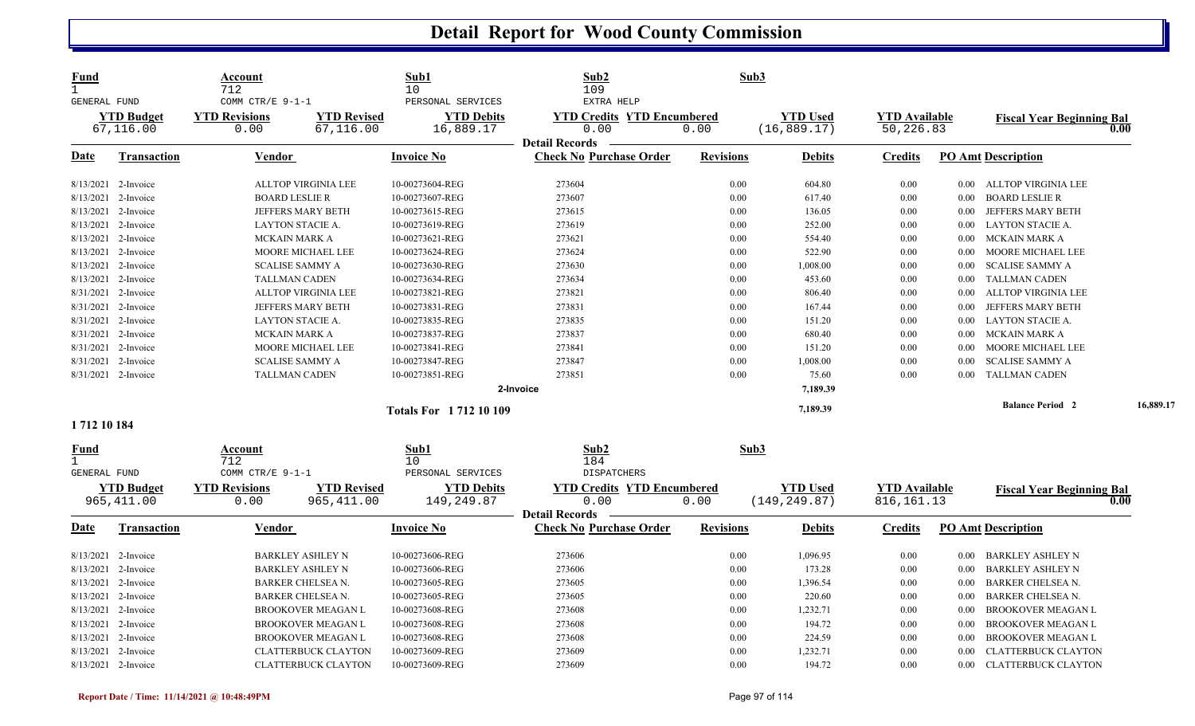# Detail Report for Wood County Commission

| Fund | Account | Sub1 | Sub2 | Sub3 |
|---|---|---|---|---|
| 1 | 712 | 10 | 109 | |
| GENERAL FUND | COMM CTR/E 9-1-1 | PERSONAL SERVICES | EXTRA HELP | |

| YTD Budget | YTD Revisions | YTD Revised | YTD Debits | YTD Credits | YTD Encumbered | YTD Used | YTD Available | Fiscal Year Beginning Bal |
|---|---|---|---|---|---|---|---|---|
| 67,116.00 | 0.00 | 67,116.00 | 16,889.17 | 0.00 | 0.00 | (16,889.17) | 50,226.83 | 0.00 |

**Detail Records**

| Date | Transaction | Vendor | Invoice No | Check No | Purchase Order | Revisions | Debits | Credits | PO Amt | Description |
|---|---|---|---|---|---|---|---|---|---|---|
| 8/13/2021 | 2-Invoice | ALLTOP VIRGINIA LEE | 10-00273604-REG | 273604 | | 0.00 | 604.80 | 0.00 | 0.00 | ALLTOP VIRGINIA LEE |
| 8/13/2021 | 2-Invoice | BOARD LESLIE R | 10-00273607-REG | 273607 | | 0.00 | 617.40 | 0.00 | 0.00 | BOARD LESLIE R |
| 8/13/2021 | 2-Invoice | JEFFERS MARY BETH | 10-00273615-REG | 273615 | | 0.00 | 136.05 | 0.00 | 0.00 | JEFFERS MARY BETH |
| 8/13/2021 | 2-Invoice | LAYTON STACIE A. | 10-00273619-REG | 273619 | | 0.00 | 252.00 | 0.00 | 0.00 | LAYTON STACIE A. |
| 8/13/2021 | 2-Invoice | MCKAIN MARK A | 10-00273621-REG | 273621 | | 0.00 | 554.40 | 0.00 | 0.00 | MCKAIN MARK A |
| 8/13/2021 | 2-Invoice | MOORE MICHAEL LEE | 10-00273624-REG | 273624 | | 0.00 | 522.90 | 0.00 | 0.00 | MOORE MICHAEL LEE |
| 8/13/2021 | 2-Invoice | SCALISE SAMMY A | 10-00273630-REG | 273630 | | 0.00 | 1,008.00 | 0.00 | 0.00 | SCALISE SAMMY A |
| 8/13/2021 | 2-Invoice | TALLMAN CADEN | 10-00273634-REG | 273634 | | 0.00 | 453.60 | 0.00 | 0.00 | TALLMAN CADEN |
| 8/31/2021 | 2-Invoice | ALLTOP VIRGINIA LEE | 10-00273821-REG | 273821 | | 0.00 | 806.40 | 0.00 | 0.00 | ALLTOP VIRGINIA LEE |
| 8/31/2021 | 2-Invoice | JEFFERS MARY BETH | 10-00273831-REG | 273831 | | 0.00 | 167.44 | 0.00 | 0.00 | JEFFERS MARY BETH |
| 8/31/2021 | 2-Invoice | LAYTON STACIE A. | 10-00273835-REG | 273835 | | 0.00 | 151.20 | 0.00 | 0.00 | LAYTON STACIE A. |
| 8/31/2021 | 2-Invoice | MCKAIN MARK A | 10-00273837-REG | 273837 | | 0.00 | 680.40 | 0.00 | 0.00 | MCKAIN MARK A |
| 8/31/2021 | 2-Invoice | MOORE MICHAEL LEE | 10-00273841-REG | 273841 | | 0.00 | 151.20 | 0.00 | 0.00 | MOORE MICHAEL LEE |
| 8/31/2021 | 2-Invoice | SCALISE SAMMY A | 10-00273847-REG | 273847 | | 0.00 | 1,008.00 | 0.00 | 0.00 | SCALISE SAMMY A |
| 8/31/2021 | 2-Invoice | TALLMAN CADEN | 10-00273851-REG | 273851 | | 0.00 | 75.60 | 0.00 | 0.00 | TALLMAN CADEN |
| | | | | 2-Invoice | | | 7,189.39 | | | |
| | | | Totals For 1 712 10 109 | | | | 7,189.39 | | | Balance Period 2 16,889.17 |

**1 712 10 184**

| Fund | Account | Sub1 | Sub2 | Sub3 |
|---|---|---|---|---|
| 1 | 712 | 10 | 184 | |
| GENERAL FUND | COMM CTR/E 9-1-1 | PERSONAL SERVICES | DISPATCHERS | |

| YTD Budget | YTD Revisions | YTD Revised | YTD Debits | YTD Credits | YTD Encumbered | YTD Used | YTD Available | Fiscal Year Beginning Bal |
|---|---|---|---|---|---|---|---|---|
| 965,411.00 | 0.00 | 965,411.00 | 149,249.87 | 0.00 | 0.00 | (149,249.87) | 816,161.13 | 0.00 |

**Detail Records**

| Date | Transaction | Vendor | Invoice No | Check No | Purchase Order | Revisions | Debits | Credits | PO Amt | Description |
|---|---|---|---|---|---|---|---|---|---|---|
| 8/13/2021 | 2-Invoice | BARKLEY ASHLEY N | 10-00273606-REG | 273606 | | 0.00 | 1,096.95 | 0.00 | 0.00 | BARKLEY ASHLEY N |
| 8/13/2021 | 2-Invoice | BARKLEY ASHLEY N | 10-00273606-REG | 273606 | | 0.00 | 173.28 | 0.00 | 0.00 | BARKLEY ASHLEY N |
| 8/13/2021 | 2-Invoice | BARKER CHELSEA N. | 10-00273605-REG | 273605 | | 0.00 | 1,396.54 | 0.00 | 0.00 | BARKER CHELSEA N. |
| 8/13/2021 | 2-Invoice | BARKER CHELSEA N. | 10-00273605-REG | 273605 | | 0.00 | 220.60 | 0.00 | 0.00 | BARKER CHELSEA N. |
| 8/13/2021 | 2-Invoice | BROOKOVER MEAGAN L | 10-00273608-REG | 273608 | | 0.00 | 1,232.71 | 0.00 | 0.00 | BROOKOVER MEAGAN L |
| 8/13/2021 | 2-Invoice | BROOKOVER MEAGAN L | 10-00273608-REG | 273608 | | 0.00 | 194.72 | 0.00 | 0.00 | BROOKOVER MEAGAN L |
| 8/13/2021 | 2-Invoice | BROOKOVER MEAGAN L | 10-00273608-REG | 273608 | | 0.00 | 224.59 | 0.00 | 0.00 | BROOKOVER MEAGAN L |
| 8/13/2021 | 2-Invoice | CLATTERBUCK CLAYTON | 10-00273609-REG | 273609 | | 0.00 | 1,232.71 | 0.00 | 0.00 | CLATTERBUCK CLAYTON |
| 8/13/2021 | 2-Invoice | CLATTERBUCK CLAYTON | 10-00273609-REG | 273609 | | 0.00 | 194.72 | 0.00 | 0.00 | CLATTERBUCK CLAYTON |

Report Date / Time: 11/14/2021 @ 10:48:49PM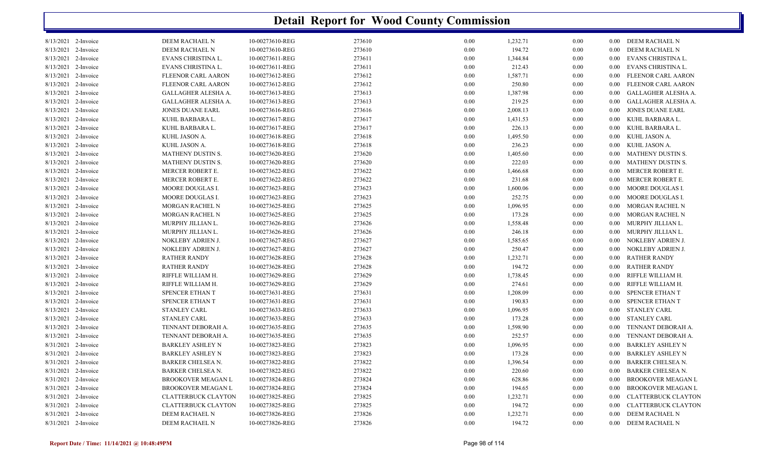# Detail Report for Wood County Commission

| | | | | | | | | | |
|---|---|---|---|---|---|---|---|---|---|
| 8/13/2021 | 2-Invoice | DEEM RACHAEL N | 10-00273610-REG | 273610 | 0.00 | 1,232.71 | 0.00 | 0.00 | DEEM RACHAEL N |
| 8/13/2021 | 2-Invoice | DEEM RACHAEL N | 10-00273610-REG | 273610 | 0.00 | 194.72 | 0.00 | 0.00 | DEEM RACHAEL N |
| 8/13/2021 | 2-Invoice | EVANS CHRISTINA L. | 10-00273611-REG | 273611 | 0.00 | 1,344.84 | 0.00 | 0.00 | EVANS CHRISTINA L. |
| 8/13/2021 | 2-Invoice | EVANS CHRISTINA L. | 10-00273611-REG | 273611 | 0.00 | 212.43 | 0.00 | 0.00 | EVANS CHRISTINA L. |
| 8/13/2021 | 2-Invoice | FLEENOR CARL AARON | 10-00273612-REG | 273612 | 0.00 | 1,587.71 | 0.00 | 0.00 | FLEENOR CARL AARON |
| 8/13/2021 | 2-Invoice | FLEENOR CARL AARON | 10-00273612-REG | 273612 | 0.00 | 250.80 | 0.00 | 0.00 | FLEENOR CARL AARON |
| 8/13/2021 | 2-Invoice | GALLAGHER ALESHA A. | 10-00273613-REG | 273613 | 0.00 | 1,387.98 | 0.00 | 0.00 | GALLAGHER ALESHA A. |
| 8/13/2021 | 2-Invoice | GALLAGHER ALESHA A. | 10-00273613-REG | 273613 | 0.00 | 219.25 | 0.00 | 0.00 | GALLAGHER ALESHA A. |
| 8/13/2021 | 2-Invoice | JONES DUANE EARL | 10-00273616-REG | 273616 | 0.00 | 2,008.13 | 0.00 | 0.00 | JONES DUANE EARL |
| 8/13/2021 | 2-Invoice | KUHL BARBARA L. | 10-00273617-REG | 273617 | 0.00 | 1,431.53 | 0.00 | 0.00 | KUHL BARBARA L. |
| 8/13/2021 | 2-Invoice | KUHL BARBARA L. | 10-00273617-REG | 273617 | 0.00 | 226.13 | 0.00 | 0.00 | KUHL BARBARA L. |
| 8/13/2021 | 2-Invoice | KUHL JASON A. | 10-00273618-REG | 273618 | 0.00 | 1,495.50 | 0.00 | 0.00 | KUHL JASON A. |
| 8/13/2021 | 2-Invoice | KUHL JASON A. | 10-00273618-REG | 273618 | 0.00 | 236.23 | 0.00 | 0.00 | KUHL JASON A. |
| 8/13/2021 | 2-Invoice | MATHENY DUSTIN S. | 10-00273620-REG | 273620 | 0.00 | 1,405.60 | 0.00 | 0.00 | MATHENY DUSTIN S. |
| 8/13/2021 | 2-Invoice | MATHENY DUSTIN S. | 10-00273620-REG | 273620 | 0.00 | 222.03 | 0.00 | 0.00 | MATHENY DUSTIN S. |
| 8/13/2021 | 2-Invoice | MERCER ROBERT E. | 10-00273622-REG | 273622 | 0.00 | 1,466.68 | 0.00 | 0.00 | MERCER ROBERT E. |
| 8/13/2021 | 2-Invoice | MERCER ROBERT E. | 10-00273622-REG | 273622 | 0.00 | 231.68 | 0.00 | 0.00 | MERCER ROBERT E. |
| 8/13/2021 | 2-Invoice | MOORE DOUGLAS I. | 10-00273623-REG | 273623 | 0.00 | 1,600.06 | 0.00 | 0.00 | MOORE DOUGLAS I. |
| 8/13/2021 | 2-Invoice | MOORE DOUGLAS I. | 10-00273623-REG | 273623 | 0.00 | 252.75 | 0.00 | 0.00 | MOORE DOUGLAS I. |
| 8/13/2021 | 2-Invoice | MORGAN RACHEL N | 10-00273625-REG | 273625 | 0.00 | 1,096.95 | 0.00 | 0.00 | MORGAN RACHEL N |
| 8/13/2021 | 2-Invoice | MORGAN RACHEL N | 10-00273625-REG | 273625 | 0.00 | 173.28 | 0.00 | 0.00 | MORGAN RACHEL N |
| 8/13/2021 | 2-Invoice | MURPHY JILLIAN L. | 10-00273626-REG | 273626 | 0.00 | 1,558.48 | 0.00 | 0.00 | MURPHY JILLIAN L. |
| 8/13/2021 | 2-Invoice | MURPHY JILLIAN L. | 10-00273626-REG | 273626 | 0.00 | 246.18 | 0.00 | 0.00 | MURPHY JILLIAN L. |
| 8/13/2021 | 2-Invoice | NOKLEBY ADRIEN J. | 10-00273627-REG | 273627 | 0.00 | 1,585.65 | 0.00 | 0.00 | NOKLEBY ADRIEN J. |
| 8/13/2021 | 2-Invoice | NOKLEBY ADRIEN J. | 10-00273627-REG | 273627 | 0.00 | 250.47 | 0.00 | 0.00 | NOKLEBY ADRIEN J. |
| 8/13/2021 | 2-Invoice | RATHER RANDY | 10-00273628-REG | 273628 | 0.00 | 1,232.71 | 0.00 | 0.00 | RATHER RANDY |
| 8/13/2021 | 2-Invoice | RATHER RANDY | 10-00273628-REG | 273628 | 0.00 | 194.72 | 0.00 | 0.00 | RATHER RANDY |
| 8/13/2021 | 2-Invoice | RIFFLE WILLIAM H. | 10-00273629-REG | 273629 | 0.00 | 1,738.45 | 0.00 | 0.00 | RIFFLE WILLIAM H. |
| 8/13/2021 | 2-Invoice | RIFFLE WILLIAM H. | 10-00273629-REG | 273629 | 0.00 | 274.61 | 0.00 | 0.00 | RIFFLE WILLIAM H. |
| 8/13/2021 | 2-Invoice | SPENCER ETHAN T | 10-00273631-REG | 273631 | 0.00 | 1,208.09 | 0.00 | 0.00 | SPENCER ETHAN T |
| 8/13/2021 | 2-Invoice | SPENCER ETHAN T | 10-00273631-REG | 273631 | 0.00 | 190.83 | 0.00 | 0.00 | SPENCER ETHAN T |
| 8/13/2021 | 2-Invoice | STANLEY CARL | 10-00273633-REG | 273633 | 0.00 | 1,096.95 | 0.00 | 0.00 | STANLEY CARL |
| 8/13/2021 | 2-Invoice | STANLEY CARL | 10-00273633-REG | 273633 | 0.00 | 173.28 | 0.00 | 0.00 | STANLEY CARL |
| 8/13/2021 | 2-Invoice | TENNANT DEBORAH A. | 10-00273635-REG | 273635 | 0.00 | 1,598.90 | 0.00 | 0.00 | TENNANT DEBORAH A. |
| 8/13/2021 | 2-Invoice | TENNANT DEBORAH A. | 10-00273635-REG | 273635 | 0.00 | 252.57 | 0.00 | 0.00 | TENNANT DEBORAH A. |
| 8/31/2021 | 2-Invoice | BARKLEY ASHLEY N | 10-00273823-REG | 273823 | 0.00 | 1,096.95 | 0.00 | 0.00 | BARKLEY ASHLEY N |
| 8/31/2021 | 2-Invoice | BARKLEY ASHLEY N | 10-00273823-REG | 273823 | 0.00 | 173.28 | 0.00 | 0.00 | BARKLEY ASHLEY N |
| 8/31/2021 | 2-Invoice | BARKER CHELSEA N. | 10-00273822-REG | 273822 | 0.00 | 1,396.54 | 0.00 | 0.00 | BARKER CHELSEA N. |
| 8/31/2021 | 2-Invoice | BARKER CHELSEA N. | 10-00273822-REG | 273822 | 0.00 | 220.60 | 0.00 | 0.00 | BARKER CHELSEA N. |
| 8/31/2021 | 2-Invoice | BROOKOVER MEAGAN L | 10-00273824-REG | 273824 | 0.00 | 628.86 | 0.00 | 0.00 | BROOKOVER MEAGAN L |
| 8/31/2021 | 2-Invoice | BROOKOVER MEAGAN L | 10-00273824-REG | 273824 | 0.00 | 194.65 | 0.00 | 0.00 | BROOKOVER MEAGAN L |
| 8/31/2021 | 2-Invoice | CLATTERBUCK CLAYTON | 10-00273825-REG | 273825 | 0.00 | 1,232.71 | 0.00 | 0.00 | CLATTERBUCK CLAYTON |
| 8/31/2021 | 2-Invoice | CLATTERBUCK CLAYTON | 10-00273825-REG | 273825 | 0.00 | 194.72 | 0.00 | 0.00 | CLATTERBUCK CLAYTON |
| 8/31/2021 | 2-Invoice | DEEM RACHAEL N | 10-00273826-REG | 273826 | 0.00 | 1,232.71 | 0.00 | 0.00 | DEEM RACHAEL N |
| 8/31/2021 | 2-Invoice | DEEM RACHAEL N | 10-00273826-REG | 273826 | 0.00 | 194.72 | 0.00 | 0.00 | DEEM RACHAEL N |

**Report Date / Time: 11/14/2021 @ 10:48:49PM**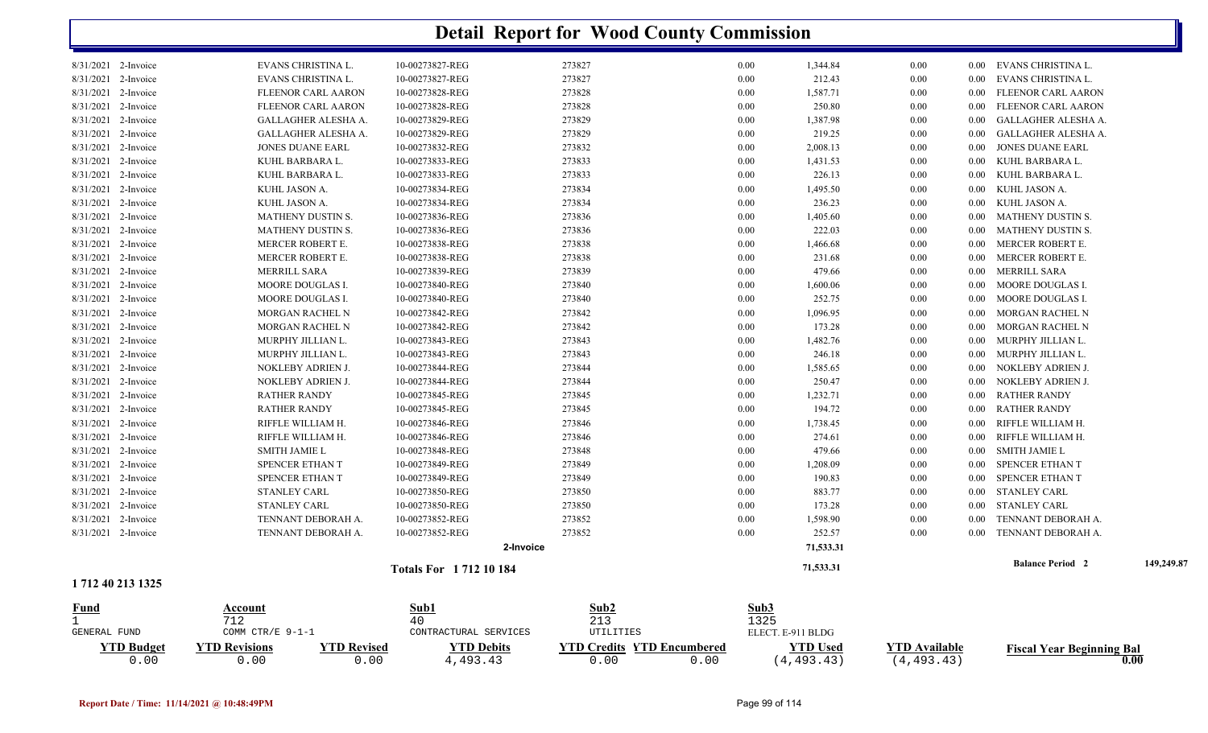# Detail Report for Wood County Commission

| Date | Type | Name | Reference | Number | Debit | Credit | Encumbered | Amount | Vendor |
|---|---|---|---|---|---|---|---|---|---|
| 8/31/2021 | 2-Invoice | EVANS CHRISTINA L. | 10-00273827-REG | 273827 | 0.00 | 1,344.84 | 0.00 | 0.00 | EVANS CHRISTINA L. |
| 8/31/2021 | 2-Invoice | EVANS CHRISTINA L. | 10-00273827-REG | 273827 | 0.00 | 212.43 | 0.00 | 0.00 | EVANS CHRISTINA L. |
| 8/31/2021 | 2-Invoice | FLEENOR CARL AARON | 10-00273828-REG | 273828 | 0.00 | 1,587.71 | 0.00 | 0.00 | FLEENOR CARL AARON |
| 8/31/2021 | 2-Invoice | FLEENOR CARL AARON | 10-00273828-REG | 273828 | 0.00 | 250.80 | 0.00 | 0.00 | FLEENOR CARL AARON |
| 8/31/2021 | 2-Invoice | GALLAGHER ALESHA A. | 10-00273829-REG | 273829 | 0.00 | 1,387.98 | 0.00 | 0.00 | GALLAGHER ALESHA A. |
| 8/31/2021 | 2-Invoice | GALLAGHER ALESHA A. | 10-00273829-REG | 273829 | 0.00 | 219.25 | 0.00 | 0.00 | GALLAGHER ALESHA A. |
| 8/31/2021 | 2-Invoice | JONES DUANE EARL | 10-00273832-REG | 273832 | 0.00 | 2,008.13 | 0.00 | 0.00 | JONES DUANE EARL |
| 8/31/2021 | 2-Invoice | KUHL BARBARA L. | 10-00273833-REG | 273833 | 0.00 | 1,431.53 | 0.00 | 0.00 | KUHL BARBARA L. |
| 8/31/2021 | 2-Invoice | KUHL BARBARA L. | 10-00273833-REG | 273833 | 0.00 | 226.13 | 0.00 | 0.00 | KUHL BARBARA L. |
| 8/31/2021 | 2-Invoice | KUHL JASON A. | 10-00273834-REG | 273834 | 0.00 | 1,495.50 | 0.00 | 0.00 | KUHL JASON A. |
| 8/31/2021 | 2-Invoice | KUHL JASON A. | 10-00273834-REG | 273834 | 0.00 | 236.23 | 0.00 | 0.00 | KUHL JASON A. |
| 8/31/2021 | 2-Invoice | MATHENY DUSTIN S. | 10-00273836-REG | 273836 | 0.00 | 1,405.60 | 0.00 | 0.00 | MATHENY DUSTIN S. |
| 8/31/2021 | 2-Invoice | MATHENY DUSTIN S. | 10-00273836-REG | 273836 | 0.00 | 222.03 | 0.00 | 0.00 | MATHENY DUSTIN S. |
| 8/31/2021 | 2-Invoice | MERCER ROBERT E. | 10-00273838-REG | 273838 | 0.00 | 1,466.68 | 0.00 | 0.00 | MERCER ROBERT E. |
| 8/31/2021 | 2-Invoice | MERCER ROBERT E. | 10-00273838-REG | 273838 | 0.00 | 231.68 | 0.00 | 0.00 | MERCER ROBERT E. |
| 8/31/2021 | 2-Invoice | MERRILL SARA | 10-00273839-REG | 273839 | 0.00 | 479.66 | 0.00 | 0.00 | MERRILL SARA |
| 8/31/2021 | 2-Invoice | MOORE DOUGLAS I. | 10-00273840-REG | 273840 | 0.00 | 1,600.06 | 0.00 | 0.00 | MOORE DOUGLAS I. |
| 8/31/2021 | 2-Invoice | MOORE DOUGLAS I. | 10-00273840-REG | 273840 | 0.00 | 252.75 | 0.00 | 0.00 | MOORE DOUGLAS I. |
| 8/31/2021 | 2-Invoice | MORGAN RACHEL N | 10-00273842-REG | 273842 | 0.00 | 1,096.95 | 0.00 | 0.00 | MORGAN RACHEL N |
| 8/31/2021 | 2-Invoice | MORGAN RACHEL N | 10-00273842-REG | 273842 | 0.00 | 173.28 | 0.00 | 0.00 | MORGAN RACHEL N |
| 8/31/2021 | 2-Invoice | MURPHY JILLIAN L. | 10-00273843-REG | 273843 | 0.00 | 1,482.76 | 0.00 | 0.00 | MURPHY JILLIAN L. |
| 8/31/2021 | 2-Invoice | MURPHY JILLIAN L. | 10-00273843-REG | 273843 | 0.00 | 246.18 | 0.00 | 0.00 | MURPHY JILLIAN L. |
| 8/31/2021 | 2-Invoice | NOKLEBY ADRIEN J. | 10-00273844-REG | 273844 | 0.00 | 1,585.65 | 0.00 | 0.00 | NOKLEBY ADRIEN J. |
| 8/31/2021 | 2-Invoice | NOKLEBY ADRIEN J. | 10-00273844-REG | 273844 | 0.00 | 250.47 | 0.00 | 0.00 | NOKLEBY ADRIEN J. |
| 8/31/2021 | 2-Invoice | RATHER RANDY | 10-00273845-REG | 273845 | 0.00 | 1,232.71 | 0.00 | 0.00 | RATHER RANDY |
| 8/31/2021 | 2-Invoice | RATHER RANDY | 10-00273845-REG | 273845 | 0.00 | 194.72 | 0.00 | 0.00 | RATHER RANDY |
| 8/31/2021 | 2-Invoice | RIFFLE WILLIAM H. | 10-00273846-REG | 273846 | 0.00 | 1,738.45 | 0.00 | 0.00 | RIFFLE WILLIAM H. |
| 8/31/2021 | 2-Invoice | RIFFLE WILLIAM H. | 10-00273846-REG | 273846 | 0.00 | 274.61 | 0.00 | 0.00 | RIFFLE WILLIAM H. |
| 8/31/2021 | 2-Invoice | SMITH JAMIE L | 10-00273848-REG | 273848 | 0.00 | 479.66 | 0.00 | 0.00 | SMITH JAMIE L |
| 8/31/2021 | 2-Invoice | SPENCER ETHAN T | 10-00273849-REG | 273849 | 0.00 | 1,208.09 | 0.00 | 0.00 | SPENCER ETHAN T |
| 8/31/2021 | 2-Invoice | SPENCER ETHAN T | 10-00273849-REG | 273849 | 0.00 | 190.83 | 0.00 | 0.00 | SPENCER ETHAN T |
| 8/31/2021 | 2-Invoice | STANLEY CARL | 10-00273850-REG | 273850 | 0.00 | 883.77 | 0.00 | 0.00 | STANLEY CARL |
| 8/31/2021 | 2-Invoice | STANLEY CARL | 10-00273850-REG | 273850 | 0.00 | 173.28 | 0.00 | 0.00 | STANLEY CARL |
| 8/31/2021 | 2-Invoice | TENNANT DEBORAH A. | 10-00273852-REG | 273852 | 0.00 | 1,598.90 | 0.00 | 0.00 | TENNANT DEBORAH A. |
| 8/31/2021 | 2-Invoice | TENNANT DEBORAH A. | 10-00273852-REG | 273852 | 0.00 | 252.57 | 0.00 | 0.00 | TENNANT DEBORAH A. |
| | | | 2-Invoice | | | 71,533.31 | | | |
| | | | Totals For 1 712 10 184 | | | 71,533.31 | | | Balance Period 2 — 149,249.87 |

## 1 712 40 213 1325

| Fund | Account | | Sub1 | Sub2 | | Sub3 | | |
|---|---|---|---|---|---|---|---|---|
| 1 | 712 | | 40 | 213 | | 1325 | | |
| GENERAL FUND | COMM CTR/E 9-1-1 | | CONTRACTURAL SERVICES | UTILITIES | | ELECT. E-911 BLDG | | |
| **YTD Budget** | **YTD Revisions** | **YTD Revised** | **YTD Debits** | **YTD Credits** | **YTD Encumbered** | **YTD Used** | **YTD Available** | **Fiscal Year Beginning Bal** |
| 0.00 | 0.00 | 0.00 | 4,493.43 | 0.00 | 0.00 | (4,493.43) | (4,493.43) | 0.00 |

Report Date / Time: 11/14/2021 @ 10:48:49PM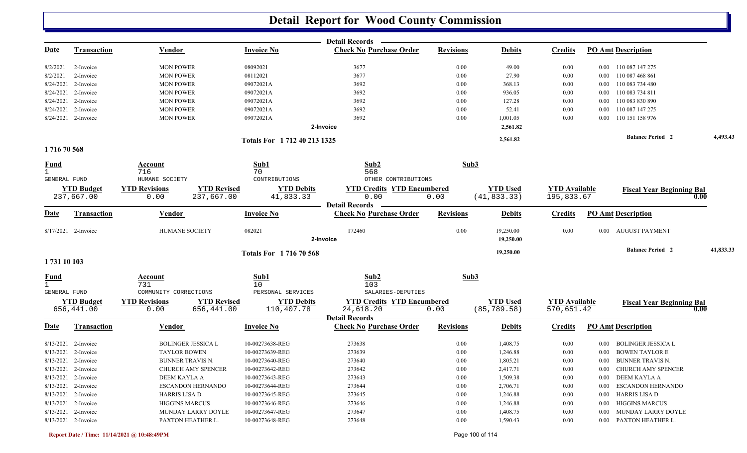# Detail Report for Wood County Commission

**Detail Records**

| Date | Transaction | Vendor | Invoice No | Check No | Purchase Order | Revisions | Debits | Credits | PO Amt | Description |
|---|---|---|---|---|---|---|---|---|---|---|
| 8/2/2021 | 2-Invoice | MON POWER | 08092021 | 3677 | | 0.00 | 49.00 | 0.00 | 0.00 | 110 087 147 275 |
| 8/2/2021 | 2-Invoice | MON POWER | 08112021 | 3677 | | 0.00 | 27.90 | 0.00 | 0.00 | 110 087 468 861 |
| 8/24/2021 | 2-Invoice | MON POWER | 09072021A | 3692 | | 0.00 | 368.13 | 0.00 | 0.00 | 110 083 734 480 |
| 8/24/2021 | 2-Invoice | MON POWER | 09072021A | 3692 | | 0.00 | 936.05 | 0.00 | 0.00 | 110 083 734 811 |
| 8/24/2021 | 2-Invoice | MON POWER | 09072021A | 3692 | | 0.00 | 127.28 | 0.00 | 0.00 | 110 083 830 890 |
| 8/24/2021 | 2-Invoice | MON POWER | 09072021A | 3692 | | 0.00 | 52.41 | 0.00 | 0.00 | 110 087 147 275 |
| 8/24/2021 | 2-Invoice | MON POWER | 09072021A | 3692 | | 0.00 | 1,001.05 | 0.00 | 0.00 | 110 151 158 976 |
| | | | | 2-Invoice | | | 2,561.82 | | | |

Totals For 1 712 40 213 1325 — 2,561.82 — **Balance Period 2** 4,493.43

## 1 716 70 568

| Fund | Account | Sub1 | Sub2 | Sub3 |
|---|---|---|---|---|
| 1 | 716 | 70 | 568 | |
| GENERAL FUND | HUMANE SOCIETY | CONTRIBUTIONS | OTHER CONTRIBUTIONS | |

| YTD Budget | YTD Revisions | YTD Revised | YTD Debits | YTD Credits | YTD Encumbered | YTD Used | YTD Available | Fiscal Year Beginning Bal |
|---|---|---|---|---|---|---|---|---|
| 237,667.00 | 0.00 | 237,667.00 | 41,833.33 | 0.00 | 0.00 | (41,833.33) | 195,833.67 | 0.00 |

**Detail Records**

| Date | Transaction | Vendor | Invoice No | Check No | Purchase Order | Revisions | Debits | Credits | PO Amt | Description |
|---|---|---|---|---|---|---|---|---|---|---|
| 8/17/2021 | 2-Invoice | HUMANE SOCIETY | 082021 | 172460 | | 0.00 | 19,250.00 | 0.00 | 0.00 | AUGUST PAYMENT |
| | | | | 2-Invoice | | | 19,250.00 | | | |

Totals For 1 716 70 568 — 19,250.00 — **Balance Period 2** 41,833.33

## 1 731 10 103

| Fund | Account | Sub1 | Sub2 | Sub3 |
|---|---|---|---|---|
| 1 | 731 | 10 | 103 | |
| GENERAL FUND | COMMUNITY CORRECTIONS | PERSONAL SERVICES | SALARIES-DEPUTIES | |

| YTD Budget | YTD Revisions | YTD Revised | YTD Debits | YTD Credits | YTD Encumbered | YTD Used | YTD Available | Fiscal Year Beginning Bal |
|---|---|---|---|---|---|---|---|---|
| 656,441.00 | 0.00 | 656,441.00 | 110,407.78 | 24,618.20 | 0.00 | (85,789.58) | 570,651.42 | 0.00 |

**Detail Records**

| Date | Transaction | Vendor | Invoice No | Check No | Purchase Order | Revisions | Debits | Credits | PO Amt | Description |
|---|---|---|---|---|---|---|---|---|---|---|
| 8/13/2021 | 2-Invoice | BOLINGER JESSICA L | 10-00273638-REG | 273638 | | 0.00 | 1,408.75 | 0.00 | 0.00 | BOLINGER JESSICA L |
| 8/13/2021 | 2-Invoice | TAYLOR BOWEN | 10-00273639-REG | 273639 | | 0.00 | 1,246.88 | 0.00 | 0.00 | BOWEN TAYLOR E |
| 8/13/2021 | 2-Invoice | BUNNER TRAVIS N. | 10-00273640-REG | 273640 | | 0.00 | 1,805.21 | 0.00 | 0.00 | BUNNER TRAVIS N. |
| 8/13/2021 | 2-Invoice | CHURCH AMY SPENCER | 10-00273642-REG | 273642 | | 0.00 | 2,417.71 | 0.00 | 0.00 | CHURCH AMY SPENCER |
| 8/13/2021 | 2-Invoice | DEEM KAYLA A | 10-00273643-REG | 273643 | | 0.00 | 1,509.38 | 0.00 | 0.00 | DEEM KAYLA A |
| 8/13/2021 | 2-Invoice | ESCANDON HERNANDO | 10-00273644-REG | 273644 | | 0.00 | 2,706.71 | 0.00 | 0.00 | ESCANDON HERNANDO |
| 8/13/2021 | 2-Invoice | HARRIS LISA D | 10-00273645-REG | 273645 | | 0.00 | 1,246.88 | 0.00 | 0.00 | HARRIS LISA D |
| 8/13/2021 | 2-Invoice | HIGGINS MARCUS | 10-00273646-REG | 273646 | | 0.00 | 1,246.88 | 0.00 | 0.00 | HIGGINS MARCUS |
| 8/13/2021 | 2-Invoice | MUNDAY LARRY DOYLE | 10-00273647-REG | 273647 | | 0.00 | 1,408.75 | 0.00 | 0.00 | MUNDAY LARRY DOYLE |
| 8/13/2021 | 2-Invoice | PAXTON HEATHER L. | 10-00273648-REG | 273648 | | 0.00 | 1,590.43 | 0.00 | 0.00 | PAXTON HEATHER L. |

Report Date / Time: 11/14/2021 @ 10:48:49PM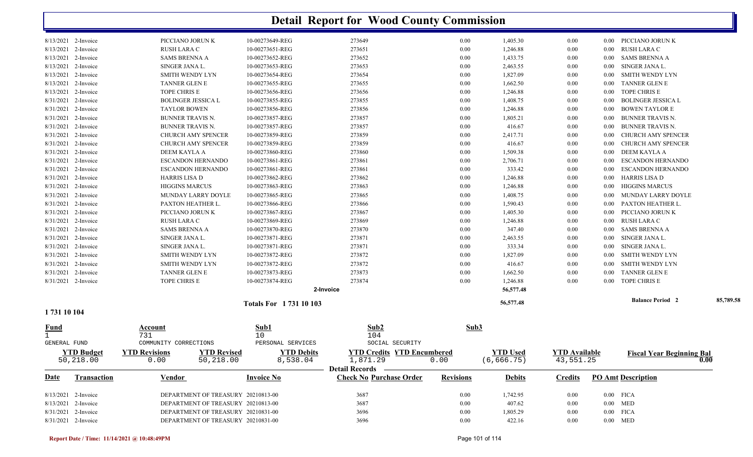# Detail Report for Wood County Commission

| Date | Transaction | Vendor | Invoice No | Check No | Purchase Order | Revisions | Debits | Credits | PO Amt | Description |
|---|---|---|---|---|---|---|---|---|---|---|
| 8/13/2021 | 2-Invoice | PICCIANO JORUN K | 10-00273649-REG | 273649 | | 0.00 | 1,405.30 | 0.00 | 0.00 | PICCIANO JORUN K |
| 8/13/2021 | 2-Invoice | RUSH LARA C | 10-00273651-REG | 273651 | | 0.00 | 1,246.88 | 0.00 | 0.00 | RUSH LARA C |
| 8/13/2021 | 2-Invoice | SAMS BRENNA A | 10-00273652-REG | 273652 | | 0.00 | 1,433.75 | 0.00 | 0.00 | SAMS BRENNA A |
| 8/13/2021 | 2-Invoice | SINGER JANA L. | 10-00273653-REG | 273653 | | 0.00 | 2,463.55 | 0.00 | 0.00 | SINGER JANA L. |
| 8/13/2021 | 2-Invoice | SMITH WENDY LYN | 10-00273654-REG | 273654 | | 0.00 | 1,827.09 | 0.00 | 0.00 | SMITH WENDY LYN |
| 8/13/2021 | 2-Invoice | TANNER GLEN E | 10-00273655-REG | 273655 | | 0.00 | 1,662.50 | 0.00 | 0.00 | TANNER GLEN E |
| 8/13/2021 | 2-Invoice | TOPE CHRIS E | 10-00273656-REG | 273656 | | 0.00 | 1,246.88 | 0.00 | 0.00 | TOPE CHRIS E |
| 8/31/2021 | 2-Invoice | BOLINGER JESSICA L | 10-00273855-REG | 273855 | | 0.00 | 1,408.75 | 0.00 | 0.00 | BOLINGER JESSICA L |
| 8/31/2021 | 2-Invoice | TAYLOR BOWEN | 10-00273856-REG | 273856 | | 0.00 | 1,246.88 | 0.00 | 0.00 | BOWEN TAYLOR E |
| 8/31/2021 | 2-Invoice | BUNNER TRAVIS N. | 10-00273857-REG | 273857 | | 0.00 | 1,805.21 | 0.00 | 0.00 | BUNNER TRAVIS N. |
| 8/31/2021 | 2-Invoice | BUNNER TRAVIS N. | 10-00273857-REG | 273857 | | 0.00 | 416.67 | 0.00 | 0.00 | BUNNER TRAVIS N. |
| 8/31/2021 | 2-Invoice | CHURCH AMY SPENCER | 10-00273859-REG | 273859 | | 0.00 | 2,417.71 | 0.00 | 0.00 | CHURCH AMY SPENCER |
| 8/31/2021 | 2-Invoice | CHURCH AMY SPENCER | 10-00273859-REG | 273859 | | 0.00 | 416.67 | 0.00 | 0.00 | CHURCH AMY SPENCER |
| 8/31/2021 | 2-Invoice | DEEM KAYLA A | 10-00273860-REG | 273860 | | 0.00 | 1,509.38 | 0.00 | 0.00 | DEEM KAYLA A |
| 8/31/2021 | 2-Invoice | ESCANDON HERNANDO | 10-00273861-REG | 273861 | | 0.00 | 2,706.71 | 0.00 | 0.00 | ESCANDON HERNANDO |
| 8/31/2021 | 2-Invoice | ESCANDON HERNANDO | 10-00273861-REG | 273861 | | 0.00 | 333.42 | 0.00 | 0.00 | ESCANDON HERNANDO |
| 8/31/2021 | 2-Invoice | HARRIS LISA D | 10-00273862-REG | 273862 | | 0.00 | 1,246.88 | 0.00 | 0.00 | HARRIS LISA D |
| 8/31/2021 | 2-Invoice | HIGGINS MARCUS | 10-00273863-REG | 273863 | | 0.00 | 1,246.88 | 0.00 | 0.00 | HIGGINS MARCUS |
| 8/31/2021 | 2-Invoice | MUNDAY LARRY DOYLE | 10-00273865-REG | 273865 | | 0.00 | 1,408.75 | 0.00 | 0.00 | MUNDAY LARRY DOYLE |
| 8/31/2021 | 2-Invoice | PAXTON HEATHER L. | 10-00273866-REG | 273866 | | 0.00 | 1,590.43 | 0.00 | 0.00 | PAXTON HEATHER L. |
| 8/31/2021 | 2-Invoice | PICCIANO JORUN K | 10-00273867-REG | 273867 | | 0.00 | 1,405.30 | 0.00 | 0.00 | PICCIANO JORUN K |
| 8/31/2021 | 2-Invoice | RUSH LARA C | 10-00273869-REG | 273869 | | 0.00 | 1,246.88 | 0.00 | 0.00 | RUSH LARA C |
| 8/31/2021 | 2-Invoice | SAMS BRENNA A | 10-00273870-REG | 273870 | | 0.00 | 347.40 | 0.00 | 0.00 | SAMS BRENNA A |
| 8/31/2021 | 2-Invoice | SINGER JANA L. | 10-00273871-REG | 273871 | | 0.00 | 2,463.55 | 0.00 | 0.00 | SINGER JANA L. |
| 8/31/2021 | 2-Invoice | SINGER JANA L. | 10-00273871-REG | 273871 | | 0.00 | 333.34 | 0.00 | 0.00 | SINGER JANA L. |
| 8/31/2021 | 2-Invoice | SMITH WENDY LYN | 10-00273872-REG | 273872 | | 0.00 | 1,827.09 | 0.00 | 0.00 | SMITH WENDY LYN |
| 8/31/2021 | 2-Invoice | SMITH WENDY LYN | 10-00273872-REG | 273872 | | 0.00 | 416.67 | 0.00 | 0.00 | SMITH WENDY LYN |
| 8/31/2021 | 2-Invoice | TANNER GLEN E | 10-00273873-REG | 273873 | | 0.00 | 1,662.50 | 0.00 | 0.00 | TANNER GLEN E |
| 8/31/2021 | 2-Invoice | TOPE CHRIS E | 10-00273874-REG | 273874 | | 0.00 | 1,246.88 | 0.00 | 0.00 | TOPE CHRIS E |
| | | | | 2-Invoice | | | 56,577.48 | | | |
| | | | Totals For 1 731 10 103 | | | | 56,577.48 | | | Balance Period 2 85,789.58 |

## 1 731 10 104

| Fund | Account | Sub1 | Sub2 | Sub3 |
|---|---|---|---|---|
| 1 | 731 | 10 | 104 | |
| GENERAL FUND | COMMUNITY CORRECTIONS | PERSONAL SERVICES | SOCIAL SECURITY | |

| YTD Budget | YTD Revisions | YTD Revised | YTD Debits | YTD Credits | YTD Encumbered | YTD Used | YTD Available | Fiscal Year Beginning Bal |
|---|---|---|---|---|---|---|---|---|
| 50,218.00 | 0.00 | 50,218.00 | 8,538.04 | 1,871.29 | 0.00 | (6,666.75) | 43,551.25 | 0.00 |

Detail Records

| Date | Transaction | Vendor | Invoice No | Check No | Purchase Order | Revisions | Debits | Credits | PO Amt | Description |
|---|---|---|---|---|---|---|---|---|---|---|
| 8/13/2021 | 2-Invoice | DEPARTMENT OF TREASURY | 20210813-00 | 3687 | | 0.00 | 1,742.95 | 0.00 | 0.00 | FICA |
| 8/13/2021 | 2-Invoice | DEPARTMENT OF TREASURY | 20210813-00 | 3687 | | 0.00 | 407.62 | 0.00 | 0.00 | MED |
| 8/31/2021 | 2-Invoice | DEPARTMENT OF TREASURY | 20210831-00 | 3696 | | 0.00 | 1,805.29 | 0.00 | 0.00 | FICA |
| 8/31/2021 | 2-Invoice | DEPARTMENT OF TREASURY | 20210831-00 | 3696 | | 0.00 | 422.16 | 0.00 | 0.00 | MED |

Report Date / Time: 11/14/2021 @ 10:48:49PM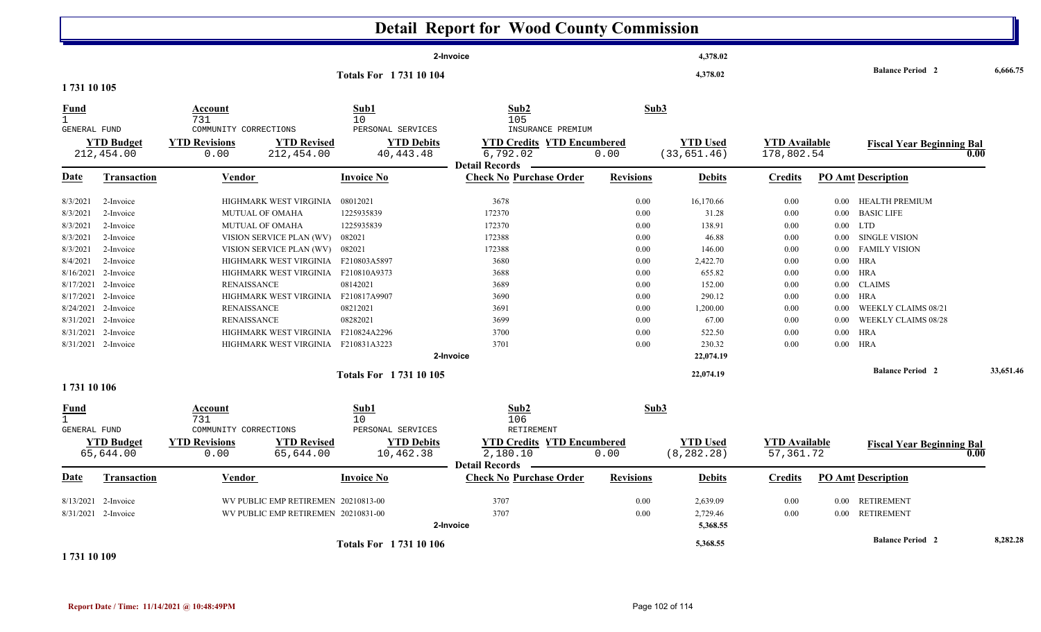# Detail Report for Wood County Commission

| | | | | | | |
|---|---|---|---|---|---|---|
| 2-Invoice | | | 4,378.02 | | | |
| Totals For 1 731 10 104 | | | 4,378.02 | | Balance Period 2 | 6,666.75 |

## 1 731 10 105

| Fund | Account | Sub1 | Sub2 | Sub3 |
|---|---|---|---|---|
| 1 | 731 | 10 | 105 | |
| GENERAL FUND | COMMUNITY CORRECTIONS | PERSONAL SERVICES | INSURANCE PREMIUM | |

| YTD Budget | YTD Revisions | YTD Revised | YTD Debits | YTD Credits | YTD Encumbered | YTD Used | YTD Available | Fiscal Year Beginning Bal |
|---|---|---|---|---|---|---|---|---|
| 212,454.00 | 0.00 | 212,454.00 | 40,443.48 | 6,792.02 | 0.00 | (33,651.46) | 178,802.54 | 0.00 |

**Detail Records**

| Date | Transaction | Vendor | Invoice No | Check No | Purchase Order | Revisions | Debits | Credits | PO Amt | Description |
|---|---|---|---|---|---|---|---|---|---|---|
| 8/3/2021 | 2-Invoice | HIGHMARK WEST VIRGINIA | 08012021 | 3678 | | 0.00 | 16,170.66 | 0.00 | 0.00 | HEALTH PREMIUM |
| 8/3/2021 | 2-Invoice | MUTUAL OF OMAHA | 1225935839 | 172370 | | 0.00 | 31.28 | 0.00 | 0.00 | BASIC LIFE |
| 8/3/2021 | 2-Invoice | MUTUAL OF OMAHA | 1225935839 | 172370 | | 0.00 | 138.91 | 0.00 | 0.00 | LTD |
| 8/3/2021 | 2-Invoice | VISION SERVICE PLAN (WV) | 082021 | 172388 | | 0.00 | 46.88 | 0.00 | 0.00 | SINGLE VISION |
| 8/3/2021 | 2-Invoice | VISION SERVICE PLAN (WV) | 082021 | 172388 | | 0.00 | 146.00 | 0.00 | 0.00 | FAMILY VISION |
| 8/4/2021 | 2-Invoice | HIGHMARK WEST VIRGINIA | F210803A5897 | 3680 | | 0.00 | 2,422.70 | 0.00 | 0.00 | HRA |
| 8/16/2021 | 2-Invoice | HIGHMARK WEST VIRGINIA | F210810A9373 | 3688 | | 0.00 | 655.82 | 0.00 | 0.00 | HRA |
| 8/17/2021 | 2-Invoice | RENAISSANCE | 08142021 | 3689 | | 0.00 | 152.00 | 0.00 | 0.00 | CLAIMS |
| 8/17/2021 | 2-Invoice | HIGHMARK WEST VIRGINIA | F210817A9907 | 3690 | | 0.00 | 290.12 | 0.00 | 0.00 | HRA |
| 8/24/2021 | 2-Invoice | RENAISSANCE | 08212021 | 3691 | | 0.00 | 1,200.00 | 0.00 | 0.00 | WEEKLY CLAIMS 08/21 |
| 8/31/2021 | 2-Invoice | RENAISSANCE | 08282021 | 3699 | | 0.00 | 67.00 | 0.00 | 0.00 | WEEKLY CLAIMS 08/28 |
| 8/31/2021 | 2-Invoice | HIGHMARK WEST VIRGINIA | F210824A2296 | 3700 | | 0.00 | 522.50 | 0.00 | 0.00 | HRA |
| 8/31/2021 | 2-Invoice | HIGHMARK WEST VIRGINIA | F210831A3223 | 3701 | | 0.00 | 230.32 | 0.00 | 0.00 | HRA |
| | | | 2-Invoice | | | | 22,074.19 | | | |
| | | | Totals For 1 731 10 105 | | | | 22,074.19 | | | Balance Period 2 33,651.46 |

## 1 731 10 106

| Fund | Account | Sub1 | Sub2 | Sub3 |
|---|---|---|---|---|
| 1 | 731 | 10 | 106 | |
| GENERAL FUND | COMMUNITY CORRECTIONS | PERSONAL SERVICES | RETIREMENT | |

| YTD Budget | YTD Revisions | YTD Revised | YTD Debits | YTD Credits | YTD Encumbered | YTD Used | YTD Available | Fiscal Year Beginning Bal |
|---|---|---|---|---|---|---|---|---|
| 65,644.00 | 0.00 | 65,644.00 | 10,462.38 | 2,180.10 | 0.00 | (8,282.28) | 57,361.72 | 0.00 |

**Detail Records**

| Date | Transaction | Vendor | Invoice No | Check No | Purchase Order | Revisions | Debits | Credits | PO Amt | Description |
|---|---|---|---|---|---|---|---|---|---|---|
| 8/13/2021 | 2-Invoice | WV PUBLIC EMP RETIREMEN | 20210813-00 | 3707 | | 0.00 | 2,639.09 | 0.00 | 0.00 | RETIREMENT |
| 8/31/2021 | 2-Invoice | WV PUBLIC EMP RETIREMEN | 20210831-00 | 3707 | | 0.00 | 2,729.46 | 0.00 | 0.00 | RETIREMENT |
| | | | 2-Invoice | | | | 5,368.55 | | | |
| | | | Totals For 1 731 10 106 | | | | 5,368.55 | | | Balance Period 2 8,282.28 |

## 1 731 10 109

Report Date / Time: 11/14/2021 @ 10:48:49PM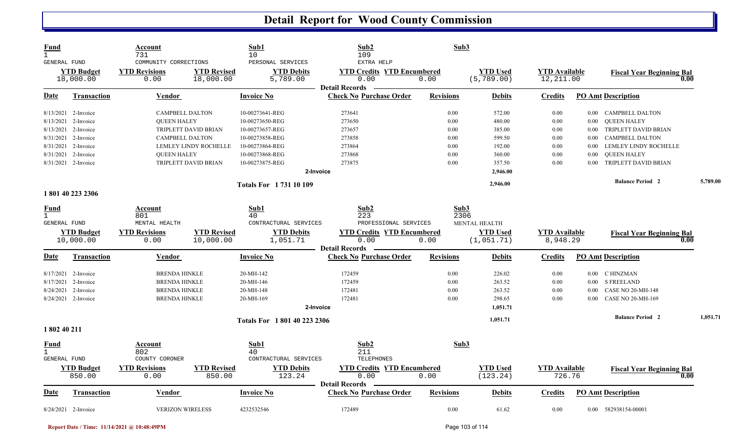# Detail Report for Wood County Commission

| Fund | Account | | Sub1 | Sub2 | | Sub3 | | |
|---|---|---|---|---|---|---|---|---|
| 1 | 731 | | 10 | 109 | | | | |
| GENERAL FUND | COMMUNITY CORRECTIONS | | PERSONAL SERVICES | EXTRA HELP | | | | |
| **YTD Budget** | **YTD Revisions** | **YTD Revised** | **YTD Debits** | **YTD Credits** | **YTD Encumbered** | **YTD Used** | **YTD Available** | **Fiscal Year Beginning Bal** |
| 18,000.00 | 0.00 | 18,000.00 | 5,789.00 | 0.00 | 0.00 | (5,789.00) | 12,211.00 | 0.00 |

**Detail Records**

| Date | Transaction | Vendor | Invoice No | Check No | Purchase Order | Revisions | Debits | Credits | PO Amt | Description |
|---|---|---|---|---|---|---|---|---|---|---|
| 8/13/2021 | 2-Invoice | CAMPBELL DALTON | 10-00273641-REG | 273641 | | 0.00 | 572.00 | 0.00 | 0.00 | CAMPBELL DALTON |
| 8/13/2021 | 2-Invoice | QUEEN HALEY | 10-00273650-REG | 273650 | | 0.00 | 480.00 | 0.00 | 0.00 | QUEEN HALEY |
| 8/13/2021 | 2-Invoice | TRIPLETT DAVID BRIAN | 10-00273657-REG | 273657 | | 0.00 | 385.00 | 0.00 | 0.00 | TRIPLETT DAVID BRIAN |
| 8/31/2021 | 2-Invoice | CAMPBELL DALTON | 10-00273858-REG | 273858 | | 0.00 | 599.50 | 0.00 | 0.00 | CAMPBELL DALTON |
| 8/31/2021 | 2-Invoice | LEMLEY LINDY ROCHELLE | 10-00273864-REG | 273864 | | 0.00 | 192.00 | 0.00 | 0.00 | LEMLEY LINDY ROCHELLE |
| 8/31/2021 | 2-Invoice | QUEEN HALEY | 10-00273868-REG | 273868 | | 0.00 | 360.00 | 0.00 | 0.00 | QUEEN HALEY |
| 8/31/2021 | 2-Invoice | TRIPLETT DAVID BRIAN | 10-00273875-REG | 273875 | | 0.00 | 357.50 | 0.00 | 0.00 | TRIPLETT DAVID BRIAN |
| | | | | 2-Invoice | | | 2,946.00 | | | |
| | | | **Totals For 1 731 10 109** | | | | 2,946.00 | | | **Balance Period 2** 5,789.00 |

**1 801 40 223 2306**

| Fund | Account | | Sub1 | Sub2 | | Sub3 | | |
|---|---|---|---|---|---|---|---|---|
| 1 | 801 | | 40 | 223 | | 2306 | | |
| GENERAL FUND | MENTAL HEALTH | | CONTRACTUAL SERVICES | PROFESSIONAL SERVICES | | MENTAL HEALTH | | |
| **YTD Budget** | **YTD Revisions** | **YTD Revised** | **YTD Debits** | **YTD Credits** | **YTD Encumbered** | **YTD Used** | **YTD Available** | **Fiscal Year Beginning Bal** |
| 10,000.00 | 0.00 | 10,000.00 | 1,051.71 | 0.00 | 0.00 | (1,051.71) | 8,948.29 | 0.00 |

**Detail Records**

| Date | Transaction | Vendor | Invoice No | Check No | Purchase Order | Revisions | Debits | Credits | PO Amt | Description |
|---|---|---|---|---|---|---|---|---|---|---|
| 8/17/2021 | 2-Invoice | BRENDA HINKLE | 20-MH-142 | 172459 | | 0.00 | 226.02 | 0.00 | 0.00 | C HINZMAN |
| 8/17/2021 | 2-Invoice | BRENDA HINKLE | 20-MH-146 | 172459 | | 0.00 | 263.52 | 0.00 | 0.00 | S FREELAND |
| 8/24/2021 | 2-Invoice | BRENDA HINKLE | 20-MH-148 | 172481 | | 0.00 | 263.52 | 0.00 | 0.00 | CASE NO 20-MH-148 |
| 8/24/2021 | 2-Invoice | BRENDA HINKLE | 20-MH-169 | 172481 | | 0.00 | 298.65 | 0.00 | 0.00 | CASE NO 20-MH-169 |
| | | | | 2-Invoice | | | 1,051.71 | | | |
| | | | **Totals For 1 801 40 223 2306** | | | | 1,051.71 | | | **Balance Period 2** 1,051.71 |

**1 802 40 211**

| Fund | Account | | Sub1 | Sub2 | | Sub3 | | |
|---|---|---|---|---|---|---|---|---|
| 1 | 802 | | 40 | 211 | | | | |
| GENERAL FUND | COUNTY CORONER | | CONTRACTUAL SERVICES | TELEPHONES | | | | |
| **YTD Budget** | **YTD Revisions** | **YTD Revised** | **YTD Debits** | **YTD Credits** | **YTD Encumbered** | **YTD Used** | **YTD Available** | **Fiscal Year Beginning Bal** |
| 850.00 | 0.00 | 850.00 | 123.24 | 0.00 | 0.00 | (123.24) | 726.76 | 0.00 |

**Detail Records**

| Date | Transaction | Vendor | Invoice No | Check No | Purchase Order | Revisions | Debits | Credits | PO Amt | Description |
|---|---|---|---|---|---|---|---|---|---|---|
| 8/24/2021 | 2-Invoice | VERIZON WIRELESS | 4232532546 | 172489 | | 0.00 | 61.62 | 0.00 | 0.00 | 582938154-00001 |

Report Date / Time: 11/14/2021 @ 10:48:49PM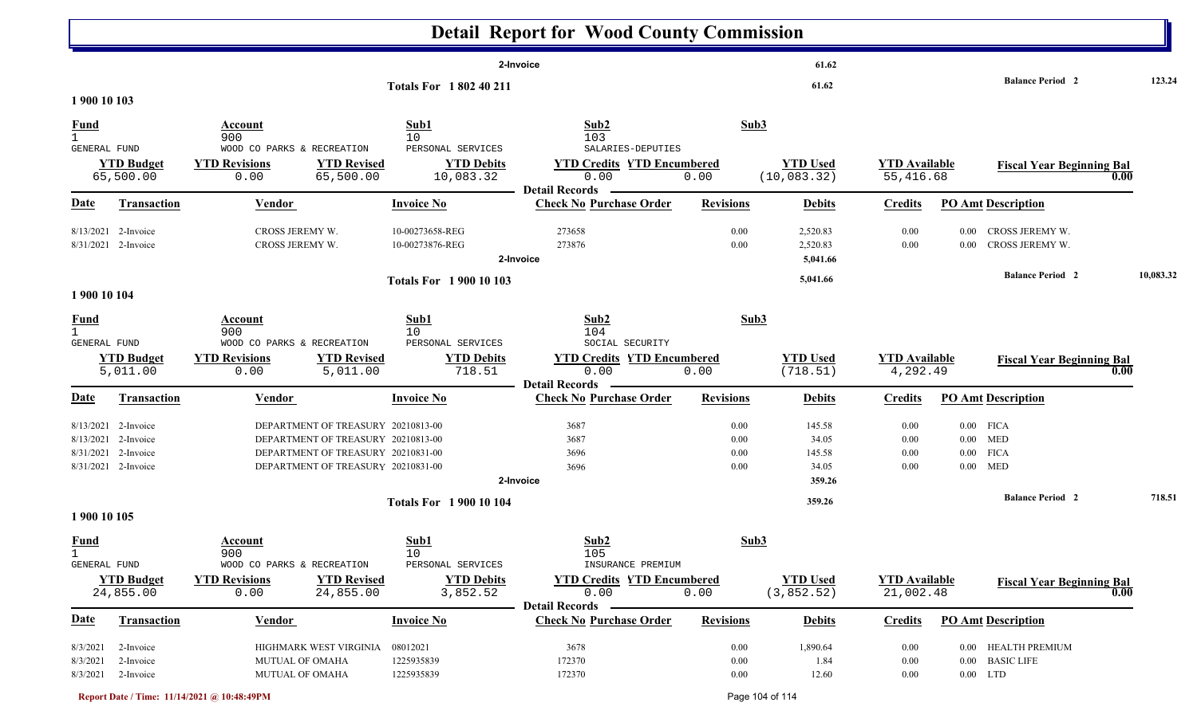# Detail Report for Wood County Commission

| | | | | | |
|---|---|---|---|---|---|
| 2-Invoice | | 61.62 | | | |
| Totals For 1 802 40 211 | | 61.62 | | Balance Period 2 | 123.24 |

## 1 900 10 103

| Fund | Account | Sub1 | Sub2 | Sub3 |
|---|---|---|---|---|
| 1 | 900 | 10 | 103 | |
| GENERAL FUND | WOOD CO PARKS & RECREATION | PERSONAL SERVICES | SALARIES-DEPUTIES | |

| YTD Budget | YTD Revisions | YTD Revised | YTD Debits | YTD Credits | YTD Encumbered | YTD Used | YTD Available | Fiscal Year Beginning Bal |
|---|---|---|---|---|---|---|---|---|
| 65,500.00 | 0.00 | 65,500.00 | 10,083.32 | 0.00 | 0.00 | (10,083.32) | 55,416.68 | 0.00 |

**Detail Records**

| Date | Transaction | Vendor | Invoice No | Check No | Purchase Order | Revisions | Debits | Credits | PO Amt | Description |
|---|---|---|---|---|---|---|---|---|---|---|
| 8/13/2021 | 2-Invoice | CROSS JEREMY W. | 10-00273658-REG | 273658 | | 0.00 | 2,520.83 | 0.00 | 0.00 | CROSS JEREMY W. |
| 8/31/2021 | 2-Invoice | CROSS JEREMY W. | 10-00273876-REG | 273876 | | 0.00 | 2,520.83 | 0.00 | 0.00 | CROSS JEREMY W. |
| | 2-Invoice | | | | | | 5,041.66 | | | |
| | Totals For 1 900 10 103 | | | | | | 5,041.66 | | | Balance Period 2: 10,083.32 |

## 1 900 10 104

| Fund | Account | Sub1 | Sub2 | Sub3 |
|---|---|---|---|---|
| 1 | 900 | 10 | 104 | |
| GENERAL FUND | WOOD CO PARKS & RECREATION | PERSONAL SERVICES | SOCIAL SECURITY | |

| YTD Budget | YTD Revisions | YTD Revised | YTD Debits | YTD Credits | YTD Encumbered | YTD Used | YTD Available | Fiscal Year Beginning Bal |
|---|---|---|---|---|---|---|---|---|
| 5,011.00 | 0.00 | 5,011.00 | 718.51 | 0.00 | 0.00 | (718.51) | 4,292.49 | 0.00 |

**Detail Records**

| Date | Transaction | Vendor | Invoice No | Check No | Purchase Order | Revisions | Debits | Credits | PO Amt | Description |
|---|---|---|---|---|---|---|---|---|---|---|
| 8/13/2021 | 2-Invoice | DEPARTMENT OF TREASURY | 20210813-00 | 3687 | | 0.00 | 145.58 | 0.00 | 0.00 | FICA |
| 8/13/2021 | 2-Invoice | DEPARTMENT OF TREASURY | 20210813-00 | 3687 | | 0.00 | 34.05 | 0.00 | 0.00 | MED |
| 8/31/2021 | 2-Invoice | DEPARTMENT OF TREASURY | 20210831-00 | 3696 | | 0.00 | 145.58 | 0.00 | 0.00 | FICA |
| 8/31/2021 | 2-Invoice | DEPARTMENT OF TREASURY | 20210831-00 | 3696 | | 0.00 | 34.05 | 0.00 | 0.00 | MED |
| | 2-Invoice | | | | | | 359.26 | | | |
| | Totals For 1 900 10 104 | | | | | | 359.26 | | | Balance Period 2: 718.51 |

## 1 900 10 105

| Fund | Account | Sub1 | Sub2 | Sub3 |
|---|---|---|---|---|
| 1 | 900 | 10 | 105 | |
| GENERAL FUND | WOOD CO PARKS & RECREATION | PERSONAL SERVICES | INSURANCE PREMIUM | |

| YTD Budget | YTD Revisions | YTD Revised | YTD Debits | YTD Credits | YTD Encumbered | YTD Used | YTD Available | Fiscal Year Beginning Bal |
|---|---|---|---|---|---|---|---|---|
| 24,855.00 | 0.00 | 24,855.00 | 3,852.52 | 0.00 | 0.00 | (3,852.52) | 21,002.48 | 0.00 |

**Detail Records**

| Date | Transaction | Vendor | Invoice No | Check No | Purchase Order | Revisions | Debits | Credits | PO Amt | Description |
|---|---|---|---|---|---|---|---|---|---|---|
| 8/3/2021 | 2-Invoice | HIGHMARK WEST VIRGINIA | 08012021 | 3678 | | 0.00 | 1,890.64 | 0.00 | 0.00 | HEALTH PREMIUM |
| 8/3/2021 | 2-Invoice | MUTUAL OF OMAHA | 1225935839 | 172370 | | 0.00 | 1.84 | 0.00 | 0.00 | BASIC LIFE |
| 8/3/2021 | 2-Invoice | MUTUAL OF OMAHA | 1225935839 | 172370 | | 0.00 | 12.60 | 0.00 | 0.00 | LTD |

Report Date / Time: 11/14/2021 @ 10:48:49PM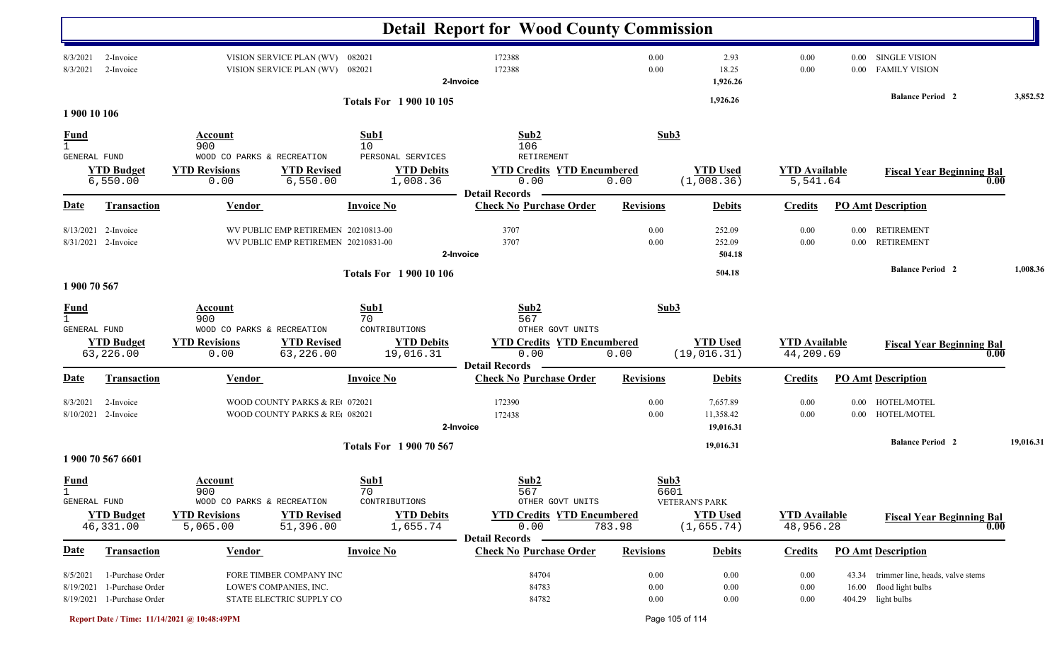# Detail Report for Wood County Commission

| Date | Transaction | Vendor | Invoice No | Check No | Purchase Order | Revisions | Debits | Credits | PO Amt | Description |
|---|---|---|---|---|---|---|---|---|---|---|
| 8/3/2021 | 2-Invoice | VISION SERVICE PLAN (WV) | 082021 | 172388 | | 0.00 | 2.93 | 0.00 | 0.00 | SINGLE VISION |
| 8/3/2021 | 2-Invoice | VISION SERVICE PLAN (WV) | 082021 | 172388 | | 0.00 | 18.25 | 0.00 | 0.00 | FAMILY VISION |
| | | | 2-Invoice | | | | 1,926.26 | | | |

**Totals For 1 900 10 105** — 1,926.26 — **Balance Period 2** 3,852.52

## 1 900 10 106

| Fund | Account | Sub1 | Sub2 | Sub3 |
|---|---|---|---|---|
| 1 GENERAL FUND | 900 WOOD CO PARKS & RECREATION | 10 PERSONAL SERVICES | 106 RETIREMENT | |

| YTD Budget | YTD Revisions | YTD Revised | YTD Debits | YTD Credits | YTD Encumbered | YTD Used | YTD Available | Fiscal Year Beginning Bal |
|---|---|---|---|---|---|---|---|---|
| 6,550.00 | 0.00 | 6,550.00 | 1,008.36 | 0.00 | 0.00 | (1,008.36) | 5,541.64 | 0.00 |

**Detail Records**

| Date | Transaction | Vendor | Invoice No | Check No | Purchase Order | Revisions | Debits | Credits | PO Amt | Description |
|---|---|---|---|---|---|---|---|---|---|---|
| 8/13/2021 | 2-Invoice | WV PUBLIC EMP RETIREMEN | 20210813-00 | 3707 | | 0.00 | 252.09 | 0.00 | 0.00 | RETIREMENT |
| 8/31/2021 | 2-Invoice | WV PUBLIC EMP RETIREMEN | 20210831-00 | 3707 | | 0.00 | 252.09 | 0.00 | 0.00 | RETIREMENT |
| | | | 2-Invoice | | | | 504.18 | | | |

**Totals For 1 900 10 106** — 504.18 — **Balance Period 2** 1,008.36

## 1 900 70 567

| Fund | Account | Sub1 | Sub2 | Sub3 |
|---|---|---|---|---|
| 1 GENERAL FUND | 900 WOOD CO PARKS & RECREATION | 70 CONTRIBUTIONS | 567 OTHER GOVT UNITS | |

| YTD Budget | YTD Revisions | YTD Revised | YTD Debits | YTD Credits | YTD Encumbered | YTD Used | YTD Available | Fiscal Year Beginning Bal |
|---|---|---|---|---|---|---|---|---|
| 63,226.00 | 0.00 | 63,226.00 | 19,016.31 | 0.00 | 0.00 | (19,016.31) | 44,209.69 | 0.00 |

**Detail Records**

| Date | Transaction | Vendor | Invoice No | Check No | Purchase Order | Revisions | Debits | Credits | PO Amt | Description |
|---|---|---|---|---|---|---|---|---|---|---|
| 8/3/2021 | 2-Invoice | WOOD COUNTY PARKS & RE( | 072021 | 172390 | | 0.00 | 7,657.89 | 0.00 | 0.00 | HOTEL/MOTEL |
| 8/10/2021 | 2-Invoice | WOOD COUNTY PARKS & RE( | 082021 | 172438 | | 0.00 | 11,358.42 | 0.00 | 0.00 | HOTEL/MOTEL |
| | | | 2-Invoice | | | | 19,016.31 | | | |

**Totals For 1 900 70 567** — 19,016.31 — **Balance Period 2** 19,016.31

## 1 900 70 567 6601

| Fund | Account | Sub1 | Sub2 | Sub3 |
|---|---|---|---|---|
| 1 GENERAL FUND | 900 WOOD CO PARKS & RECREATION | 70 CONTRIBUTIONS | 567 OTHER GOVT UNITS | 6601 VETERAN'S PARK |

| YTD Budget | YTD Revisions | YTD Revised | YTD Debits | YTD Credits | YTD Encumbered | YTD Used | YTD Available | Fiscal Year Beginning Bal |
|---|---|---|---|---|---|---|---|---|
| 46,331.00 | 5,065.00 | 51,396.00 | 1,655.74 | 0.00 | 783.98 | (1,655.74) | 48,956.28 | 0.00 |

**Detail Records**

| Date | Transaction | Vendor | Invoice No | Check No | Purchase Order | Revisions | Debits | Credits | PO Amt | Description |
|---|---|---|---|---|---|---|---|---|---|---|
| 8/5/2021 | 1-Purchase Order | FORE TIMBER COMPANY INC | | | 84704 | 0.00 | 0.00 | 0.00 | 43.34 | trimmer line, heads, valve stems |
| 8/19/2021 | 1-Purchase Order | LOWE'S COMPANIES, INC. | | | 84783 | 0.00 | 0.00 | 0.00 | 16.00 | flood light bulbs |
| 8/19/2021 | 1-Purchase Order | STATE ELECTRIC SUPPLY CO | | | 84782 | 0.00 | 0.00 | 0.00 | 404.29 | light bulbs |

Report Date / Time: 11/14/2021 @ 10:48:49PM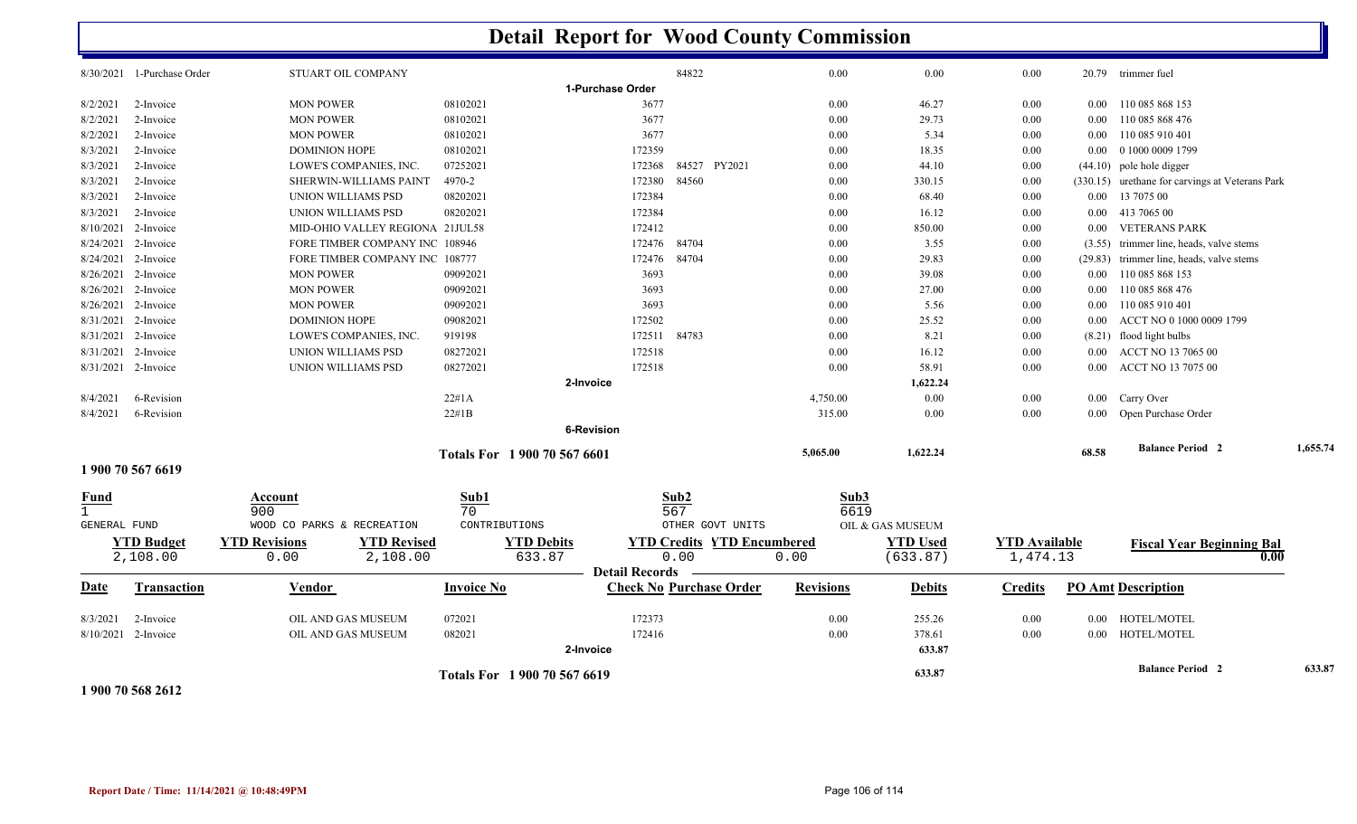# Detail Report for Wood County Commission

| Date | Transaction | Vendor | Invoice No | Check No | Purchase Order | Revisions | Debits | Credits | PO Amt | Description |
|---|---|---|---|---|---|---|---|---|---|---|
| 8/30/2021 | 1-Purchase Order | STUART OIL COMPANY | | | 84822 | 0.00 | 0.00 | 0.00 | 20.79 | trimmer fuel |
| | | | | 1-Purchase Order | | | | | | |
| 8/2/2021 | 2-Invoice | MON POWER | 08102021 | 3677 | | 0.00 | 46.27 | 0.00 | 0.00 | 110 085 868 153 |
| 8/2/2021 | 2-Invoice | MON POWER | 08102021 | 3677 | | 0.00 | 29.73 | 0.00 | 0.00 | 110 085 868 476 |
| 8/2/2021 | 2-Invoice | MON POWER | 08102021 | 3677 | | 0.00 | 5.34 | 0.00 | 0.00 | 110 085 910 401 |
| 8/3/2021 | 2-Invoice | DOMINION HOPE | 08102021 | 172359 | | 0.00 | 18.35 | 0.00 | 0.00 | 0 1000 0009 1799 |
| 8/3/2021 | 2-Invoice | LOWE'S COMPANIES, INC. | 07252021 | 172368 | 84527 PY2021 | 0.00 | 44.10 | 0.00 | (44.10) | pole hole digger |
| 8/3/2021 | 2-Invoice | SHERWIN-WILLIAMS PAINT | 4970-2 | 172380 | 84560 | 0.00 | 330.15 | 0.00 | (330.15) | urethane for carvings at Veterans Park |
| 8/3/2021 | 2-Invoice | UNION WILLIAMS PSD | 08202021 | 172384 | | 0.00 | 68.40 | 0.00 | 0.00 | 13 7075 00 |
| 8/3/2021 | 2-Invoice | UNION WILLIAMS PSD | 08202021 | 172384 | | 0.00 | 16.12 | 0.00 | 0.00 | 413 7065 00 |
| 8/10/2021 | 2-Invoice | MID-OHIO VALLEY REGIONA | 21JUL58 | 172412 | | 0.00 | 850.00 | 0.00 | 0.00 | VETERANS PARK |
| 8/24/2021 | 2-Invoice | FORE TIMBER COMPANY INC | 108946 | 172476 | 84704 | 0.00 | 3.55 | 0.00 | (3.55) | trimmer line, heads, valve stems |
| 8/24/2021 | 2-Invoice | FORE TIMBER COMPANY INC | 108777 | 172476 | 84704 | 0.00 | 29.83 | 0.00 | (29.83) | trimmer line, heads, valve stems |
| 8/26/2021 | 2-Invoice | MON POWER | 09092021 | 3693 | | 0.00 | 39.08 | 0.00 | 0.00 | 110 085 868 153 |
| 8/26/2021 | 2-Invoice | MON POWER | 09092021 | 3693 | | 0.00 | 27.00 | 0.00 | 0.00 | 110 085 868 476 |
| 8/26/2021 | 2-Invoice | MON POWER | 09092021 | 3693 | | 0.00 | 5.56 | 0.00 | 0.00 | 110 085 910 401 |
| 8/31/2021 | 2-Invoice | DOMINION HOPE | 09082021 | 172502 | | 0.00 | 25.52 | 0.00 | 0.00 | ACCT NO 0 1000 0009 1799 |
| 8/31/2021 | 2-Invoice | LOWE'S COMPANIES, INC. | 919198 | 172511 | 84783 | 0.00 | 8.21 | 0.00 | (8.21) | flood light bulbs |
| 8/31/2021 | 2-Invoice | UNION WILLIAMS PSD | 08272021 | 172518 | | 0.00 | 16.12 | 0.00 | 0.00 | ACCT NO 13 7065 00 |
| 8/31/2021 | 2-Invoice | UNION WILLIAMS PSD | 08272021 | 172518 | | 0.00 | 58.91 | 0.00 | 0.00 | ACCT NO 13 7075 00 |
| | | | | 2-Invoice | | | 1,622.24 | | | |
| 8/4/2021 | 6-Revision | | 22#1A | | | 4,750.00 | 0.00 | 0.00 | 0.00 | Carry Over |
| 8/4/2021 | 6-Revision | | 22#1B | | | 315.00 | 0.00 | 0.00 | 0.00 | Open Purchase Order |
| | | | | 6-Revision | | | | | | |
| | | | Totals For 1 900 70 567 6601 | | | 5,065.00 | 1,622.24 | | 68.58 | Balance Period 2 1,655.74 |

**1 900 70 567 6619**

| Fund | Account | Sub1 | Sub2 | Sub3 |
|---|---|---|---|---|
| 1 | 900 | 70 | 567 | 6619 |
| GENERAL FUND | WOOD CO PARKS & RECREATION | CONTRIBUTIONS | OTHER GOVT UNITS | OIL & GAS MUSEUM |

| YTD Budget | YTD Revisions | YTD Revised | YTD Debits | YTD Credits | YTD Encumbered | YTD Used | YTD Available | Fiscal Year Beginning Bal |
|---|---|---|---|---|---|---|---|---|
| 2,108.00 | 0.00 | 2,108.00 | 633.87 | 0.00 | 0.00 | (633.87) | 1,474.13 | 0.00 |

**Detail Records**

| Date | Transaction | Vendor | Invoice No | Check No | Purchase Order | Revisions | Debits | Credits | PO Amt | Description |
|---|---|---|---|---|---|---|---|---|---|---|
| 8/3/2021 | 2-Invoice | OIL AND GAS MUSEUM | 072021 | 172373 | | 0.00 | 255.26 | 0.00 | 0.00 | HOTEL/MOTEL |
| 8/10/2021 | 2-Invoice | OIL AND GAS MUSEUM | 082021 | 172416 | | 0.00 | 378.61 | 0.00 | 0.00 | HOTEL/MOTEL |
| | | | | 2-Invoice | | | 633.87 | | | |
| | | | Totals For 1 900 70 567 6619 | | | | 633.87 | | | Balance Period 2 633.87 |

**1 900 70 568 2612**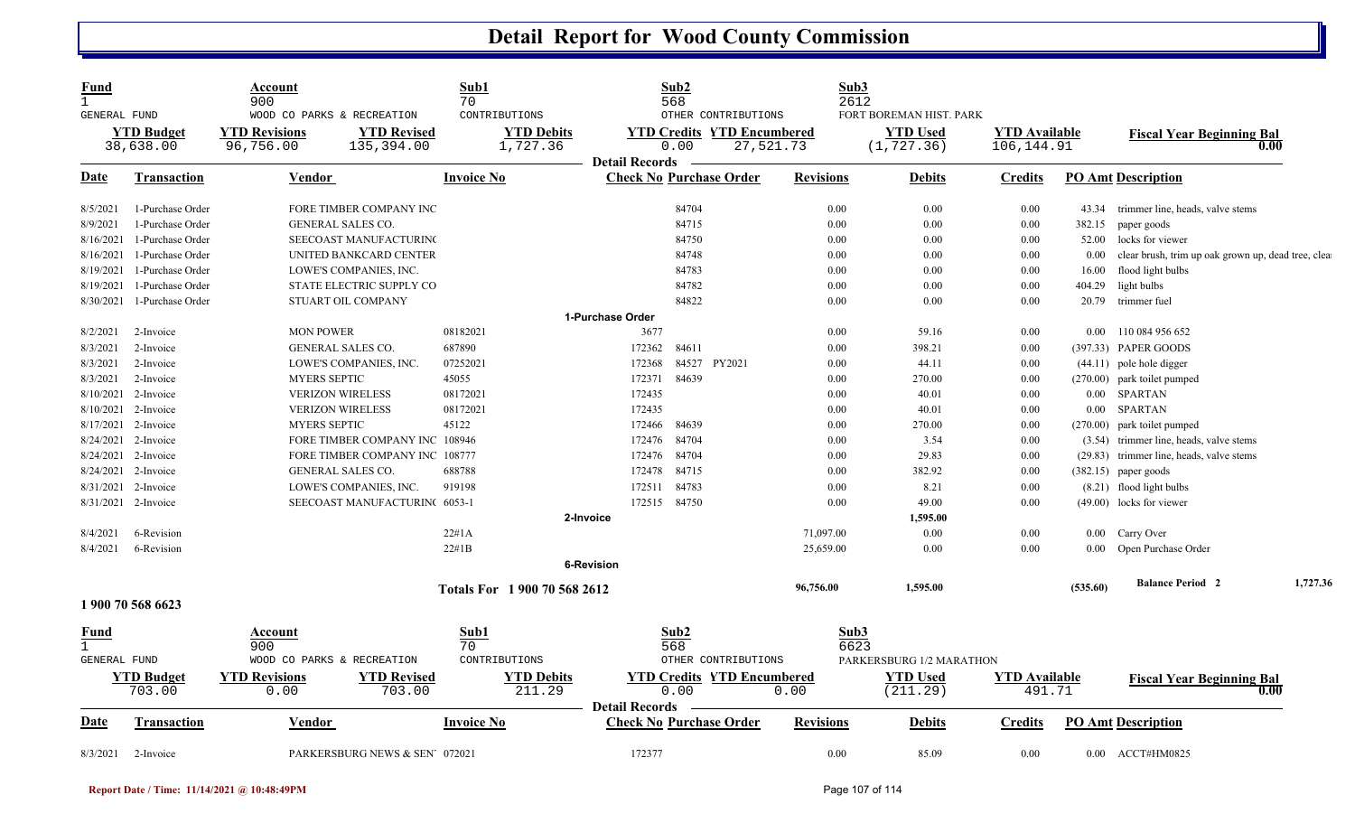# Detail Report for Wood County Commission

| Fund | Account | | Sub1 | Sub2 | | Sub3 | | |
|---|---|---|---|---|---|---|---|---|
| 1 | 900 | | 70 | 568 | | 2612 | | |
| GENERAL FUND | WOOD CO PARKS & RECREATION | | CONTRIBUTIONS | OTHER CONTRIBUTIONS | | FORT BOREMAN HIST. PARK | | |
| **YTD Budget** | **YTD Revisions** | **YTD Revised** | **YTD Debits** | **YTD Credits** | **YTD Encumbered** | **YTD Used** | **YTD Available** | **Fiscal Year Beginning Bal** |
| 38,638.00 | 96,756.00 | 135,394.00 | 1,727.36 | 0.00 | 27,521.73 | (1,727.36) | 106,144.91 | 0.00 |

Detail Records

| Date | Transaction | Vendor | Invoice No | Check No | Purchase Order | | Revisions | Debits | Credits | PO Amt | Description |
|---|---|---|---|---|---|---|---|---|---|---|---|
| 8/5/2021 | 1-Purchase Order | FORE TIMBER COMPANY INC | | | 84704 | | 0.00 | 0.00 | 0.00 | 43.34 | trimmer line, heads, valve stems |
| 8/9/2021 | 1-Purchase Order | GENERAL SALES CO. | | | 84715 | | 0.00 | 0.00 | 0.00 | 382.15 | paper goods |
| 8/16/2021 | 1-Purchase Order | SEECOAST MANUFACTURINC | | | 84750 | | 0.00 | 0.00 | 0.00 | 52.00 | locks for viewer |
| 8/16/2021 | 1-Purchase Order | UNITED BANKCARD CENTER | | | 84748 | | 0.00 | 0.00 | 0.00 | 0.00 | clear brush, trim up oak grown up, dead tree, clea |
| 8/19/2021 | 1-Purchase Order | LOWE'S COMPANIES, INC. | | | 84783 | | 0.00 | 0.00 | 0.00 | 16.00 | flood light bulbs |
| 8/19/2021 | 1-Purchase Order | STATE ELECTRIC SUPPLY CO | | | 84782 | | 0.00 | 0.00 | 0.00 | 404.29 | light bulbs |
| 8/30/2021 | 1-Purchase Order | STUART OIL COMPANY | | | 84822 | | 0.00 | 0.00 | 0.00 | 20.79 | trimmer fuel |
| | | | | 1-Purchase Order | | | | | | | |
| 8/2/2021 | 2-Invoice | MON POWER | 08182021 | 3677 | | | 0.00 | 59.16 | 0.00 | 0.00 | 110 084 956 652 |
| 8/3/2021 | 2-Invoice | GENERAL SALES CO. | 687890 | 172362 | 84611 | | 0.00 | 398.21 | 0.00 | (397.33) | PAPER GOODS |
| 8/3/2021 | 2-Invoice | LOWE'S COMPANIES, INC. | 07252021 | 172368 | 84527 | PY2021 | 0.00 | 44.11 | 0.00 | (44.11) | pole hole digger |
| 8/3/2021 | 2-Invoice | MYERS SEPTIC | 45055 | 172371 | 84639 | | 0.00 | 270.00 | 0.00 | (270.00) | park toilet pumped |
| 8/10/2021 | 2-Invoice | VERIZON WIRELESS | 08172021 | 172435 | | | 0.00 | 40.01 | 0.00 | 0.00 | SPARTAN |
| 8/10/2021 | 2-Invoice | VERIZON WIRELESS | 08172021 | 172435 | | | 0.00 | 40.01 | 0.00 | 0.00 | SPARTAN |
| 8/17/2021 | 2-Invoice | MYERS SEPTIC | 45122 | 172466 | 84639 | | 0.00 | 270.00 | 0.00 | (270.00) | park toilet pumped |
| 8/24/2021 | 2-Invoice | FORE TIMBER COMPANY INC | 108946 | 172476 | 84704 | | 0.00 | 3.54 | 0.00 | (3.54) | trimmer line, heads, valve stems |
| 8/24/2021 | 2-Invoice | FORE TIMBER COMPANY INC | 108777 | 172476 | 84704 | | 0.00 | 29.83 | 0.00 | (29.83) | trimmer line, heads, valve stems |
| 8/24/2021 | 2-Invoice | GENERAL SALES CO. | 688788 | 172478 | 84715 | | 0.00 | 382.92 | 0.00 | (382.15) | paper goods |
| 8/31/2021 | 2-Invoice | LOWE'S COMPANIES, INC. | 919198 | 172511 | 84783 | | 0.00 | 8.21 | 0.00 | (8.21) | flood light bulbs |
| 8/31/2021 | 2-Invoice | SEECOAST MANUFACTURINC | 6053-1 | 172515 | 84750 | | 0.00 | 49.00 | 0.00 | (49.00) | locks for viewer |
| | | | | 2-Invoice | | | | 1,595.00 | | | |
| 8/4/2021 | 6-Revision | | 22#1A | | | | 71,097.00 | 0.00 | 0.00 | 0.00 | Carry Over |
| 8/4/2021 | 6-Revision | | 22#1B | | | | 25,659.00 | 0.00 | 0.00 | 0.00 | Open Purchase Order |
| | | | | 6-Revision | | | | | | | |
| | | | Totals For 1 900 70 568 2612 | | | | 96,756.00 | 1,595.00 | | (535.60) | Balance Period 2 — 1,727.36 |

**1 900 70 568 6623**

| Fund | Account | | Sub1 | Sub2 | | Sub3 | | |
|---|---|---|---|---|---|---|---|---|
| 1 | 900 | | 70 | 568 | | 6623 | | |
| GENERAL FUND | WOOD CO PARKS & RECREATION | | CONTRIBUTIONS | OTHER CONTRIBUTIONS | | PARKERSBURG 1/2 MARATHON | | |
| **YTD Budget** | **YTD Revisions** | **YTD Revised** | **YTD Debits** | **YTD Credits** | **YTD Encumbered** | **YTD Used** | **YTD Available** | **Fiscal Year Beginning Bal** |
| 703.00 | 0.00 | 703.00 | 211.29 | 0.00 | 0.00 | (211.29) | 491.71 | 0.00 |

Detail Records

| Date | Transaction | Vendor | Invoice No | Check No | Purchase Order | Revisions | Debits | Credits | PO Amt | Description |
|---|---|---|---|---|---|---|---|---|---|---|
| 8/3/2021 | 2-Invoice | PARKERSBURG NEWS & SEN' | 072021 | 172377 | | 0.00 | 85.09 | 0.00 | 0.00 | ACCT#HM0825 |

Report Date / Time: 11/14/2021 @ 10:48:49PM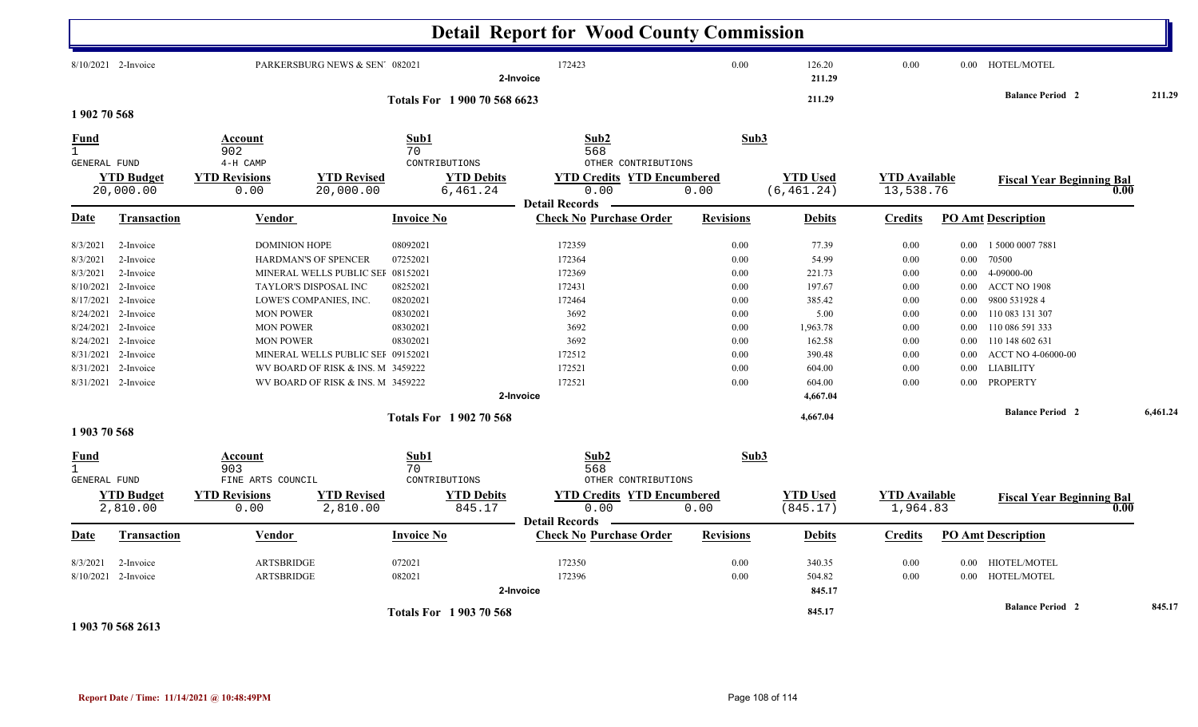# Detail Report for Wood County Commission

| Date | Transaction | Vendor | Invoice No | Check No Purchase Order | Revisions | Debits | Credits | PO Amt Description |
|---|---|---|---|---|---|---|---|---|
| 8/10/2021 | 2-Invoice | PARKERSBURG NEWS & SEN' | 082021 | 172423 | 0.00 | 126.20 | 0.00 | 0.00 HOTEL/MOTEL |
| | | | 2-Invoice | | | 211.29 | | |

Totals For 1 900 70 568 6623 — 211.29 — Balance Period 2 — 211.29

## 1 902 70 568

| Fund | Account | Sub1 | Sub2 | Sub3 |
|---|---|---|---|---|
| 1 GENERAL FUND | 902 4-H CAMP | 70 CONTRIBUTIONS | 568 OTHER CONTRIBUTIONS | |

| YTD Budget | YTD Revisions | YTD Revised | YTD Debits | YTD Credits | YTD Encumbered | YTD Used | YTD Available | Fiscal Year Beginning Bal |
|---|---|---|---|---|---|---|---|---|
| 20,000.00 | 0.00 | 20,000.00 | 6,461.24 | 0.00 | 0.00 | (6,461.24) | 13,538.76 | 0.00 |

Detail Records

| Date | Transaction | Vendor | Invoice No | Check No Purchase Order | Revisions | Debits | Credits | PO Amt | Description |
|---|---|---|---|---|---|---|---|---|---|
| 8/3/2021 | 2-Invoice | DOMINION HOPE | 08092021 | 172359 | 0.00 | 77.39 | 0.00 | 0.00 | 1 5000 0007 7881 |
| 8/3/2021 | 2-Invoice | HARDMAN'S OF SPENCER | 07252021 | 172364 | 0.00 | 54.99 | 0.00 | 0.00 | 70500 |
| 8/3/2021 | 2-Invoice | MINERAL WELLS PUBLIC SEF | 08152021 | 172369 | 0.00 | 221.73 | 0.00 | 0.00 | 4-09000-00 |
| 8/10/2021 | 2-Invoice | TAYLOR'S DISPOSAL INC | 08252021 | 172431 | 0.00 | 197.67 | 0.00 | 0.00 | ACCT NO 1908 |
| 8/17/2021 | 2-Invoice | LOWE'S COMPANIES, INC. | 08202021 | 172464 | 0.00 | 385.42 | 0.00 | 0.00 | 9800 531928 4 |
| 8/24/2021 | 2-Invoice | MON POWER | 08302021 | 3692 | 0.00 | 5.00 | 0.00 | 0.00 | 110 083 131 307 |
| 8/24/2021 | 2-Invoice | MON POWER | 08302021 | 3692 | 0.00 | 1,963.78 | 0.00 | 0.00 | 110 086 591 333 |
| 8/24/2021 | 2-Invoice | MON POWER | 08302021 | 3692 | 0.00 | 162.58 | 0.00 | 0.00 | 110 148 602 631 |
| 8/31/2021 | 2-Invoice | MINERAL WELLS PUBLIC SEF | 09152021 | 172512 | 0.00 | 390.48 | 0.00 | 0.00 | ACCT NO 4-06000-00 |
| 8/31/2021 | 2-Invoice | WV BOARD OF RISK & INS. M | 3459222 | 172521 | 0.00 | 604.00 | 0.00 | 0.00 | LIABILITY |
| 8/31/2021 | 2-Invoice | WV BOARD OF RISK & INS. M | 3459222 | 172521 | 0.00 | 604.00 | 0.00 | 0.00 | PROPERTY |
| | | | 2-Invoice | | | 4,667.04 | | | |

Totals For 1 902 70 568 — 4,667.04 — Balance Period 2 — 6,461.24

## 1 903 70 568

| Fund | Account | Sub1 | Sub2 | Sub3 |
|---|---|---|---|---|
| 1 GENERAL FUND | 903 FINE ARTS COUNCIL | 70 CONTRIBUTIONS | 568 OTHER CONTRIBUTIONS | |

| YTD Budget | YTD Revisions | YTD Revised | YTD Debits | YTD Credits | YTD Encumbered | YTD Used | YTD Available | Fiscal Year Beginning Bal |
|---|---|---|---|---|---|---|---|---|
| 2,810.00 | 0.00 | 2,810.00 | 845.17 | 0.00 | 0.00 | (845.17) | 1,964.83 | 0.00 |

Detail Records

| Date | Transaction | Vendor | Invoice No | Check No Purchase Order | Revisions | Debits | Credits | PO Amt | Description |
|---|---|---|---|---|---|---|---|---|---|
| 8/3/2021 | 2-Invoice | ARTSBRIDGE | 072021 | 172350 | 0.00 | 340.35 | 0.00 | 0.00 | HIOTEL/MOTEL |
| 8/10/2021 | 2-Invoice | ARTSBRIDGE | 082021 | 172396 | 0.00 | 504.82 | 0.00 | 0.00 | HOTEL/MOTEL |
| | | | 2-Invoice | | | 845.17 | | | |

Totals For 1 903 70 568 — 845.17 — Balance Period 2 — 845.17

## 1 903 70 568 2613

Report Date / Time: 11/14/2021 @ 10:48:49PM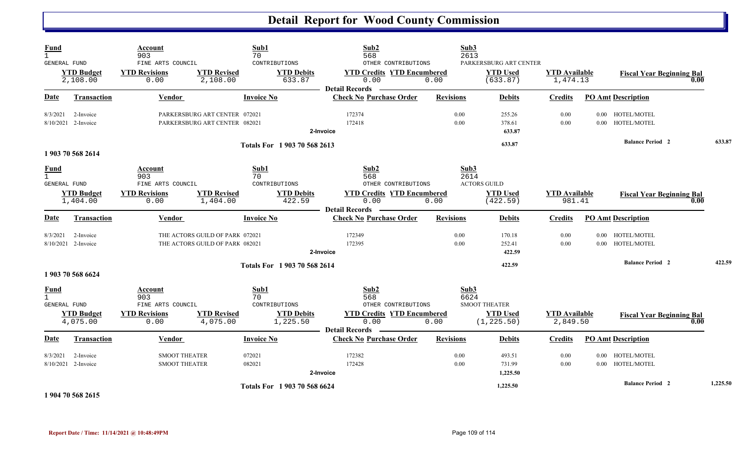# Detail Report for Wood County Commission

| Fund | Account | Sub1 | Sub2 | Sub3 |
|---|---|---|---|---|
| 1 | 903 | 70 | 568 | 2613 |
| GENERAL FUND | FINE ARTS COUNCIL | CONTRIBUTIONS | OTHER CONTRIBUTIONS | PARKERSBURG ART CENTER |

| YTD Budget | YTD Revisions | YTD Revised | YTD Debits | YTD Credits | YTD Encumbered | YTD Used | YTD Available | Fiscal Year Beginning Bal |
|---|---|---|---|---|---|---|---|---|
| 2,108.00 | 0.00 | 2,108.00 | 633.87 | 0.00 | 0.00 | (633.87) | 1,474.13 | 0.00 |

**Detail Records**

| Date | Transaction | Vendor | Invoice No | Check No | Purchase Order | Revisions | Debits | Credits | PO Amt | Description |
|---|---|---|---|---|---|---|---|---|---|---|
| 8/3/2021 | 2-Invoice | PARKERSBURG ART CENTER | 072021 | 172374 | | 0.00 | 255.26 | 0.00 | 0.00 | HOTEL/MOTEL |
| 8/10/2021 | 2-Invoice | PARKERSBURG ART CENTER | 082021 | 172418 | | 0.00 | 378.61 | 0.00 | 0.00 | HOTEL/MOTEL |
| | | | 2-Invoice | | | | **633.87** | | | |
| | | | **Totals For 1 903 70 568 2613** | | | | **633.87** | | | **Balance Period 2** 633.87 |

**1 903 70 568 2614**

| Fund | Account | Sub1 | Sub2 | Sub3 |
|---|---|---|---|---|
| 1 | 903 | 70 | 568 | 2614 |
| GENERAL FUND | FINE ARTS COUNCIL | CONTRIBUTIONS | OTHER CONTRIBUTIONS | ACTORS GUILD |

| YTD Budget | YTD Revisions | YTD Revised | YTD Debits | YTD Credits | YTD Encumbered | YTD Used | YTD Available | Fiscal Year Beginning Bal |
|---|---|---|---|---|---|---|---|---|
| 1,404.00 | 0.00 | 1,404.00 | 422.59 | 0.00 | 0.00 | (422.59) | 981.41 | 0.00 |

**Detail Records**

| Date | Transaction | Vendor | Invoice No | Check No | Purchase Order | Revisions | Debits | Credits | PO Amt | Description |
|---|---|---|---|---|---|---|---|---|---|---|
| 8/3/2021 | 2-Invoice | THE ACTORS GUILD OF PARK | 072021 | 172349 | | 0.00 | 170.18 | 0.00 | 0.00 | HOTEL/MOTEL |
| 8/10/2021 | 2-Invoice | THE ACTORS GUILD OF PARK | 082021 | 172395 | | 0.00 | 252.41 | 0.00 | 0.00 | HOTEL/MOTEL |
| | | | 2-Invoice | | | | **422.59** | | | |
| | | | **Totals For 1 903 70 568 2614** | | | | **422.59** | | | **Balance Period 2** 422.59 |

**1 903 70 568 6624**

| Fund | Account | Sub1 | Sub2 | Sub3 |
|---|---|---|---|---|
| 1 | 903 | 70 | 568 | 6624 |
| GENERAL FUND | FINE ARTS COUNCIL | CONTRIBUTIONS | OTHER CONTRIBUTIONS | SMOOT THEATER |

| YTD Budget | YTD Revisions | YTD Revised | YTD Debits | YTD Credits | YTD Encumbered | YTD Used | YTD Available | Fiscal Year Beginning Bal |
|---|---|---|---|---|---|---|---|---|
| 4,075.00 | 0.00 | 4,075.00 | 1,225.50 | 0.00 | 0.00 | (1,225.50) | 2,849.50 | 0.00 |

**Detail Records**

| Date | Transaction | Vendor | Invoice No | Check No | Purchase Order | Revisions | Debits | Credits | PO Amt | Description |
|---|---|---|---|---|---|---|---|---|---|---|
| 8/3/2021 | 2-Invoice | SMOOT THEATER | 072021 | 172382 | | 0.00 | 493.51 | 0.00 | 0.00 | HOTEL/MOTEL |
| 8/10/2021 | 2-Invoice | SMOOT THEATER | 082021 | 172428 | | 0.00 | 731.99 | 0.00 | 0.00 | HOTEL/MOTEL |
| | | | 2-Invoice | | | | **1,225.50** | | | |
| | | | **Totals For 1 903 70 568 6624** | | | | **1,225.50** | | | **Balance Period 2** 1,225.50 |

**1 904 70 568 2615**

**Report Date / Time: 11/14/2021 @ 10:48:49PM**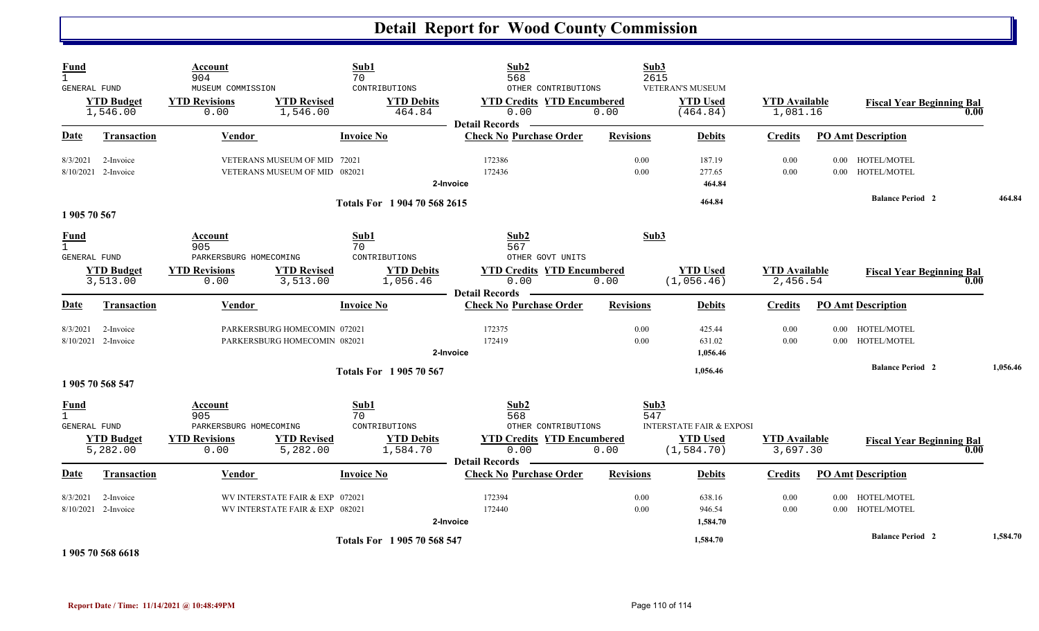# Detail Report for Wood County Commission

| Fund | Account | Sub1 | Sub2 | Sub3 |
|---|---|---|---|---|
| 1 | 904 | 70 | 568 | 2615 |
| GENERAL FUND | MUSEUM COMMISSION | CONTRIBUTIONS | OTHER CONTRIBUTIONS | VETERAN'S MUSEUM |

| YTD Budget | YTD Revisions | YTD Revised | YTD Debits | YTD Credits | YTD Encumbered | YTD Used | YTD Available | Fiscal Year Beginning Bal |
|---|---|---|---|---|---|---|---|---|
| 1,546.00 | 0.00 | 1,546.00 | 464.84 | 0.00 | 0.00 | (464.84) | 1,081.16 | 0.00 |

**Detail Records**

| Date | Transaction | Vendor | Invoice No | Check No | Purchase Order | Revisions | Debits | Credits | PO Amt | Description |
|---|---|---|---|---|---|---|---|---|---|---|
| 8/3/2021 | 2-Invoice | VETERANS MUSEUM OF MID | 72021 | 172386 | | 0.00 | 187.19 | 0.00 | 0.00 | HOTEL/MOTEL |
| 8/10/2021 | 2-Invoice | VETERANS MUSEUM OF MID | 082021 | 172436 | | 0.00 | 277.65 | 0.00 | 0.00 | HOTEL/MOTEL |
| | | | 2-Invoice | | | | 464.84 | | | |
| | | | Totals For 1 904 70 568 2615 | | | | 464.84 | | | Balance Period 2 464.84 |

**1 905 70 567**

| Fund | Account | Sub1 | Sub2 | Sub3 |
|---|---|---|---|---|
| 1 | 905 | 70 | 567 | |
| GENERAL FUND | PARKERSBURG HOMECOMING | CONTRIBUTIONS | OTHER GOVT UNITS | |

| YTD Budget | YTD Revisions | YTD Revised | YTD Debits | YTD Credits | YTD Encumbered | YTD Used | YTD Available | Fiscal Year Beginning Bal |
|---|---|---|---|---|---|---|---|---|
| 3,513.00 | 0.00 | 3,513.00 | 1,056.46 | 0.00 | 0.00 | (1,056.46) | 2,456.54 | 0.00 |

**Detail Records**

| Date | Transaction | Vendor | Invoice No | Check No | Purchase Order | Revisions | Debits | Credits | PO Amt | Description |
|---|---|---|---|---|---|---|---|---|---|---|
| 8/3/2021 | 2-Invoice | PARKERSBURG HOMECOMIN | 072021 | 172375 | | 0.00 | 425.44 | 0.00 | 0.00 | HOTEL/MOTEL |
| 8/10/2021 | 2-Invoice | PARKERSBURG HOMECOMIN | 082021 | 172419 | | 0.00 | 631.02 | 0.00 | 0.00 | HOTEL/MOTEL |
| | | | 2-Invoice | | | | 1,056.46 | | | |
| | | | Totals For 1 905 70 567 | | | | 1,056.46 | | | Balance Period 2 1,056.46 |

**1 905 70 568 547**

| Fund | Account | Sub1 | Sub2 | Sub3 |
|---|---|---|---|---|
| 1 | 905 | 70 | 568 | 547 |
| GENERAL FUND | PARKERSBURG HOMECOMING | CONTRIBUTIONS | OTHER CONTRIBUTIONS | INTERSTATE FAIR & EXPOSI |

| YTD Budget | YTD Revisions | YTD Revised | YTD Debits | YTD Credits | YTD Encumbered | YTD Used | YTD Available | Fiscal Year Beginning Bal |
|---|---|---|---|---|---|---|---|---|
| 5,282.00 | 0.00 | 5,282.00 | 1,584.70 | 0.00 | 0.00 | (1,584.70) | 3,697.30 | 0.00 |

**Detail Records**

| Date | Transaction | Vendor | Invoice No | Check No | Purchase Order | Revisions | Debits | Credits | PO Amt | Description |
|---|---|---|---|---|---|---|---|---|---|---|
| 8/3/2021 | 2-Invoice | WV INTERSTATE FAIR & EXP | 072021 | 172394 | | 0.00 | 638.16 | 0.00 | 0.00 | HOTEL/MOTEL |
| 8/10/2021 | 2-Invoice | WV INTERSTATE FAIR & EXP | 082021 | 172440 | | 0.00 | 946.54 | 0.00 | 0.00 | HOTEL/MOTEL |
| | | | 2-Invoice | | | | 1,584.70 | | | |
| | | | Totals For 1 905 70 568 547 | | | | 1,584.70 | | | Balance Period 2 1,584.70 |

**1 905 70 568 6618**

Report Date / Time: 11/14/2021 @ 10:48:49PM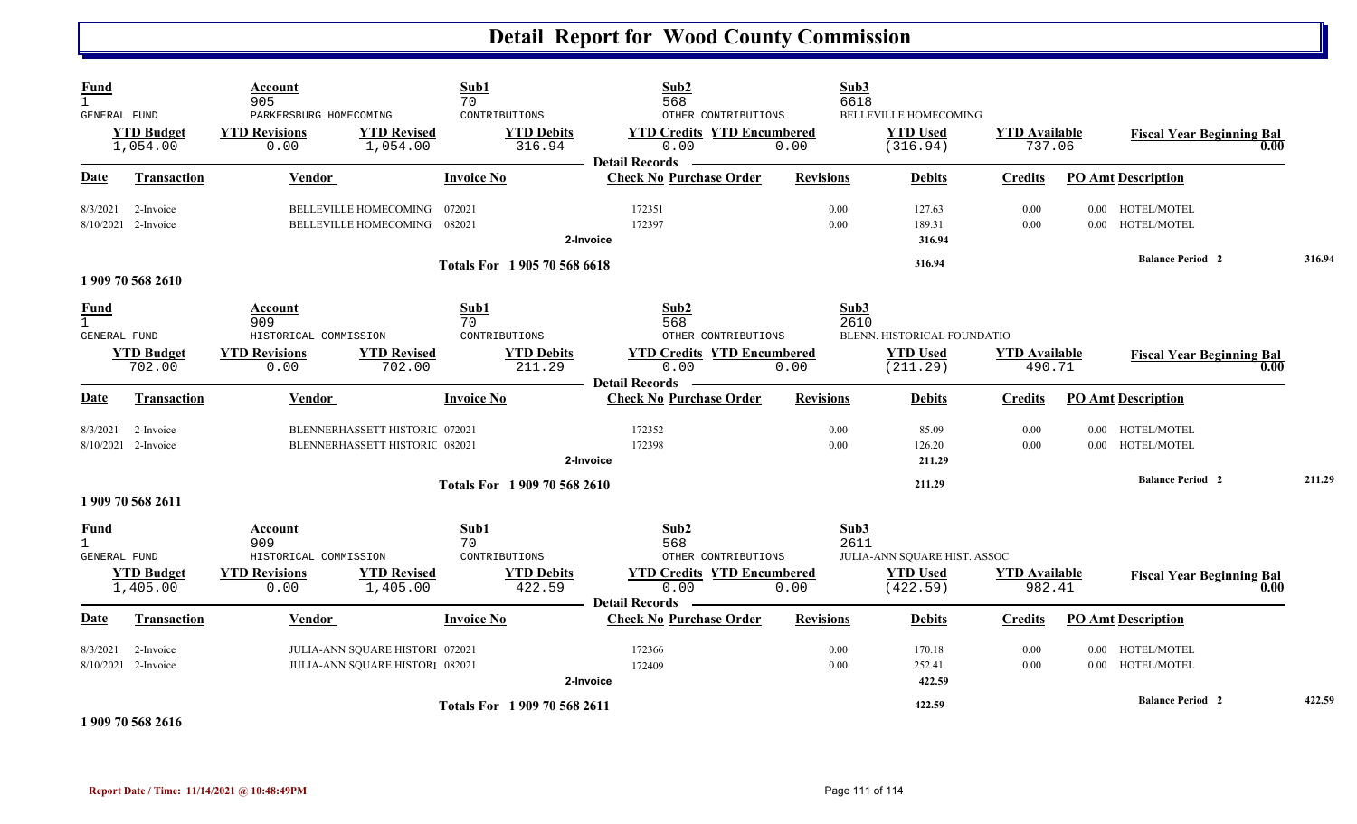# Detail Report for Wood County Commission

| Fund | Account | Sub1 | Sub2 | Sub3 |
|---|---|---|---|---|
| 1 | 905 | 70 | 568 | 6618 |
| GENERAL FUND | PARKERSBURG HOMECOMING | CONTRIBUTIONS | OTHER CONTRIBUTIONS | BELLEVILLE HOMECOMING |

| YTD Budget | YTD Revisions | YTD Revised | YTD Debits | YTD Credits | YTD Encumbered | YTD Used | YTD Available | Fiscal Year Beginning Bal |
|---|---|---|---|---|---|---|---|---|
| 1,054.00 | 0.00 | 1,054.00 | 316.94 | 0.00 | 0.00 | (316.94) | 737.06 | 0.00 |

**Detail Records**

| Date | Transaction | Vendor | Invoice No | Check No | Purchase Order | Revisions | Debits | Credits | PO Amt | Description |
|---|---|---|---|---|---|---|---|---|---|---|
| 8/3/2021 | 2-Invoice | BELLEVILLE HOMECOMING | 072021 | 172351 | | 0.00 | 127.63 | 0.00 | 0.00 | HOTEL/MOTEL |
| 8/10/2021 | 2-Invoice | BELLEVILLE HOMECOMING | 082021 | 172397 | | 0.00 | 189.31 | 0.00 | 0.00 | HOTEL/MOTEL |
| | | | 2-Invoice | | | | 316.94 | | | |
| | | | Totals For 1 905 70 568 6618 | | | | 316.94 | | | Balance Period 2 316.94 |

1 909 70 568 2610

| Fund | Account | Sub1 | Sub2 | Sub3 |
|---|---|---|---|---|
| 1 | 909 | 70 | 568 | 2610 |
| GENERAL FUND | HISTORICAL COMMISSION | CONTRIBUTIONS | OTHER CONTRIBUTIONS | BLENN. HISTORICAL FOUNDATIO |

| YTD Budget | YTD Revisions | YTD Revised | YTD Debits | YTD Credits | YTD Encumbered | YTD Used | YTD Available | Fiscal Year Beginning Bal |
|---|---|---|---|---|---|---|---|---|
| 702.00 | 0.00 | 702.00 | 211.29 | 0.00 | 0.00 | (211.29) | 490.71 | 0.00 |

**Detail Records**

| Date | Transaction | Vendor | Invoice No | Check No | Purchase Order | Revisions | Debits | Credits | PO Amt | Description |
|---|---|---|---|---|---|---|---|---|---|---|
| 8/3/2021 | 2-Invoice | BLENNERHASSETT HISTORIC | 072021 | 172352 | | 0.00 | 85.09 | 0.00 | 0.00 | HOTEL/MOTEL |
| 8/10/2021 | 2-Invoice | BLENNERHASSETT HISTORIC | 082021 | 172398 | | 0.00 | 126.20 | 0.00 | 0.00 | HOTEL/MOTEL |
| | | | 2-Invoice | | | | 211.29 | | | |
| | | | Totals For 1 909 70 568 2610 | | | | 211.29 | | | Balance Period 2 211.29 |

1 909 70 568 2611

| Fund | Account | Sub1 | Sub2 | Sub3 |
|---|---|---|---|---|
| 1 | 909 | 70 | 568 | 2611 |
| GENERAL FUND | HISTORICAL COMMISSION | CONTRIBUTIONS | OTHER CONTRIBUTIONS | JULIA-ANN SQUARE HIST. ASSOC |

| YTD Budget | YTD Revisions | YTD Revised | YTD Debits | YTD Credits | YTD Encumbered | YTD Used | YTD Available | Fiscal Year Beginning Bal |
|---|---|---|---|---|---|---|---|---|
| 1,405.00 | 0.00 | 1,405.00 | 422.59 | 0.00 | 0.00 | (422.59) | 982.41 | 0.00 |

**Detail Records**

| Date | Transaction | Vendor | Invoice No | Check No | Purchase Order | Revisions | Debits | Credits | PO Amt | Description |
|---|---|---|---|---|---|---|---|---|---|---|
| 8/3/2021 | 2-Invoice | JULIA-ANN SQUARE HISTORI | 072021 | 172366 | | 0.00 | 170.18 | 0.00 | 0.00 | HOTEL/MOTEL |
| 8/10/2021 | 2-Invoice | JULIA-ANN SQUARE HISTORI | 082021 | 172409 | | 0.00 | 252.41 | 0.00 | 0.00 | HOTEL/MOTEL |
| | | | 2-Invoice | | | | 422.59 | | | |
| | | | Totals For 1 909 70 568 2611 | | | | 422.59 | | | Balance Period 2 422.59 |

1 909 70 568 2616

Report Date / Time: 11/14/2021 @ 10:48:49PM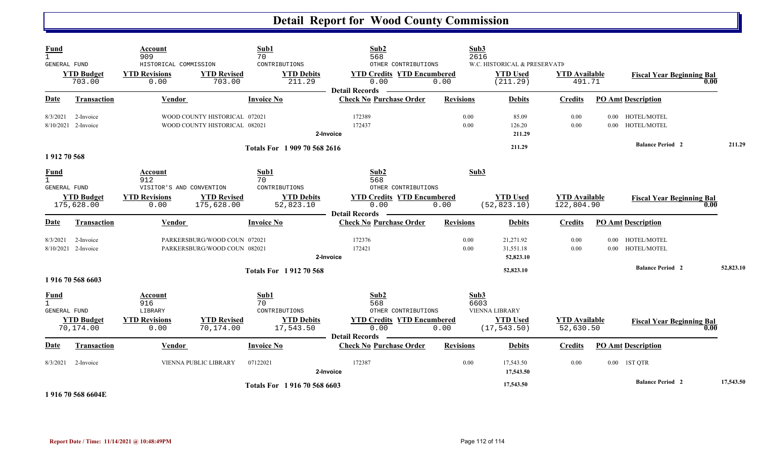# Detail Report for Wood County Commission

| Fund | Account | Sub1 | Sub2 | Sub3 |
|---|---|---|---|---|
| 1 GENERAL FUND | 909 HISTORICAL COMMISSION | 70 CONTRIBUTIONS | 568 OTHER CONTRIBUTIONS | 2616 W.C. HISTORICAL & PRESERVATI |

| YTD Budget | YTD Revisions | YTD Revised | YTD Debits | YTD Credits | YTD Encumbered | YTD Used | YTD Available | Fiscal Year Beginning Bal |
|---|---|---|---|---|---|---|---|---|
| 703.00 | 0.00 | 703.00 | 211.29 | 0.00 | 0.00 | (211.29) | 491.71 | 0.00 |

**Detail Records**

| Date | Transaction | Vendor | Invoice No | Check No | Purchase Order | Revisions | Debits | Credits | PO Amt | Description |
|---|---|---|---|---|---|---|---|---|---|---|
| 8/3/2021 | 2-Invoice | WOOD COUNTY HISTORICAL | 072021 | 172389 | | 0.00 | 85.09 | 0.00 | 0.00 | HOTEL/MOTEL |
| 8/10/2021 | 2-Invoice | WOOD COUNTY HISTORICAL | 082021 | 172437 | | 0.00 | 126.20 | 0.00 | 0.00 | HOTEL/MOTEL |
| | | | 2-Invoice | | | | 211.29 | | | |
| | | | Totals For 1 909 70 568 2616 | | | | 211.29 | | | Balance Period 2 211.29 |

1 912 70 568

| Fund | Account | Sub1 | Sub2 | Sub3 |
|---|---|---|---|---|
| 1 GENERAL FUND | 912 VISITOR'S AND CONVENTION | 70 CONTRIBUTIONS | 568 OTHER CONTRIBUTIONS | |

| YTD Budget | YTD Revisions | YTD Revised | YTD Debits | YTD Credits | YTD Encumbered | YTD Used | YTD Available | Fiscal Year Beginning Bal |
|---|---|---|---|---|---|---|---|---|
| 175,628.00 | 0.00 | 175,628.00 | 52,823.10 | 0.00 | 0.00 | (52,823.10) | 122,804.90 | 0.00 |

**Detail Records**

| Date | Transaction | Vendor | Invoice No | Check No | Purchase Order | Revisions | Debits | Credits | PO Amt | Description |
|---|---|---|---|---|---|---|---|---|---|---|
| 8/3/2021 | 2-Invoice | PARKERSBURG/WOOD COUN | 072021 | 172376 | | 0.00 | 21,271.92 | 0.00 | 0.00 | HOTEL/MOTEL |
| 8/10/2021 | 2-Invoice | PARKERSBURG/WOOD COUN | 082021 | 172421 | | 0.00 | 31,551.18 | 0.00 | 0.00 | HOTEL/MOTEL |
| | | | 2-Invoice | | | | 52,823.10 | | | |
| | | | Totals For 1 912 70 568 | | | | 52,823.10 | | | Balance Period 2 52,823.10 |

1 916 70 568 6603

| Fund | Account | Sub1 | Sub2 | Sub3 |
|---|---|---|---|---|
| 1 GENERAL FUND | 916 LIBRARY | 70 CONTRIBUTIONS | 568 OTHER CONTRIBUTIONS | 6603 VIENNA LIBRARY |

| YTD Budget | YTD Revisions | YTD Revised | YTD Debits | YTD Credits | YTD Encumbered | YTD Used | YTD Available | Fiscal Year Beginning Bal |
|---|---|---|---|---|---|---|---|---|
| 70,174.00 | 0.00 | 70,174.00 | 17,543.50 | 0.00 | 0.00 | (17,543.50) | 52,630.50 | 0.00 |

**Detail Records**

| Date | Transaction | Vendor | Invoice No | Check No | Purchase Order | Revisions | Debits | Credits | PO Amt | Description |
|---|---|---|---|---|---|---|---|---|---|---|
| 8/3/2021 | 2-Invoice | VIENNA PUBLIC LIBRARY | 07122021 | 172387 | | 0.00 | 17,543.50 | 0.00 | 0.00 | 1ST QTR |
| | | | 2-Invoice | | | | 17,543.50 | | | |
| | | | Totals For 1 916 70 568 6603 | | | | 17,543.50 | | | Balance Period 2 17,543.50 |

1 916 70 568 6604E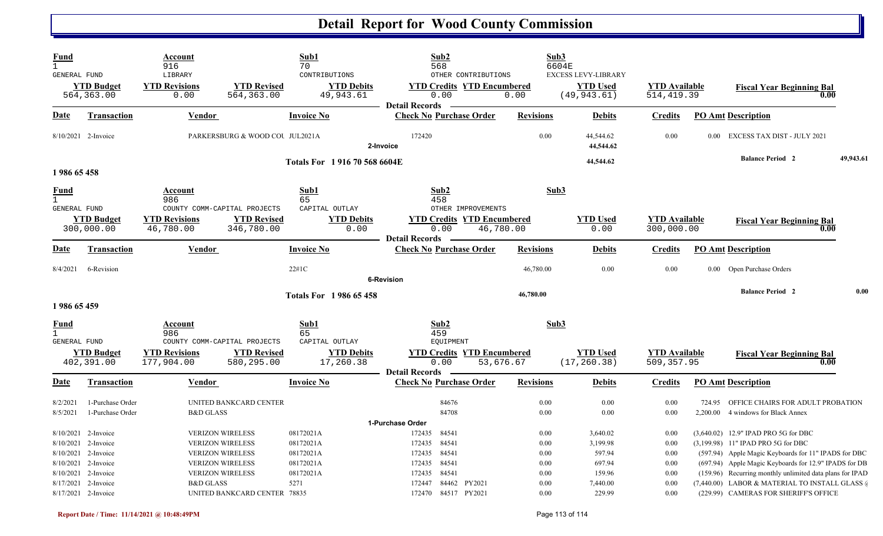# Detail Report for Wood County Commission

| Fund | Account | Sub1 | Sub2 | Sub3 |
|---|---|---|---|---|
| 1 GENERAL FUND | 916 LIBRARY | 70 CONTRIBUTIONS | 568 OTHER CONTRIBUTIONS | 6604E EXCESS LEVY-LIBRARY |

| YTD Budget | YTD Revisions | YTD Revised | YTD Debits | YTD Credits | YTD Encumbered | YTD Used | YTD Available | Fiscal Year Beginning Bal |
|---|---|---|---|---|---|---|---|---|
| 564,363.00 | 0.00 | 564,363.00 | 49,943.61 | 0.00 | 0.00 | (49,943.61) | 514,419.39 | 0.00 |

**Detail Records**

| Date | Transaction | Vendor | Invoice No | Check No | Purchase Order | Revisions | Debits | Credits | PO Amt | Description |
|---|---|---|---|---|---|---|---|---|---|---|
| 8/10/2021 | 2-Invoice | PARKERSBURG & WOOD COU | JUL2021A | 172420 | | 0.00 | 44,544.62 | 0.00 | 0.00 | EXCESS TAX DIST - JULY 2021 |
| | | | 2-Invoice | | | | 44,544.62 | | | |
| | | | Totals For 1 916 70 568 6604E | | | | 44,544.62 | | | Balance Period 2 49,943.61 |

## 1 986 65 458

| Fund | Account | Sub1 | Sub2 | Sub3 |
|---|---|---|---|---|
| 1 GENERAL FUND | 986 COUNTY COMM-CAPITAL PROJECTS | 65 CAPITAL OUTLAY | 458 OTHER IMPROVEMENTS | |

| YTD Budget | YTD Revisions | YTD Revised | YTD Debits | YTD Credits | YTD Encumbered | YTD Used | YTD Available | Fiscal Year Beginning Bal |
|---|---|---|---|---|---|---|---|---|
| 300,000.00 | 46,780.00 | 346,780.00 | 0.00 | 0.00 | 46,780.00 | 0.00 | 300,000.00 | 0.00 |

**Detail Records**

| Date | Transaction | Vendor | Invoice No | Check No | Purchase Order | Revisions | Debits | Credits | PO Amt | Description |
|---|---|---|---|---|---|---|---|---|---|---|
| 8/4/2021 | 6-Revision | | 22#1C | | | 46,780.00 | 0.00 | 0.00 | 0.00 | Open Purchase Orders |
| | | | 6-Revision | | | | | | | |
| | | | Totals For 1 986 65 458 | | | 46,780.00 | | | | Balance Period 2 0.00 |

## 1 986 65 459

| Fund | Account | Sub1 | Sub2 | Sub3 |
|---|---|---|---|---|
| 1 GENERAL FUND | 986 COUNTY COMM-CAPITAL PROJECTS | 65 CAPITAL OUTLAY | 459 EQUIPMENT | |

| YTD Budget | YTD Revisions | YTD Revised | YTD Debits | YTD Credits | YTD Encumbered | YTD Used | YTD Available | Fiscal Year Beginning Bal |
|---|---|---|---|---|---|---|---|---|
| 402,391.00 | 177,904.00 | 580,295.00 | 17,260.38 | 0.00 | 53,676.67 | (17,260.38) | 509,357.95 | 0.00 |

**Detail Records**

| Date | Transaction | Vendor | Invoice No | Check No | Purchase Order | Revisions | Debits | Credits | PO Amt | Description |
|---|---|---|---|---|---|---|---|---|---|---|
| 8/2/2021 | 1-Purchase Order | UNITED BANKCARD CENTER | | | 84676 | 0.00 | 0.00 | 0.00 | 724.95 | OFFICE CHAIRS FOR ADULT PROBATION |
| 8/5/2021 | 1-Purchase Order | B&D GLASS | | | 84708 | 0.00 | 0.00 | 0.00 | 2,200.00 | 4 windows for Black Annex |
| | | | 1-Purchase Order | | | | | | | |
| 8/10/2021 | 2-Invoice | VERIZON WIRELESS | 08172021A | 172435 | 84541 | 0.00 | 3,640.02 | 0.00 | (3,640.02) | 12.9" IPAD PRO 5G for DBC |
| 8/10/2021 | 2-Invoice | VERIZON WIRELESS | 08172021A | 172435 | 84541 | 0.00 | 3,199.98 | 0.00 | (3,199.98) | 11" IPAD PRO 5G for DBC |
| 8/10/2021 | 2-Invoice | VERIZON WIRELESS | 08172021A | 172435 | 84541 | 0.00 | 597.94 | 0.00 | (597.94) | Apple Magic Keyboards for 11" IPADS for DBC |
| 8/10/2021 | 2-Invoice | VERIZON WIRELESS | 08172021A | 172435 | 84541 | 0.00 | 697.94 | 0.00 | (697.94) | Apple Magic Keyboards for 12.9" IPADS for DB |
| 8/10/2021 | 2-Invoice | VERIZON WIRELESS | 08172021A | 172435 | 84541 | 0.00 | 159.96 | 0.00 | (159.96) | Recurring monthly unlimited data plans for IPAD |
| 8/17/2021 | 2-Invoice | B&D GLASS | 5271 | 172447 | 84462 PY2021 | 0.00 | 7,440.00 | 0.00 | (7,440.00) | LABOR & MATERIAL TO INSTALL GLASS @ |
| 8/17/2021 | 2-Invoice | UNITED BANKCARD CENTER | 78835 | 172470 | 84517 PY2021 | 0.00 | 229.99 | 0.00 | (229.99) | CAMERAS FOR SHERIFF'S OFFICE |

Report Date / Time: 11/14/2021 @ 10:48:49PM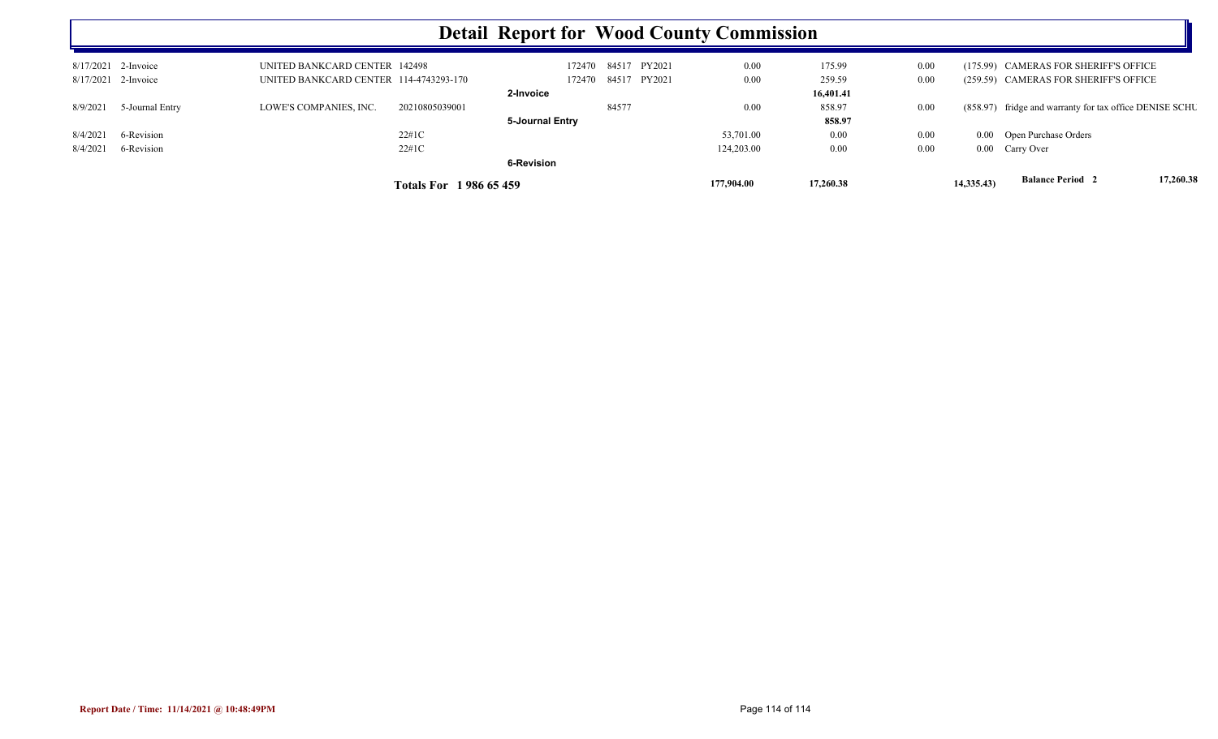# Detail Report for Wood County Commission

| | | | | | | | | | | | | |
|---|---|---|---|---|---|---|---|---|---|---|---|---|
| 8/17/2021 | 2-Invoice | UNITED BANKCARD CENTER | 142498 | 172470 | 84517 | PY2021 | 0.00 | 175.99 | 0.00 | (175.99) | CAMERAS FOR SHERIFF'S OFFICE | |
| 8/17/2021 | 2-Invoice | UNITED BANKCARD CENTER | 114-4743293-170 | 172470 | 84517 | PY2021 | 0.00 | 259.59 | 0.00 | (259.59) | CAMERAS FOR SHERIFF'S OFFICE | |
| | | | **2-Invoice** | | | | | **16,401.41** | | | | |
| 8/9/2021 | 5-Journal Entry | LOWE'S COMPANIES, INC. | 20210805039001 | | 84577 | | 0.00 | 858.97 | 0.00 | (858.97) | fridge and warranty for tax office DENISE SCHU | |
| | | | **5-Journal Entry** | | | | | **858.97** | | | | |
| 8/4/2021 | 6-Revision | | 22#1C | | | | 53,701.00 | 0.00 | 0.00 | 0.00 | Open Purchase Orders | |
| 8/4/2021 | 6-Revision | | 22#1C | | | | 124,203.00 | 0.00 | 0.00 | 0.00 | Carry Over | |
| | | | **6-Revision** | | | | | | | | | |
| | | **Totals For 1 986 65 459** | | | | | **177,904.00** | **17,260.38** | | **14,335.43)** | **Balance Period 2** | **17,260.38** |